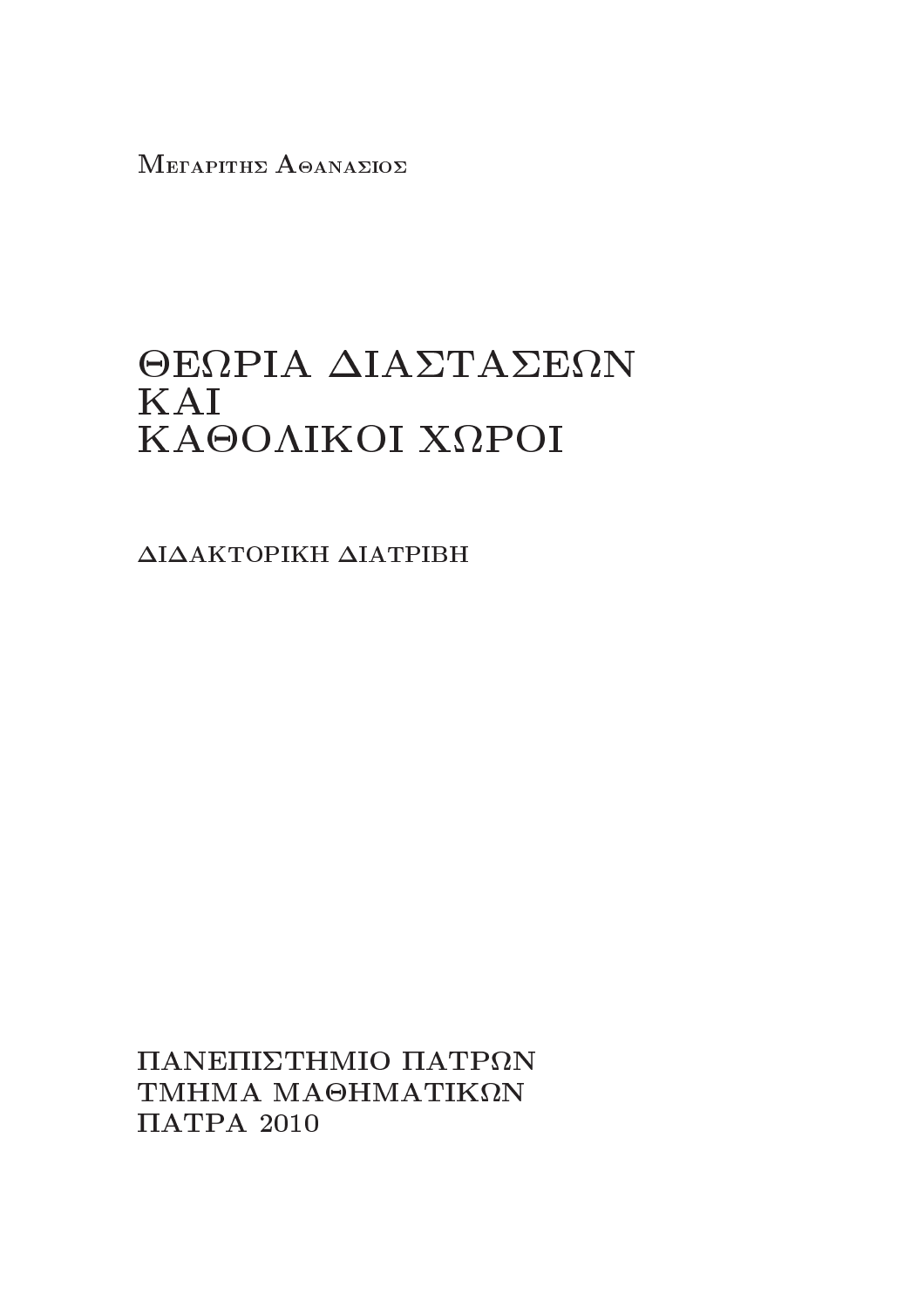Μεγαριτης Αθανασιος

# ΘΕΩΡΙΑ ΔΙΑΣΤΑΣΕΩΝ ΚΑΙ ΚΑΘΟΛΙΚΟΙ ΧΩΡΟΙ

ΔΙΔΑΚΤΟΡΙΚΗ ΔΙΑΤΡΙΒΗ

ΠΑΝΕΠΙΣΤΗΜΙΟ ΠΑΤΡΩΝ
ΤΜΗΜΑ ΜΑΘΗΜΑΤΙΚΩΝ
ΠΑΤΡΑ 2010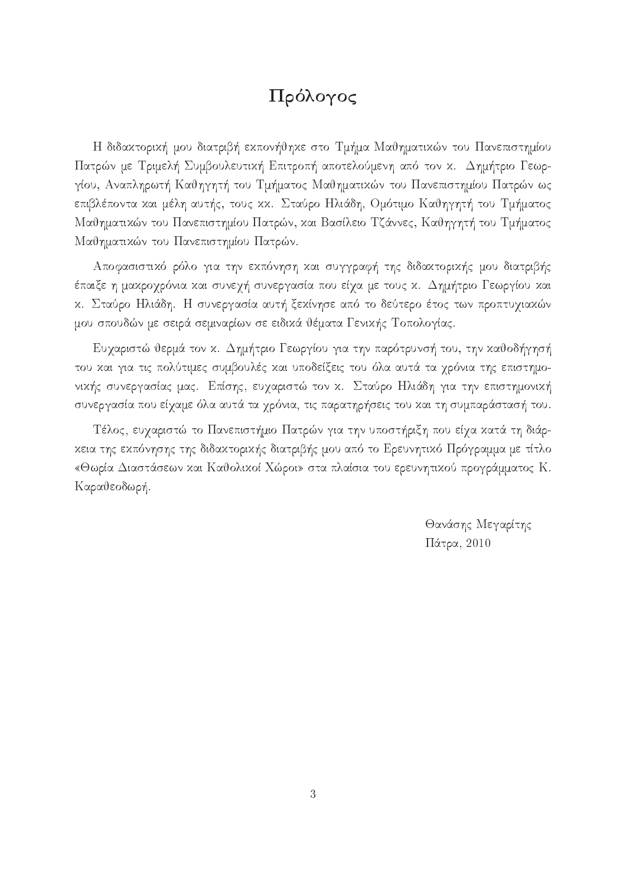# Πρόλογος

Η διδακτορική μου διατριβή εκπονήθηκε στο Τμήμα Μαθηματικών του Πανεπιστημίου Πατρών με Τριμελή Συμβουλευτική Επιτροπή αποτελούμενη από τον κ. Δημήτριο Γεωργίου, Αναπληρωτή Καθηγητή του Τμήματος Μαθηματικών του Πανεπιστημίου Πατρών ως επιβλέποντα και μέλη αυτής, τους κκ. Σταύρο Ηλιάδη, Ομότιμο Καθηγητή του Τμήματος Μαθηματικών του Πανεπιστημίου Πατρών, και Βασίλειο Τζάννες, Καθηγητή του Τμήματος Μαθηματικών του Πανεπιστημίου Πατρών.

Αποφασιστικό ρόλο για την εκπόνηση και συγγραφή της διδακτορικής μου διατριβής έπαιξε η μακροχρόνια και συνεχή συνεργασία που είχα με τους κ. Δημήτριο Γεωργίου και κ. Σταύρο Ηλιάδη. Η συνεργασία αυτή ξεκίνησε από το δεύτερο έτος των προπτυχιακών μου σπουδών με σειρά σεμιναρίων σε ειδικά θέματα Γενικής Τοπολογίας.

Ευχαριστώ θερμά τον κ. Δημήτριο Γεωργίου για την παρότρυνσή του, την καθοδήγησή του και για τις πολύτιμες συμβουλές και υποδείξεις του όλα αυτά τα χρόνια της επιστημονικής συνεργασίας μας. Επίσης, ευχαριστώ τον κ. Σταύρο Ηλιάδη για την επιστημονική συνεργασία που είχαμε όλα αυτά τα χρόνια, τις παρατηρήσεις του και τη συμπαράστασή του.

Τέλος, ευχαριστώ το Πανεπιστήμιο Πατρών για την υποστήριξη που είχα κατά τη διάρκεια της εκπόνησης της διδακτορικής διατριβής μου από το Ερευνητικό Πρόγραμμα με τίτλο «Θωρία Διαστάσεων και Καθολικοί Χώροι» στα πλαίσια του ερευνητικού προγράμματος Κ. Καραθεοδωρή.

Θανάσης Μεγαρίτης
Πάτρα, 2010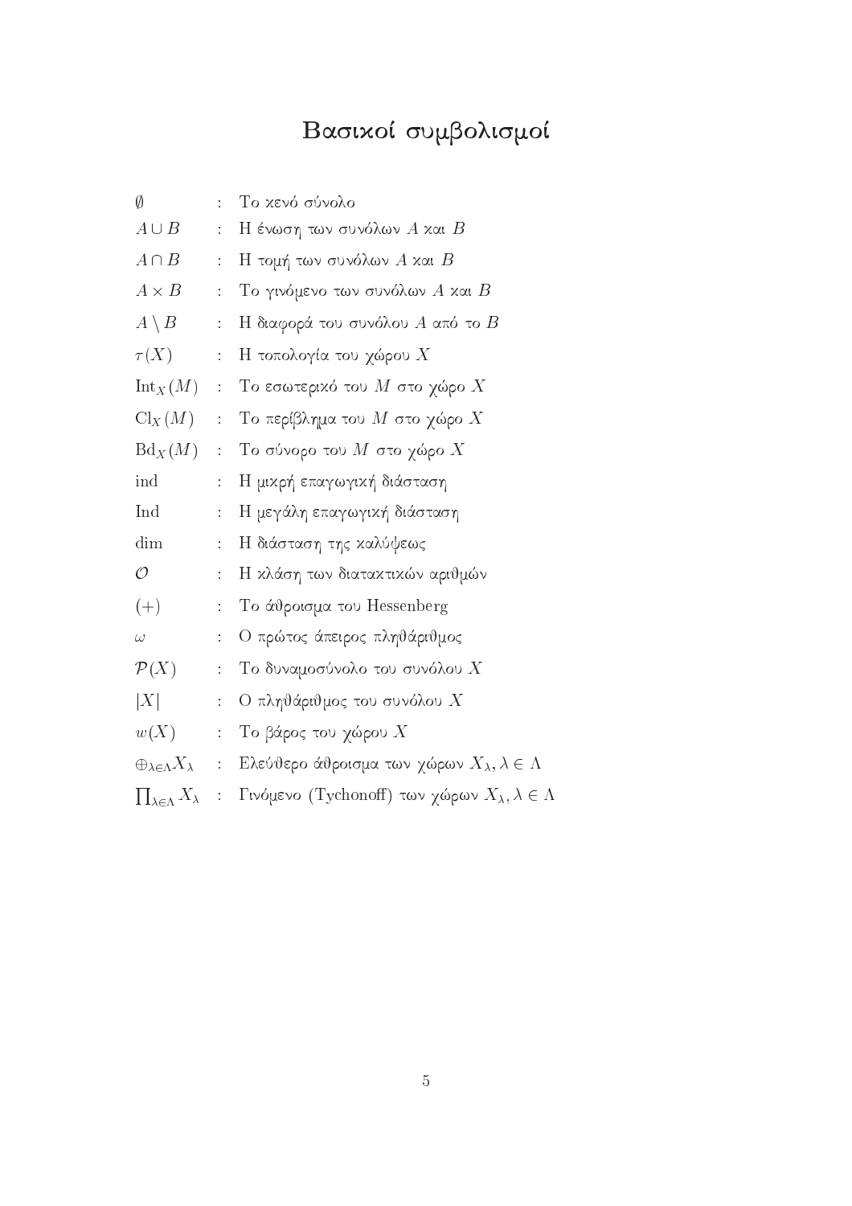# Βασικοί συμβολισμοί

| | | |
|---|---|---|
| $\emptyset$ | : | Το κενό σύνολο |
| $A \cup B$ | : | Η ένωση των συνόλων $A$ και $B$ |
| $A \cap B$ | : | Η τομή των συνόλων $A$ και $B$ |
| $A \times B$ | : | Το γινόμενο των συνόλων $A$ και $B$ |
| $A \setminus B$ | : | Η διαφορά του συνόλου $A$ από το $B$ |
| $\tau(X)$ | : | Η τοπολογία του χώρου $X$ |
| $\mathrm{Int}_X(M)$ | : | Το εσωτερικό του $M$ στο χώρο $X$ |
| $\mathrm{Cl}_X(M)$ | : | Το περίβλημα του $M$ στο χώρο $X$ |
| $\mathrm{Bd}_X(M)$ | : | Το σύνορο του $M$ στο χώρο $X$ |
| $\mathrm{ind}$ | : | Η μικρή επαγωγική διάσταση |
| $\mathrm{Ind}$ | : | Η μεγάλη επαγωγική διάσταση |
| $\dim$ | : | Η διάσταση της καλύψεως |
| $\mathcal{O}$ | : | Η κλάση των διατακτικών αριθμών |
| $(+)$ | : | Το άθροισμα του Hessenberg |
| $\omega$ | : | Ο πρώτος άπειρος πληθάριθμος |
| $\mathcal{P}(X)$ | : | Το δυναμοσύνολο του συνόλου $X$ |
| $\|X\|$ | : | Ο πληθάριθμος του συνόλου $X$ |
| $w(X)$ | : | Το βάρος του χώρου $X$ |
| $\oplus_{\lambda\in\Lambda}X_\lambda$ | : | Ελεύθερο άθροισμα των χώρων $X_\lambda, \lambda \in \Lambda$ |
| $\prod_{\lambda\in\Lambda} X_\lambda$ | : | Γινόμενο (Tychonoff) των χώρων $X_\lambda, \lambda \in \Lambda$ |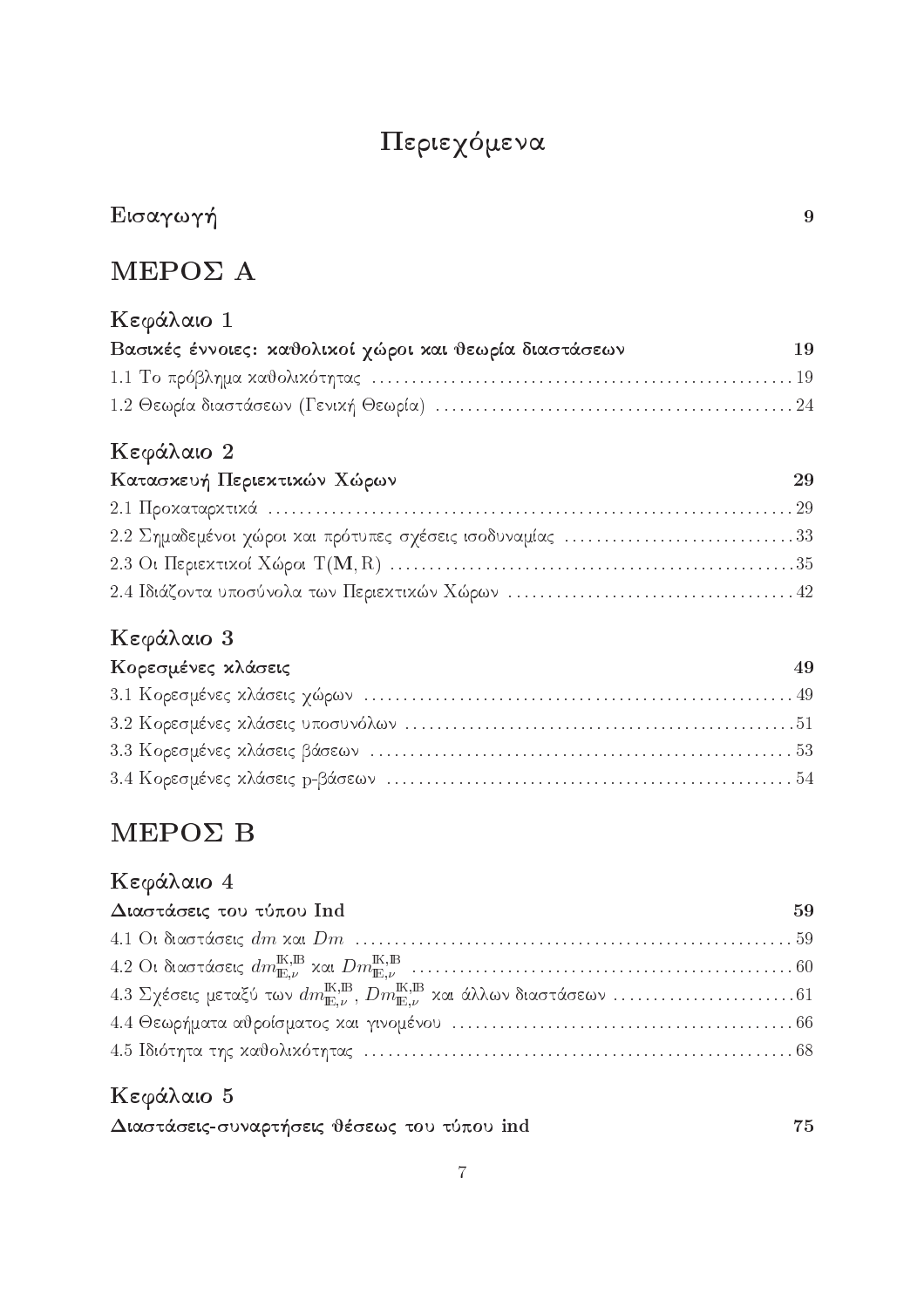# Περιεχόμενα

**Εισαγωγή** **9**

## ΜΕΡΟΣ Α

### Κεφάλαιο 1

**Βασικές έννοιες: καθολικοί χώροι και θεωρία διαστάσεων** **19**

1.1 Το πρόβλημα καθολικότητας ............ 19

1.2 Θεωρία διαστάσεων (Γενική Θεωρία) ............ 24

### Κεφάλαιο 2

**Κατασκευή Περιεκτικών Χώρων** **29**

2.1 Προκαταρκτικά ............ 29

2.2 Σημαδεμένοι χώροι και πρότυπες σχέσεις ισοδυναμίας ............ 33

2.3 Οι Περιεκτικοί Χώροι $\mathrm{T}(\mathbf{M}, \mathrm{R})$ ............ 35

2.4 Ιδιάζοντα υποσύνολα των Περιεκτικών Χώρων ............ 42

### Κεφάλαιο 3

**Κορεσμένες κλάσεις** **49**

3.1 Κορεσμένες κλάσεις χώρων ............ 49

3.2 Κορεσμένες κλάσεις υποσυνόλων ............ 51

3.3 Κορεσμένες κλάσεις βάσεων ............ 53

3.4 Κορεσμένες κλάσεις p-βάσεων ............ 54

## ΜΕΡΟΣ Β

### Κεφάλαιο 4

**Διαστάσεις του τύπου Ind** **59**

4.1 Οι διαστάσεις $dm$ και $Dm$ ............ 59

4.2 Οι διαστάσεις $dm^{\mathbb{K},\mathbb{B}}_{\mathbb{E},\nu}$ και $Dm^{\mathbb{K},\mathbb{B}}_{\mathbb{E},\nu}$ ............ 60

4.3 Σχέσεις μεταξύ των $dm^{\mathbb{K},\mathbb{B}}_{\mathbb{E},\nu}$, $Dm^{\mathbb{K},\mathbb{B}}_{\mathbb{E},\nu}$ και άλλων διαστάσεων ............ 61

4.4 Θεωρήματα αθροίσματος και γινομένου ............ 66

4.5 Ιδιότητα της καθολικότητας ............ 68

### Κεφάλαιο 5

**Διαστάσεις-συναρτήσεις θέσεως του τύπου ind** **75**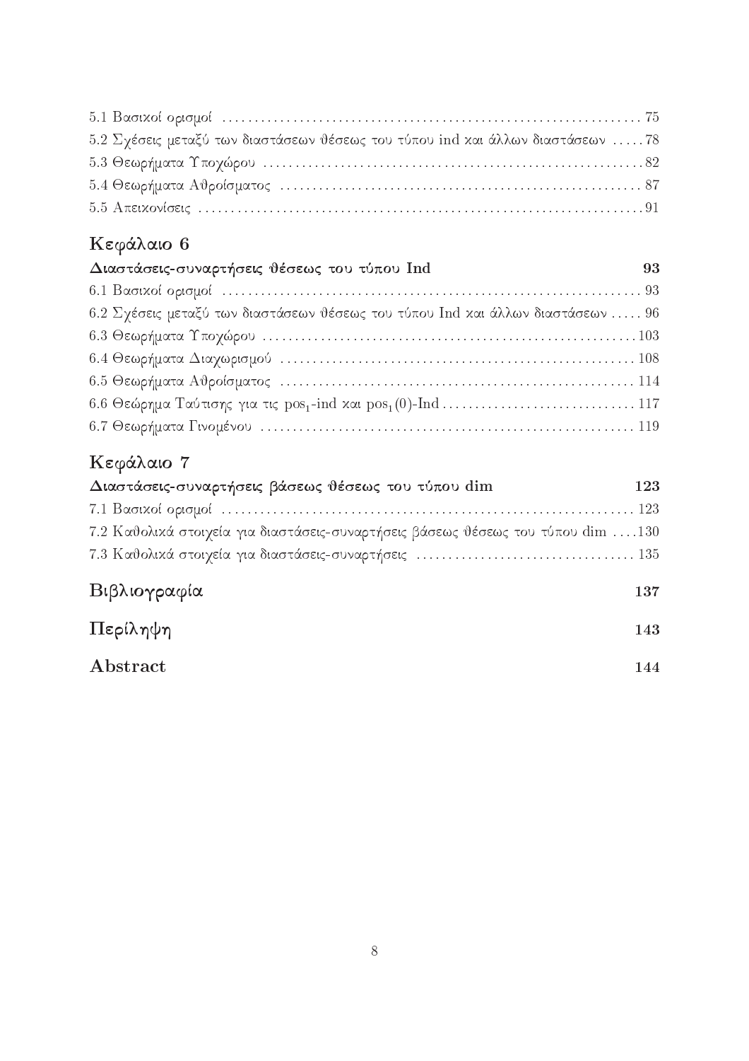5.1 Βασικοί ορισμοί ........................................................................ 75

5.2 Σχέσεις μεταξύ των διαστάσεων θέσεως του τύπου ind και άλλων διαστάσεων ..... 78

5.3 Θεωρήματα Υποχώρου ...................................................................... 82

5.4 Θεωρήματα Αθροίσματος ................................................................... 87

5.5 Απεικονίσεις ................................................................................. 91

## Κεφάλαιο 6

**Διαστάσεις-συναρτήσεις θέσεως του τύπου Ind** **93**

6.1 Βασικοί ορισμοί ........................................................................ 93

6.2 Σχέσεις μεταξύ των διαστάσεων θέσεως του τύπου Ind και άλλων διαστάσεων ..... 96

6.3 Θεωρήματα Υποχώρου ...................................................................... 103

6.4 Θεωρήματα Διαχωρισμού ................................................................... 108

6.5 Θεωρήματα Αθροίσματος ................................................................... 114

6.6 Θεώρημα Ταύτισης για τις $\text{pos}_1$-ind και $\text{pos}_1(0)$-Ind ............................ 117

6.7 Θεωρήματα Γινομένου ...................................................................... 119

## Κεφάλαιο 7

**Διαστάσεις-συναρτήσεις βάσεως θέσεως του τύπου dim** **123**

7.1 Βασικοί ορισμοί ........................................................................ 123

7.2 Καθολικά στοιχεία για διαστάσεις-συναρτήσεις βάσεως θέσεως του τύπου dim .... 130

7.3 Καθολικά στοιχεία για διαστάσεις-συναρτήσεις ....................................... 135

## Βιβλιογραφία **137**

## Περίληψη **143**

## Abstract **144**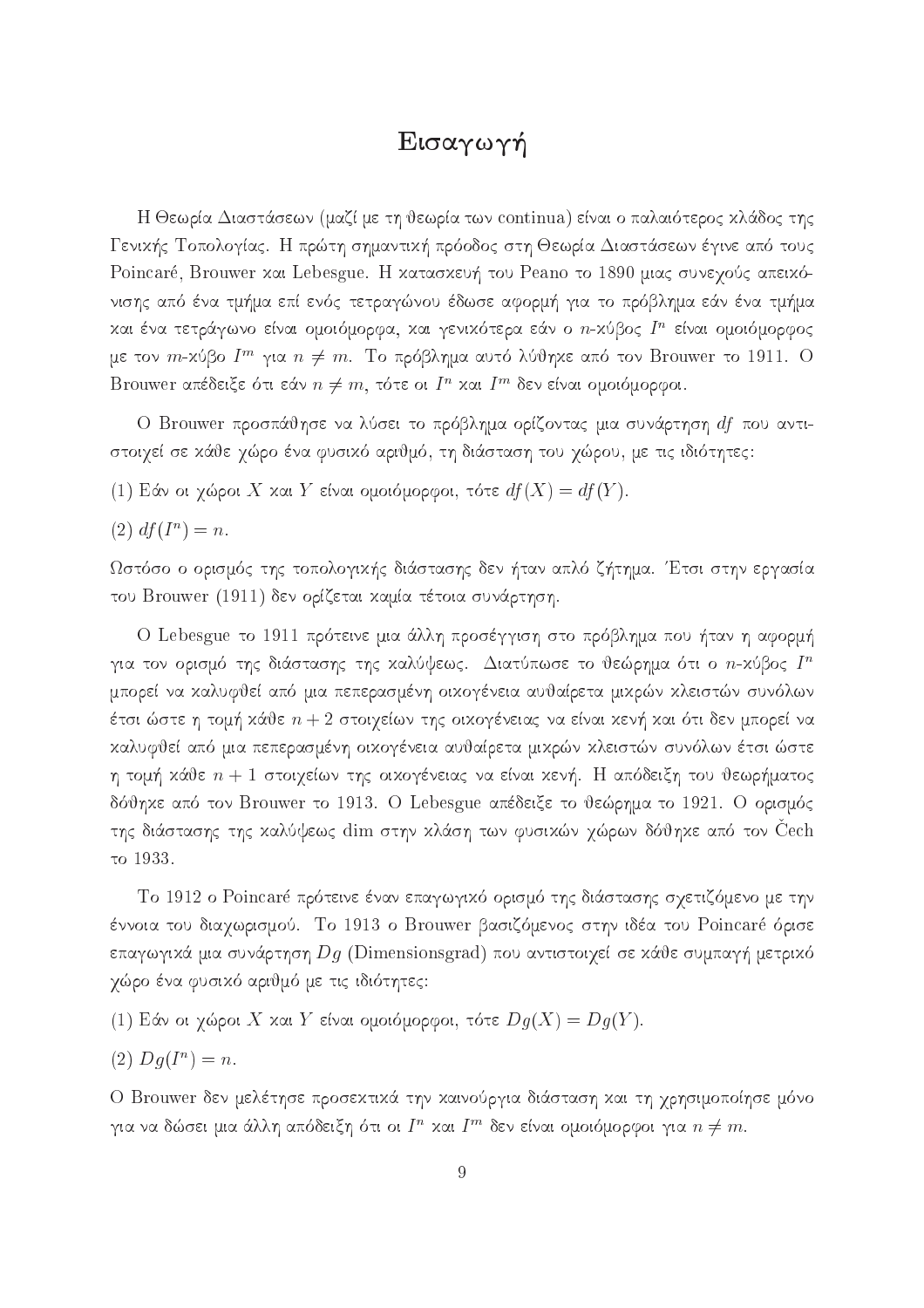# Εισαγωγή

Η Θεωρία Διαστάσεων (μαζί με τη θεωρία των continua) είναι ο παλαιότερος κλάδος της Γενικής Τοπολογίας. Η πρώτη σημαντική πρόοδος στη Θεωρία Διαστάσεων έγινε από τους Poincaré, Brouwer και Lebesgue. Η κατασκευή του Peano το 1890 μιας συνεχούς απεικόνισης από ένα τμήμα επί ενός τετραγώνου έδωσε αφορμή για το πρόβλημα εάν ένα τμήμα και ένα τετράγωνο είναι ομοιόμορφα, και γενικότερα εάν ο $n$-κύβος $I^n$ είναι ομοιόμορφος με τον $m$-κύβο $I^m$ για $n \neq m$. Το πρόβλημα αυτό λύθηκε από τον Brouwer το 1911. Ο Brouwer απέδειξε ότι εάν $n \neq m$, τότε οι $I^n$ και $I^m$ δεν είναι ομοιόμορφοι.

Ο Brouwer προσπάθησε να λύσει το πρόβλημα ορίζοντας μια συνάρτηση $df$ που αντιστοιχεί σε κάθε χώρο ένα φυσικό αριθμό, τη διάσταση του χώρου, με τις ιδιότητες:

(1) Εάν οι χώροι $X$ και $Y$ είναι ομοιόμορφοι, τότε $df(X) = df(Y)$.

(2) $df(I^n) = n$.

Ωστόσο ο ορισμός της τοπολογικής διάστασης δεν ήταν απλό ζήτημα. Έτσι στην εργασία του Brouwer (1911) δεν ορίζεται καμία τέτοια συνάρτηση.

Ο Lebesgue το 1911 πρότεινε μια άλλη προσέγγιση στο πρόβλημα που ήταν η αφορμή για τον ορισμό της διάστασης της καλύψεως. Διατύπωσε το θεώρημα ότι ο $n$-κύβος $I^n$ μπορεί να καλυφθεί από μια πεπερασμένη οικογένεια αυθαίρετα μικρών κλειστών συνόλων έτσι ώστε η τομή κάθε $n+2$ στοιχείων της οικογένειας να είναι κενή και ότι δεν μπορεί να καλυφθεί από μια πεπερασμένη οικογένεια αυθαίρετα μικρών κλειστών συνόλων έτσι ώστε η τομή κάθε $n+1$ στοιχείων της οικογένειας να είναι κενή. Η απόδειξη του θεωρήματος δόθηκε από τον Brouwer το 1913. Ο Lebesgue απέδειξε το θεώρημα το 1921. Ο ορισμός της διάστασης της καλύψεως dim στην κλάση των φυσικών χώρων δόθηκε από τον Čech το 1933.

Το 1912 ο Poincaré πρότεινε έναν επαγωγικό ορισμό της διάστασης σχετιζόμενο με την έννοια του διαχωρισμού. Το 1913 ο Brouwer βασιζόμενος στην ιδέα του Poincaré όρισε επαγωγικά μια συνάρτηση $Dg$ (Dimensionsgrad) που αντιστοιχεί σε κάθε συμπαγή μετρικό χώρο ένα φυσικό αριθμό με τις ιδιότητες:

(1) Εάν οι χώροι $X$ και $Y$ είναι ομοιόμορφοι, τότε $Dg(X) = Dg(Y)$.

(2) $Dg(I^n) = n$.

Ο Brouwer δεν μελέτησε προσεκτικά την καινούργια διάσταση και τη χρησιμοποίησε μόνο για να δώσει μια άλλη απόδειξη ότι οι $I^n$ και $I^m$ δεν είναι ομοιόμορφοι για $n \neq m$.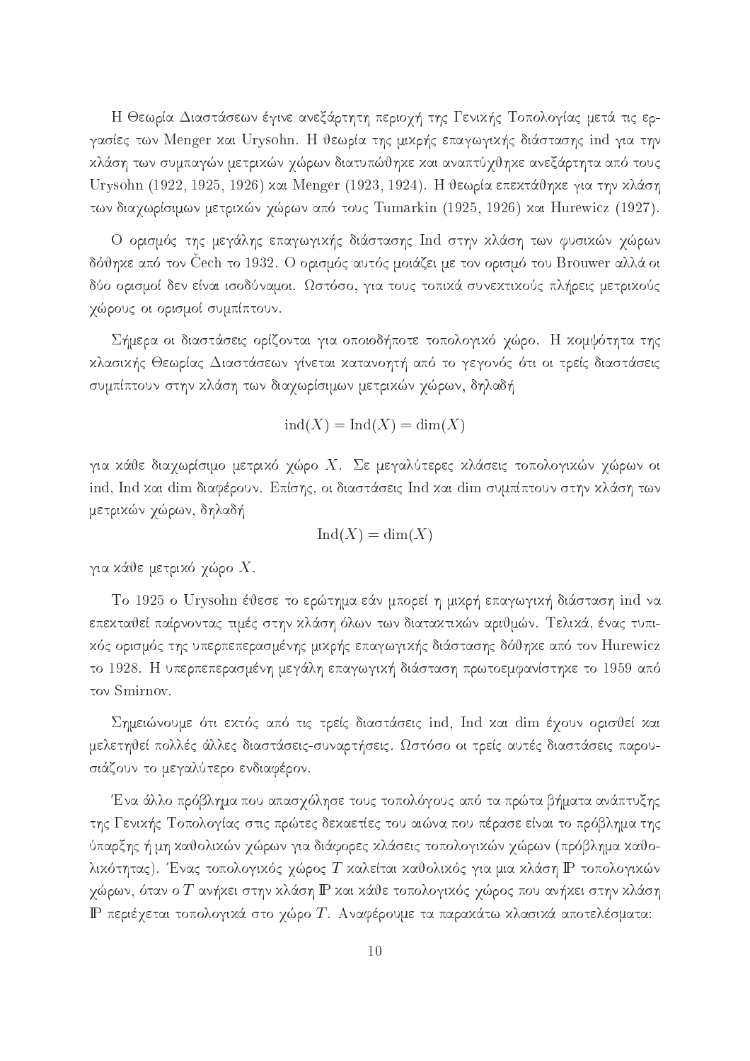Η Θεωρία Διαστάσεων έγινε ανεξάρτητη περιοχή της Γενικής Τοπολογίας μετά τις εργασίες των Menger και Urysohn. Η θεωρία της μικρής επαγωγικής διάστασης ind για την κλάση των συμπαγών μετρικών χώρων διατυπώθηκε και αναπτύχθηκε ανεξάρτητα από τους Urysohn (1922, 1925, 1926) και Menger (1923, 1924). Η θεωρία επεκτάθηκε για την κλάση των διαχωρίσιμων μετρικών χώρων από τους Tumarkin (1925, 1926) και Hurewicz (1927).

Ο ορισμός της μεγάλης επαγωγικής διάστασης Ind στην κλάση των φυσικών χώρων δόθηκε από τον Čech το 1932. Ο ορισμός αυτός μοιάζει με τον ορισμό του Brouwer αλλά οι δύο ορισμοί δεν είναι ισοδύναμοι. Ωστόσο, για τους τοπικά συνεκτικούς πλήρεις μετρικούς χώρους οι ορισμοί συμπίπτουν.

Σήμερα οι διαστάσεις ορίζονται για οποιοδήποτε τοπολογικό χώρο. Η κομψότητα της κλασικής Θεωρίας Διαστάσεων γίνεται κατανοητή από το γεγονός ότι οι τρείς διαστάσεις συμπίπτουν στην κλάση των διαχωρίσιμων μετρικών χώρων, δηλαδή

$$\mathrm{ind}(X) = \mathrm{Ind}(X) = \dim(X)$$

για κάθε διαχωρίσιμο μετρικό χώρο $X$. Σε μεγαλύτερες κλάσεις τοπολογικών χώρων οι ind, Ind και dim διαφέρουν. Επίσης, οι διαστάσεις Ind και dim συμπίπτουν στην κλάση των μετρικών χώρων, δηλαδή

$$\mathrm{Ind}(X) = \dim(X)$$

για κάθε μετρικό χώρο $X$.

Το 1925 ο Urysohn έθεσε το ερώτημα εάν μπορεί η μικρή επαγωγική διάσταση ind να επεκταθεί παίρνοντας τιμές στην κλάση όλων των διατακτικών αριθμών. Τελικά, ένας τυπικός ορισμός της υπερπεπερασμένης μικρής επαγωγικής διάστασης δόθηκε από τον Hurewicz το 1928. Η υπερπεπερασμένη μεγάλη επαγωγική διάσταση πρωτοεμφανίστηκε το 1959 από τον Smirnov.

Σημειώνουμε ότι εκτός από τις τρείς διαστάσεις ind, Ind και dim έχουν ορισθεί και μελετηθεί πολλές άλλες διαστάσεις-συναρτήσεις. Ωστόσο οι τρείς αυτές διαστάσεις παρουσιάζουν το μεγαλύτερο ενδιαφέρον.

Ένα άλλο πρόβλημα που απασχόλησε τους τοπολόγους από τα πρώτα βήματα ανάπτυξης της Γενικής Τοπολογίας στις πρώτες δεκαετίες του αιώνα που πέρασε είναι το πρόβλημα της ύπαρξης ή μη καθολικών χώρων για διάφορες κλάσεις τοπολογικών χώρων (πρόβλημα καθολικότητας). Ένας τοπολογικός χώρος $T$ καλείται καθολικός για μια κλάση $\mathbb{P}$ τοπολογικών χώρων, όταν ο $T$ ανήκει στην κλάση $\mathbb{P}$ και κάθε τοπολογικός χώρος που ανήκει στην κλάση $\mathbb{P}$ περιέχεται τοπολογικά στο χώρο $T$. Αναφέρουμε τα παρακάτω κλασικά αποτελέσματα: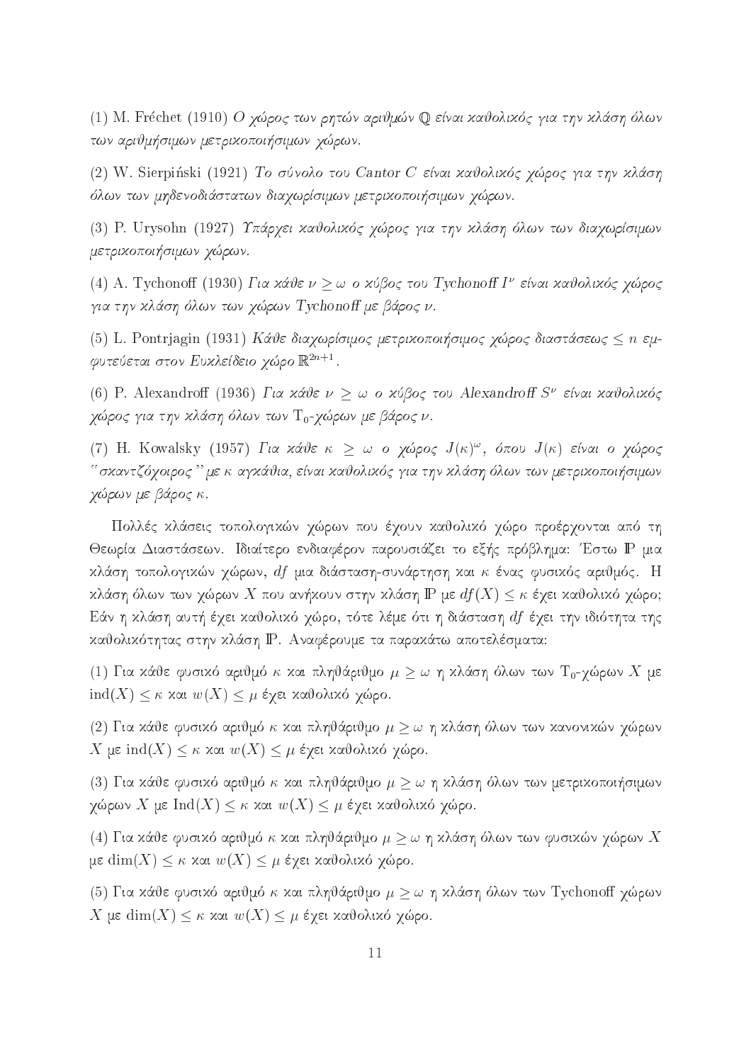(1) M. Fréchet (1910) *Ο χώρος των ρητών αριθμών $\mathbb{Q}$ είναι καθολικός για την κλάση όλων των αριθμήσιμων μετρικοποιήσιμων χώρων.*

(2) W. Sierpiński (1921) *Το σύνολο του Cantor $C$ είναι καθολικός χώρος για την κλάση όλων των μηδενοδιάστατων διαχωρίσιμων μετρικοποιήσιμων χώρων.*

(3) P. Urysohn (1927) *Υπάρχει καθολικός χώρος για την κλάση όλων των διαχωρίσιμων μετρικοποιήσιμων χώρων.*

(4) A. Tychonoff (1930) *Για κάθε $\nu \geq \omega$ ο κύβος του Tychonoff $I^{\nu}$ είναι καθολικός χώρος για την κλάση όλων των χώρων Tychonoff με βάρος $\nu$.*

(5) L. Pontrjagin (1931) *Κάθε διαχωρίσιμος μετρικοποιήσιμος χώρος διαστάσεως $\leq n$ εμφυτεύεται στον Ευκλείδειο χώρο $\mathbb{R}^{2n+1}$.*

(6) P. Alexandroff (1936) *Για κάθε $\nu \geq \omega$ ο κύβος του Alexandroff $S^{\nu}$ είναι καθολικός χώρος για την κλάση όλων των $T_0$-χώρων με βάρος $\nu$.*

(7) H. Kowalsky (1957) *Για κάθε $\kappa \geq \omega$ ο χώρος $J(\kappa)^{\omega}$, όπου $J(\kappa)$ είναι ο χώρος "σκαντζόχοιρος" με $\kappa$ αγκάθια, είναι καθολικός για την κλάση όλων των μετρικοποιήσιμων χώρων με βάρος $\kappa$.*

Πολλές κλάσεις τοπολογικών χώρων που έχουν καθολικό χώρο προέρχονται από τη Θεωρία Διαστάσεων. Ιδιαίτερο ενδιαφέρον παρουσιάζει το εξής πρόβλημα: Έστω $\mathbb{P}$ μια κλάση τοπολογικών χώρων, $df$ μια διάσταση-συνάρτηση και $\kappa$ ένας φυσικός αριθμός. Η κλάση όλων των χώρων $X$ που ανήκουν στην κλάση $\mathbb{P}$ με $df(X) \leq \kappa$ έχει καθολικό χώρο; Εάν η κλάση αυτή έχει καθολικό χώρο, τότε λέμε ότι η διάσταση $df$ έχει την ιδιότητα της καθολικότητας στην κλάση $\mathbb{P}$. Αναφέρουμε τα παρακάτω αποτελέσματα:

(1) Για κάθε φυσικό αριθμό $\kappa$ και πληθάριθμο $\mu \geq \omega$ η κλάση όλων των $T_0$-χώρων $X$ με $\mathrm{ind}(X) \leq \kappa$ και $w(X) \leq \mu$ έχει καθολικό χώρο.

(2) Για κάθε φυσικό αριθμό $\kappa$ και πληθάριθμο $\mu \geq \omega$ η κλάση όλων των κανονικών χώρων $X$ με $\mathrm{ind}(X) \leq \kappa$ και $w(X) \leq \mu$ έχει καθολικό χώρο.

(3) Για κάθε φυσικό αριθμό $\kappa$ και πληθάριθμο $\mu \geq \omega$ η κλάση όλων των μετρικοποιήσιμων χώρων $X$ με $\mathrm{Ind}(X) \leq \kappa$ και $w(X) \leq \mu$ έχει καθολικό χώρο.

(4) Για κάθε φυσικό αριθμό $\kappa$ και πληθάριθμο $\mu \geq \omega$ η κλάση όλων των φυσικών χώρων $X$ με $\dim(X) \leq \kappa$ και $w(X) \leq \mu$ έχει καθολικό χώρο.

(5) Για κάθε φυσικό αριθμό $\kappa$ και πληθάριθμο $\mu \geq \omega$ η κλάση όλων των Tychonoff χώρων $X$ με $\dim(X) \leq \kappa$ και $w(X) \leq \mu$ έχει καθολικό χώρο.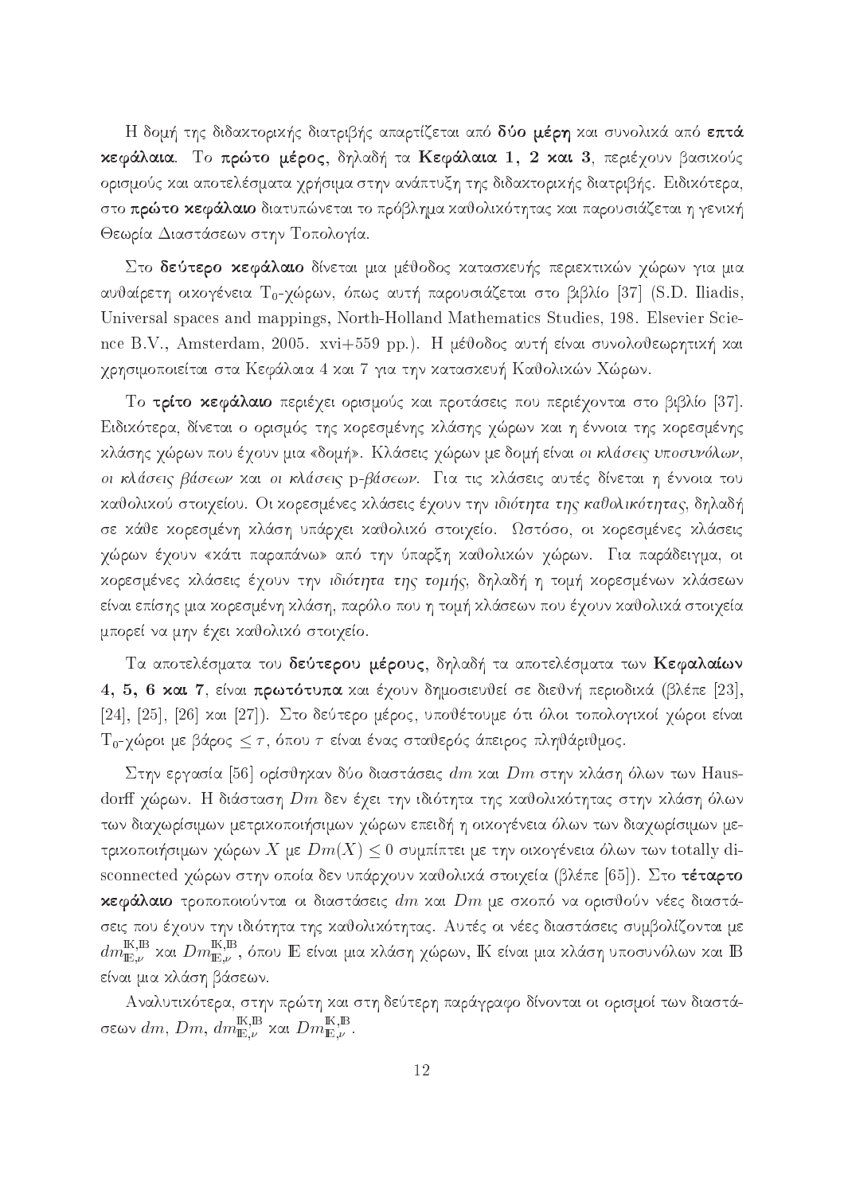Η δομή της διδακτορικής διατριβής απαρτίζεται από **δύο μέρη** και συνολικά από **επτά κεφάλαια**. Το **πρώτο μέρος**, δηλαδή τα **Κεφάλαια 1, 2 και 3**, περιέχουν βασικούς ορισμούς και αποτελέσματα χρήσιμα στην ανάπτυξη της διδακτορικής διατριβής. Ειδικότερα, στο **πρώτο κεφάλαιο** διατυπώνεται το πρόβλημα καθολικότητας και παρουσιάζεται η γενική Θεωρία Διαστάσεων στην Τοπολογία.

Στο **δεύτερο κεφάλαιο** δίνεται μια μέθοδος κατασκευής περιεκτικών χώρων για μια αυθαίρετη οικογένεια $T_0$-χώρων, όπως αυτή παρουσιάζεται στο βιβλίο [37] (S.D. Iliadis, Universal spaces and mappings, North-Holland Mathematics Studies, 198. Elsevier Science B.V., Amsterdam, 2005. xvi+559 pp.). Η μέθοδος αυτή είναι συνολοθεωρητική και χρησιμοποιείται στα Κεφάλαια 4 και 7 για την κατασκευή Καθολικών Χώρων.

Το **τρίτο κεφάλαιο** περιέχει ορισμούς και προτάσεις που περιέχονται στο βιβλίο [37]. Ειδικότερα, δίνεται ο ορισμός της κορεσμένης κλάσης χώρων και η έννοια της κορεσμένης κλάσης χώρων που έχουν μια «δομή». Κλάσεις χώρων με δομή είναι *οι κλάσεις υποσυνόλων*, *οι κλάσεις βάσεων* και *οι κλάσεις p-βάσεων*. Για τις κλάσεις αυτές δίνεται η έννοια του καθολικού στοιχείου. Οι κορεσμένες κλάσεις έχουν την *ιδιότητα της καθολικότητας*, δηλαδή σε κάθε κορεσμένη κλάση υπάρχει καθολικό στοιχείο. Ωστόσο, οι κορεσμένες κλάσεις χώρων έχουν «κάτι παραπάνω» από την ύπαρξη καθολικών χώρων. Για παράδειγμα, οι κορεσμένες κλάσεις έχουν την *ιδιότητα της τομής*, δηλαδή η τομή κορεσμένων κλάσεων είναι επίσης μια κορεσμένη κλάση, παρόλο που η τομή κλάσεων που έχουν καθολικά στοιχεία μπορεί να μην έχει καθολικό στοιχείο.

Τα αποτελέσματα του **δεύτερου μέρους**, δηλαδή τα αποτελέσματα των **Κεφαλαίων 4, 5, 6 και 7**, είναι **πρωτότυπα** και έχουν δημοσιευθεί σε διεθνή περιοδικά (βλέπε [23], [24], [25], [26] και [27]). Στο δεύτερο μέρος, υποθέτουμε ότι όλοι τοπολογικοί χώροι είναι $T_0$-χώροι με βάρος $\leq \tau$, όπου $\tau$ είναι ένας σταθερός άπειρος πληθάριθμος.

Στην εργασία [56] ορίσθηκαν δύο διαστάσεις $dm$ και $Dm$ στην κλάση όλων των Hausdorff χώρων. Η διάσταση $Dm$ δεν έχει την ιδιότητα της καθολικότητας στην κλάση όλων των διαχωρίσιμων μετρικοποιήσιμων χώρων επειδή η οικογένεια όλων των διαχωρίσιμων μετρικοποιήσιμων χώρων $X$ με $Dm(X) \leq 0$ συμπίπτει με την οικογένεια όλων των totally disconnected χώρων στην οποία δεν υπάρχουν καθολικά στοιχεία (βλέπε [65]). Στο **τέταρτο κεφάλαιο** τροποποιούνται οι διαστάσεις $dm$ και $Dm$ με σκοπό να ορισθούν νέες διαστάσεις που έχουν την ιδιότητα της καθολικότητας. Αυτές οι νέες διαστάσεις συμβολίζονται με $dm^{\mathbb{K},\mathbb{B}}_{\mathbb{E},\nu}$ και $Dm^{\mathbb{K},\mathbb{B}}_{\mathbb{E},\nu}$, όπου $\mathbb{E}$ είναι μια κλάση χώρων, $\mathbb{K}$ είναι μια κλάση υποσυνόλων και $\mathbb{B}$ είναι μια κλάση βάσεων.

Αναλυτικότερα, στην πρώτη και στη δεύτερη παράγραφο δίνονται οι ορισμοί των διαστάσεων $dm$, $Dm$, $dm^{\mathbb{K},\mathbb{B}}_{\mathbb{E},\nu}$ και $Dm^{\mathbb{K},\mathbb{B}}_{\mathbb{E},\nu}$.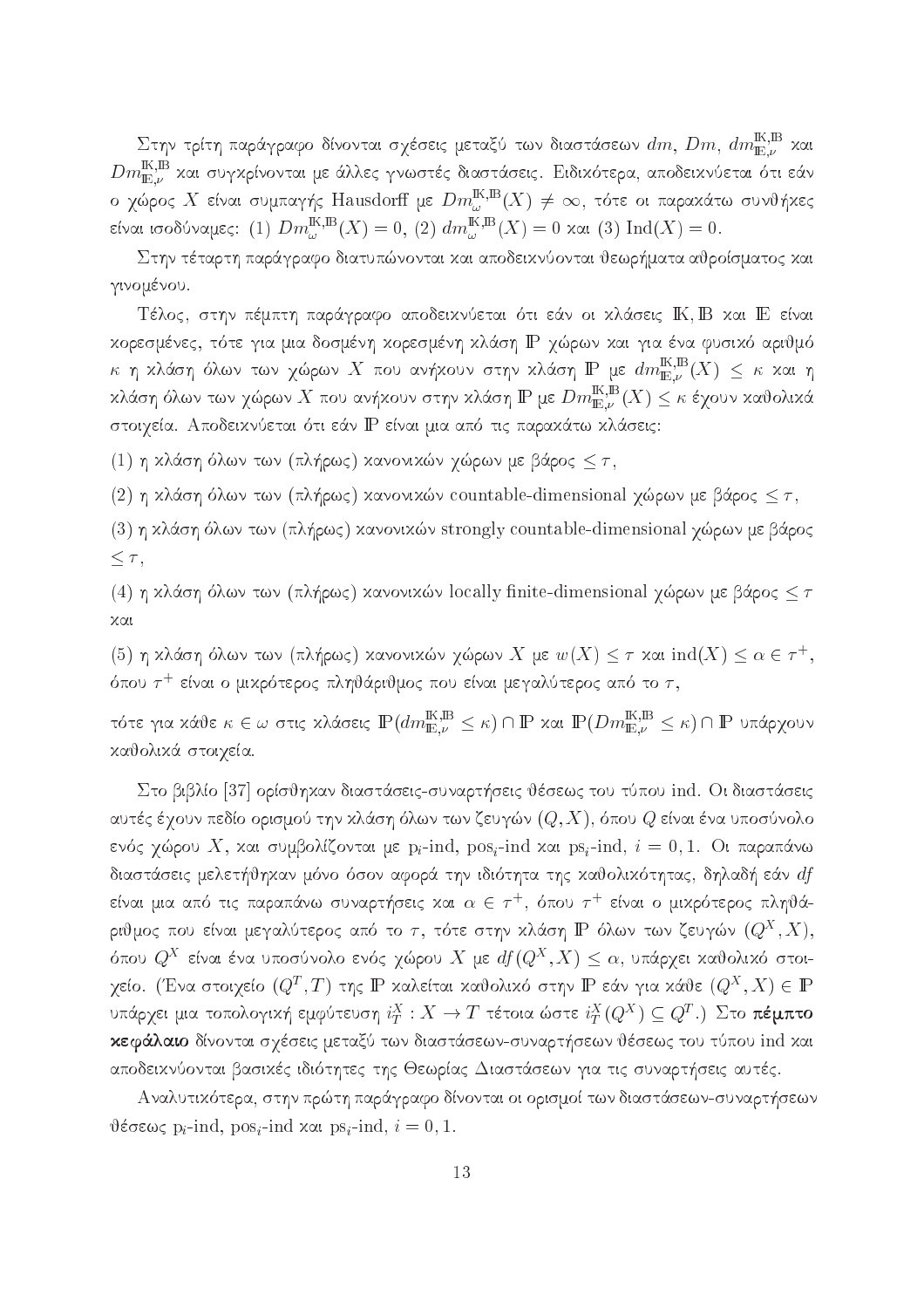Στην τρίτη παράγραφο δίνονται σχέσεις μεταξύ των διαστάσεων $dm$, $Dm$, $dm^{\mathbb{K},\mathbb{B}}_{\mathbb{E},\nu}$ και $Dm^{\mathbb{K},\mathbb{B}}_{\mathbb{E},\nu}$ και συγκρίνονται με άλλες γνωστές διαστάσεις. Ειδικότερα, αποδεικνύεται ότι εάν ο χώρος $X$ είναι συμπαγής Hausdorff με $Dm^{\mathbb{K},\mathbb{B}}_{\omega}(X) \neq \infty$, τότε οι παρακάτω συνθήκες είναι ισοδύναμες: (1) $Dm^{\mathbb{K},\mathbb{B}}_{\omega}(X) = 0$, (2) $dm^{\mathbb{K},\mathbb{B}}_{\omega}(X) = 0$ και (3) $\mathrm{Ind}(X) = 0$.

Στην τέταρτη παράγραφο διατυπώνονται και αποδεικνύονται θεωρήματα αθροίσματος και γινομένου.

Τέλος, στην πέμπτη παράγραφο αποδεικνύεται ότι εάν οι κλάσεις $\mathbb{K}, \mathbb{B}$ και $\mathbb{E}$ είναι κορεσμένες, τότε για μια δοσμένη κορεσμένη κλάση $\mathbb{P}$ χώρων και για ένα φυσικό αριθμό $\kappa$ η κλάση όλων των χώρων $X$ που ανήκουν στην κλάση $\mathbb{P}$ με $dm^{\mathbb{K},\mathbb{B}}_{\mathbb{E},\nu}(X) \leq \kappa$ και η κλάση όλων των χώρων $X$ που ανήκουν στην κλάση $\mathbb{P}$ με $Dm^{\mathbb{K},\mathbb{B}}_{\mathbb{E},\nu}(X) \leq \kappa$ έχουν καθολικά στοιχεία. Αποδεικνύεται ότι εάν $\mathbb{P}$ είναι μια από τις παρακάτω κλάσεις:

(1) η κλάση όλων των (πλήρως) κανονικών χώρων με βάρος $\leq \tau$,

(2) η κλάση όλων των (πλήρως) κανονικών countable-dimensional χώρων με βάρος $\leq \tau$,

(3) η κλάση όλων των (πλήρως) κανονικών strongly countable-dimensional χώρων με βάρος $\leq \tau$,

(4) η κλάση όλων των (πλήρως) κανονικών locally finite-dimensional χώρων με βάρος $\leq \tau$ και

(5) η κλάση όλων των (πλήρως) κανονικών χώρων $X$ με $w(X) \leq \tau$ και $\mathrm{ind}(X) \leq \alpha \in \tau^+$, όπου $\tau^+$ είναι ο μικρότερος πληθάριθμος που είναι μεγαλύτερος από το $\tau$,

τότε για κάθε $\kappa \in \omega$ στις κλάσεις $\mathbb{P}(dm^{\mathbb{K},\mathbb{B}}_{\mathbb{E},\nu} \leq \kappa) \cap \mathbb{P}$ και $\mathbb{P}(Dm^{\mathbb{K},\mathbb{B}}_{\mathbb{E},\nu} \leq \kappa) \cap \mathbb{P}$ υπάρχουν καθολικά στοιχεία.

Στο βιβλίο [37] ορίσθηκαν διαστάσεις-συναρτήσεις θέσεως του τύπου ind. Οι διαστάσεις αυτές έχουν πεδίο ορισμού την κλάση όλων των ζευγών $(Q, X)$, όπου $Q$ είναι ένα υποσύνολο ενός χώρου $X$, και συμβολίζονται με $\mathrm{p}_i$-ind, $\mathrm{pos}_i$-ind και $\mathrm{ps}_i$-ind, $i = 0, 1$. Οι παραπάνω διαστάσεις μελετήθηκαν μόνο όσον αφορά την ιδιότητα της καθολικότητας, δηλαδή εάν $df$ είναι μια από τις παραπάνω συναρτήσεις και $\alpha \in \tau^+$, όπου $\tau^+$ είναι ο μικρότερος πληθάριθμος που είναι μεγαλύτερος από το $\tau$, τότε στην κλάση $\mathbb{P}$ όλων των ζευγών $(Q^X, X)$, όπου $Q^X$ είναι ένα υποσύνολο ενός χώρου $X$ με $df(Q^X, X) \leq \alpha$, υπάρχει καθολικό στοιχείο. (Ένα στοιχείο $(Q^T, T)$ της $\mathbb{P}$ καλείται καθολικό στην $\mathbb{P}$ εάν για κάθε $(Q^X, X) \in \mathbb{P}$ υπάρχει μια τοπολογική εμφύτευση $i^X_T : X \to T$ τέτοια ώστε $i^X_T(Q^X) \subseteq Q^T$.) Στο **πέμπτο κεφάλαιο** δίνονται σχέσεις μεταξύ των διαστάσεων-συναρτήσεων θέσεως του τύπου ind και αποδεικνύονται βασικές ιδιότητες της Θεωρίας Διαστάσεων για τις συναρτήσεις αυτές.

Αναλυτικότερα, στην πρώτη παράγραφο δίνονται οι ορισμοί των διαστάσεων-συναρτήσεων θέσεως $\mathrm{p}_i$-ind, $\mathrm{pos}_i$-ind και $\mathrm{ps}_i$-ind, $i = 0, 1$.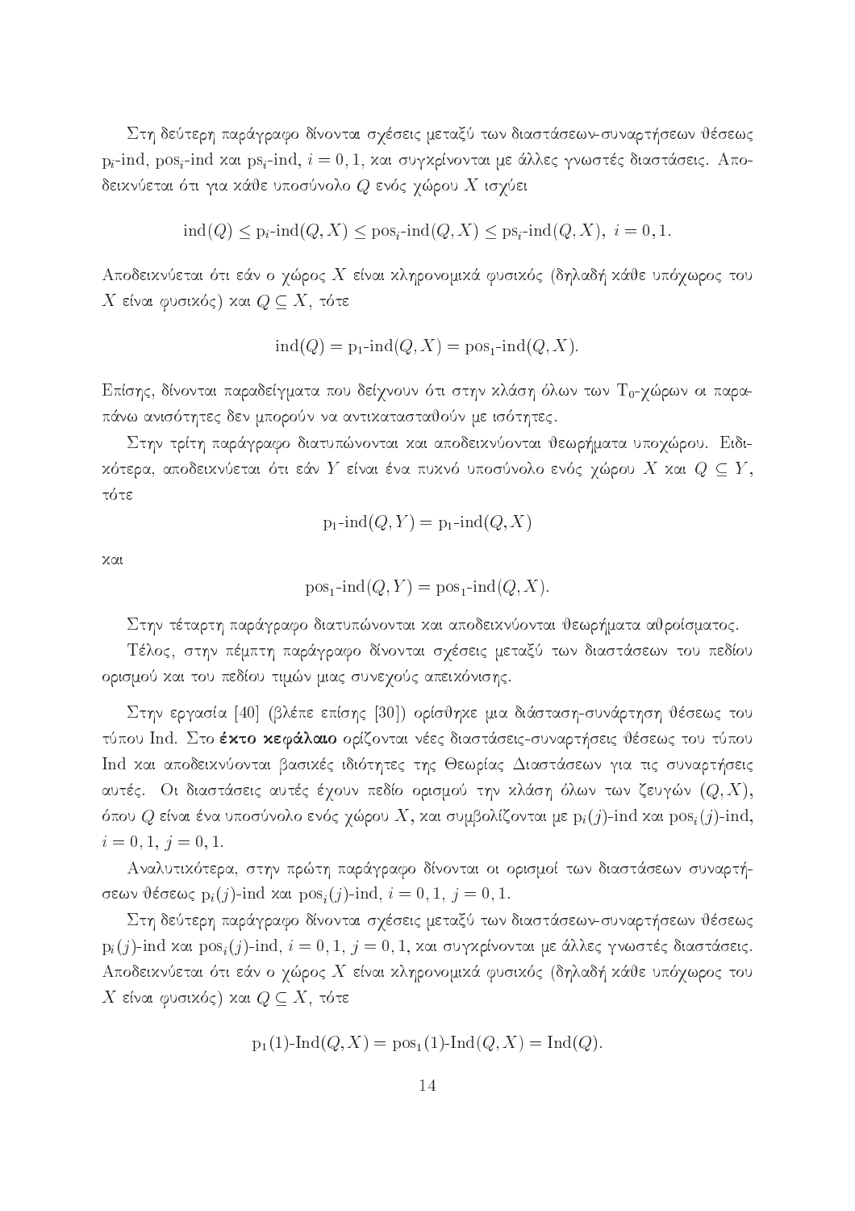Στη δεύτερη παράγραφο δίνονται σχέσεις μεταξύ των διαστάσεων-συναρτήσεων θέσεως $\mathrm{p}_i$-ind, $\mathrm{pos}_i$-ind και $\mathrm{ps}_i$-ind, $i = 0, 1$, και συγκρίνονται με άλλες γνωστές διαστάσεις. Αποδεικνύεται ότι για κάθε υποσύνολο $Q$ ενός χώρου $X$ ισχύει

$$\mathrm{ind}(Q) \leq \mathrm{p}_i\text{-}\mathrm{ind}(Q, X) \leq \mathrm{pos}_i\text{-}\mathrm{ind}(Q, X) \leq \mathrm{ps}_i\text{-}\mathrm{ind}(Q, X),\ i = 0, 1.$$

Αποδεικνύεται ότι εάν ο χώρος $X$ είναι κληρονομικά φυσικός (δηλαδή κάθε υπόχωρος του $X$ είναι φυσικός) και $Q \subseteq X$, τότε

$$\mathrm{ind}(Q) = \mathrm{p}_1\text{-}\mathrm{ind}(Q, X) = \mathrm{pos}_1\text{-}\mathrm{ind}(Q, X).$$

Επίσης, δίνονται παραδείγματα που δείχνουν ότι στην κλάση όλων των $\mathrm{T}_0$-χώρων οι παραπάνω ανισότητες δεν μπορούν να αντικατασταθούν με ισότητες.

Στην τρίτη παράγραφο διατυπώνονται και αποδεικνύονται θεωρήματα υποχώρου. Ειδικότερα, αποδεικνύεται ότι εάν $Y$ είναι ένα πυκνό υποσύνολο ενός χώρου $X$ και $Q \subseteq Y$, τότε

$$\mathrm{p}_1\text{-}\mathrm{ind}(Q, Y) = \mathrm{p}_1\text{-}\mathrm{ind}(Q, X)$$

και

$$\mathrm{pos}_1\text{-}\mathrm{ind}(Q, Y) = \mathrm{pos}_1\text{-}\mathrm{ind}(Q, X).$$

Στην τέταρτη παράγραφο διατυπώνονται και αποδεικνύονται θεωρήματα αθροίσματος.

Τέλος, στην πέμπτη παράγραφο δίνονται σχέσεις μεταξύ των διαστάσεων του πεδίου ορισμού και του πεδίου τιμών μιας συνεχούς απεικόνισης.

Στην εργασία [40] (βλέπε επίσης [30]) ορίσθηκε μια διάσταση-συνάρτηση θέσεως του τύπου Ind. Στο **έκτο κεφάλαιο** ορίζονται νέες διαστάσεις-συναρτήσεις θέσεως του τύπου Ind και αποδεικνύονται βασικές ιδιότητες της Θεωρίας Διαστάσεων για τις συναρτήσεις αυτές. Οι διαστάσεις αυτές έχουν πεδίο ορισμού την κλάση όλων των ζευγών $(Q, X)$, όπου $Q$ είναι ένα υποσύνολο ενός χώρου $X$, και συμβολίζονται με $\mathrm{p}_i(j)$-ind και $\mathrm{pos}_i(j)$-ind, $i = 0, 1,\ j = 0, 1$.

Αναλυτικότερα, στην πρώτη παράγραφο δίνονται οι ορισμοί των διαστάσεων συναρτήσεων θέσεως $\mathrm{p}_i(j)$-ind και $\mathrm{pos}_i(j)$-ind, $i = 0, 1,\ j = 0, 1$.

Στη δεύτερη παράγραφο δίνονται σχέσεις μεταξύ των διαστάσεων-συναρτήσεων θέσεως $\mathrm{p}_i(j)$-ind και $\mathrm{pos}_i(j)$-ind, $i = 0, 1,\ j = 0, 1$, και συγκρίνονται με άλλες γνωστές διαστάσεις. Αποδεικνύεται ότι εάν ο χώρος $X$ είναι κληρονομικά φυσικός (δηλαδή κάθε υπόχωρος του $X$ είναι φυσικός) και $Q \subseteq X$, τότε

$$\mathrm{p}_1(1)\text{-}\mathrm{Ind}(Q, X) = \mathrm{pos}_1(1)\text{-}\mathrm{Ind}(Q, X) = \mathrm{Ind}(Q).$$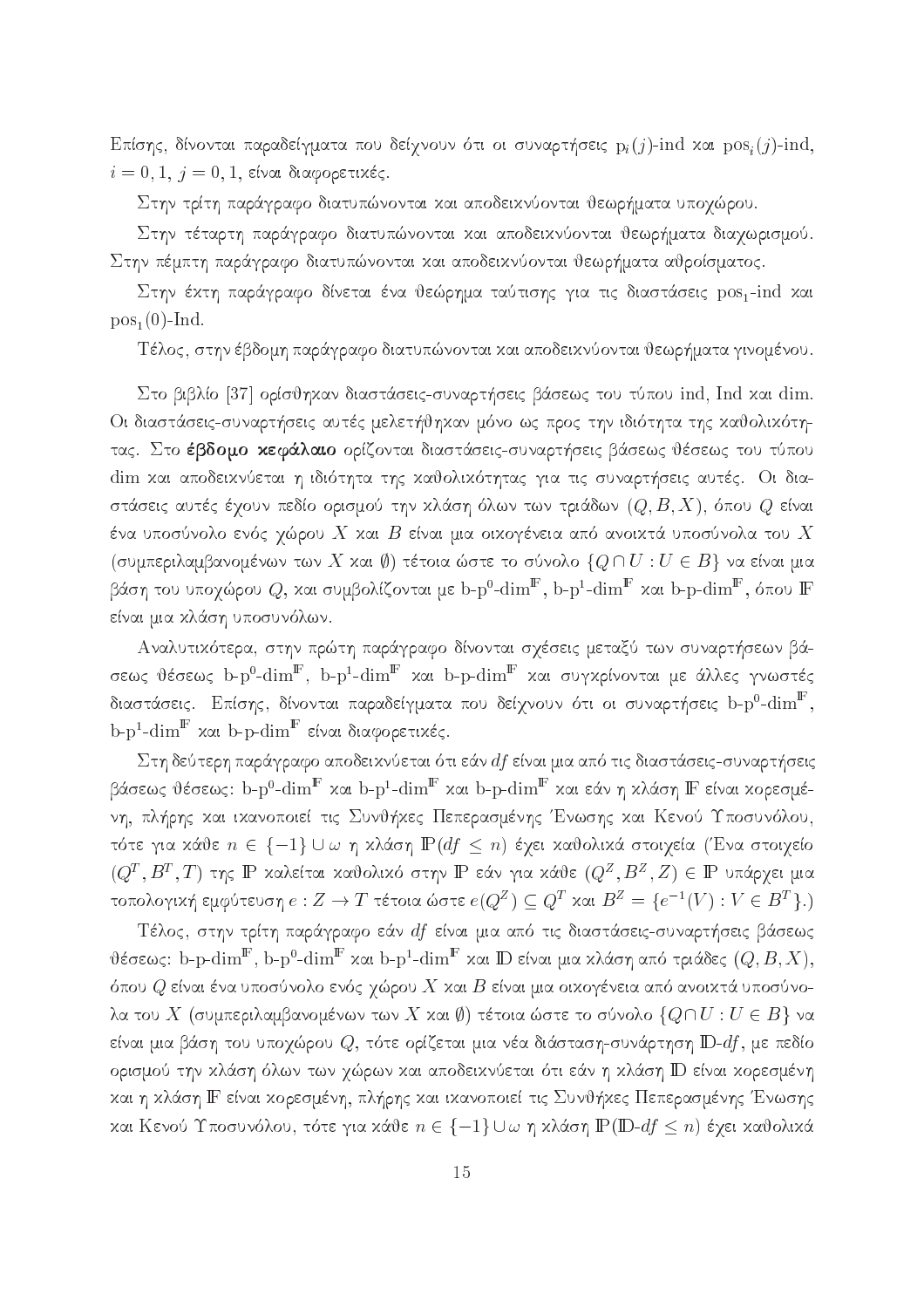Επίσης, δίνονται παραδείγματα που δείχνουν ότι οι συναρτήσεις $\mathrm{p}_i(j)$-ind και $\mathrm{pos}_i(j)$-ind, $i = 0, 1$, $j = 0, 1$, είναι διαφορετικές.

Στην τρίτη παράγραφο διατυπώνονται και αποδεικνύονται θεωρήματα υποχώρου.

Στην τέταρτη παράγραφο διατυπώνονται και αποδεικνύονται θεωρήματα διαχωρισμού. Στην πέμπτη παράγραφο διατυπώνονται και αποδεικνύονται θεωρήματα αθροίσματος.

Στην έκτη παράγραφο δίνεται ένα θεώρημα ταύτισης για τις διαστάσεις $\mathrm{pos}_1$-ind και $\mathrm{pos}_1(0)$-Ind.

Τέλος, στην έβδομη παράγραφο διατυπώνονται και αποδεικνύονται θεωρήματα γινομένου.

Στο βιβλίο [37] ορίσθηκαν διαστάσεις-συναρτήσεις βάσεως του τύπου ind, Ind και dim. Οι διαστάσεις-συναρτήσεις αυτές μελετήθηκαν μόνο ως προς την ιδιότητα της καθολικότητας. Στο **έβδομο κεφάλαιο** ορίζονται διαστάσεις-συναρτήσεις βάσεως θέσεως του τύπου dim και αποδεικνύεται η ιδιότητα της καθολικότητας για τις συναρτήσεις αυτές. Οι διαστάσεις αυτές έχουν πεδίο ορισμού την κλάση όλων των τριάδων $(Q, B, X)$, όπου $Q$ είναι ένα υποσύνολο ενός χώρου $X$ και $B$ είναι μια οικογένεια από ανοικτά υποσύνολα του $X$ (συμπεριλαμβανομένων των $X$ και $\emptyset$) τέτοια ώστε το σύνολο $\{Q \cap U : U \in B\}$ να είναι μια βάση του υποχώρου $Q$, και συμβολίζονται με $\mathrm{b\text{-}p}^0\text{-}\mathrm{dim}^{\mathbb{F}}$, $\mathrm{b\text{-}p}^1\text{-}\mathrm{dim}^{\mathbb{F}}$ και $\mathrm{b\text{-}p\text{-}dim}^{\mathbb{F}}$, όπου $\mathbb{F}$ είναι μια κλάση υποσυνόλων.

Αναλυτικότερα, στην πρώτη παράγραφο δίνονται σχέσεις μεταξύ των συναρτήσεων βάσεως θέσεως $\mathrm{b\text{-}p}^0\text{-}\mathrm{dim}^{\mathbb{F}}$, $\mathrm{b\text{-}p}^1\text{-}\mathrm{dim}^{\mathbb{F}}$ και $\mathrm{b\text{-}p\text{-}dim}^{\mathbb{F}}$ και συγκρίνονται με άλλες γνωστές διαστάσεις. Επίσης, δίνονται παραδείγματα που δείχνουν ότι οι συναρτήσεις $\mathrm{b\text{-}p}^0\text{-}\mathrm{dim}^{\mathbb{F}}$, $\mathrm{b\text{-}p}^1\text{-}\mathrm{dim}^{\mathbb{F}}$ και $\mathrm{b\text{-}p\text{-}dim}^{\mathbb{F}}$ είναι διαφορετικές.

Στη δεύτερη παράγραφο αποδεικνύεται ότι εάν $df$ είναι μια από τις διαστάσεις-συναρτήσεις βάσεως θέσεως: $\mathrm{b\text{-}p}^0\text{-}\mathrm{dim}^{\mathbb{F}}$ και $\mathrm{b\text{-}p}^1\text{-}\mathrm{dim}^{\mathbb{F}}$ και $\mathrm{b\text{-}p\text{-}dim}^{\mathbb{F}}$ και εάν η κλάση $\mathbb{F}$ είναι κορεσμένη, πλήρης και ικανοποιεί τις Συνθήκες Πεπερασμένης Ένωσης και Κενού Υποσυνόλου, τότε για κάθε $n \in \{-1\} \cup \omega$ η κλάση $\mathbb{P}(df \leq n)$ έχει καθολικά στοιχεία (Ένα στοιχείο $(Q^T, B^T, T)$ της $\mathbb{P}$ καλείται καθολικό στην $\mathbb{P}$ εάν για κάθε $(Q^Z, B^Z, Z) \in \mathbb{P}$ υπάρχει μια τοπολογική εμφύτευση $e : Z \to T$ τέτοια ώστε $e(Q^Z) \subseteq Q^T$ και $B^Z = \{e^{-1}(V) : V \in B^T\}$.)

Τέλος, στην τρίτη παράγραφο εάν $df$ είναι μια από τις διαστάσεις-συναρτήσεις βάσεως θέσεως: $\mathrm{b\text{-}p\text{-}dim}^{\mathbb{F}}$, $\mathrm{b\text{-}p}^0\text{-}\mathrm{dim}^{\mathbb{F}}$ και $\mathrm{b\text{-}p}^1\text{-}\mathrm{dim}^{\mathbb{F}}$ και $\mathbb{D}$ είναι μια κλάση από τριάδες $(Q, B, X)$, όπου $Q$ είναι ένα υποσύνολο ενός χώρου $X$ και $B$ είναι μια οικογένεια από ανοικτά υποσύνολα του $X$ (συμπεριλαμβανομένων των $X$ και $\emptyset$) τέτοια ώστε το σύνολο $\{Q \cap U : U \in B\}$ να είναι μια βάση του υποχώρου $Q$, τότε ορίζεται μια νέα διάσταση-συνάρτηση $\mathbb{D}$-$df$, με πεδίο ορισμού την κλάση όλων των χώρων και αποδεικνύεται ότι εάν η κλάση $\mathbb{D}$ είναι κορεσμένη και η κλάση $\mathbb{F}$ είναι κορεσμένη, πλήρης και ικανοποιεί τις Συνθήκες Πεπερασμένης Ένωσης και Κενού Υποσυνόλου, τότε για κάθε $n \in \{-1\} \cup \omega$ η κλάση $\mathbb{P}(\mathbb{D}\text{-}df \leq n)$ έχει καθολικά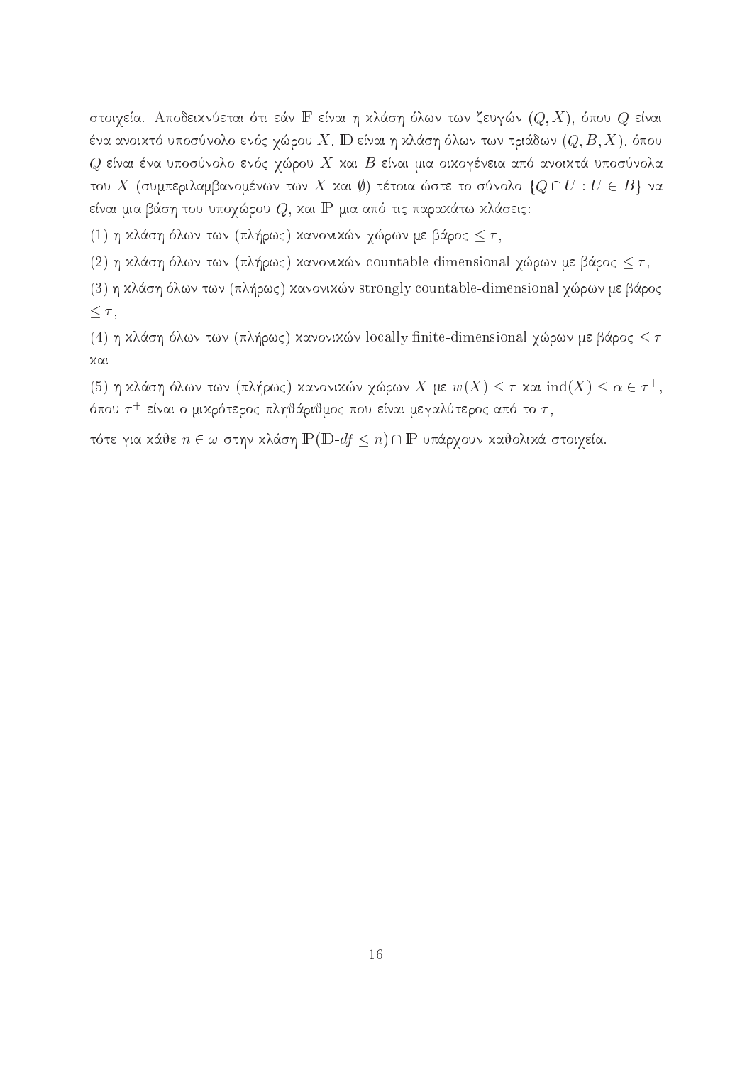στοιχεία. Αποδεικνύεται ότι εάν $\mathbb{F}$ είναι η κλάση όλων των ζευγών $(Q, X)$, όπου $Q$ είναι ένα ανοικτό υποσύνολο ενός χώρου $X$, $\mathbb{D}$ είναι η κλάση όλων των τριάδων $(Q, B, X)$, όπου $Q$ είναι ένα υποσύνολο ενός χώρου $X$ και $B$ είναι μια οικογένεια από ανοικτά υποσύνολα του $X$ (συμπεριλαμβανομένων των $X$ και $\emptyset$) τέτοια ώστε το σύνολο $\{Q \cap U : U \in B\}$ να είναι μια βάση του υποχώρου $Q$, και $\mathbb{P}$ μια από τις παρακάτω κλάσεις:

(1) η κλάση όλων των (πλήρως) κανονικών χώρων με βάρος $\leq \tau$,

(2) η κλάση όλων των (πλήρως) κανονικών countable-dimensional χώρων με βάρος $\leq \tau$,

(3) η κλάση όλων των (πλήρως) κανονικών strongly countable-dimensional χώρων με βάρος $\leq \tau$,

(4) η κλάση όλων των (πλήρως) κανονικών locally finite-dimensional χώρων με βάρος $\leq \tau$ και

(5) η κλάση όλων των (πλήρως) κανονικών χώρων $X$ με $w(X) \leq \tau$ και $\mathrm{ind}(X) \leq \alpha \in \tau^+$, όπου $\tau^+$ είναι ο μικρότερος πληθάριθμος που είναι μεγαλύτερος από το $\tau$,

τότε για κάθε $n \in \omega$ στην κλάση $\mathbb{P}(\mathbb{D}\text{-}df \leq n) \cap \mathbb{P}$ υπάρχουν καθολικά στοιχεία.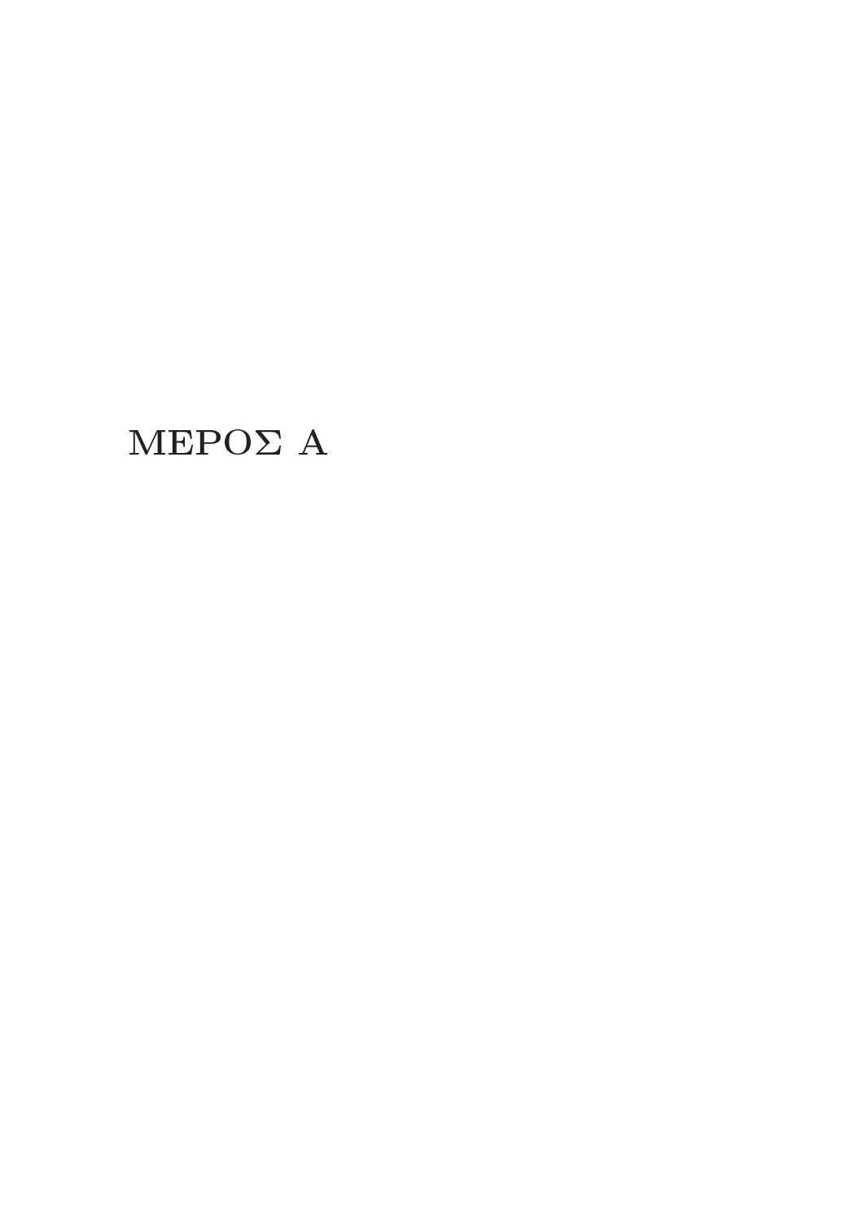# ΜΕΡΟΣ Α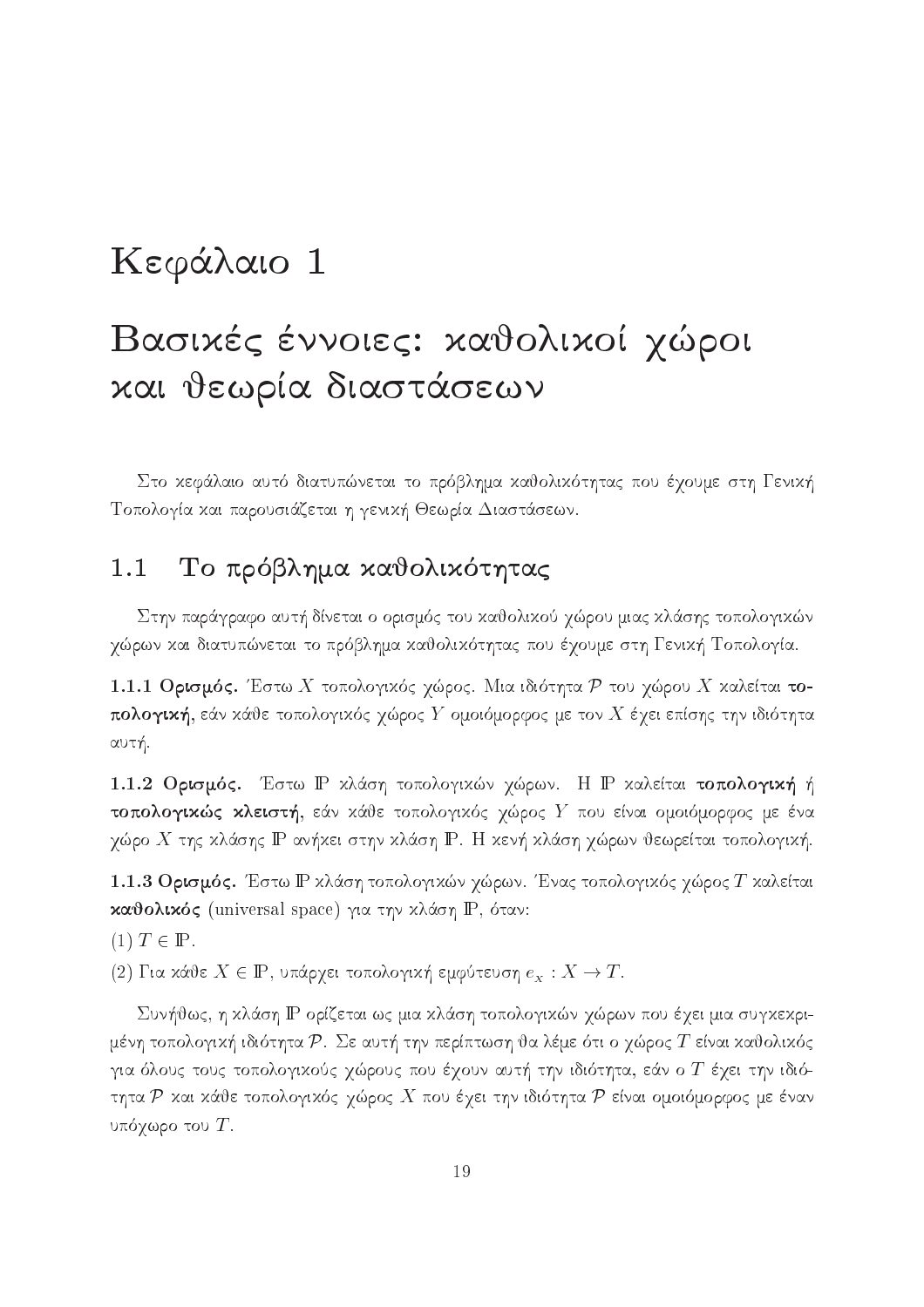# Κεφάλαιο 1

# Βασικές έννοιες: καθολικοί χώροι και θεωρία διαστάσεων

Στο κεφάλαιο αυτό διατυπώνεται το πρόβλημα καθολικότητας που έχουμε στη Γενική Τοπολογία και παρουσιάζεται η γενική Θεωρία Διαστάσεων.

## 1.1 Το πρόβλημα καθολικότητας

Στην παράγραφο αυτή δίνεται ο ορισμός του καθολικού χώρου μιας κλάσης τοπολογικών χώρων και διατυπώνεται το πρόβλημα καθολικότητας που έχουμε στη Γενική Τοπολογία.

**1.1.1 Ορισμός.** Έστω $X$ τοπολογικός χώρος. Μια ιδιότητα $\mathcal{P}$ του χώρου $X$ καλείται **τοπολογική**, εάν κάθε τοπολογικός χώρος $Y$ ομοιόμορφος με τον $X$ έχει επίσης την ιδιότητα αυτή.

**1.1.2 Ορισμός.** Έστω $\mathbb{P}$ κλάση τοπολογικών χώρων. Η $\mathbb{P}$ καλείται **τοπολογική** ή **τοπολογικώς κλειστή**, εάν κάθε τοπολογικός χώρος $Y$ που είναι ομοιόμορφος με ένα χώρο $X$ της κλάσης $\mathbb{P}$ ανήκει στην κλάση $\mathbb{P}$. Η κενή κλάση χώρων θεωρείται τοπολογική.

**1.1.3 Ορισμός.** Έστω $\mathbb{P}$ κλάση τοπολογικών χώρων. Ένας τοπολογικός χώρος $T$ καλείται **καθολικός** (universal space) για την κλάση $\mathbb{P}$, όταν:

(1) $T \in \mathbb{P}$.

(2) Για κάθε $X \in \mathbb{P}$, υπάρχει τοπολογική εμφύτευση $e_X : X \to T$.

Συνήθως, η κλάση $\mathbb{P}$ ορίζεται ως μια κλάση τοπολογικών χώρων που έχει μια συγκεκριμένη τοπολογική ιδιότητα $\mathcal{P}$. Σε αυτή την περίπτωση θα λέμε ότι ο χώρος $T$ είναι καθολικός για όλους τους τοπολογικούς χώρους που έχουν αυτή την ιδιότητα, εάν ο $T$ έχει την ιδιότητα $\mathcal{P}$ και κάθε τοπολογικός χώρος $X$ που έχει την ιδιότητα $\mathcal{P}$ είναι ομοιόμορφος με έναν υπόχωρο του $T$.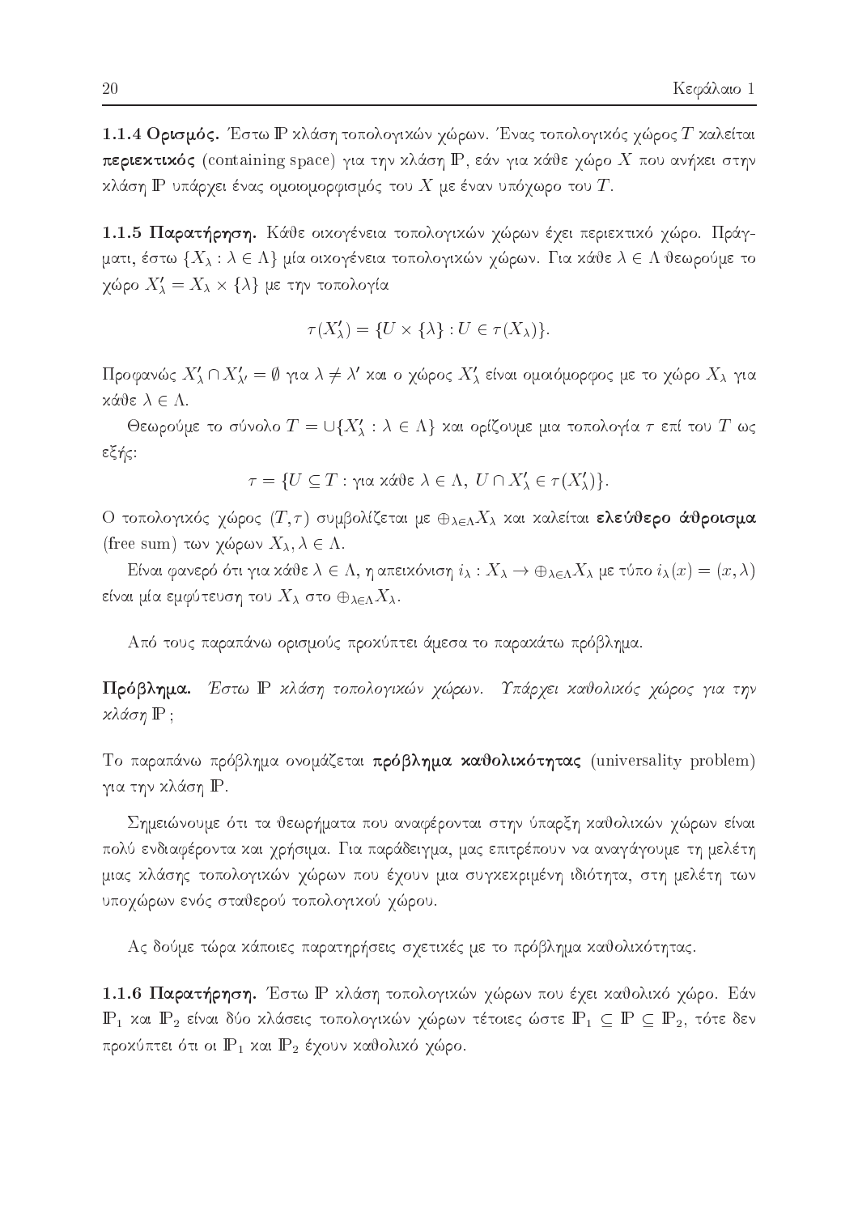**1.1.4 Ορισμός.** Έστω $\mathbb{P}$ κλάση τοπολογικών χώρων. Ένας τοπολογικός χώρος $T$ καλείται **περιεκτικός** (containing space) για την κλάση $\mathbb{P}$, εάν για κάθε χώρο $X$ που ανήκει στην κλάση $\mathbb{P}$ υπάρχει ένας ομοιομορφισμός του $X$ με έναν υπόχωρο του $T$.

**1.1.5 Παρατήρηση.** Κάθε οικογένεια τοπολογικών χώρων έχει περιεκτικό χώρο. Πράγματι, έστω $\{X_\lambda : \lambda \in \Lambda\}$ μία οικογένεια τοπολογικών χώρων. Για κάθε $\lambda \in \Lambda$ θεωρούμε το χώρο $X'_\lambda = X_\lambda \times \{\lambda\}$ με την τοπολογία

$$\tau(X'_\lambda) = \{U \times \{\lambda\} : U \in \tau(X_\lambda)\}.$$

Προφανώς $X'_\lambda \cap X'_{\lambda'} = \emptyset$ για $\lambda \neq \lambda'$ και ο χώρος $X'_\lambda$ είναι ομοιόμορφος με το χώρο $X_\lambda$ για κάθε $\lambda \in \Lambda$.

Θεωρούμε το σύνολο $T = \cup\{X'_\lambda : \lambda \in \Lambda\}$ και ορίζουμε μια τοπολογία $\tau$ επί του $T$ ως εξής:

$$\tau = \{U \subseteq T : \text{για κάθε } \lambda \in \Lambda,\ U \cap X'_\lambda \in \tau(X'_\lambda)\}.$$

Ο τοπολογικός χώρος $(T, \tau)$ συμβολίζεται με $\oplus_{\lambda\in\Lambda} X_\lambda$ και καλείται **ελεύθερο άθροισμα** (free sum) των χώρων $X_\lambda, \lambda \in \Lambda$.

Είναι φανερό ότι για κάθε $\lambda \in \Lambda$, η απεικόνιση $i_\lambda : X_\lambda \to \oplus_{\lambda\in\Lambda} X_\lambda$ με τύπο $i_\lambda(x) = (x, \lambda)$ είναι μία εμφύτευση του $X_\lambda$ στο $\oplus_{\lambda\in\Lambda} X_\lambda$.

Από τους παραπάνω ορισμούς προκύπτει άμεσα το παρακάτω πρόβλημα.

**Πρόβλημα.** *Έστω $\mathbb{P}$ κλάση τοπολογικών χώρων. Υπάρχει καθολικός χώρος για την κλάση $\mathbb{P}$;*

Το παραπάνω πρόβλημα ονομάζεται **πρόβλημα καθολικότητας** (universality problem) για την κλάση $\mathbb{P}$.

Σημειώνουμε ότι τα θεωρήματα που αναφέρονται στην ύπαρξη καθολικών χώρων είναι πολύ ενδιαφέροντα και χρήσιμα. Για παράδειγμα, μας επιτρέπουν να αναγάγουμε τη μελέτη μιας κλάσης τοπολογικών χώρων που έχουν μια συγκεκριμένη ιδιότητα, στη μελέτη των υποχώρων ενός σταθερού τοπολογικού χώρου.

Ας δούμε τώρα κάποιες παρατηρήσεις σχετικές με το πρόβλημα καθολικότητας.

**1.1.6 Παρατήρηση.** Έστω $\mathbb{P}$ κλάση τοπολογικών χώρων που έχει καθολικό χώρο. Εάν $\mathbb{P}_1$ και $\mathbb{P}_2$ είναι δύο κλάσεις τοπολογικών χώρων τέτοιες ώστε $\mathbb{P}_1 \subseteq \mathbb{P} \subseteq \mathbb{P}_2$, τότε δεν προκύπτει ότι οι $\mathbb{P}_1$ και $\mathbb{P}_2$ έχουν καθολικό χώρο.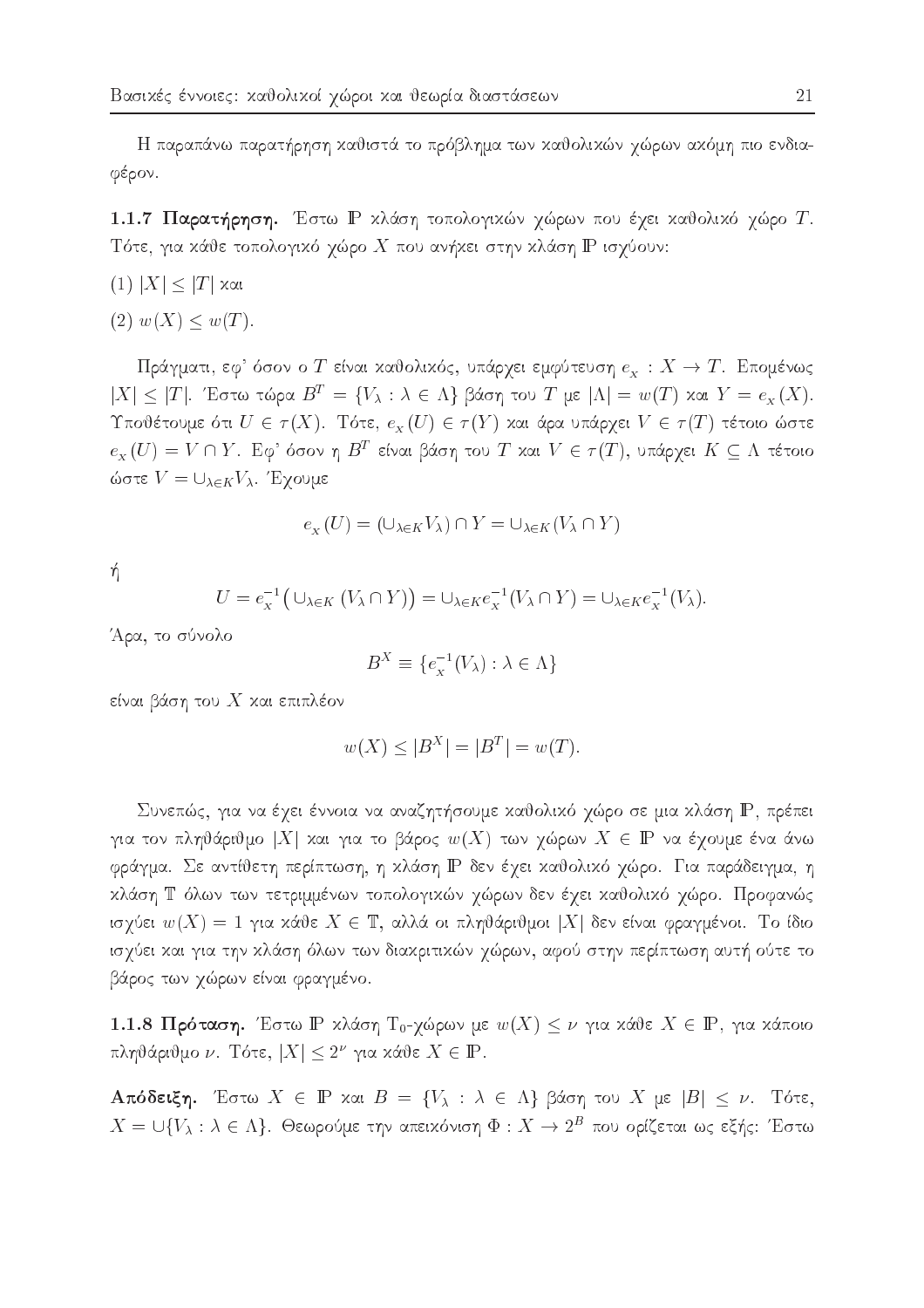Η παραπάνω παρατήρηση καθιστά το πρόβλημα των καθολικών χώρων ακόμη πιο ενδιαφέρον.

**1.1.7 Παρατήρηση.** Έστω $\mathbb{P}$ κλάση τοπολογικών χώρων που έχει καθολικό χώρο $T$. Τότε, για κάθε τοπολογικό χώρο $X$ που ανήκει στην κλάση $\mathbb{P}$ ισχύουν:

(1) $|X| \leq |T|$ και

(2) $w(X) \leq w(T)$.

Πράγματι, εφ' όσον ο $T$ είναι καθολικός, υπάρχει εμφύτευση $e_X : X \to T$. Επομένως $|X| \leq |T|$. Έστω τώρα $B^T = \{V_\lambda : \lambda \in \Lambda\}$ βάση του $T$ με $|\Lambda| = w(T)$ και $Y = e_X(X)$. Υποθέτουμε ότι $U \in \tau(X)$. Τότε, $e_X(U) \in \tau(Y)$ και άρα υπάρχει $V \in \tau(T)$ τέτοιο ώστε $e_X(U) = V \cap Y$. Εφ' όσον η $B^T$ είναι βάση του $T$ και $V \in \tau(T)$, υπάρχει $K \subseteq \Lambda$ τέτοιο ώστε $V = \cup_{\lambda \in K} V_\lambda$. Έχουμε

$$e_X(U) = (\cup_{\lambda \in K} V_\lambda) \cap Y = \cup_{\lambda \in K}(V_\lambda \cap Y)$$

ή

$$U = e_X^{-1}\big(\cup_{\lambda \in K}(V_\lambda \cap Y)\big) = \cup_{\lambda \in K} e_X^{-1}(V_\lambda \cap Y) = \cup_{\lambda \in K} e_X^{-1}(V_\lambda).$$

Άρα, το σύνολο

$$B^X \equiv \{e_X^{-1}(V_\lambda) : \lambda \in \Lambda\}$$

είναι βάση του $X$ και επιπλέον

$$w(X) \leq |B^X| = |B^T| = w(T).$$

Συνεπώς, για να έχει έννοια να αναζητήσουμε καθολικό χώρο σε μια κλάση $\mathbb{P}$, πρέπει για τον πληθάριθμο $|X|$ και για το βάρος $w(X)$ των χώρων $X \in \mathbb{P}$ να έχουμε ένα άνω φράγμα. Σε αντίθετη περίπτωση, η κλάση $\mathbb{P}$ δεν έχει καθολικό χώρο. Για παράδειγμα, η κλάση $\mathbb{T}$ όλων των τετριμμένων τοπολογικών χώρων δεν έχει καθολικό χώρο. Προφανώς ισχύει $w(X) = 1$ για κάθε $X \in \mathbb{T}$, αλλά οι πληθάριθμοι $|X|$ δεν είναι φραγμένοι. Το ίδιο ισχύει και για την κλάση όλων των διακριτικών χώρων, αφού στην περίπτωση αυτή ούτε το βάρος των χώρων είναι φραγμένο.

**1.1.8 Πρόταση.** Έστω $\mathbb{P}$ κλάση $\mathrm{T}_0$-χώρων με $w(X) \leq \nu$ για κάθε $X \in \mathbb{P}$, για κάποιο πληθάριθμο $\nu$. Τότε, $|X| \leq 2^\nu$ για κάθε $X \in \mathbb{P}$.

**Απόδειξη.** Έστω $X \in \mathbb{P}$ και $B = \{V_\lambda : \lambda \in \Lambda\}$ βάση του $X$ με $|B| \leq \nu$. Τότε, $X = \cup\{V_\lambda : \lambda \in \Lambda\}$. Θεωρούμε την απεικόνιση $\Phi : X \to 2^B$ που ορίζεται ως εξής: Έστω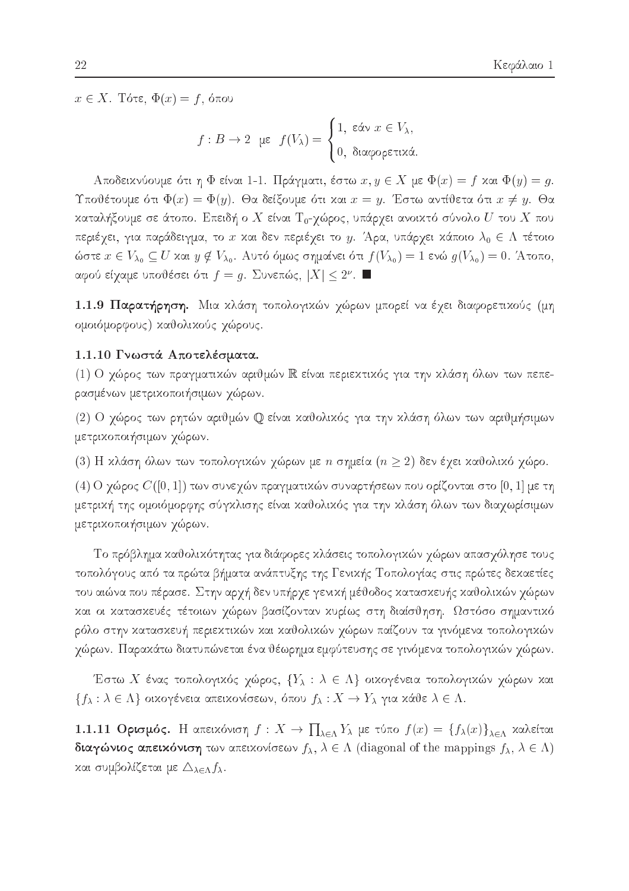$x \in X$. Τότε, $\Phi(x) = f$, όπου

$$f : B \to 2 \;\text{ με }\; f(V_\lambda) = \begin{cases} 1, & \text{εάν } x \in V_\lambda, \\ 0, & \text{διαφορετικά.} \end{cases}$$

Αποδεικνύουμε ότι η $\Phi$ είναι 1-1. Πράγματι, έστω $x, y \in X$ με $\Phi(x) = f$ και $\Phi(y) = g$. Υποθέτουμε ότι $\Phi(x) = \Phi(y)$. Θα δείξουμε ότι και $x = y$. Έστω αντίθετα ότι $x \neq y$. Θα καταλήξουμε σε άτοπο. Επειδή ο $X$ είναι $T_0$-χώρος, υπάρχει ανοικτό σύνολο $U$ του $X$ που περιέχει, για παράδειγμα, το $x$ και δεν περιέχει το $y$. Άρα, υπάρχει κάποιο $\lambda_0 \in \Lambda$ τέτοιο ώστε $x \in V_{\lambda_0} \subseteq U$ και $y \notin V_{\lambda_0}$. Αυτό όμως σημαίνει ότι $f(V_{\lambda_0}) = 1$ ενώ $g(V_{\lambda_0}) = 0$. Άτοπο, αφού είχαμε υποθέσει ότι $f = g$. Συνεπώς, $|X| \leq 2^\nu$. ■

**1.1.9 Παρατήρηση.** Μια κλάση τοπολογικών χώρων μπορεί να έχει διαφορετικούς (μη ομοιόμορφους) καθολικούς χώρους.

**1.1.10 Γνωστά Αποτελέσματα.**

(1) Ο χώρος των πραγματικών αριθμών $\mathbb{R}$ είναι περιεκτικός για την κλάση όλων των πεπερασμένων μετρικοποιήσιμων χώρων.

(2) Ο χώρος των ρητών αριθμών $\mathbb{Q}$ είναι καθολικός για την κλάση όλων των αριθμήσιμων μετρικοποιήσιμων χώρων.

(3) Η κλάση όλων των τοπολογικών χώρων με $n$ σημεία ($n \geq 2$) δεν έχει καθολικό χώρο.

(4) Ο χώρος $C([0, 1])$ των συνεχών πραγματικών συναρτήσεων που ορίζονται στο $[0, 1]$ με τη μετρική της ομοιόμορφης σύγκλισης είναι καθολικός για την κλάση όλων των διαχωρίσιμων μετρικοποιήσιμων χώρων.

Το πρόβλημα καθολικότητας για διάφορες κλάσεις τοπολογικών χώρων απασχόλησε τους τοπολόγους από τα πρώτα βήματα ανάπτυξης της Γενικής Τοπολογίας στις πρώτες δεκαετίες του αιώνα που πέρασε. Στην αρχή δεν υπήρχε γενική μέθοδος κατασκευής καθολικών χώρων και οι κατασκευές τέτοιων χώρων βασίζονταν κυρίως στη διαίσθηση. Ωστόσο σημαντικό ρόλο στην κατασκευή περιεκτικών και καθολικών χώρων παίζουν τα γινόμενα τοπολογικών χώρων. Παρακάτω διατυπώνεται ένα θέωρημα εμφύτευσης σε γινόμενα τοπολογικών χώρων.

Έστω $X$ ένας τοπολογικός χώρος, $\{Y_\lambda : \lambda \in \Lambda\}$ οικογένεια τοπολογικών χώρων και $\{f_\lambda : \lambda \in \Lambda\}$ οικογένεια απεικονίσεων, όπου $f_\lambda : X \to Y_\lambda$ για κάθε $\lambda \in \Lambda$.

**1.1.11 Ορισμός.** Η απεικόνιση $f : X \to \prod_{\lambda \in \Lambda} Y_\lambda$ με τύπο $f(x) = \{f_\lambda(x)\}_{\lambda \in \Lambda}$ καλείται **διαγώνιος απεικόνιση** των απεικονίσεων $f_\lambda$, $\lambda \in \Lambda$ (diagonal of the mappings $f_\lambda$, $\lambda \in \Lambda$) και συμβολίζεται με $\triangle_{\lambda \in \Lambda} f_\lambda$.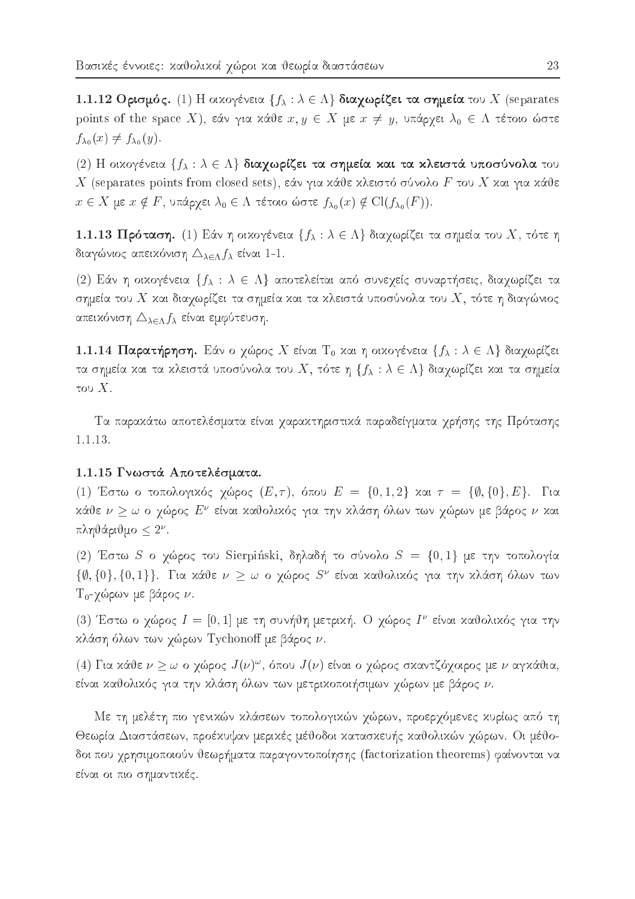**1.1.12 Ορισμός.** (1) Η οικογένεια $\{f_\lambda : \lambda \in \Lambda\}$ **διαχωρίζει τα σημεία** του $X$ (separates points of the space $X$), εάν για κάθε $x, y \in X$ με $x \neq y$, υπάρχει $\lambda_0 \in \Lambda$ τέτοιο ώστε $f_{\lambda_0}(x) \neq f_{\lambda_0}(y)$.

(2) Η οικογένεια $\{f_\lambda : \lambda \in \Lambda\}$ **διαχωρίζει τα σημεία και τα κλειστά υποσύνολα** του $X$ (separates points from closed sets), εάν για κάθε κλειστό σύνολο $F$ του $X$ και για κάθε $x \in X$ με $x \notin F$, υπάρχει $\lambda_0 \in \Lambda$ τέτοιο ώστε $f_{\lambda_0}(x) \notin \mathrm{Cl}(f_{\lambda_0}(F))$.

**1.1.13 Πρόταση.** (1) Εάν η οικογένεια $\{f_\lambda : \lambda \in \Lambda\}$ διαχωρίζει τα σημεία του $X$, τότε η διαγώνιος απεικόνιση $\triangle_{\lambda \in \Lambda} f_\lambda$ είναι 1-1.

(2) Εάν η οικογένεια $\{f_\lambda : \lambda \in \Lambda\}$ αποτελείται από συνεχείς συναρτήσεις, διαχωρίζει τα σημεία του $X$ και διαχωρίζει τα σημεία και τα κλειστά υποσύνολα του $X$, τότε η διαγώνιος απεικόνιση $\triangle_{\lambda \in \Lambda} f_\lambda$ είναι εμφύτευση.

**1.1.14 Παρατήρηση.** Εάν ο χώρος $X$ είναι $\mathrm{T}_0$ και η οικογένεια $\{f_\lambda : \lambda \in \Lambda\}$ διαχωρίζει τα σημεία και τα κλειστά υποσύνολα του $X$, τότε η $\{f_\lambda : \lambda \in \Lambda\}$ διαχωρίζει και τα σημεία του $X$.

Τα παρακάτω αποτελέσματα είναι χαρακτηριστικά παραδείγματα χρήσης της Πρότασης 1.1.13.

**1.1.15 Γνωστά Αποτελέσματα.**

(1) Έστω ο τοπολογικός χώρος $(E, \tau)$, όπου $E = \{0, 1, 2\}$ και $\tau = \{\emptyset, \{0\}, E\}$. Για κάθε $\nu \geq \omega$ ο χώρος $E^\nu$ είναι καθολικός για την κλάση όλων των χώρων με βάρος $\nu$ και πληθάριθμο $\leq 2^\nu$.

(2) Έστω $S$ ο χώρος του Sierpiński, δηλαδή το σύνολο $S = \{0, 1\}$ με την τοπολογία $\{\emptyset, \{0\}, \{0, 1\}\}$. Για κάθε $\nu \geq \omega$ ο χώρος $S^\nu$ είναι καθολικός για την κλάση όλων των $\mathrm{T}_0$-χώρων με βάρος $\nu$.

(3) Έστω ο χώρος $I = [0, 1]$ με τη συνήθη μετρική. Ο χώρος $I^\nu$ είναι καθολικός για την κλάση όλων των χώρων Tychonoff με βάρος $\nu$.

(4) Για κάθε $\nu \geq \omega$ ο χώρος $J(\nu)^\omega$, όπου $J(\nu)$ είναι ο χώρος σκαντζόχοιρος με $\nu$ αγκάθια, είναι καθολικός για την κλάση όλων των μετρικοποιήσιμων χώρων με βάρος $\nu$.

Με τη μελέτη πιο γενικών κλάσεων τοπολογικών χώρων, προερχόμενες κυρίως από τη Θεωρία Διαστάσεων, προέκυψαν μερικές μέθοδοι κατασκευής καθολικών χώρων. Οι μέθοδοι που χρησιμοποιούν θεωρήματα παραγοντοποίησης (factorization theorems) φαίνονται να είναι οι πιο σημαντικές.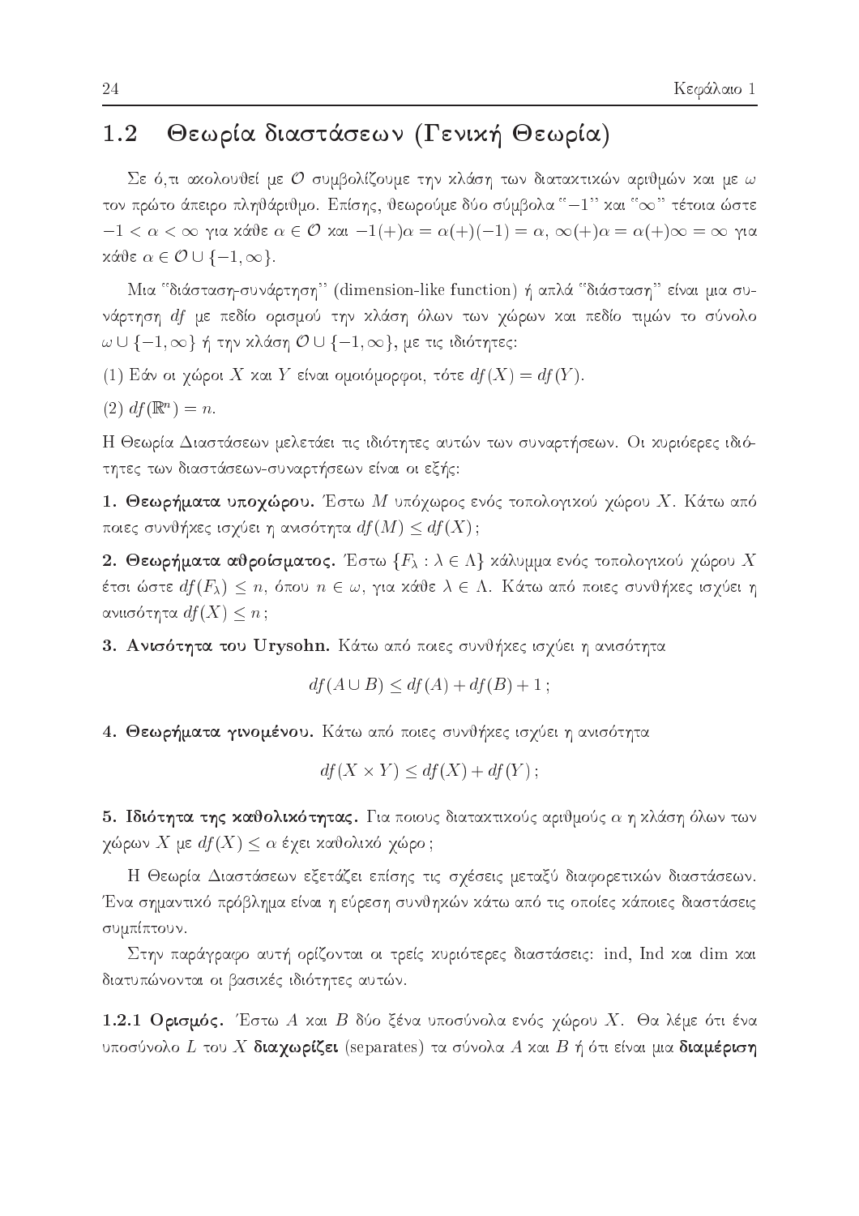## 1.2 Θεωρία διαστάσεων (Γενική Θεωρία)

Σε ό,τι ακολουθεί με $\mathcal{O}$ συμβολίζουμε την κλάση των διατακτικών αριθμών και με $\omega$ τον πρώτο άπειρο πληθάριθμο. Επίσης, θεωρούμε δύο σύμβολα "$-1$" και "$\infty$" τέτοια ώστε $-1 < \alpha < \infty$ για κάθε $\alpha \in \mathcal{O}$ και $-1(+)\alpha = \alpha(+)(-1) = \alpha$, $\infty(+)\alpha = \alpha(+)\infty = \infty$ για κάθε $\alpha \in \mathcal{O} \cup \{-1, \infty\}$.

Μια "διάσταση-συνάρτηση" (dimension-like function) ή απλά "διάσταση" είναι μια συνάρτηση $df$ με πεδίο ορισμού την κλάση όλων των χώρων και πεδίο τιμών το σύνολο $\omega \cup \{-1, \infty\}$ ή την κλάση $\mathcal{O} \cup \{-1, \infty\}$, με τις ιδιότητες:

(1) Εάν οι χώροι $X$ και $Y$ είναι ομοιόμορφοι, τότε $df(X) = df(Y)$.

(2) $df(\mathbb{R}^n) = n$.

Η Θεωρία Διαστάσεων μελετάει τις ιδιότητες αυτών των συναρτήσεων. Οι κυριόερες ιδιότητες των διαστάσεων-συναρτήσεων είναι οι εξής:

**1. Θεωρήματα υποχώρου.** Έστω $M$ υπόχωρος ενός τοπολογικού χώρου $X$. Κάτω από ποιες συνθήκες ισχύει η ανισότητα $df(M) \leq df(X)$;

**2. Θεωρήματα αθροίσματος.** Έστω $\{F_\lambda : \lambda \in \Lambda\}$ κάλυμμα ενός τοπολογικού χώρου $X$ έτσι ώστε $df(F_\lambda) \leq n$, όπου $n \in \omega$, για κάθε $\lambda \in \Lambda$. Κάτω από ποιες συνθήκες ισχύει η ανιισότητα $df(X) \leq n$;

**3. Ανισότητα του Urysohn.** Κάτω από ποιες συνθήκες ισχύει η ανισότητα

$$df(A \cup B) \leq df(A) + df(B) + 1\,;$$

**4. Θεωρήματα γινομένου.** Κάτω από ποιες συνθήκες ισχύει η ανισότητα

$$df(X \times Y) \leq df(X) + df(Y)\,;$$

**5. Ιδιότητα της καθολικότητας.** Για ποιους διατακτικούς αριθμούς $\alpha$ η κλάση όλων των χώρων $X$ με $df(X) \leq \alpha$ έχει καθολικό χώρο;

Η Θεωρία Διαστάσεων εξετάζει επίσης τις σχέσεις μεταξύ διαφορετικών διαστάσεων. Ένα σημαντικό πρόβλημα είναι η εύρεση συνθηκών κάτω από τις οποίες κάποιες διαστάσεις συμπίπτουν.

Στην παράγραφο αυτή ορίζονται οι τρείς κυριότερες διαστάσεις: ind, Ind και dim και διατυπώνονται οι βασικές ιδιότητες αυτών.

**1.2.1 Ορισμός.** Έστω $A$ και $B$ δύο ξένα υποσύνολα ενός χώρου $X$. Θα λέμε ότι ένα υποσύνολο $L$ του $X$ **διαχωρίζει** (separates) τα σύνολα $A$ και $B$ ή ότι είναι μια **διαμέριση**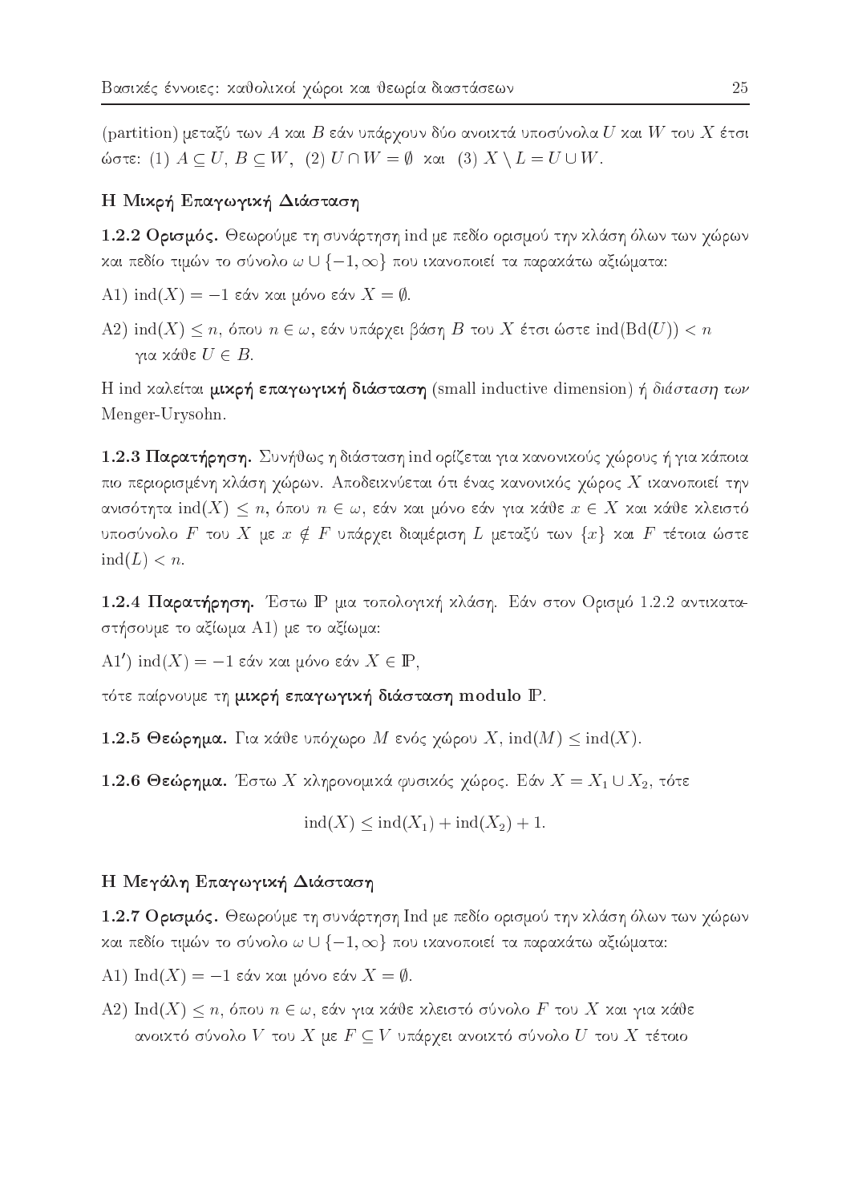(partition) μεταξύ των $A$ και $B$ εάν υπάρχουν δύο ανοικτά υποσύνολα $U$ και $W$ του $X$ έτσι ώστε: (1) $A \subseteq U$, $B \subseteq W$, (2) $U \cap W = \emptyset$ και (3) $X \setminus L = U \cup W$.

### Η Μικρή Επαγωγική Διάσταση

**1.2.2 Ορισμός.** Θεωρούμε τη συνάρτηση ind με πεδίο ορισμού την κλάση όλων των χώρων και πεδίο τιμών το σύνολο $\omega \cup \{-1, \infty\}$ που ικανοποιεί τα παρακάτω αξιώματα:

A1) $\text{ind}(X) = -1$ εάν και μόνο εάν $X = \emptyset$.

A2) $\text{ind}(X) \leq n$, όπου $n \in \omega$, εάν υπάρχει βάση $B$ του $X$ έτσι ώστε $\text{ind}(\text{Bd}(U)) < n$ για κάθε $U \in B$.

Η ind καλείται **μικρή επαγωγική διάσταση** (small inductive dimension) ή *διάσταση των* Menger-Urysohn.

**1.2.3 Παρατήρηση.** Συνήθως η διάσταση ind ορίζεται για κανονικούς χώρους ή για κάποια πιο περιορισμένη κλάση χώρων. Αποδεικνύεται ότι ένας κανονικός χώρος $X$ ικανοποιεί την ανισότητα $\text{ind}(X) \leq n$, όπου $n \in \omega$, εάν και μόνο εάν για κάθε $x \in X$ και κάθε κλειστό υποσύνολο $F$ του $X$ με $x \notin F$ υπάρχει διαμέριση $L$ μεταξύ των $\{x\}$ και $F$ τέτοια ώστε $\text{ind}(L) < n$.

**1.2.4 Παρατήρηση.** Έστω $\mathbb{P}$ μια τοπολογική κλάση. Εάν στον Ορισμό 1.2.2 αντικαταστήσουμε το αξίωμα A1) με το αξίωμα:

A1$'$) $\text{ind}(X) = -1$ εάν και μόνο εάν $X \in \mathbb{P}$,

τότε παίρνουμε τη **μικρή επαγωγική διάσταση modulo** $\mathbb{P}$.

**1.2.5 Θεώρημα.** Για κάθε υπόχωρο $M$ ενός χώρου $X$, $\text{ind}(M) \leq \text{ind}(X)$.

**1.2.6 Θεώρημα.** Έστω $X$ κληρονομικά φυσικός χώρος. Εάν $X = X_1 \cup X_2$, τότε

$$\text{ind}(X) \leq \text{ind}(X_1) + \text{ind}(X_2) + 1.$$

### Η Μεγάλη Επαγωγική Διάσταση

**1.2.7 Ορισμός.** Θεωρούμε τη συνάρτηση Ind με πεδίο ορισμού την κλάση όλων των χώρων και πεδίο τιμών το σύνολο $\omega \cup \{-1, \infty\}$ που ικανοποιεί τα παρακάτω αξιώματα:

A1) $\text{Ind}(X) = -1$ εάν και μόνο εάν $X = \emptyset$.

A2) $\text{Ind}(X) \leq n$, όπου $n \in \omega$, εάν για κάθε κλειστό σύνολο $F$ του $X$ και για κάθε ανοικτό σύνολο $V$ του $X$ με $F \subseteq V$ υπάρχει ανοικτό σύνολο $U$ του $X$ τέτοιο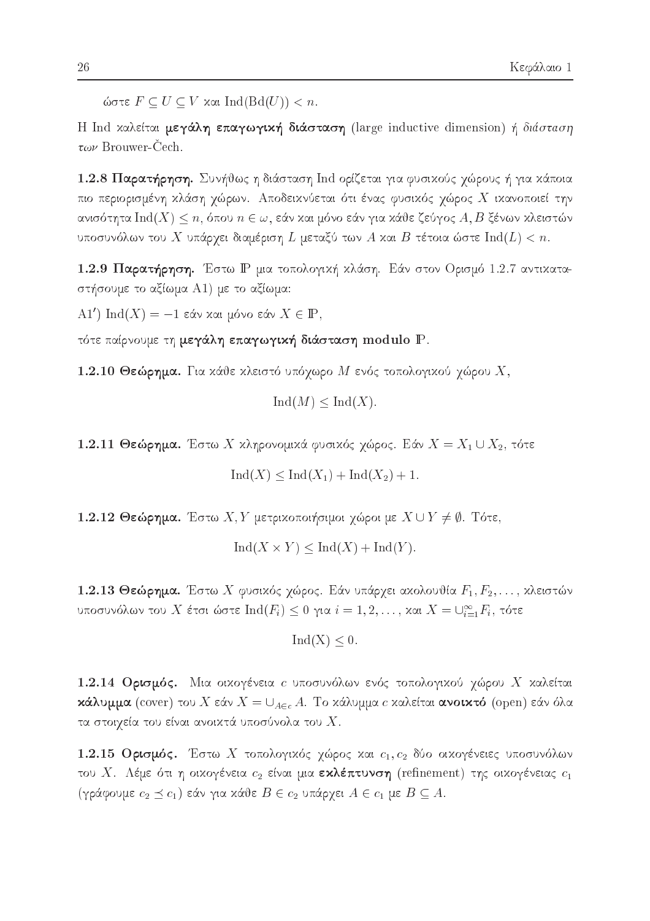ώστε $F \subseteq U \subseteq V$ και $\mathrm{Ind}(\mathrm{Bd}(U)) < n$.

Η Ind καλείται **μεγάλη επαγωγική διάσταση** (large inductive dimension) ή *διάσταση των* Brouwer-Čech.

**1.2.8 Παρατήρηση.** Συνήθως η διάσταση Ind ορίζεται για φυσικούς χώρους ή για κάποια πιο περιορισμένη κλάση χώρων. Αποδεικνύεται ότι ένας φυσικός χώρος $X$ ικανοποιεί την ανισότητα $\mathrm{Ind}(X) \leq n$, όπου $n \in \omega$, εάν και μόνο εάν για κάθε ζεύγος $A, B$ ξένων κλειστών υποσυνόλων του $X$ υπάρχει διαμέριση $L$ μεταξύ των $A$ και $B$ τέτοια ώστε $\mathrm{Ind}(L) < n$.

**1.2.9 Παρατήρηση.** Έστω $\mathbb{P}$ μια τοπολογική κλάση. Εάν στον Ορισμό 1.2.7 αντικαταστήσουμε το αξίωμα A1) με το αξίωμα:

A1′) $\mathrm{Ind}(X) = -1$ εάν και μόνο εάν $X \in \mathbb{P}$,

τότε παίρνουμε τη **μεγάλη επαγωγική διάσταση modulo** $\mathbb{P}$.

**1.2.10 Θεώρημα.** Για κάθε κλειστό υπόχωρο $M$ ενός τοπολογικού χώρου $X$,

$$\mathrm{Ind}(M) \leq \mathrm{Ind}(X).$$

**1.2.11 Θεώρημα.** Έστω $X$ κληρονομικά φυσικός χώρος. Εάν $X = X_1 \cup X_2$, τότε

$$\mathrm{Ind}(X) \leq \mathrm{Ind}(X_1) + \mathrm{Ind}(X_2) + 1.$$

**1.2.12 Θεώρημα.** Έστω $X, Y$ μετρικοποιήσιμοι χώροι με $X \cup Y \neq \emptyset$. Τότε,

$$\mathrm{Ind}(X \times Y) \leq \mathrm{Ind}(X) + \mathrm{Ind}(Y).$$

**1.2.13 Θεώρημα.** Έστω $X$ φυσικός χώρος. Εάν υπάρχει ακολουθία $F_1, F_2, \ldots,$ κλειστών υποσυνόλων του $X$ έτσι ώστε $\mathrm{Ind}(F_i) \leq 0$ για $i = 1, 2, \ldots,$ και $X = \cup_{i=1}^{\infty} F_i$, τότε

$$\mathrm{Ind}(\mathrm{X}) \leq 0.$$

**1.2.14 Ορισμός.** Μια οικογένεια $c$ υποσυνόλων ενός τοπολογικού χώρου $X$ καλείται **κάλυμμα** (cover) του $X$ εάν $X = \cup_{A \in c} A$. Το κάλυμμα $c$ καλείται **ανοικτό** (open) εάν όλα τα στοιχεία του είναι ανοικτά υποσύνολα του $X$.

**1.2.15 Ορισμός.** Έστω $X$ τοπολογικός χώρος και $c_1, c_2$ δύο οικογένειες υποσυνόλων του $X$. Λέμε ότι η οικογένεια $c_2$ είναι μια **εκλέπτυνση** (refinement) της οικογένειας $c_1$ (γράφουμε $c_2 \preceq c_1$) εάν για κάθε $B \in c_2$ υπάρχει $A \in c_1$ με $B \subseteq A$.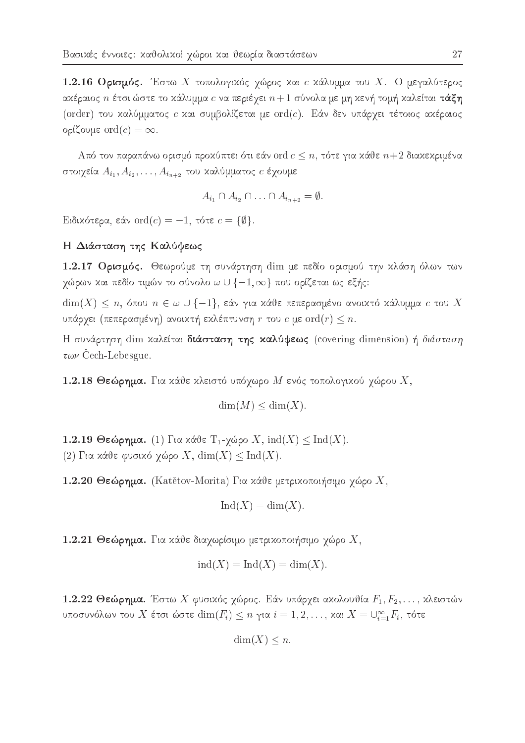**1.2.16 Ορισμός.** Έστω $X$ τοπολογικός χώρος και $c$ κάλυμμα του $X$. Ο μεγαλύτερος ακέραιος $n$ έτσι ώστε το κάλυμμα $c$ να περιέχει $n+1$ σύνολα με μη κενή τομή καλείται **τάξη** (order) του καλύμματος $c$ και συμβολίζεται με $\mathrm{ord}(c)$. Εάν δεν υπάρχει τέτοιος ακέραιος ορίζουμε $\mathrm{ord}(c) = \infty$.

Από τον παραπάνω ορισμό προκύπτει ότι εάν $\mathrm{ord}\, c \leq n$, τότε για κάθε $n+2$ διακεκριμένα στοιχεία $A_{i_1}, A_{i_2}, \ldots, A_{i_{n+2}}$ του καλύμματος $c$ έχουμε

$$A_{i_1} \cap A_{i_2} \cap \ldots \cap A_{i_{n+2}} = \emptyset.$$

Ειδικότερα, εάν $\mathrm{ord}(c) = -1$, τότε $c = \{\emptyset\}$.

### Η Διάσταση της Καλύψεως

**1.2.17 Ορισμός.** Θεωρούμε τη συνάρτηση $\dim$ με πεδίο ορισμού την κλάση όλων των χώρων και πεδίο τιμών το σύνολο $\omega \cup \{-1, \infty\}$ που ορίζεται ως εξής:

$\dim(X) \leq n$, όπου $n \in \omega \cup \{-1\}$, εάν για κάθε πεπερασμένο ανοικτό κάλυμμα $c$ του $X$ υπάρχει (πεπερασμένη) ανοικτή εκλέπτυνση $r$ του $c$ με $\mathrm{ord}(r) \leq n$.

Η συνάρτηση $\dim$ καλείται **διάσταση της καλύψεως** (covering dimension) ή *διάσταση των* Čech-Lebesgue.

**1.2.18 Θεώρημα.** Για κάθε κλειστό υπόχωρο $M$ ενός τοπολογικού χώρου $X$,

$$\dim(M) \leq \dim(X).$$

**1.2.19 Θεώρημα.** (1) Για κάθε $\mathrm{T}_1$-χώρο $X$, $\mathrm{ind}(X) \leq \mathrm{Ind}(X)$.
(2) Για κάθε φυσικό χώρο $X$, $\dim(X) \leq \mathrm{Ind}(X)$.

**1.2.20 Θεώρημα.** (Katětov-Morita) Για κάθε μετρικοποιήσιμο χώρο $X$,

$$\mathrm{Ind}(X) = \dim(X).$$

**1.2.21 Θεώρημα.** Για κάθε διαχωρίσιμο μετρικοποιήσιμο χώρο $X$,

$$\mathrm{ind}(X) = \mathrm{Ind}(X) = \dim(X).$$

**1.2.22 Θεώρημα.** Έστω $X$ φυσικός χώρος. Εάν υπάρχει ακολουθία $F_1, F_2, \ldots,$ κλειστών υποσυνόλων του $X$ έτσι ώστε $\dim(F_i) \leq n$ για $i = 1, 2, \ldots,$ και $X = \cup_{i=1}^{\infty} F_i$, τότε

$$\dim(X) \leq n.$$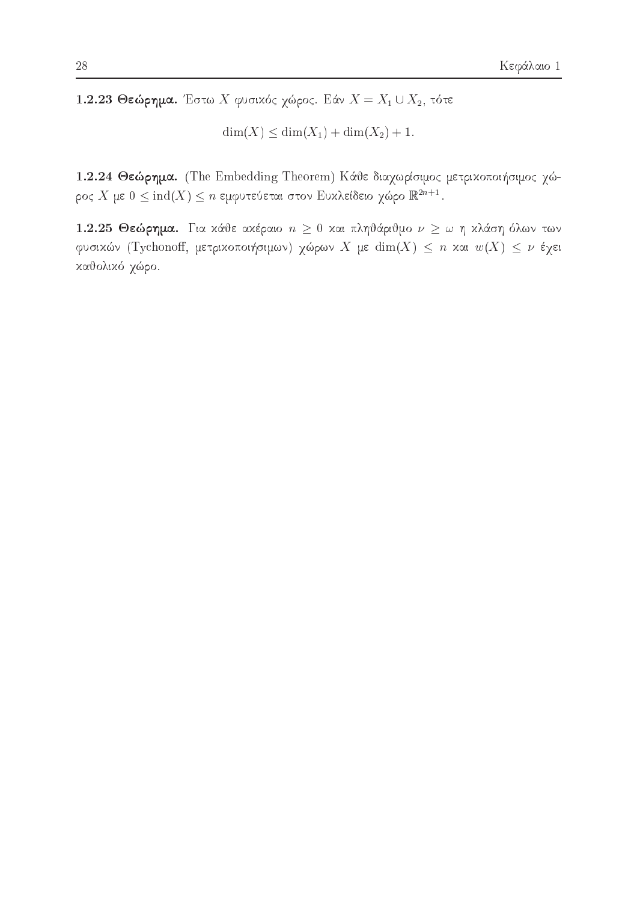**1.2.23 Θεώρημα.** Έστω $X$ φυσικός χώρος. Εάν $X = X_1 \cup X_2$, τότε

$$\dim(X) \leq \dim(X_1) + \dim(X_2) + 1.$$

**1.2.24 Θεώρημα.** (The Embedding Theorem) Κάθε διαχωρίσιμος μετρικοποιήσιμος χώρος $X$ με $0 \leq \text{ind}(X) \leq n$ εμφυτεύεται στον Ευκλείδειο χώρο $\mathbb{R}^{2n+1}$.

**1.2.25 Θεώρημα.** Για κάθε ακέραιο $n \geq 0$ και πληθάριθμο $\nu \geq \omega$ η κλάση όλων των φυσικών (Tychonoff, μετρικοποιήσιμων) χώρων $X$ με $\dim(X) \leq n$ και $w(X) \leq \nu$ έχει καθολικό χώρο.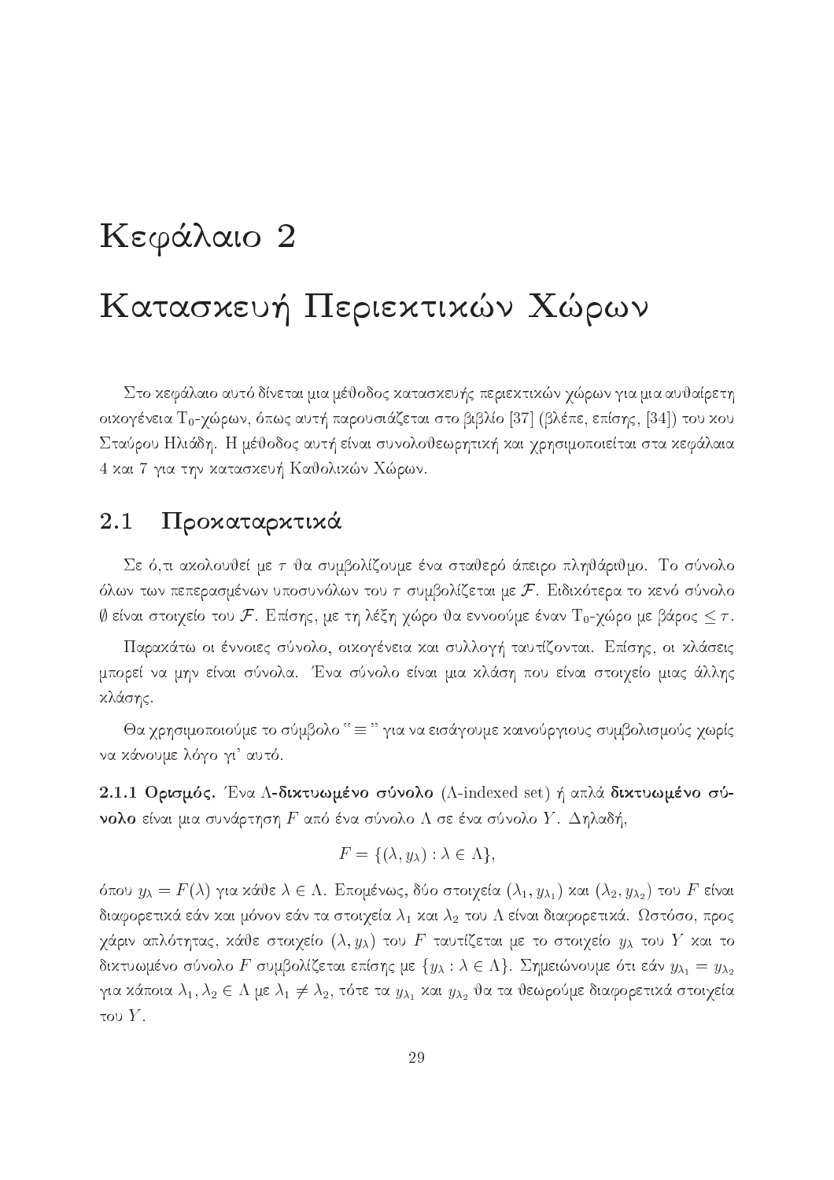# Κεφάλαιο 2

# Κατασκευή Περιεκτικών Χώρων

Στο κεφάλαιο αυτό δίνεται μια μέθοδος κατασκευής περιεκτικών χώρων για μια αυθαίρετη οικογένεια $T_0$-χώρων, όπως αυτή παρουσιάζεται στο βιβλίο [37] (βλέπε, επίσης, [34]) του κου Σταύρου Ηλιάδη. Η μέθοδος αυτή είναι συνολοθεωρητική και χρησιμοποιείται στα κεφάλαια 4 και 7 για την κατασκευή Καθολικών Χώρων.

## 2.1 Προκαταρκτικά

Σε ό,τι ακολουθεί με $\tau$ θα συμβολίζουμε ένα σταθερό άπειρο πληθάριθμο. Το σύνολο όλων των πεπερασμένων υποσυνόλων του $\tau$ συμβολίζεται με $\mathcal{F}$. Ειδικότερα το κενό σύνολο $\emptyset$ είναι στοιχείο του $\mathcal{F}$. Επίσης, με τη λέξη χώρο θα εννοούμε έναν $T_0$-χώρο με βάρος $\leq \tau$.

Παρακάτω οι έννοιες σύνολο, οικογένεια και συλλογή ταυτίζονται. Επίσης, οι κλάσεις μπορεί να μην είναι σύνολα. Ένα σύνολο είναι μια κλάση που είναι στοιχείο μιας άλλης κλάσης.

Θα χρησιμοποιούμε το σύμβολο "$\equiv$" για να εισάγουμε καινούργιους συμβολισμούς χωρίς να κάνουμε λόγο γι' αυτό.

**2.1.1 Ορισμός.** Ένα **$\Lambda$-δικτυωμένο σύνολο** ($\Lambda$-indexed set) ή απλά **δικτυωμένο σύνολο** είναι μια συνάρτηση $F$ από ένα σύνολο $\Lambda$ σε ένα σύνολο $Y$. Δηλαδή,

$$F = \{(\lambda, y_\lambda) : \lambda \in \Lambda\},$$

όπου $y_\lambda = F(\lambda)$ για κάθε $\lambda \in \Lambda$. Επομένως, δύο στοιχεία $(\lambda_1, y_{\lambda_1})$ και $(\lambda_2, y_{\lambda_2})$ του $F$ είναι διαφορετικά εάν και μόνον εάν τα στοιχεία $\lambda_1$ και $\lambda_2$ του $\Lambda$ είναι διαφορετικά. Ωστόσο, προς χάριν απλότητας, κάθε στοιχείο $(\lambda, y_\lambda)$ του $F$ ταυτίζεται με το στοιχείο $y_\lambda$ του $Y$ και το δικτυωμένο σύνολο $F$ συμβολίζεται επίσης με $\{y_\lambda : \lambda \in \Lambda\}$. Σημειώνουμε ότι εάν $y_{\lambda_1} = y_{\lambda_2}$ για κάποια $\lambda_1, \lambda_2 \in \Lambda$ με $\lambda_1 \neq \lambda_2$, τότε τα $y_{\lambda_1}$ και $y_{\lambda_2}$ θα τα θεωρούμε διαφορετικά στοιχεία του $Y$.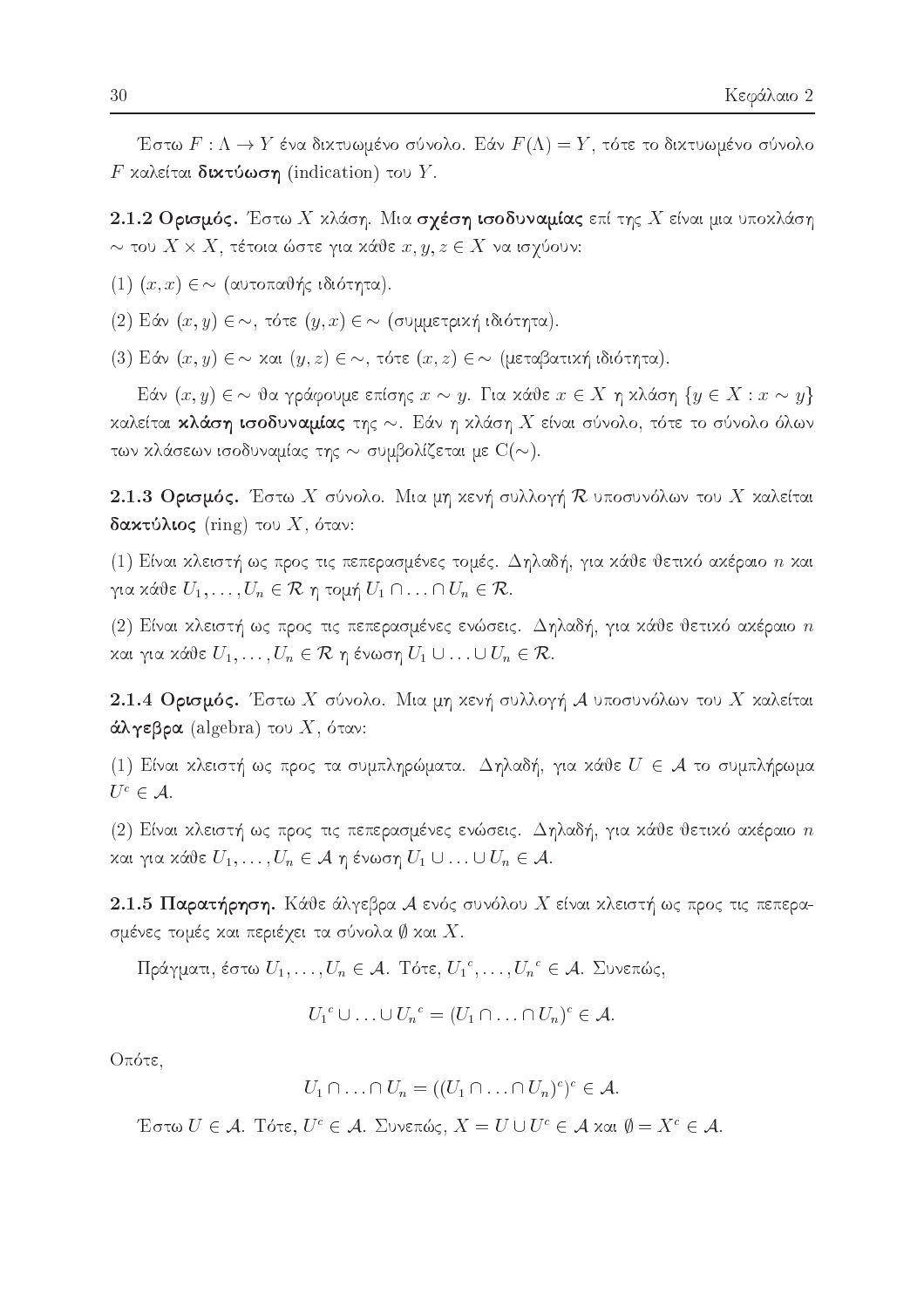Έστω $F : \Lambda \to Y$ ένα δικτυωμένο σύνολο. Εάν $F(\Lambda) = Y$, τότε το δικτυωμένο σύνολο $F$ καλείται **δικτύωση** (indication) του $Y$.

**2.1.2 Ορισμός.** Έστω $X$ κλάση. Μια **σχέση ισοδυναμίας** επί της $X$ είναι μια υποκλάση $\sim$ του $X \times X$, τέτοια ώστε για κάθε $x, y, z \in X$ να ισχύουν:

(1) $(x, x) \in \sim$ (αυτοπαθής ιδιότητα).

(2) Εάν $(x, y) \in \sim$, τότε $(y, x) \in \sim$ (συμμετρική ιδιότητα).

(3) Εάν $(x, y) \in \sim$ και $(y, z) \in \sim$, τότε $(x, z) \in \sim$ (μεταβατική ιδιότητα).

Εάν $(x, y) \in \sim$ θα γράφουμε επίσης $x \sim y$. Για κάθε $x \in X$ η κλάση $\{y \in X : x \sim y\}$ καλείται **κλάση ισοδυναμίας** της $\sim$. Εάν η κλάση $X$ είναι σύνολο, τότε το σύνολο όλων των κλάσεων ισοδυναμίας της $\sim$ συμβολίζεται με $\mathrm{C}(\sim)$.

**2.1.3 Ορισμός.** Έστω $X$ σύνολο. Μια μη κενή συλλογή $\mathcal{R}$ υποσυνόλων του $X$ καλείται **δακτύλιος** (ring) του $X$, όταν:

(1) Είναι κλειστή ως προς τις πεπερασμένες τομές. Δηλαδή, για κάθε θετικό ακέραιο $n$ και για κάθε $U_1, \ldots, U_n \in \mathcal{R}$ η τομή $U_1 \cap \ldots \cap U_n \in \mathcal{R}$.

(2) Είναι κλειστή ως προς τις πεπερασμένες ενώσεις. Δηλαδή, για κάθε θετικό ακέραιο $n$ και για κάθε $U_1, \ldots, U_n \in \mathcal{R}$ η ένωση $U_1 \cup \ldots \cup U_n \in \mathcal{R}$.

**2.1.4 Ορισμός.** Έστω $X$ σύνολο. Μια μη κενή συλλογή $\mathcal{A}$ υποσυνόλων του $X$ καλείται **άλγεβρα** (algebra) του $X$, όταν:

(1) Είναι κλειστή ως προς τα συμπληρώματα. Δηλαδή, για κάθε $U \in \mathcal{A}$ το συμπλήρωμα $U^c \in \mathcal{A}$.

(2) Είναι κλειστή ως προς τις πεπερασμένες ενώσεις. Δηλαδή, για κάθε θετικό ακέραιο $n$ και για κάθε $U_1, \ldots, U_n \in \mathcal{A}$ η ένωση $U_1 \cup \ldots \cup U_n \in \mathcal{A}$.

**2.1.5 Παρατήρηση.** Κάθε άλγεβρα $\mathcal{A}$ ενός συνόλου $X$ είναι κλειστή ως προς τις πεπερασμένες τομές και περιέχει τα σύνολα $\emptyset$ και $X$.

Πράγματι, έστω $U_1, \ldots, U_n \in \mathcal{A}$. Τότε, ${U_1}^c, \ldots, {U_n}^c \in \mathcal{A}$. Συνεπώς,

$$ {U_1}^c \cup \ldots \cup {U_n}^c = (U_1 \cap \ldots \cap U_n)^c \in \mathcal{A}. $$

Οπότε,

$$ U_1 \cap \ldots \cap U_n = ((U_1 \cap \ldots \cap U_n)^c)^c \in \mathcal{A}. $$

Έστω $U \in \mathcal{A}$. Τότε, $U^c \in \mathcal{A}$. Συνεπώς, $X = U \cup U^c \in \mathcal{A}$ και $\emptyset = X^c \in \mathcal{A}$.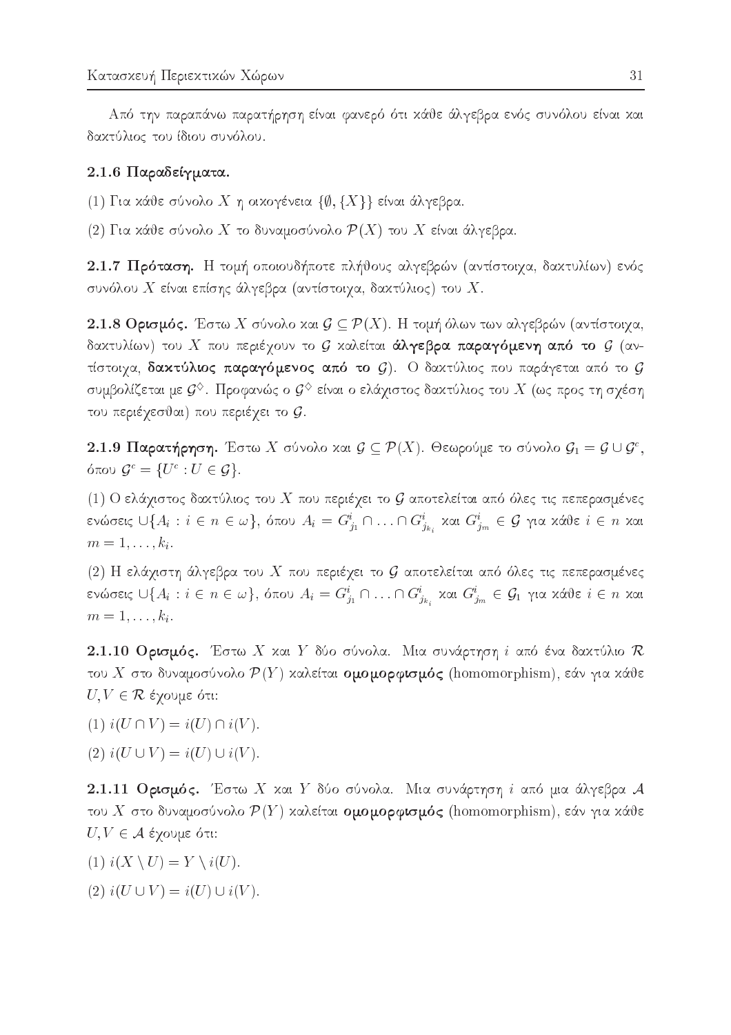Από την παραπάνω παρατήρηση είναι φανερό ότι κάθε άλγεβρα ενός συνόλου είναι και δακτύλιος του ίδιου συνόλου.

### 2.1.6 Παραδείγματα.

(1) Για κάθε σύνολο $X$ η οικογένεια $\{\emptyset, \{X\}\}$ είναι άλγεβρα.

(2) Για κάθε σύνολο $X$ το δυναμοσύνολο $\mathcal{P}(X)$ του $X$ είναι άλγεβρα.

**2.1.7 Πρόταση.** Η τομή οποιουδήποτε πλήθους αλγεβρών (αντίστοιχα, δακτυλίων) ενός συνόλου $X$ είναι επίσης άλγεβρα (αντίστοιχα, δακτύλιος) του $X$.

**2.1.8 Ορισμός.** Έστω $X$ σύνολο και $\mathcal{G} \subseteq \mathcal{P}(X)$. Η τομή όλων των αλγεβρών (αντίστοιχα, δακτυλίων) του $X$ που περιέχουν το $\mathcal{G}$ καλείται **άλγεβρα παραγόμενη από το** $\mathcal{G}$ (αντίστοιχα, **δακτύλιος παραγόμενος από το** $\mathcal{G}$). Ο δακτύλιος που παράγεται από το $\mathcal{G}$ συμβολίζεται με $\mathcal{G}^{\diamondsuit}$. Προφανώς ο $\mathcal{G}^{\diamondsuit}$ είναι ο ελάχιστος δακτύλιος του $X$ (ως προς τη σχέση του περιέχεσθαι) που περιέχει το $\mathcal{G}$.

**2.1.9 Παρατήρηση.** Έστω $X$ σύνολο και $\mathcal{G} \subseteq \mathcal{P}(X)$. Θεωρούμε το σύνολο $\mathcal{G}_1 = \mathcal{G} \cup \mathcal{G}^c$, όπου $\mathcal{G}^c = \{U^c : U \in \mathcal{G}\}$.

(1) Ο ελάχιστος δακτύλιος του $X$ που περιέχει το $\mathcal{G}$ αποτελείται από όλες τις πεπερασμένες ενώσεις $\cup\{A_i : i \in n \in \omega\}$, όπου $A_i = G^i_{j_1} \cap \ldots \cap G^i_{j_{k_i}}$ και $G^i_{j_m} \in \mathcal{G}$ για κάθε $i \in n$ και $m = 1, \ldots, k_i$.

(2) Η ελάχιστη άλγεβρα του $X$ που περιέχει το $\mathcal{G}$ αποτελείται από όλες τις πεπερασμένες ενώσεις $\cup\{A_i : i \in n \in \omega\}$, όπου $A_i = G^i_{j_1} \cap \ldots \cap G^i_{j_{k_i}}$ και $G^i_{j_m} \in \mathcal{G}_1$ για κάθε $i \in n$ και $m = 1, \ldots, k_i$.

**2.1.10 Ορισμός.** Έστω $X$ και $Y$ δύο σύνολα. Μια συνάρτηση $i$ από ένα δακτύλιο $\mathcal{R}$ του $X$ στο δυναμοσύνολο $\mathcal{P}(Y)$ καλείται **ομομορφισμός** (homomorphism), εάν για κάθε $U, V \in \mathcal{R}$ έχουμε ότι:

(1) $i(U \cap V) = i(U) \cap i(V)$.

(2) $i(U \cup V) = i(U) \cup i(V)$.

**2.1.11 Ορισμός.** Έστω $X$ και $Y$ δύο σύνολα. Μια συνάρτηση $i$ από μια άλγεβρα $\mathcal{A}$ του $X$ στο δυναμοσύνολο $\mathcal{P}(Y)$ καλείται **ομομορφισμός** (homomorphism), εάν για κάθε $U, V \in \mathcal{A}$ έχουμε ότι:

(1) $i(X \setminus U) = Y \setminus i(U)$.

(2) $i(U \cup V) = i(U) \cup i(V)$.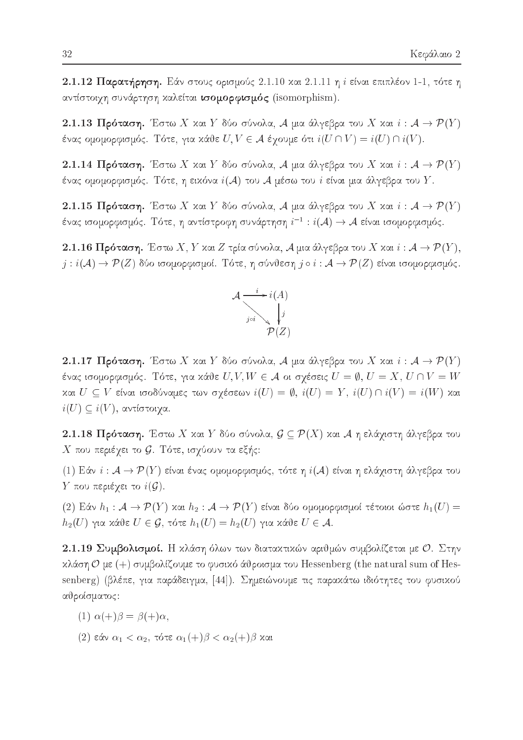**2.1.12 Παρατήρηση.** Εάν στους ορισμούς 2.1.10 και 2.1.11 η $i$ είναι επιπλέον 1-1, τότε η αντίστοιχη συνάρτηση καλείται **ισομορφισμός** (isomorphism).

**2.1.13 Πρόταση.** Έστω $X$ και $Y$ δύο σύνολα, $\mathcal{A}$ μια άλγεβρα του $X$ και $i : \mathcal{A} \to \mathcal{P}(Y)$ ένας ομομορφισμός. Τότε, για κάθε $U, V \in \mathcal{A}$ έχουμε ότι $i(U \cap V) = i(U) \cap i(V)$.

**2.1.14 Πρόταση.** Έστω $X$ και $Y$ δύο σύνολα, $\mathcal{A}$ μια άλγεβρα του $X$ και $i : \mathcal{A} \to \mathcal{P}(Y)$ ένας ομομορφισμός. Τότε, η εικόνα $i(\mathcal{A})$ του $\mathcal{A}$ μέσω του $i$ είναι μια άλγεβρα του $Y$.

**2.1.15 Πρόταση.** Έστω $X$ και $Y$ δύο σύνολα, $\mathcal{A}$ μια άλγεβρα του $X$ και $i : \mathcal{A} \to \mathcal{P}(Y)$ ένας ισομορφισμός. Τότε, η αντίστροφη συνάρτηση $i^{-1} : i(\mathcal{A}) \to \mathcal{A}$ είναι ισομορφισμός.

**2.1.16 Πρόταση.** Έστω $X$, $Y$ και $Z$ τρία σύνολα, $\mathcal{A}$ μια άλγεβρα του $X$ και $i : \mathcal{A} \to \mathcal{P}(Y)$, $j : i(\mathcal{A}) \to \mathcal{P}(Z)$ δύο ισομορφισμοί. Τότε, η σύνθεση $j \circ i : \mathcal{A} \to \mathcal{P}(Z)$ είναι ισομορφισμός.

$$\begin{array}{ccc} \mathcal{A} & \xrightarrow{\ i\ } & i(A) \\ & \searrow^{j \circ i} & \downarrow j \\ & & \mathcal{P}(Z) \end{array}$$

**2.1.17 Πρόταση.** Έστω $X$ και $Y$ δύο σύνολα, $\mathcal{A}$ μια άλγεβρα του $X$ και $i : \mathcal{A} \to \mathcal{P}(Y)$ ένας ισομορφισμός. Τότε, για κάθε $U, V, W \in \mathcal{A}$ οι σχέσεις $U = \emptyset$, $U = X$, $U \cap V = W$ και $U \subseteq V$ είναι ισοδύναμες των σχέσεων $i(U) = \emptyset$, $i(U) = Y$, $i(U) \cap i(V) = i(W)$ και $i(U) \subseteq i(V)$, αντίστοιχα.

**2.1.18 Πρόταση.** Έστω $X$ και $Y$ δύο σύνολα, $\mathcal{G} \subseteq \mathcal{P}(X)$ και $\mathcal{A}$ η ελάχιστη άλγεβρα του $X$ που περιέχει το $\mathcal{G}$. Τότε, ισχύουν τα εξής:

(1) Εάν $i : \mathcal{A} \to \mathcal{P}(Y)$ είναι ένας ομομορφισμός, τότε η $i(\mathcal{A})$ είναι η ελάχιστη άλγεβρα του $Y$ που περιέχει το $i(\mathcal{G})$.

(2) Εάν $h_1 : \mathcal{A} \to \mathcal{P}(Y)$ και $h_2 : \mathcal{A} \to \mathcal{P}(Y)$ είναι δύο ομομορφισμοί τέτοιοι ώστε $h_1(U) = h_2(U)$ για κάθε $U \in \mathcal{G}$, τότε $h_1(U) = h_2(U)$ για κάθε $U \in \mathcal{A}$.

**2.1.19 Συμβολισμοί.** Η κλάση όλων των διατακτικών αριθμών συμβολίζεται με $\mathcal{O}$. Στην κλάση $\mathcal{O}$ με $(+)$ συμβολίζουμε το φυσικό άθροισμα του Hessenberg (the natural sum of Hessenberg) (βλέπε, για παράδειγμα, [44]). Σημειώνουμε τις παρακάτω ιδιότητες του φυσικού αθροίσματος:

(1) $\alpha(+)\beta = \beta(+)\alpha$,

(2) εάν $\alpha_1 < \alpha_2$, τότε $\alpha_1(+)\beta < \alpha_2(+)\beta$ και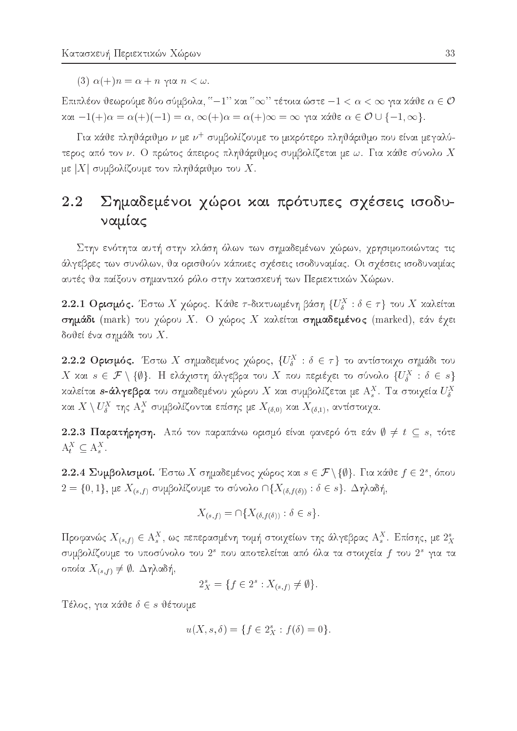(3) $\alpha(+)n = \alpha + n$ για $n < \omega$.

Επιπλέον θεωρούμε δύο σύμβολα, "$-1$" και "$\infty$" τέτοια ώστε $-1 < \alpha < \infty$ για κάθε $\alpha \in \mathcal{O}$ και $-1(+)\alpha = \alpha(+)(-1) = \alpha$, $\infty(+)\alpha = \alpha(+)\infty = \infty$ για κάθε $\alpha \in \mathcal{O} \cup \{-1, \infty\}$.

Για κάθε πληθάριθμο $\nu$ με $\nu^+$ συμβολίζουμε το μικρότερο πληθάριθμο που είναι μεγαλύτερος από τον $\nu$. Ο πρώτος άπειρος πληθάριθμος συμβολίζεται με $\omega$. Για κάθε σύνολο $X$ με $|X|$ συμβολίζουμε τον πληθάριθμο του $X$.

## 2.2 Σημαδεμένοι χώροι και πρότυπες σχέσεις ισοδυναμίας

Στην ενότητα αυτή στην κλάση όλων των σημαδεμένων χώρων, χρησιμοποιώντας τις άλγεβρες των συνόλων, θα ορισθούν κάποιες σχέσεις ισοδυναμίας. Οι σχέσεις ισοδυναμίας αυτές θα παίξουν σημαντικό ρόλο στην κατασκευή των Περιεκτικών Χώρων.

**2.2.1 Ορισμός.** Έστω $X$ χώρος. Κάθε $\tau$-δικτυωμένη βάση $\{U_\delta^X : \delta \in \tau\}$ του $X$ καλείται **σημάδι** (mark) του χώρου $X$. Ο χώρος $X$ καλείται **σημαδεμένος** (marked), εάν έχει δοθεί ένα σημάδι του $X$.

**2.2.2 Ορισμός.** Έστω $X$ σημαδεμένος χώρος, $\{U_\delta^X : \delta \in \tau\}$ το αντίστοιχο σημάδι του $X$ και $s \in \mathcal{F} \setminus \{\emptyset\}$. Η ελάχιστη άλγεβρα του $X$ που περιέχει το σύνολο $\{U_\delta^X : \delta \in s\}$ καλείται **$s$-άλγεβρα** του σημαδεμένου χώρου $X$ και συμβολίζεται με $\mathrm{A}_s^X$. Τα στοιχεία $U_\delta^X$ και $X \setminus U_\delta^X$ της $\mathrm{A}_s^X$ συμβολίζονται επίσης με $X_{(\delta,0)}$ και $X_{(\delta,1)}$, αντίστοιχα.

**2.2.3 Παρατήρηση.** Από τον παραπάνω ορισμό είναι φανερό ότι εάν $\emptyset \neq t \subseteq s$, τότε $\mathrm{A}_t^X \subseteq \mathrm{A}_s^X$.

**2.2.4 Συμβολισμοί.** Έστω $X$ σημαδεμένος χώρος και $s \in \mathcal{F} \setminus \{\emptyset\}$. Για κάθε $f \in 2^s$, όπου $2 = \{0, 1\}$, με $X_{(s,f)}$ συμβολίζουμε το σύνολο $\cap\{X_{(\delta, f(\delta))} : \delta \in s\}$. Δηλαδή,

$$X_{(s,f)} = \cap\{X_{(\delta, f(\delta))} : \delta \in s\}.$$

Προφανώς $X_{(s,f)} \in \mathrm{A}_s^X$, ως πεπερασμένη τομή στοιχείων της άλγεβρας $\mathrm{A}_s^X$. Επίσης, με $2_X^s$ συμβολίζουμε το υποσύνολο του $2^s$ που αποτελείται από όλα τα στοιχεία $f$ του $2^s$ για τα οποία $X_{(s,f)} \neq \emptyset$. Δηλαδή,

$$2_X^s = \{f \in 2^s : X_{(s,f)} \neq \emptyset\}.$$

Τέλος, για κάθε $\delta \in s$ θέτουμε

$$u(X, s, \delta) = \{f \in 2_X^s : f(\delta) = 0\}.$$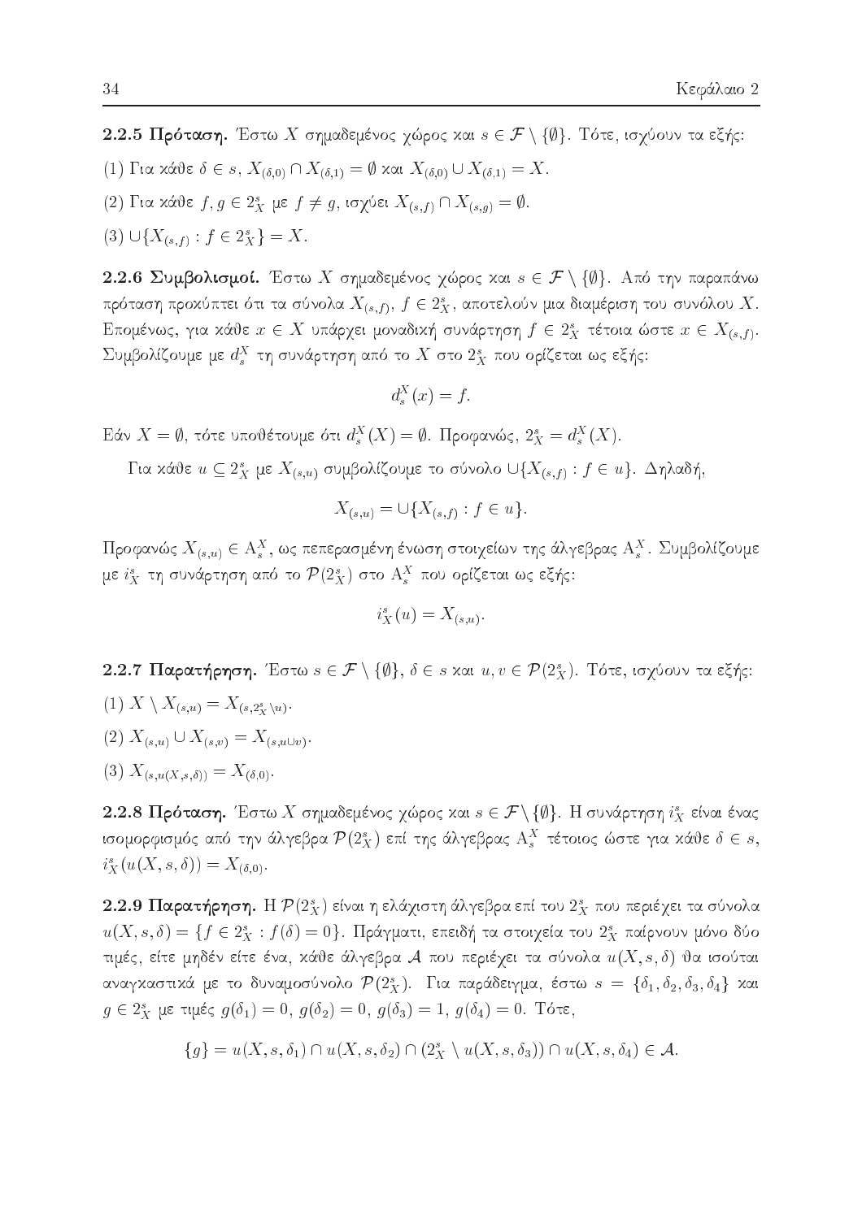**2.2.5 Πρόταση.** Έστω $X$ σημαδεμένος χώρος και $s \in \mathcal{F} \setminus \{\emptyset\}$. Τότε, ισχύουν τα εξής:

(1) Για κάθε $\delta \in s$, $X_{(\delta,0)} \cap X_{(\delta,1)} = \emptyset$ και $X_{(\delta,0)} \cup X_{(\delta,1)} = X$.

(2) Για κάθε $f, g \in 2^s_X$ με $f \neq g$, ισχύει $X_{(s,f)} \cap X_{(s,g)} = \emptyset$.

(3) $\cup\{X_{(s,f)} : f \in 2^s_X\} = X$.

**2.2.6 Συμβολισμοί.** Έστω $X$ σημαδεμένος χώρος και $s \in \mathcal{F} \setminus \{\emptyset\}$. Από την παραπάνω πρόταση προκύπτει ότι τα σύνολα $X_{(s,f)}$, $f \in 2^s_X$, αποτελούν μια διαμέριση του συνόλου $X$. Επομένως, για κάθε $x \in X$ υπάρχει μοναδική συνάρτηση $f \in 2^s_X$ τέτοια ώστε $x \in X_{(s,f)}$. Συμβολίζουμε με $d^X_s$ τη συνάρτηση από το $X$ στο $2^s_X$ που ορίζεται ως εξής:

$$d^X_s(x) = f.$$

Εάν $X = \emptyset$, τότε υποθέτουμε ότι $d^X_s(X) = \emptyset$. Προφανώς, $2^s_X = d^X_s(X)$.

Για κάθε $u \subseteq 2^s_X$ με $X_{(s,u)}$ συμβολίζουμε το σύνολο $\cup\{X_{(s,f)} : f \in u\}$. Δηλαδή,

$$X_{(s,u)} = \cup\{X_{(s,f)} : f \in u\}.$$

Προφανώς $X_{(s,u)} \in \mathrm{A}^X_s$, ως πεπερασμένη ένωση στοιχείων της άλγεβρας $\mathrm{A}^X_s$. Συμβολίζουμε με $i^s_X$ τη συνάρτηση από το $\mathcal{P}(2^s_X)$ στο $\mathrm{A}^X_s$ που ορίζεται ως εξής:

$$i^s_X(u) = X_{(s,u)}.$$

**2.2.7 Παρατήρηση.** Έστω $s \in \mathcal{F} \setminus \{\emptyset\}$, $\delta \in s$ και $u, v \in \mathcal{P}(2^s_X)$. Τότε, ισχύουν τα εξής:

(1) $X \setminus X_{(s,u)} = X_{(s,2^s_X \setminus u)}$.

(2) $X_{(s,u)} \cup X_{(s,v)} = X_{(s,u \cup v)}$.

(3) $X_{(s,u(X,s,\delta))} = X_{(\delta,0)}$.

**2.2.8 Πρόταση.** Έστω $X$ σημαδεμένος χώρος και $s \in \mathcal{F} \setminus \{\emptyset\}$. Η συνάρτηση $i^s_X$ είναι ένας ισομορφισμός από την άλγεβρα $\mathcal{P}(2^s_X)$ επί της άλγεβρας $\mathrm{A}^X_s$ τέτοιος ώστε για κάθε $\delta \in s$, $i^s_X(u(X,s,\delta)) = X_{(\delta,0)}$.

**2.2.9 Παρατήρηση.** Η $\mathcal{P}(2^s_X)$ είναι η ελάχιστη άλγεβρα επί του $2^s_X$ που περιέχει τα σύνολα $u(X,s,\delta) = \{f \in 2^s_X : f(\delta) = 0\}$. Πράγματι, επειδή τα στοιχεία του $2^s_X$ παίρνουν μόνο δύο τιμές, είτε μηδέν είτε ένα, κάθε άλγεβρα $\mathcal{A}$ που περιέχει τα σύνολα $u(X,s,\delta)$ θα ισούται αναγκαστικά με το δυναμοσύνολο $\mathcal{P}(2^s_X)$. Για παράδειγμα, έστω $s = \{\delta_1, \delta_2, \delta_3, \delta_4\}$ και $g \in 2^s_X$ με τιμές $g(\delta_1) = 0$, $g(\delta_2) = 0$, $g(\delta_3) = 1$, $g(\delta_4) = 0$. Τότε,

$$\{g\} = u(X,s,\delta_1) \cap u(X,s,\delta_2) \cap (2^s_X \setminus u(X,s,\delta_3)) \cap u(X,s,\delta_4) \in \mathcal{A}.$$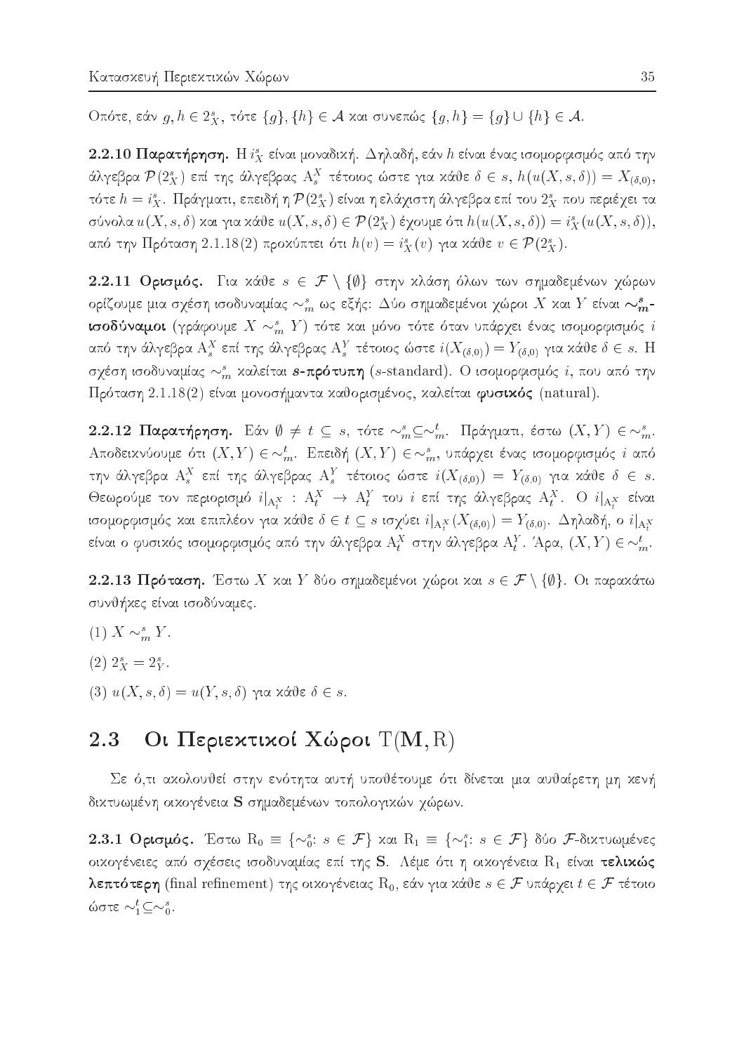Οπότε, εάν $g, h \in 2^s_X$, τότε $\{g\}, \{h\} \in \mathcal{A}$ και συνεπώς $\{g, h\} = \{g\} \cup \{h\} \in \mathcal{A}$.

**2.2.10 Παρατήρηση.** Η $i^s_X$ είναι μοναδική. Δηλαδή, εάν $h$ είναι ένας ισομορφισμός από την άλγεβρα $\mathcal{P}(2^s_X)$ επί της άλγεβρας $\mathrm{A}^X_s$ τέτοιος ώστε για κάθε $\delta \in s$, $h(u(X, s, \delta)) = X_{(\delta,0)}$, τότε $h = i^s_X$. Πραγματι, επειδή η $\mathcal{P}(2^s_X)$ είναι η ελάχιστη άλγεβρα επί του $2^s_X$ που περιέχει τα σύνολα $u(X, s, \delta)$ και για κάθε $u(X, s, \delta) \in \mathcal{P}(2^s_X)$ έχουμε ότι $h(u(X, s, \delta)) = i^s_X(u(X, s, \delta))$, από την Πρόταση 2.1.18(2) προκύπτει ότι $h(v) = i^s_X(v)$ για κάθε $v \in \mathcal{P}(2^s_X)$.

**2.2.11 Ορισμός.** Για κάθε $s \in \mathcal{F} \setminus \{\emptyset\}$ στην κλάση όλων των σημαδεμένων χώρων ορίζουμε μια σχέση ισοδυναμίας $\sim^s_m$ ως εξής: Δύο σημαδεμένοι χώροι $X$ και $Y$ είναι **$\sim^s_m$-ισοδύναμοι** (γράφουμε $X \sim^s_m Y$) τότε και μόνο τότε όταν υπάρχει ένας ισομορφισμός $i$ από την άλγεβρα $\mathrm{A}^X_s$ επί της άλγεβρας $\mathrm{A}^Y_s$ τέτοιος ώστε $i(X_{(\delta,0)}) = Y_{(\delta,0)}$ για κάθε $\delta \in s$. Η σχέση ισοδυναμίας $\sim^s_m$ καλείται **$s$-πρότυπη** ($s$-standard). Ο ισομορφισμός $i$, που από την Πρόταση 2.1.18(2) είναι μονοσήμαντα καθορισμένος, καλείται **φυσικός** (natural).

**2.2.12 Παρατήρηση.** Εάν $\emptyset \neq t \subseteq s$, τότε $\sim^s_m \subseteq \sim^t_m$. Πράγματι, έστω $(X, Y) \in \sim^s_m$. Αποδεικνύουμε ότι $(X, Y) \in \sim^t_m$. Επειδή $(X, Y) \in \sim^s_m$, υπάρχει ένας ισομορφισμός $i$ από την άλγεβρα $\mathrm{A}^X_s$ επί της άλγεβρας $\mathrm{A}^Y_s$ τέτοιος ώστε $i(X_{(\delta,0)}) = Y_{(\delta,0)}$ για κάθε $\delta \in s$. Θεωρούμε τον περιορισμό $i|_{\mathrm{A}^X_t} : \mathrm{A}^X_t \to \mathrm{A}^Y_t$ του $i$ επί της άλγεβρας $\mathrm{A}^X_t$. Ο $i|_{\mathrm{A}^X_t}$ είναι ισομορφισμός και επιπλέον για κάθε $\delta \in t \subseteq s$ ισχύει $i|_{\mathrm{A}^X_t}(X_{(\delta,0)}) = Y_{(\delta,0)}$. Δηλαδή, ο $i|_{\mathrm{A}^X_t}$ είναι ο φυσικός ισομορφισμός από την άλγεβρα $\mathrm{A}^X_t$ στην άλγεβρα $\mathrm{A}^Y_t$. Άρα, $(X, Y) \in \sim^t_m$.

**2.2.13 Πρόταση.** Έστω $X$ και $Y$ δύο σημαδεμένοι χώροι και $s \in \mathcal{F} \setminus \{\emptyset\}$. Οι παρακάτω συνθήκες είναι ισοδύναμες.

(1) $X \sim^s_m Y$.

(2) $2^s_X = 2^s_Y$.

(3) $u(X, s, \delta) = u(Y, s, \delta)$ για κάθε $\delta \in s$.

## 2.3 Οι Περιεκτικοί Χώροι $\mathrm{T}(\mathbf{M}, \mathrm{R})$

Σε ό,τι ακολουθεί στην ενότητα αυτή υποθέτουμε ότι δίνεται μια αυθαίρετη μη κενή δικτυωμένη οικογένεια $\mathbf{S}$ σημαδεμένων τοπολογικών χώρων.

**2.3.1 Ορισμός.** Έστω $\mathrm{R}_0 \equiv \{\sim^s_0 : s \in \mathcal{F}\}$ και $\mathrm{R}_1 \equiv \{\sim^s_1 : s \in \mathcal{F}\}$ δύο $\mathcal{F}$-δικτυωμένες οικογένειες από σχέσεις ισοδυναμίας επί της $\mathbf{S}$. Λέμε ότι η οικογένεια $\mathrm{R}_1$ είναι **τελικώς λεπτότερη** (final refinement) της οικογένειας $\mathrm{R}_0$, εάν για κάθε $s \in \mathcal{F}$ υπάρχει $t \in \mathcal{F}$ τέτοιο ώστε $\sim^t_1 \subseteq \sim^s_0$.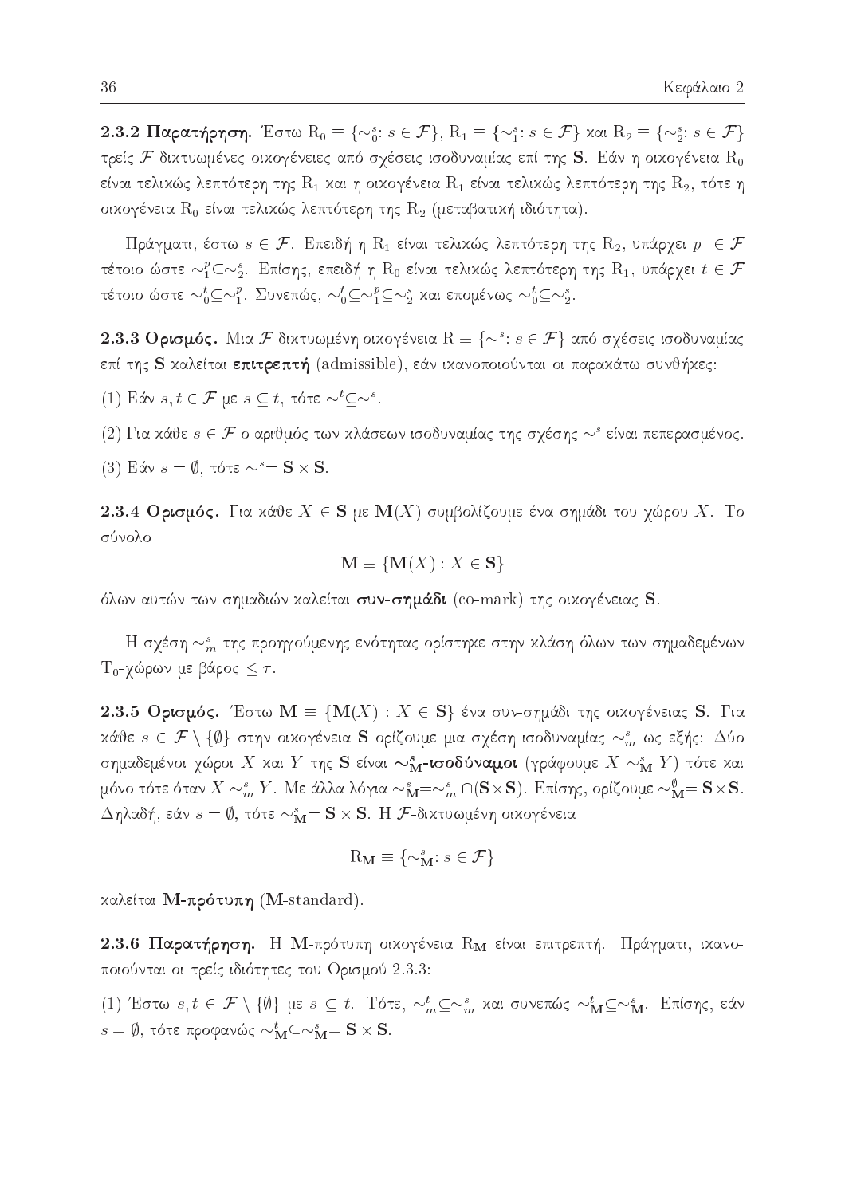**2.3.2 Παρατήρηση.** Έστω $\mathrm{R}_0 \equiv \{\sim_0^s : s \in \mathcal{F}\}$, $\mathrm{R}_1 \equiv \{\sim_1^s : s \in \mathcal{F}\}$ και $\mathrm{R}_2 \equiv \{\sim_2^s : s \in \mathcal{F}\}$ τρείς $\mathcal{F}$-δικτυωμένες οικογένειες από σχέσεις ισοδυναμίας επί της $\mathbf{S}$. Εάν η οικογένεια $\mathrm{R}_0$ είναι τελικώς λεπτότερη της $\mathrm{R}_1$ και η οικογένεια $\mathrm{R}_1$ είναι τελικώς λεπτότερη της $\mathrm{R}_2$, τότε η οικογένεια $\mathrm{R}_0$ είναι τελικώς λεπτότερη της $\mathrm{R}_2$ (μεταβατική ιδιότητα).

Πράγματι, έστω $s \in \mathcal{F}$. Επειδή η $\mathrm{R}_1$ είναι τελικώς λεπτότερη της $\mathrm{R}_2$, υπάρχει $p \in \mathcal{F}$ τέτοιο ώστε $\sim_1^p \subseteq \sim_2^s$. Επίσης, επειδή η $\mathrm{R}_0$ είναι τελικώς λεπτότερη της $\mathrm{R}_1$, υπάρχει $t \in \mathcal{F}$ τέτοιο ώστε $\sim_0^t \subseteq \sim_1^p$. Συνεπώς, $\sim_0^t \subseteq \sim_1^p \subseteq \sim_2^s$ και επομένως $\sim_0^t \subseteq \sim_2^s$.

**2.3.3 Ορισμός.** Μια $\mathcal{F}$-δικτυωμένη οικογένεια $\mathrm{R} \equiv \{\sim^s : s \in \mathcal{F}\}$ από σχέσεις ισοδυναμίας επί της $\mathbf{S}$ καλείται **επιτρεπτή** (admissible), εάν ικανοποιούνται οι παρακάτω συνθήκες:

(1) Εάν $s, t \in \mathcal{F}$ με $s \subseteq t$, τότε $\sim^t \subseteq \sim^s$.

(2) Για κάθε $s \in \mathcal{F}$ ο αριθμός των κλάσεων ισοδυναμίας της σχέσης $\sim^s$ είναι πεπερασμένος.

(3) Εάν $s = \emptyset$, τότε $\sim^s = \mathbf{S} \times \mathbf{S}$.

**2.3.4 Ορισμός.** Για κάθε $X \in \mathbf{S}$ με $\mathbf{M}(X)$ συμβολίζουμε ένα σημάδι του χώρου $X$. Το σύνολο

$$\mathbf{M} \equiv \{\mathbf{M}(X) : X \in \mathbf{S}\}$$

όλων αυτών των σημαδιών καλείται **συν-σημάδι** (co-mark) της οικογένειας $\mathbf{S}$.

Η σχέση $\sim_m^s$ της προηγούμενης ενότητας ορίστηκε στην κλάση όλων των σημαδεμένων $\mathrm{T}_0$-χώρων με βάρος $\leq \tau$.

**2.3.5 Ορισμός.** Έστω $\mathbf{M} \equiv \{\mathbf{M}(X) : X \in \mathbf{S}\}$ ένα συν-σημάδι της οικογένειας $\mathbf{S}$. Για κάθε $s \in \mathcal{F} \setminus \{\emptyset\}$ στην οικογένεια $\mathbf{S}$ ορίζουμε μια σχέση ισοδυναμίας $\sim_m^s$ ως εξής: Δύο σημαδεμένοι χώροι $X$ και $Y$ της $\mathbf{S}$ είναι **$\sim_{\mathbf{M}}^s$-ισοδύναμοι** (γράφουμε $X \sim_{\mathbf{M}}^s Y$) τότε και μόνο τότε όταν $X \sim_m^s Y$. Με άλλα λόγια $\sim_{\mathbf{M}}^s = \sim_m^s \cap (\mathbf{S} \times \mathbf{S})$. Επίσης, ορίζουμε $\sim_{\mathbf{M}}^{\emptyset} = \mathbf{S} \times \mathbf{S}$. Δηλαδή, εάν $s = \emptyset$, τότε $\sim_{\mathbf{M}}^s = \mathbf{S} \times \mathbf{S}$. Η $\mathcal{F}$-δικτυωμένη οικογένεια

$$\mathrm{R}_{\mathbf{M}} \equiv \{\sim_{\mathbf{M}}^s : s \in \mathcal{F}\}$$

καλείται **M-πρότυπη** (M-standard).

**2.3.6 Παρατήρηση.** Η M-πρότυπη οικογένεια $\mathrm{R}_{\mathbf{M}}$ είναι επιτρεπτή. Πράγματι, ικανοποιούνται οι τρείς ιδιότητες του Ορισμού 2.3.3:

(1) Έστω $s, t \in \mathcal{F} \setminus \{\emptyset\}$ με $s \subseteq t$. Τότε, $\sim_m^t \subseteq \sim_m^s$ και συνεπώς $\sim_{\mathbf{M}}^t \subseteq \sim_{\mathbf{M}}^s$. Επίσης, εάν $s = \emptyset$, τότε προφανώς $\sim_{\mathbf{M}}^t \subseteq \sim_{\mathbf{M}}^s = \mathbf{S} \times \mathbf{S}$.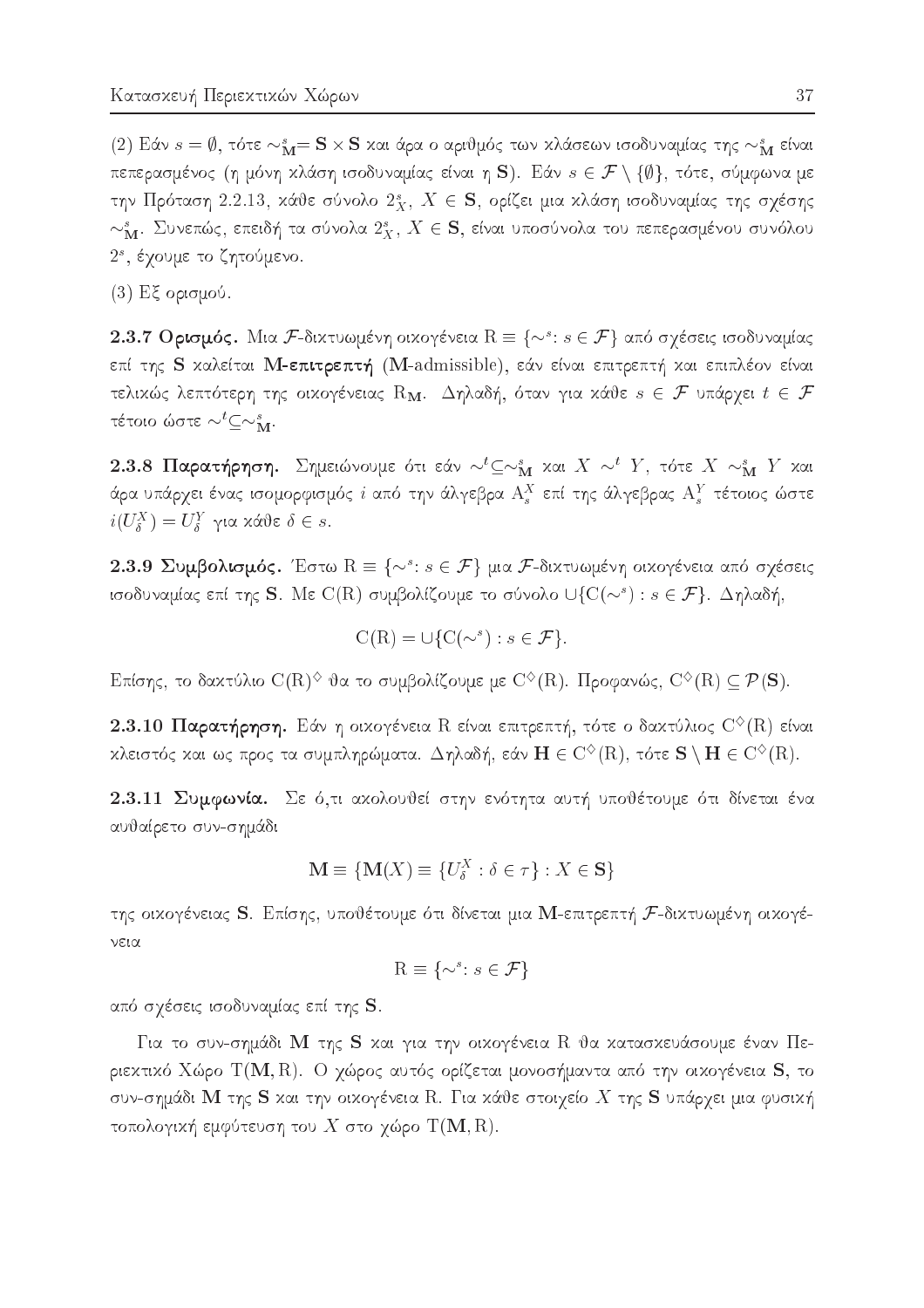(2) Εάν $s = \emptyset$, τότε $\sim^s_{\mathbf{M}} = \mathbf{S} \times \mathbf{S}$ και άρα ο αριθμός των κλάσεων ισοδυναμίας της $\sim^s_{\mathbf{M}}$ είναι πεπερασμένος (η μόνη κλάση ισοδυναμίας είναι η $\mathbf{S}$). Εάν $s \in \mathcal{F} \setminus \{\emptyset\}$, τότε, σύμφωνα με την Πρόταση 2.2.13, κάθε σύνολο $2^s_X$, $X \in \mathbf{S}$, ορίζει μια κλάση ισοδυναμίας της σχέσης $\sim^s_{\mathbf{M}}$. Συνεπώς, επειδή τα σύνολα $2^s_X$, $X \in \mathbf{S}$, είναι υποσύνολα του πεπερασμένου συνόλου $2^s$, έχουμε το ζητούμενο.

(3) Εξ ορισμού.

**2.3.7 Ορισμός.** Μια $\mathcal{F}$-δικτυωμένη οικογένεια $\mathrm{R} \equiv \{\sim^s : s \in \mathcal{F}\}$ από σχέσεις ισοδυναμίας επί της $\mathbf{S}$ καλείται **M-επιτρεπτή** (**M**-admissible), εάν είναι επιτρεπτή και επιπλέον είναι τελικώς λεπτότερη της οικογένειας $\mathrm{R}_{\mathbf{M}}$. Δηλαδή, όταν για κάθε $s \in \mathcal{F}$ υπάρχει $t \in \mathcal{F}$ τέτοιο ώστε $\sim^t \subseteq \sim^s_{\mathbf{M}}$.

**2.3.8 Παρατήρηση.** Σημειώνουμε ότι εάν $\sim^t \subseteq \sim^s_{\mathbf{M}}$ και $X \sim^t Y$, τότε $X \sim^s_{\mathbf{M}} Y$ και άρα υπάρχει ένας ισομορφισμός $i$ από την άλγεβρα $\mathrm{A}^X_s$ επί της άλγεβρας $\mathrm{A}^Y_s$ τέτοιος ώστε $i(U^X_\delta) = U^Y_\delta$ για κάθε $\delta \in s$.

**2.3.9 Συμβολισμός.** Έστω $\mathrm{R} \equiv \{\sim^s : s \in \mathcal{F}\}$ μια $\mathcal{F}$-δικτυωμένη οικογένεια από σχέσεις ισοδυναμίας επί της $\mathbf{S}$. Με $\mathrm{C}(\mathrm{R})$ συμβολίζουμε το σύνολο $\cup\{\mathrm{C}(\sim^s) : s \in \mathcal{F}\}$. Δηλαδή,

$$\mathrm{C}(\mathrm{R}) = \cup\{\mathrm{C}(\sim^s) : s \in \mathcal{F}\}.$$

Επίσης, το δακτύλιο $\mathrm{C}(\mathrm{R})^\diamond$ θα το συμβολίζουμε με $\mathrm{C}^\diamond(\mathrm{R})$. Προφανώς, $\mathrm{C}^\diamond(\mathrm{R}) \subseteq \mathcal{P}(\mathbf{S})$.

**2.3.10 Παρατήρηση.** Εάν η οικογένεια R είναι επιτρεπτή, τότε ο δακτύλιος $\mathrm{C}^\diamond(\mathrm{R})$ είναι κλειστός και ως προς τα συμπληρώματα. Δηλαδή, εάν $\mathbf{H} \in \mathrm{C}^\diamond(\mathrm{R})$, τότε $\mathbf{S} \setminus \mathbf{H} \in \mathrm{C}^\diamond(\mathrm{R})$.

**2.3.11 Συμφωνία.** Σε ό,τι ακολουθεί στην ενότητα αυτή υποθέτουμε ότι δίνεται ένα αυθαίρετο συν-σημάδι

$$\mathbf{M} \equiv \{\mathbf{M}(X) \equiv \{U^X_\delta : \delta \in \tau\} : X \in \mathbf{S}\}$$

της οικογένειας $\mathbf{S}$. Επίσης, υποθέτουμε ότι δίνεται μια $\mathbf{M}$-επιτρεπτή $\mathcal{F}$-δικτυωμένη οικογένεια

$$\mathrm{R} \equiv \{\sim^s : s \in \mathcal{F}\}$$

από σχέσεις ισοδυναμίας επί της $\mathbf{S}$.

Για το συν-σημάδι $\mathbf{M}$ της $\mathbf{S}$ και για την οικογένεια R θα κατασκευάσουμε έναν Περιεκτικό Χώρο $\mathrm{T}(\mathbf{M}, \mathrm{R})$. Ο χώρος αυτός ορίζεται μονοσήμαντα από την οικογένεια $\mathbf{S}$, το συν-σημάδι $\mathbf{M}$ της $\mathbf{S}$ και την οικογένεια R. Για κάθε στοιχείο $X$ της $\mathbf{S}$ υπάρχει μια φυσική τοπολογική εμφύτευση του $X$ στο χώρο $\mathrm{T}(\mathbf{M}, \mathrm{R})$.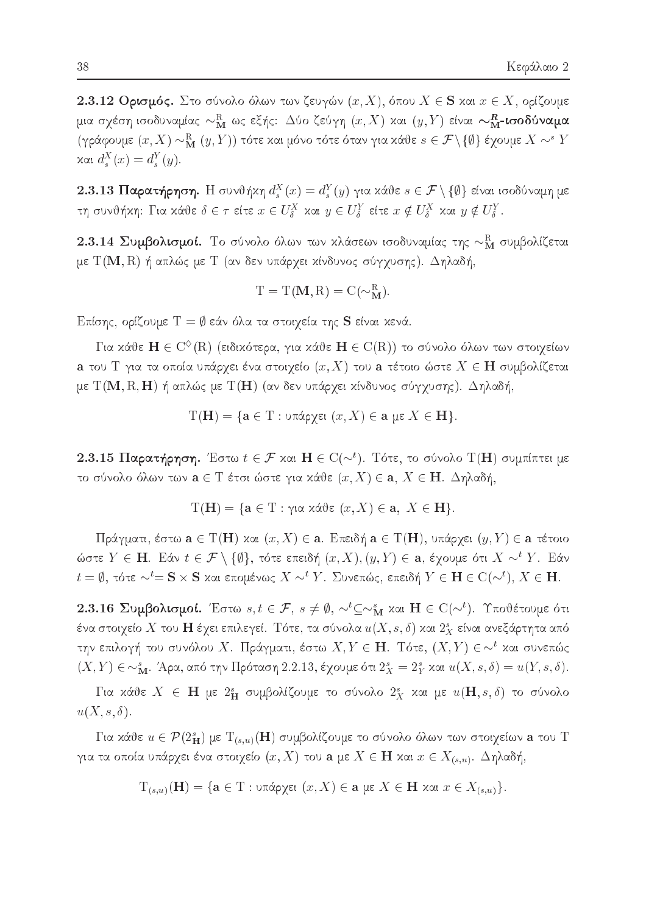**2.3.12 Ορισμός.** Στο σύνολο όλων των ζευγών $(x, X)$, όπου $X \in \mathbf{S}$ και $x \in X$, ορίζουμε μια σχέση ισοδυναμίας $\sim^{\mathrm{R}}_{\mathbf{M}}$ ως εξής: Δύο ζεύγη $(x, X)$ και $(y, Y)$ είναι **$\sim^{R}_{\mathrm{M}}$-ισοδύναμα** (γράφουμε $(x, X) \sim^{\mathrm{R}}_{\mathbf{M}} (y, Y)$) τότε και μόνο τότε όταν για κάθε $s \in \mathcal{F} \setminus \{\emptyset\}$ έχουμε $X \sim^{s} Y$ και $d^{X}_{s}(x) = d^{Y}_{s}(y)$.

**2.3.13 Παρατήρηση.** Η συνθήκη $d^{X}_{s}(x) = d^{Y}_{s}(y)$ για κάθε $s \in \mathcal{F} \setminus \{\emptyset\}$ είναι ισοδύναμη με τη συνθήκη: Για κάθε $\delta \in \tau$ είτε $x \in U^{X}_{\delta}$ και $y \in U^{Y}_{\delta}$ είτε $x \notin U^{X}_{\delta}$ και $y \notin U^{Y}_{\delta}$.

**2.3.14 Συμβολισμοί.** Το σύνολο όλων των κλάσεων ισοδυναμίας της $\sim^{\mathrm{R}}_{\mathbf{M}}$ συμβολίζεται με $\mathrm{T}(\mathbf{M}, \mathrm{R})$ ή απλώς με $\mathrm{T}$ (αν δεν υπάρχει κίνδυνος σύγχυσης). Δηλαδή,

$$\mathrm{T} = \mathrm{T}(\mathbf{M}, \mathrm{R}) = \mathrm{C}(\sim^{\mathrm{R}}_{\mathbf{M}}).$$

Επίσης, ορίζουμε $\mathrm{T} = \emptyset$ εάν όλα τα στοιχεία της $\mathbf{S}$ είναι κενά.

Για κάθε $\mathbf{H} \in \mathrm{C}^{\diamond}(\mathrm{R})$ (ειδικότερα, για κάθε $\mathbf{H} \in \mathrm{C}(\mathrm{R})$) το σύνολο όλων των στοιχείων $\mathbf{a}$ του $\mathrm{T}$ για τα οποία υπάρχει ένα στοιχείο $(x, X)$ του $\mathbf{a}$ τέτοιο ώστε $X \in \mathbf{H}$ συμβολίζεται με $\mathrm{T}(\mathbf{M}, \mathrm{R}, \mathbf{H})$ ή απλώς με $\mathrm{T}(\mathbf{H})$ (αν δεν υπάρχει κίνδυνος σύγχυσης). Δηλαδή,

$$\mathrm{T}(\mathbf{H}) = \{\mathbf{a} \in \mathrm{T} : \text{υπάρχει } (x, X) \in \mathbf{a} \text{ με } X \in \mathbf{H}\}.$$

**2.3.15 Παρατήρηση.** Έστω $t \in \mathcal{F}$ και $\mathbf{H} \in \mathrm{C}(\sim^{t})$. Τότε, το σύνολο $\mathrm{T}(\mathbf{H})$ συμπίπτει με το σύνολο όλων των $\mathbf{a} \in \mathrm{T}$ έτσι ώστε για κάθε $(x, X) \in \mathbf{a}$, $X \in \mathbf{H}$. Δηλαδή,

$$\mathrm{T}(\mathbf{H}) = \{\mathbf{a} \in \mathrm{T} : \text{για κάθε } (x, X) \in \mathbf{a},\ X \in \mathbf{H}\}.$$

Πράγματι, έστω $\mathbf{a} \in \mathrm{T}(\mathbf{H})$ και $(x, X) \in \mathbf{a}$. Επειδή $\mathbf{a} \in \mathrm{T}(\mathbf{H})$, υπάρχει $(y, Y) \in \mathbf{a}$ τέτοιο ώστε $Y \in \mathbf{H}$. Εάν $t \in \mathcal{F} \setminus \{\emptyset\}$, τότε επειδή $(x, X), (y, Y) \in \mathbf{a}$, έχουμε ότι $X \sim^{t} Y$. Εάν $t = \emptyset$, τότε $\sim^{t} = \mathbf{S} \times \mathbf{S}$ και επομένως $X \sim^{t} Y$. Συνεπώς, επειδή $Y \in \mathbf{H} \in \mathrm{C}(\sim^{t})$, $X \in \mathbf{H}$.

**2.3.16 Συμβολισμοί.** Έστω $s, t \in \mathcal{F}$, $s \neq \emptyset$, $\sim^{t} \subseteq \sim^{s}_{\mathbf{M}}$ και $\mathbf{H} \in \mathrm{C}(\sim^{t})$. Υποθέτουμε ότι ένα στοιχείο $X$ του $\mathbf{H}$ έχει επιλεγεί. Τότε, τα σύνολα $u(X, s, \delta)$ και $2^{s}_{X}$ είναι ανεξάρτητα από την επιλογή του συνόλου $X$. Πράγματι, έστω $X, Y \in \mathbf{H}$. Τότε, $(X, Y) \in \sim^{t}$ και συνεπώς $(X, Y) \in \sim^{s}_{\mathbf{M}}$. Άρα, από την Πρόταση 2.2.13, έχουμε ότι $2^{s}_{X} = 2^{s}_{Y}$ και $u(X, s, \delta) = u(Y, s, \delta)$.

Για κάθε $X \in \mathbf{H}$ με $2^{s}_{\mathbf{H}}$ συμβολίζουμε το σύνολο $2^{s}_{X}$ και με $u(\mathbf{H}, s, \delta)$ το σύνολο $u(X, s, \delta)$.

Για κάθε $u \in \mathcal{P}(2^{s}_{\mathbf{H}})$ με $\mathrm{T}_{(s,u)}(\mathbf{H})$ συμβολίζουμε το σύνολο όλων των στοιχείων $\mathbf{a}$ του $\mathrm{T}$ για τα οποία υπάρχει ένα στοιχείο $(x, X)$ του $\mathbf{a}$ με $X \in \mathbf{H}$ και $x \in X_{(s,u)}$. Δηλαδή,

$$\mathrm{T}_{(s,u)}(\mathbf{H}) = \{\mathbf{a} \in \mathrm{T} : \text{υπάρχει } (x, X) \in \mathbf{a} \text{ με } X \in \mathbf{H} \text{ και } x \in X_{(s,u)}\}.$$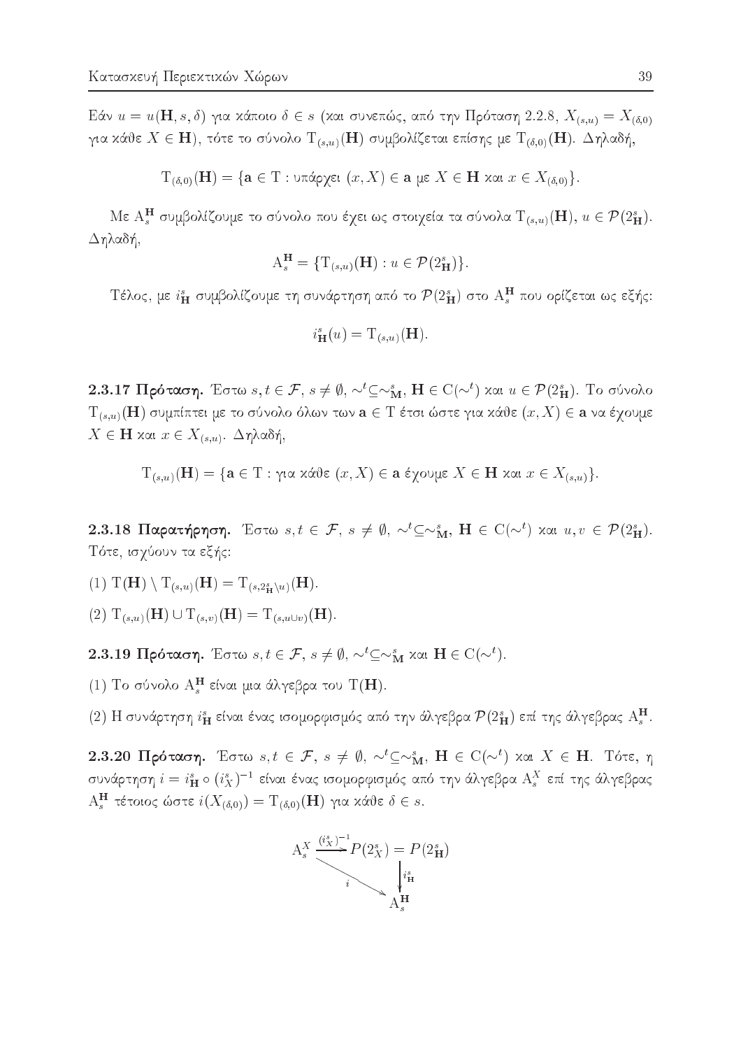Εάν $u = u(\mathbf{H}, s, \delta)$ για κάποιο $\delta \in s$ (και συνεπώς, από την Πρόταση 2.2.8, $X_{(s,u)} = X_{(\delta,0)}$ για κάθε $X \in \mathbf{H}$), τότε το σύνολο $\mathrm{T}_{(s,u)}(\mathbf{H})$ συμβολίζεται επίσης με $\mathrm{T}_{(\delta,0)}(\mathbf{H})$. Δηλαδή,

$$\mathrm{T}_{(\delta,0)}(\mathbf{H}) = \{\mathbf{a} \in \mathrm{T} : \text{υπάρχει } (x, X) \in \mathbf{a} \text{ με } X \in \mathbf{H} \text{ και } x \in X_{(\delta,0)}\}.$$

Με $\mathrm{A}_s^{\mathbf{H}}$ συμβολίζουμε το σύνολο που έχει ως στοιχεία τα σύνολα $\mathrm{T}_{(s,u)}(\mathbf{H})$, $u \in \mathcal{P}(2^s_{\mathbf{H}})$. Δηλαδή,

$$\mathrm{A}_s^{\mathbf{H}} = \{\mathrm{T}_{(s,u)}(\mathbf{H}) : u \in \mathcal{P}(2^s_{\mathbf{H}})\}.$$

Τέλος, με $i^s_{\mathbf{H}}$ συμβολίζουμε τη συνάρτηση από το $\mathcal{P}(2^s_{\mathbf{H}})$ στο $\mathrm{A}_s^{\mathbf{H}}$ που ορίζεται ως εξής:

$$i^s_{\mathbf{H}}(u) = \mathrm{T}_{(s,u)}(\mathbf{H}).$$

**2.3.17 Πρόταση.** Έστω $s, t \in \mathcal{F}$, $s \neq \emptyset$, $\sim^t \subseteq \sim^s_{\mathbf{M}}$, $\mathbf{H} \in \mathrm{C}(\sim^t)$ και $u \in \mathcal{P}(2^s_{\mathbf{H}})$. Το σύνολο $\mathrm{T}_{(s,u)}(\mathbf{H})$ συμπίπτει με το σύνολο όλων των $\mathbf{a} \in \mathrm{T}$ έτσι ώστε για κάθε $(x, X) \in \mathbf{a}$ να έχουμε $X \in \mathbf{H}$ και $x \in X_{(s,u)}$. Δηλαδή,

$$\mathrm{T}_{(s,u)}(\mathbf{H}) = \{\mathbf{a} \in \mathrm{T} : \text{για κάθε } (x, X) \in \mathbf{a} \text{ έχουμε } X \in \mathbf{H} \text{ και } x \in X_{(s,u)}\}.$$

**2.3.18 Παρατήρηση.** Έστω $s, t \in \mathcal{F}$, $s \neq \emptyset$, $\sim^t \subseteq \sim^s_{\mathbf{M}}$, $\mathbf{H} \in \mathrm{C}(\sim^t)$ και $u, v \in \mathcal{P}(2^s_{\mathbf{H}})$. Τότε, ισχύουν τα εξής:

(1) $\mathrm{T}(\mathbf{H}) \setminus \mathrm{T}_{(s,u)}(\mathbf{H}) = \mathrm{T}_{(s, 2^s_{\mathbf{H}} \setminus u)}(\mathbf{H})$.

(2) $\mathrm{T}_{(s,u)}(\mathbf{H}) \cup \mathrm{T}_{(s,v)}(\mathbf{H}) = \mathrm{T}_{(s, u \cup v)}(\mathbf{H})$.

**2.3.19 Πρόταση.** Έστω $s, t \in \mathcal{F}$, $s \neq \emptyset$, $\sim^t \subseteq \sim^s_{\mathbf{M}}$ και $\mathbf{H} \in \mathrm{C}(\sim^t)$.

(1) Το σύνολο $\mathrm{A}_s^{\mathbf{H}}$ είναι μια άλγεβρα του $\mathrm{T}(\mathbf{H})$.

(2) Η συνάρτηση $i^s_{\mathbf{H}}$ είναι ένας ισομορφισμός από την άλγεβρα $\mathcal{P}(2^s_{\mathbf{H}})$ επί της άλγεβρας $\mathrm{A}_s^{\mathbf{H}}$.

**2.3.20 Πρόταση.** Έστω $s, t \in \mathcal{F}$, $s \neq \emptyset$, $\sim^t \subseteq \sim^s_{\mathbf{M}}$, $\mathbf{H} \in \mathrm{C}(\sim^t)$ και $X \in \mathbf{H}$. Τότε, η συνάρτηση $i = i^s_{\mathbf{H}} \circ (i^s_X)^{-1}$ είναι ένας ισομορφισμός από την άλγεβρα $\mathrm{A}_s^X$ επί της άλγεβρας $\mathrm{A}_s^{\mathbf{H}}$ τέτοιος ώστε $i(X_{(\delta,0)}) = \mathrm{T}_{(\delta,0)}(\mathbf{H})$ για κάθε $\delta \in s$.

$$\begin{array}{ccc} \mathrm{A}_s^X & \xrightarrow{(i^s_X)^{-1}} & P(2^s_X) = P(2^s_{\mathbf{H}}) \\ & \searrow^{i} & \downarrow i^s_{\mathbf{H}} \\ & & \mathrm{A}_s^{\mathbf{H}} \end{array}$$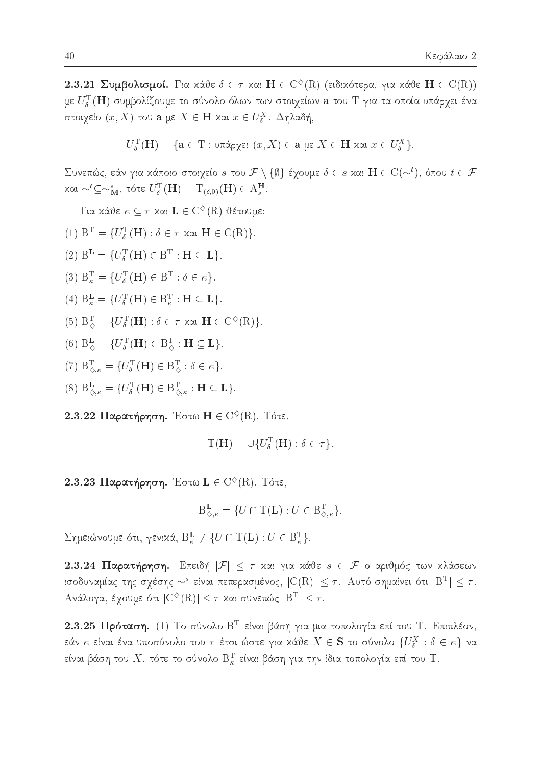**2.3.21 Συμβολισμοί.** Για κάθε $\delta \in \tau$ και $\mathbf{H} \in \mathrm{C}^{\diamondsuit}(\mathrm{R})$ (ειδικότερα, για κάθε $\mathbf{H} \in \mathrm{C}(\mathrm{R})$) με $U_\delta^{\mathrm{T}}(\mathbf{H})$ συμβολίζουμε το σύνολο όλων των στοιχείων $\mathbf{a}$ του T για τα οποία υπάρχει ένα στοιχείο $(x, X)$ του $\mathbf{a}$ με $X \in \mathbf{H}$ και $x \in U_\delta^X$. Δηλαδή,

$$U_\delta^{\mathrm{T}}(\mathbf{H}) = \{\mathbf{a} \in \mathrm{T} : \text{υπάρχει } (x, X) \in \mathbf{a} \text{ με } X \in \mathbf{H} \text{ και } x \in U_\delta^X\}.$$

Συνεπώς, εάν για κάποιο στοιχείο $s$ του $\mathcal{F} \setminus \{\emptyset\}$ έχουμε $\delta \in s$ και $\mathbf{H} \in \mathrm{C}(\sim^t)$, όπου $t \in \mathcal{F}$ και $\sim^t \subseteq \sim^s_{\mathbf{M}}$, τότε $U_\delta^{\mathrm{T}}(\mathbf{H}) = \mathrm{T}_{(\delta,0)}(\mathbf{H}) \in \mathrm{A}_s^{\mathbf{H}}$.

Για κάθε $\kappa \subseteq \tau$ και $\mathbf{L} \in \mathrm{C}^{\diamondsuit}(\mathrm{R})$ θέτουμε:

(1) $\mathrm{B}^{\mathrm{T}} = \{U_\delta^{\mathrm{T}}(\mathbf{H}) : \delta \in \tau \text{ και } \mathbf{H} \in \mathrm{C}(\mathrm{R})\}$.

(2) $\mathrm{B}^{\mathbf{L}} = \{U_\delta^{\mathrm{T}}(\mathbf{H}) \in \mathrm{B}^{\mathrm{T}} : \mathbf{H} \subseteq \mathbf{L}\}$.

(3) $\mathrm{B}_\kappa^{\mathrm{T}} = \{U_\delta^{\mathrm{T}}(\mathbf{H}) \in \mathrm{B}^{\mathrm{T}} : \delta \in \kappa\}$.

(4) $\mathrm{B}_\kappa^{\mathbf{L}} = \{U_\delta^{\mathrm{T}}(\mathbf{H}) \in \mathrm{B}_\kappa^{\mathrm{T}} : \mathbf{H} \subseteq \mathbf{L}\}$.

(5) $\mathrm{B}_\diamondsuit^{\mathrm{T}} = \{U_\delta^{\mathrm{T}}(\mathbf{H}) : \delta \in \tau \text{ και } \mathbf{H} \in \mathrm{C}^{\diamondsuit}(\mathrm{R})\}$.

(6) $\mathrm{B}_\diamondsuit^{\mathbf{L}} = \{U_\delta^{\mathrm{T}}(\mathbf{H}) \in \mathrm{B}_\diamondsuit^{\mathrm{T}} : \mathbf{H} \subseteq \mathbf{L}\}$.

(7) $\mathrm{B}_{\diamondsuit,\kappa}^{\mathrm{T}} = \{U_\delta^{\mathrm{T}}(\mathbf{H}) \in \mathrm{B}_\diamondsuit^{\mathrm{T}} : \delta \in \kappa\}$.

(8) $\mathrm{B}_{\diamondsuit,\kappa}^{\mathbf{L}} = \{U_\delta^{\mathrm{T}}(\mathbf{H}) \in \mathrm{B}_{\diamondsuit,\kappa}^{\mathrm{T}} : \mathbf{H} \subseteq \mathbf{L}\}$.

**2.3.22 Παρατήρηση.** Έστω $\mathbf{H} \in \mathrm{C}^{\diamondsuit}(\mathrm{R})$. Τότε,

$$\mathrm{T}(\mathbf{H}) = \cup\{U_\delta^{\mathrm{T}}(\mathbf{H}) : \delta \in \tau\}.$$

**2.3.23 Παρατήρηση.** Έστω $\mathbf{L} \in \mathrm{C}^{\diamondsuit}(\mathrm{R})$. Τότε,

$$\mathrm{B}_{\diamondsuit,\kappa}^{\mathbf{L}} = \{U \cap \mathrm{T}(\mathbf{L}) : U \in \mathrm{B}_{\diamondsuit,\kappa}^{\mathrm{T}}\}.$$

Σημειώνουμε ότι, γενικά, $\mathrm{B}_\kappa^{\mathbf{L}} \neq \{U \cap \mathrm{T}(\mathbf{L}) : U \in \mathrm{B}_\kappa^{\mathrm{T}}\}$.

**2.3.24 Παρατήρηση.** Επειδή $|\mathcal{F}| \leq \tau$ και για κάθε $s \in \mathcal{F}$ ο αριθμός των κλάσεων ισοδυναμίας της σχέσης $\sim^s$ είναι πεπερασμένος, $|\mathrm{C}(\mathrm{R})| \leq \tau$. Αυτό σημαίνει ότι $|\mathrm{B}^{\mathrm{T}}| \leq \tau$. Ανάλογα, έχουμε ότι $|\mathrm{C}^{\diamondsuit}(\mathrm{R})| \leq \tau$ και συνεπώς $|\mathrm{B}^{\mathrm{T}}| \leq \tau$.

**2.3.25 Πρόταση.** (1) Το σύνολο $\mathrm{B}^{\mathrm{T}}$ είναι βάση για μια τοπολογία επί του T. Επιπλέον, εάν $\kappa$ είναι ένα υποσύνολο του $\tau$ έτσι ώστε για κάθε $X \in \mathbf{S}$ το σύνολο $\{U_\delta^X : \delta \in \kappa\}$ να είναι βάση του $X$, τότε το σύνολο $\mathrm{B}_\kappa^{\mathrm{T}}$ είναι βάση για την ίδια τοπολογία επί του T.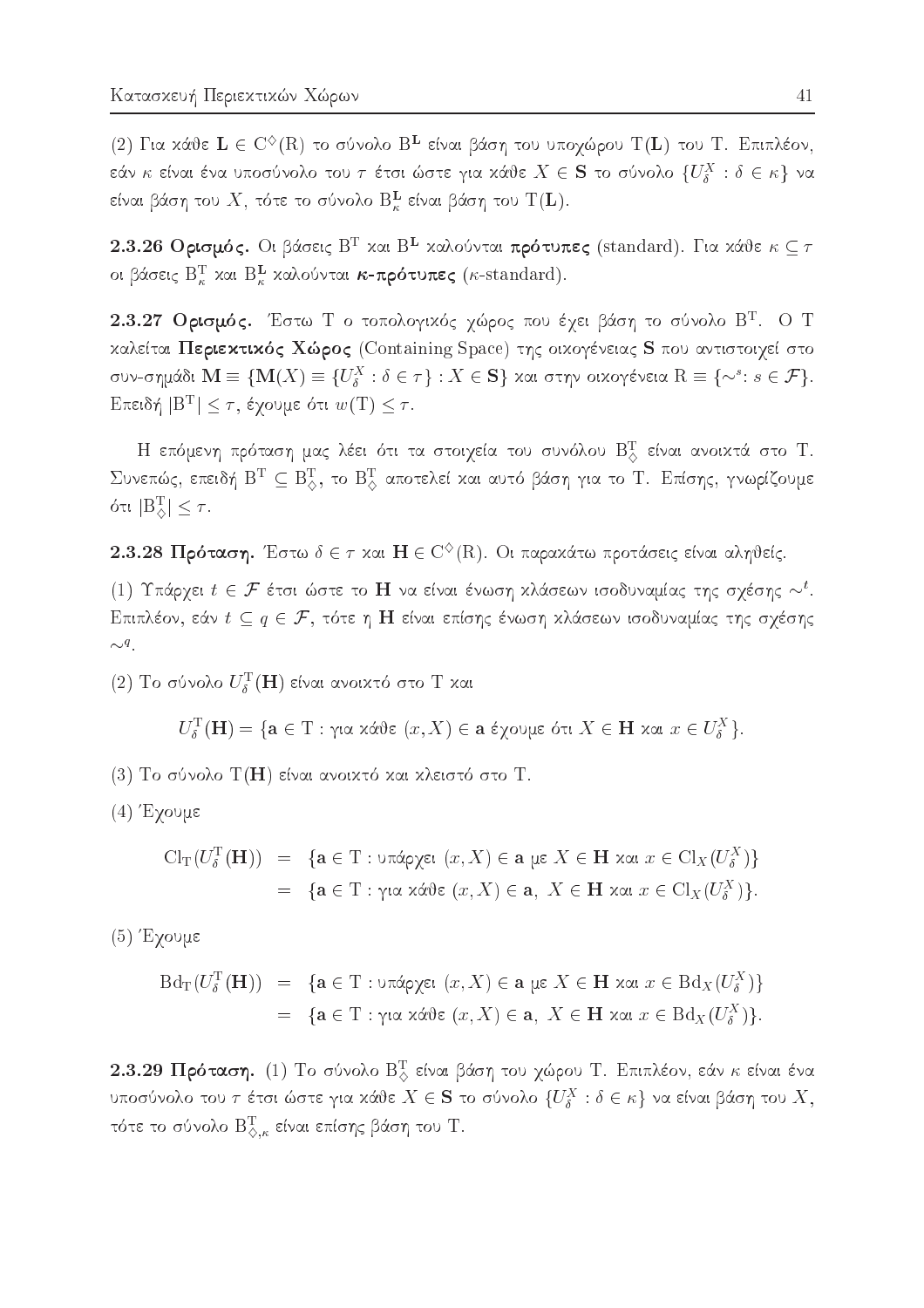(2) Για κάθε $\mathbf{L} \in \mathrm{C}^{\diamond}(\mathrm{R})$ το σύνολο $\mathrm{B}^{\mathbf{L}}$ είναι βάση του υποχώρου $\mathrm{T}(\mathbf{L})$ του $\mathrm{T}$. Επιπλέον, εάν $\kappa$ είναι ένα υποσύνολο του $\tau$ έτσι ώστε για κάθε $X \in \mathbf{S}$ το σύνολο $\{U_{\delta}^{X} : \delta \in \kappa\}$ να είναι βάση του $X$, τότε το σύνολο $\mathrm{B}_{\kappa}^{\mathbf{L}}$ είναι βάση του $\mathrm{T}(\mathbf{L})$.

**2.3.26 Ορισμός.** Οι βάσεις $\mathrm{B}^{\mathrm{T}}$ και $\mathrm{B}^{\mathbf{L}}$ καλούνται **πρότυπες** (standard). Για κάθε $\kappa \subseteq \tau$ οι βάσεις $\mathrm{B}_{\kappa}^{\mathrm{T}}$ και $\mathrm{B}_{\kappa}^{\mathbf{L}}$ καλούνται ***κ*-πρότυπες** ($\kappa$-standard).

**2.3.27 Ορισμός.** Έστω $\mathrm{T}$ ο τοπολογικός χώρος που έχει βάση το σύνολο $\mathrm{B}^{\mathrm{T}}$. Ο $\mathrm{T}$ καλείται **Περιεκτικός Χώρος** (Containing Space) της οικογένειας $\mathbf{S}$ που αντιστοιχεί στο συν-σημάδι $\mathbf{M} \equiv \{\mathbf{M}(X) \equiv \{U_{\delta}^{X} : \delta \in \tau\} : X \in \mathbf{S}\}$ και στην οικογένεια $\mathrm{R} \equiv \{\sim^{s} : s \in \mathcal{F}\}$. Επειδή $|\mathrm{B}^{\mathrm{T}}| \leq \tau$, έχουμε ότι $w(\mathrm{T}) \leq \tau$.

Η επόμενη πρόταση μας λέει ότι τα στοιχεία του συνόλου $\mathrm{B}_{\diamond}^{\mathrm{T}}$ είναι ανοικτά στο $\mathrm{T}$. Συνεπώς, επειδή $\mathrm{B}^{\mathrm{T}} \subseteq \mathrm{B}_{\diamond}^{\mathrm{T}}$, το $\mathrm{B}_{\diamond}^{\mathrm{T}}$ αποτελεί και αυτό βάση για το $\mathrm{T}$. Επίσης, γνωρίζουμε ότι $|\mathrm{B}_{\diamond}^{\mathrm{T}}| \leq \tau$.

**2.3.28 Πρόταση.** Έστω $\delta \in \tau$ και $\mathbf{H} \in \mathrm{C}^{\diamond}(\mathrm{R})$. Οι παρακάτω προτάσεις είναι αληθείς.

(1) Υπάρχει $t \in \mathcal{F}$ έτσι ώστε το $\mathbf{H}$ να είναι ένωση κλάσεων ισοδυναμίας της σχέσης $\sim^{t}$. Επιπλέον, εάν $t \subseteq q \in \mathcal{F}$, τότε η $\mathbf{H}$ είναι επίσης ένωση κλάσεων ισοδυναμίας της σχέσης $\sim^{q}$.

(2) Το σύνολο $U_{\delta}^{\mathrm{T}}(\mathbf{H})$ είναι ανοικτό στο $\mathrm{T}$ και

$$U_{\delta}^{\mathrm{T}}(\mathbf{H}) = \{\mathbf{a} \in \mathrm{T} : \text{για κάθε } (x, X) \in \mathbf{a} \text{ έχουμε ότι } X \in \mathbf{H} \text{ και } x \in U_{\delta}^{X}\}.$$

(3) Το σύνολο $\mathrm{T}(\mathbf{H})$ είναι ανοικτό και κλειστό στο $\mathrm{T}$.

(4) Έχουμε

$$\begin{aligned}
\mathrm{Cl}_{\mathrm{T}}(U_{\delta}^{\mathrm{T}}(\mathbf{H})) &= \{\mathbf{a} \in \mathrm{T} : \text{υπάρχει } (x, X) \in \mathbf{a} \text{ με } X \in \mathbf{H} \text{ και } x \in \mathrm{Cl}_{X}(U_{\delta}^{X})\} \\
&= \{\mathbf{a} \in \mathrm{T} : \text{για κάθε } (x, X) \in \mathbf{a},\ X \in \mathbf{H} \text{ και } x \in \mathrm{Cl}_{X}(U_{\delta}^{X})\}.
\end{aligned}$$

(5) Έχουμε

$$\begin{aligned}
\mathrm{Bd}_{\mathrm{T}}(U_{\delta}^{\mathrm{T}}(\mathbf{H})) &= \{\mathbf{a} \in \mathrm{T} : \text{υπάρχει } (x, X) \in \mathbf{a} \text{ με } X \in \mathbf{H} \text{ και } x \in \mathrm{Bd}_{X}(U_{\delta}^{X})\} \\
&= \{\mathbf{a} \in \mathrm{T} : \text{για κάθε } (x, X) \in \mathbf{a},\ X \in \mathbf{H} \text{ και } x \in \mathrm{Bd}_{X}(U_{\delta}^{X})\}.
\end{aligned}$$

**2.3.29 Πρόταση.** (1) Το σύνολο $\mathrm{B}_{\diamond}^{\mathrm{T}}$ είναι βάση του χώρου $\mathrm{T}$. Επιπλέον, εάν $\kappa$ είναι ένα υποσύνολο του $\tau$ έτσι ώστε για κάθε $X \in \mathbf{S}$ το σύνολο $\{U_{\delta}^{X} : \delta \in \kappa\}$ να είναι βάση του $X$, τότε το σύνολο $\mathrm{B}_{\diamond,\kappa}^{\mathrm{T}}$ είναι επίσης βάση του $\mathrm{T}$.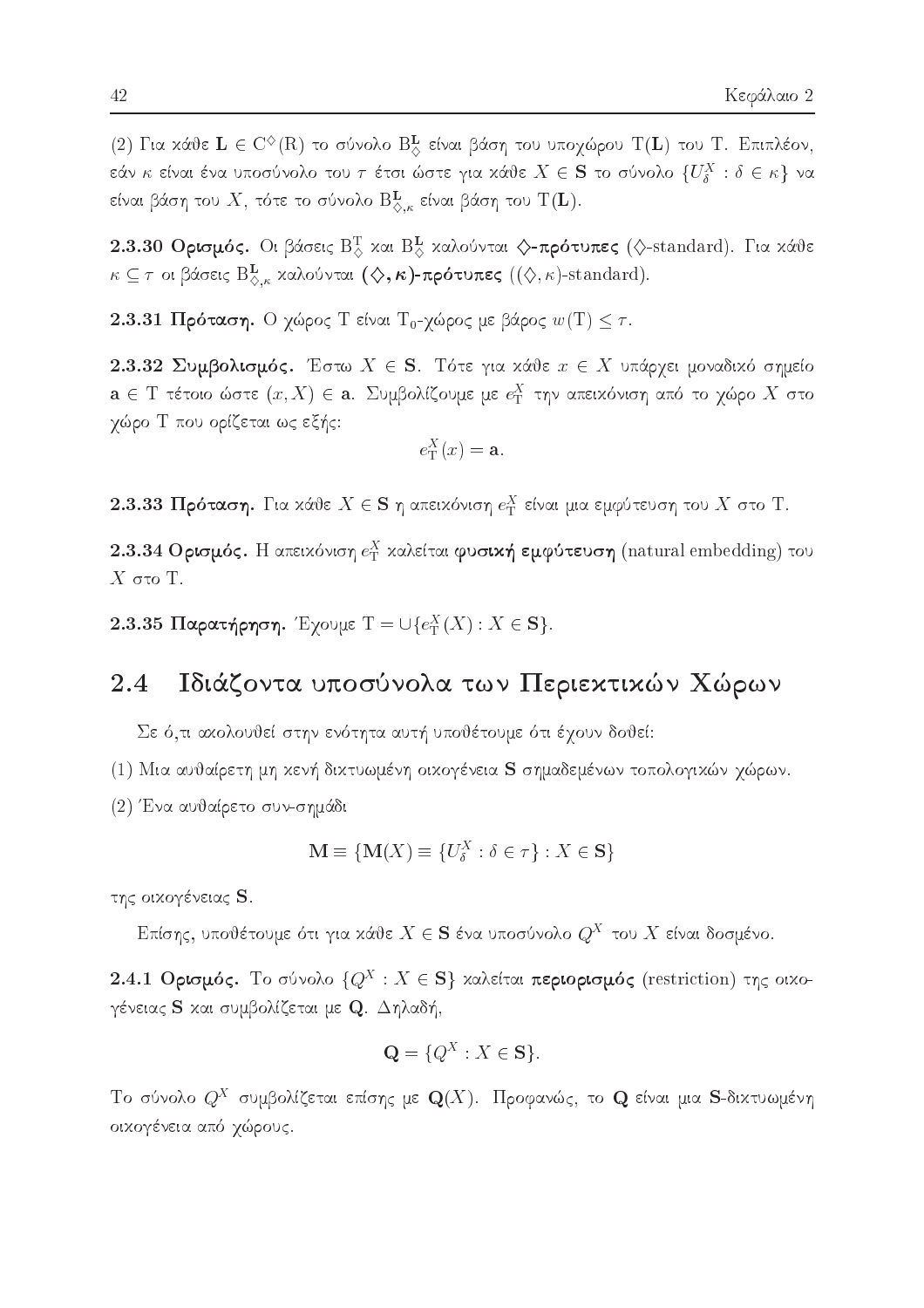(2) Για κάθε $\mathbf{L} \in \mathrm{C}^{\diamondsuit}(\mathrm{R})$ το σύνολο $\mathrm{B}^{\mathbf{L}}_{\diamondsuit}$ είναι βάση του υποχώρου $\mathrm{T}(\mathbf{L})$ του $\mathrm{T}$. Επιπλέον, εάν $\kappa$ είναι ένα υποσύνολο του $\tau$ έτσι ώστε για κάθε $X \in \mathbf{S}$ το σύνολο $\{U^X_\delta : \delta \in \kappa\}$ να είναι βάση του $X$, τότε το σύνολο $\mathrm{B}^{\mathbf{L}}_{\diamondsuit,\kappa}$ είναι βάση του $\mathrm{T}(\mathbf{L})$.

**2.3.30 Ορισμός.** Οι βάσεις $\mathrm{B}^{\mathrm{T}}_{\diamondsuit}$ και $\mathrm{B}^{\mathbf{L}}_{\diamondsuit}$ καλούνται **$\diamondsuit$-πρότυπες** ($\diamondsuit$-standard). Για κάθε $\kappa \subseteq \tau$ οι βάσεις $\mathrm{B}^{\mathbf{L}}_{\diamondsuit,\kappa}$ καλούνται **$(\diamondsuit, \kappa)$-πρότυπες** ($(\diamondsuit, \kappa)$-standard).

**2.3.31 Πρόταση.** Ο χώρος $\mathrm{T}$ είναι $\mathrm{T}_0$-χώρος με βάρος $w(\mathrm{T}) \leq \tau$.

**2.3.32 Συμβολισμός.** Έστω $X \in \mathbf{S}$. Τότε για κάθε $x \in X$ υπάρχει μοναδικό σημείο $\mathbf{a} \in \mathrm{T}$ τέτοιο ώστε $(x, X) \in \mathbf{a}$. Συμβολίζουμε με $e^X_{\mathrm{T}}$ την απεικόνιση από το χώρο $X$ στο χώρο $\mathrm{T}$ που ορίζεται ως εξής:

$$e^X_{\mathrm{T}}(x) = \mathbf{a}.$$

**2.3.33 Πρόταση.** Για κάθε $X \in \mathbf{S}$ η απεικόνιση $e^X_{\mathrm{T}}$ είναι μια εμφύτευση του $X$ στο $\mathrm{T}$.

**2.3.34 Ορισμός.** Η απεικόνιση $e^X_{\mathrm{T}}$ καλείται **φυσική εμφύτευση** (natural embedding) του $X$ στο $\mathrm{T}$.

**2.3.35 Παρατήρηση.** Έχουμε $\mathrm{T} = \cup\{e^X_{\mathrm{T}}(X) : X \in \mathbf{S}\}$.

## 2.4 Ιδιάζοντα υποσύνολα των Περιεκτικών Χώρων

Σε ό,τι ακολουθεί στην ενότητα αυτή υποθέτουμε ότι έχουν δοθεί:

(1) Μια αυθαίρετη μη κενή δικτυωμένη οικογένεια $\mathbf{S}$ σημαδεμένων τοπολογικών χώρων.

(2) Ένα αυθαίρετο συν-σημάδι

$$\mathbf{M} \equiv \{\mathbf{M}(X) \equiv \{U^X_\delta : \delta \in \tau\} : X \in \mathbf{S}\}$$

της οικογένειας $\mathbf{S}$.

Επίσης, υποθέτουμε ότι για κάθε $X \in \mathbf{S}$ ένα υποσύνολο $Q^X$ του $X$ είναι δοσμένο.

**2.4.1 Ορισμός.** Το σύνολο $\{Q^X : X \in \mathbf{S}\}$ καλείται **περιορισμός** (restriction) της οικογένειας $\mathbf{S}$ και συμβολίζεται με $\mathbf{Q}$. Δηλαδή,

$$\mathbf{Q} = \{Q^X : X \in \mathbf{S}\}.$$

Το σύνολο $Q^X$ συμβολίζεται επίσης με $\mathbf{Q}(X)$. Προφανώς, το $\mathbf{Q}$ είναι μια $\mathbf{S}$-δικτυωμένη οικογένεια από χώρους.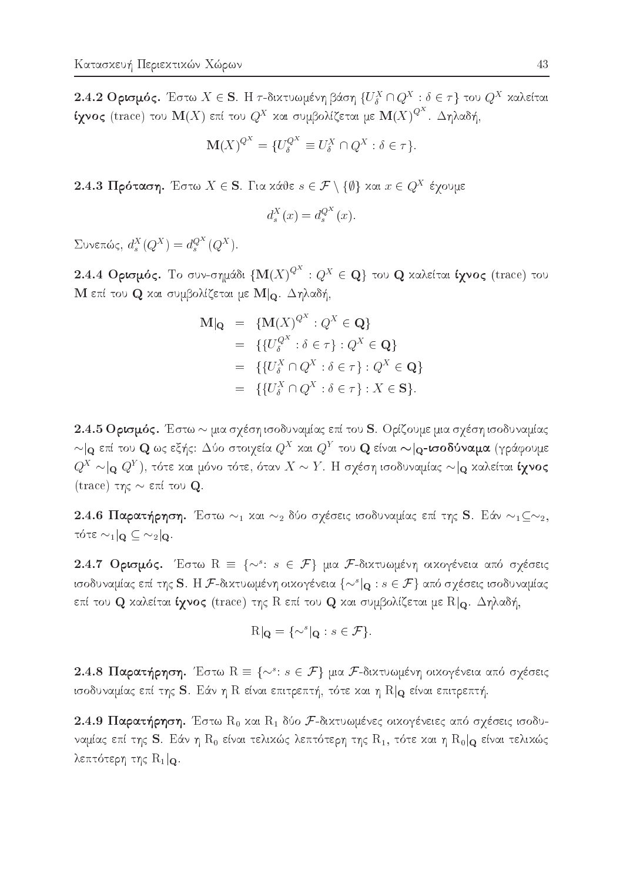**2.4.2 Ορισμός.** Έστω $X \in \mathbf{S}$. Η $\tau$-δικτυωμένη βάση $\{U^X_\delta \cap Q^X : \delta \in \tau\}$ του $Q^X$ καλείται **ίχνος** (trace) του $\mathbf{M}(X)$ επί του $Q^X$ και συμβολίζεται με $\mathbf{M}(X)^{Q^X}$. Δηλαδή,

$$\mathbf{M}(X)^{Q^X} = \{U^{Q^X}_\delta \equiv U^X_\delta \cap Q^X : \delta \in \tau\}.$$

**2.4.3 Πρόταση.** Έστω $X \in \mathbf{S}$. Για κάθε $s \in \mathcal{F} \setminus \{\emptyset\}$ και $x \in Q^X$ έχουμε

$$d^X_s(x) = d^{Q^X}_s(x).$$

Συνεπώς, $d^X_s(Q^X) = d^{Q^X}_s(Q^X)$.

**2.4.4 Ορισμός.** Το συν-σημάδι $\{\mathbf{M}(X)^{Q^X} : Q^X \in \mathbf{Q}\}$ του $\mathbf{Q}$ καλείται **ίχνος** (trace) του $\mathbf{M}$ επί του $\mathbf{Q}$ και συμβολίζεται με $\mathbf{M}|_{\mathbf{Q}}$. Δηλαδή,

$$\begin{aligned}
\mathbf{M}|_{\mathbf{Q}} &= \{\mathbf{M}(X)^{Q^X} : Q^X \in \mathbf{Q}\} \\
&= \{\{U^{Q^X}_\delta : \delta \in \tau\} : Q^X \in \mathbf{Q}\} \\
&= \{\{U^X_\delta \cap Q^X : \delta \in \tau\} : Q^X \in \mathbf{Q}\} \\
&= \{\{U^X_\delta \cap Q^X : \delta \in \tau\} : X \in \mathbf{S}\}.
\end{aligned}$$

**2.4.5 Ορισμός.** Έστω $\sim$ μια σχέση ισοδυναμίας επί του $\mathbf{S}$. Ορίζουμε μια σχέση ισοδυναμίας $\sim|_{\mathbf{Q}}$ επί του $\mathbf{Q}$ ως εξής: Δύο στοιχεία $Q^X$ και $Q^Y$ του $\mathbf{Q}$ είναι **$\sim|_{\mathbf{Q}}$-ισοδύναμα** (γράφουμε $Q^X \sim|_{\mathbf{Q}} Q^Y$), τότε και μόνο τότε, όταν $X \sim Y$. Η σχέση ισοδυναμίας $\sim|_{\mathbf{Q}}$ καλείται **ίχνος** (trace) της $\sim$ επί του $\mathbf{Q}$.

**2.4.6 Παρατήρηση.** Έστω $\sim_1$ και $\sim_2$ δύο σχέσεις ισοδυναμίας επί της $\mathbf{S}$. Εάν $\sim_1 \subseteq \sim_2$, τότε $\sim_1|_{\mathbf{Q}} \subseteq \sim_2|_{\mathbf{Q}}$.

**2.4.7 Ορισμός.** Έστω $\mathrm{R} \equiv \{\sim^s : s \in \mathcal{F}\}$ μια $\mathcal{F}$-δικτυωμένη οικογένεια από σχέσεις ισοδυναμίας επί της $\mathbf{S}$. Η $\mathcal{F}$-δικτυωμένη οικογένεια $\{\sim^s|_{\mathbf{Q}} : s \in \mathcal{F}\}$ από σχέσεις ισοδυναμίας επί του $\mathbf{Q}$ καλείται **ίχνος** (trace) της $\mathrm{R}$ επί του $\mathbf{Q}$ και συμβολίζεται με $\mathrm{R}|_{\mathbf{Q}}$. Δηλαδή,

$$\mathrm{R}|_{\mathbf{Q}} = \{\sim^s|_{\mathbf{Q}} : s \in \mathcal{F}\}.$$

**2.4.8 Παρατήρηση.** Έστω $\mathrm{R} \equiv \{\sim^s : s \in \mathcal{F}\}$ μια $\mathcal{F}$-δικτυωμένη οικογένεια από σχέσεις ισοδυναμίας επί της $\mathbf{S}$. Εάν η $\mathrm{R}$ είναι επιτρεπτή, τότε και η $\mathrm{R}|_{\mathbf{Q}}$ είναι επιτρεπτή.

**2.4.9 Παρατήρηση.** Έστω $\mathrm{R}_0$ και $\mathrm{R}_1$ δύο $\mathcal{F}$-δικτυωμένες οικογένειες από σχέσεις ισοδυναμίας επί της $\mathbf{S}$. Εάν η $\mathrm{R}_0$ είναι τελικώς λεπτότερη της $\mathrm{R}_1$, τότε και η $\mathrm{R}_0|_{\mathbf{Q}}$ είναι τελικώς λεπτότερη της $\mathrm{R}_1|_{\mathbf{Q}}$.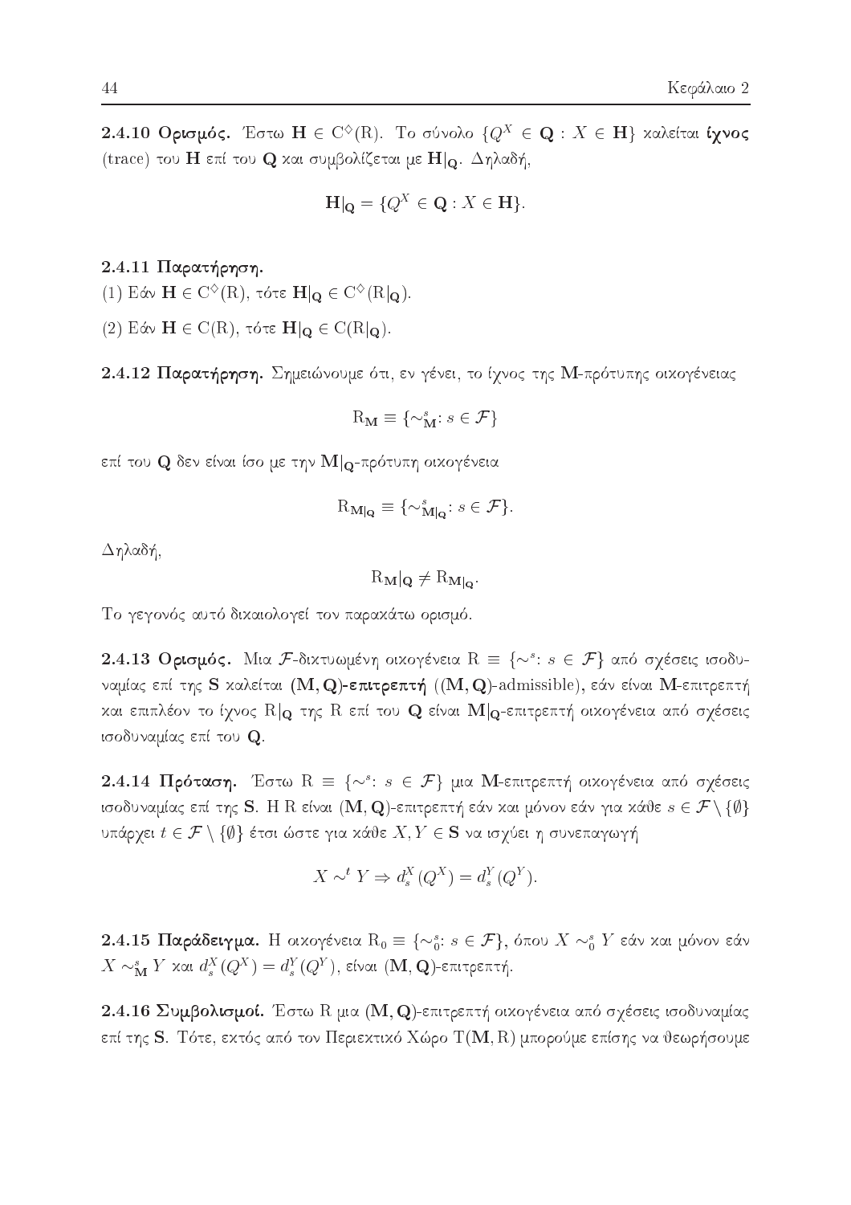**2.4.10 Ορισμός.** Έστω $\mathbf{H} \in \mathrm{C}^{\diamondsuit}(\mathrm{R})$. Το σύνολο $\{Q^X \in \mathbf{Q} : X \in \mathbf{H}\}$ καλείται **ίχνος** (trace) του $\mathbf{H}$ επί του $\mathbf{Q}$ και συμβολίζεται με $\mathbf{H}|_{\mathbf{Q}}$. Δηλαδή,

$$\mathbf{H}|_{\mathbf{Q}} = \{Q^X \in \mathbf{Q} : X \in \mathbf{H}\}.$$

**2.4.11 Παρατήρηση.**

(1) Εάν $\mathbf{H} \in \mathrm{C}^{\diamondsuit}(\mathrm{R})$, τότε $\mathbf{H}|_{\mathbf{Q}} \in \mathrm{C}^{\diamondsuit}(\mathrm{R}|_{\mathbf{Q}})$.

(2) Εάν $\mathbf{H} \in \mathrm{C}(\mathrm{R})$, τότε $\mathbf{H}|_{\mathbf{Q}} \in \mathrm{C}(\mathrm{R}|_{\mathbf{Q}})$.

**2.4.12 Παρατήρηση.** Σημειώνουμε ότι, εν γένει, το ίχνος της $\mathbf{M}$-πρότυπης οικογένειας

$$\mathrm{R}_{\mathbf{M}} \equiv \{\sim^s_{\mathbf{M}} : s \in \mathcal{F}\}$$

επί του $\mathbf{Q}$ δεν είναι ίσο με την $\mathbf{M}|_{\mathbf{Q}}$-πρότυπη οικογένεια

$$\mathrm{R}_{\mathbf{M}|_{\mathbf{Q}}} \equiv \{\sim^s_{\mathbf{M}|_{\mathbf{Q}}} : s \in \mathcal{F}\}.$$

Δηλαδή,

$$\mathrm{R}_{\mathbf{M}}|_{\mathbf{Q}} \neq \mathrm{R}_{\mathbf{M}|_{\mathbf{Q}}}.$$

Το γεγονός αυτό δικαιολογεί τον παρακάτω ορισμό.

**2.4.13 Ορισμός.** Μια $\mathcal{F}$-δικτυωμένη οικογένεια $\mathrm{R} \equiv \{\sim^s : s \in \mathcal{F}\}$ από σχέσεις ισοδυναμίας επί της $\mathbf{S}$ καλείται **$(\mathbf{M}, \mathbf{Q})$-επιτρεπτή** ($(\mathbf{M}, \mathbf{Q})$-admissible), εάν είναι $\mathbf{M}$-επιτρεπτή και επιπλέον το ίχνος $\mathrm{R}|_{\mathbf{Q}}$ της $\mathrm{R}$ επί του $\mathbf{Q}$ είναι $\mathbf{M}|_{\mathbf{Q}}$-επιτρεπτή οικογένεια από σχέσεις ισοδυναμίας επί του $\mathbf{Q}$.

**2.4.14 Πρόταση.** Έστω $\mathrm{R} \equiv \{\sim^s : s \in \mathcal{F}\}$ μια $\mathbf{M}$-επιτρεπτή οικογένεια από σχέσεις ισοδυναμίας επί της $\mathbf{S}$. Η $\mathrm{R}$ είναι $(\mathbf{M}, \mathbf{Q})$-επιτρεπτή εάν και μόνον εάν για κάθε $s \in \mathcal{F} \setminus \{\emptyset\}$ υπάρχει $t \in \mathcal{F} \setminus \{\emptyset\}$ έτσι ώστε για κάθε $X, Y \in \mathbf{S}$ να ισχύει η συνεπαγωγή

$$X \sim^t Y \Rightarrow d^X_s(Q^X) = d^Y_s(Q^Y).$$

**2.4.15 Παράδειγμα.** Η οικογένεια $\mathrm{R}_0 \equiv \{\sim^s_0 : s \in \mathcal{F}\}$, όπου $X \sim^s_0 Y$ εάν και μόνον εάν $X \sim^s_{\mathbf{M}} Y$ και $d^X_s(Q^X) = d^Y_s(Q^Y)$, είναι $(\mathbf{M}, \mathbf{Q})$-επιτρεπτή.

**2.4.16 Συμβολισμοί.** Έστω $\mathrm{R}$ μια $(\mathbf{M}, \mathbf{Q})$-επιτρεπτή οικογένεια από σχέσεις ισοδυναμίας επί της $\mathbf{S}$. Τότε, εκτός από τον Περιεκτικό Χώρο $\mathrm{T}(\mathbf{M}, \mathrm{R})$ μπορούμε επίσης να θεωρήσουμε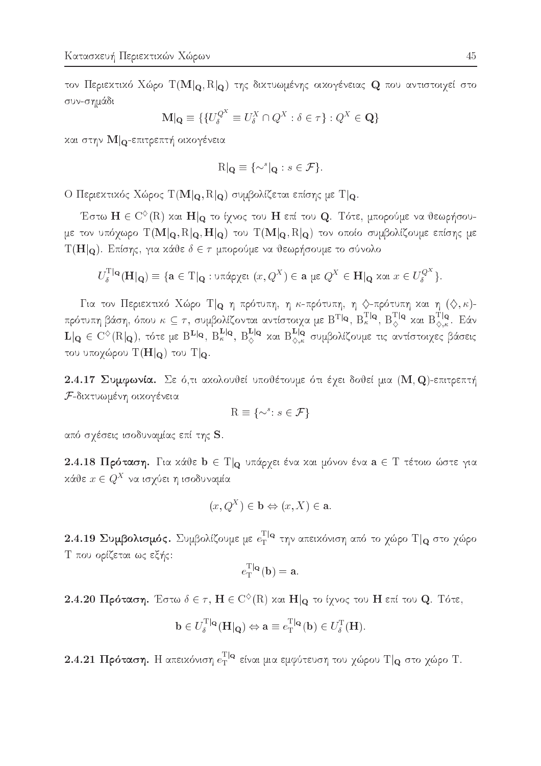τον Περιεκτικό Χώρο $\mathrm{T}(\mathbf{M}|_{\mathbf{Q}}, \mathrm{R}|_{\mathbf{Q}})$ της δικτυωμένης οικογένειας $\mathbf{Q}$ που αντιστοιχεί στο συν-σημάδι

$$\mathbf{M}|_{\mathbf{Q}} \equiv \{\{U_\delta^{Q^X} \equiv U_\delta^X \cap Q^X : \delta \in \tau\} : Q^X \in \mathbf{Q}\}$$

και στην $\mathbf{M}|_{\mathbf{Q}}$-επιτρεπτή οικογένεια

$$\mathrm{R}|_{\mathbf{Q}} \equiv \{\sim^s|_{\mathbf{Q}} : s \in \mathcal{F}\}.$$

Ο Περιεκτικός Χώρος $\mathrm{T}(\mathbf{M}|_{\mathbf{Q}}, \mathrm{R}|_{\mathbf{Q}})$ συμβολίζεται επίσης με $\mathrm{T}|_{\mathbf{Q}}$.

Έστω $\mathbf{H} \in \mathrm{C}^{\diamondsuit}(\mathrm{R})$ και $\mathbf{H}|_{\mathbf{Q}}$ το ίχνος του $\mathbf{H}$ επί του $\mathbf{Q}$. Τότε, μπορούμε να θεωρήσουμε τον υπόχωρο $\mathrm{T}(\mathbf{M}|_{\mathbf{Q}}, \mathrm{R}|_{\mathbf{Q}}, \mathbf{H}|_{\mathbf{Q}})$ του $\mathrm{T}(\mathbf{M}|_{\mathbf{Q}}, \mathrm{R}|_{\mathbf{Q}})$ τον οποίο συμβολίζουμε επίσης με $\mathrm{T}(\mathbf{H}|_{\mathbf{Q}})$. Επίσης, για κάθε $\delta \in \tau$ μπορούμε να θεωρήσουμε το σύνολο

$$U_\delta^{\mathrm{T}|_{\mathbf{Q}}}(\mathbf{H}|_{\mathbf{Q}}) \equiv \{\mathbf{a} \in \mathrm{T}|_{\mathbf{Q}} : \text{υπάρχει } (x, Q^X) \in \mathbf{a} \text{ με } Q^X \in \mathbf{H}|_{\mathbf{Q}} \text{ και } x \in U_\delta^{Q^X}\}.$$

Για τον Περιεκτικό Χώρο $\mathrm{T}|_{\mathbf{Q}}$ η πρότυπη, η $\kappa$-πρότυπη, η $\diamondsuit$-πρότυπη και η $(\diamondsuit, \kappa)$-πρότυπη βάση, όπου $\kappa \subseteq \tau$, συμβολίζονται αντίστοιχα με $\mathrm{B}^{\mathrm{T}|_{\mathbf{Q}}}$, $\mathrm{B}_\kappa^{\mathrm{T}|_{\mathbf{Q}}}$, $\mathrm{B}_\diamondsuit^{\mathrm{T}|_{\mathbf{Q}}}$ και $\mathrm{B}_{\diamondsuit,\kappa}^{\mathrm{T}|_{\mathbf{Q}}}$. Εάν $\mathbf{L}|_{\mathbf{Q}} \in \mathrm{C}^{\diamondsuit}(\mathrm{R}|_{\mathbf{Q}})$, τότε με $\mathrm{B}^{\mathbf{L}|_{\mathbf{Q}}}$, $\mathrm{B}_\kappa^{\mathbf{L}|_{\mathbf{Q}}}$, $\mathrm{B}_\diamondsuit^{\mathbf{L}|_{\mathbf{Q}}}$ και $\mathrm{B}_{\diamondsuit,\kappa}^{\mathbf{L}|_{\mathbf{Q}}}$ συμβολίζουμε τις αντίστοιχες βάσεις του υποχώρου $\mathrm{T}(\mathbf{H}|_{\mathbf{Q}})$ του $\mathrm{T}|_{\mathbf{Q}}$.

**2.4.17 Συμφωνία.** Σε ό,τι ακολουθεί υποθέτουμε ότι έχει δοθεί μια $(\mathbf{M}, \mathbf{Q})$-επιτρεπτή $\mathcal{F}$-δικτυωμένη οικογένεια

$$\mathrm{R} \equiv \{\sim^s : s \in \mathcal{F}\}$$

από σχέσεις ισοδυναμίας επί της $\mathbf{S}$.

**2.4.18 Πρόταση.** Για κάθε $\mathbf{b} \in \mathrm{T}|_{\mathbf{Q}}$ υπάρχει ένα και μόνον ένα $\mathbf{a} \in \mathrm{T}$ τέτοιο ώστε για κάθε $x \in Q^X$ να ισχύει η ισοδυναμία

$$(x, Q^X) \in \mathbf{b} \Leftrightarrow (x, X) \in \mathbf{a}.$$

**2.4.19 Συμβολισμός.** Συμβολίζουμε με $e_{\mathrm{T}}^{\mathrm{T}|_{\mathbf{Q}}}$ την απεικόνιση από το χώρο $\mathrm{T}|_{\mathbf{Q}}$ στο χώρο $\mathrm{T}$ που ορίζεται ως εξής:

$$e_{\mathrm{T}}^{\mathrm{T}|_{\mathbf{Q}}}(\mathbf{b}) = \mathbf{a}.$$

**2.4.20 Πρόταση.** Έστω $\delta \in \tau$, $\mathbf{H} \in \mathrm{C}^{\diamondsuit}(\mathrm{R})$ και $\mathbf{H}|_{\mathbf{Q}}$ το ίχνος του $\mathbf{H}$ επί του $\mathbf{Q}$. Τότε,

$$\mathbf{b} \in U_\delta^{\mathrm{T}|_{\mathbf{Q}}}(\mathbf{H}|_{\mathbf{Q}}) \Leftrightarrow \mathbf{a} \equiv e_{\mathrm{T}}^{\mathrm{T}|_{\mathbf{Q}}}(\mathbf{b}) \in U_\delta^{\mathrm{T}}(\mathbf{H}).$$

**2.4.21 Πρόταση.** Η απεικόνιση $e_{\mathrm{T}}^{\mathrm{T}|_{\mathbf{Q}}}$ είναι μια εμφύτευση του χώρου $\mathrm{T}|_{\mathbf{Q}}$ στο χώρο $\mathrm{T}$.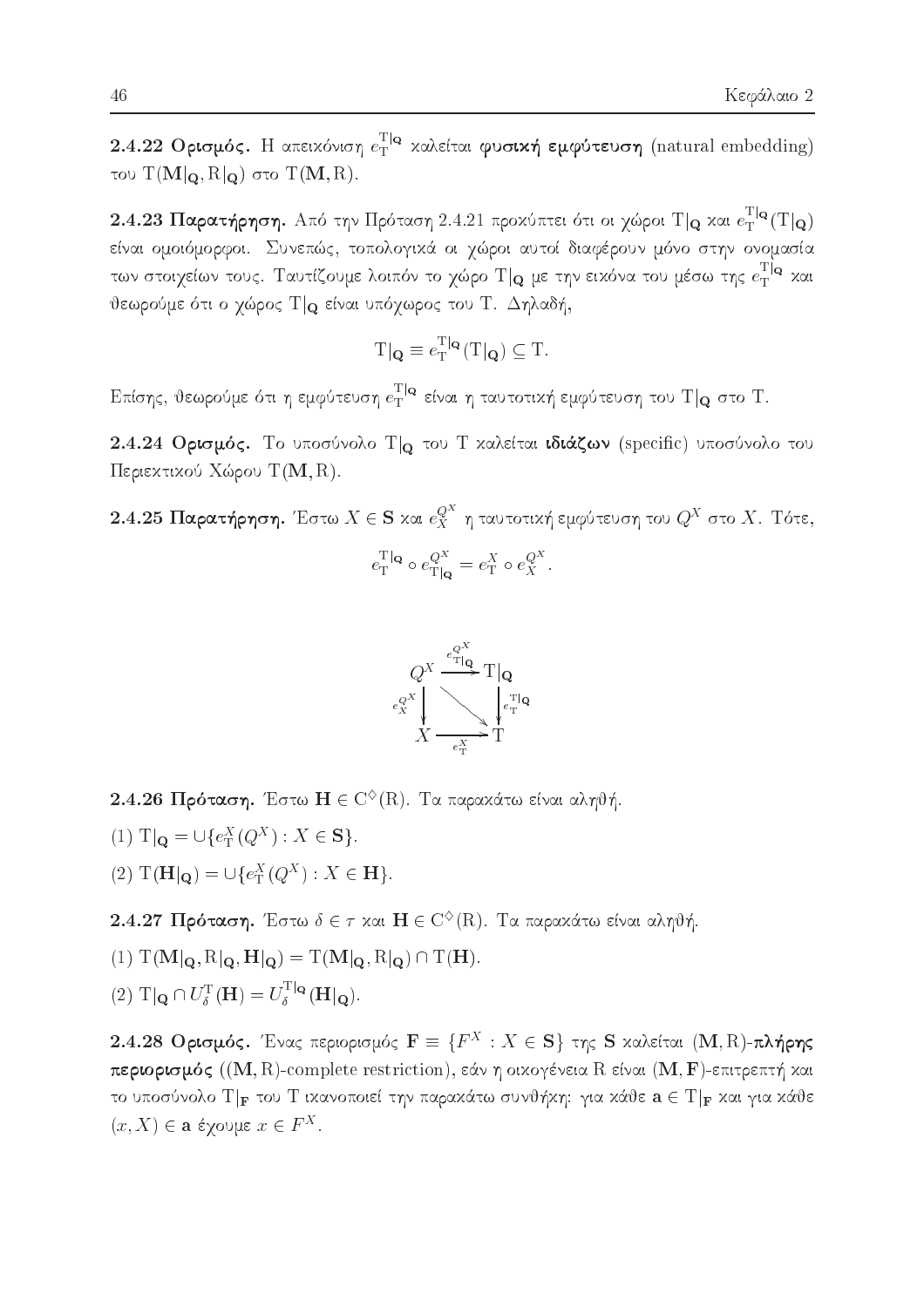**2.4.22 Ορισμός.** Η απεικόνιση $e_{\mathrm{T}}^{\mathrm{T}|_{\mathbf{Q}}}$ καλείται **φυσική εμφύτευση** (natural embedding) του $\mathrm{T}(\mathbf{M}|_{\mathbf{Q}}, \mathrm{R}|_{\mathbf{Q}})$ στο $\mathrm{T}(\mathbf{M}, \mathrm{R})$.

**2.4.23 Παρατήρηση.** Από την Πρόταση 2.4.21 προκύπτει ότι οι χώροι $\mathrm{T}|_{\mathbf{Q}}$ και $e_{\mathrm{T}}^{\mathrm{T}|_{\mathbf{Q}}}(\mathrm{T}|_{\mathbf{Q}})$ είναι ομοιόμορφοι. Συνεπώς, τοπολογικά οι χώροι αυτοί διαφέρουν μόνο στην ονομασία των στοιχείων τους. Ταυτίζουμε λοιπόν το χώρο $\mathrm{T}|_{\mathbf{Q}}$ με την εικόνα του μέσω της $e_{\mathrm{T}}^{\mathrm{T}|_{\mathbf{Q}}}$ και θεωρούμε ότι ο χώρος $\mathrm{T}|_{\mathbf{Q}}$ είναι υπόχωρος του $\mathrm{T}$. Δηλαδή,

$$\mathrm{T}|_{\mathbf{Q}} \equiv e_{\mathrm{T}}^{\mathrm{T}|_{\mathbf{Q}}}(\mathrm{T}|_{\mathbf{Q}}) \subseteq \mathrm{T}.$$

Επίσης, θεωρούμε ότι η εμφύτευση $e_{\mathrm{T}}^{\mathrm{T}|_{\mathbf{Q}}}$ είναι η ταυτοτική εμφύτευση του $\mathrm{T}|_{\mathbf{Q}}$ στο $\mathrm{T}$.

**2.4.24 Ορισμός.** Το υποσύνολο $\mathrm{T}|_{\mathbf{Q}}$ του $\mathrm{T}$ καλείται **ιδιάζων** (specific) υποσύνολο του Περιεκτικού Χώρου $\mathrm{T}(\mathbf{M}, \mathrm{R})$.

**2.4.25 Παρατήρηση.** Έστω $X \in \mathbf{S}$ και $e_X^{Q^X}$ η ταυτοτική εμφύτευση του $Q^X$ στο $X$. Τότε,

$$e_{\mathrm{T}}^{\mathrm{T}|_{\mathbf{Q}}} \circ e_{\mathrm{T}|_{\mathbf{Q}}}^{Q^X} = e_{\mathrm{T}}^X \circ e_X^{Q^X}.$$

$$\begin{array}{ccc} Q^X & \xrightarrow{e_{\mathrm{T}|_{\mathbf{Q}}}^{Q^X}} & \mathrm{T}|_{\mathbf{Q}} \\ {\scriptstyle e_X^{Q^X}}\downarrow & \searrow & \downarrow{\scriptstyle e_{\mathrm{T}}^{\mathrm{T}|_{\mathbf{Q}}}} \\ X & \xrightarrow[e_{\mathrm{T}}^X]{} & \mathrm{T} \end{array}$$

**2.4.26 Πρόταση.** Έστω $\mathbf{H} \in \mathrm{C}^{\diamond}(\mathrm{R})$. Τα παρακάτω είναι αληθή.

(1) $\mathrm{T}|_{\mathbf{Q}} = \cup\{e_{\mathrm{T}}^X(Q^X) : X \in \mathbf{S}\}$.

(2) $\mathrm{T}(\mathbf{H}|_{\mathbf{Q}}) = \cup\{e_{\mathrm{T}}^X(Q^X) : X \in \mathbf{H}\}$.

**2.4.27 Πρόταση.** Έστω $\delta \in \tau$ και $\mathbf{H} \in \mathrm{C}^{\diamond}(\mathrm{R})$. Τα παρακάτω είναι αληθή.

(1) $\mathrm{T}(\mathbf{M}|_{\mathbf{Q}}, \mathrm{R}|_{\mathbf{Q}}, \mathbf{H}|_{\mathbf{Q}}) = \mathrm{T}(\mathbf{M}|_{\mathbf{Q}}, \mathrm{R}|_{\mathbf{Q}}) \cap \mathrm{T}(\mathbf{H})$.

(2) $\mathrm{T}|_{\mathbf{Q}} \cap U_{\delta}^{\mathrm{T}}(\mathbf{H}) = U_{\delta}^{\mathrm{T}|_{\mathbf{Q}}}(\mathbf{H}|_{\mathbf{Q}})$.

**2.4.28 Ορισμός.** Ένας περιορισμός $\mathbf{F} \equiv \{F^X : X \in \mathbf{S}\}$ της $\mathbf{S}$ καλείται $(\mathbf{M}, \mathrm{R})$-**πλήρης περιορισμός** ($(\mathbf{M}, \mathrm{R})$-complete restriction), εάν η οικογένεια $\mathrm{R}$ είναι $(\mathbf{M}, \mathbf{F})$-επιτρεπτή και το υποσύνολο $\mathrm{T}|_{\mathbf{F}}$ του $\mathrm{T}$ ικανοποιεί την παρακάτω συνθήκη: για κάθε $\mathbf{a} \in \mathrm{T}|_{\mathbf{F}}$ και για κάθε $(x, X) \in \mathbf{a}$ έχουμε $x \in F^X$.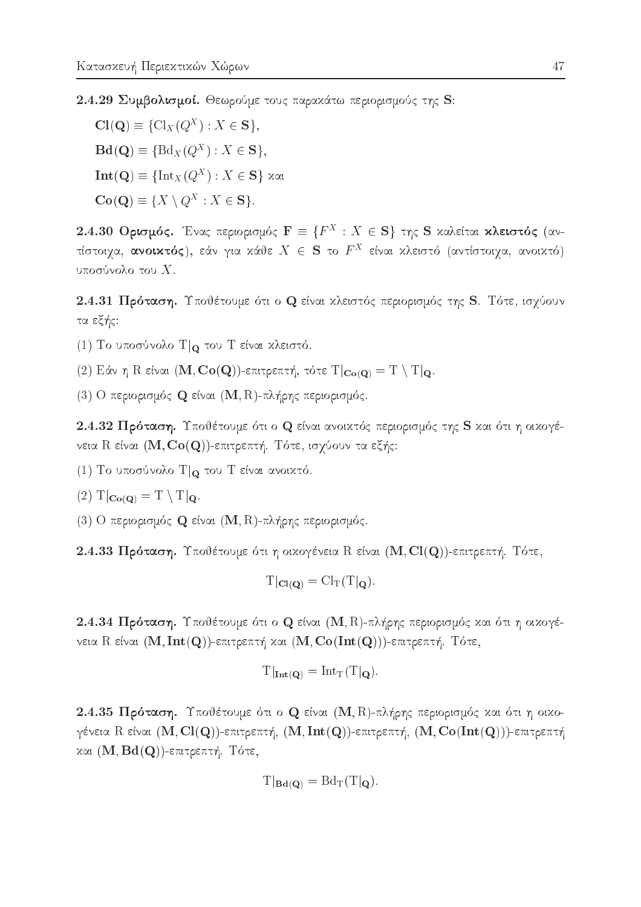**2.4.29 Συμβολισμοί.** Θεωρούμε τους παρακάτω περιορισμούς της $\mathbf{S}$:

$\mathbf{Cl(Q)} \equiv \{\mathrm{Cl}_X(Q^X) : X \in \mathbf{S}\}$,

$\mathbf{Bd(Q)} \equiv \{\mathrm{Bd}_X(Q^X) : X \in \mathbf{S}\}$,

$\mathbf{Int(Q)} \equiv \{\mathrm{Int}_X(Q^X) : X \in \mathbf{S}\}$ και

$\mathbf{Co(Q)} \equiv \{X \setminus Q^X : X \in \mathbf{S}\}$.

**2.4.30 Ορισμός.** Ένας περιορισμός $\mathbf{F} \equiv \{F^X : X \in \mathbf{S}\}$ της $\mathbf{S}$ καλείται **κλειστός** (αντίστοιχα, **ανοικτός**), εάν για κάθε $X \in \mathbf{S}$ το $F^X$ είναι κλειστό (αντίστοιχα, ανοικτό) υποσύνολο του $X$.

**2.4.31 Πρόταση.** Υποθέτουμε ότι ο $\mathbf{Q}$ είναι κλειστός περιορισμός της $\mathbf{S}$. Τότε, ισχύουν τα εξής:

(1) Το υποσύνολο $\mathrm{T}|_{\mathbf{Q}}$ του $\mathrm{T}$ είναι κλειστό.

(2) Εάν η $\mathrm{R}$ είναι $(\mathbf{M}, \mathbf{Co(Q)})$-επιτρεπτή, τότε $\mathrm{T}|_{\mathbf{Co(Q)}} = \mathrm{T} \setminus \mathrm{T}|_{\mathbf{Q}}$.

(3) Ο περιορισμός $\mathbf{Q}$ είναι $(\mathbf{M}, \mathrm{R})$-πλήρης περιορισμός.

**2.4.32 Πρόταση.** Υποθέτουμε ότι ο $\mathbf{Q}$ είναι ανοικτός περιορισμός της $\mathbf{S}$ και ότι η οικογένεια $\mathrm{R}$ είναι $(\mathbf{M}, \mathbf{Co(Q)})$-επιτρεπτή. Τότε, ισχύουν τα εξής:

(1) Το υποσύνολο $\mathrm{T}|_{\mathbf{Q}}$ του $\mathrm{T}$ είναι ανοικτό.

(2) $\mathrm{T}|_{\mathbf{Co(Q)}} = \mathrm{T} \setminus \mathrm{T}|_{\mathbf{Q}}$.

(3) Ο περιορισμός $\mathbf{Q}$ είναι $(\mathbf{M}, \mathrm{R})$-πλήρης περιορισμός.

**2.4.33 Πρόταση.** Υποθέτουμε ότι η οικογένεια $\mathrm{R}$ είναι $(\mathbf{M}, \mathbf{Cl(Q)})$-επιτρεπτή. Τότε,

$$\mathrm{T}|_{\mathbf{Cl(Q)}} = \mathrm{Cl}_{\mathrm{T}}(\mathrm{T}|_{\mathbf{Q}}).$$

**2.4.34 Πρόταση.** Υποθέτουμε ότι ο $\mathbf{Q}$ είναι $(\mathbf{M}, \mathrm{R})$-πλήρης περιορισμός και ότι η οικογένεια $\mathrm{R}$ είναι $(\mathbf{M}, \mathbf{Int(Q)})$-επιτρεπτή και $(\mathbf{M}, \mathbf{Co(Int(Q))})$-επιτρεπτή. Τότε,

$$\mathrm{T}|_{\mathbf{Int(Q)}} = \mathrm{Int}_{\mathrm{T}}(\mathrm{T}|_{\mathbf{Q}}).$$

**2.4.35 Πρόταση.** Υποθέτουμε ότι ο $\mathbf{Q}$ είναι $(\mathbf{M}, \mathrm{R})$-πλήρης περιορισμός και ότι η οικογένεια $\mathrm{R}$ είναι $(\mathbf{M}, \mathbf{Cl(Q)})$-επιτρεπτή, $(\mathbf{M}, \mathbf{Int(Q)})$-επιτρεπτή, $(\mathbf{M}, \mathbf{Co(Int(Q))})$-επιτρεπτή και $(\mathbf{M}, \mathbf{Bd(Q)})$-επιτρεπτή. Τότε,

$$\mathrm{T}|_{\mathbf{Bd(Q)}} = \mathrm{Bd}_{\mathrm{T}}(\mathrm{T}|_{\mathbf{Q}}).$$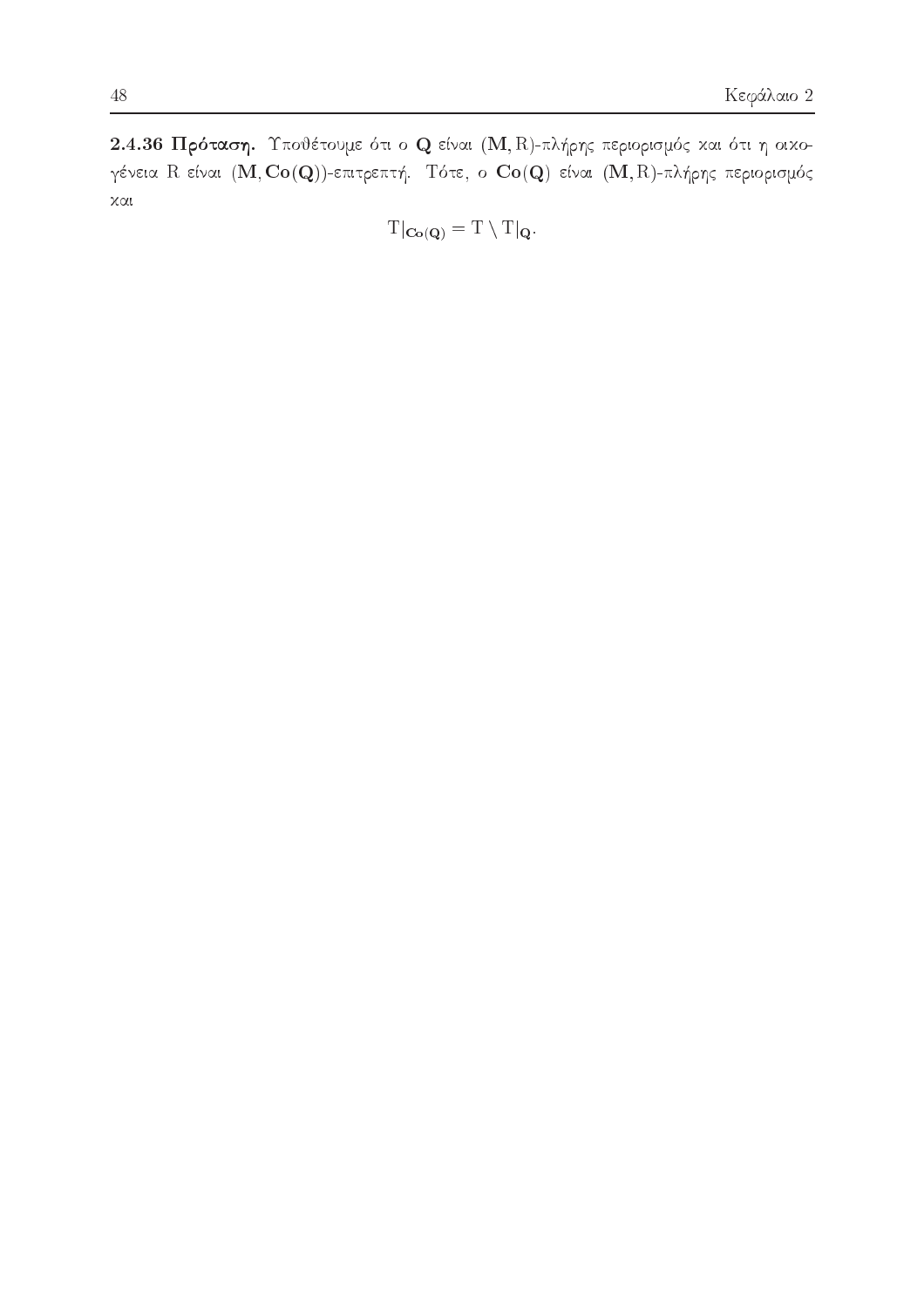**2.4.36 Πρόταση.** Υποθέτουμε ότι ο $\mathbf{Q}$ είναι $(\mathbf{M}, \mathrm{R})$-πλήρης περιορισμός και ότι η οικογένεια $\mathrm{R}$ είναι $(\mathbf{M}, \mathbf{Co}(\mathbf{Q}))$-επιτρεπτή. Τότε, ο $\mathbf{Co}(\mathbf{Q})$ είναι $(\mathbf{M}, \mathrm{R})$-πλήρης περιορισμός και

$$\mathrm{T}|_{\mathbf{Co}(\mathbf{Q})} = \mathrm{T} \setminus \mathrm{T}|_{\mathbf{Q}}.$$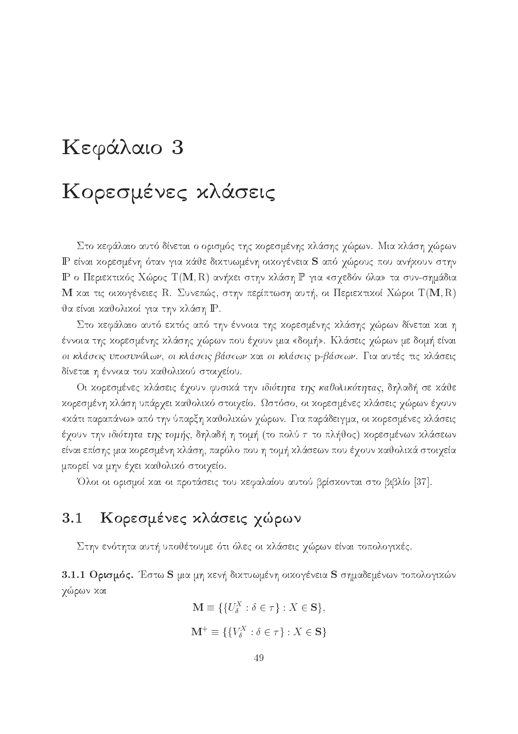# Κεφάλαιο 3

# Κορεσμένες κλάσεις

Στο κεφάλαιο αυτό δίνεται ο ορισμός της κορεσμένης κλάσης χώρων. Μια κλάση χώρων $\mathbb{P}$ είναι κορεσμένη όταν για κάθε δικτυωμένη οικογένεια $\mathbf{S}$ από χώρους που ανήκουν στην $\mathbb{P}$ ο Περιεκτικός Χώρος $\mathrm{T}(\mathbf{M}, \mathrm{R})$ ανήκει στην κλάση $\mathbb{P}$ για «σχεδόν όλα» τα συν-σημάδια $\mathbf{M}$ και τις οικογένειες R. Συνεπώς, στην περίπτωση αυτή, οι Περιεκτικοί Χώροι $\mathrm{T}(\mathbf{M}, \mathrm{R})$ θα είναι καθολικοί για την κλάση $\mathbb{P}$.

Στο κεφάλαιο αυτό εκτός από την έννοια της κορεσμένης κλάσης χώρων δίνεται και η έννοια της κορεσμένης κλάσης χώρων που έχουν μια «δομή». Κλάσεις χώρων με δομή είναι *οι κλάσεις υποσυνόλων*, *οι κλάσεις βάσεων* και *οι κλάσεις p-βάσεων*. Για αυτές τις κλάσεις δίνεται η έννοια του καθολικού στοιχείου.

Οι κορεσμένες κλάσεις έχουν φυσικά την *ιδιότητα της καθολικότητας*, δηλαδή σε κάθε κορεσμένη κλάση υπάρχει καθολικό στοιχείο. Ωστόσο, οι κορεσμένες κλάσεις χώρων έχουν «κάτι παραπάνω» από την ύπαρξη καθολικών χώρων. Για παράδειγμα, οι κορεσμένες κλάσεις έχουν την *ιδιότητα της τομής*, δηλαδή η τομή (το πολύ $\tau$ το πλήθος) κορεσμένων κλάσεων είναι επίσης μια κορεσμένη κλάση, παρόλο που η τομή κλάσεων που έχουν καθολικά στοιχεία μπορεί να μην έχει καθολικό στοιχείο.

Όλοι οι ορισμοί και οι προτάσεις του κεφαλαίου αυτού βρίσκονται στο βιβλίο [37].

## 3.1 Κορεσμένες κλάσεις χώρων

Στην ενότητα αυτή υποθέτουμε ότι όλες οι κλάσεις χώρων είναι τοπολογικές.

**3.1.1 Ορισμός.** Έστω $\mathbf{S}$ μια μη κενή δικτυωμένη οικογένεια $\mathbf{S}$ σημαδεμένων τοπολογικών χώρων και

$$\mathbf{M} \equiv \{\{U_\delta^X : \delta \in \tau\} : X \in \mathbf{S}\},$$

$$\mathbf{M}^+ \equiv \{\{V_\delta^X : \delta \in \tau\} : X \in \mathbf{S}\}$$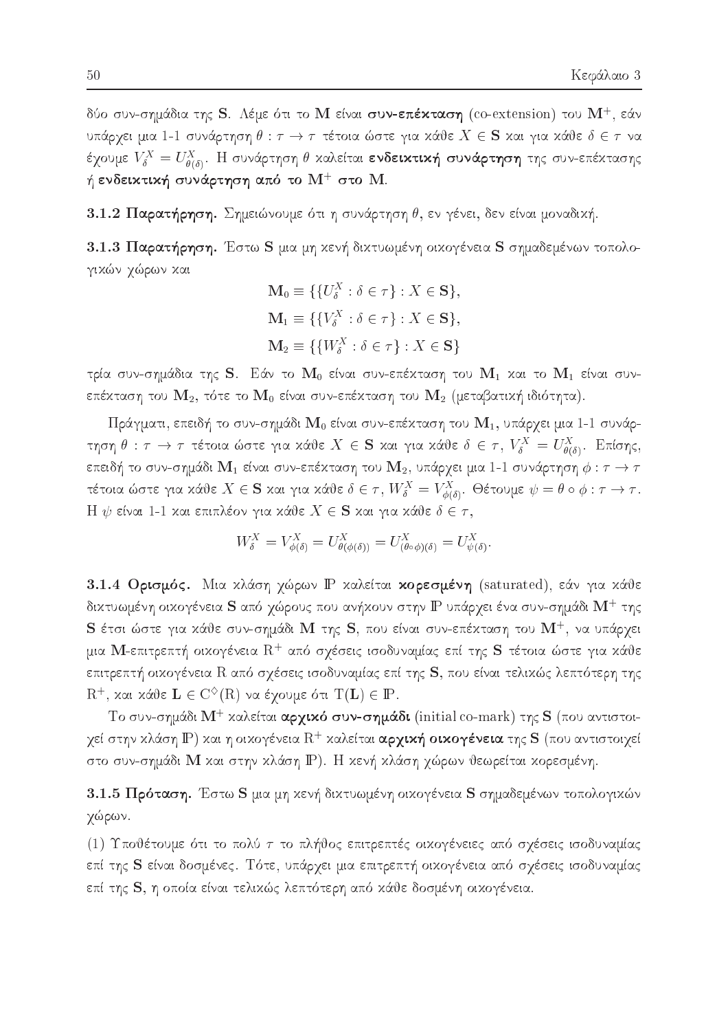δύο συν-σημάδια της $\mathbf{S}$. Λέμε ότι το $\mathbf{M}$ είναι **συν-επέκταση** (co-extension) του $\mathbf{M}^+$, εάν υπάρχει μια 1-1 συνάρτηση $\theta : \tau \to \tau$ τέτοια ώστε για κάθε $X \in \mathbf{S}$ και για κάθε $\delta \in \tau$ να έχουμε $V^X_\delta = U^X_{\theta(\delta)}$. Η συνάρτηση $\theta$ καλείται **ενδεικτική συνάρτηση** της συν-επέκτασης ή **ενδεικτική συνάρτηση από το $\mathbf{M}^+$ στο $\mathbf{M}$**.

**3.1.2 Παρατήρηση.** Σημειώνουμε ότι η συνάρτηση $\theta$, εν γένει, δεν είναι μοναδική.

**3.1.3 Παρατήρηση.** Έστω $\mathbf{S}$ μια μη κενή δικτυωμένη οικογένεια $\mathbf{S}$ σημαδεμένων τοπολογικών χώρων και

$$\mathbf{M}_0 \equiv \{\{U^X_\delta : \delta \in \tau\} : X \in \mathbf{S}\},$$
$$\mathbf{M}_1 \equiv \{\{V^X_\delta : \delta \in \tau\} : X \in \mathbf{S}\},$$
$$\mathbf{M}_2 \equiv \{\{W^X_\delta : \delta \in \tau\} : X \in \mathbf{S}\}$$

τρία συν-σημάδια της $\mathbf{S}$. Εάν το $\mathbf{M}_0$ είναι συν-επέκταση του $\mathbf{M}_1$ και το $\mathbf{M}_1$ είναι συν-επέκταση του $\mathbf{M}_2$, τότε το $\mathbf{M}_0$ είναι συν-επέκταση του $\mathbf{M}_2$ (μεταβατική ιδιότητα).

Πράγματι, επειδή το συν-σημάδι $\mathbf{M}_0$ είναι συν-επέκταση του $\mathbf{M}_1$, υπάρχει μια 1-1 συνάρτηση $\theta : \tau \to \tau$ τέτοια ώστε για κάθε $X \in \mathbf{S}$ και για κάθε $\delta \in \tau$, $V^X_\delta = U^X_{\theta(\delta)}$. Επίσης, επειδή το συν-σημάδι $\mathbf{M}_1$ είναι συν-επέκταση του $\mathbf{M}_2$, υπάρχει μια 1-1 συνάρτηση $\phi : \tau \to \tau$ τέτοια ώστε για κάθε $X \in \mathbf{S}$ και για κάθε $\delta \in \tau$, $W^X_\delta = V^X_{\phi(\delta)}$. Θέτουμε $\psi = \theta \circ \phi : \tau \to \tau$. Η $\psi$ είναι 1-1 και επιπλέον για κάθε $X \in \mathbf{S}$ και για κάθε $\delta \in \tau$,

$$W^X_\delta = V^X_{\phi(\delta)} = U^X_{\theta(\phi(\delta))} = U^X_{(\theta\circ\phi)(\delta)} = U^X_{\psi(\delta)}.$$

**3.1.4 Ορισμός.** Μια κλάση χώρων $\mathbb{P}$ καλείται **κορεσμένη** (saturated), εάν για κάθε δικτυωμένη οικογένεια $\mathbf{S}$ από χώρους που ανήκουν στην $\mathbb{P}$ υπάρχει ένα συν-σημάδι $\mathbf{M}^+$ της $\mathbf{S}$ έτσι ώστε για κάθε συν-σημάδι $\mathbf{M}$ της $\mathbf{S}$, που είναι συν-επέκταση του $\mathbf{M}^+$, να υπάρχει μια $\mathbf{M}$-επιτρεπτή οικογένεια $\mathrm{R}^+$ από σχέσεις ισοδυναμίας επί της $\mathbf{S}$ τέτοια ώστε για κάθε επιτρεπτή οικογένεια $\mathrm{R}$ από σχέσεις ισοδυναμίας επί της $\mathbf{S}$, που είναι τελικώς λεπτότερη της $\mathrm{R}^+$, και κάθε $\mathbf{L} \in \mathrm{C}^\diamond(\mathrm{R})$ να έχουμε ότι $\mathrm{T}(\mathbf{L}) \in \mathbb{P}$.

Το συν-σημάδι $\mathbf{M}^+$ καλείται **αρχικό συν-σημάδι** (initial co-mark) της $\mathbf{S}$ (που αντιστοιχεί στην κλάση $\mathbb{P}$) και η οικογένεια $\mathrm{R}^+$ καλείται **αρχική οικογένεια** της $\mathbf{S}$ (που αντιστοιχεί στο συν-σημάδι $\mathbf{M}$ και στην κλάση $\mathbb{P}$). Η κενή κλάση χώρων θεωρείται κορεσμένη.

**3.1.5 Πρόταση.** Έστω $\mathbf{S}$ μια μη κενή δικτυωμένη οικογένεια $\mathbf{S}$ σημαδεμένων τοπολογικών χώρων.

(1) Υποθέτουμε ότι το πολύ $\tau$ το πλήθος επιτρεπτές οικογένειες από σχέσεις ισοδυναμίας επί της $\mathbf{S}$ είναι δοσμένες. Τότε, υπάρχει μια επιτρεπτή οικογένεια από σχέσεις ισοδυναμίας επί της $\mathbf{S}$, η οποία είναι τελικώς λεπτότερη από κάθε δοσμένη οικογένεια.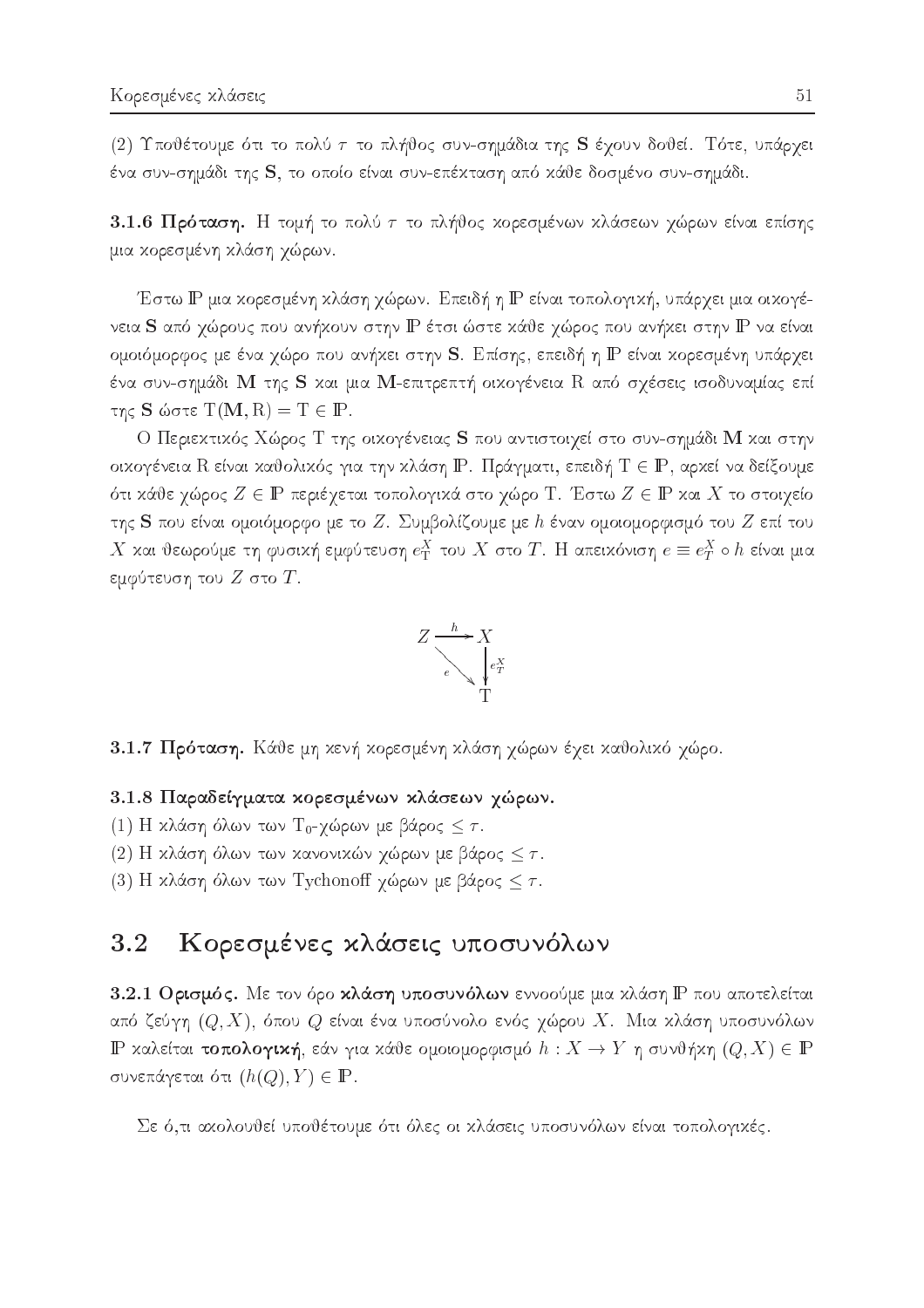(2) Υποθέτουμε ότι το πολύ $\tau$ το πλήθος συν-σημάδια της $\mathbf{S}$ έχουν δοθεί. Τότε, υπάρχει ένα συν-σημάδι της $\mathbf{S}$, το οποίο είναι συν-επέκταση από κάθε δοσμένο συν-σημάδι.

**3.1.6 Πρόταση.** Η τομή το πολύ $\tau$ το πλήθος κορεσμένων κλάσεων χώρων είναι επίσης μια κορεσμένη κλάση χώρων.

Έστω $\mathbb{P}$ μια κορεσμένη κλάση χώρων. Επειδή η $\mathbb{P}$ είναι τοπολογική, υπάρχει μια οικογένεια $\mathbf{S}$ από χώρους που ανήκουν στην $\mathbb{P}$ έτσι ώστε κάθε χώρος που ανήκει στην $\mathbb{P}$ να είναι ομοιόμορφος με ένα χώρο που ανήκει στην $\mathbf{S}$. Επίσης, επειδή η $\mathbb{P}$ είναι κορεσμένη υπάρχει ένα συν-σημάδι $\mathbf{M}$ της $\mathbf{S}$ και μια $\mathbf{M}$-επιτρεπτή οικογένεια $\mathrm{R}$ από σχέσεις ισοδυναμίας επί της $\mathbf{S}$ ώστε $\mathrm{T}(\mathbf{M}, \mathrm{R}) = \mathrm{T} \in \mathbb{P}$.

Ο Περιεκτικός Χώρος $\mathrm{T}$ της οικογένειας $\mathbf{S}$ που αντιστοιχεί στο συν-σημάδι $\mathbf{M}$ και στην οικογένεια $\mathrm{R}$ είναι καθολικός για την κλάση $\mathbb{P}$. Πράγματι, επειδή $\mathrm{T} \in \mathbb{P}$, αρκεί να δείξουμε ότι κάθε χώρος $Z \in \mathbb{P}$ περιέχεται τοπολογικά στο χώρο $\mathrm{T}$. Έστω $Z \in \mathbb{P}$ και $X$ το στοιχείο της $\mathbf{S}$ που είναι ομοιόμορφο με το $Z$. Συμβολίζουμε με $h$ έναν ομοιομορφισμό του $Z$ επί του $X$ και θεωρούμε τη φυσική εμφύτευση $e^X_{\mathrm{T}}$ του $X$ στο $T$. Η απεικόνιση $e \equiv e^X_T \circ h$ είναι μια εμφύτευση του $Z$ στο $T$.

$$\begin{array}{ccc} Z & \xrightarrow{h} & X \\ & \searrow^{e} & \downarrow e^X_T \\ & & \mathrm{T} \end{array}$$

**3.1.7 Πρόταση.** Κάθε μη κενή κορεσμένη κλάση χώρων έχει καθολικό χώρο.

**3.1.8 Παραδείγματα κορεσμένων κλάσεων χώρων.**

(1) Η κλάση όλων των $\mathrm{T}_0$-χώρων με βάρος $\leq \tau$.

(2) Η κλάση όλων των κανονικών χώρων με βάρος $\leq \tau$.

(3) Η κλάση όλων των Tychonoff χώρων με βάρος $\leq \tau$.

## 3.2 Κορεσμένες κλάσεις υποσυνόλων

**3.2.1 Ορισμός.** Με τον όρο **κλάση υποσυνόλων** εννοούμε μια κλάση $\mathbb{P}$ που αποτελείται από ζεύγη $(Q, X)$, όπου $Q$ είναι ένα υποσύνολο ενός χώρου $X$. Μια κλάση υποσυνόλων $\mathbb{P}$ καλείται **τοπολογική**, εάν για κάθε ομοιομορφισμό $h : X \to Y$ η συνθήκη $(Q, X) \in \mathbb{P}$ συνεπάγεται ότι $(h(Q), Y) \in \mathbb{P}$.

Σε ό,τι ακολουθεί υποθέτουμε ότι όλες οι κλάσεις υποσυνόλων είναι τοπολογικές.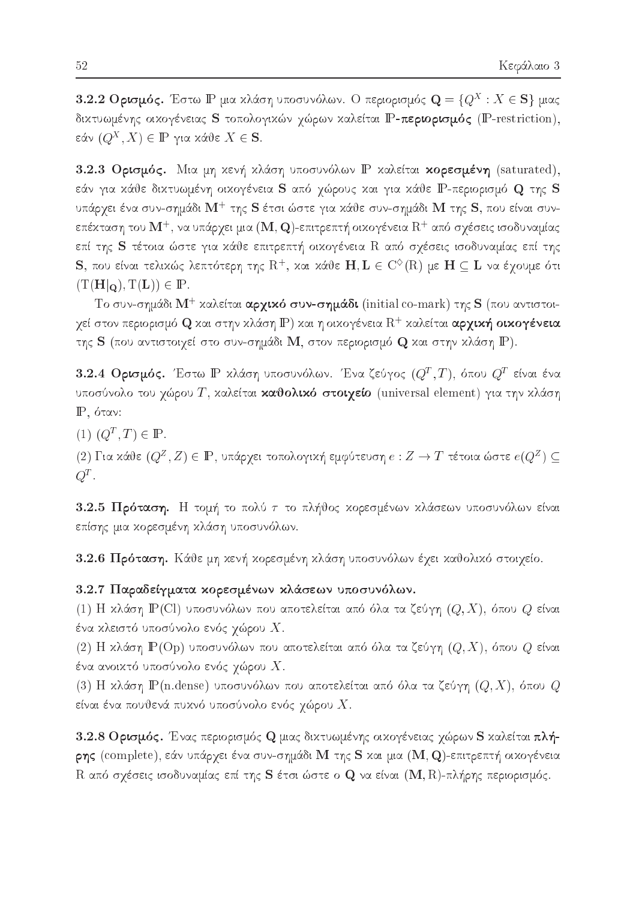**3.2.2 Ορισμός.** Έστω $\mathbb{P}$ μια κλάση υποσυνόλων. Ο περιορισμός $\mathbf{Q} = \{Q^X : X \in \mathbf{S}\}$ μιας δικτυωμένης οικογένειας $\mathbf{S}$ τοπολογικών χώρων καλείται **$\mathbb{P}$-περιορισμός** ($\mathbb{P}$-restriction), εάν $(Q^X, X) \in \mathbb{P}$ για κάθε $X \in \mathbf{S}$.

**3.2.3 Ορισμός.** Μια μη κενή κλάση υποσυνόλων $\mathbb{P}$ καλείται **κορεσμένη** (saturated), εάν για κάθε δικτυωμένη οικογένεια $\mathbf{S}$ από χώρους και για κάθε $\mathbb{P}$-περιορισμό $\mathbf{Q}$ της $\mathbf{S}$ υπάρχει ένα συν-σημάδι $\mathbf{M}^+$ της $\mathbf{S}$ έτσι ώστε για κάθε συν-σημάδι $\mathbf{M}$ της $\mathbf{S}$, που είναι συν-επέκταση του $\mathbf{M}^+$, να υπάρχει μια $(\mathbf{M}, \mathbf{Q})$-επιτρεπτή οικογένεια $\mathrm{R}^+$ από σχέσεις ισοδυναμίας επί της $\mathbf{S}$ τέτοια ώστε για κάθε επιτρεπτή οικογένεια $\mathrm{R}$ από σχέσεις ισοδυναμίας επί της $\mathbf{S}$, που είναι τελικώς λεπτότερη της $\mathrm{R}^+$, και κάθε $\mathbf{H}, \mathbf{L} \in \mathrm{C}^{\diamond}(\mathrm{R})$ με $\mathbf{H} \subseteq \mathbf{L}$ να έχουμε ότι $(\mathrm{T}(\mathbf{H}|_{\mathbf{Q}}), \mathrm{T}(\mathbf{L})) \in \mathbb{P}$.

Το συν-σημάδι $\mathbf{M}^+$ καλείται **αρχικό συν-σημάδι** (initial co-mark) της $\mathbf{S}$ (που αντιστοιχεί στον περιορισμό $\mathbf{Q}$ και στην κλάση $\mathbb{P}$) και η οικογένεια $\mathrm{R}^+$ καλείται **αρχική οικογένεια** της $\mathbf{S}$ (που αντιστοιχεί στο συν-σημάδι $\mathbf{M}$, στον περιορισμό $\mathbf{Q}$ και στην κλάση $\mathbb{P}$).

**3.2.4 Ορισμός.** Έστω $\mathbb{P}$ κλάση υποσυνόλων. Ένα ζεύγος $(Q^T, T)$, όπου $Q^T$ είναι ένα υποσύνολο του χώρου $T$, καλείται **καθολικό στοιχείο** (universal element) για την κλάση $\mathbb{P}$, όταν:

(1) $(Q^T, T) \in \mathbb{P}$.

(2) Για κάθε $(Q^Z, Z) \in \mathbb{P}$, υπάρχει τοπολογική εμφύτευση $e : Z \to T$ τέτοια ώστε $e(Q^Z) \subseteq Q^T$.

**3.2.5 Πρόταση.** Η τομή το πολύ $\tau$ το πλήθος κορεσμένων κλάσεων υποσυνόλων είναι επίσης μια κορεσμένη κλάση υποσυνόλων.

**3.2.6 Πρόταση.** Κάθε μη κενή κορεσμένη κλάση υποσυνόλων έχει καθολικό στοιχείο.

**3.2.7 Παραδείγματα κορεσμένων κλάσεων υποσυνόλων.**

(1) Η κλάση $\mathbb{P}(\mathrm{Cl})$ υποσυνόλων που αποτελείται από όλα τα ζεύγη $(Q, X)$, όπου $Q$ είναι ένα κλειστό υποσύνολο ενός χώρου $X$.

(2) Η κλάση $\mathbb{P}(\mathrm{Op})$ υποσυνόλων που αποτελείται από όλα τα ζεύγη $(Q, X)$, όπου $Q$ είναι ένα ανοικτό υποσύνολο ενός χώρου $X$.

(3) Η κλάση $\mathbb{P}(\mathrm{n.dense})$ υποσυνόλων που αποτελείται από όλα τα ζεύγη $(Q, X)$, όπου $Q$ είναι ένα πουθενά πυκνό υποσύνολο ενός χώρου $X$.

**3.2.8 Ορισμός.** Ένας περιορισμός $\mathbf{Q}$ μιας δικτυωμένης οικογένειας χώρων $\mathbf{S}$ καλείται **πλήρης** (complete), εάν υπάρχει ένα συν-σημάδι $\mathbf{M}$ της $\mathbf{S}$ και μια $(\mathbf{M}, \mathbf{Q})$-επιτρεπτή οικογένεια $\mathrm{R}$ από σχέσεις ισοδυναμίας επί της $\mathbf{S}$ έτσι ώστε ο $\mathbf{Q}$ να είναι $(\mathbf{M}, \mathrm{R})$-πλήρης περιορισμός.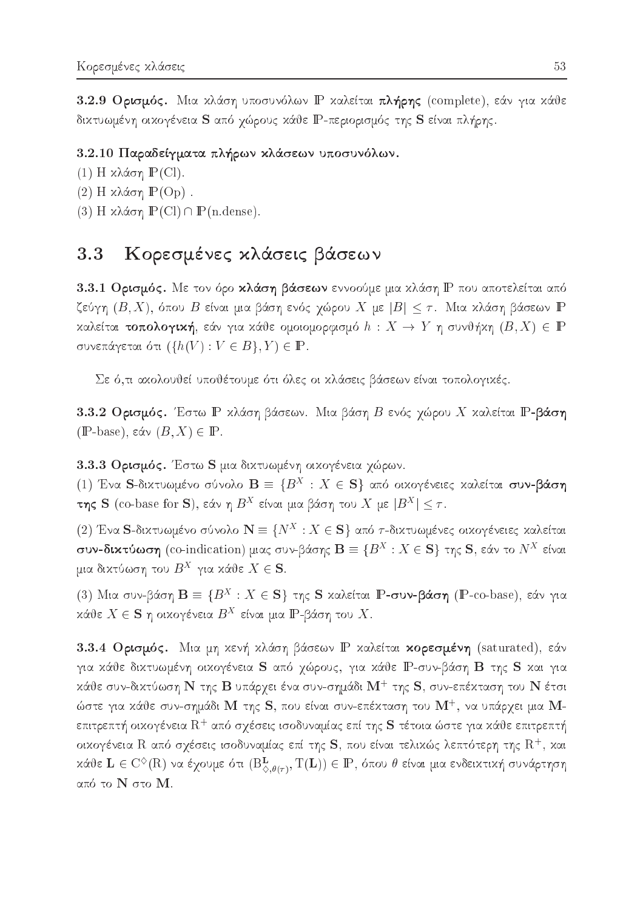**3.2.9 Ορισμός.** Μια κλάση υποσυνόλων $\mathbb{P}$ καλείται **πλήρης** (complete), εάν για κάθε δικτυωμένη οικογένεια $\mathbf{S}$ από χώρους κάθε $\mathbb{P}$-περιορισμός της $\mathbf{S}$ είναι πλήρης.

**3.2.10 Παραδείγματα πλήρων κλάσεων υποσυνόλων.**

(1) Η κλάση $\mathbb{P}(\mathrm{Cl})$.

(2) Η κλάση $\mathbb{P}(\mathrm{Op})$ .

(3) Η κλάση $\mathbb{P}(\mathrm{Cl}) \cap \mathbb{P}(\mathrm{n.dense})$.

## 3.3 Κορεσμένες κλάσεις βάσεων

**3.3.1 Ορισμός.** Με τον όρο **κλάση βάσεων** εννοούμε μια κλάση $\mathbb{P}$ που αποτελείται από ζεύγη $(B, X)$, όπου $B$ είναι μια βάση ενός χώρου $X$ με $|B| \leq \tau$. Μια κλάση βάσεων $\mathbb{P}$ καλείται **τοπολογική**, εάν για κάθε ομοιομορφισμό $h : X \to Y$ η συνθήκη $(B, X) \in \mathbb{P}$ συνεπάγεται ότι $(\{h(V) : V \in B\}, Y) \in \mathbb{P}$.

Σε ό,τι ακολουθεί υποθέτουμε ότι όλες οι κλάσεις βάσεων είναι τοπολογικές.

**3.3.2 Ορισμός.** Έστω $\mathbb{P}$ κλάση βάσεων. Μια βάση $B$ ενός χώρου $X$ καλείται **$\mathbb{P}$-βάση** ($\mathbb{P}$-base), εάν $(B, X) \in \mathbb{P}$.

**3.3.3 Ορισμός.** Έστω $\mathbf{S}$ μια δικτυωμένη οικογένεια χώρων.

(1) Ένα $\mathbf{S}$-δικτυωμένο σύνολο $\mathbf{B} \equiv \{B^X : X \in \mathbf{S}\}$ από οικογένειες καλείται **συν-βάση της $\mathbf{S}$** (co-base for $\mathbf{S}$), εάν η $B^X$ είναι μια βάση του $X$ με $|B^X| \leq \tau$.

(2) Ένα $\mathbf{S}$-δικτυωμένο σύνολο $\mathbf{N} \equiv \{N^X : X \in \mathbf{S}\}$ από $\tau$-δικτυωμένες οικογένειες καλείται **συν-δικτύωση** (co-indication) μιας συν-βάσης $\mathbf{B} \equiv \{B^X : X \in \mathbf{S}\}$ της $\mathbf{S}$, εάν το $N^X$ είναι μια δικτύωση του $B^X$ για κάθε $X \in \mathbf{S}$.

(3) Μια συν-βάση $\mathbf{B} \equiv \{B^X : X \in \mathbf{S}\}$ της $\mathbf{S}$ καλείται **$\mathbb{P}$-συν-βάση** ($\mathbb{P}$-co-base), εάν για κάθε $X \in \mathbf{S}$ η οικογένεια $B^X$ είναι μια $\mathbb{P}$-βάση του $X$.

**3.3.4 Ορισμός.** Μια μη κενή κλάση βάσεων $\mathbb{P}$ καλείται **κορεσμένη** (saturated), εάν για κάθε δικτυωμένη οικογένεια $\mathbf{S}$ από χώρους, για κάθε $\mathbb{P}$-συν-βάση $\mathbf{B}$ της $\mathbf{S}$ και για κάθε συν-δικτύωση $\mathbf{N}$ της $\mathbf{B}$ υπάρχει ένα συν-σημάδι $\mathbf{M}^+$ της $\mathbf{S}$, συν-επέκταση του $\mathbf{N}$ έτσι ώστε για κάθε συν-σημάδι $\mathbf{M}$ της $\mathbf{S}$, που είναι συν-επέκταση του $\mathbf{M}^+$, να υπάρχει μια $\mathbf{M}$-επιτρεπτή οικογένεια $\mathrm{R}^+$ από σχέσεις ισοδυναμίας επί της $\mathbf{S}$ τέτοια ώστε για κάθε επιτρεπτή οικογένεια $\mathrm{R}$ από σχέσεις ισοδυναμίας επί της $\mathbf{S}$, που είναι τελικώς λεπτότερη της $\mathrm{R}^+$, και κάθε $\mathbf{L} \in \mathrm{C}^{\diamondsuit}(\mathrm{R})$ να έχουμε ότι $(\mathrm{B}^{\mathbf{L}}_{\diamondsuit, \theta(\tau)}, \mathrm{T}(\mathbf{L})) \in \mathbb{P}$, όπου $\theta$ είναι μια ενδεικτική συνάρτηση από το $\mathbf{N}$ στο $\mathbf{M}$.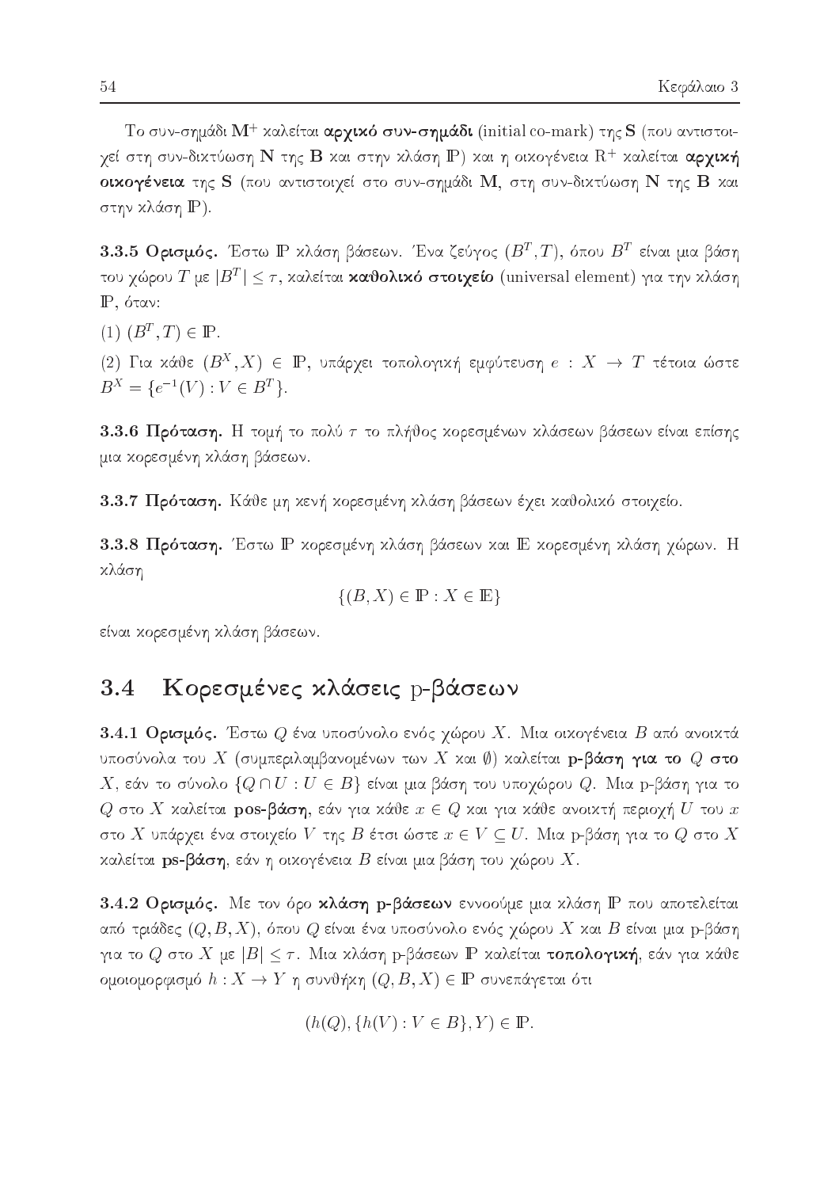Το συν-σημάδι $\mathbf{M}^+$ καλείται **αρχικό συν-σημάδι** (initial co-mark) της $\mathbf{S}$ (που αντιστοιχεί στη συν-δικτύωση $\mathbf{N}$ της $\mathbf{B}$ και στην κλάση $\mathbb{P}$) και η οικογένεια $\mathrm{R}^+$ καλείται **αρχική οικογένεια** της $\mathbf{S}$ (που αντιστοιχεί στο συν-σημάδι $\mathbf{M}$, στη συν-δικτύωση $\mathbf{N}$ της $\mathbf{B}$ και στην κλάση $\mathbb{P}$).

**3.3.5 Ορισμός.** Έστω $\mathbb{P}$ κλάση βάσεων. Ένα ζεύγος $(B^T, T)$, όπου $B^T$ είναι μια βάση του χώρου $T$ με $|B^T| \leq \tau$, καλείται **καθολικό στοιχείο** (universal element) για την κλάση $\mathbb{P}$, όταν:

(1) $(B^T, T) \in \mathbb{P}$.

(2) Για κάθε $(B^X, X) \in \mathbb{P}$, υπάρχει τοπολογική εμφύτευση $e : X \to T$ τέτοια ώστε $B^X = \{e^{-1}(V) : V \in B^T\}$.

**3.3.6 Πρόταση.** Η τομή το πολύ $\tau$ το πλήθος κορεσμένων κλάσεων βάσεων είναι επίσης μια κορεσμένη κλάση βάσεων.

**3.3.7 Πρόταση.** Κάθε μη κενή κορεσμένη κλάση βάσεων έχει καθολικό στοιχείο.

**3.3.8 Πρόταση.** Έστω $\mathbb{P}$ κορεσμένη κλάση βάσεων και $\mathbb{E}$ κορεσμένη κλάση χώρων. Η κλάση

$$\{(B, X) \in \mathbb{P} : X \in \mathbb{E}\}$$

είναι κορεσμένη κλάση βάσεων.

## 3.4 Κορεσμένες κλάσεις p-βάσεων

**3.4.1 Ορισμός.** Έστω $Q$ ένα υποσύνολο ενός χώρου $X$. Μια οικογένεια $B$ από ανοικτά υποσύνολα του $X$ (συμπεριλαμβανομένων των $X$ και $\emptyset$) καλείται **p-βάση για το $Q$ στο $X$**, εάν το σύνολο $\{Q \cap U : U \in B\}$ είναι μια βάση του υποχώρου $Q$. Μια p-βάση για το $Q$ στο $X$ καλείται **pos-βάση**, εάν για κάθε $x \in Q$ και για κάθε ανοικτή περιοχή $U$ του $x$ στο $X$ υπάρχει ένα στοιχείο $V$ της $B$ έτσι ώστε $x \in V \subseteq U$. Μια p-βάση για το $Q$ στο $X$ καλείται **ps-βάση**, εάν η οικογένεια $B$ είναι μια βάση του χώρου $X$.

**3.4.2 Ορισμός.** Με τον όρο **κλάση p-βάσεων** εννοούμε μια κλάση $\mathbb{P}$ που αποτελείται από τριάδες $(Q, B, X)$, όπου $Q$ είναι ένα υποσύνολο ενός χώρου $X$ και $B$ είναι μια p-βάση για το $Q$ στο $X$ με $|B| \leq \tau$. Μια κλάση p-βάσεων $\mathbb{P}$ καλείται **τοπολογική**, εάν για κάθε ομοιομορφισμό $h : X \to Y$ η συνθήκη $(Q, B, X) \in \mathbb{P}$ συνεπάγεται ότι

$$(h(Q), \{h(V) : V \in B\}, Y) \in \mathbb{P}.$$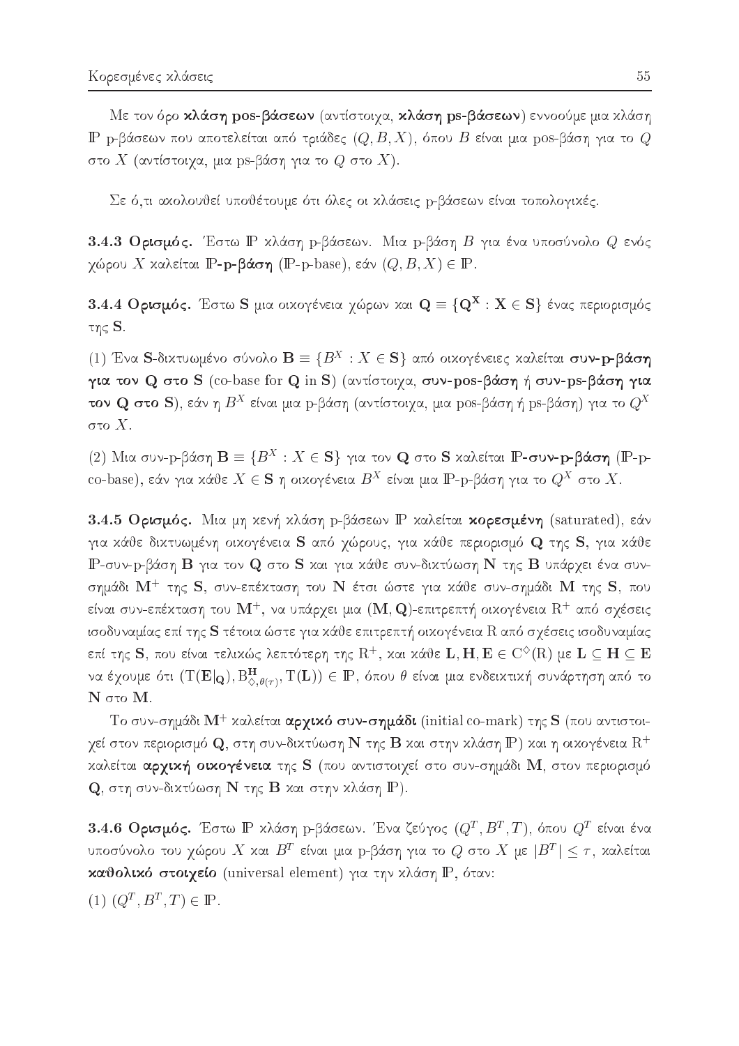Με τον όρο **κλάση pos-βάσεων** (αντίστοιχα, **κλάση ps-βάσεων**) εννοούμε μια κλάση $\mathbb{P}$ p-βάσεων που αποτελείται από τριάδες $(Q, B, X)$, όπου $B$ είναι μια pos-βάση για το $Q$ στο $X$ (αντίστοιχα, μια ps-βάση για το $Q$ στο $X$).

Σε ό,τι ακολουθεί υποθέτουμε ότι όλες οι κλάσεις p-βάσεων είναι τοπολογικές.

**3.4.3 Ορισμός.** Έστω $\mathbb{P}$ κλάση p-βάσεων. Μια p-βάση $B$ για ένα υποσύνολο $Q$ ενός χώρου $X$ καλείται **$\mathbb{P}$-p-βάση** ($\mathbb{P}$-p-base), εάν $(Q, B, X) \in \mathbb{P}$.

**3.4.4 Ορισμός.** Έστω $\mathbf{S}$ μια οικογένεια χώρων και $\mathbf{Q} \equiv \{\mathbf{Q^X} : \mathbf{X} \in \mathbf{S}\}$ ένας περιορισμός της $\mathbf{S}$.

(1) Ένα $\mathbf{S}$-δικτυωμένο σύνολο $\mathbf{B} \equiv \{B^X : X \in \mathbf{S}\}$ από οικογένειες καλείται **συν-p-βάση για τον $\mathbf{Q}$ στο $\mathbf{S}$** (co-base for $\mathbf{Q}$ in $\mathbf{S}$) (αντίστοιχα, **συν-pos-βάση** ή **συν-ps-βάση για τον $\mathbf{Q}$ στο $\mathbf{S}$**), εάν η $B^X$ είναι μια p-βάση (αντίστοιχα, μια pos-βάση ή ps-βάση) για το $Q^X$ στο $X$.

(2) Μια συν-p-βάση $\mathbf{B} \equiv \{B^X : X \in \mathbf{S}\}$ για τον $\mathbf{Q}$ στο $\mathbf{S}$ καλείται **$\mathbb{P}$-συν-p-βάση** ($\mathbb{P}$-p-co-base), εάν για κάθε $X \in \mathbf{S}$ η οικογένεια $B^X$ είναι μια $\mathbb{P}$-p-βάση για το $Q^X$ στο $X$.

**3.4.5 Ορισμός.** Μια μη κενή κλάση p-βάσεων $\mathbb{P}$ καλείται **κορεσμένη** (saturated), εάν για κάθε δικτυωμένη οικογένεια $\mathbf{S}$ από χώρους, για κάθε περιορισμό $\mathbf{Q}$ της $\mathbf{S}$, για κάθε $\mathbb{P}$-συν-p-βάση $\mathbf{B}$ για τον $\mathbf{Q}$ στο $\mathbf{S}$ και για κάθε συν-δικτύωση $\mathbf{N}$ της $\mathbf{B}$ υπάρχει ένα συν-σημάδι $\mathbf{M}^+$ της $\mathbf{S}$, συν-επέκταση του $\mathbf{N}$ έτσι ώστε για κάθε συν-σημάδι $\mathbf{M}$ της $\mathbf{S}$, που είναι συν-επέκταση του $\mathbf{M}^+$, να υπάρχει μια $(\mathbf{M}, \mathbf{Q})$-επιτρεπτή οικογένεια $\mathrm{R}^+$ από σχέσεις ισοδυναμίας επί της $\mathbf{S}$ τέτοια ώστε για κάθε επιτρεπτή οικογένεια $\mathrm{R}$ από σχέσεις ισοδυναμίας επί της $\mathbf{S}$, που είναι τελικώς λεπτότερη της $\mathrm{R}^+$, και κάθε $\mathbf{L}, \mathbf{H}, \mathbf{E} \in \mathrm{C}^{\diamondsuit}(\mathrm{R})$ με $\mathbf{L} \subseteq \mathbf{H} \subseteq \mathbf{E}$ να έχουμε ότι $(\mathrm{T}(\mathbf{E}|_{\mathbf{Q}}), \mathrm{B}^{\mathbf{H}}_{\diamondsuit, \theta(\tau)}, \mathrm{T}(\mathbf{L})) \in \mathbb{P}$, όπου $\theta$ είναι μια ενδεικτική συνάρτηση από το $\mathbf{N}$ στο $\mathbf{M}$.

Το συν-σημάδι $\mathbf{M}^+$ καλείται **αρχικό συν-σημάδι** (initial co-mark) της $\mathbf{S}$ (που αντιστοιχεί στον περιορισμό $\mathbf{Q}$, στη συν-δικτύωση $\mathbf{N}$ της $\mathbf{B}$ και στην κλάση $\mathbb{P}$) και η οικογένεια $\mathrm{R}^+$ καλείται **αρχική οικογένεια** της $\mathbf{S}$ (που αντιστοιχεί στο συν-σημάδι $\mathbf{M}$, στον περιορισμό $\mathbf{Q}$, στη συν-δικτύωση $\mathbf{N}$ της $\mathbf{B}$ και στην κλάση $\mathbb{P}$).

**3.4.6 Ορισμός.** Έστω $\mathbb{P}$ κλάση p-βάσεων. Ένα ζεύγος $(Q^T, B^T, T)$, όπου $Q^T$ είναι ένα υποσύνολο του χώρου $X$ και $B^T$ είναι μια p-βάση για το $Q$ στο $X$ με $|B^T| \leq \tau$, καλείται **καθολικό στοιχείο** (universal element) για την κλάση $\mathbb{P}$, όταν:

(1) $(Q^T, B^T, T) \in \mathbb{P}$.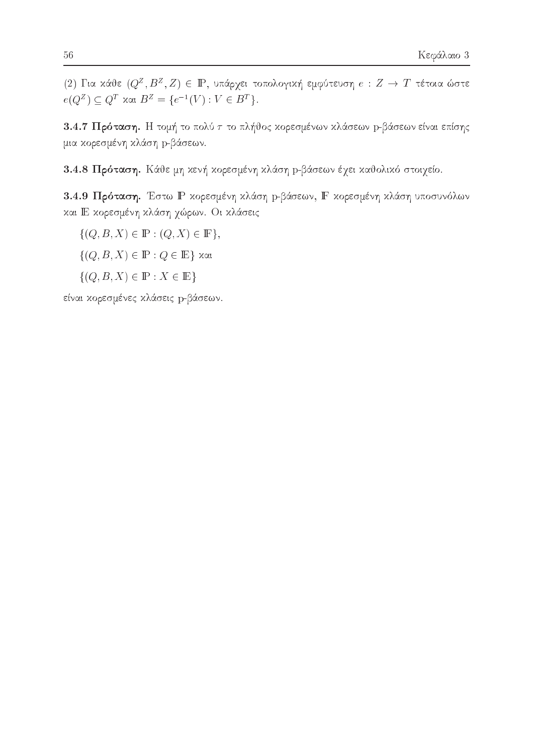(2) Για κάθε $(Q^Z, B^Z, Z) \in \mathbb{P}$, υπάρχει τοπολογική εμφύτευση $e : Z \to T$ τέτοια ώστε $e(Q^Z) \subseteq Q^T$ και $B^Z = \{e^{-1}(V) : V \in B^T\}$.

**3.4.7 Πρόταση.** Η τομή το πολύ $\tau$ το πλήθος κορεσμένων κλάσεων p-βάσεων είναι επίσης μια κορεσμένη κλάση p-βάσεων.

**3.4.8 Πρόταση.** Κάθε μη κενή κορεσμένη κλάση p-βάσεων έχει καθολικό στοιχείο.

**3.4.9 Πρόταση.** Έστω $\mathbb{P}$ κορεσμένη κλάση p-βάσεων, $\mathbb{F}$ κορεσμένη κλάση υποσυνόλων και $\mathbb{E}$ κορεσμένη κλάση χώρων. Οι κλάσεις

$\{(Q, B, X) \in \mathbb{P} : (Q, X) \in \mathbb{F}\}$,

$\{(Q, B, X) \in \mathbb{P} : Q \in \mathbb{E}\}$ και

$\{(Q, B, X) \in \mathbb{P} : X \in \mathbb{E}\}$

είναι κορεσμένες κλάσεις p-βάσεων.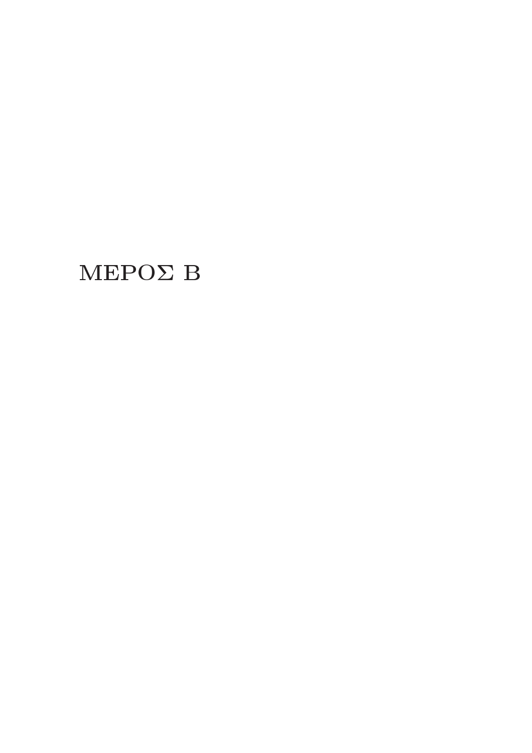# ΜΕΡΟΣ Β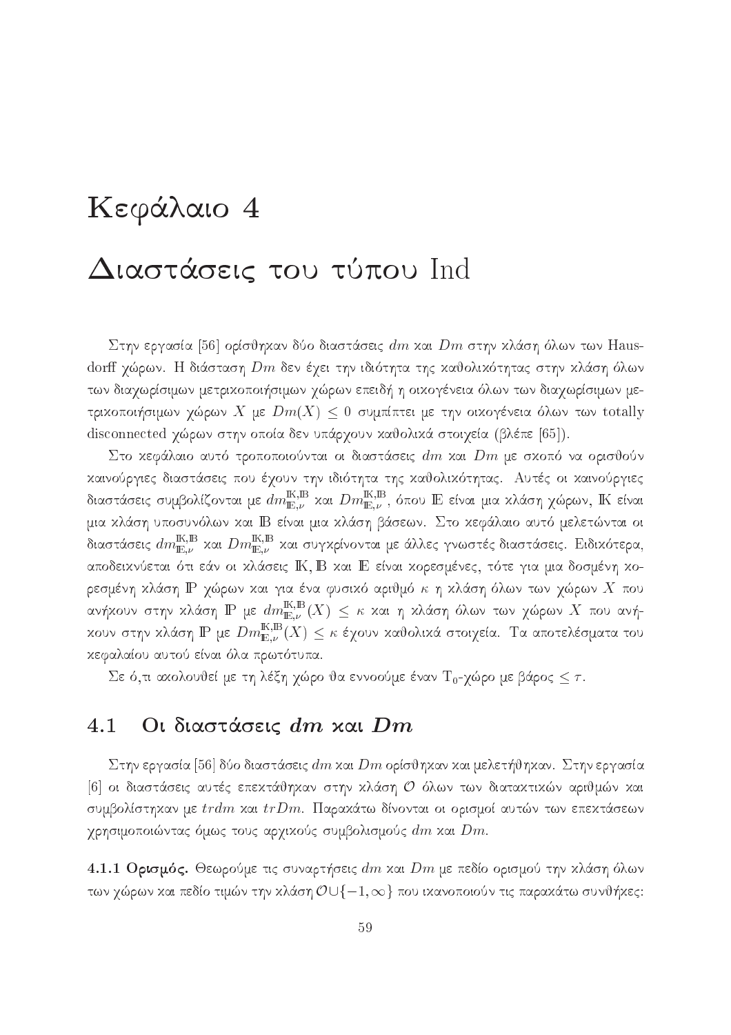# Κεφάλαιο 4

# Διαστάσεις του τύπου Ind

Στην εργασία [56] ορίσθηκαν δύο διαστάσεις $dm$ και $Dm$ στην κλάση όλων των Hausdorff χώρων. Η διάσταση $Dm$ δεν έχει την ιδιότητα της καθολικότητας στην κλάση όλων των διαχωρίσιμων μετρικοποιήσιμων χώρων επειδή η οικογένεια όλων των διαχωρίσιμων μετρικοποιήσιμων χώρων $X$ με $Dm(X) \leq 0$ συμπίπτει με την οικογένεια όλων των totally disconnected χώρων στην οποία δεν υπάρχουν καθολικά στοιχεία (βλέπε [65]).

Στο κεφάλαιο αυτό τροποποιούνται οι διαστάσεις $dm$ και $Dm$ με σκοπό να ορισθούν καινούργιες διαστάσεις που έχουν την ιδιότητα της καθολικότητας. Αυτές οι καινούργιες διαστάσεις συμβολίζονται με $dm^{\mathbb{K},\mathbb{B}}_{\mathbb{E},\nu}$ και $Dm^{\mathbb{K},\mathbb{B}}_{\mathbb{E},\nu}$, όπου $\mathbb{E}$ είναι μια κλάση χώρων, $\mathbb{K}$ είναι μια κλάση υποσυνόλων και $\mathbb{B}$ είναι μια κλάση βάσεων. Στο κεφάλαιο αυτό μελετώνται οι διαστάσεις $dm^{\mathbb{K},\mathbb{B}}_{\mathbb{E},\nu}$ και $Dm^{\mathbb{K},\mathbb{B}}_{\mathbb{E},\nu}$ και συγκρίνονται με άλλες γνωστές διαστάσεις. Ειδικότερα, αποδεικνύεται ότι εάν οι κλάσεις $\mathbb{K}$, $\mathbb{B}$ και $\mathbb{E}$ είναι κορεσμένες, τότε για μια δοσμένη κορεσμένη κλάση $\mathbb{P}$ χώρων και για ένα φυσικό αριθμό $\kappa$ η κλάση όλων των χώρων $X$ που ανήκουν στην κλάση $\mathbb{P}$ με $dm^{\mathbb{K},\mathbb{B}}_{\mathbb{E},\nu}(X) \leq \kappa$ και η κλάση όλων των χώρων $X$ που ανήκουν στην κλάση $\mathbb{P}$ με $Dm^{\mathbb{K},\mathbb{B}}_{\mathbb{E},\nu}(X) \leq \kappa$ έχουν καθολικά στοιχεία. Τα αποτελέσματα του κεφαλαίου αυτού είναι όλα πρωτότυπα.

Σε ό,τι ακολουθεί με τη λέξη χώρο θα εννοούμε έναν $\mathrm{T}_0$-χώρο με βάρος $\leq \tau$.

## 4.1 Οι διαστάσεις $dm$ και $Dm$

Στην εργασία [56] δύο διαστάσεις $dm$ και $Dm$ ορίσθηκαν και μελετήθηκαν. Στην εργασία [6] οι διαστάσεις αυτές επεκτάθηκαν στην κλάση $\mathcal{O}$ όλων των διατακτικών αριθμών και συμβολίστηκαν με $trdm$ και $trDm$. Παρακάτω δίνονται οι ορισμοί αυτών των επεκτάσεων χρησιμοποιώντας όμως τους αρχικούς συμβολισμούς $dm$ και $Dm$.

**4.1.1 Ορισμός.** Θεωρούμε τις συναρτήσεις $dm$ και $Dm$ με πεδίο ορισμού την κλάση όλων των χώρων και πεδίο τιμών την κλάση $\mathcal{O}\cup\{-1,\infty\}$ που ικανοποιούν τις παρακάτω συνθήκες: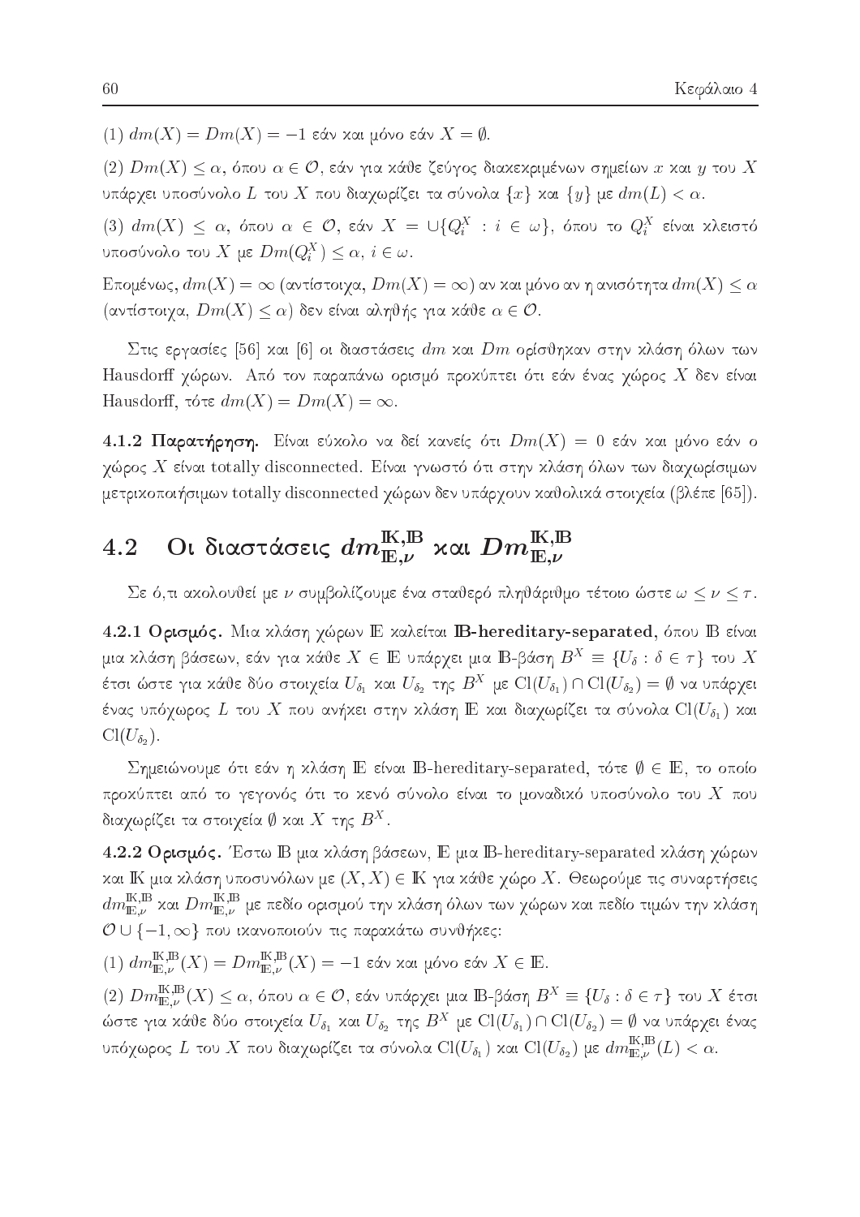(1) $dm(X) = Dm(X) = -1$ εάν και μόνο εάν $X = \emptyset$.

(2) $Dm(X) \leq \alpha$, όπου $\alpha \in \mathcal{O}$, εάν για κάθε ζεύγος διακεκριμένων σημείων $x$ και $y$ του $X$ υπάρχει υποσύνολο $L$ του $X$ που διαχωρίζει τα σύνολα $\{x\}$ και $\{y\}$ με $dm(L) < \alpha$.

(3) $dm(X) \leq \alpha$, όπου $\alpha \in \mathcal{O}$, εάν $X = \cup\{Q_i^X : i \in \omega\}$, όπου το $Q_i^X$ είναι κλειστό υποσύνολο του $X$ με $Dm(Q_i^X) \leq \alpha$, $i \in \omega$.

Επομένως, $dm(X) = \infty$ (αντίστοιχα, $Dm(X) = \infty$) αν και μόνο αν η ανισότητα $dm(X) \leq \alpha$ (αντίστοιχα, $Dm(X) \leq \alpha$) δεν είναι αληθής για κάθε $\alpha \in \mathcal{O}$.

Στις εργασίες [56] και [6] οι διαστάσεις $dm$ και $Dm$ ορίσθηκαν στην κλάση όλων των Hausdorff χώρων. Από τον παραπάνω ορισμό προκύπτει ότι εάν ένας χώρος $X$ δεν είναι Hausdorff, τότε $dm(X) = Dm(X) = \infty$.

**4.1.2 Παρατήρηση.** Είναι εύκολο να δεί κανείς ότι $Dm(X) = 0$ εάν και μόνο εάν ο χώρος $X$ είναι totally disconnected. Είναι γνωστό ότι στην κλάση όλων των διαχωρίσιμων μετρικοποιήσιμων totally disconnected χώρων δεν υπάρχουν καθολικά στοιχεία (βλέπε [65]).

## 4.2 Οι διαστάσεις $dm_{\mathbb{E},\nu}^{\mathbb{K},\mathbb{B}}$ και $Dm_{\mathbb{E},\nu}^{\mathbb{K},\mathbb{B}}$

Σε ό,τι ακολουθεί με $\nu$ συμβολίζουμε ένα σταθερό πληθάριθμο τέτοιο ώστε $\omega \leq \nu \leq \tau$.

**4.2.1 Ορισμός.** Μια κλάση χώρων $\mathbb{E}$ καλείται **$\mathbb{B}$-hereditary-separated**, όπου $\mathbb{B}$ είναι μια κλάση βάσεων, εάν για κάθε $X \in \mathbb{E}$ υπάρχει μια $\mathbb{B}$-βάση $B^X \equiv \{U_\delta : \delta \in \tau\}$ του $X$ έτσι ώστε για κάθε δύο στοιχεία $U_{\delta_1}$ και $U_{\delta_2}$ της $B^X$ με $\mathrm{Cl}(U_{\delta_1}) \cap \mathrm{Cl}(U_{\delta_2}) = \emptyset$ να υπάρχει ένας υπόχωρος $L$ του $X$ που ανήκει στην κλάση $\mathbb{E}$ και διαχωρίζει τα σύνολα $\mathrm{Cl}(U_{\delta_1})$ και $\mathrm{Cl}(U_{\delta_2})$.

Σημειώνουμε ότι εάν η κλάση $\mathbb{E}$ είναι $\mathbb{B}$-hereditary-separated, τότε $\emptyset \in \mathbb{E}$, το οποίο προκύπτει από το γεγονός ότι το κενό σύνολο είναι το μοναδικό υποσύνολο του $X$ που διαχωρίζει τα στοιχεία $\emptyset$ και $X$ της $B^X$.

**4.2.2 Ορισμός.** Έστω $\mathbb{B}$ μια κλάση βάσεων, $\mathbb{E}$ μια $\mathbb{B}$-hereditary-separated κλάση χώρων και $\mathbb{K}$ μια κλάση υποσυνόλων με $(X, X) \in \mathbb{K}$ για κάθε χώρο $X$. Θεωρούμε τις συναρτήσεις $dm_{\mathbb{E},\nu}^{\mathbb{K},\mathbb{B}}$ και $Dm_{\mathbb{E},\nu}^{\mathbb{K},\mathbb{B}}$ με πεδίο ορισμού την κλάση όλων των χώρων και πεδίο τιμών την κλάση $\mathcal{O} \cup \{-1, \infty\}$ που ικανοποιούν τις παρακάτω συνθήκες:

(1) $dm_{\mathbb{E},\nu}^{\mathbb{K},\mathbb{B}}(X) = Dm_{\mathbb{E},\nu}^{\mathbb{K},\mathbb{B}}(X) = -1$ εάν και μόνο εάν $X \in \mathbb{E}$.

(2) $Dm_{\mathbb{E},\nu}^{\mathbb{K},\mathbb{B}}(X) \leq \alpha$, όπου $\alpha \in \mathcal{O}$, εάν υπάρχει μια $\mathbb{B}$-βάση $B^X \equiv \{U_\delta : \delta \in \tau\}$ του $X$ έτσι ώστε για κάθε δύο στοιχεία $U_{\delta_1}$ και $U_{\delta_2}$ της $B^X$ με $\mathrm{Cl}(U_{\delta_1}) \cap \mathrm{Cl}(U_{\delta_2}) = \emptyset$ να υπάρχει ένας υπόχωρος $L$ του $X$ που διαχωρίζει τα σύνολα $\mathrm{Cl}(U_{\delta_1})$ και $\mathrm{Cl}(U_{\delta_2})$ με $dm_{\mathbb{E},\nu}^{\mathbb{K},\mathbb{B}}(L) < \alpha$.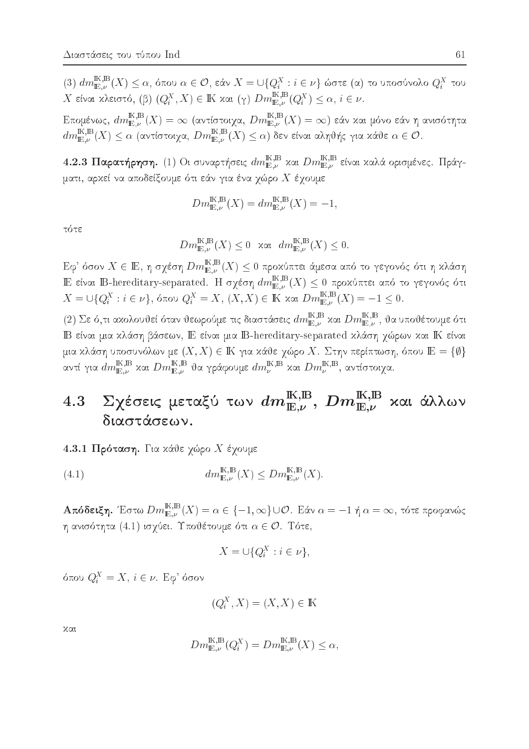(3) $dm^{\mathbb{K},\mathbb{B}}_{\mathbb{E},\nu}(X) \leq \alpha$, όπου $\alpha \in \mathcal{O}$, εάν $X = \cup\{Q^X_i : i \in \nu\}$ ώστε (α) το υποσύνολο $Q^X_i$ του $X$ είναι κλειστό, (β) $(Q^X_i, X) \in \mathbb{K}$ και (γ) $Dm^{\mathbb{K},\mathbb{B}}_{\mathbb{E},\nu}(Q^X_i) \leq \alpha$, $i \in \nu$.

Επομένως, $dm^{\mathbb{K},\mathbb{B}}_{\mathbb{E},\nu}(X) = \infty$ (αντίστοιχα, $Dm^{\mathbb{K},\mathbb{B}}_{\mathbb{E},\nu}(X) = \infty$) εάν και μόνο εάν η ανισότητα $dm^{\mathbb{K},\mathbb{B}}_{\mathbb{E},\nu}(X) \leq \alpha$ (αντίστοιχα, $Dm^{\mathbb{K},\mathbb{B}}_{\mathbb{E},\nu}(X) \leq \alpha$) δεν είναι αληθής για κάθε $\alpha \in \mathcal{O}$.

**4.2.3 Παρατήρηση.** (1) Οι συναρτήσεις $dm^{\mathbb{K},\mathbb{B}}_{\mathbb{E},\nu}$ και $Dm^{\mathbb{K},\mathbb{B}}_{\mathbb{E},\nu}$ είναι καλά ορισμένες. Πράγματι, αρκεί να αποδείξουμε ότι εάν για ένα χώρο $X$ έχουμε

$$Dm^{\mathbb{K},\mathbb{B}}_{\mathbb{E},\nu}(X) = dm^{\mathbb{K},\mathbb{B}}_{\mathbb{E},\nu}(X) = -1,$$

τότε

$$Dm^{\mathbb{K},\mathbb{B}}_{\mathbb{E},\nu}(X) \leq 0 \quad \text{και} \quad dm^{\mathbb{K},\mathbb{B}}_{\mathbb{E},\nu}(X) \leq 0.$$

Εφ' όσον $X \in \mathbb{E}$, η σχέση $Dm^{\mathbb{K},\mathbb{B}}_{\mathbb{E},\nu}(X) \leq 0$ προκύπτει άμεσα από το γεγονός ότι η κλάση $\mathbb{E}$ είναι $\mathbb{B}$-hereditary-separated. Η σχέση $dm^{\mathbb{K},\mathbb{B}}_{\mathbb{E},\nu}(X) \leq 0$ προκύπτει από το γεγονός ότι $X = \cup\{Q^X_i : i \in \nu\}$, όπου $Q^X_i = X$, $(X,X) \in \mathbb{K}$ και $Dm^{\mathbb{K},\mathbb{B}}_{\mathbb{E},\nu}(X) = -1 \leq 0$.

(2) Σε ό,τι ακολουθεί όταν θεωρούμε τις διαστάσεις $dm^{\mathbb{K},\mathbb{B}}_{\mathbb{E},\nu}$ και $Dm^{\mathbb{K},\mathbb{B}}_{\mathbb{E},\nu}$, θα υποθέτουμε ότι $\mathbb{B}$ είναι μια κλάση βάσεων, $\mathbb{E}$ είναι μια $\mathbb{B}$-hereditary-separated κλάση χώρων και $\mathbb{K}$ είναι μια κλάση υποσυνόλων με $(X,X) \in \mathbb{K}$ για κάθε χώρο $X$. Στην περίπτωση, όπου $\mathbb{E} = \{\emptyset\}$ αντί για $dm^{\mathbb{K},\mathbb{B}}_{\mathbb{E},\nu}$ και $Dm^{\mathbb{K},\mathbb{B}}_{\mathbb{E},\nu}$ θα γράφουμε $dm^{\mathbb{K},\mathbb{B}}_{\nu}$ και $Dm^{\mathbb{K},\mathbb{B}}_{\nu}$, αντίστοιχα.

## 4.3 Σχέσεις μεταξύ των $dm^{\mathbb{K},\mathbb{B}}_{\mathbb{E},\nu}$, $Dm^{\mathbb{K},\mathbb{B}}_{\mathbb{E},\nu}$ και άλλων διαστάσεων.

**4.3.1 Πρόταση.** Για κάθε χώρο $X$ έχουμε

$$dm^{\mathbb{K},\mathbb{B}}_{\mathbb{E},\nu}(X) \leq Dm^{\mathbb{K},\mathbb{B}}_{\mathbb{E},\nu}(X). \tag{4.1}$$

**Απόδειξη.** Έστω $Dm^{\mathbb{K},\mathbb{B}}_{\mathbb{E},\nu}(X) = \alpha \in \{-1, \infty\} \cup \mathcal{O}$. Εάν $\alpha = -1$ ή $\alpha = \infty$, τότε προφανώς η ανισότητα (4.1) ισχύει. Υποθέτουμε ότι $\alpha \in \mathcal{O}$. Τότε,

$$X = \cup\{Q^X_i : i \in \nu\},$$

όπου $Q^X_i = X$, $i \in \nu$. Εφ' όσον

$$(Q^X_i, X) = (X,X) \in \mathbb{K}$$

και

$$Dm^{\mathbb{K},\mathbb{B}}_{\mathbb{E},\nu}(Q^X_i) = Dm^{\mathbb{K},\mathbb{B}}_{\mathbb{E},\nu}(X) \leq \alpha,$$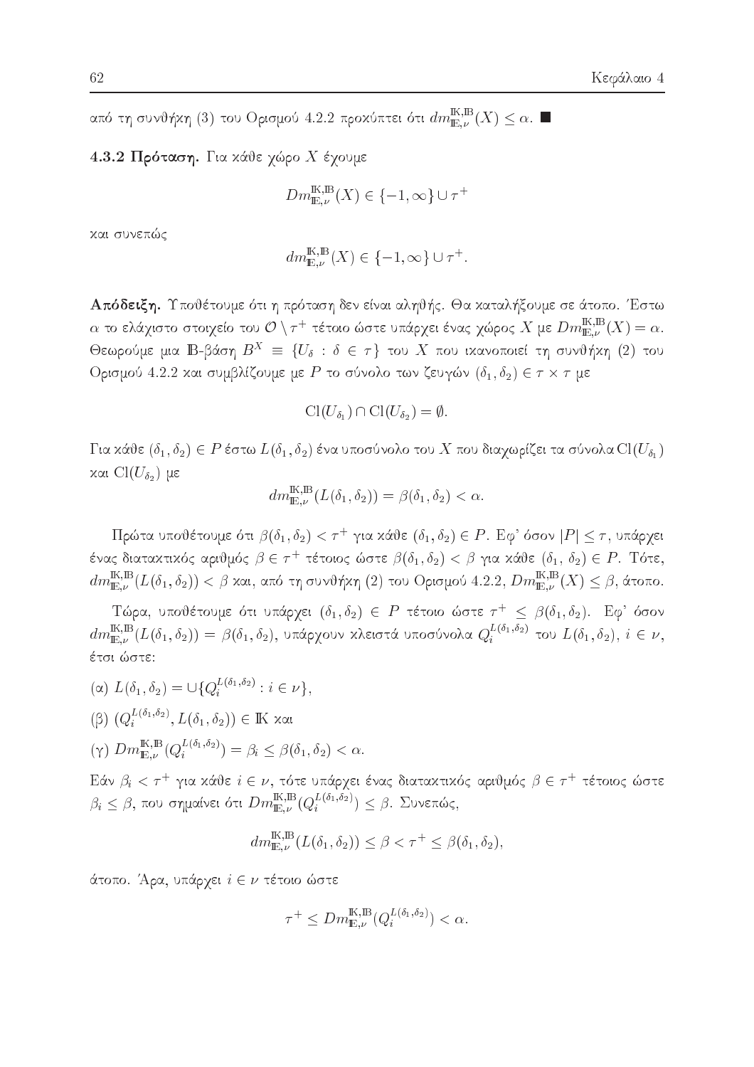από τη συνθήκη (3) του Ορισμού 4.2.2 προκύπτει ότι $dm^{\mathbb{K},\mathbb{B}}_{\mathbb{E},\nu}(X) \leq \alpha$. ■

**4.3.2 Πρόταση.** Για κάθε χώρο $X$ έχουμε

$$Dm^{\mathbb{K},\mathbb{B}}_{\mathbb{E},\nu}(X) \in \{-1, \infty\} \cup \tau^+$$

και συνεπώς

$$dm^{\mathbb{K},\mathbb{B}}_{\mathbb{E},\nu}(X) \in \{-1, \infty\} \cup \tau^+.$$

**Απόδειξη.** Υποθέτουμε ότι η πρόταση δεν είναι αληθής. Θα καταλήξουμε σε άτοπο. Έστω $\alpha$ το ελάχιστο στοιχείο του $\mathcal{O} \setminus \tau^+$ τέτοιο ώστε υπάρχει ένας χώρος $X$ με $Dm^{\mathbb{K},\mathbb{B}}_{\mathbb{E},\nu}(X) = \alpha$. Θεωρούμε μια $\mathbb{B}$-βάση $B^X \equiv \{U_\delta : \delta \in \tau\}$ του $X$ που ικανοποιεί τη συνθήκη (2) του Ορισμού 4.2.2 και συμβλίζουμε με $P$ το σύνολο των ζευγών $(\delta_1, \delta_2) \in \tau \times \tau$ με

$$\mathrm{Cl}(U_{\delta_1}) \cap \mathrm{Cl}(U_{\delta_2}) = \emptyset.$$

Για κάθε $(\delta_1, \delta_2) \in P$ έστω $L(\delta_1, \delta_2)$ ένα υποσύνολο του $X$ που διαχωρίζει τα σύνολα $\mathrm{Cl}(U_{\delta_1})$ και $\mathrm{Cl}(U_{\delta_2})$ με

$$dm^{\mathbb{K},\mathbb{B}}_{\mathbb{E},\nu}(L(\delta_1, \delta_2)) = \beta(\delta_1, \delta_2) < \alpha.$$

Πρώτα υποθέτουμε ότι $\beta(\delta_1, \delta_2) < \tau^+$ για κάθε $(\delta_1, \delta_2) \in P$. Εφ' όσον $|P| \leq \tau$, υπάρχει ένας διατακτικός αριθμός $\beta \in \tau^+$ τέτοιος ώστε $\beta(\delta_1, \delta_2) < \beta$ για κάθε $(\delta_1, \delta_2) \in P$. Τότε, $dm^{\mathbb{K},\mathbb{B}}_{\mathbb{E},\nu}(L(\delta_1, \delta_2)) < \beta$ και, από τη συνθήκη (2) του Ορισμού 4.2.2, $Dm^{\mathbb{K},\mathbb{B}}_{\mathbb{E},\nu}(X) \leq \beta$, άτοπο.

Τώρα, υποθέτουμε ότι υπάρχει $(\delta_1, \delta_2) \in P$ τέτοιο ώστε $\tau^+ \leq \beta(\delta_1, \delta_2)$. Εφ' όσον $dm^{\mathbb{K},\mathbb{B}}_{\mathbb{E},\nu}(L(\delta_1, \delta_2)) = \beta(\delta_1, \delta_2)$, υπάρχουν κλειστά υποσύνολα $Q_i^{L(\delta_1,\delta_2)}$ του $L(\delta_1, \delta_2)$, $i \in \nu$, έτσι ώστε:

(α) $L(\delta_1, \delta_2) = \cup\{Q_i^{L(\delta_1,\delta_2)} : i \in \nu\}$,

(β) $(Q_i^{L(\delta_1,\delta_2)}, L(\delta_1, \delta_2)) \in \mathbb{K}$ και

(γ) $Dm^{\mathbb{K},\mathbb{B}}_{\mathbb{E},\nu}(Q_i^{L(\delta_1,\delta_2)}) = \beta_i \leq \beta(\delta_1, \delta_2) < \alpha$.

Εάν $\beta_i < \tau^+$ για κάθε $i \in \nu$, τότε υπάρχει ένας διατακτικός αριθμός $\beta \in \tau^+$ τέτοιος ώστε $\beta_i \leq \beta$, που σημαίνει ότι $Dm^{\mathbb{K},\mathbb{B}}_{\mathbb{E},\nu}(Q_i^{L(\delta_1,\delta_2)}) \leq \beta$. Συνεπώς,

$$dm^{\mathbb{K},\mathbb{B}}_{\mathbb{E},\nu}(L(\delta_1, \delta_2)) \leq \beta < \tau^+ \leq \beta(\delta_1, \delta_2),$$

άτοπο. Άρα, υπάρχει $i \in \nu$ τέτοιο ώστε

$$\tau^+ \leq Dm^{\mathbb{K},\mathbb{B}}_{\mathbb{E},\nu}(Q_i^{L(\delta_1,\delta_2)}) < \alpha.$$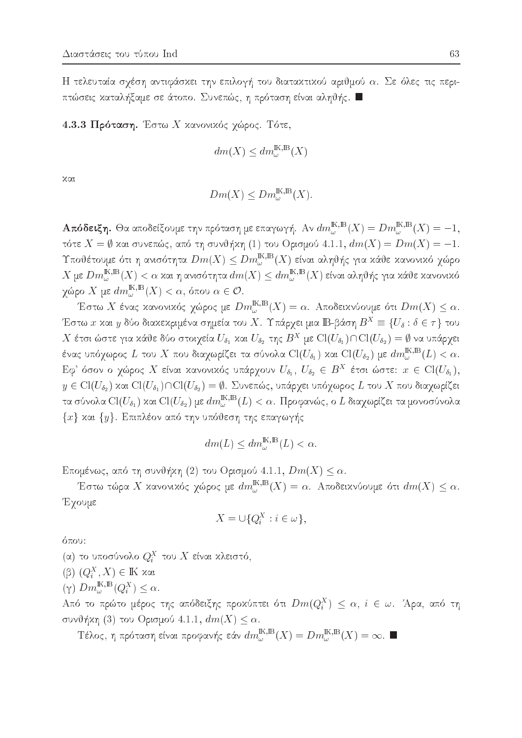Η τελευταία σχέση αντιφάσκει την επιλογή του διατακτικού αριθμού $\alpha$. Σε όλες τις περιπτώσεις καταλήξαμε σε άτοπο. Συνεπώς, η πρόταση είναι αληθής. ■

**4.3.3 Πρόταση.** Έστω $X$ κανονικός χώρος. Τότε,

$$dm(X) \leq dm_{\omega}^{\mathbb{K},\mathbb{B}}(X)$$

και

$$Dm(X) \leq Dm_{\omega}^{\mathbb{K},\mathbb{B}}(X).$$

**Απόδειξη.** Θα αποδείξουμε την πρόταση με επαγωγή. Αν $dm_{\omega}^{\mathbb{K},\mathbb{B}}(X) = Dm_{\omega}^{\mathbb{K},\mathbb{B}}(X) = -1$, τότε $X = \emptyset$ και συνεπώς, από τη συνθήκη (1) του Ορισμού 4.1.1, $dm(X) = Dm(X) = -1$. Υποθέτουμε ότι η ανισότητα $Dm(X) \leq Dm_{\omega}^{\mathbb{K},\mathbb{B}}(X)$ είναι αληθής για κάθε κανονικό χώρο $X$ με $Dm_{\omega}^{\mathbb{K},\mathbb{B}}(X) < \alpha$ και η ανισότητα $dm(X) \leq dm_{\omega}^{\mathbb{K},\mathbb{B}}(X)$ είναι αληθής για κάθε κανονικό χώρο $X$ με $dm_{\omega}^{\mathbb{K},\mathbb{B}}(X) < \alpha$, όπου $\alpha \in \mathcal{O}$.

Έστω $X$ ένας κανονικός χώρος με $Dm_{\omega}^{\mathbb{K},\mathbb{B}}(X) = \alpha$. Αποδεικνύουμε ότι $Dm(X) \leq \alpha$. Έστω $x$ και $y$ δύο διακεκριμένα σημεία του $X$. Υπάρχει μια $\mathbb{B}$-βάση $B^X \equiv \{U_\delta : \delta \in \tau\}$ του $X$ έτσι ώστε για κάθε δύο στοιχεία $U_{\delta_1}$ και $U_{\delta_2}$ της $B^X$ με $\mathrm{Cl}(U_{\delta_1}) \cap \mathrm{Cl}(U_{\delta_2}) = \emptyset$ να υπάρχει ένας υπόχωρος $L$ του $X$ που διαχωρίζει τα σύνολα $\mathrm{Cl}(U_{\delta_1})$ και $\mathrm{Cl}(U_{\delta_2})$ με $dm_{\omega}^{\mathbb{K},\mathbb{B}}(L) < \alpha$. Εφ' όσον ο χώρος $X$ είναι κανονικός υπάρχουν $U_{\delta_1}$, $U_{\delta_2} \in B^X$ έτσι ώστε: $x \in \mathrm{Cl}(U_{\delta_1})$, $y \in \mathrm{Cl}(U_{\delta_2})$ και $\mathrm{Cl}(U_{\delta_1}) \cap \mathrm{Cl}(U_{\delta_2}) = \emptyset$. Συνεπώς, υπάρχει υπόχωρος $L$ του $X$ που διαχωρίζει τα σύνολα $\mathrm{Cl}(U_{\delta_1})$ και $\mathrm{Cl}(U_{\delta_2})$ με $dm_{\omega}^{\mathbb{K},\mathbb{B}}(L) < \alpha$. Προφανώς, ο $L$ διαχωρίζει τα μονοσύνολα $\{x\}$ και $\{y\}$. Επιπλέον από την υπόθεση της επαγωγής

$$dm(L) \leq dm_{\omega}^{\mathbb{K},\mathbb{B}}(L) < \alpha.$$

Επομένως, από τη συνθήκη (2) του Ορισμού 4.1.1, $Dm(X) \leq \alpha$.

Έστω τώρα $X$ κανονικός χώρος με $dm_{\omega}^{\mathbb{K},\mathbb{B}}(X) = \alpha$. Αποδεικνύουμε ότι $dm(X) \leq \alpha$. Έχουμε

$$X = \cup\{Q_i^X : i \in \omega\},$$

όπου:

(α) το υποσύνολο $Q_i^X$ του $X$ είναι κλειστό,

(β) $(Q_i^X, X) \in \mathbb{K}$ και

(γ) $Dm_{\omega}^{\mathbb{K},\mathbb{B}}(Q_i^X) \leq \alpha$.

Από το πρώτο μέρος της απόδειξης προκύπτει ότι $Dm(Q_i^X) \leq \alpha$, $i \in \omega$. Άρα, από τη συνθήκη (3) του Ορισμού 4.1.1, $dm(X) \leq \alpha$.

Τέλος, η πρόταση είναι προφανής εάν $dm_{\omega}^{\mathbb{K},\mathbb{B}}(X) = Dm_{\omega}^{\mathbb{K},\mathbb{B}}(X) = \infty$. ■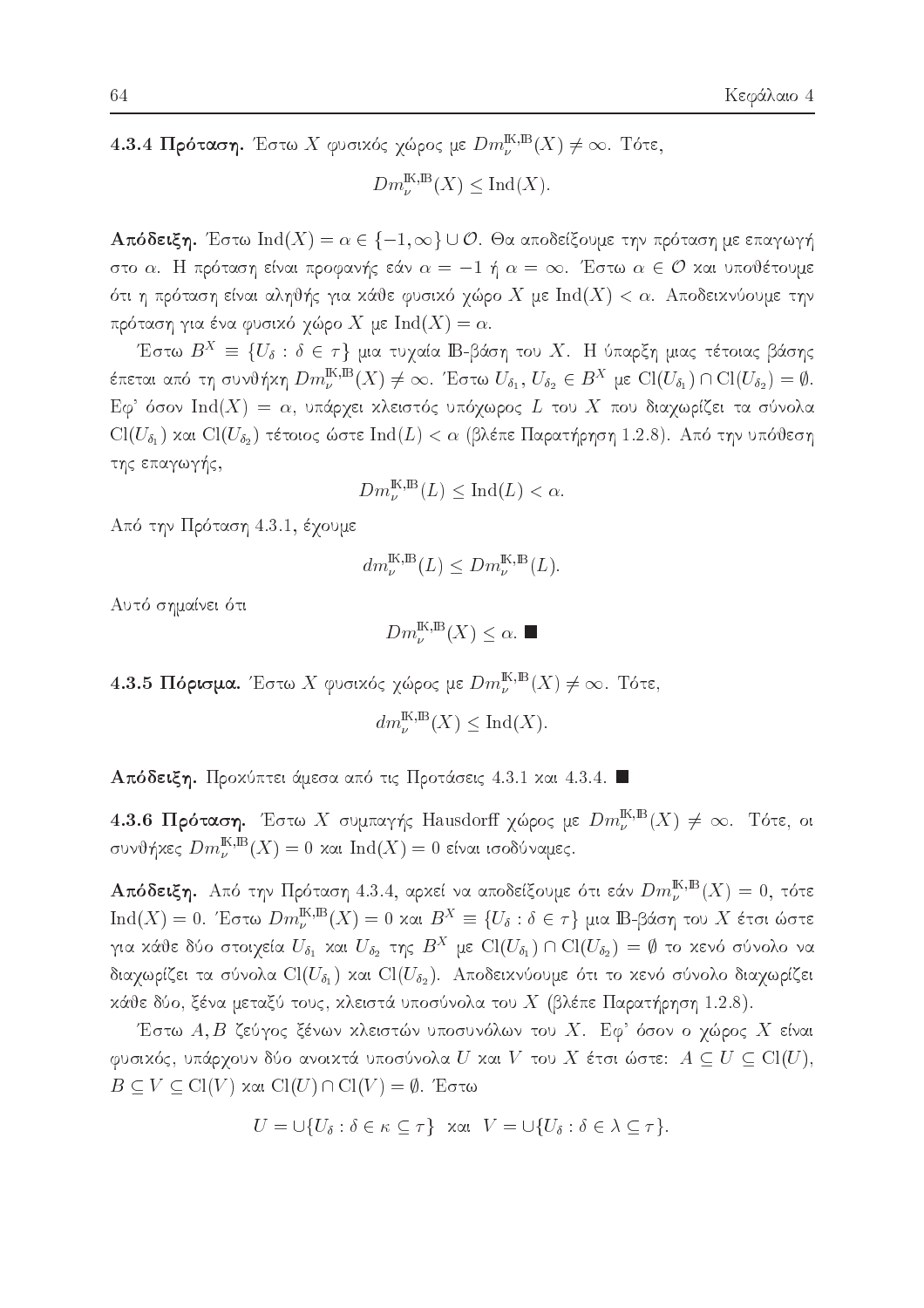**4.3.4 Πρόταση.** Έστω $X$ φυσικός χώρος με $Dm_\nu^{\mathbb{K},\mathbb{B}}(X) \neq \infty$. Τότε,

$$Dm_\nu^{\mathbb{K},\mathbb{B}}(X) \leq \operatorname{Ind}(X).$$

**Απόδειξη.** Έστω $\operatorname{Ind}(X) = \alpha \in \{-1, \infty\} \cup \mathcal{O}$. Θα αποδείξουμε την πρόταση με επαγωγή στο $\alpha$. Η πρόταση είναι προφανής εάν $\alpha = -1$ ή $\alpha = \infty$. Έστω $\alpha \in \mathcal{O}$ και υποθέτουμε ότι η πρόταση είναι αληθής για κάθε φυσικό χώρο $X$ με $\operatorname{Ind}(X) < \alpha$. Αποδεικνύουμε την πρόταση για ένα φυσικό χώρο $X$ με $\operatorname{Ind}(X) = \alpha$.

Έστω $B^X \equiv \{U_\delta : \delta \in \tau\}$ μια τυχαία $\mathbb{B}$-βάση του $X$. Η ύπαρξη μιας τέτοιας βάσης έπεται από τη συνθήκη $Dm_\nu^{\mathbb{K},\mathbb{B}}(X) \neq \infty$. Έστω $U_{\delta_1}, U_{\delta_2} \in B^X$ με $\operatorname{Cl}(U_{\delta_1}) \cap \operatorname{Cl}(U_{\delta_2}) = \emptyset$. Εφ' όσον $\operatorname{Ind}(X) = \alpha$, υπάρχει κλειστός υπόχωρος $L$ του $X$ που διαχωρίζει τα σύνολα $\operatorname{Cl}(U_{\delta_1})$ και $\operatorname{Cl}(U_{\delta_2})$ τέτοιος ώστε $\operatorname{Ind}(L) < \alpha$ (βλέπε Παρατήρηση 1.2.8). Από την υπόθεση της επαγωγής,

$$Dm_\nu^{\mathbb{K},\mathbb{B}}(L) \leq \operatorname{Ind}(L) < \alpha.$$

Από την Πρόταση 4.3.1, έχουμε

$$dm_\nu^{\mathbb{K},\mathbb{B}}(L) \leq Dm_\nu^{\mathbb{K},\mathbb{B}}(L).$$

Αυτό σημαίνει ότι

$$Dm_\nu^{\mathbb{K},\mathbb{B}}(X) \leq \alpha. \blacksquare$$

**4.3.5 Πόρισμα.** Έστω $X$ φυσικός χώρος με $Dm_\nu^{\mathbb{K},\mathbb{B}}(X) \neq \infty$. Τότε,

$$dm_\nu^{\mathbb{K},\mathbb{B}}(X) \leq \operatorname{Ind}(X).$$

**Απόδειξη.** Προκύπτει άμεσα από τις Προτάσεις 4.3.1 και 4.3.4. $\blacksquare$

**4.3.6 Πρόταση.** Έστω $X$ συμπαγής Hausdorff χώρος με $Dm_\nu^{\mathbb{K},\mathbb{B}}(X) \neq \infty$. Τότε, οι συνθήκες $Dm_\nu^{\mathbb{K},\mathbb{B}}(X) = 0$ και $\operatorname{Ind}(X) = 0$ είναι ισοδύναμες.

**Απόδειξη.** Από την Πρόταση 4.3.4, αρκεί να αποδείξουμε ότι εάν $Dm_\nu^{\mathbb{K},\mathbb{B}}(X) = 0$, τότε $\operatorname{Ind}(X) = 0$. Έστω $Dm_\nu^{\mathbb{K},\mathbb{B}}(X) = 0$ και $B^X \equiv \{U_\delta : \delta \in \tau\}$ μια $\mathbb{B}$-βάση του $X$ έτσι ώστε για κάθε δύο στοιχεία $U_{\delta_1}$ και $U_{\delta_2}$ της $B^X$ με $\operatorname{Cl}(U_{\delta_1}) \cap \operatorname{Cl}(U_{\delta_2}) = \emptyset$ το κενό σύνολο να διαχωρίζει τα σύνολα $\operatorname{Cl}(U_{\delta_1})$ και $\operatorname{Cl}(U_{\delta_2})$. Αποδεικνύουμε ότι το κενό σύνολο διαχωρίζει κάθε δύο, ξένα μεταξύ τους, κλειστά υποσύνολα του $X$ (βλέπε Παρατήρηση 1.2.8).

Έστω $A, B$ ζεύγος ξένων κλειστών υποσυνόλων του $X$. Εφ' όσον ο χώρος $X$ είναι φυσικός, υπάρχουν δύο ανοικτά υποσύνολα $U$ και $V$ του $X$ έτσι ώστε: $A \subseteq U \subseteq \operatorname{Cl}(U)$, $B \subseteq V \subseteq \operatorname{Cl}(V)$ και $\operatorname{Cl}(U) \cap \operatorname{Cl}(V) = \emptyset$. Έστω

$$U = \cup\{U_\delta : \delta \in \kappa \subseteq \tau\} \ \text{ και } \ V = \cup\{U_\delta : \delta \in \lambda \subseteq \tau\}.$$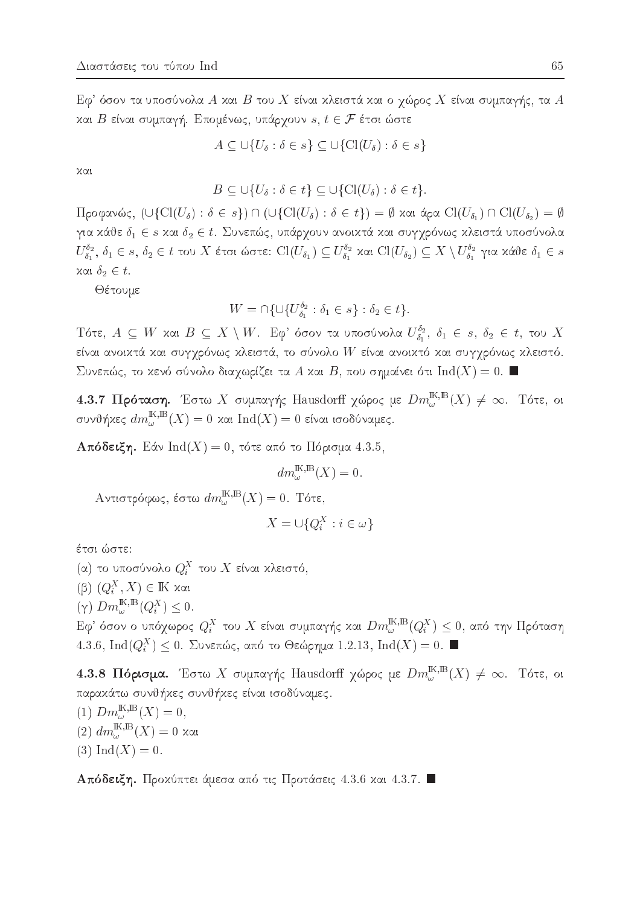Εφ' όσον τα υποσύνολα $A$ και $B$ του $X$ είναι κλειστά και ο χώρος $X$ είναι συμπαγής, τα $A$ και $B$ είναι συμπαγή. Επομένως, υπάρχουν $s, t \in \mathcal{F}$ έτσι ώστε

$$A \subseteq \cup\{U_\delta : \delta \in s\} \subseteq \cup\{\mathrm{Cl}(U_\delta) : \delta \in s\}$$

και

$$B \subseteq \cup\{U_\delta : \delta \in t\} \subseteq \cup\{\mathrm{Cl}(U_\delta) : \delta \in t\}.$$

Προφανώς, $(\cup\{\mathrm{Cl}(U_\delta) : \delta \in s\}) \cap (\cup\{\mathrm{Cl}(U_\delta) : \delta \in t\}) = \emptyset$ και άρα $\mathrm{Cl}(U_{\delta_1}) \cap \mathrm{Cl}(U_{\delta_2}) = \emptyset$ για κάθε $\delta_1 \in s$ και $\delta_2 \in t$. Συνεπώς, υπάρχουν ανοικτά και συγχρόνως κλειστά υποσύνολα $U_{\delta_1}^{\delta_2}$, $\delta_1 \in s$, $\delta_2 \in t$ του $X$ έτσι ώστε: $\mathrm{Cl}(U_{\delta_1}) \subseteq U_{\delta_1}^{\delta_2}$ και $\mathrm{Cl}(U_{\delta_2}) \subseteq X \setminus U_{\delta_1}^{\delta_2}$ για κάθε $\delta_1 \in s$ και $\delta_2 \in t$.

Θέτουμε

$$W = \cap\{\cup\{U_{\delta_1}^{\delta_2} : \delta_1 \in s\} : \delta_2 \in t\}.$$

Τότε, $A \subseteq W$ και $B \subseteq X \setminus W$. Εφ' όσον τα υποσύνολα $U_{\delta_1}^{\delta_2}$, $\delta_1 \in s$, $\delta_2 \in t$, του $X$ είναι ανοικτά και συγχρόνως κλειστά, το σύνολο $W$ είναι ανοικτό και συγχρόνως κλειστό. Συνεπώς, το κενό σύνολο διαχωρίζει τα $A$ και $B$, που σημαίνει ότι $\mathrm{Ind}(X) = 0$. ■

**4.3.7 Πρόταση.** Έστω $X$ συμπαγής Hausdorff χώρος με $Dm_\omega^{\mathbb{K},\mathbb{B}}(X) \neq \infty$. Τότε, οι συνθήκες $dm_\omega^{\mathbb{K},\mathbb{B}}(X) = 0$ και $\mathrm{Ind}(X) = 0$ είναι ισοδύναμες.

**Απόδειξη.** Εάν $\mathrm{Ind}(X) = 0$, τότε από το Πόρισμα 4.3.5,

$$dm_\omega^{\mathbb{K},\mathbb{B}}(X) = 0.$$

Αντιστρόφως, έστω $dm_\omega^{\mathbb{K},\mathbb{B}}(X) = 0$. Τότε,

$$X = \cup\{Q_i^X : i \in \omega\}$$

έτσι ώστε:

(α) το υποσύνολο $Q_i^X$ του $X$ είναι κλειστό,

(β) $(Q_i^X, X) \in \mathbb{K}$ και

(γ) $Dm_\omega^{\mathbb{K},\mathbb{B}}(Q_i^X) \leq 0$.

Εφ' όσον ο υπόχωρος $Q_i^X$ του $X$ είναι συμπαγής και $Dm_\omega^{\mathbb{K},\mathbb{B}}(Q_i^X) \leq 0$, από την Πρόταση 4.3.6, $\mathrm{Ind}(Q_i^X) \leq 0$. Συνεπώς, από το Θεώρημα 1.2.13, $\mathrm{Ind}(X) = 0$. ■

**4.3.8 Πόρισμα.** Έστω $X$ συμπαγής Hausdorff χώρος με $Dm_\omega^{\mathbb{K},\mathbb{B}}(X) \neq \infty$. Τότε, οι παρακάτω συνθήκες συνθήκες είναι ισοδύναμες.

(1) $Dm_\omega^{\mathbb{K},\mathbb{B}}(X) = 0$,

(2) $dm_\omega^{\mathbb{K},\mathbb{B}}(X) = 0$ και

(3) $\mathrm{Ind}(X) = 0$.

**Απόδειξη.** Προκύπτει άμεσα από τις Προτάσεις 4.3.6 και 4.3.7. ■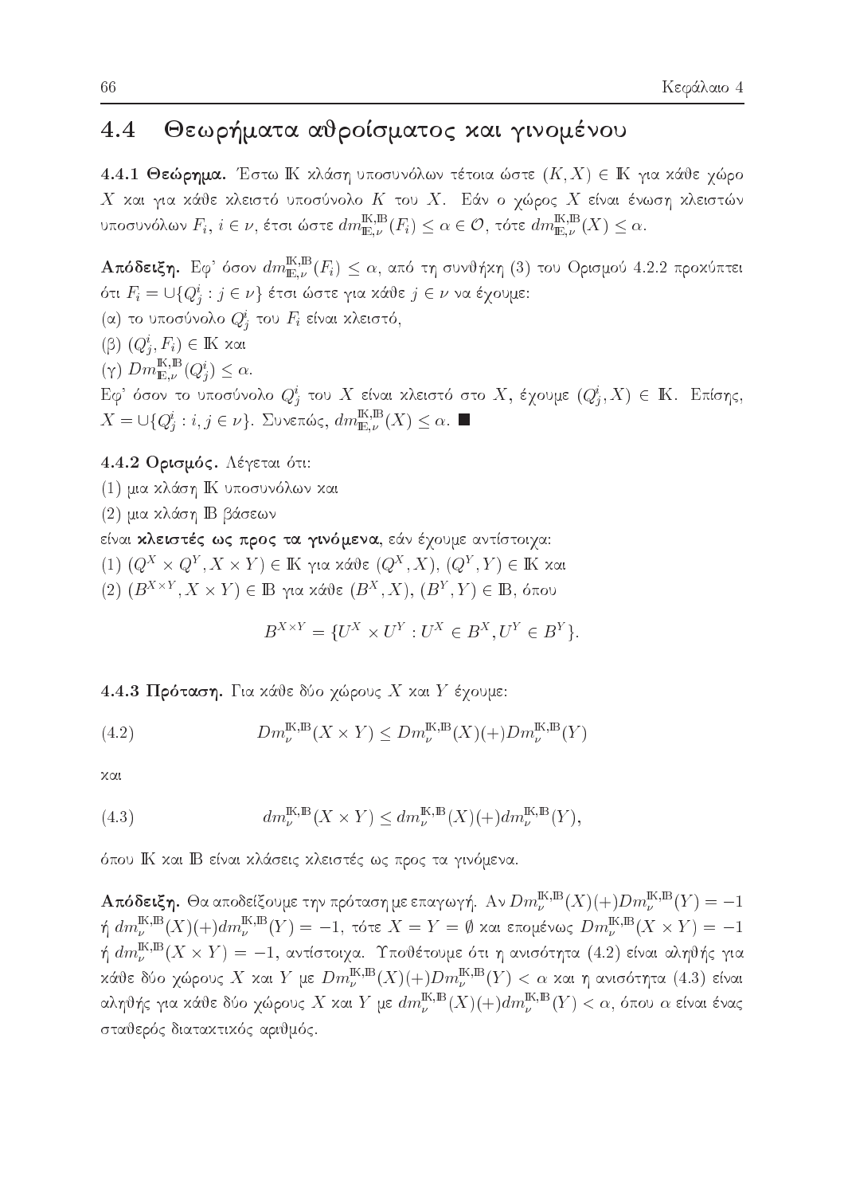## 4.4 Θεωρήματα αθροίσματος και γινομένου

**4.4.1 Θεώρημα.** Έστω $\mathbb{K}$ κλάση υποσυνόλων τέτοια ώστε $(K, X) \in \mathbb{K}$ για κάθε χώρο $X$ και για κάθε κλειστό υποσύνολο $K$ του $X$. Εάν ο χώρος $X$ είναι ένωση κλειστών υποσυνόλων $F_i$, $i \in \nu$, έτσι ώστε $dm^{\mathbb{K},\mathbb{B}}_{\mathbb{E},\nu}(F_i) \leq \alpha \in \mathcal{O}$, τότε $dm^{\mathbb{K},\mathbb{B}}_{\mathbb{E},\nu}(X) \leq \alpha$.

**Απόδειξη.** Εφ' όσον $dm^{\mathbb{K},\mathbb{B}}_{\mathbb{E},\nu}(F_i) \leq \alpha$, από τη συνθήκη (3) του Ορισμού 4.2.2 προκύπτει ότι $F_i = \cup\{Q^i_j : j \in \nu\}$ έτσι ώστε για κάθε $j \in \nu$ να έχουμε:

(α) το υποσύνολο $Q^i_j$ του $F_i$ είναι κλειστό,

(β) $(Q^i_j, F_i) \in \mathbb{K}$ και

(γ) $Dm^{\mathbb{K},\mathbb{B}}_{\mathbb{E},\nu}(Q^i_j) \leq \alpha$.

Εφ' όσον το υποσύνολο $Q^i_j$ του $X$ είναι κλειστό στο $X$, έχουμε $(Q^i_j, X) \in \mathbb{K}$. Επίσης, $X = \cup\{Q^i_j : i, j \in \nu\}$. Συνεπώς, $dm^{\mathbb{K},\mathbb{B}}_{\mathbb{E},\nu}(X) \leq \alpha$. ■

**4.4.2 Ορισμός.** Λέγεται ότι:

(1) μια κλάση $\mathbb{K}$ υποσυνόλων και

(2) μια κλάση $\mathbb{B}$ βάσεων

είναι **κλειστές ως προς τα γινόμενα**, εάν έχουμε αντίστοιχα:

(1) $(Q^X \times Q^Y, X \times Y) \in \mathbb{K}$ για κάθε $(Q^X, X)$, $(Q^Y, Y) \in \mathbb{K}$ και

(2) $(B^{X \times Y}, X \times Y) \in \mathbb{B}$ για κάθε $(B^X, X)$, $(B^Y, Y) \in \mathbb{B}$, όπου

$$B^{X \times Y} = \{U^X \times U^Y : U^X \in B^X, U^Y \in B^Y\}.$$

**4.4.3 Πρόταση.** Για κάθε δύο χώρους $X$ και $Y$ έχουμε:

$$Dm^{\mathbb{K},\mathbb{B}}_{\nu}(X \times Y) \leq Dm^{\mathbb{K},\mathbb{B}}_{\nu}(X)(+)Dm^{\mathbb{K},\mathbb{B}}_{\nu}(Y) \tag{4.2}$$

και

$$dm^{\mathbb{K},\mathbb{B}}_{\nu}(X \times Y) \leq dm^{\mathbb{K},\mathbb{B}}_{\nu}(X)(+)dm^{\mathbb{K},\mathbb{B}}_{\nu}(Y), \tag{4.3}$$

όπου $\mathbb{K}$ και $\mathbb{B}$ είναι κλάσεις κλειστές ως προς τα γινόμενα.

**Απόδειξη.** Θα αποδείξουμε την πρόταση με επαγωγή. Αν $Dm^{\mathbb{K},\mathbb{B}}_{\nu}(X)(+)Dm^{\mathbb{K},\mathbb{B}}_{\nu}(Y) = -1$ ή $dm^{\mathbb{K},\mathbb{B}}_{\nu}(X)(+)dm^{\mathbb{K},\mathbb{B}}_{\nu}(Y) = -1$, τότε $X = Y = \emptyset$ και επομένως $Dm^{\mathbb{K},\mathbb{B}}_{\nu}(X \times Y) = -1$ ή $dm^{\mathbb{K},\mathbb{B}}_{\nu}(X \times Y) = -1$, αντίστοιχα. Υποθέτουμε ότι η ανισότητα (4.2) είναι αληθής για κάθε δύο χώρους $X$ και $Y$ με $Dm^{\mathbb{K},\mathbb{B}}_{\nu}(X)(+)Dm^{\mathbb{K},\mathbb{B}}_{\nu}(Y) < \alpha$ και η ανισότητα (4.3) είναι αληθής για κάθε δύο χώρους $X$ και $Y$ με $dm^{\mathbb{K},\mathbb{B}}_{\nu}(X)(+)dm^{\mathbb{K},\mathbb{B}}_{\nu}(Y) < \alpha$, όπου $\alpha$ είναι ένας σταθερός διατακτικός αριθμός.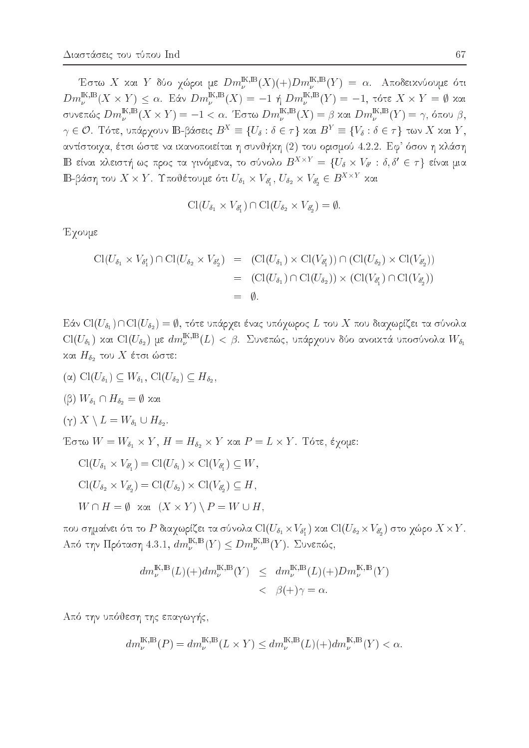Έστω $X$ και $Y$ δύο χώροι με $Dm_{\nu}^{\mathbb{K},\mathbb{B}}(X)(+)Dm_{\nu}^{\mathbb{K},\mathbb{B}}(Y) = \alpha$. Αποδεικνύουμε ότι $Dm_{\nu}^{\mathbb{K},\mathbb{B}}(X \times Y) \leq \alpha$. Εάν $Dm_{\nu}^{\mathbb{K},\mathbb{B}}(X) = -1$ ή $Dm_{\nu}^{\mathbb{K},\mathbb{B}}(Y) = -1$, τότε $X \times Y = \emptyset$ και συνεπώς $Dm_{\nu}^{\mathbb{K},\mathbb{B}}(X \times Y) = -1 < \alpha$. Έστω $Dm_{\nu}^{\mathbb{K},\mathbb{B}}(X) = \beta$ και $Dm_{\nu}^{\mathbb{K},\mathbb{B}}(Y) = \gamma$, όπου $\beta$, $\gamma \in \mathcal{O}$. Τότε, υπάρχουν $\mathbb{B}$-βάσεις $B^X \equiv \{U_\delta : \delta \in \tau\}$ και $B^Y \equiv \{V_\delta : \delta \in \tau\}$ των $X$ και $Y$, αντίστοιχα, έτσι ώστε να ικανοποιείται η συνθήκη (2) του ορισμού 4.2.2. Εφ' όσον η κλάση $\mathbb{B}$ είναι κλειστή ως προς τα γινόμενα, το σύνολο $B^{X\times Y} = \{U_\delta \times V_{\delta'} : \delta, \delta' \in \tau\}$ είναι μια $\mathbb{B}$-βάση του $X \times Y$. Υποθέτουμε ότι $U_{\delta_1} \times V_{\delta_1'}, U_{\delta_2} \times V_{\delta_2'} \in B^{X\times Y}$ και

$$\mathrm{Cl}(U_{\delta_1} \times V_{\delta_1'}) \cap \mathrm{Cl}(U_{\delta_2} \times V_{\delta_2'}) = \emptyset.$$

Έχουμε

$$\begin{aligned}
\mathrm{Cl}(U_{\delta_1} \times V_{\delta_1'}) \cap \mathrm{Cl}(U_{\delta_2} \times V_{\delta_2'}) &= (\mathrm{Cl}(U_{\delta_1}) \times \mathrm{Cl}(V_{\delta_1'})) \cap (\mathrm{Cl}(U_{\delta_2}) \times \mathrm{Cl}(V_{\delta_2'})) \\
&= (\mathrm{Cl}(U_{\delta_1}) \cap \mathrm{Cl}(U_{\delta_2})) \times (\mathrm{Cl}(V_{\delta_1'}) \cap \mathrm{Cl}(V_{\delta_2'})) \\
&= \emptyset.
\end{aligned}$$

Εάν $\mathrm{Cl}(U_{\delta_1}) \cap \mathrm{Cl}(U_{\delta_2}) = \emptyset$, τότε υπάρχει ένας υπόχωρος $L$ του $X$ που διαχωρίζει τα σύνολα $\mathrm{Cl}(U_{\delta_1})$ και $\mathrm{Cl}(U_{\delta_2})$ με $dm_{\nu}^{\mathbb{K},\mathbb{B}}(L) < \beta$. Συνεπώς, υπάρχουν δύο ανοικτά υποσύνολα $W_{\delta_1}$ και $H_{\delta_2}$ του $X$ έτσι ώστε:

(α) $\mathrm{Cl}(U_{\delta_1}) \subseteq W_{\delta_1}$, $\mathrm{Cl}(U_{\delta_2}) \subseteq H_{\delta_2}$,

(β) $W_{\delta_1} \cap H_{\delta_2} = \emptyset$ και

(γ) $X \setminus L = W_{\delta_1} \cup H_{\delta_2}$.

Έστω $W = W_{\delta_1} \times Y$, $H = H_{\delta_2} \times Y$ και $P = L \times Y$. Τότε, έχομε:

$\mathrm{Cl}(U_{\delta_1} \times V_{\delta_1'}) = \mathrm{Cl}(U_{\delta_1}) \times \mathrm{Cl}(V_{\delta_1'}) \subseteq W$,

$\mathrm{Cl}(U_{\delta_2} \times V_{\delta_2'}) = \mathrm{Cl}(U_{\delta_2}) \times \mathrm{Cl}(V_{\delta_2'}) \subseteq H$,

$W \cap H = \emptyset$ και $(X \times Y) \setminus P = W \cup H$,

που σημαίνει ότι το $P$ διαχωρίζει τα σύνολα $\mathrm{Cl}(U_{\delta_1} \times V_{\delta_1'})$ και $\mathrm{Cl}(U_{\delta_2} \times V_{\delta_2'})$ στο χώρο $X \times Y$. Από την Πρόταση 4.3.1, $dm_{\nu}^{\mathbb{K},\mathbb{B}}(Y) \leq Dm_{\nu}^{\mathbb{K},\mathbb{B}}(Y)$. Συνεπώς,

$$\begin{aligned}
dm_{\nu}^{\mathbb{K},\mathbb{B}}(L)(+)dm_{\nu}^{\mathbb{K},\mathbb{B}}(Y) &\leq dm_{\nu}^{\mathbb{K},\mathbb{B}}(L)(+)Dm_{\nu}^{\mathbb{K},\mathbb{B}}(Y) \\
&< \beta(+)\gamma = \alpha.
\end{aligned}$$

Από την υπόθεση της επαγωγής,

$$dm_{\nu}^{\mathbb{K},\mathbb{B}}(P) = dm_{\nu}^{\mathbb{K},\mathbb{B}}(L \times Y) \leq dm_{\nu}^{\mathbb{K},\mathbb{B}}(L)(+)dm_{\nu}^{\mathbb{K},\mathbb{B}}(Y) < \alpha.$$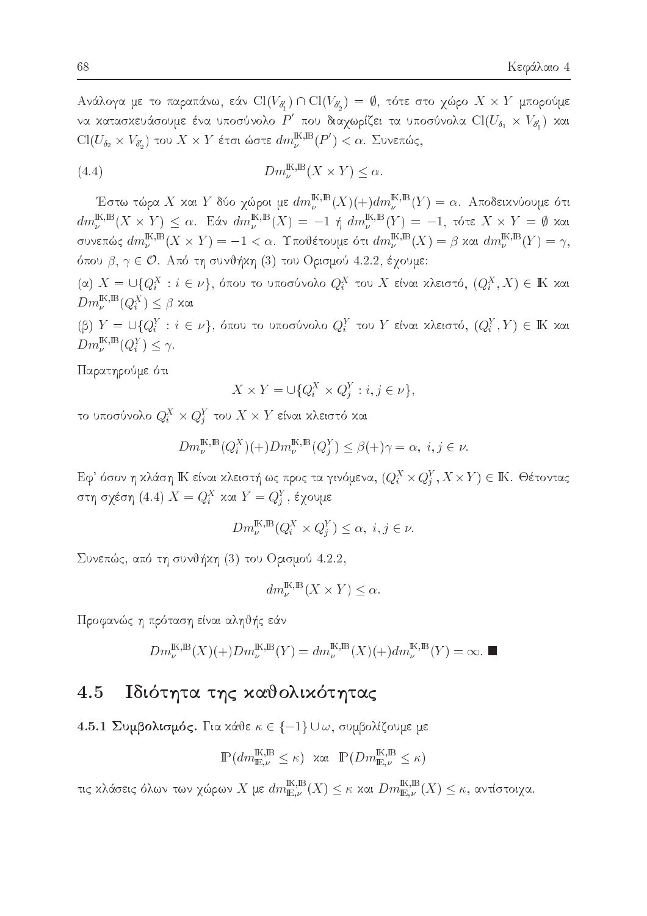Ανάλογα με το παραπάνω, εάν $\mathrm{Cl}(V_{\delta'_1}) \cap \mathrm{Cl}(V_{\delta'_2}) = \emptyset$, τότε στο χώρο $X \times Y$ μπορούμε να κατασκευάσουμε ένα υποσύνολο $P'$ που διαχωρίζει τα υποσύνολα $\mathrm{Cl}(U_{\delta_1} \times V_{\delta'_1})$ και $\mathrm{Cl}(U_{\delta_2} \times V_{\delta'_2})$ του $X \times Y$ έτσι ώστε $dm_{\nu}^{\mathbb{K},\mathbb{B}}(P') < \alpha$. Συνεπώς,

$$Dm_{\nu}^{\mathbb{K},\mathbb{B}}(X \times Y) \leq \alpha. \tag{4.4}$$

Έστω τώρα $X$ και $Y$ δύο χώροι με $dm_{\nu}^{\mathbb{K},\mathbb{B}}(X)(+)dm_{\nu}^{\mathbb{K},\mathbb{B}}(Y) = \alpha$. Αποδεικνύουμε ότι $dm_{\nu}^{\mathbb{K},\mathbb{B}}(X \times Y) \leq \alpha$. Εάν $dm_{\nu}^{\mathbb{K},\mathbb{B}}(X) = -1$ ή $dm_{\nu}^{\mathbb{K},\mathbb{B}}(Y) = -1$, τότε $X \times Y = \emptyset$ και συνεπώς $dm_{\nu}^{\mathbb{K},\mathbb{B}}(X \times Y) = -1 < \alpha$. Υποθέτουμε ότι $dm_{\nu}^{\mathbb{K},\mathbb{B}}(X) = \beta$ και $dm_{\nu}^{\mathbb{K},\mathbb{B}}(Y) = \gamma$, όπου $\beta, \gamma \in \mathcal{O}$. Από τη συνθήκη (3) του Ορισμού 4.2.2, έχουμε:

(α) $X = \cup\{Q_i^X : i \in \nu\}$, όπου το υποσύνολο $Q_i^X$ του $X$ είναι κλειστό, $(Q_i^X, X) \in \mathbb{K}$ και $Dm_{\nu}^{\mathbb{K},\mathbb{B}}(Q_i^X) \leq \beta$ και

(β) $Y = \cup\{Q_i^Y : i \in \nu\}$, όπου το υποσύνολο $Q_i^Y$ του $Y$ είναι κλειστό, $(Q_i^Y, Y) \in \mathbb{K}$ και $Dm_{\nu}^{\mathbb{K},\mathbb{B}}(Q_i^Y) \leq \gamma$.

Παρατηρούμε ότι

$$X \times Y = \cup\{Q_i^X \times Q_j^Y : i, j \in \nu\},$$

το υποσύνολο $Q_i^X \times Q_j^Y$ του $X \times Y$ είναι κλειστό και

$$Dm_{\nu}^{\mathbb{K},\mathbb{B}}(Q_i^X)(+)Dm_{\nu}^{\mathbb{K},\mathbb{B}}(Q_j^Y) \leq \beta(+)\gamma = \alpha, \ i, j \in \nu.$$

Εφ' όσον η κλάση $\mathbb{K}$ είναι κλειστή ως προς τα γινόμενα, $(Q_i^X \times Q_j^Y, X \times Y) \in \mathbb{K}$. Θέτοντας στη σχέση (4.4) $X = Q_i^X$ και $Y = Q_j^Y$, έχουμε

$$Dm_{\nu}^{\mathbb{K},\mathbb{B}}(Q_i^X \times Q_j^Y) \leq \alpha, \ i, j \in \nu.$$

Συνεπώς, από τη συνθήκη (3) του Ορισμού 4.2.2,

$$dm_{\nu}^{\mathbb{K},\mathbb{B}}(X \times Y) \leq \alpha.$$

Προφανώς η πρόταση είναι αληθής εάν

$$Dm_{\nu}^{\mathbb{K},\mathbb{B}}(X)(+)Dm_{\nu}^{\mathbb{K},\mathbb{B}}(Y) = dm_{\nu}^{\mathbb{K},\mathbb{B}}(X)(+)dm_{\nu}^{\mathbb{K},\mathbb{B}}(Y) = \infty. \ \blacksquare$$

## 4.5 Ιδιότητα της καθολικότητας

**4.5.1 Συμβολισμός.** Για κάθε $\kappa \in \{-1\} \cup \omega$, συμβολίζουμε με

$$\mathbb{P}(dm_{\mathbb{E},\nu}^{\mathbb{K},\mathbb{B}} \leq \kappa) \ \text{ και } \ \mathbb{P}(Dm_{\mathbb{E},\nu}^{\mathbb{K},\mathbb{B}} \leq \kappa)$$

τις κλάσεις όλων των χώρων $X$ με $dm_{\mathbb{E},\nu}^{\mathbb{K},\mathbb{B}}(X) \leq \kappa$ και $Dm_{\mathbb{E},\nu}^{\mathbb{K},\mathbb{B}}(X) \leq \kappa$, αντίστοιχα.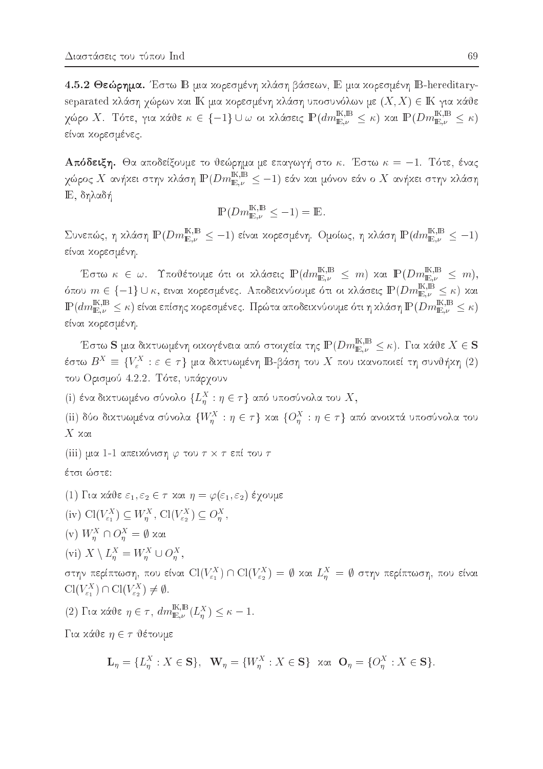**4.5.2 Θεώρημα.** Έστω $\mathbb{B}$ μια κορεσμένη κλάση βάσεων, $\mathbb{E}$ μια κορεσμένη $\mathbb{B}$-hereditary-separated κλάση χώρων και $\mathbb{K}$ μια κορεσμένη κλάση υποσυνόλων με $(X, X) \in \mathbb{K}$ για κάθε χώρο $X$. Τότε, για κάθε $\kappa \in \{-1\} \cup \omega$ οι κλάσεις $\mathbb{P}(dm^{\mathbb{K},\mathbb{B}}_{\mathbb{E},\nu} \leq \kappa)$ και $\mathbb{P}(Dm^{\mathbb{K},\mathbb{B}}_{\mathbb{E},\nu} \leq \kappa)$ είναι κορεσμένες.

**Απόδειξη.** Θα αποδείξουμε το θεώρημα με επαγωγή στο $\kappa$. Έστω $\kappa = -1$. Τότε, ένας χώρος $X$ ανήκει στην κλάση $\mathbb{P}(Dm^{\mathbb{K},\mathbb{B}}_{\mathbb{E},\nu} \leq -1)$ εάν και μόνον εάν ο $X$ ανήκει στην κλάση $\mathbb{E}$, δηλαδή

$$\mathbb{P}(Dm^{\mathbb{K},\mathbb{B}}_{\mathbb{E},\nu} \leq -1) = \mathbb{E}.$$

Συνεπώς, η κλάση $\mathbb{P}(Dm^{\mathbb{K},\mathbb{B}}_{\mathbb{E},\nu} \leq -1)$ είναι κορεσμένη. Ομοίως, η κλάση $\mathbb{P}(dm^{\mathbb{K},\mathbb{B}}_{\mathbb{E},\nu} \leq -1)$ είναι κορεσμένη.

Έστω $\kappa \in \omega$. Υποθέτουμε ότι οι κλάσεις $\mathbb{P}(dm^{\mathbb{K},\mathbb{B}}_{\mathbb{E},\nu} \leq m)$ και $\mathbb{P}(Dm^{\mathbb{K},\mathbb{B}}_{\mathbb{E},\nu} \leq m)$, όπου $m \in \{-1\} \cup \kappa$, ειναι κορεσμένες. Αποδεικνύουμε ότι οι κλάσεις $\mathbb{P}(Dm^{\mathbb{K},\mathbb{B}}_{\mathbb{E},\nu} \leq \kappa)$ και $\mathbb{P}(dm^{\mathbb{K},\mathbb{B}}_{\mathbb{E},\nu} \leq \kappa)$ είναι επίσης κορεσμένες. Πρώτα αποδεικνύουμε ότι η κλάση $\mathbb{P}(Dm^{\mathbb{K},\mathbb{B}}_{\mathbb{E},\nu} \leq \kappa)$ είναι κορεσμένη.

Έστω $\mathbf{S}$ μια δικτυωμένη οικογένεια από στοιχεία της $\mathbb{P}(Dm^{\mathbb{K},\mathbb{B}}_{\mathbb{E},\nu} \leq \kappa)$. Για κάθε $X \in \mathbf{S}$ έστω $B^X \equiv \{V^X_\varepsilon : \varepsilon \in \tau\}$ μια δικτυωμένη $\mathbb{B}$-βάση του $X$ που ικανοποιεί τη συνθήκη (2) του Ορισμού 4.2.2. Τότε, υπάρχουν

(i) ένα δικτυωμένο σύνολο $\{L^X_\eta : \eta \in \tau\}$ από υποσύνολα του $X$,

(ii) δύο δικτυωμένα σύνολα $\{W^X_\eta : \eta \in \tau\}$ και $\{O^X_\eta : \eta \in \tau\}$ από ανοικτά υποσύνολα του $X$ και

(iii) μια 1-1 απεικόνιση $\varphi$ του $\tau \times \tau$ επί του $\tau$

έτσι ώστε:

(1) Για κάθε $\varepsilon_1, \varepsilon_2 \in \tau$ και $\eta = \varphi(\varepsilon_1, \varepsilon_2)$ έχουμε

(iv) $\mathrm{Cl}(V^X_{\varepsilon_1}) \subseteq W^X_\eta$, $\mathrm{Cl}(V^X_{\varepsilon_2}) \subseteq O^X_\eta$,

(v) $W^X_\eta \cap O^X_\eta = \emptyset$ και

(vi) $X \setminus L^X_\eta = W^X_\eta \cup O^X_\eta$,

στην περίπτωση, που είναι $\mathrm{Cl}(V^X_{\varepsilon_1}) \cap \mathrm{Cl}(V^X_{\varepsilon_2}) = \emptyset$ και $L^X_\eta = \emptyset$ στην περίπτωση, που είναι $\mathrm{Cl}(V^X_{\varepsilon_1}) \cap \mathrm{Cl}(V^X_{\varepsilon_2}) \neq \emptyset$.

(2) Για κάθε $\eta \in \tau$, $dm^{\mathbb{K},\mathbb{B}}_{\mathbb{E},\nu}(L^X_\eta) \leq \kappa - 1$.

Για κάθε $\eta \in \tau$ θέτουμε

$$\mathbf{L}_\eta = \{L^X_\eta : X \in \mathbf{S}\}, \quad \mathbf{W}_\eta = \{W^X_\eta : X \in \mathbf{S}\} \;\; \text{και} \;\; \mathbf{O}_\eta = \{O^X_\eta : X \in \mathbf{S}\}.$$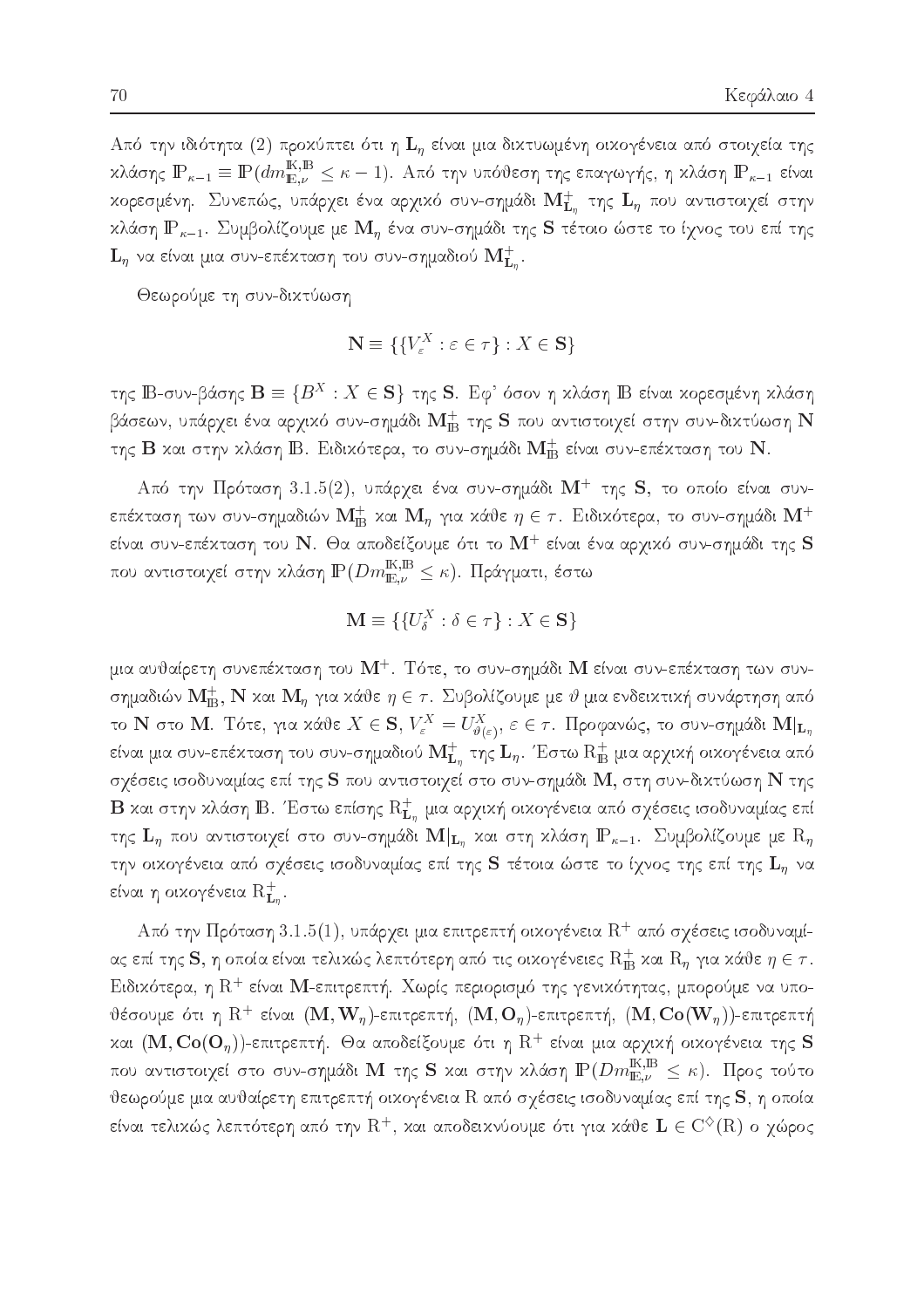Από την ιδιότητα (2) προκύπτει ότι η $\mathbf{L}_\eta$ είναι μια δικτυωμένη οικογένεια από στοιχεία της κλάσης $\mathbb{P}_{\kappa-1} \equiv \mathbb{P}(dm^{\mathbb{K},\mathbb{B}}_{\mathbb{E},\nu} \leq \kappa - 1)$. Από την υπόθεση της επαγωγής, η κλάση $\mathbb{P}_{\kappa-1}$ είναι κορεσμένη. Συνεπώς, υπάρχει ένα αρχικό συν-σημάδι $\mathbf{M}^+_{\mathbf{L}_\eta}$ της $\mathbf{L}_\eta$ που αντιστοιχεί στην κλάση $\mathbb{P}_{\kappa-1}$. Συμβολίζουμε με $\mathbf{M}_\eta$ ένα συν-σημάδι της $\mathbf{S}$ τέτοιο ώστε το ίχνος του επί της $\mathbf{L}_\eta$ να είναι μια συν-επέκταση του συν-σημαδιού $\mathbf{M}^+_{\mathbf{L}_\eta}$.

Θεωρούμε τη συν-δικτύωση

$$\mathbf{N} \equiv \{\{V^X_\varepsilon : \varepsilon \in \tau\} : X \in \mathbf{S}\}$$

της $\mathbb{B}$-συν-βάσης $\mathbf{B} \equiv \{B^X : X \in \mathbf{S}\}$ της $\mathbf{S}$. Εφ' όσον η κλάση $\mathbb{B}$ είναι κορεσμένη κλάση βάσεων, υπάρχει ένα αρχικό συν-σημάδι $\mathbf{M}^+_{\mathbb{B}}$ της $\mathbf{S}$ που αντιστοιχεί στην συν-δικτύωση $\mathbf{N}$ της $\mathbf{B}$ και στην κλάση $\mathbb{B}$. Ειδικότερα, το συν-σημάδι $\mathbf{M}^+_{\mathbb{B}}$ είναι συν-επέκταση του $\mathbf{N}$.

Από την Πρόταση 3.1.5(2), υπάρχει ένα συν-σημάδι $\mathbf{M}^+$ της $\mathbf{S}$, το οποίο είναι συν-επέκταση των συν-σημαδιών $\mathbf{M}^+_{\mathbb{B}}$ και $\mathbf{M}_\eta$ για κάθε $\eta \in \tau$. Ειδικότερα, το συν-σημάδι $\mathbf{M}^+$ είναι συν-επέκταση του $\mathbf{N}$. Θα αποδείξουμε ότι το $\mathbf{M}^+$ είναι ένα αρχικό συν-σημάδι της $\mathbf{S}$ που αντιστοιχεί στην κλάση $\mathbb{P}(Dm^{\mathbb{K},\mathbb{B}}_{\mathbb{E},\nu} \leq \kappa)$. Πράγματι, έστω

$$\mathbf{M} \equiv \{\{U^X_\delta : \delta \in \tau\} : X \in \mathbf{S}\}$$

μια αυθαίρετη συνεπέκταση του $\mathbf{M}^+$. Τότε, το συν-σημάδι $\mathbf{M}$ είναι συν-επέκταση των συν-σημαδιών $\mathbf{M}^+_{\mathbb{B}}$, $\mathbf{N}$ και $\mathbf{M}_\eta$ για κάθε $\eta \in \tau$. Συβολίζουμε με $\vartheta$ μια ενδεικτική συνάρτηση από το $\mathbf{N}$ στο $\mathbf{M}$. Τότε, για κάθε $X \in \mathbf{S}$, $V^X_\varepsilon = U^X_{\vartheta(\varepsilon)}$, $\varepsilon \in \tau$. Προφανώς, το συν-σημάδι $\mathbf{M}|_{\mathbf{L}_\eta}$ είναι μια συν-επέκταση του συν-σημαδιού $\mathbf{M}^+_{\mathbf{L}_\eta}$ της $\mathbf{L}_\eta$. Έστω $\mathrm{R}^+_{\mathbb{B}}$ μια αρχική οικογένεια από σχέσεις ισοδυναμίας επί της $\mathbf{S}$ που αντιστοιχεί στο συν-σημάδι $\mathbf{M}$, στη συν-δικτύωση $\mathbf{N}$ της $\mathbf{B}$ και στην κλάση $\mathbb{B}$. Έστω επίσης $\mathrm{R}^+_{\mathbf{L}_\eta}$ μια αρχική οικογένεια από σχέσεις ισοδυναμίας επί της $\mathbf{L}_\eta$ που αντιστοιχεί στο συν-σημάδι $\mathbf{M}|_{\mathbf{L}_\eta}$ και στη κλάση $\mathbb{P}_{\kappa-1}$. Συμβολίζουμε με $\mathrm{R}_\eta$ την οικογένεια από σχέσεις ισοδυναμίας επί της $\mathbf{S}$ τέτοια ώστε το ίχνος της επί της $\mathbf{L}_\eta$ να είναι η οικογένεια $\mathrm{R}^+_{\mathbf{L}_\eta}$.

Από την Πρόταση 3.1.5(1), υπάρχει μια επιτρεπτή οικογένεια $\mathrm{R}^+$ από σχέσεις ισοδυναμίας επί της $\mathbf{S}$, η οποία είναι τελικώς λεπτότερη από τις οικογένειες $\mathrm{R}^+_{\mathbb{B}}$ και $\mathrm{R}_\eta$ για κάθε $\eta \in \tau$. Ειδικότερα, η $\mathrm{R}^+$ είναι $\mathbf{M}$-επιτρεπτή. Χωρίς περιορισμό της γενικότητας, μπορούμε να υποθέσουμε ότι η $\mathrm{R}^+$ είναι $(\mathbf{M}, \mathbf{W}_\eta)$-επιτρεπτή, $(\mathbf{M}, \mathbf{O}_\eta)$-επιτρεπτή, $(\mathbf{M}, \mathbf{Co}(\mathbf{W}_\eta))$-επιτρεπτή και $(\mathbf{M}, \mathbf{Co}(\mathbf{O}_\eta))$-επιτρεπτή. Θα αποδείξουμε ότι η $\mathrm{R}^+$ είναι μια αρχική οικογένεια της $\mathbf{S}$ που αντιστοιχεί στο συν-σημάδι $\mathbf{M}$ της $\mathbf{S}$ και στην κλάση $\mathbb{P}(Dm^{\mathbb{K},\mathbb{B}}_{\mathbb{E},\nu} \leq \kappa)$. Προς τούτο θεωρούμε μια αυθαίρετη επιτρεπτή οικογένεια $\mathrm{R}$ από σχέσεις ισοδυναμίας επί της $\mathbf{S}$, η οποία είναι τελικώς λεπτότερη από την $\mathrm{R}^+$, και αποδεικνύουμε ότι για κάθε $\mathbf{L} \in \mathrm{C}^\diamond(\mathrm{R})$ ο χώρος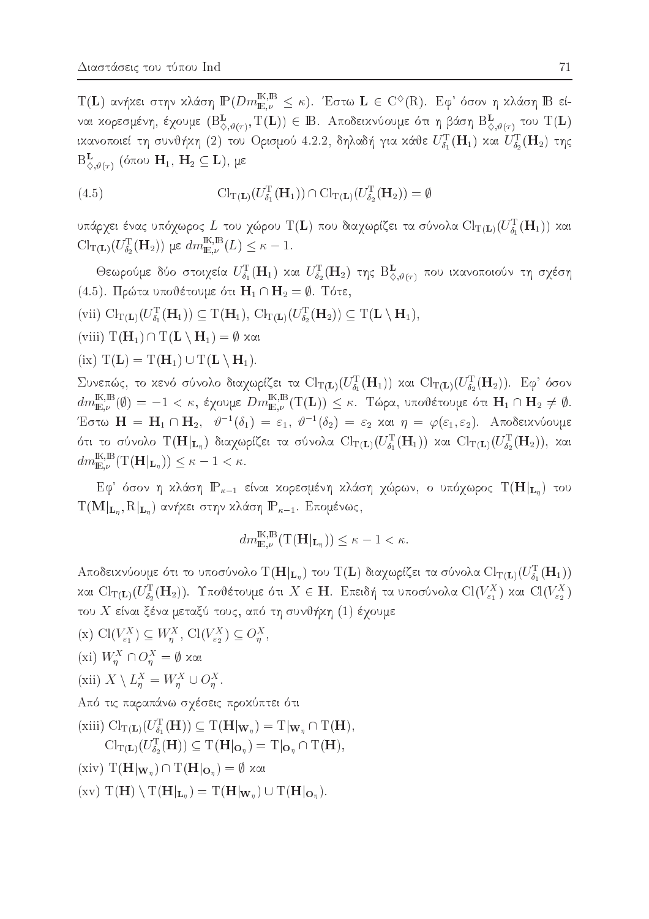$\mathrm{T}(\mathbf{L})$ ανήκει στην κλάση $\mathbb{P}(Dm^{\mathbb{K},\mathbb{B}}_{\mathbb{E},\nu} \leq \kappa)$. Έστω $\mathbf{L} \in \mathrm{C}^{\diamondsuit}(\mathrm{R})$. Εφ' όσον η κλάση $\mathbb{B}$ είναι κορεσμένη, έχουμε $(\mathrm{B}^{\mathbf{L}}_{\diamondsuit,\vartheta(\tau)}, \mathrm{T}(\mathbf{L})) \in \mathbb{B}$. Αποδεικνύουμε ότι η βάση $\mathrm{B}^{\mathbf{L}}_{\diamondsuit,\vartheta(\tau)}$ του $\mathrm{T}(\mathbf{L})$ ικανοποιεί τη συνθήκη (2) του Ορισμού 4.2.2, δηλαδή για κάθε $U^{\mathrm{T}}_{\delta_1}(\mathbf{H}_1)$ και $U^{\mathrm{T}}_{\delta_2}(\mathbf{H}_2)$ της $\mathrm{B}^{\mathbf{L}}_{\diamondsuit,\vartheta(\tau)}$ (όπου $\mathbf{H}_1$, $\mathbf{H}_2 \subseteq \mathbf{L}$), με

$$\mathrm{Cl}_{\mathrm{T}(\mathbf{L})}(U^{\mathrm{T}}_{\delta_1}(\mathbf{H}_1)) \cap \mathrm{Cl}_{\mathrm{T}(\mathbf{L})}(U^{\mathrm{T}}_{\delta_2}(\mathbf{H}_2)) = \emptyset \tag{4.5}$$

υπάρχει ένας υπόχωρος $L$ του χώρου $\mathrm{T}(\mathbf{L})$ που διαχωρίζει τα σύνολα $\mathrm{Cl}_{\mathrm{T}(\mathbf{L})}(U^{\mathrm{T}}_{\delta_1}(\mathbf{H}_1))$ και $\mathrm{Cl}_{\mathrm{T}(\mathbf{L})}(U^{\mathrm{T}}_{\delta_2}(\mathbf{H}_2))$ με $dm^{\mathbb{K},\mathbb{B}}_{\mathbb{E},\nu}(L) \leq \kappa - 1$.

Θεωρούμε δύο στοιχεία $U^{\mathrm{T}}_{\delta_1}(\mathbf{H}_1)$ και $U^{\mathrm{T}}_{\delta_2}(\mathbf{H}_2)$ της $\mathrm{B}^{\mathbf{L}}_{\diamondsuit,\vartheta(\tau)}$ που ικανοποιούν τη σχέση (4.5). Πρώτα υποθέτουμε ότι $\mathbf{H}_1 \cap \mathbf{H}_2 = \emptyset$. Τότε,

(vii) $\mathrm{Cl}_{\mathrm{T}(\mathbf{L})}(U^{\mathrm{T}}_{\delta_1}(\mathbf{H}_1)) \subseteq \mathrm{T}(\mathbf{H}_1)$, $\mathrm{Cl}_{\mathrm{T}(\mathbf{L})}(U^{\mathrm{T}}_{\delta_2}(\mathbf{H}_2)) \subseteq \mathrm{T}(\mathbf{L} \setminus \mathbf{H}_1)$,

(viii) $\mathrm{T}(\mathbf{H}_1) \cap \mathrm{T}(\mathbf{L} \setminus \mathbf{H}_1) = \emptyset$ και

(ix) $\mathrm{T}(\mathbf{L}) = \mathrm{T}(\mathbf{H}_1) \cup \mathrm{T}(\mathbf{L} \setminus \mathbf{H}_1)$.

Συνεπώς, το κενό σύνολο διαχωρίζει τα $\mathrm{Cl}_{\mathrm{T}(\mathbf{L})}(U^{\mathrm{T}}_{\delta_1}(\mathbf{H}_1))$ και $\mathrm{Cl}_{\mathrm{T}(\mathbf{L})}(U^{\mathrm{T}}_{\delta_2}(\mathbf{H}_2))$. Εφ' όσον $dm^{\mathbb{K},\mathbb{B}}_{\mathbb{E},\nu}(\emptyset) = -1 < \kappa$, έχουμε $Dm^{\mathbb{K},\mathbb{B}}_{\mathbb{E},\nu}(\mathrm{T}(\mathbf{L})) \leq \kappa$. Τώρα, υποθέτουμε ότι $\mathbf{H}_1 \cap \mathbf{H}_2 \neq \emptyset$. Έστω $\mathbf{H} = \mathbf{H}_1 \cap \mathbf{H}_2$, $\vartheta^{-1}(\delta_1) = \varepsilon_1$, $\vartheta^{-1}(\delta_2) = \varepsilon_2$ και $\eta = \varphi(\varepsilon_1, \varepsilon_2)$. Αποδεικνύουμε ότι το σύνολο $\mathrm{T}(\mathbf{H}|_{\mathbf{L}_\eta})$ διαχωρίζει τα σύνολα $\mathrm{Cl}_{\mathrm{T}(\mathbf{L})}(U^{\mathrm{T}}_{\delta_1}(\mathbf{H}_1))$ και $\mathrm{Cl}_{\mathrm{T}(\mathbf{L})}(U^{\mathrm{T}}_{\delta_2}(\mathbf{H}_2))$, και $dm^{\mathbb{K},\mathbb{B}}_{\mathbb{E},\nu}(\mathrm{T}(\mathbf{H}|_{\mathbf{L}_\eta})) \leq \kappa - 1 < \kappa$.

Εφ' όσον η κλάση $\mathbb{P}_{\kappa-1}$ είναι κορεσμένη κλάση χώρων, ο υπόχωρος $\mathrm{T}(\mathbf{H}|_{\mathbf{L}_\eta})$ του $\mathrm{T}(\mathbf{M}|_{\mathbf{L}_\eta}, \mathrm{R}|_{\mathbf{L}_\eta})$ ανήκει στην κλάση $\mathbb{P}_{\kappa-1}$. Επομένως,

$$dm^{\mathbb{K},\mathbb{B}}_{\mathbb{E},\nu}(\mathrm{T}(\mathbf{H}|_{\mathbf{L}_\eta})) \leq \kappa - 1 < \kappa.$$

Αποδεικνύουμε ότι το υποσύνολο $\mathrm{T}(\mathbf{H}|_{\mathbf{L}_\eta})$ του $\mathrm{T}(\mathbf{L})$ διαχωρίζει τα σύνολα $\mathrm{Cl}_{\mathrm{T}(\mathbf{L})}(U^{\mathrm{T}}_{\delta_1}(\mathbf{H}_1))$ και $\mathrm{Cl}_{\mathrm{T}(\mathbf{L})}(U^{\mathrm{T}}_{\delta_2}(\mathbf{H}_2))$. Υποθέτουμε ότι $X \in \mathbf{H}$. Επειδή τα υποσύνολα $\mathrm{Cl}(V^X_{\varepsilon_1})$ και $\mathrm{Cl}(V^X_{\varepsilon_2})$ του $X$ είναι ξένα μεταξύ τους, από τη συνθήκη (1) έχουμε

(x) $\mathrm{Cl}(V^X_{\varepsilon_1}) \subseteq W^X_\eta$, $\mathrm{Cl}(V^X_{\varepsilon_2}) \subseteq O^X_\eta$,

(xi) $W^X_\eta \cap O^X_\eta = \emptyset$ και

(xii) $X \setminus L^X_\eta = W^X_\eta \cup O^X_\eta$.

Από τις παραπάνω σχέσεις προκύπτει ότι

(xiii) $\mathrm{Cl}_{\mathrm{T}(\mathbf{L})}(U^{\mathrm{T}}_{\delta_1}(\mathbf{H})) \subseteq \mathrm{T}(\mathbf{H}|_{\mathbf{W}_\eta}) = \mathrm{T}|_{\mathbf{W}_\eta} \cap \mathrm{T}(\mathbf{H})$,
$\mathrm{Cl}_{\mathrm{T}(\mathbf{L})}(U^{\mathrm{T}}_{\delta_2}(\mathbf{H})) \subseteq \mathrm{T}(\mathbf{H}|_{\mathbf{O}_\eta}) = \mathrm{T}|_{\mathbf{O}_\eta} \cap \mathrm{T}(\mathbf{H})$,

(xiv) $\mathrm{T}(\mathbf{H}|_{\mathbf{W}_\eta}) \cap \mathrm{T}(\mathbf{H}|_{\mathbf{O}_\eta}) = \emptyset$ και

(xv) $\mathrm{T}(\mathbf{H}) \setminus \mathrm{T}(\mathbf{H}|_{\mathbf{L}_\eta}) = \mathrm{T}(\mathbf{H}|_{\mathbf{W}_\eta}) \cup \mathrm{T}(\mathbf{H}|_{\mathbf{O}_\eta})$.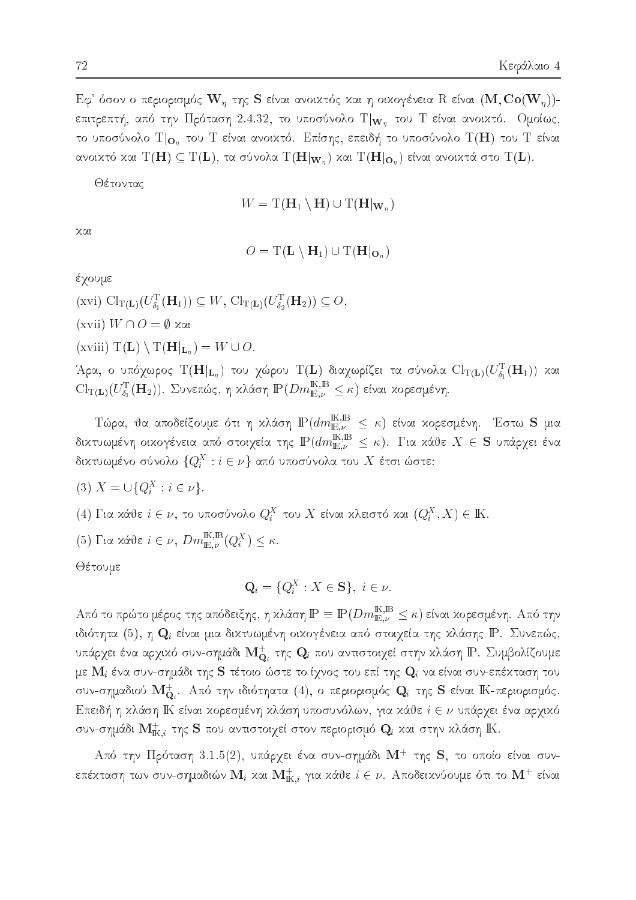Εφ' όσον ο περιορισμός $\mathbf{W}_\eta$ της $\mathbf{S}$ είναι ανοικτός και η οικογένεια R είναι $(\mathbf{M}, \mathbf{Co}(\mathbf{W}_\eta))$-επιτρεπτή, από την Πρόταση 2.4.32, το υποσύνολο $\mathrm{T}|_{\mathbf{W}_\eta}$ του T είναι ανοικτό. Ομοίως, το υποσύνολο $\mathrm{T}|_{\mathbf{O}_\eta}$ του T είναι ανοικτό. Επίσης, επειδή το υποσύνολο $\mathrm{T}(\mathbf{H})$ του T είναι ανοικτό και $\mathrm{T}(\mathbf{H}) \subseteq \mathrm{T}(\mathbf{L})$, τα σύνολα $\mathrm{T}(\mathbf{H}|_{\mathbf{W}_\eta})$ και $\mathrm{T}(\mathbf{H}|_{\mathbf{O}_\eta})$ είναι ανοικτά στο $\mathrm{T}(\mathbf{L})$.

Θέτοντας

$$W = \mathrm{T}(\mathbf{H}_1 \setminus \mathbf{H}) \cup \mathrm{T}(\mathbf{H}|_{\mathbf{W}_\eta})$$

και

$$O = \mathrm{T}(\mathbf{L} \setminus \mathbf{H}_1) \cup \mathrm{T}(\mathbf{H}|_{\mathbf{O}_\eta})$$

έχουμε

(xvi) $\mathrm{Cl}_{\mathrm{T}(\mathbf{L})}(U^{\mathrm{T}}_{\delta_1}(\mathbf{H}_1)) \subseteq W$, $\mathrm{Cl}_{\mathrm{T}(\mathbf{L})}(U^{\mathrm{T}}_{\delta_2}(\mathbf{H}_2)) \subseteq O$,

(xvii) $W \cap O = \emptyset$ και

(xviii) $\mathrm{T}(\mathbf{L}) \setminus \mathrm{T}(\mathbf{H}|_{\mathbf{L}_\eta}) = W \cup O$.

Άρα, ο υπόχωρος $\mathrm{T}(\mathbf{H}|_{\mathbf{L}_\eta})$ του χώρου $\mathrm{T}(\mathbf{L})$ διαχωρίζει τα σύνολα $\mathrm{Cl}_{\mathrm{T}(\mathbf{L})}(U^{\mathrm{T}}_{\delta_1}(\mathbf{H}_1))$ και $\mathrm{Cl}_{\mathrm{T}(\mathbf{L})}(U^{\mathrm{T}}_{\delta_1}(\mathbf{H}_2))$. Συνεπώς, η κλάση $\mathbb{P}(Dm^{\mathbb{K},\mathbb{B}}_{\mathbb{E},\nu} \leq \kappa)$ είναι κορεσμένη.

Τώρα, θα αποδείξουμε ότι η κλάση $\mathbb{P}(dm^{\mathbb{K},\mathbb{B}}_{\mathbb{E},\nu} \leq \kappa)$ είναι κορεσμένη. Έστω $\mathbf{S}$ μια δικτυωμένη οικογένεια από στοιχεία της $\mathbb{P}(dm^{\mathbb{K},\mathbb{B}}_{\mathbb{E},\nu} \leq \kappa)$. Για κάθε $X \in \mathbf{S}$ υπάρχει ένα δικτυωμένο σύνολο $\{Q^X_i : i \in \nu\}$ από υποσύνολα του $X$ έτσι ώστε:

(3) $X = \cup\{Q^X_i : i \in \nu\}$.

(4) Για κάθε $i \in \nu$, το υποσύνολο $Q^X_i$ του $X$ είναι κλειστό και $(Q^X_i, X) \in \mathbb{K}$.

(5) Για κάθε $i \in \nu$, $Dm^{\mathbb{K},\mathbb{B}}_{\mathbb{E},\nu}(Q^X_i) \leq \kappa$.

Θέτουμε

$$\mathbf{Q}_i = \{Q^X_i : X \in \mathbf{S}\},\ i \in \nu.$$

Από το πρώτο μέρος της απόδειξης, η κλάση $\mathbb{P} \equiv \mathbb{P}(Dm^{\mathbb{K},\mathbb{B}}_{\mathbb{E},\nu} \leq \kappa)$ είναι κορεσμένη. Από την ιδιότητα (5), η $\mathbf{Q}_i$ είναι μια δικτυωμένη οικογένεια από στοιχεία της κλάσης $\mathbb{P}$. Συνεπώς, υπάρχει ένα αρχικό συν-σημάδι $\mathbf{M}^+_{\mathbf{Q}_i}$ της $\mathbf{Q}_i$ που αντιστοιχεί στην κλάση $\mathbb{P}$. Συμβολίζουμε με $\mathbf{M}_i$ ένα συν-σημάδι της $\mathbf{S}$ τέτοιο ώστε το ίχνος του επί της $\mathbf{Q}_i$ να είναι συν-επέκταση του συν-σημαδιού $\mathbf{M}^+_{\mathbf{Q}_i}$. Από την ιδιότητα (4), ο περιορισμός $\mathbf{Q}_i$ της $\mathbf{S}$ είναι $\mathbb{K}$-περιορισμός. Επειδή η κλάση $\mathbb{K}$ είναι κορεσμένη κλάση υποσυνόλων, για κάθε $i \in \nu$ υπάρχει ένα αρχικό συν-σημάδι $\mathbf{M}^+_{\mathbb{K},i}$ της $\mathbf{S}$ που αντιστοιχεί στον περιορισμό $\mathbf{Q}_i$ και στην κλάση $\mathbb{K}$.

Από την Πρόταση 3.1.5(2), υπάρχει ένα συν-σημάδι $\mathbf{M}^+$ της $\mathbf{S}$, το οποίο είναι συν-επέκταση των συν-σημαδιών $\mathbf{M}_i$ και $\mathbf{M}^+_{\mathbb{K},i}$ για κάθε $i \in \nu$. Αποδεικνύουμε ότι το $\mathbf{M}^+$ είναι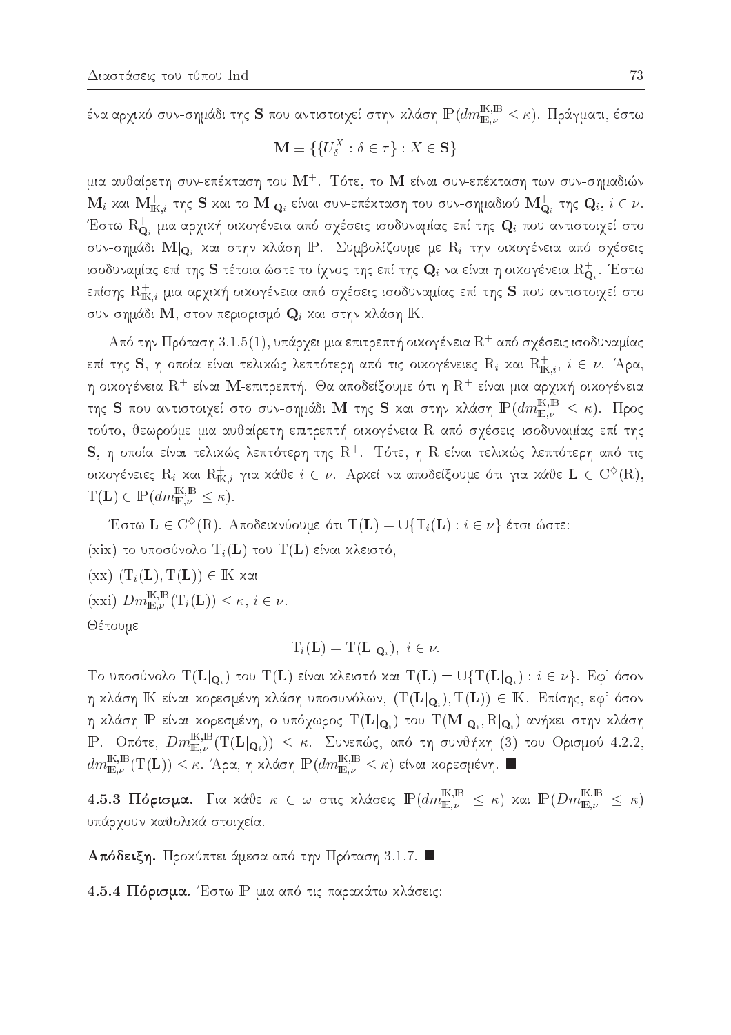ένα αρχικό συν-σημάδι της $\mathbf{S}$ που αντιστοιχεί στην κλάση $\mathbb{P}(dm^{\mathbb{K},\mathbb{B}}_{\mathbb{E},\nu} \leq \kappa)$. Πράγματι, έστω

$$\mathbf{M} \equiv \{\{U^X_\delta : \delta \in \tau\} : X \in \mathbf{S}\}$$

μια αυθαίρετη συν-επέκταση του $\mathbf{M}^+$. Τότε, το $\mathbf{M}$ είναι συν-επέκταση των συν-σημαδιών $\mathbf{M}_i$ και $\mathbf{M}^+_{\mathbb{K},i}$ της $\mathbf{S}$ και το $\mathbf{M}|_{\mathbf{Q}_i}$ είναι συν-επέκταση του συν-σημαδιού $\mathbf{M}^+_{\mathbf{Q}_i}$ της $\mathbf{Q}_i$, $i \in \nu$. Έστω $\mathrm{R}^+_{\mathbf{Q}_i}$ μια αρχική οικογένεια από σχέσεις ισοδυναμίας επί της $\mathbf{Q}_i$ που αντιστοιχεί στο συν-σημάδι $\mathbf{M}|_{\mathbf{Q}_i}$ και στην κλάση $\mathbb{P}$. Συμβολίζουμε με $\mathrm{R}_i$ την οικογένεια από σχέσεις ισοδυναμίας επί της $\mathbf{S}$ τέτοια ώστε το ίχνος της επί της $\mathbf{Q}_i$ να είναι η οικογένεια $\mathrm{R}^+_{\mathbf{Q}_i}$. Έστω επίσης $\mathrm{R}^+_{\mathbb{K},i}$ μια αρχική οικογένεια από σχέσεις ισοδυναμίας επί της $\mathbf{S}$ που αντιστοιχεί στο συν-σημάδι $\mathbf{M}$, στον περιορισμό $\mathbf{Q}_i$ και στην κλάση $\mathbb{K}$.

Από την Πρόταση 3.1.5(1), υπάρχει μια επιτρεπτή οικογένεια $\mathrm{R}^+$ από σχέσεις ισοδυναμίας επί της $\mathbf{S}$, η οποία είναι τελικώς λεπτότερη από τις οικογένειες $\mathrm{R}_i$ και $\mathrm{R}^+_{\mathbb{K},i}$, $i \in \nu$. Άρα, η οικογένεια $\mathrm{R}^+$ είναι $\mathbf{M}$-επιτρεπτή. Θα αποδείξουμε ότι η $\mathrm{R}^+$ είναι μια αρχική οικογένεια της $\mathbf{S}$ που αντιστοιχεί στο συν-σημάδι $\mathbf{M}$ της $\mathbf{S}$ και στην κλάση $\mathbb{P}(dm^{\mathbb{K},\mathbb{B}}_{\mathbb{E},\nu} \leq \kappa)$. Προς τούτο, θεωρούμε μια αυθαίρετη επιτρεπτή οικογένεια $\mathrm{R}$ από σχέσεις ισοδυναμίας επί της $\mathbf{S}$, η οποία είναι τελικώς λεπτότερη της $\mathrm{R}^+$. Τότε, η $\mathrm{R}$ είναι τελικώς λεπτότερη από τις οικογένειες $\mathrm{R}_i$ και $\mathrm{R}^+_{\mathbb{K},i}$ για κάθε $i \in \nu$. Αρκεί να αποδείξουμε ότι για κάθε $\mathbf{L} \in \mathrm{C}^\diamond(\mathrm{R})$, $\mathrm{T}(\mathbf{L}) \in \mathbb{P}(dm^{\mathbb{K},\mathbb{B}}_{\mathbb{E},\nu} \leq \kappa)$.

Έστω $\mathbf{L} \in \mathrm{C}^\diamond(\mathrm{R})$. Αποδεικνύουμε ότι $\mathrm{T}(\mathbf{L}) = \cup\{\mathrm{T}_i(\mathbf{L}) : i \in \nu\}$ έτσι ώστε:

(xix) το υποσύνολο $\mathrm{T}_i(\mathbf{L})$ του $\mathrm{T}(\mathbf{L})$ είναι κλειστό,

(xx) $(\mathrm{T}_i(\mathbf{L}), \mathrm{T}(\mathbf{L})) \in \mathbb{K}$ και

(xxi) $Dm^{\mathbb{K},\mathbb{B}}_{\mathbb{E},\nu}(\mathrm{T}_i(\mathbf{L})) \leq \kappa$, $i \in \nu$.

Θέτουμε

$$\mathrm{T}_i(\mathbf{L}) = \mathrm{T}(\mathbf{L}|_{\mathbf{Q}_i}),\ i \in \nu.$$

Το υποσύνολο $\mathrm{T}(\mathbf{L}|_{\mathbf{Q}_i})$ του $\mathrm{T}(\mathbf{L})$ είναι κλειστό και $\mathrm{T}(\mathbf{L}) = \cup\{\mathrm{T}(\mathbf{L}|_{\mathbf{Q}_i}) : i \in \nu\}$. Εφ' όσον η κλάση $\mathbb{K}$ είναι κορεσμένη κλάση υποσυνόλων, $(\mathrm{T}(\mathbf{L}|_{\mathbf{Q}_i}), \mathrm{T}(\mathbf{L})) \in \mathbb{K}$. Επίσης, εφ' όσον η κλάση $\mathbb{P}$ είναι κορεσμένη, ο υπόχωρος $\mathrm{T}(\mathbf{L}|_{\mathbf{Q}_i})$ του $\mathrm{T}(\mathbf{M}|_{\mathbf{Q}_i}, \mathrm{R}|_{\mathbf{Q}_i})$ ανήκει στην κλάση $\mathbb{P}$. Οπότε, $Dm^{\mathbb{K},\mathbb{B}}_{\mathbb{E},\nu}(\mathrm{T}(\mathbf{L}|_{\mathbf{Q}_i})) \leq \kappa$. Συνεπώς, από τη συνθήκη (3) του Ορισμού 4.2.2, $dm^{\mathbb{K},\mathbb{B}}_{\mathbb{E},\nu}(\mathrm{T}(\mathbf{L})) \leq \kappa$. Άρα, η κλάση $\mathbb{P}(dm^{\mathbb{K},\mathbb{B}}_{\mathbb{E},\nu} \leq \kappa)$ είναι κορεσμένη. ■

**4.5.3 Πόρισμα.** Για κάθε $\kappa \in \omega$ στις κλάσεις $\mathbb{P}(dm^{\mathbb{K},\mathbb{B}}_{\mathbb{E},\nu} \leq \kappa)$ και $\mathbb{P}(Dm^{\mathbb{K},\mathbb{B}}_{\mathbb{E},\nu} \leq \kappa)$ υπάρχουν καθολικά στοιχεία.

**Απόδειξη.** Προκύπτει άμεσα από την Πρόταση 3.1.7. ■

**4.5.4 Πόρισμα.** Έστω $\mathbb{P}$ μια από τις παρακάτω κλάσεις: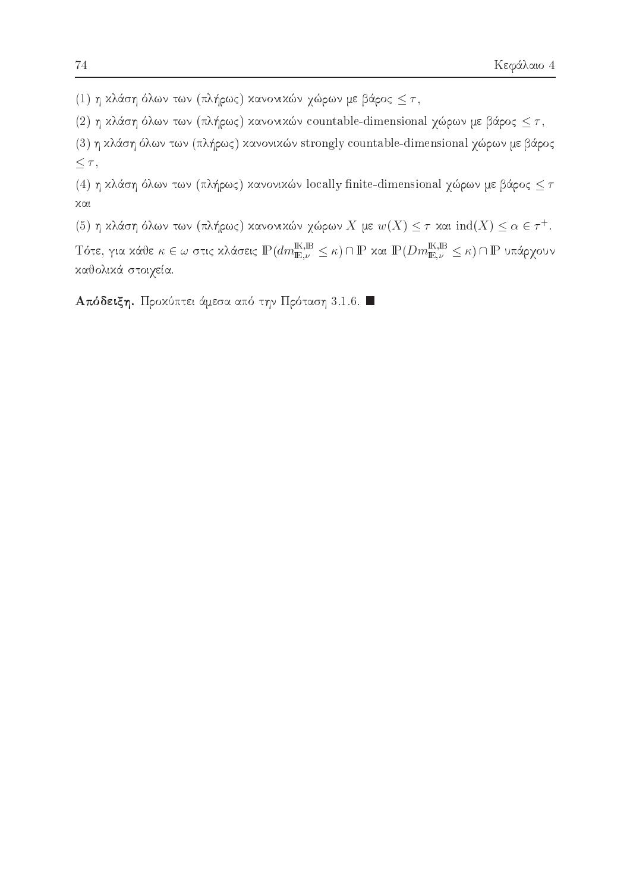(1) η κλάση όλων των (πλήρως) κανονικών χώρων με βάρος $\leq \tau$,

(2) η κλάση όλων των (πλήρως) κανονικών countable-dimensional χώρων με βάρος $\leq \tau$,

(3) η κλάση όλων των (πλήρως) κανονικών strongly countable-dimensional χώρων με βάρος $\leq \tau$,

(4) η κλάση όλων των (πλήρως) κανονικών locally finite-dimensional χώρων με βάρος $\leq \tau$ και

(5) η κλάση όλων των (πλήρως) κανονικών χώρων $X$ με $w(X) \leq \tau$ και $\mathrm{ind}(X) \leq \alpha \in \tau^+$.

Τότε, για κάθε $\kappa \in \omega$ στις κλάσεις $\mathbb{P}(dm^{\mathbb{K},\mathbb{B}}_{\mathbb{E},\nu} \leq \kappa) \cap \mathbb{P}$ και $\mathbb{P}(Dm^{\mathbb{K},\mathbb{B}}_{\mathbb{E},\nu} \leq \kappa) \cap \mathbb{P}$ υπάρχουν καθολικά στοιχεία.

**Απόδειξη.** Προκύπτει άμεσα από την Πρόταση 3.1.6. ■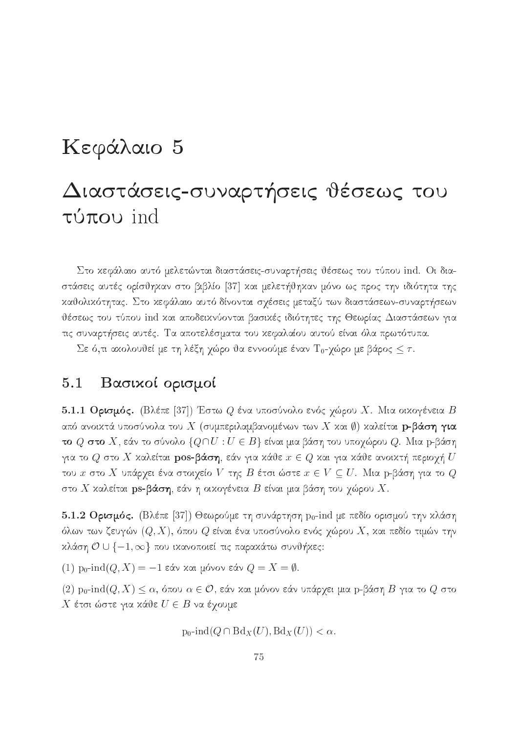# Κεφάλαιο 5

# Διαστάσεις-συναρτήσεις θέσεως του τύπου ind

Στο κεφάλαιο αυτό μελετώνται διαστάσεις-συναρτήσεις θέσεως του τύπου ind. Οι διαστάσεις αυτές ορίσθηκαν στο βιβλίο [37] και μελετήθηκαν μόνο ως προς την ιδιότητα της καθολικότητας. Στο κεφάλαιο αυτό δίνονται σχέσεις μεταξύ των διαστάσεων-συναρτήσεων θέσεως του τύπου ind και αποδεικνύονται βασικές ιδιότητες της Θεωρίας Διαστάσεων για τις συναρτήσεις αυτές. Τα αποτελέσματα του κεφαλαίου αυτού είναι όλα πρωτότυπα.

Σε ό,τι ακολουθεί με τη λέξη χώρο θα εννοούμε έναν $T_0$-χώρο με βάρος $\leq \tau$.

## 5.1 Βασικοί ορισμοί

**5.1.1 Ορισμός.** (Βλέπε [37]) Έστω $Q$ ένα υποσύνολο ενός χώρου $X$. Μια οικογένεια $B$ από ανοικτά υποσύνολα του $X$ (συμπεριλαμβανομένων των $X$ και $\emptyset$) καλείται **p-βάση για το $Q$ στο** $X$, εάν το σύνολο $\{Q \cap U : U \in B\}$ είναι μια βάση του υποχώρου $Q$. Μια p-βάση για το $Q$ στο $X$ καλείται **pos-βάση**, εάν για κάθε $x \in Q$ και για κάθε ανοικτή περιοχή $U$ του $x$ στο $X$ υπάρχει ένα στοιχείο $V$ της $B$ έτσι ώστε $x \in V \subseteq U$. Μια p-βάση για το $Q$ στο $X$ καλείται **ps-βάση**, εάν η οικογένεια $B$ είναι μια βάση του χώρου $X$.

**5.1.2 Ορισμός.** (Βλέπε [37]) Θεωρούμε τη συνάρτηση $\text{p}_0\text{-ind}$ με πεδίο ορισμού την κλάση όλων των ζευγών $(Q, X)$, όπου $Q$ είναι ένα υποσύνολο ενός χώρου $X$, και πεδίο τιμών την κλάση $\mathcal{O} \cup \{-1, \infty\}$ που ικανοποιεί τις παρακάτω συνθήκες:

(1) $\text{p}_0\text{-ind}(Q, X) = -1$ εάν και μόνον εάν $Q = X = \emptyset$.

(2) $\text{p}_0\text{-ind}(Q, X) \leq \alpha$, όπου $\alpha \in \mathcal{O}$, εάν και μόνον εάν υπάρχει μια p-βάση $B$ για το $Q$ στο $X$ έτσι ώστε για κάθε $U \in B$ να έχουμε

$$\text{p}_0\text{-ind}(Q \cap \text{Bd}_X(U), \text{Bd}_X(U)) < \alpha.$$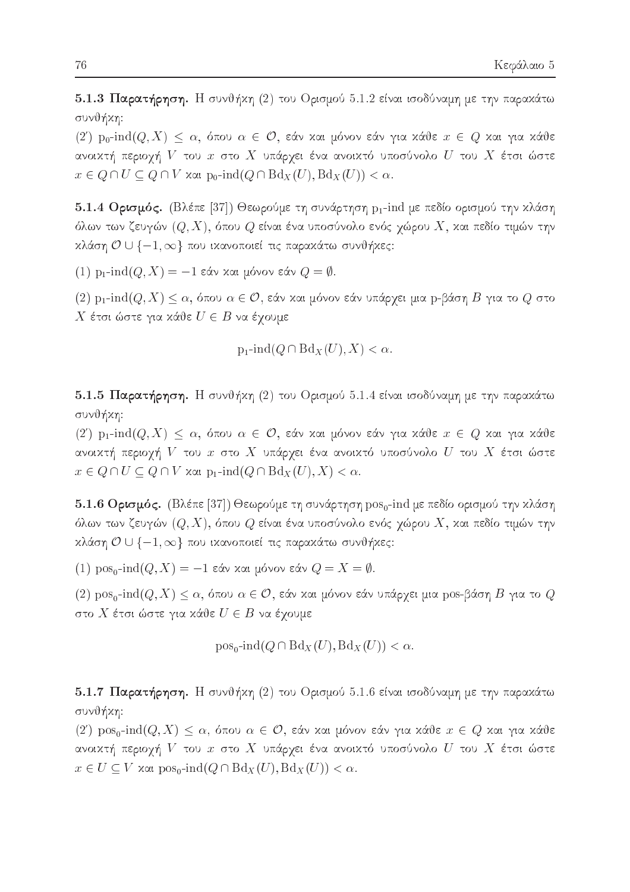**5.1.3 Παρατήρηση.** Η συνθήκη (2) του Ορισμού 5.1.2 είναι ισοδύναμη με την παρακάτω συνθήκη:

(2′) $\text{p}_0\text{-ind}(Q, X) \leq \alpha$, όπου $\alpha \in \mathcal{O}$, εάν και μόνον εάν για κάθε $x \in Q$ και για κάθε ανοικτή περιοχή $V$ του $x$ στο $X$ υπάρχει ένα ανοικτό υποσύνολο $U$ του $X$ έτσι ώστε $x \in Q \cap U \subseteq Q \cap V$ και $\text{p}_0\text{-ind}(Q \cap \text{Bd}_X(U), \text{Bd}_X(U)) < \alpha$.

**5.1.4 Ορισμός.** (Βλέπε [37]) Θεωρούμε τη συνάρτηση $\text{p}_1$-ind με πεδίο ορισμού την κλάση όλων των ζευγών $(Q, X)$, όπου $Q$ είναι ένα υποσύνολο ενός χώρου $X$, και πεδίο τιμών την κλάση $\mathcal{O} \cup \{-1, \infty\}$ που ικανοποιεί τις παρακάτω συνθήκες:

(1) $\text{p}_1\text{-ind}(Q, X) = -1$ εάν και μόνον εάν $Q = \emptyset$.

(2) $\text{p}_1\text{-ind}(Q, X) \leq \alpha$, όπου $\alpha \in \mathcal{O}$, εάν και μόνον εάν υπάρχει μια p-βάση $B$ για το $Q$ στο $X$ έτσι ώστε για κάθε $U \in B$ να έχουμε

$$\text{p}_1\text{-ind}(Q \cap \text{Bd}_X(U), X) < \alpha.$$

**5.1.5 Παρατήρηση.** Η συνθήκη (2) του Ορισμού 5.1.4 είναι ισοδύναμη με την παρακάτω συνθήκη:

(2′) $\text{p}_1\text{-ind}(Q, X) \leq \alpha$, όπου $\alpha \in \mathcal{O}$, εάν και μόνον εάν για κάθε $x \in Q$ και για κάθε ανοικτή περιοχή $V$ του $x$ στο $X$ υπάρχει ένα ανοικτό υποσύνολο $U$ του $X$ έτσι ώστε $x \in Q \cap U \subseteq Q \cap V$ και $\text{p}_1\text{-ind}(Q \cap \text{Bd}_X(U), X) < \alpha$.

**5.1.6 Ορισμός.** (Βλέπε [37]) Θεωρούμε τη συνάρτηση $\text{pos}_0$-ind με πεδίο ορισμού την κλάση όλων των ζευγών $(Q, X)$, όπου $Q$ είναι ένα υποσύνολο ενός χώρου $X$, και πεδίο τιμών την κλάση $\mathcal{O} \cup \{-1, \infty\}$ που ικανοποιεί τις παρακάτω συνθήκες:

(1) $\text{pos}_0\text{-ind}(Q, X) = -1$ εάν και μόνον εάν $Q = X = \emptyset$.

(2) $\text{pos}_0\text{-ind}(Q, X) \leq \alpha$, όπου $\alpha \in \mathcal{O}$, εάν και μόνον εάν υπάρχει μια pos-βάση $B$ για το $Q$ στο $X$ έτσι ώστε για κάθε $U \in B$ να έχουμε

$$\text{pos}_0\text{-ind}(Q \cap \text{Bd}_X(U), \text{Bd}_X(U)) < \alpha.$$

**5.1.7 Παρατήρηση.** Η συνθήκη (2) του Ορισμού 5.1.6 είναι ισοδύναμη με την παρακάτω συνθήκη:

(2′) $\text{pos}_0\text{-ind}(Q, X) \leq \alpha$, όπου $\alpha \in \mathcal{O}$, εάν και μόνον εάν για κάθε $x \in Q$ και για κάθε ανοικτή περιοχή $V$ του $x$ στο $X$ υπάρχει ένα ανοικτό υποσύνολο $U$ του $X$ έτσι ώστε $x \in U \subseteq V$ και $\text{pos}_0\text{-ind}(Q \cap \text{Bd}_X(U), \text{Bd}_X(U)) < \alpha$.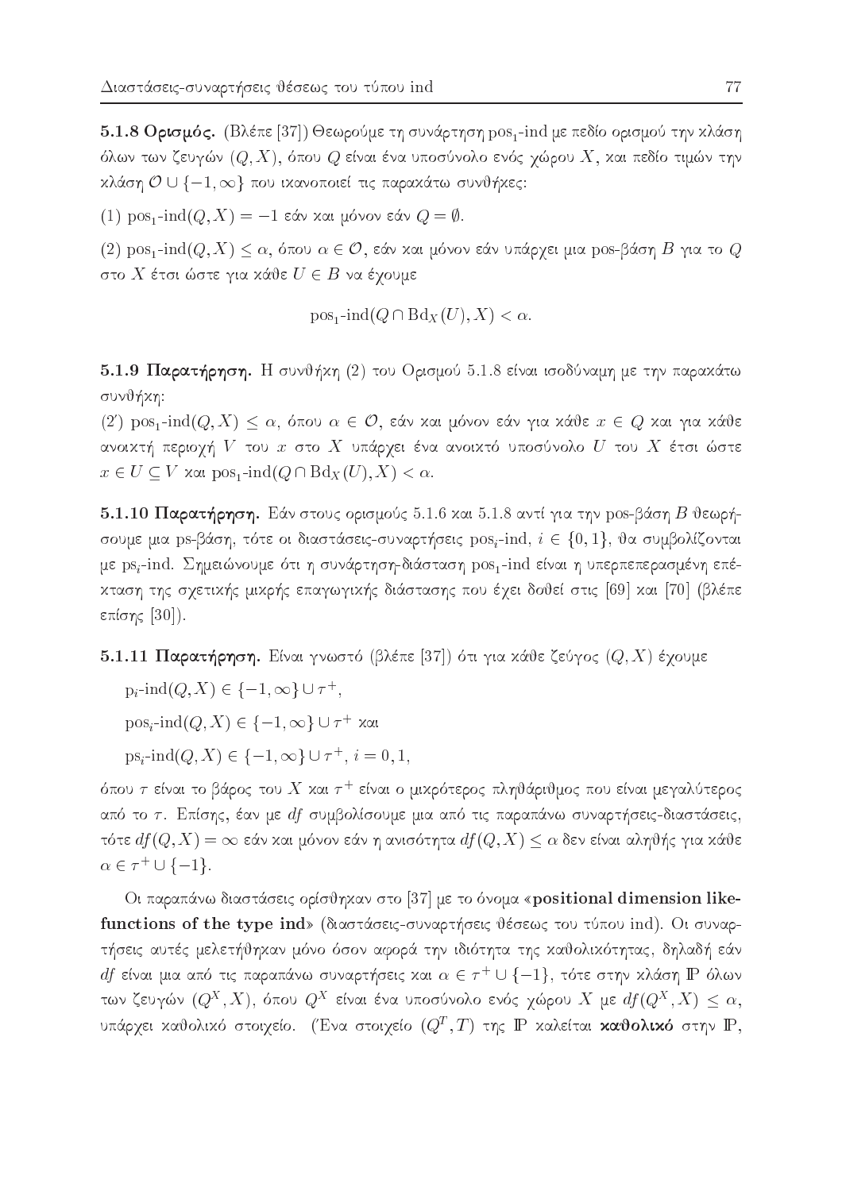**5.1.8 Ορισμός.** (Βλέπε [37]) Θεωρούμε τη συνάρτηση $\text{pos}_1$-ind με πεδίο ορισμού την κλάση όλων των ζευγών $(Q, X)$, όπου $Q$ είναι ένα υποσύνολο ενός χώρου $X$, και πεδίο τιμών την κλάση $\mathcal{O} \cup \{-1, \infty\}$ που ικανοποιεί τις παρακάτω συνθήκες:

(1) $\text{pos}_1\text{-ind}(Q, X) = -1$ εάν και μόνον εάν $Q = \emptyset$.

(2) $\text{pos}_1\text{-ind}(Q, X) \leq \alpha$, όπου $\alpha \in \mathcal{O}$, εάν και μόνον εάν υπάρχει μια pos-βάση $B$ για το $Q$ στο $X$ έτσι ώστε για κάθε $U \in B$ να έχουμε

$$\text{pos}_1\text{-ind}(Q \cap \text{Bd}_X(U), X) < \alpha.$$

**5.1.9 Παρατήρηση.** Η συνθήκη (2) του Ορισμού 5.1.8 είναι ισοδύναμη με την παρακάτω συνθήκη:

(2′) $\text{pos}_1\text{-ind}(Q, X) \leq \alpha$, όπου $\alpha \in \mathcal{O}$, εάν και μόνον εάν για κάθε $x \in Q$ και για κάθε ανοικτή περιοχή $V$ του $x$ στο $X$ υπάρχει ένα ανοικτό υποσύνολο $U$ του $X$ έτσι ώστε $x \in U \subseteq V$ και $\text{pos}_1\text{-ind}(Q \cap \text{Bd}_X(U), X) < \alpha$.

**5.1.10 Παρατήρηση.** Εάν στους ορισμούς 5.1.6 και 5.1.8 αντί για την pos-βάση $B$ θεωρήσουμε μια ps-βάση, τότε οι διαστάσεις-συναρτήσεις $\text{pos}_i$-ind, $i \in \{0, 1\}$, θα συμβολίζονται με $\text{ps}_i$-ind. Σημειώνουμε ότι η συνάρτηση-διάσταση $\text{pos}_1$-ind είναι η υπερπεπερασμένη επέκταση της σχετικής μικρής επαγωγικής διάστασης που έχει δοθεί στις [69] και [70] (βλέπε επίσης [30]).

**5.1.11 Παρατήρηση.** Είναι γνωστό (βλέπε [37]) ότι για κάθε ζεύγος $(Q, X)$ έχουμε

$\text{p}_i\text{-ind}(Q, X) \in \{-1, \infty\} \cup \tau^+$,

$\text{pos}_i\text{-ind}(Q, X) \in \{-1, \infty\} \cup \tau^+$ και

$\text{ps}_i\text{-ind}(Q, X) \in \{-1, \infty\} \cup \tau^+$, $i = 0, 1$,

όπου $\tau$ είναι το βάρος του $X$ και $\tau^+$ είναι ο μικρότερος πληθάριθμος που είναι μεγαλύτερος από το $\tau$. Επίσης, εάν με $df$ συμβολίσουμε μια από τις παραπάνω συναρτήσεις-διαστάσεις, τότε $df(Q, X) = \infty$ εάν και μόνον εάν η ανισότητα $df(Q, X) \leq \alpha$ δεν είναι αληθής για κάθε $\alpha \in \tau^+ \cup \{-1\}$.

Οι παραπάνω διαστάσεις ορίσθηκαν στο [37] με το όνομα «**positional dimension like-functions of the type ind**» (διαστάσεις-συναρτήσεις θέσεως του τύπου ind). Οι συναρτήσεις αυτές μελετήθηκαν μόνο όσον αφορά την ιδιότητα της καθολικότητας, δηλαδή εάν $df$ είναι μια από τις παραπάνω συναρτήσεις και $\alpha \in \tau^+ \cup \{-1\}$, τότε στην κλάση $\mathbb{P}$ όλων των ζευγών $(Q^X, X)$, όπου $Q^X$ είναι ένα υποσύνολο ενός χώρου $X$ με $df(Q^X, X) \leq \alpha$, υπάρχει καθολικό στοιχείο. (Ένα στοιχείο $(Q^T, T)$ της $\mathbb{P}$ καλείται **καθολικό** στην $\mathbb{P}$,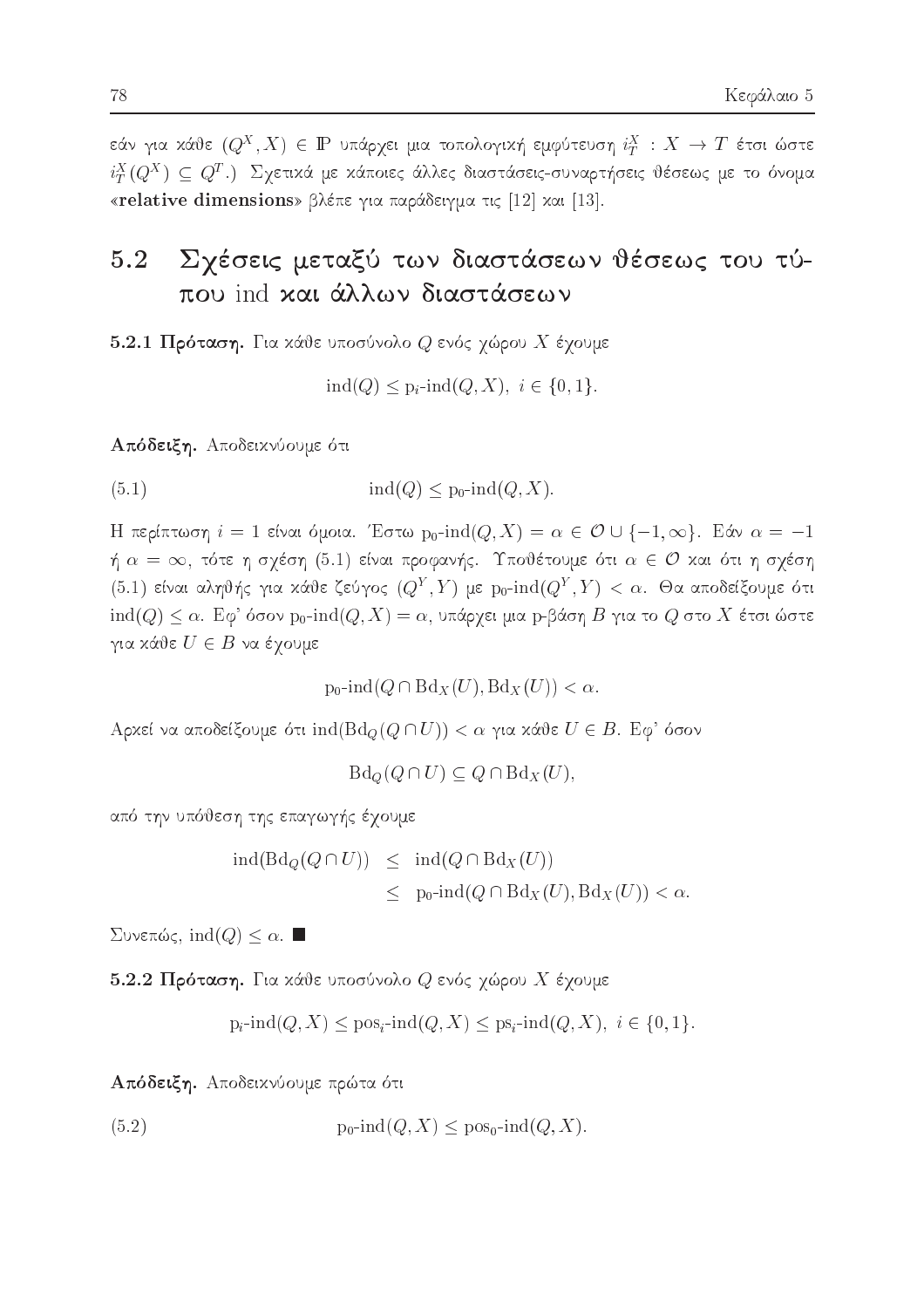εάν για κάθε $(Q^X, X) \in \mathbb{P}$ υπάρχει μια τοπολογική εμφύτευση $i_T^X : X \to T$ έτσι ώστε $i_T^X(Q^X) \subseteq Q^T$.) Σχετικά με κάποιες άλλες διαστάσεις-συναρτήσεις θέσεως με το όνομα «**relative dimensions**» βλέπε για παράδειγμα τις [12] και [13].

## 5.2 Σχέσεις μεταξύ των διαστάσεων θέσεως του τύπου ind και άλλων διαστάσεων

**5.2.1 Πρόταση.** Για κάθε υποσύνολο $Q$ ενός χώρου $X$ έχουμε

$$\mathrm{ind}(Q) \leq \mathrm{p}_i\text{-}\mathrm{ind}(Q, X),\ i \in \{0, 1\}.$$

**Απόδειξη.** Αποδεικνύουμε ότι

$$\mathrm{ind}(Q) \leq \mathrm{p}_0\text{-}\mathrm{ind}(Q, X). \tag{5.1}$$

Η περίπτωση $i = 1$ είναι όμοια. Έστω $\mathrm{p}_0\text{-}\mathrm{ind}(Q, X) = \alpha \in \mathcal{O} \cup \{-1, \infty\}$. Εάν $\alpha = -1$ ή $\alpha = \infty$, τότε η σχέση (5.1) είναι προφανής. Υποθέτουμε ότι $\alpha \in \mathcal{O}$ και ότι η σχέση (5.1) είναι αληθής για κάθε ζεύγος $(Q^Y, Y)$ με $\mathrm{p}_0\text{-}\mathrm{ind}(Q^Y, Y) < \alpha$. Θα αποδείξουμε ότι $\mathrm{ind}(Q) \leq \alpha$. Εφ' όσον $\mathrm{p}_0\text{-}\mathrm{ind}(Q, X) = \alpha$, υπάρχει μια p-βάση $B$ για το $Q$ στο $X$ έτσι ώστε για κάθε $U \in B$ να έχουμε

$$\mathrm{p}_0\text{-}\mathrm{ind}(Q \cap \mathrm{Bd}_X(U), \mathrm{Bd}_X(U)) < \alpha.$$

Αρκεί να αποδείξουμε ότι $\mathrm{ind}(\mathrm{Bd}_Q(Q \cap U)) < \alpha$ για κάθε $U \in B$. Εφ' όσον

$$\mathrm{Bd}_Q(Q \cap U) \subseteq Q \cap \mathrm{Bd}_X(U),$$

από την υπόθεση της επαγωγής έχουμε

$$\begin{aligned}
\mathrm{ind}(\mathrm{Bd}_Q(Q \cap U)) &\leq \mathrm{ind}(Q \cap \mathrm{Bd}_X(U)) \\
&\leq \mathrm{p}_0\text{-}\mathrm{ind}(Q \cap \mathrm{Bd}_X(U), \mathrm{Bd}_X(U)) < \alpha.
\end{aligned}$$

Συνεπώς, $\mathrm{ind}(Q) \leq \alpha$. ■

**5.2.2 Πρόταση.** Για κάθε υποσύνολο $Q$ ενός χώρου $X$ έχουμε

$$\mathrm{p}_i\text{-}\mathrm{ind}(Q, X) \leq \mathrm{pos}_i\text{-}\mathrm{ind}(Q, X) \leq \mathrm{ps}_i\text{-}\mathrm{ind}(Q, X),\ i \in \{0, 1\}.$$

**Απόδειξη.** Αποδεικνύουμε πρώτα ότι

$$\mathrm{p}_0\text{-}\mathrm{ind}(Q, X) \leq \mathrm{pos}_0\text{-}\mathrm{ind}(Q, X). \tag{5.2}$$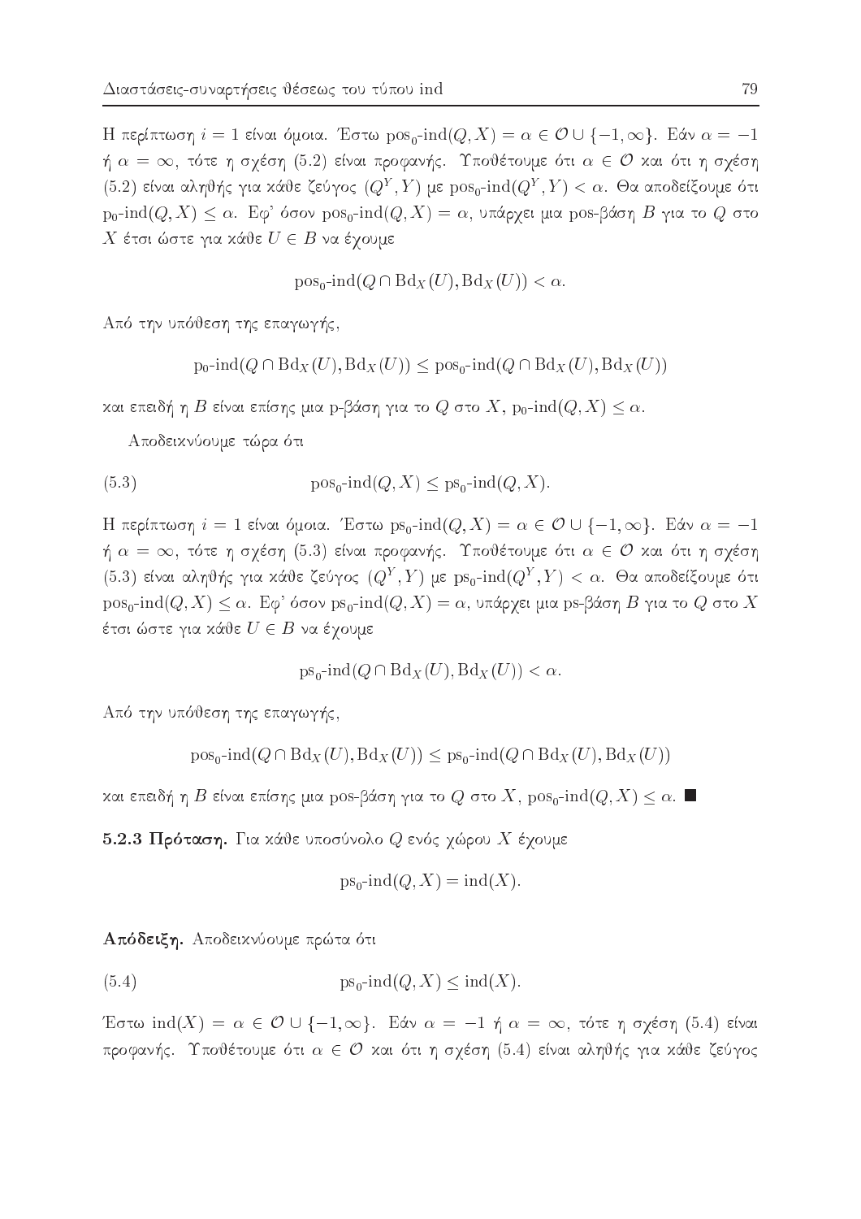Η περίπτωση $i = 1$ είναι όμοια. Έστω $\mathrm{pos}_0\text{-}\mathrm{ind}(Q, X) = \alpha \in \mathcal{O} \cup \{-1, \infty\}$. Εάν $\alpha = -1$ ή $\alpha = \infty$, τότε η σχέση (5.2) είναι προφανής. Υποθέτουμε ότι $\alpha \in \mathcal{O}$ και ότι η σχέση (5.2) είναι αληθής για κάθε ζεύγος $(Q^Y, Y)$ με $\mathrm{pos}_0\text{-}\mathrm{ind}(Q^Y, Y) < \alpha$. Θα αποδείξουμε ότι $\mathrm{p}_0\text{-}\mathrm{ind}(Q, X) \leq \alpha$. Εφ' όσον $\mathrm{pos}_0\text{-}\mathrm{ind}(Q, X) = \alpha$, υπάρχει μια pos-βάση $B$ για το $Q$ στο $X$ έτσι ώστε για κάθε $U \in B$ να έχουμε

$$\mathrm{pos}_0\text{-}\mathrm{ind}(Q \cap \mathrm{Bd}_X(U), \mathrm{Bd}_X(U)) < \alpha.$$

Από την υπόθεση της επαγωγής,

$$\mathrm{p}_0\text{-}\mathrm{ind}(Q \cap \mathrm{Bd}_X(U), \mathrm{Bd}_X(U)) \leq \mathrm{pos}_0\text{-}\mathrm{ind}(Q \cap \mathrm{Bd}_X(U), \mathrm{Bd}_X(U))$$

και επειδή η $B$ είναι επίσης μια p-βάση για το $Q$ στο $X$, $\mathrm{p}_0\text{-}\mathrm{ind}(Q, X) \leq \alpha$.

Αποδεικνύουμε τώρα ότι

$$\mathrm{pos}_0\text{-}\mathrm{ind}(Q, X) \leq \mathrm{ps}_0\text{-}\mathrm{ind}(Q, X). \tag{5.3}$$

Η περίπτωση $i = 1$ είναι όμοια. Έστω $\mathrm{ps}_0\text{-}\mathrm{ind}(Q, X) = \alpha \in \mathcal{O} \cup \{-1, \infty\}$. Εάν $\alpha = -1$ ή $\alpha = \infty$, τότε η σχέση (5.3) είναι προφανής. Υποθέτουμε ότι $\alpha \in \mathcal{O}$ και ότι η σχέση (5.3) είναι αληθής για κάθε ζεύγος $(Q^Y, Y)$ με $\mathrm{ps}_0\text{-}\mathrm{ind}(Q^Y, Y) < \alpha$. Θα αποδείξουμε ότι $\mathrm{pos}_0\text{-}\mathrm{ind}(Q, X) \leq \alpha$. Εφ' όσον $\mathrm{ps}_0\text{-}\mathrm{ind}(Q, X) = \alpha$, υπάρχει μια ps-βάση $B$ για το $Q$ στο $X$ έτσι ώστε για κάθε $U \in B$ να έχουμε

$$\mathrm{ps}_0\text{-}\mathrm{ind}(Q \cap \mathrm{Bd}_X(U), \mathrm{Bd}_X(U)) < \alpha.$$

Από την υπόθεση της επαγωγής,

$$\mathrm{pos}_0\text{-}\mathrm{ind}(Q \cap \mathrm{Bd}_X(U), \mathrm{Bd}_X(U)) \leq \mathrm{ps}_0\text{-}\mathrm{ind}(Q \cap \mathrm{Bd}_X(U), \mathrm{Bd}_X(U))$$

και επειδή η $B$ είναι επίσης μια pos-βάση για το $Q$ στο $X$, $\mathrm{pos}_0\text{-}\mathrm{ind}(Q, X) \leq \alpha$. ■

**5.2.3 Πρόταση.** Για κάθε υποσύνολο $Q$ ενός χώρου $X$ έχουμε

$$\mathrm{ps}_0\text{-}\mathrm{ind}(Q, X) = \mathrm{ind}(X).$$

**Απόδειξη.** Αποδεικνύουμε πρώτα ότι

$$\mathrm{ps}_0\text{-}\mathrm{ind}(Q, X) \leq \mathrm{ind}(X). \tag{5.4}$$

Έστω $\mathrm{ind}(X) = \alpha \in \mathcal{O} \cup \{-1, \infty\}$. Εάν $\alpha = -1$ ή $\alpha = \infty$, τότε η σχέση (5.4) είναι προφανής. Υποθέτουμε ότι $\alpha \in \mathcal{O}$ και ότι η σχέση (5.4) είναι αληθής για κάθε ζεύγος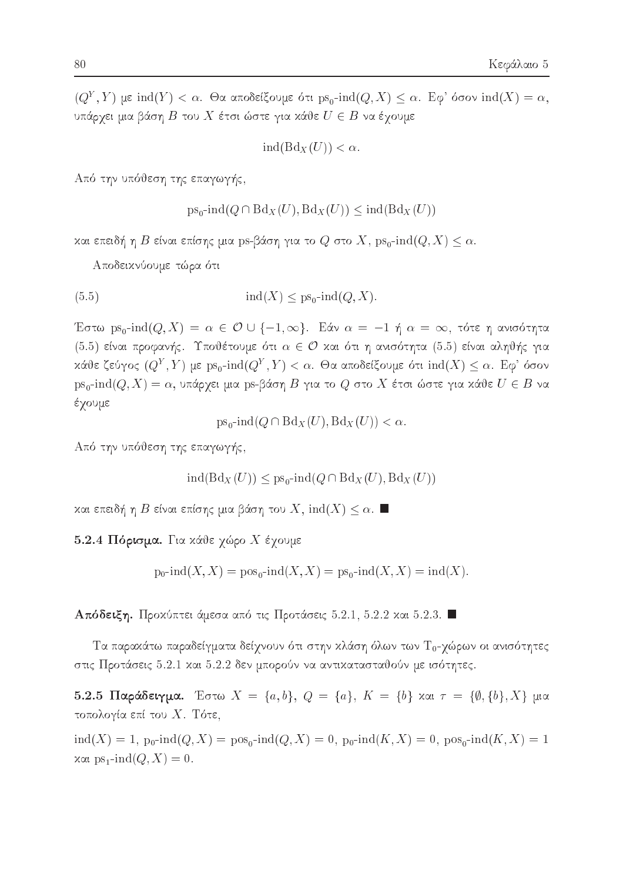$(Q^Y, Y)$ με $\mathrm{ind}(Y) < \alpha$. Θα αποδείξουμε ότι $\mathrm{ps}_0\text{-ind}(Q, X) \leq \alpha$. Εφ' όσον $\mathrm{ind}(X) = \alpha$, υπάρχει μια βάση $B$ του $X$ έτσι ώστε για κάθε $U \in B$ να έχουμε

$$\mathrm{ind}(\mathrm{Bd}_X(U)) < \alpha.$$

Από την υπόθεση της επαγωγής,

$$\mathrm{ps}_0\text{-ind}(Q \cap \mathrm{Bd}_X(U), \mathrm{Bd}_X(U)) \leq \mathrm{ind}(\mathrm{Bd}_X(U))$$

και επειδή η $B$ είναι επίσης μια ps-βάση για το $Q$ στο $X$, $\mathrm{ps}_0\text{-ind}(Q, X) \leq \alpha$.

Αποδεικνύουμε τώρα ότι

$$\mathrm{ind}(X) \leq \mathrm{ps}_0\text{-ind}(Q, X). \tag{5.5}$$

Έστω $\mathrm{ps}_0\text{-ind}(Q, X) = \alpha \in \mathcal{O} \cup \{-1, \infty\}$. Εάν $\alpha = -1$ ή $\alpha = \infty$, τότε η ανισότητα (5.5) είναι προφανής. Υποθέτουμε ότι $\alpha \in \mathcal{O}$ και ότι η ανισότητα (5.5) είναι αληθής για κάθε ζεύγος $(Q^Y, Y)$ με $\mathrm{ps}_0\text{-ind}(Q^Y, Y) < \alpha$. Θα αποδείξουμε ότι $\mathrm{ind}(X) \leq \alpha$. Εφ' όσον $\mathrm{ps}_0\text{-ind}(Q, X) = \alpha$, υπάρχει μια ps-βάση $B$ για το $Q$ στο $X$ έτσι ώστε για κάθε $U \in B$ να έχουμε

$$\mathrm{ps}_0\text{-ind}(Q \cap \mathrm{Bd}_X(U), \mathrm{Bd}_X(U)) < \alpha.$$

Από την υπόθεση της επαγωγής,

$$\mathrm{ind}(\mathrm{Bd}_X(U)) \leq \mathrm{ps}_0\text{-ind}(Q \cap \mathrm{Bd}_X(U), \mathrm{Bd}_X(U))$$

και επειδή η $B$ είναι επίσης μια βάση του $X$, $\mathrm{ind}(X) \leq \alpha$. ■

**5.2.4 Πόρισμα.** Για κάθε χώρο $X$ έχουμε

$$\mathrm{p}_0\text{-ind}(X, X) = \mathrm{pos}_0\text{-ind}(X, X) = \mathrm{ps}_0\text{-ind}(X, X) = \mathrm{ind}(X).$$

**Απόδειξη.** Προκύπτει άμεσα από τις Προτάσεις 5.2.1, 5.2.2 και 5.2.3. ■

Τα παρακάτω παραδείγματα δείχνουν ότι στην κλάση όλων των $\mathrm{T}_0$-χώρων οι ανισότητες στις Προτάσεις 5.2.1 και 5.2.2 δεν μπορούν να αντικατασταθούν με ισότητες.

**5.2.5 Παράδειγμα.** Έστω $X = \{a, b\}$, $Q = \{a\}$, $K = \{b\}$ και $\tau = \{\emptyset, \{b\}, X\}$ μια τοπολογία επί του $X$. Τότε,

$\mathrm{ind}(X) = 1$, $\mathrm{p}_0\text{-ind}(Q, X) = \mathrm{pos}_0\text{-ind}(Q, X) = 0$, $\mathrm{p}_0\text{-ind}(K, X) = 0$, $\mathrm{pos}_0\text{-ind}(K, X) = 1$ και $\mathrm{ps}_1\text{-ind}(Q, X) = 0$.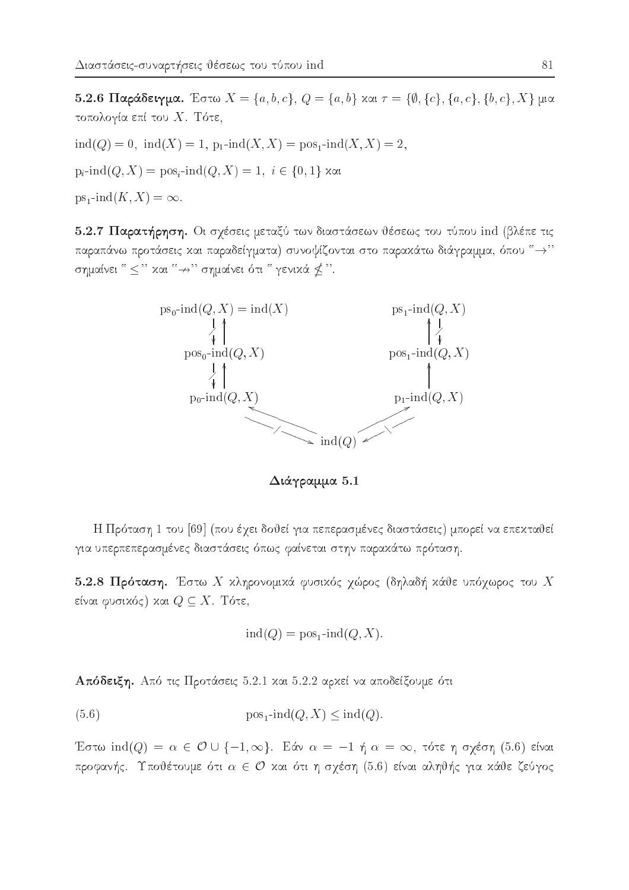**5.2.6 Παράδειγμα.** Έστω $X = \{a, b, c\}$, $Q = \{a, b\}$ και $\tau = \{\emptyset, \{c\}, \{a, c\}, \{b, c\}, X\}$ μια τοπολογία επί του $X$. Τότε,

$\mathrm{ind}(Q) = 0,\ \mathrm{ind}(X) = 1,\ \mathrm{p}_1\text{-}\mathrm{ind}(X, X) = \mathrm{pos}_1\text{-}\mathrm{ind}(X, X) = 2,$

$\mathrm{p}_i\text{-}\mathrm{ind}(Q, X) = \mathrm{pos}_i\text{-}\mathrm{ind}(Q, X) = 1,\ i \in \{0, 1\}$ και

$\mathrm{ps}_1\text{-}\mathrm{ind}(K, X) = \infty.$

**5.2.7 Παρατήρηση.** Οι σχέσεις μεταξύ των διαστάσεων θέσεως του τύπου ind (βλέπε τις παραπάνω προτάσεις και παραδείγματα) συνοψίζονται στο παρακάτω διάγραμμα, όπου "$\to$" σημαίνει "$\leq$" και "$\not\to$" σημαίνει ότι "γενικά $\not\leq$".

$$
\begin{array}{ccc}
\mathrm{ps}_0\text{-}\mathrm{ind}(Q,X) = \mathrm{ind}(X) & & \mathrm{ps}_1\text{-}\mathrm{ind}(Q,X) \\
\not\downarrow\ \uparrow & & \uparrow\ \not\downarrow \\
\mathrm{pos}_0\text{-}\mathrm{ind}(Q,X) & & \mathrm{pos}_1\text{-}\mathrm{ind}(Q,X) \\
\not\downarrow\ \uparrow & & \uparrow \\
\mathrm{p}_0\text{-}\mathrm{ind}(Q,X) & & \mathrm{p}_1\text{-}\mathrm{ind}(Q,X) \\
& \mathrm{ind}(Q) &
\end{array}
$$

(Στο διάγραμμα: $\mathrm{ind}(Q) \to \mathrm{p}_0\text{-}\mathrm{ind}(Q,X)$, $\mathrm{p}_0\text{-}\mathrm{ind}(Q,X) \not\to \mathrm{ind}(Q)$, $\mathrm{ind}(Q) \to \mathrm{p}_1\text{-}\mathrm{ind}(Q,X)$, $\mathrm{p}_1\text{-}\mathrm{ind}(Q,X) \not\to \mathrm{ind}(Q)$.)

**Διάγραμμα 5.1**

Η Πρόταση 1 του [69] (που έχει δοθεί για πεπερασμένες διαστάσεις) μπορεί να επεκταθεί για υπερπεπερασμένες διαστάσεις όπως φαίνεται στην παρακάτω πρόταση.

**5.2.8 Πρόταση.** Έστω $X$ κληρονομικά φυσικός χώρος (δηλαδή κάθε υπόχωρος του $X$ είναι φυσικός) και $Q \subseteq X$. Τότε,

$$\mathrm{ind}(Q) = \mathrm{pos}_1\text{-}\mathrm{ind}(Q, X).$$

**Απόδειξη.** Από τις Προτάσεις 5.2.1 και 5.2.2 αρκεί να αποδείξουμε ότι

$$\mathrm{pos}_1\text{-}\mathrm{ind}(Q, X) \leq \mathrm{ind}(Q). \tag{5.6}$$

Έστω $\mathrm{ind}(Q) = \alpha \in \mathcal{O} \cup \{-1, \infty\}$. Εάν $\alpha = -1$ ή $\alpha = \infty$, τότε η σχέση (5.6) είναι προφανής. Υποθέτουμε ότι $\alpha \in \mathcal{O}$ και ότι η σχέση (5.6) είναι αληθής για κάθε ζεύγος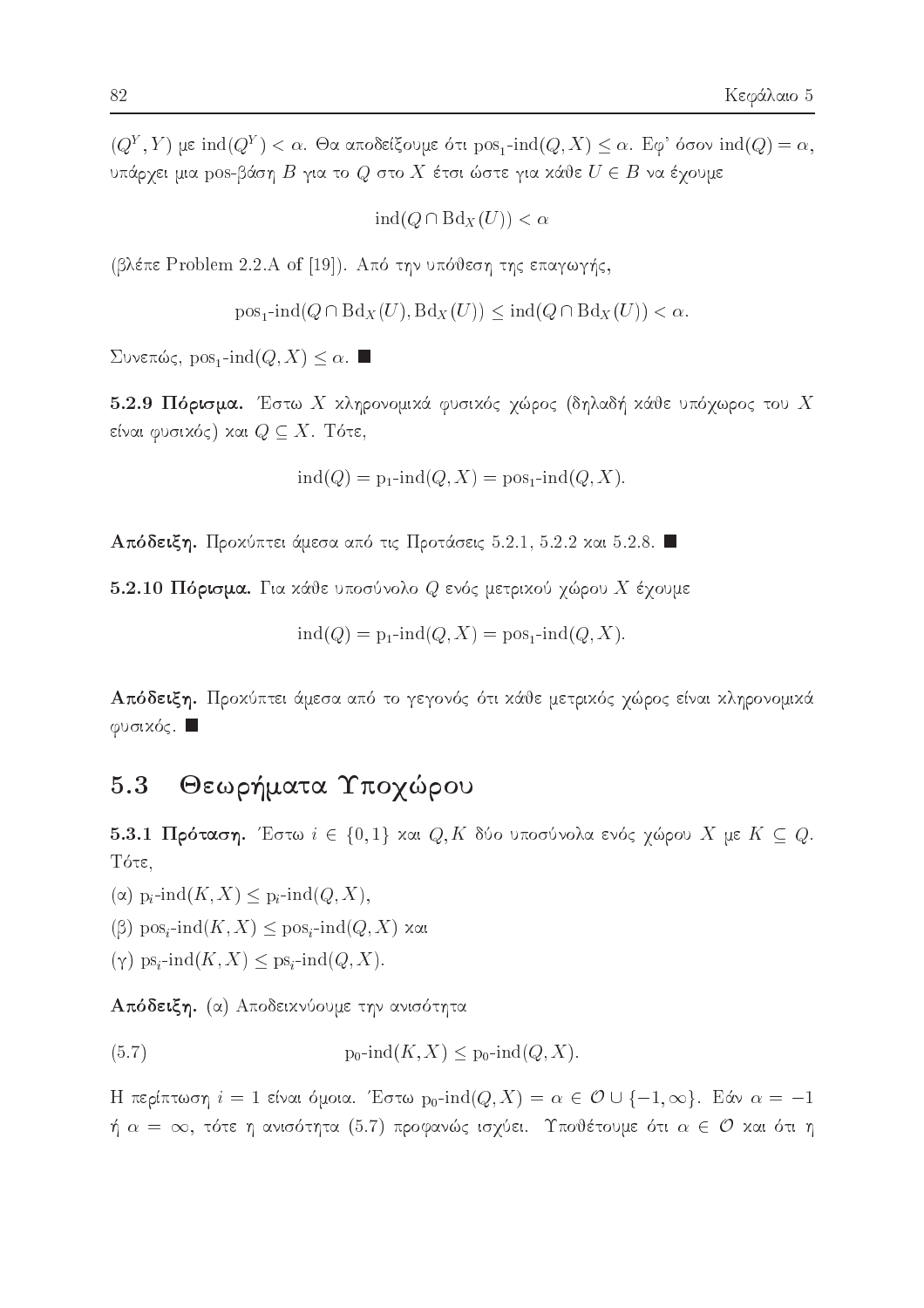$(Q^Y, Y)$ με $\text{ind}(Q^Y) < \alpha$. Θα αποδείξουμε ότι $\text{pos}_1\text{-ind}(Q, X) \leq \alpha$. Εφ' όσον $\text{ind}(Q) = \alpha$, υπάρχει μια pos-βάση $B$ για το $Q$ στο $X$ έτσι ώστε για κάθε $U \in B$ να έχουμε

$$\text{ind}(Q \cap \text{Bd}_X(U)) < \alpha$$

(βλέπε Problem 2.2.A of [19]). Από την υπόθεση της επαγωγής,

$$\text{pos}_1\text{-ind}(Q \cap \text{Bd}_X(U), \text{Bd}_X(U)) \leq \text{ind}(Q \cap \text{Bd}_X(U)) < \alpha.$$

Συνεπώς, $\text{pos}_1\text{-ind}(Q, X) \leq \alpha$. ■

**5.2.9 Πόρισμα.** Έστω $X$ κληρονομικά φυσικός χώρος (δηλαδή κάθε υπόχωρος του $X$ είναι φυσικός) και $Q \subseteq X$. Τότε,

$$\text{ind}(Q) = \text{p}_1\text{-ind}(Q, X) = \text{pos}_1\text{-ind}(Q, X).$$

**Απόδειξη.** Προκύπτει άμεσα από τις Προτάσεις 5.2.1, 5.2.2 και 5.2.8. ■

**5.2.10 Πόρισμα.** Για κάθε υποσύνολο $Q$ ενός μετρικού χώρου $X$ έχουμε

$$\text{ind}(Q) = \text{p}_1\text{-ind}(Q, X) = \text{pos}_1\text{-ind}(Q, X).$$

**Απόδειξη.** Προκύπτει άμεσα από το γεγονός ότι κάθε μετρικός χώρος είναι κληρονομικά φυσικός. ■

## 5.3 Θεωρήματα Υποχώρου

**5.3.1 Πρόταση.** Έστω $i \in \{0, 1\}$ και $Q, K$ δύο υποσύνολα ενός χώρου $X$ με $K \subseteq Q$. Τότε,

(α) $\text{p}_i\text{-ind}(K, X) \leq \text{p}_i\text{-ind}(Q, X)$,

(β) $\text{pos}_i\text{-ind}(K, X) \leq \text{pos}_i\text{-ind}(Q, X)$ και

(γ) $\text{ps}_i\text{-ind}(K, X) \leq \text{ps}_i\text{-ind}(Q, X)$.

**Απόδειξη.** (α) Αποδεικνύουμε την ανισότητα

$$\text{p}_0\text{-ind}(K, X) \leq \text{p}_0\text{-ind}(Q, X). \tag{5.7}$$

Η περίπτωση $i = 1$ είναι όμοια. Έστω $\text{p}_0\text{-ind}(Q, X) = \alpha \in \mathcal{O} \cup \{-1, \infty\}$. Εάν $\alpha = -1$ ή $\alpha = \infty$, τότε η ανισότητα (5.7) προφανώς ισχύει. Υποθέτουμε ότι $\alpha \in \mathcal{O}$ και ότι η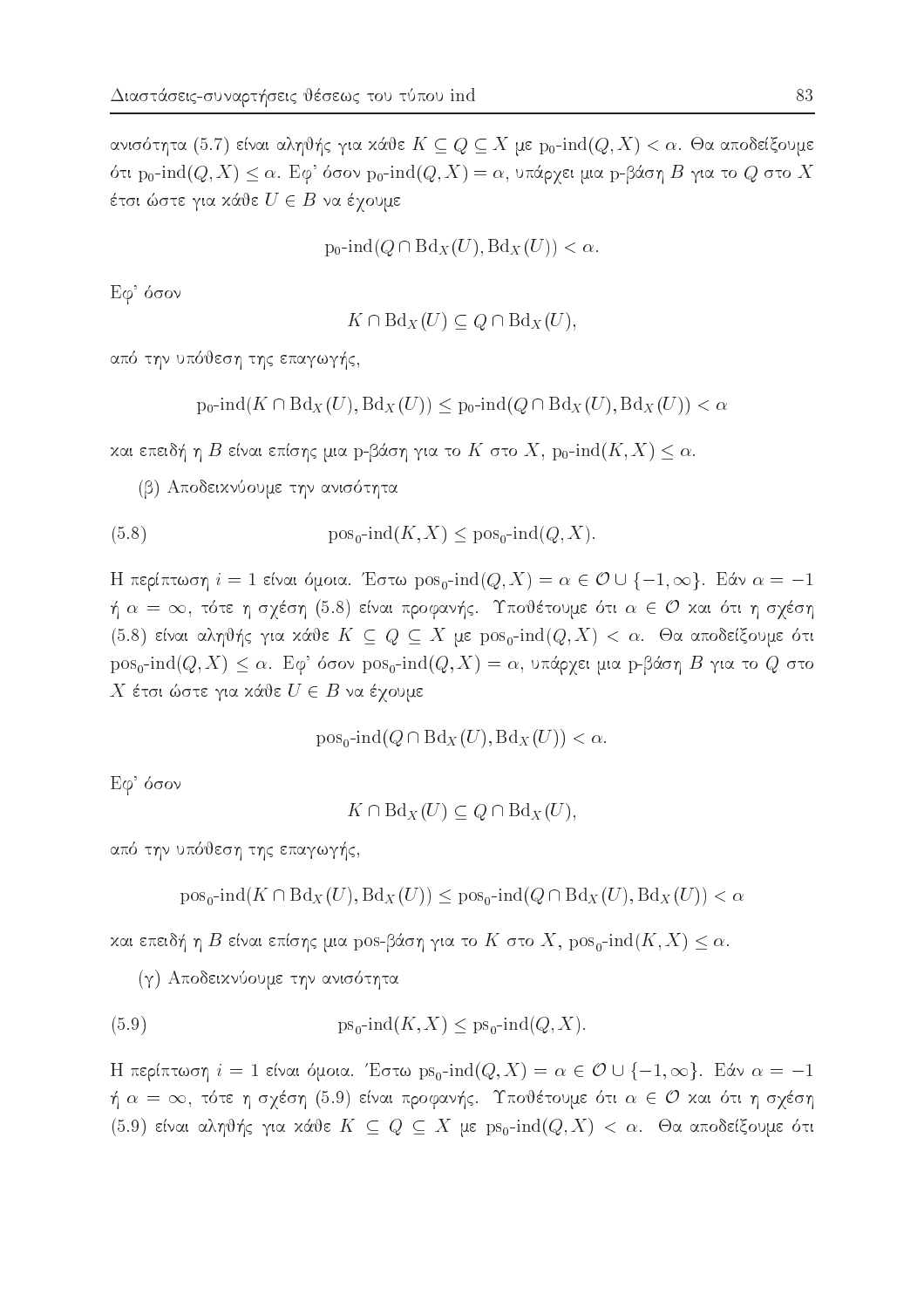ανισότητα (5.7) είναι αληθής για κάθε $K \subseteq Q \subseteq X$ με $\mathrm{p}_0\text{-ind}(Q,X) < \alpha$. Θα αποδείξουμε ότι $\mathrm{p}_0\text{-ind}(Q,X) \leq \alpha$. Εφ' όσον $\mathrm{p}_0\text{-ind}(Q,X) = \alpha$, υπάρχει μια p-βάση $B$ για το $Q$ στο $X$ έτσι ώστε για κάθε $U \in B$ να έχουμε

$$\mathrm{p}_0\text{-ind}(Q \cap \mathrm{Bd}_X(U), \mathrm{Bd}_X(U)) < \alpha.$$

Εφ' όσον

$$K \cap \mathrm{Bd}_X(U) \subseteq Q \cap \mathrm{Bd}_X(U),$$

από την υπόθεση της επαγωγής,

$$\mathrm{p}_0\text{-ind}(K \cap \mathrm{Bd}_X(U), \mathrm{Bd}_X(U)) \leq \mathrm{p}_0\text{-ind}(Q \cap \mathrm{Bd}_X(U), \mathrm{Bd}_X(U)) < \alpha$$

και επειδή η $B$ είναι επίσης μια p-βάση για το $K$ στο $X$, $\mathrm{p}_0\text{-ind}(K,X) \leq \alpha$.

(β) Αποδεικνύουμε την ανισότητα

$$\mathrm{pos}_0\text{-ind}(K,X) \leq \mathrm{pos}_0\text{-ind}(Q,X). \tag{5.8}$$

Η περίπτωση $i = 1$ είναι όμοια. Έστω $\mathrm{pos}_0\text{-ind}(Q,X) = \alpha \in \mathcal{O} \cup \{-1, \infty\}$. Εάν $\alpha = -1$ ή $\alpha = \infty$, τότε η σχέση (5.8) είναι προφανής. Υποθέτουμε ότι $\alpha \in \mathcal{O}$ και ότι η σχέση (5.8) είναι αληθής για κάθε $K \subseteq Q \subseteq X$ με $\mathrm{pos}_0\text{-ind}(Q,X) < \alpha$. Θα αποδείξουμε ότι $\mathrm{pos}_0\text{-ind}(Q,X) \leq \alpha$. Εφ' όσον $\mathrm{pos}_0\text{-ind}(Q,X) = \alpha$, υπάρχει μια p-βάση $B$ για το $Q$ στο $X$ έτσι ώστε για κάθε $U \in B$ να έχουμε

$$\mathrm{pos}_0\text{-ind}(Q \cap \mathrm{Bd}_X(U), \mathrm{Bd}_X(U)) < \alpha.$$

Εφ' όσον

$$K \cap \mathrm{Bd}_X(U) \subseteq Q \cap \mathrm{Bd}_X(U),$$

από την υπόθεση της επαγωγής,

$$\mathrm{pos}_0\text{-ind}(K \cap \mathrm{Bd}_X(U), \mathrm{Bd}_X(U)) \leq \mathrm{pos}_0\text{-ind}(Q \cap \mathrm{Bd}_X(U), \mathrm{Bd}_X(U)) < \alpha$$

και επειδή η $B$ είναι επίσης μια pos-βάση για το $K$ στο $X$, $\mathrm{pos}_0\text{-ind}(K,X) \leq \alpha$.

(γ) Αποδεικνύουμε την ανισότητα

$$\mathrm{ps}_0\text{-ind}(K,X) \leq \mathrm{ps}_0\text{-ind}(Q,X). \tag{5.9}$$

Η περίπτωση $i = 1$ είναι όμοια. Έστω $\mathrm{ps}_0\text{-ind}(Q,X) = \alpha \in \mathcal{O} \cup \{-1, \infty\}$. Εάν $\alpha = -1$ ή $\alpha = \infty$, τότε η σχέση (5.9) είναι προφανής. Υποθέτουμε ότι $\alpha \in \mathcal{O}$ και ότι η σχέση (5.9) είναι αληθής για κάθε $K \subseteq Q \subseteq X$ με $\mathrm{ps}_0\text{-ind}(Q,X) < \alpha$. Θα αποδείξουμε ότι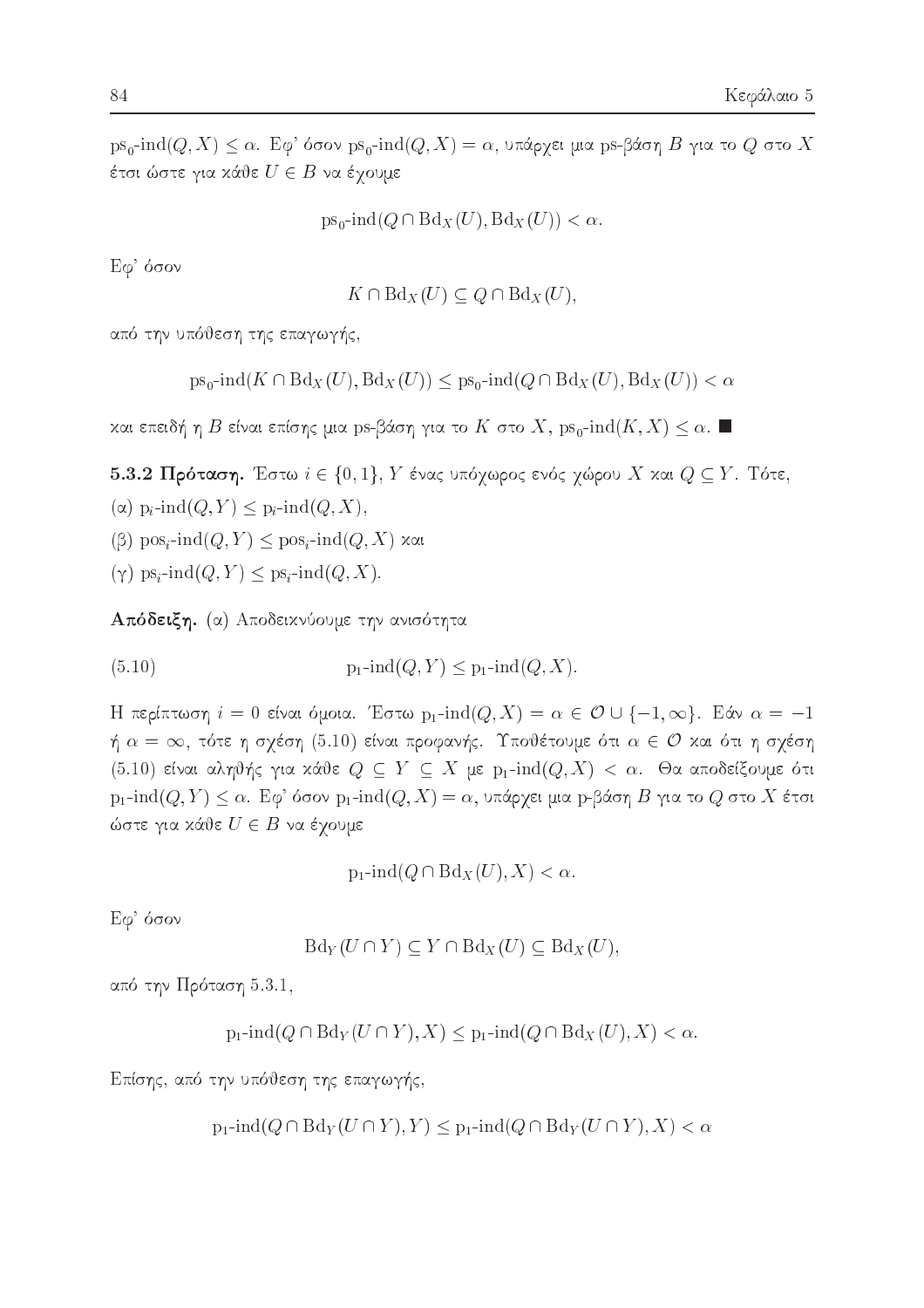$\text{ps}_0\text{-ind}(Q, X) \leq \alpha$. Εφ' όσον $\text{ps}_0\text{-ind}(Q, X) = \alpha$, υπάρχει μια ps-βάση $B$ για το $Q$ στο $X$ έτσι ώστε για κάθε $U \in B$ να έχουμε

$$\text{ps}_0\text{-ind}(Q \cap \text{Bd}_X(U), \text{Bd}_X(U)) < \alpha.$$

Εφ' όσον

$$K \cap \text{Bd}_X(U) \subseteq Q \cap \text{Bd}_X(U),$$

από την υπόθεση της επαγωγής,

$$\text{ps}_0\text{-ind}(K \cap \text{Bd}_X(U), \text{Bd}_X(U)) \leq \text{ps}_0\text{-ind}(Q \cap \text{Bd}_X(U), \text{Bd}_X(U)) < \alpha$$

και επειδή η $B$ είναι επίσης μια ps-βάση για το $K$ στο $X$, $\text{ps}_0\text{-ind}(K, X) \leq \alpha$. ■

**5.3.2 Πρόταση.** Έστω $i \in \{0, 1\}$, $Y$ ένας υπόχωρος ενός χώρου $X$ και $Q \subseteq Y$. Τότε,

(α) $\text{p}_i\text{-ind}(Q, Y) \leq \text{p}_i\text{-ind}(Q, X)$,

(β) $\text{pos}_i\text{-ind}(Q, Y) \leq \text{pos}_i\text{-ind}(Q, X)$ και

(γ) $\text{ps}_i\text{-ind}(Q, Y) \leq \text{ps}_i\text{-ind}(Q, X)$.

**Απόδειξη.** (α) Αποδεικνύουμε την ανισότητα

$$\text{p}_1\text{-ind}(Q, Y) \leq \text{p}_1\text{-ind}(Q, X). \tag{5.10}$$

Η περίπτωση $i = 0$ είναι όμοια. Έστω $\text{p}_1\text{-ind}(Q, X) = \alpha \in \mathcal{O} \cup \{-1, \infty\}$. Εάν $\alpha = -1$ ή $\alpha = \infty$, τότε η σχέση (5.10) είναι προφανής. Υποθέτουμε ότι $\alpha \in \mathcal{O}$ και ότι η σχέση (5.10) είναι αληθής για κάθε $Q \subseteq Y \subseteq X$ με $\text{p}_1\text{-ind}(Q, X) < \alpha$. Θα αποδείξουμε ότι $\text{p}_1\text{-ind}(Q, Y) \leq \alpha$. Εφ' όσον $\text{p}_1\text{-ind}(Q, X) = \alpha$, υπάρχει μια p-βάση $B$ για το $Q$ στο $X$ έτσι ώστε για κάθε $U \in B$ να έχουμε

$$\text{p}_1\text{-ind}(Q \cap \text{Bd}_X(U), X) < \alpha.$$

Εφ' όσον

$$\text{Bd}_Y(U \cap Y) \subseteq Y \cap \text{Bd}_X(U) \subseteq \text{Bd}_X(U),$$

από την Πρόταση 5.3.1,

$$\text{p}_1\text{-ind}(Q \cap \text{Bd}_Y(U \cap Y), X) \leq \text{p}_1\text{-ind}(Q \cap \text{Bd}_X(U), X) < \alpha.$$

Επίσης, από την υπόθεση της επαγωγής,

$$\text{p}_1\text{-ind}(Q \cap \text{Bd}_Y(U \cap Y), Y) \leq \text{p}_1\text{-ind}(Q \cap \text{Bd}_Y(U \cap Y), X) < \alpha$$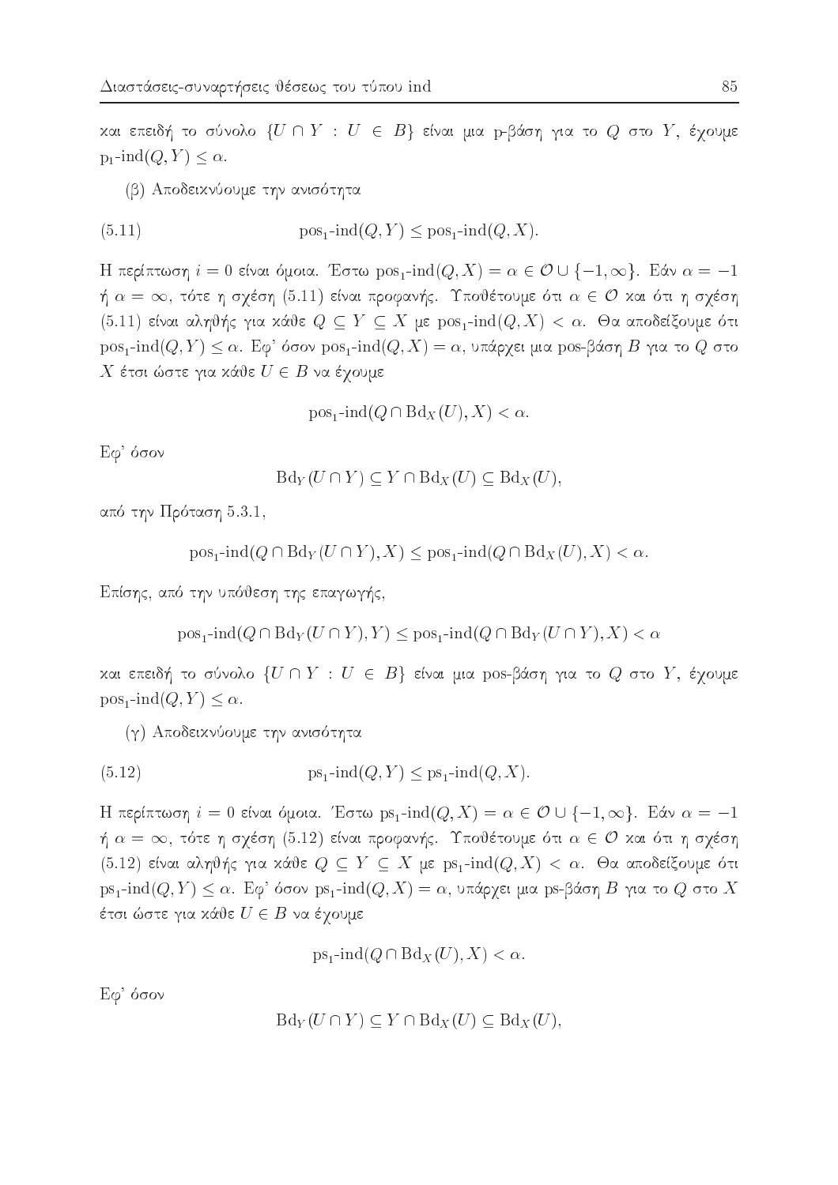και επειδή το σύνολο $\{U \cap Y : U \in B\}$ είναι μια p-βάση για το $Q$ στο $Y$, έχουμε $\mathrm{p}_1\text{-ind}(Q, Y) \leq \alpha$.

(β) Αποδεικνύουμε την ανισότητα

$$\mathrm{pos}_1\text{-ind}(Q, Y) \leq \mathrm{pos}_1\text{-ind}(Q, X). \tag{5.11}$$

Η περίπτωση $i = 0$ είναι όμοια. Έστω $\mathrm{pos}_1\text{-ind}(Q, X) = \alpha \in \mathcal{O} \cup \{-1, \infty\}$. Εάν $\alpha = -1$ ή $\alpha = \infty$, τότε η σχέση (5.11) είναι προφανής. Υποθέτουμε ότι $\alpha \in \mathcal{O}$ και ότι η σχέση (5.11) είναι αληθής για κάθε $Q \subseteq Y \subseteq X$ με $\mathrm{pos}_1\text{-ind}(Q, X) < \alpha$. Θα αποδείξουμε ότι $\mathrm{pos}_1\text{-ind}(Q, Y) \leq \alpha$. Εφ' όσον $\mathrm{pos}_1\text{-ind}(Q, X) = \alpha$, υπάρχει μια pos-βάση $B$ για το $Q$ στο $X$ έτσι ώστε για κάθε $U \in B$ να έχουμε

$$\mathrm{pos}_1\text{-ind}(Q \cap \mathrm{Bd}_X(U), X) < \alpha.$$

Εφ' όσον

$$\mathrm{Bd}_Y(U \cap Y) \subseteq Y \cap \mathrm{Bd}_X(U) \subseteq \mathrm{Bd}_X(U),$$

από την Πρόταση 5.3.1,

$$\mathrm{pos}_1\text{-ind}(Q \cap \mathrm{Bd}_Y(U \cap Y), X) \leq \mathrm{pos}_1\text{-ind}(Q \cap \mathrm{Bd}_X(U), X) < \alpha.$$

Επίσης, από την υπόθεση της επαγωγής,

$$\mathrm{pos}_1\text{-ind}(Q \cap \mathrm{Bd}_Y(U \cap Y), Y) \leq \mathrm{pos}_1\text{-ind}(Q \cap \mathrm{Bd}_Y(U \cap Y), X) < \alpha$$

και επειδή το σύνολο $\{U \cap Y : U \in B\}$ είναι μια pos-βάση για το $Q$ στο $Y$, έχουμε $\mathrm{pos}_1\text{-ind}(Q, Y) \leq \alpha$.

(γ) Αποδεικνύουμε την ανισότητα

$$\mathrm{ps}_1\text{-ind}(Q, Y) \leq \mathrm{ps}_1\text{-ind}(Q, X). \tag{5.12}$$

Η περίπτωση $i = 0$ είναι όμοια. Έστω $\mathrm{ps}_1\text{-ind}(Q, X) = \alpha \in \mathcal{O} \cup \{-1, \infty\}$. Εάν $\alpha = -1$ ή $\alpha = \infty$, τότε η σχέση (5.12) είναι προφανής. Υποθέτουμε ότι $\alpha \in \mathcal{O}$ και ότι η σχέση (5.12) είναι αληθής για κάθε $Q \subseteq Y \subseteq X$ με $\mathrm{ps}_1\text{-ind}(Q, X) < \alpha$. Θα αποδείξουμε ότι $\mathrm{ps}_1\text{-ind}(Q, Y) \leq \alpha$. Εφ' όσον $\mathrm{ps}_1\text{-ind}(Q, X) = \alpha$, υπάρχει μια ps-βάση $B$ για το $Q$ στο $X$ έτσι ώστε για κάθε $U \in B$ να έχουμε

$$\mathrm{ps}_1\text{-ind}(Q \cap \mathrm{Bd}_X(U), X) < \alpha.$$

Εφ' όσον

$$\mathrm{Bd}_Y(U \cap Y) \subseteq Y \cap \mathrm{Bd}_X(U) \subseteq \mathrm{Bd}_X(U),$$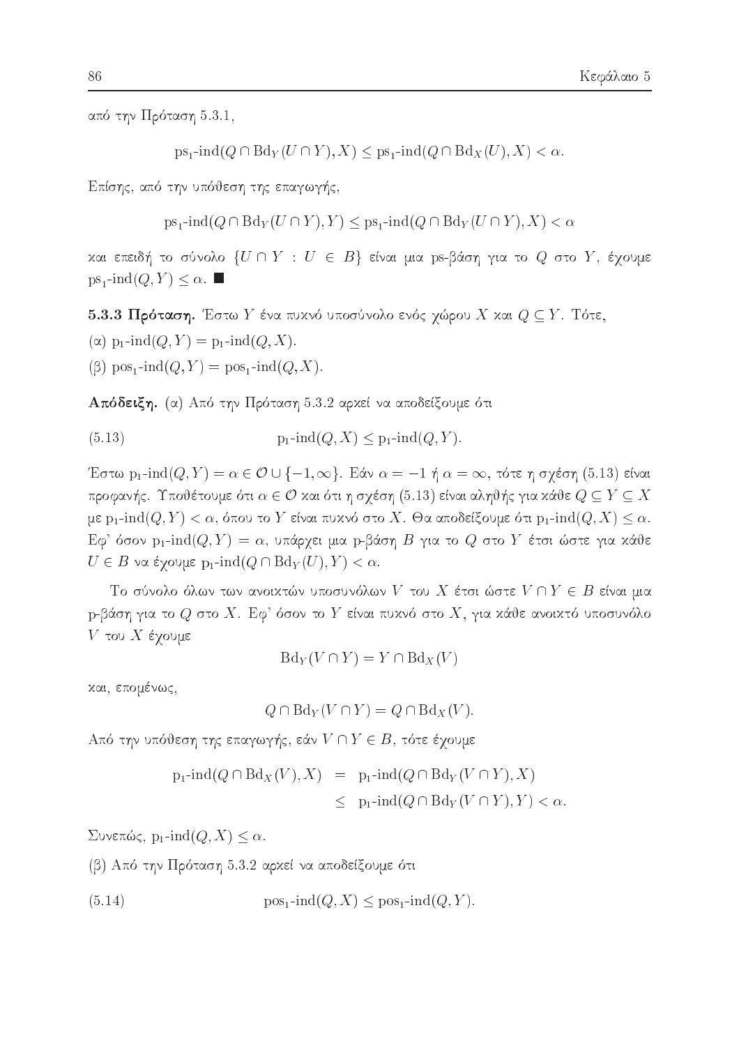από την Πρόταση 5.3.1,

$$\text{ps}_1\text{-ind}(Q \cap \text{Bd}_Y(U \cap Y), X) \leq \text{ps}_1\text{-ind}(Q \cap \text{Bd}_X(U), X) < \alpha.$$

Επίσης, από την υπόθεση της επαγωγής,

$$\text{ps}_1\text{-ind}(Q \cap \text{Bd}_Y(U \cap Y), Y) \leq \text{ps}_1\text{-ind}(Q \cap \text{Bd}_Y(U \cap Y), X) < \alpha$$

και επειδή το σύνολο $\{U \cap Y : U \in B\}$ είναι μια ps-βάση για το $Q$ στο $Y$, έχουμε $\text{ps}_1\text{-ind}(Q, Y) \leq \alpha$. ■

**5.3.3 Πρόταση.** Έστω $Y$ ένα πυκνό υποσύνολο ενός χώρου $X$ και $Q \subseteq Y$. Τότε,

(α) $\text{p}_1\text{-ind}(Q, Y) = \text{p}_1\text{-ind}(Q, X)$.

(β) $\text{pos}_1\text{-ind}(Q, Y) = \text{pos}_1\text{-ind}(Q, X)$.

**Απόδειξη.** (α) Από την Πρόταση 5.3.2 αρκεί να αποδείξουμε ότι

$$\text{p}_1\text{-ind}(Q, X) \leq \text{p}_1\text{-ind}(Q, Y). \tag{5.13}$$

Έστω $\text{p}_1\text{-ind}(Q, Y) = \alpha \in \mathcal{O} \cup \{-1, \infty\}$. Εάν $\alpha = -1$ ή $\alpha = \infty$, τότε η σχέση (5.13) είναι προφανής. Υποθέτουμε ότι $\alpha \in \mathcal{O}$ και ότι η σχέση (5.13) είναι αληθής για κάθε $Q \subseteq Y \subseteq X$ με $\text{p}_1\text{-ind}(Q, Y) < \alpha$, όπου το $Y$ είναι πυκνό στο $X$. Θα αποδείξουμε ότι $\text{p}_1\text{-ind}(Q, X) \leq \alpha$. Εφ' όσον $\text{p}_1\text{-ind}(Q, Y) = \alpha$, υπάρχει μια p-βάση $B$ για το $Q$ στο $Y$ έτσι ώστε για κάθε $U \in B$ να έχουμε $\text{p}_1\text{-ind}(Q \cap \text{Bd}_Y(U), Y) < \alpha$.

Το σύνολο όλων των ανοικτών υποσυνόλων $V$ του $X$ έτσι ώστε $V \cap Y \in B$ είναι μια p-βάση για το $Q$ στο $X$. Εφ' όσον το $Y$ είναι πυκνό στο $X$, για κάθε ανοικτό υποσυνόλο $V$ του $X$ έχουμε

$$\text{Bd}_Y(V \cap Y) = Y \cap \text{Bd}_X(V)$$

και, επομένως,

$$Q \cap \text{Bd}_Y(V \cap Y) = Q \cap \text{Bd}_X(V).$$

Από την υπόθεση της επαγωγής, εάν $V \cap Y \in B$, τότε έχουμε

$$\begin{aligned} \text{p}_1\text{-ind}(Q \cap \text{Bd}_X(V), X) &= \text{p}_1\text{-ind}(Q \cap \text{Bd}_Y(V \cap Y), X) \\ &\leq \text{p}_1\text{-ind}(Q \cap \text{Bd}_Y(V \cap Y), Y) < \alpha. \end{aligned}$$

Συνεπώς, $\text{p}_1\text{-ind}(Q, X) \leq \alpha$.

(β) Από την Πρόταση 5.3.2 αρκεί να αποδείξουμε ότι

$$\text{pos}_1\text{-ind}(Q, X) \leq \text{pos}_1\text{-ind}(Q, Y). \tag{5.14}$$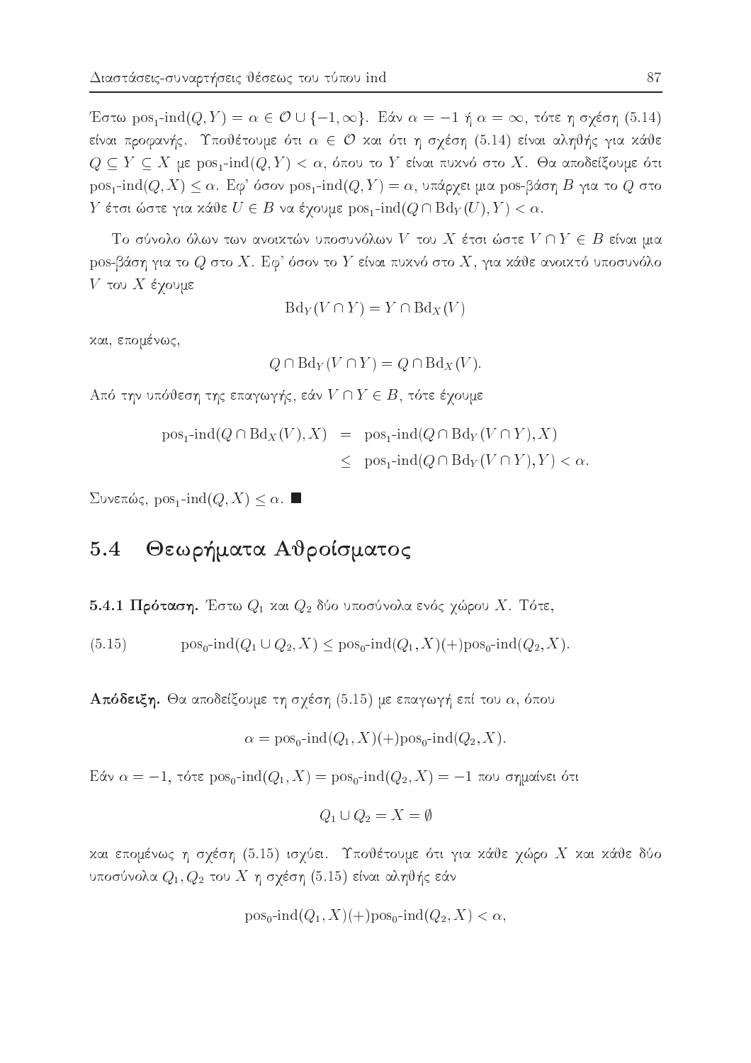Έστω $\text{pos}_1\text{-ind}(Q, Y) = \alpha \in \mathcal{O} \cup \{-1, \infty\}$. Εάν $\alpha = -1$ ή $\alpha = \infty$, τότε η σχέση (5.14) είναι προφανής. Υποθέτουμε ότι $\alpha \in \mathcal{O}$ και ότι η σχέση (5.14) είναι αληθής για κάθε $Q \subseteq Y \subseteq X$ με $\text{pos}_1\text{-ind}(Q, Y) < \alpha$, όπου το $Y$ είναι πυκνό στο $X$. Θα αποδείξουμε ότι $\text{pos}_1\text{-ind}(Q, X) \leq \alpha$. Εφ' όσον $\text{pos}_1\text{-ind}(Q, Y) = \alpha$, υπάρχει μια pos-βάση $B$ για το $Q$ στο $Y$ έτσι ώστε για κάθε $U \in B$ να έχουμε $\text{pos}_1\text{-ind}(Q \cap \text{Bd}_Y(U), Y) < \alpha$.

Το σύνολο όλων των ανοικτών υποσυνόλων $V$ του $X$ έτσι ώστε $V \cap Y \in B$ είναι μια pos-βάση για το $Q$ στο $X$. Εφ' όσον το $Y$ είναι πυκνό στο $X$, για κάθε ανοικτό υποσυνόλο $V$ του $X$ έχουμε

$$\text{Bd}_Y(V \cap Y) = Y \cap \text{Bd}_X(V)$$

και, επομένως,

$$Q \cap \text{Bd}_Y(V \cap Y) = Q \cap \text{Bd}_X(V).$$

Από την υπόθεση της επαγωγής, εάν $V \cap Y \in B$, τότε έχουμε

$$\begin{aligned}
\text{pos}_1\text{-ind}(Q \cap \text{Bd}_X(V), X) &= \text{pos}_1\text{-ind}(Q \cap \text{Bd}_Y(V \cap Y), X) \\
&\leq \text{pos}_1\text{-ind}(Q \cap \text{Bd}_Y(V \cap Y), Y) < \alpha.
\end{aligned}$$

Συνεπώς, $\text{pos}_1\text{-ind}(Q, X) \leq \alpha$. ■

## 5.4 Θεωρήματα Αθροίσματος

**5.4.1 Πρόταση.** Έστω $Q_1$ και $Q_2$ δύο υποσύνολα ενός χώρου $X$. Τότε,

$$\text{pos}_0\text{-ind}(Q_1 \cup Q_2, X) \leq \text{pos}_0\text{-ind}(Q_1, X)(+)\text{pos}_0\text{-ind}(Q_2, X). \tag{5.15}$$

**Απόδειξη.** Θα αποδείξουμε τη σχέση (5.15) με επαγωγή επί του $\alpha$, όπου

$$\alpha = \text{pos}_0\text{-ind}(Q_1, X)(+)\text{pos}_0\text{-ind}(Q_2, X).$$

Εάν $\alpha = -1$, τότε $\text{pos}_0\text{-ind}(Q_1, X) = \text{pos}_0\text{-ind}(Q_2, X) = -1$ που σημαίνει ότι

$$Q_1 \cup Q_2 = X = \emptyset$$

και επομένως η σχέση (5.15) ισχύει. Υποθέτουμε ότι για κάθε χώρο $X$ και κάθε δύο υποσύνολα $Q_1, Q_2$ του $X$ η σχέση (5.15) είναι αληθής εάν

$$\text{pos}_0\text{-ind}(Q_1, X)(+)\text{pos}_0\text{-ind}(Q_2, X) < \alpha,$$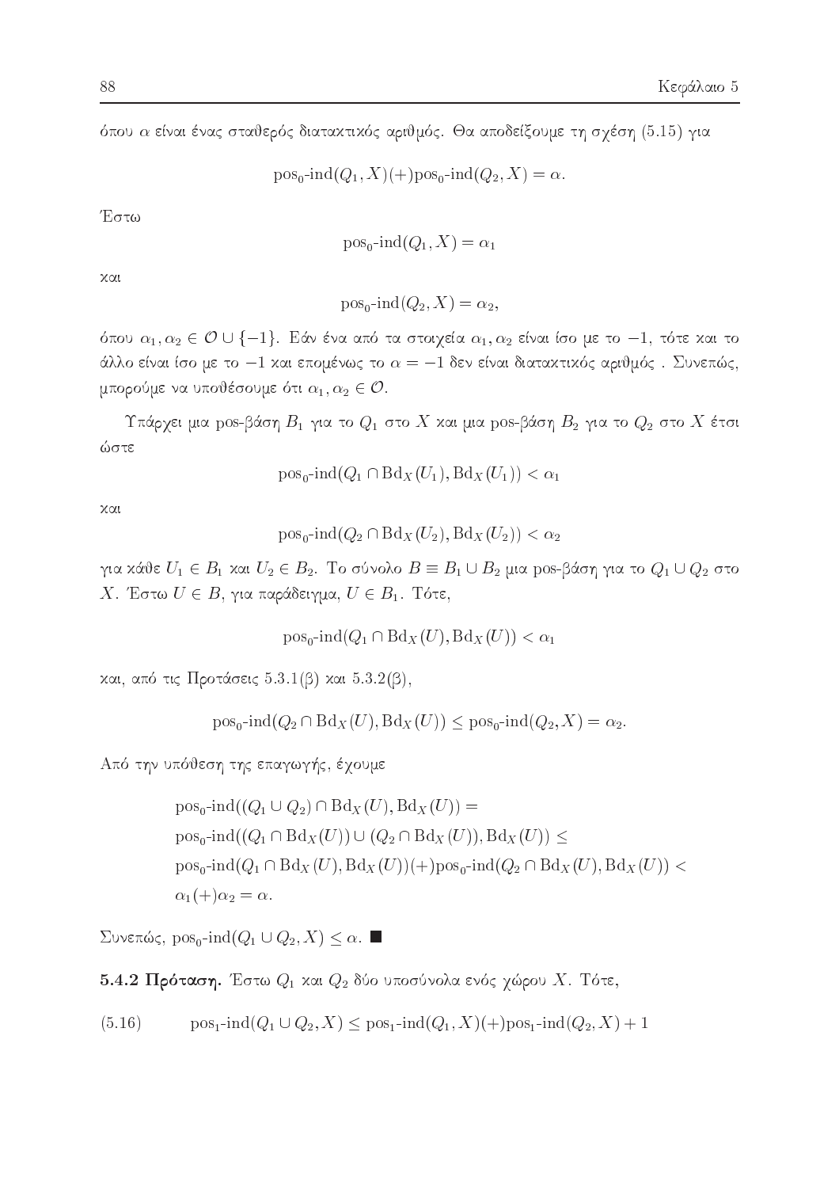όπου $\alpha$ είναι ένας σταθερός διατακτικός αριθμός. Θα αποδείξουμε τη σχέση (5.15) για

$$\text{pos}_0\text{-ind}(Q_1, X)(+)\text{pos}_0\text{-ind}(Q_2, X) = \alpha.$$

Έστω

$$\text{pos}_0\text{-ind}(Q_1, X) = \alpha_1$$

και

$$\text{pos}_0\text{-ind}(Q_2, X) = \alpha_2,$$

όπου $\alpha_1, \alpha_2 \in \mathcal{O} \cup \{-1\}$. Εάν ένα από τα στοιχεία $\alpha_1, \alpha_2$ είναι ίσο με το $-1$, τότε και το άλλο είναι ίσο με το $-1$ και επομένως το $\alpha = -1$ δεν είναι διατακτικός αριθμός . Συνεπώς, μπορούμε να υποθέσουμε ότι $\alpha_1, \alpha_2 \in \mathcal{O}$.

Υπάρχει μια pos-βάση $B_1$ για το $Q_1$ στο $X$ και μια pos-βάση $B_2$ για το $Q_2$ στο $X$ έτσι ώστε

$$\text{pos}_0\text{-ind}(Q_1 \cap \text{Bd}_X(U_1), \text{Bd}_X(U_1)) < \alpha_1$$

και

$$\text{pos}_0\text{-ind}(Q_2 \cap \text{Bd}_X(U_2), \text{Bd}_X(U_2)) < \alpha_2$$

για κάθε $U_1 \in B_1$ και $U_2 \in B_2$. Το σύνολο $B \equiv B_1 \cup B_2$ μια pos-βάση για το $Q_1 \cup Q_2$ στο $X$. Έστω $U \in B$, για παράδειγμα, $U \in B_1$. Τότε,

$$\text{pos}_0\text{-ind}(Q_1 \cap \text{Bd}_X(U), \text{Bd}_X(U)) < \alpha_1$$

και, από τις Προτάσεις 5.3.1(β) και 5.3.2(β),

$$\text{pos}_0\text{-ind}(Q_2 \cap \text{Bd}_X(U), \text{Bd}_X(U)) \leq \text{pos}_0\text{-ind}(Q_2, X) = \alpha_2.$$

Από την υπόθεση της επαγωγής, έχουμε

$$\begin{aligned}
&\text{pos}_0\text{-ind}((Q_1 \cup Q_2) \cap \text{Bd}_X(U), \text{Bd}_X(U)) = \\
&\text{pos}_0\text{-ind}((Q_1 \cap \text{Bd}_X(U)) \cup (Q_2 \cap \text{Bd}_X(U)), \text{Bd}_X(U)) \leq \\
&\text{pos}_0\text{-ind}(Q_1 \cap \text{Bd}_X(U), \text{Bd}_X(U))(+)\text{pos}_0\text{-ind}(Q_2 \cap \text{Bd}_X(U), \text{Bd}_X(U)) < \\
&\alpha_1(+)\alpha_2 = \alpha.
\end{aligned}$$

Συνεπώς, $\text{pos}_0\text{-ind}(Q_1 \cup Q_2, X) \leq \alpha$. ■

**5.4.2 Πρόταση.** Έστω $Q_1$ και $Q_2$ δύο υποσύνολα ενός χώρου $X$. Τότε,

$$\text{pos}_1\text{-ind}(Q_1 \cup Q_2, X) \leq \text{pos}_1\text{-ind}(Q_1, X)(+)\text{pos}_1\text{-ind}(Q_2, X) + 1 \tag{5.16}$$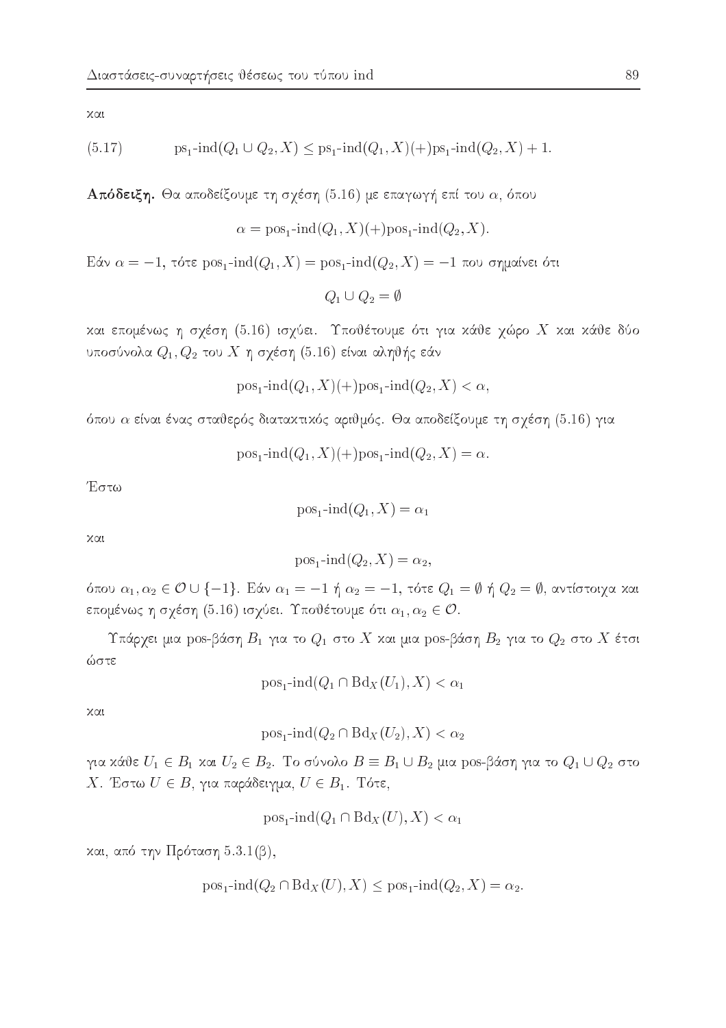και

$$\text{(5.17)} \qquad \text{ps}_1\text{-ind}(Q_1 \cup Q_2, X) \leq \text{ps}_1\text{-ind}(Q_1, X)(+)\text{ps}_1\text{-ind}(Q_2, X) + 1.$$

**Απόδειξη.** Θα αποδείξουμε τη σχέση (5.16) με επαγωγή επί του $\alpha$, όπου

$$\alpha = \text{pos}_1\text{-ind}(Q_1, X)(+)\text{pos}_1\text{-ind}(Q_2, X).$$

Εάν $\alpha = -1$, τότε $\text{pos}_1\text{-ind}(Q_1, X) = \text{pos}_1\text{-ind}(Q_2, X) = -1$ που σημαίνει ότι

$$Q_1 \cup Q_2 = \emptyset$$

και επομένως η σχέση (5.16) ισχύει. Υποθέτουμε ότι για κάθε χώρο $X$ και κάθε δύο υποσύνολα $Q_1, Q_2$ του $X$ η σχέση (5.16) είναι αληθής εάν

$$\text{pos}_1\text{-ind}(Q_1, X)(+)\text{pos}_1\text{-ind}(Q_2, X) < \alpha,$$

όπου $\alpha$ είναι ένας σταθερός διατακτικός αριθμός. Θα αποδείξουμε τη σχέση (5.16) για

$$\text{pos}_1\text{-ind}(Q_1, X)(+)\text{pos}_1\text{-ind}(Q_2, X) = \alpha.$$

Έστω

$$\text{pos}_1\text{-ind}(Q_1, X) = \alpha_1$$

και

$$\text{pos}_1\text{-ind}(Q_2, X) = \alpha_2,$$

όπου $\alpha_1, \alpha_2 \in \mathcal{O} \cup \{-1\}$. Εάν $\alpha_1 = -1$ ή $\alpha_2 = -1$, τότε $Q_1 = \emptyset$ ή $Q_2 = \emptyset$, αντίστοιχα και επομένως η σχέση (5.16) ισχύει. Υποθέτουμε ότι $\alpha_1, \alpha_2 \in \mathcal{O}$.

Υπάρχει μια pos-βάση $B_1$ για το $Q_1$ στο $X$ και μια pos-βάση $B_2$ για το $Q_2$ στο $X$ έτσι ώστε

$$\text{pos}_1\text{-ind}(Q_1 \cap \text{Bd}_X(U_1), X) < \alpha_1$$

και

$$\text{pos}_1\text{-ind}(Q_2 \cap \text{Bd}_X(U_2), X) < \alpha_2$$

για κάθε $U_1 \in B_1$ και $U_2 \in B_2$. Το σύνολο $B \equiv B_1 \cup B_2$ μια pos-βάση για το $Q_1 \cup Q_2$ στο $X$. Έστω $U \in B$, για παράδειγμα, $U \in B_1$. Τότε,

$$\text{pos}_1\text{-ind}(Q_1 \cap \text{Bd}_X(U), X) < \alpha_1$$

και, από την Πρόταση 5.3.1(β),

$$\text{pos}_1\text{-ind}(Q_2 \cap \text{Bd}_X(U), X) \leq \text{pos}_1\text{-ind}(Q_2, X) = \alpha_2.$$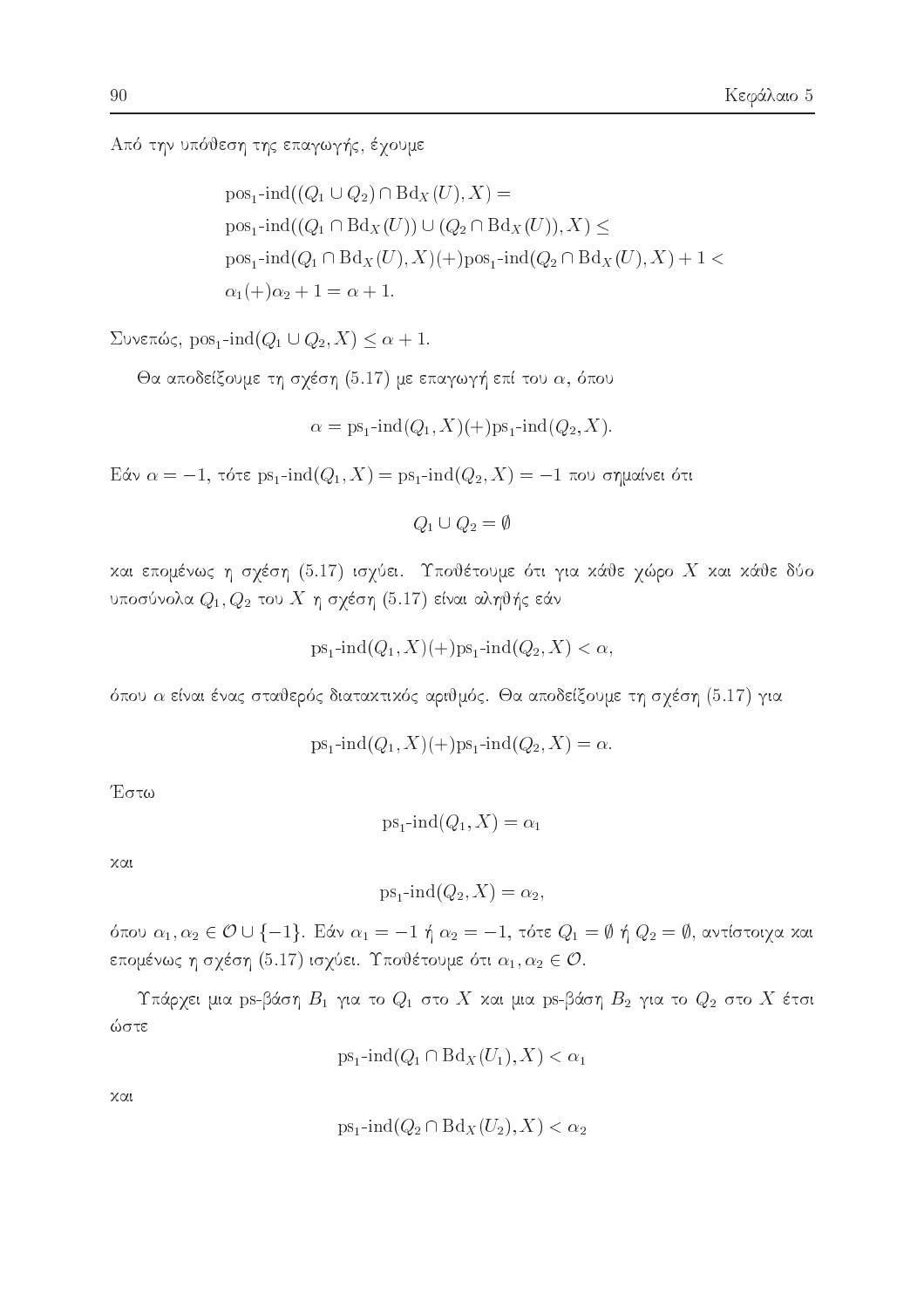Από την υπόθεση της επαγωγής, έχουμε

$$
\begin{aligned}
&\mathrm{pos}_1\text{-}\mathrm{ind}((Q_1 \cup Q_2) \cap \mathrm{Bd}_X(U), X) = \\
&\mathrm{pos}_1\text{-}\mathrm{ind}((Q_1 \cap \mathrm{Bd}_X(U)) \cup (Q_2 \cap \mathrm{Bd}_X(U)), X) \leq \\
&\mathrm{pos}_1\text{-}\mathrm{ind}(Q_1 \cap \mathrm{Bd}_X(U), X)(+)\mathrm{pos}_1\text{-}\mathrm{ind}(Q_2 \cap \mathrm{Bd}_X(U), X) + 1 < \\
&\alpha_1(+)\alpha_2 + 1 = \alpha + 1.
\end{aligned}
$$

Συνεπώς, $\mathrm{pos}_1\text{-}\mathrm{ind}(Q_1 \cup Q_2, X) \leq \alpha + 1$.

Θα αποδείξουμε τη σχέση (5.17) με επαγωγή επί του $\alpha$, όπου

$$\alpha = \mathrm{ps}_1\text{-}\mathrm{ind}(Q_1, X)(+)\mathrm{ps}_1\text{-}\mathrm{ind}(Q_2, X).$$

Εάν $\alpha = -1$, τότε $\mathrm{ps}_1\text{-}\mathrm{ind}(Q_1, X) = \mathrm{ps}_1\text{-}\mathrm{ind}(Q_2, X) = -1$ που σημαίνει ότι

$$Q_1 \cup Q_2 = \emptyset$$

και επομένως η σχέση (5.17) ισχύει. Υποθέτουμε ότι για κάθε χώρο $X$ και κάθε δύο υποσύνολα $Q_1, Q_2$ του $X$ η σχέση (5.17) είναι αληθής εάν

$$\mathrm{ps}_1\text{-}\mathrm{ind}(Q_1, X)(+)\mathrm{ps}_1\text{-}\mathrm{ind}(Q_2, X) < \alpha,$$

όπου $\alpha$ είναι ένας σταθερός διατακτικός αριθμός. Θα αποδείξουμε τη σχέση (5.17) για

$$\mathrm{ps}_1\text{-}\mathrm{ind}(Q_1, X)(+)\mathrm{ps}_1\text{-}\mathrm{ind}(Q_2, X) = \alpha.$$

Έστω

$$\mathrm{ps}_1\text{-}\mathrm{ind}(Q_1, X) = \alpha_1$$

και

$$\mathrm{ps}_1\text{-}\mathrm{ind}(Q_2, X) = \alpha_2,$$

όπου $\alpha_1, \alpha_2 \in \mathcal{O} \cup \{-1\}$. Εάν $\alpha_1 = -1$ ή $\alpha_2 = -1$, τότε $Q_1 = \emptyset$ ή $Q_2 = \emptyset$, αντίστοιχα και επομένως η σχέση (5.17) ισχύει. Υποθέτουμε ότι $\alpha_1, \alpha_2 \in \mathcal{O}$.

Υπάρχει μια ps-βάση $B_1$ για το $Q_1$ στο $X$ και μια ps-βάση $B_2$ για το $Q_2$ στο $X$ έτσι ώστε

$$\mathrm{ps}_1\text{-}\mathrm{ind}(Q_1 \cap \mathrm{Bd}_X(U_1), X) < \alpha_1$$

και

$$\mathrm{ps}_1\text{-}\mathrm{ind}(Q_2 \cap \mathrm{Bd}_X(U_2), X) < \alpha_2$$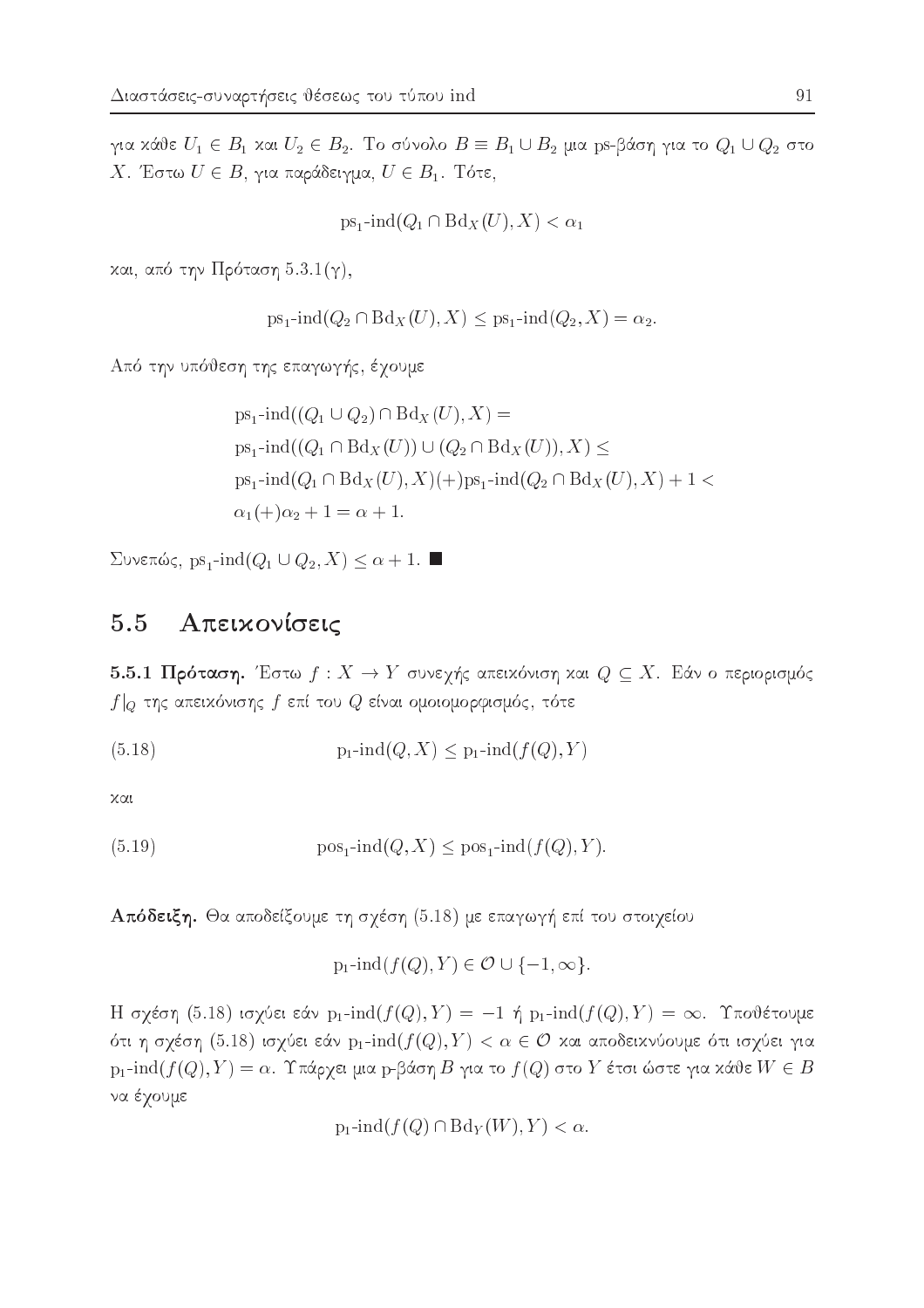για κάθε $U_1 \in B_1$ και $U_2 \in B_2$. Το σύνολο $B \equiv B_1 \cup B_2$ μια ps-βάση για το $Q_1 \cup Q_2$ στο $X$. Έστω $U \in B$, για παράδειγμα, $U \in B_1$. Τότε,

$$\text{ps}_1\text{-ind}(Q_1 \cap \text{Bd}_X(U), X) < \alpha_1$$

και, από την Πρόταση 5.3.1(γ),

$$\text{ps}_1\text{-ind}(Q_2 \cap \text{Bd}_X(U), X) \leq \text{ps}_1\text{-ind}(Q_2, X) = \alpha_2.$$

Από την υπόθεση της επαγωγής, έχουμε

$$\begin{aligned}
&\text{ps}_1\text{-ind}((Q_1 \cup Q_2) \cap \text{Bd}_X(U), X) = \\
&\text{ps}_1\text{-ind}((Q_1 \cap \text{Bd}_X(U)) \cup (Q_2 \cap \text{Bd}_X(U)), X) \leq \\
&\text{ps}_1\text{-ind}(Q_1 \cap \text{Bd}_X(U), X)(+)\text{ps}_1\text{-ind}(Q_2 \cap \text{Bd}_X(U), X) + 1 < \\
&\alpha_1(+)\alpha_2 + 1 = \alpha + 1.
\end{aligned}$$

Συνεπώς, $\text{ps}_1\text{-ind}(Q_1 \cup Q_2, X) \leq \alpha + 1$. ■

## 5.5 Απεικονίσεις

**5.5.1 Πρόταση.** Έστω $f : X \to Y$ συνεχής απεικόνιση και $Q \subseteq X$. Εάν ο περιορισμός $f|_Q$ της απεικόνισης $f$ επί του $Q$ είναι ομοιομορφισμός, τότε

$$\text{p}_1\text{-ind}(Q, X) \leq \text{p}_1\text{-ind}(f(Q), Y) \tag{5.18}$$

και

$$\text{pos}_1\text{-ind}(Q, X) \leq \text{pos}_1\text{-ind}(f(Q), Y). \tag{5.19}$$

**Απόδειξη.** Θα αποδείξουμε τη σχέση (5.18) με επαγωγή επί του στοιχείου

$$\text{p}_1\text{-ind}(f(Q), Y) \in \mathcal{O} \cup \{-1, \infty\}.$$

Η σχέση (5.18) ισχύει εάν $\text{p}_1\text{-ind}(f(Q), Y) = -1$ ή $\text{p}_1\text{-ind}(f(Q), Y) = \infty$. Υποθέτουμε ότι η σχέση (5.18) ισχύει εάν $\text{p}_1\text{-ind}(f(Q), Y) < \alpha \in \mathcal{O}$ και αποδεικνύουμε ότι ισχύει για $\text{p}_1\text{-ind}(f(Q), Y) = \alpha$. Υπάρχει μια p-βάση $B$ για το $f(Q)$ στο $Y$ έτσι ώστε για κάθε $W \in B$ να έχουμε

$$\text{p}_1\text{-ind}(f(Q) \cap \text{Bd}_Y(W), Y) < \alpha.$$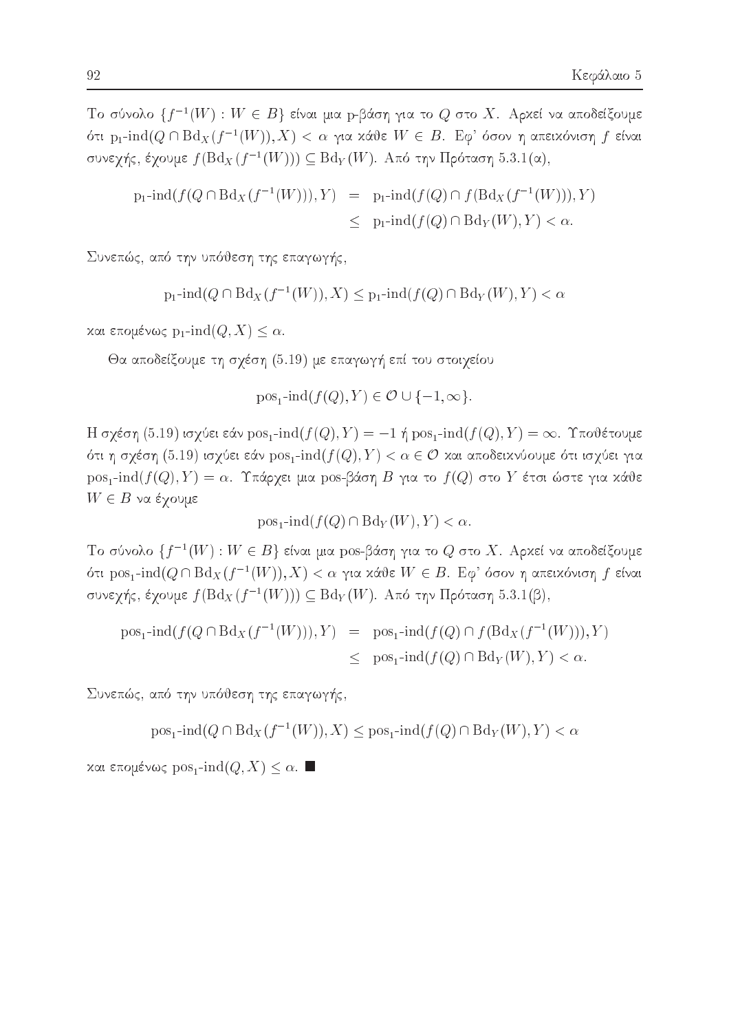Το σύνολο $\{f^{-1}(W) : W \in B\}$ είναι μια p-βάση για το $Q$ στο $X$. Αρκεί να αποδείξουμε ότι $\mathrm{p}_1\text{-ind}(Q \cap \mathrm{Bd}_X(f^{-1}(W)), X) < \alpha$ για κάθε $W \in B$. Εφ' όσον η απεικόνιση $f$ είναι συνεχής, έχουμε $f(\mathrm{Bd}_X(f^{-1}(W))) \subseteq \mathrm{Bd}_Y(W)$. Από την Πρόταση 5.3.1(α),

$$\begin{aligned}
\mathrm{p}_1\text{-ind}(f(Q \cap \mathrm{Bd}_X(f^{-1}(W))), Y) &= \mathrm{p}_1\text{-ind}(f(Q) \cap f(\mathrm{Bd}_X(f^{-1}(W))), Y) \\
&\leq \mathrm{p}_1\text{-ind}(f(Q) \cap \mathrm{Bd}_Y(W), Y) < \alpha.
\end{aligned}$$

Συνεπώς, από την υπόθεση της επαγωγής,

$$\mathrm{p}_1\text{-ind}(Q \cap \mathrm{Bd}_X(f^{-1}(W)), X) \leq \mathrm{p}_1\text{-ind}(f(Q) \cap \mathrm{Bd}_Y(W), Y) < \alpha$$

και επομένως $\mathrm{p}_1\text{-ind}(Q, X) \leq \alpha$.

Θα αποδείξουμε τη σχέση (5.19) με επαγωγή επί του στοιχείου

$$\mathrm{pos}_1\text{-ind}(f(Q), Y) \in \mathcal{O} \cup \{-1, \infty\}.$$

Η σχέση (5.19) ισχύει εάν $\mathrm{pos}_1\text{-ind}(f(Q), Y) = -1$ ή $\mathrm{pos}_1\text{-ind}(f(Q), Y) = \infty$. Υποθέτουμε ότι η σχέση (5.19) ισχύει εάν $\mathrm{pos}_1\text{-ind}(f(Q), Y) < \alpha \in \mathcal{O}$ και αποδεικνύουμε ότι ισχύει για $\mathrm{pos}_1\text{-ind}(f(Q), Y) = \alpha$. Υπάρχει μια pos-βάση $B$ για το $f(Q)$ στο $Y$ έτσι ώστε για κάθε $W \in B$ να έχουμε

$$\mathrm{pos}_1\text{-ind}(f(Q) \cap \mathrm{Bd}_Y(W), Y) < \alpha.$$

Το σύνολο $\{f^{-1}(W) : W \in B\}$ είναι μια pos-βάση για το $Q$ στο $X$. Αρκεί να αποδείξουμε ότι $\mathrm{pos}_1\text{-ind}(Q \cap \mathrm{Bd}_X(f^{-1}(W)), X) < \alpha$ για κάθε $W \in B$. Εφ' όσον η απεικόνιση $f$ είναι συνεχής, έχουμε $f(\mathrm{Bd}_X(f^{-1}(W))) \subseteq \mathrm{Bd}_Y(W)$. Από την Πρόταση 5.3.1(β),

$$\begin{aligned}
\mathrm{pos}_1\text{-ind}(f(Q \cap \mathrm{Bd}_X(f^{-1}(W))), Y) &= \mathrm{pos}_1\text{-ind}(f(Q) \cap f(\mathrm{Bd}_X(f^{-1}(W))), Y) \\
&\leq \mathrm{pos}_1\text{-ind}(f(Q) \cap \mathrm{Bd}_Y(W), Y) < \alpha.
\end{aligned}$$

Συνεπώς, από την υπόθεση της επαγωγής,

$$\mathrm{pos}_1\text{-ind}(Q \cap \mathrm{Bd}_X(f^{-1}(W)), X) \leq \mathrm{pos}_1\text{-ind}(f(Q) \cap \mathrm{Bd}_Y(W), Y) < \alpha$$

και επομένως $\mathrm{pos}_1\text{-ind}(Q, X) \leq \alpha$. ■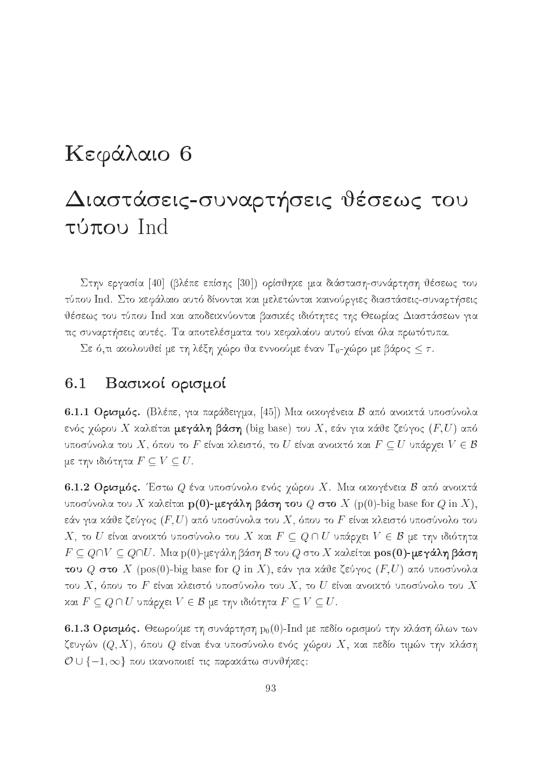# Κεφάλαιο 6

# Διαστάσεις-συναρτήσεις θέσεως του τύπου Ind

Στην εργασία [40] (βλέπε επίσης [30]) ορίσθηκε μια διάσταση-συνάρτηση θέσεως του τύπου Ind. Στο κεφάλαιο αυτό δίνονται και μελετώνται καινούργιες διαστάσεις-συναρτήσεις θέσεως του τύπου Ind και αποδεικνύονται βασικές ιδιότητες της Θεωρίας Διαστάσεων για τις συναρτήσεις αυτές. Τα αποτελέσματα του κεφαλαίου αυτού είναι όλα πρωτότυπα.

Σε ό,τι ακολουθεί με τη λέξη χώρο θα εννοούμε έναν $T_0$-χώρο με βάρος $\leq \tau$.

## 6.1 Βασικοί ορισμοί

**6.1.1 Ορισμός.** (Βλέπε, για παράδειγμα, [45]) Μια οικογένεια $\mathcal{B}$ από ανοικτά υποσύνολα ενός χώρου $X$ καλείται **μεγάλη βάση** (big base) του $X$, εάν για κάθε ζεύγος $(F, U)$ από υποσύνολα του $X$, όπου το $F$ είναι κλειστό, το $U$ είναι ανοικτό και $F \subseteq U$ υπάρχει $V \in \mathcal{B}$ με την ιδιότητα $F \subseteq V \subseteq U$.

**6.1.2 Ορισμός.** Έστω $Q$ ένα υποσύνολο ενός χώρου $X$. Μια οικογένεια $\mathcal{B}$ από ανοικτά υποσύνολα του $X$ καλείται **p(0)-μεγάλη βάση του $Q$ στο $X$** (p(0)-big base for $Q$ in $X$), εάν για κάθε ζεύγος $(F, U)$ από υποσύνολα του $X$, όπου το $F$ είναι κλειστό υποσύνολο του $X$, το $U$ είναι ανοικτό υποσύνολο του $X$ και $F \subseteq Q \cap U$ υπάρχει $V \in \mathcal{B}$ με την ιδιότητα $F \subseteq Q \cap V \subseteq Q \cap U$. Μια p(0)-μεγάλη βάση $\mathcal{B}$ του $Q$ στο $X$ καλείται **pos(0)-μεγάλη βάση του $Q$ στο $X$** (pos(0)-big base for $Q$ in $X$), εάν για κάθε ζεύγος $(F, U)$ από υποσύνολα του $X$, όπου το $F$ είναι κλειστό υποσύνολο του $X$, το $U$ είναι ανοικτό υποσύνολο του $X$ και $F \subseteq Q \cap U$ υπάρχει $V \in \mathcal{B}$ με την ιδιότητα $F \subseteq V \subseteq U$.

**6.1.3 Ορισμός.** Θεωρούμε τη συνάρτηση $\text{p}_0(0)$-Ind με πεδίο ορισμού την κλάση όλων των ζευγών $(Q, X)$, όπου $Q$ είναι ένα υποσύνολο ενός χώρου $X$, και πεδίο τιμών την κλάση $\mathcal{O} \cup \{-1, \infty\}$ που ικανοποιεί τις παρακάτω συνθήκες: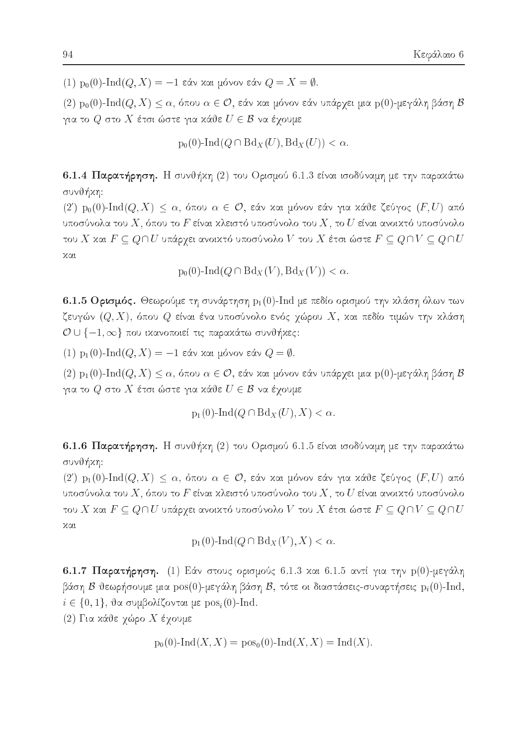(1) $\mathrm{p}_0(0)$-$\mathrm{Ind}(Q, X) = -1$ εάν και μόνον εάν $Q = X = \emptyset$.

(2) $\mathrm{p}_0(0)$-$\mathrm{Ind}(Q, X) \leq \alpha$, όπου $\alpha \in \mathcal{O}$, εάν και μόνον εάν υπάρχει μια p(0)-μεγάλη βάση $\mathcal{B}$ για το $Q$ στο $X$ έτσι ώστε για κάθε $U \in \mathcal{B}$ να έχουμε

$$\mathrm{p}_0(0)\text{-}\mathrm{Ind}(Q \cap \mathrm{Bd}_X(U), \mathrm{Bd}_X(U)) < \alpha.$$

**6.1.4 Παρατήρηση.** Η συνθήκη (2) του Ορισμού 6.1.3 είναι ισοδύναμη με την παρακάτω συνθήκη:

(2′) $\mathrm{p}_0(0)$-$\mathrm{Ind}(Q, X) \leq \alpha$, όπου $\alpha \in \mathcal{O}$, εάν και μόνον εάν για κάθε ζεύγος $(F, U)$ από υποσύνολα του $X$, όπου το $F$ είναι κλειστό υποσύνολο του $X$, το $U$ είναι ανοικτό υποσύνολο του $X$ και $F \subseteq Q \cap U$ υπάρχει ανοικτό υποσύνολο $V$ του $X$ έτσι ώστε $F \subseteq Q \cap V \subseteq Q \cap U$ και

$$\mathrm{p}_0(0)\text{-}\mathrm{Ind}(Q \cap \mathrm{Bd}_X(V), \mathrm{Bd}_X(V)) < \alpha.$$

**6.1.5 Ορισμός.** Θεωρούμε τη συνάρτηση $\mathrm{p}_1(0)$-Ind με πεδίο ορισμού την κλάση όλων των ζευγών $(Q, X)$, όπου $Q$ είναι ένα υποσύνολο ενός χώρου $X$, και πεδίο τιμών την κλάση $\mathcal{O} \cup \{-1, \infty\}$ που ικανοποιεί τις παρακάτω συνθήκες:

(1) $\mathrm{p}_1(0)$-$\mathrm{Ind}(Q, X) = -1$ εάν και μόνον εάν $Q = \emptyset$.

(2) $\mathrm{p}_1(0)$-$\mathrm{Ind}(Q, X) \leq \alpha$, όπου $\alpha \in \mathcal{O}$, εάν και μόνον εάν υπάρχει μια p(0)-μεγάλη βάση $\mathcal{B}$ για το $Q$ στο $X$ έτσι ώστε για κάθε $U \in \mathcal{B}$ να έχουμε

$$\mathrm{p}_1(0)\text{-}\mathrm{Ind}(Q \cap \mathrm{Bd}_X(U), X) < \alpha.$$

**6.1.6 Παρατήρηση.** Η συνθήκη (2) του Ορισμού 6.1.5 είναι ισοδύναμη με την παρακάτω συνθήκη:

(2′) $\mathrm{p}_1(0)$-$\mathrm{Ind}(Q, X) \leq \alpha$, όπου $\alpha \in \mathcal{O}$, εάν και μόνον εάν για κάθε ζεύγος $(F, U)$ από υποσύνολα του $X$, όπου το $F$ είναι κλειστό υποσύνολο του $X$, το $U$ είναι ανοικτό υποσύνολο του $X$ και $F \subseteq Q \cap U$ υπάρχει ανοικτό υποσύνολο $V$ του $X$ έτσι ώστε $F \subseteq Q \cap V \subseteq Q \cap U$ και

$$\mathrm{p}_1(0)\text{-}\mathrm{Ind}(Q \cap \mathrm{Bd}_X(V), X) < \alpha.$$

**6.1.7 Παρατήρηση.** (1) Εάν στους ορισμούς 6.1.3 και 6.1.5 αντί για την p(0)-μεγάλη βάση $\mathcal{B}$ θεωρήσουμε μια pos(0)-μεγάλη βάση $\mathcal{B}$, τότε οι διαστάσεις-συναρτήσεις $\mathrm{p}_i(0)$-Ind, $i \in \{0, 1\}$, θα συμβολίζονται με $\mathrm{pos}_i(0)$-Ind.

(2) Για κάθε χώρο $X$ έχουμε

$$\mathrm{p}_0(0)\text{-}\mathrm{Ind}(X, X) = \mathrm{pos}_0(0)\text{-}\mathrm{Ind}(X, X) = \mathrm{Ind}(X).$$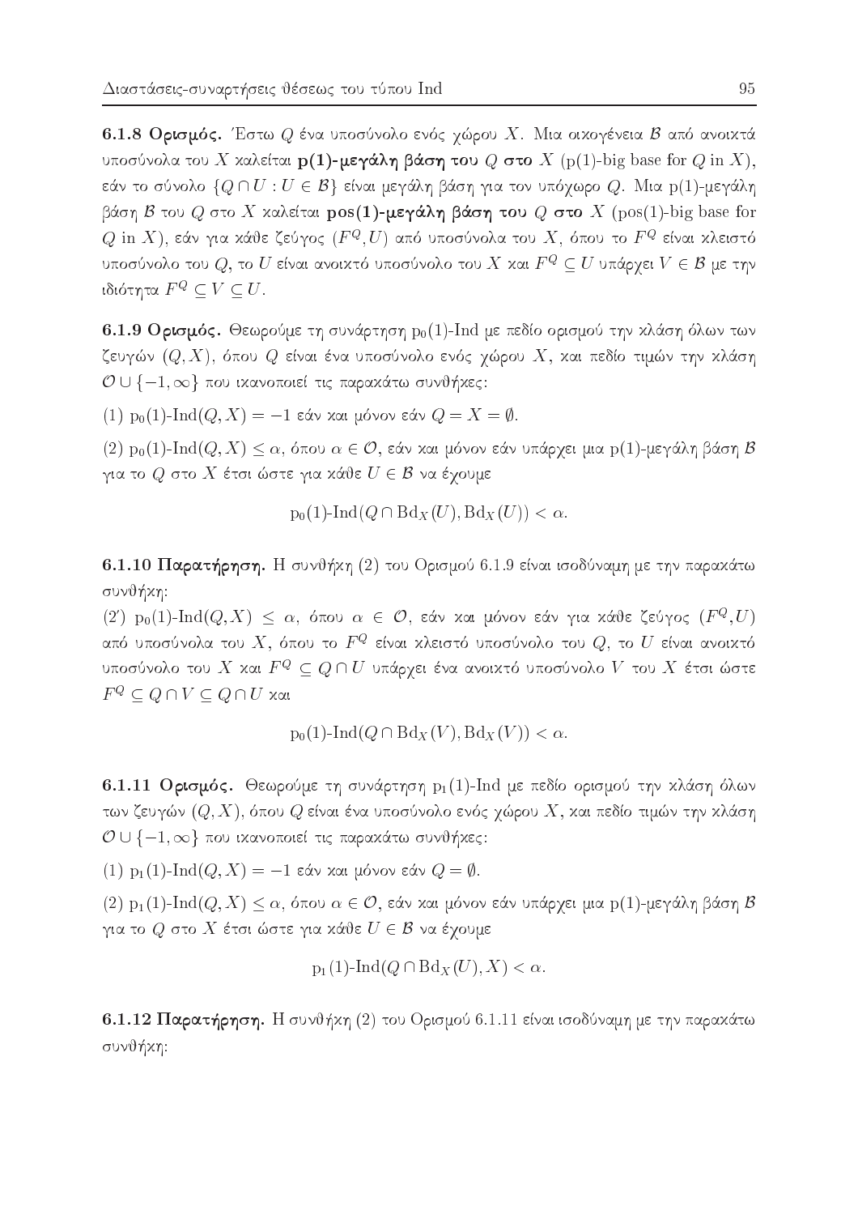**6.1.8 Ορισμός.** Έστω $Q$ ένα υποσύνολο ενός χώρου $X$. Μια οικογένεια $\mathcal{B}$ από ανοικτά υποσύνολα του $X$ καλείται **p(1)-μεγάλη βάση του** $Q$ **στο** $X$ (p(1)-big base for $Q$ in $X$), εάν το σύνολο $\{Q \cap U : U \in \mathcal{B}\}$ είναι μεγάλη βάση για τον υπόχωρο $Q$. Μια p(1)-μεγάλη βάση $\mathcal{B}$ του $Q$ στο $X$ καλείται **pos(1)-μεγάλη βάση του** $Q$ **στο** $X$ (pos(1)-big base for $Q$ in $X$), εάν για κάθε ζεύγος $(F^Q, U)$ από υποσύνολα του $X$, όπου το $F^Q$ είναι κλειστό υποσύνολο του $Q$, το $U$ είναι ανοικτό υποσύνολο του $X$ και $F^Q \subseteq U$ υπάρχει $V \in \mathcal{B}$ με την ιδιότητα $F^Q \subseteq V \subseteq U$.

**6.1.9 Ορισμός.** Θεωρούμε τη συνάρτηση $\mathrm{p}_0(1)$-Ind με πεδίο ορισμού την κλάση όλων των ζευγών $(Q, X)$, όπου $Q$ είναι ένα υποσύνολο ενός χώρου $X$, και πεδίο τιμών την κλάση $\mathcal{O} \cup \{-1, \infty\}$ που ικανοποιεί τις παρακάτω συνθήκες:

(1) $\mathrm{p}_0(1)\text{-Ind}(Q, X) = -1$ εάν και μόνον εάν $Q = X = \emptyset$.

(2) $\mathrm{p}_0(1)\text{-Ind}(Q, X) \leq \alpha$, όπου $\alpha \in \mathcal{O}$, εάν και μόνον εάν υπάρχει μια p(1)-μεγάλη βάση $\mathcal{B}$ για το $Q$ στο $X$ έτσι ώστε για κάθε $U \in \mathcal{B}$ να έχουμε

$$\mathrm{p}_0(1)\text{-Ind}(Q \cap \mathrm{Bd}_X(U), \mathrm{Bd}_X(U)) < \alpha.$$

**6.1.10 Παρατήρηση.** Η συνθήκη (2) του Ορισμού 6.1.9 είναι ισοδύναμη με την παρακάτω συνθήκη:

(2′) $\mathrm{p}_0(1)\text{-Ind}(Q, X) \leq \alpha$, όπου $\alpha \in \mathcal{O}$, εάν και μόνον εάν για κάθε ζεύγος $(F^Q, U)$ από υποσύνολα του $X$, όπου το $F^Q$ είναι κλειστό υποσύνολο του $Q$, το $U$ είναι ανοικτό υποσύνολο του $X$ και $F^Q \subseteq Q \cap U$ υπάρχει ένα ανοικτό υποσύνολο $V$ του $X$ έτσι ώστε $F^Q \subseteq Q \cap V \subseteq Q \cap U$ και

$$\mathrm{p}_0(1)\text{-Ind}(Q \cap \mathrm{Bd}_X(V), \mathrm{Bd}_X(V)) < \alpha.$$

**6.1.11 Ορισμός.** Θεωρούμε τη συνάρτηση $\mathrm{p}_1(1)$-Ind με πεδίο ορισμού την κλάση όλων των ζευγών $(Q, X)$, όπου $Q$ είναι ένα υποσύνολο ενός χώρου $X$, και πεδίο τιμών την κλάση $\mathcal{O} \cup \{-1, \infty\}$ που ικανοποιεί τις παρακάτω συνθήκες:

(1) $\mathrm{p}_1(1)\text{-Ind}(Q, X) = -1$ εάν και μόνον εάν $Q = \emptyset$.

(2) $\mathrm{p}_1(1)\text{-Ind}(Q, X) \leq \alpha$, όπου $\alpha \in \mathcal{O}$, εάν και μόνον εάν υπάρχει μια p(1)-μεγάλη βάση $\mathcal{B}$ για το $Q$ στο $X$ έτσι ώστε για κάθε $U \in \mathcal{B}$ να έχουμε

$$\mathrm{p}_1(1)\text{-Ind}(Q \cap \mathrm{Bd}_X(U), X) < \alpha.$$

**6.1.12 Παρατήρηση.** Η συνθήκη (2) του Ορισμού 6.1.11 είναι ισοδύναμη με την παρακάτω συνθήκη: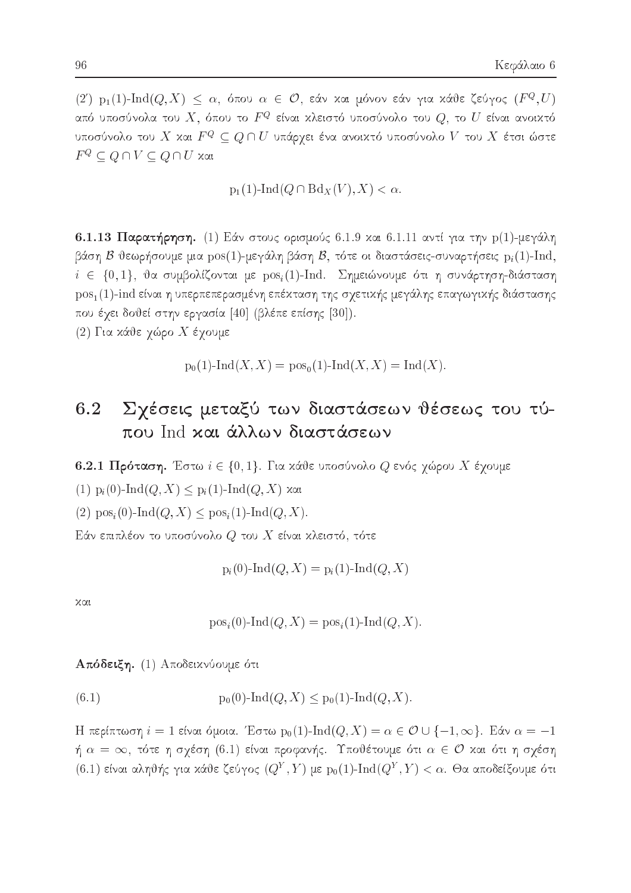(2′) $\mathrm{p}_1(1)\text{-}\mathrm{Ind}(Q,X) \leq \alpha$, όπου $\alpha \in \mathcal{O}$, εάν και μόνον εάν για κάθε ζεύγος $(F^Q,U)$ από υποσύνολα του $X$, όπου το $F^Q$ είναι κλειστό υποσύνολο του $Q$, το $U$ είναι ανοικτό υποσύνολο του $X$ και $F^Q \subseteq Q \cap U$ υπάρχει ένα ανοικτό υποσύνολο $V$ του $X$ έτσι ώστε $F^Q \subseteq Q \cap V \subseteq Q \cap U$ και

$$\mathrm{p}_1(1)\text{-}\mathrm{Ind}(Q \cap \mathrm{Bd}_X(V), X) < \alpha.$$

**6.1.13 Παρατήρηση.** (1) Εάν στους ορισμούς 6.1.9 και 6.1.11 αντί για την p(1)-μεγάλη βάση $\mathcal{B}$ θεωρήσουμε μια pos(1)-μεγάλη βάση $\mathcal{B}$, τότε οι διαστάσεις-συναρτήσεις $\mathrm{p}_i(1)$-Ind, $i \in \{0,1\}$, θα συμβολίζονται με $\mathrm{pos}_i(1)$-Ind. Σημειώνουμε ότι η συνάρτηση-διάσταση $\mathrm{pos}_1(1)$-ind είναι η υπερπεπερασμένη επέκταση της σχετικής μεγάλης επαγωγικής διάστασης που έχει δοθεί στην εργασία [40] (βλέπε επίσης [30]).
(2) Για κάθε χώρο $X$ έχουμε

$$\mathrm{p}_0(1)\text{-}\mathrm{Ind}(X,X) = \mathrm{pos}_0(1)\text{-}\mathrm{Ind}(X,X) = \mathrm{Ind}(X).$$

## 6.2 Σχέσεις μεταξύ των διαστάσεων θέσεως του τύπου Ind και άλλων διαστάσεων

**6.2.1 Πρόταση.** Έστω $i \in \{0,1\}$. Για κάθε υποσύνολο $Q$ ενός χώρου $X$ έχουμε
(1) $\mathrm{p}_i(0)\text{-}\mathrm{Ind}(Q,X) \leq \mathrm{p}_i(1)\text{-}\mathrm{Ind}(Q,X)$ και
(2) $\mathrm{pos}_i(0)\text{-}\mathrm{Ind}(Q,X) \leq \mathrm{pos}_i(1)\text{-}\mathrm{Ind}(Q,X)$.
Εάν επιπλέον το υποσύνολο $Q$ του $X$ είναι κλειστό, τότε

$$\mathrm{p}_i(0)\text{-}\mathrm{Ind}(Q,X) = \mathrm{p}_i(1)\text{-}\mathrm{Ind}(Q,X)$$

και

$$\mathrm{pos}_i(0)\text{-}\mathrm{Ind}(Q,X) = \mathrm{pos}_i(1)\text{-}\mathrm{Ind}(Q,X).$$

**Απόδειξη.** (1) Αποδεικνύουμε ότι

$$\mathrm{p}_0(0)\text{-}\mathrm{Ind}(Q,X) \leq \mathrm{p}_0(1)\text{-}\mathrm{Ind}(Q,X). \tag{6.1}$$

Η περίπτωση $i = 1$ είναι όμοια. Έστω $\mathrm{p}_0(1)\text{-}\mathrm{Ind}(Q,X) = \alpha \in \mathcal{O} \cup \{-1,\infty\}$. Εάν $\alpha = -1$ ή $\alpha = \infty$, τότε η σχέση (6.1) είναι προφανής. Υποθέτουμε ότι $\alpha \in \mathcal{O}$ και ότι η σχέση (6.1) είναι αληθής για κάθε ζεύγος $(Q^Y,Y)$ με $\mathrm{p}_0(1)\text{-}\mathrm{Ind}(Q^Y,Y) < \alpha$. Θα αποδείξουμε ότι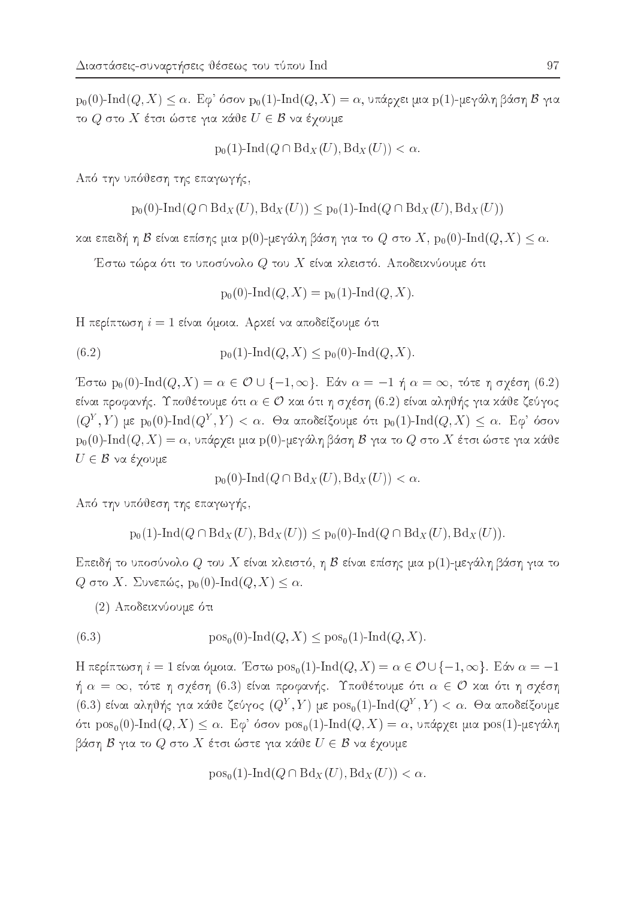$\mathrm{p}_0(0)$-$\mathrm{Ind}(Q,X) \leq \alpha$. Εφ' όσον $\mathrm{p}_0(1)$-$\mathrm{Ind}(Q,X) = \alpha$, υπάρχει μια $\mathrm{p}(1)$-μεγάλη βάση $\mathcal{B}$ για το $Q$ στο $X$ έτσι ώστε για κάθε $U \in \mathcal{B}$ να έχουμε

$$\mathrm{p}_0(1)\text{-}\mathrm{Ind}(Q \cap \mathrm{Bd}_X(U), \mathrm{Bd}_X(U)) < \alpha.$$

Από την υπόθεση της επαγωγής,

$$\mathrm{p}_0(0)\text{-}\mathrm{Ind}(Q \cap \mathrm{Bd}_X(U), \mathrm{Bd}_X(U)) \leq \mathrm{p}_0(1)\text{-}\mathrm{Ind}(Q \cap \mathrm{Bd}_X(U), \mathrm{Bd}_X(U))$$

και επειδή η $\mathcal{B}$ είναι επίσης μια $\mathrm{p}(0)$-μεγάλη βάση για το $Q$ στο $X$, $\mathrm{p}_0(0)$-$\mathrm{Ind}(Q,X) \leq \alpha$.

Έστω τώρα ότι το υποσύνολο $Q$ του $X$ είναι κλειστό. Αποδεικνύουμε ότι

$$\mathrm{p}_0(0)\text{-}\mathrm{Ind}(Q,X) = \mathrm{p}_0(1)\text{-}\mathrm{Ind}(Q,X).$$

Η περίπτωση $i = 1$ είναι όμοια. Αρκεί να αποδείξουμε ότι

$$\mathrm{p}_0(1)\text{-}\mathrm{Ind}(Q,X) \leq \mathrm{p}_0(0)\text{-}\mathrm{Ind}(Q,X). \tag{6.2}$$

Έστω $\mathrm{p}_0(0)$-$\mathrm{Ind}(Q,X) = \alpha \in \mathcal{O} \cup \{-1, \infty\}$. Εάν $\alpha = -1$ ή $\alpha = \infty$, τότε η σχέση (6.2) είναι προφανής. Υποθέτουμε ότι $\alpha \in \mathcal{O}$ και ότι η σχέση (6.2) είναι αληθής για κάθε ζεύγος $(Q^Y, Y)$ με $\mathrm{p}_0(0)$-$\mathrm{Ind}(Q^Y, Y) < \alpha$. Θα αποδείξουμε ότι $\mathrm{p}_0(1)$-$\mathrm{Ind}(Q,X) \leq \alpha$. Εφ' όσον $\mathrm{p}_0(0)$-$\mathrm{Ind}(Q,X) = \alpha$, υπάρχει μια $\mathrm{p}(0)$-μεγάλη βάση $\mathcal{B}$ για το $Q$ στο $X$ έτσι ώστε για κάθε $U \in \mathcal{B}$ να έχουμε

$$\mathrm{p}_0(0)\text{-}\mathrm{Ind}(Q \cap \mathrm{Bd}_X(U), \mathrm{Bd}_X(U)) < \alpha.$$

Από την υπόθεση της επαγωγής,

$$\mathrm{p}_0(1)\text{-}\mathrm{Ind}(Q \cap \mathrm{Bd}_X(U), \mathrm{Bd}_X(U)) \leq \mathrm{p}_0(0)\text{-}\mathrm{Ind}(Q \cap \mathrm{Bd}_X(U), \mathrm{Bd}_X(U)).$$

Επειδή το υποσύνολο $Q$ του $X$ είναι κλειστό, η $\mathcal{B}$ είναι επίσης μια $\mathrm{p}(1)$-μεγάλη βάση για το $Q$ στο $X$. Συνεπώς, $\mathrm{p}_0(0)$-$\mathrm{Ind}(Q,X) \leq \alpha$.

(2) Αποδεικνύουμε ότι

$$\mathrm{pos}_0(0)\text{-}\mathrm{Ind}(Q,X) \leq \mathrm{pos}_0(1)\text{-}\mathrm{Ind}(Q,X). \tag{6.3}$$

Η περίπτωση $i = 1$ είναι όμοια. Έστω $\mathrm{pos}_0(1)$-$\mathrm{Ind}(Q,X) = \alpha \in \mathcal{O} \cup \{-1, \infty\}$. Εάν $\alpha = -1$ ή $\alpha = \infty$, τότε η σχέση (6.3) είναι προφανής. Υποθέτουμε ότι $\alpha \in \mathcal{O}$ και ότι η σχέση (6.3) είναι αληθής για κάθε ζεύγος $(Q^Y, Y)$ με $\mathrm{pos}_0(1)$-$\mathrm{Ind}(Q^Y, Y) < \alpha$. Θα αποδείξουμε ότι $\mathrm{pos}_0(0)$-$\mathrm{Ind}(Q,X) \leq \alpha$. Εφ' όσον $\mathrm{pos}_0(1)$-$\mathrm{Ind}(Q,X) = \alpha$, υπάρχει μια $\mathrm{pos}(1)$-μεγάλη βάση $\mathcal{B}$ για το $Q$ στο $X$ έτσι ώστε για κάθε $U \in \mathcal{B}$ να έχουμε

$$\mathrm{pos}_0(1)\text{-}\mathrm{Ind}(Q \cap \mathrm{Bd}_X(U), \mathrm{Bd}_X(U)) < \alpha.$$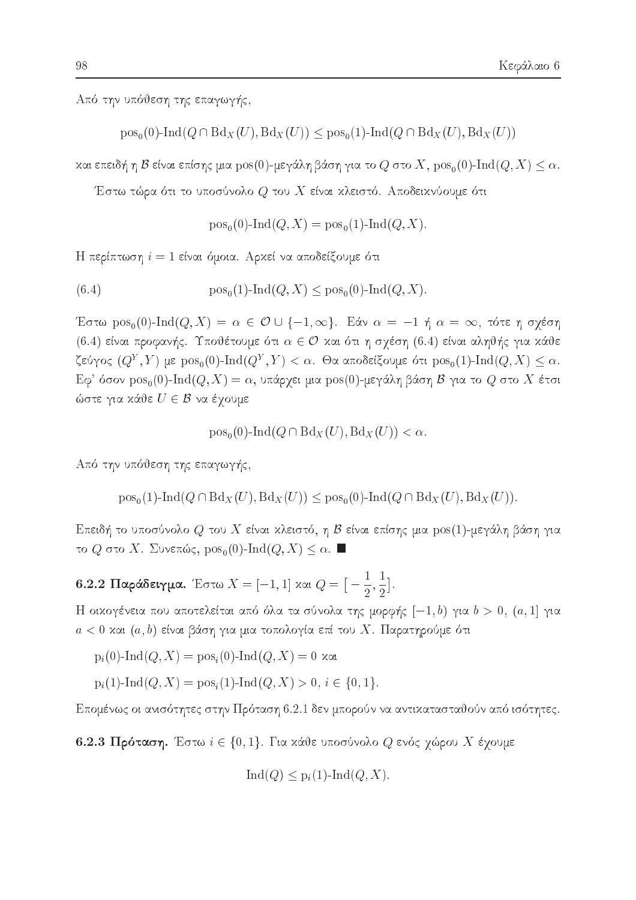Από την υπόθεση της επαγωγής,

$$\mathrm{pos}_0(0)\text{-}\mathrm{Ind}(Q \cap \mathrm{Bd}_X(U), \mathrm{Bd}_X(U)) \leq \mathrm{pos}_0(1)\text{-}\mathrm{Ind}(Q \cap \mathrm{Bd}_X(U), \mathrm{Bd}_X(U))$$

και επειδή η $\mathcal{B}$ είναι επίσης μια $\mathrm{pos}(0)$-μεγάλη βάση για το $Q$ στο $X$, $\mathrm{pos}_0(0)\text{-}\mathrm{Ind}(Q,X) \leq \alpha$.

Έστω τώρα ότι το υποσύνολο $Q$ του $X$ είναι κλειστό. Αποδεικνύουμε ότι

$$\mathrm{pos}_0(0)\text{-}\mathrm{Ind}(Q,X) = \mathrm{pos}_0(1)\text{-}\mathrm{Ind}(Q,X).$$

Η περίπτωση $i = 1$ είναι όμοια. Αρκεί να αποδείξουμε ότι

$$\mathrm{pos}_0(1)\text{-}\mathrm{Ind}(Q,X) \leq \mathrm{pos}_0(0)\text{-}\mathrm{Ind}(Q,X). \tag{6.4}$$

Έστω $\mathrm{pos}_0(0)\text{-}\mathrm{Ind}(Q,X) = \alpha \in \mathcal{O} \cup \{-1, \infty\}$. Εάν $\alpha = -1$ ή $\alpha = \infty$, τότε η σχέση (6.4) είναι προφανής. Υποθέτουμε ότι $\alpha \in \mathcal{O}$ και ότι η σχέση (6.4) είναι αληθής για κάθε ζεύγος $(Q^Y, Y)$ με $\mathrm{pos}_0(0)\text{-}\mathrm{Ind}(Q^Y, Y) < \alpha$. Θα αποδείξουμε ότι $\mathrm{pos}_0(1)\text{-}\mathrm{Ind}(Q,X) \leq \alpha$. Εφ' όσον $\mathrm{pos}_0(0)\text{-}\mathrm{Ind}(Q,X) = \alpha$, υπάρχει μια $\mathrm{pos}(0)$-μεγάλη βάση $\mathcal{B}$ για το $Q$ στο $X$ έτσι ώστε για κάθε $U \in \mathcal{B}$ να έχουμε

$$\mathrm{pos}_0(0)\text{-}\mathrm{Ind}(Q \cap \mathrm{Bd}_X(U), \mathrm{Bd}_X(U)) < \alpha.$$

Από την υπόθεση της επαγωγής,

$$\mathrm{pos}_0(1)\text{-}\mathrm{Ind}(Q \cap \mathrm{Bd}_X(U), \mathrm{Bd}_X(U)) \leq \mathrm{pos}_0(0)\text{-}\mathrm{Ind}(Q \cap \mathrm{Bd}_X(U), \mathrm{Bd}_X(U)).$$

Επειδή το υποσύνολο $Q$ του $X$ είναι κλειστό, η $\mathcal{B}$ είναι επίσης μια $\mathrm{pos}(1)$-μεγάλη βάση για το $Q$ στο $X$. Συνεπώς, $\mathrm{pos}_0(0)\text{-}\mathrm{Ind}(Q,X) \leq \alpha$. ■

**6.2.2 Παράδειγμα.** Έστω $X = [-1, 1]$ και $Q = \left[-\frac{1}{2}, \frac{1}{2}\right]$.

Η οικογένεια που αποτελείται από όλα τα σύνολα της μορφής $[-1, b)$ για $b > 0$, $(a, 1]$ για $a < 0$ και $(a, b)$ είναι βάση για μια τοπολογία επί του $X$. Παρατηρούμε ότι

$\mathrm{p}_i(0)\text{-}\mathrm{Ind}(Q,X) = \mathrm{pos}_i(0)\text{-}\mathrm{Ind}(Q,X) = 0$ και

$\mathrm{p}_i(1)\text{-}\mathrm{Ind}(Q,X) = \mathrm{pos}_i(1)\text{-}\mathrm{Ind}(Q,X) > 0$, $i \in \{0, 1\}$.

Επομένως οι ανισότητες στην Πρόταση 6.2.1 δεν μπορούν να αντικατασταθούν από ισότητες.

**6.2.3 Πρόταση.** Έστω $i \in \{0, 1\}$. Για κάθε υποσύνολο $Q$ ενός χώρου $X$ έχουμε

$$\mathrm{Ind}(Q) \leq \mathrm{p}_i(1)\text{-}\mathrm{Ind}(Q,X).$$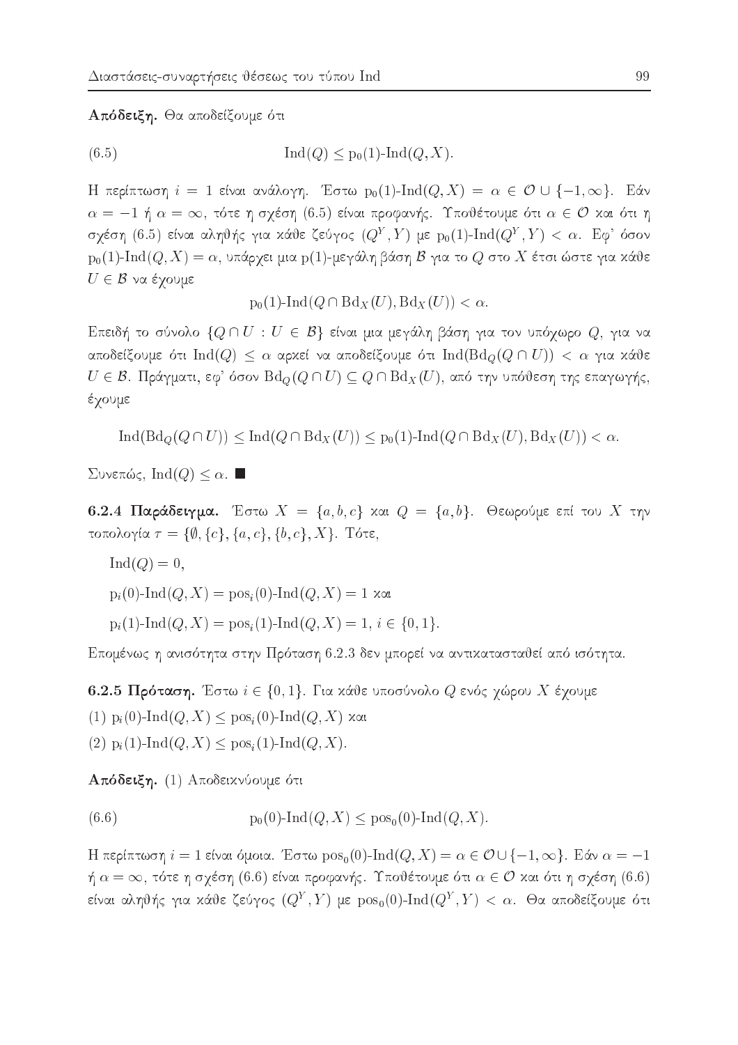**Απόδειξη.** Θα αποδείξουμε ότι

$$\mathrm{Ind}(Q) \leq \mathrm{p}_0(1)\text{-}\mathrm{Ind}(Q, X). \tag{6.5}$$

Η περίπτωση $i = 1$ είναι ανάλογη. Έστω $\mathrm{p}_0(1)\text{-}\mathrm{Ind}(Q, X) = \alpha \in \mathcal{O} \cup \{-1, \infty\}$. Εάν $\alpha = -1$ ή $\alpha = \infty$, τότε η σχέση (6.5) είναι προφανής. Υποθέτουμε ότι $\alpha \in \mathcal{O}$ και ότι η σχέση (6.5) είναι αληθής για κάθε ζεύγος $(Q^Y, Y)$ με $\mathrm{p}_0(1)\text{-}\mathrm{Ind}(Q^Y, Y) < \alpha$. Εφ' όσον $\mathrm{p}_0(1)\text{-}\mathrm{Ind}(Q, X) = \alpha$, υπάρχει μια $\mathrm{p}(1)$-μεγάλη βάση $\mathcal{B}$ για το $Q$ στο $X$ έτσι ώστε για κάθε $U \in \mathcal{B}$ να έχουμε

$$\mathrm{p}_0(1)\text{-}\mathrm{Ind}(Q \cap \mathrm{Bd}_X(U), \mathrm{Bd}_X(U)) < \alpha.$$

Επειδή το σύνολο $\{Q \cap U : U \in \mathcal{B}\}$ είναι μια μεγάλη βάση για τον υπόχωρο $Q$, για να αποδείξουμε ότι $\mathrm{Ind}(Q) \leq \alpha$ αρκεί να αποδείξουμε ότι $\mathrm{Ind}(\mathrm{Bd}_Q(Q \cap U)) < \alpha$ για κάθε $U \in \mathcal{B}$. Πράγματι, εφ' όσον $\mathrm{Bd}_Q(Q \cap U) \subseteq Q \cap \mathrm{Bd}_X(U)$, από την υπόθεση της επαγωγής, έχουμε

$$\mathrm{Ind}(\mathrm{Bd}_Q(Q \cap U)) \leq \mathrm{Ind}(Q \cap \mathrm{Bd}_X(U)) \leq \mathrm{p}_0(1)\text{-}\mathrm{Ind}(Q \cap \mathrm{Bd}_X(U), \mathrm{Bd}_X(U)) < \alpha.$$

Συνεπώς, $\mathrm{Ind}(Q) \leq \alpha$. ■

**6.2.4 Παράδειγμα.** Έστω $X = \{a, b, c\}$ και $Q = \{a, b\}$. Θεωρούμε επί του $X$ την τοπολογία $\tau = \{\emptyset, \{c\}, \{a, c\}, \{b, c\}, X\}$. Τότε,

$\mathrm{Ind}(Q) = 0$,

$\mathrm{p}_i(0)\text{-}\mathrm{Ind}(Q, X) = \mathrm{pos}_i(0)\text{-}\mathrm{Ind}(Q, X) = 1$ και

$\mathrm{p}_i(1)\text{-}\mathrm{Ind}(Q, X) = \mathrm{pos}_i(1)\text{-}\mathrm{Ind}(Q, X) = 1$, $i \in \{0, 1\}$.

Επομένως η ανισότητα στην Πρόταση 6.2.3 δεν μπορεί να αντικατασταθεί από ισότητα.

**6.2.5 Πρόταση.** Έστω $i \in \{0, 1\}$. Για κάθε υποσύνολο $Q$ ενός χώρου $X$ έχουμε

(1) $\mathrm{p}_i(0)\text{-}\mathrm{Ind}(Q, X) \leq \mathrm{pos}_i(0)\text{-}\mathrm{Ind}(Q, X)$ και

(2) $\mathrm{p}_i(1)\text{-}\mathrm{Ind}(Q, X) \leq \mathrm{pos}_i(1)\text{-}\mathrm{Ind}(Q, X)$.

**Απόδειξη.** (1) Αποδεικνύουμε ότι

$$\mathrm{p}_0(0)\text{-}\mathrm{Ind}(Q, X) \leq \mathrm{pos}_0(0)\text{-}\mathrm{Ind}(Q, X). \tag{6.6}$$

Η περίπτωση $i = 1$ είναι όμοια. Έστω $\mathrm{pos}_0(0)\text{-}\mathrm{Ind}(Q, X) = \alpha \in \mathcal{O} \cup \{-1, \infty\}$. Εάν $\alpha = -1$ ή $\alpha = \infty$, τότε η σχέση (6.6) είναι προφανής. Υποθέτουμε ότι $\alpha \in \mathcal{O}$ και ότι η σχέση (6.6) είναι αληθής για κάθε ζεύγος $(Q^Y, Y)$ με $\mathrm{pos}_0(0)\text{-}\mathrm{Ind}(Q^Y, Y) < \alpha$. Θα αποδείξουμε ότι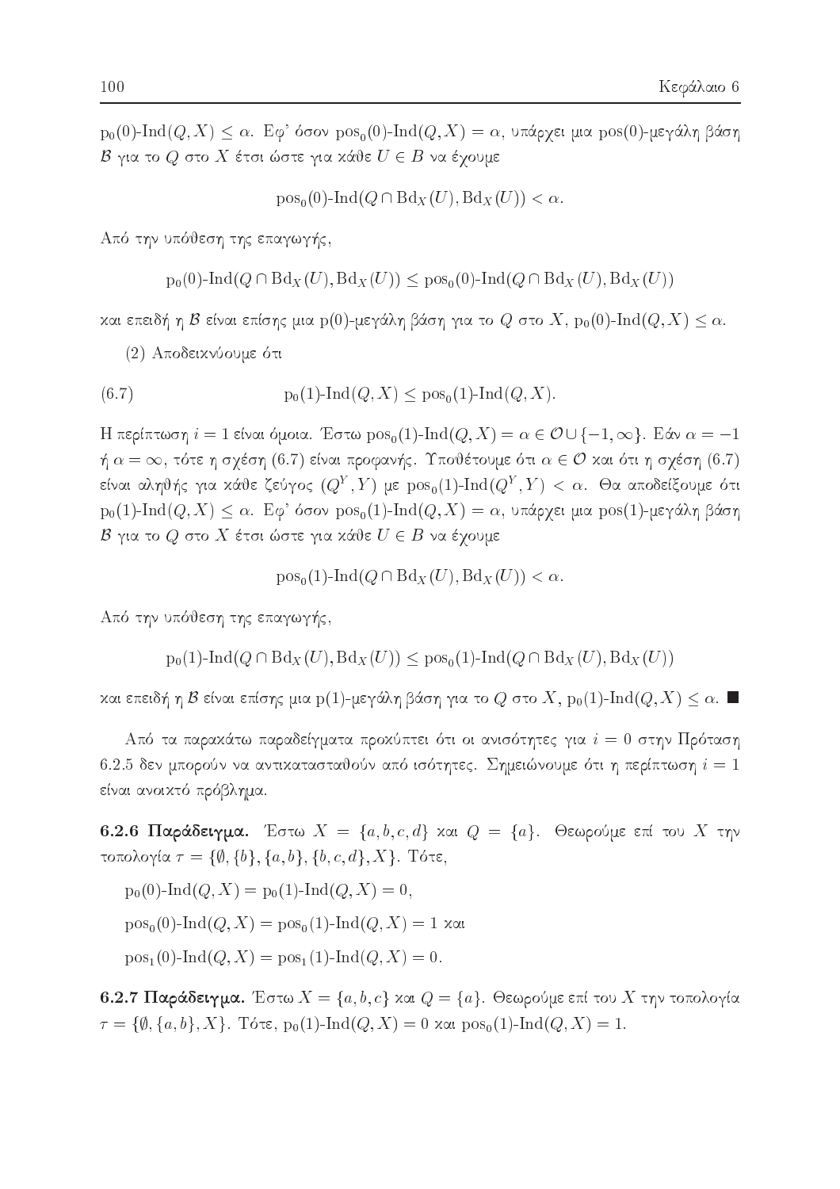$\mathrm{p}_0(0)\text{-}\mathrm{Ind}(Q,X) \leq \alpha$. Εφ' όσον $\mathrm{pos}_0(0)\text{-}\mathrm{Ind}(Q,X) = \alpha$, υπάρχει μια $\mathrm{pos}(0)$-μεγάλη βάση $\mathcal{B}$ για το $Q$ στο $X$ έτσι ώστε για κάθε $U \in B$ να έχουμε

$$\mathrm{pos}_0(0)\text{-}\mathrm{Ind}(Q \cap \mathrm{Bd}_X(U), \mathrm{Bd}_X(U)) < \alpha.$$

Από την υπόθεση της επαγωγής,

$$\mathrm{p}_0(0)\text{-}\mathrm{Ind}(Q \cap \mathrm{Bd}_X(U), \mathrm{Bd}_X(U)) \leq \mathrm{pos}_0(0)\text{-}\mathrm{Ind}(Q \cap \mathrm{Bd}_X(U), \mathrm{Bd}_X(U))$$

και επειδή η $\mathcal{B}$ είναι επίσης μια $\mathrm{p}(0)$-μεγάλη βάση για το $Q$ στο $X$, $\mathrm{p}_0(0)\text{-}\mathrm{Ind}(Q,X) \leq \alpha$.

(2) Αποδεικνύουμε ότι

$$\mathrm{p}_0(1)\text{-}\mathrm{Ind}(Q,X) \leq \mathrm{pos}_0(1)\text{-}\mathrm{Ind}(Q,X). \tag{6.7}$$

Η περίπτωση $i = 1$ είναι όμοια. Έστω $\mathrm{pos}_0(1)\text{-}\mathrm{Ind}(Q,X) = \alpha \in \mathcal{O} \cup \{-1, \infty\}$. Εάν $\alpha = -1$ ή $\alpha = \infty$, τότε η σχέση (6.7) είναι προφανής. Υποθέτουμε ότι $\alpha \in \mathcal{O}$ και ότι η σχέση (6.7) είναι αληθής για κάθε ζεύγος $(Q^Y, Y)$ με $\mathrm{pos}_0(1)\text{-}\mathrm{Ind}(Q^Y, Y) < \alpha$. Θα αποδείξουμε ότι $\mathrm{p}_0(1)\text{-}\mathrm{Ind}(Q,X) \leq \alpha$. Εφ' όσον $\mathrm{pos}_0(1)\text{-}\mathrm{Ind}(Q,X) = \alpha$, υπάρχει μια $\mathrm{pos}(1)$-μεγάλη βάση $\mathcal{B}$ για το $Q$ στο $X$ έτσι ώστε για κάθε $U \in B$ να έχουμε

$$\mathrm{pos}_0(1)\text{-}\mathrm{Ind}(Q \cap \mathrm{Bd}_X(U), \mathrm{Bd}_X(U)) < \alpha.$$

Από την υπόθεση της επαγωγής,

$$\mathrm{p}_0(1)\text{-}\mathrm{Ind}(Q \cap \mathrm{Bd}_X(U), \mathrm{Bd}_X(U)) \leq \mathrm{pos}_0(1)\text{-}\mathrm{Ind}(Q \cap \mathrm{Bd}_X(U), \mathrm{Bd}_X(U))$$

και επειδή η $\mathcal{B}$ είναι επίσης μια $\mathrm{p}(1)$-μεγάλη βάση για το $Q$ στο $X$, $\mathrm{p}_0(1)\text{-}\mathrm{Ind}(Q,X) \leq \alpha$. ■

Από τα παρακάτω παραδείγματα προκύπτει ότι οι ανισότητες για $i = 0$ στην Πρόταση 6.2.5 δεν μπορούν να αντικατασταθούν από ισότητες. Σημειώνουμε ότι η περίπτωση $i = 1$ είναι ανοικτό πρόβλημα.

**6.2.6 Παράδειγμα.** Έστω $X = \{a, b, c, d\}$ και $Q = \{a\}$. Θεωρούμε επί του $X$ την τοπολογία $\tau = \{\emptyset, \{b\}, \{a, b\}, \{b, c, d\}, X\}$. Τότε,

$\mathrm{p}_0(0)\text{-}\mathrm{Ind}(Q,X) = \mathrm{p}_0(1)\text{-}\mathrm{Ind}(Q,X) = 0$,

$\mathrm{pos}_0(0)\text{-}\mathrm{Ind}(Q,X) = \mathrm{pos}_0(1)\text{-}\mathrm{Ind}(Q,X) = 1$ και

$\mathrm{pos}_1(0)\text{-}\mathrm{Ind}(Q,X) = \mathrm{pos}_1(1)\text{-}\mathrm{Ind}(Q,X) = 0$.

**6.2.7 Παράδειγμα.** Έστω $X = \{a, b, c\}$ και $Q = \{a\}$. Θεωρούμε επί του $X$ την τοπολογία $\tau = \{\emptyset, \{a, b\}, X\}$. Τότε, $\mathrm{p}_0(1)\text{-}\mathrm{Ind}(Q,X) = 0$ και $\mathrm{pos}_0(1)\text{-}\mathrm{Ind}(Q,X) = 1$.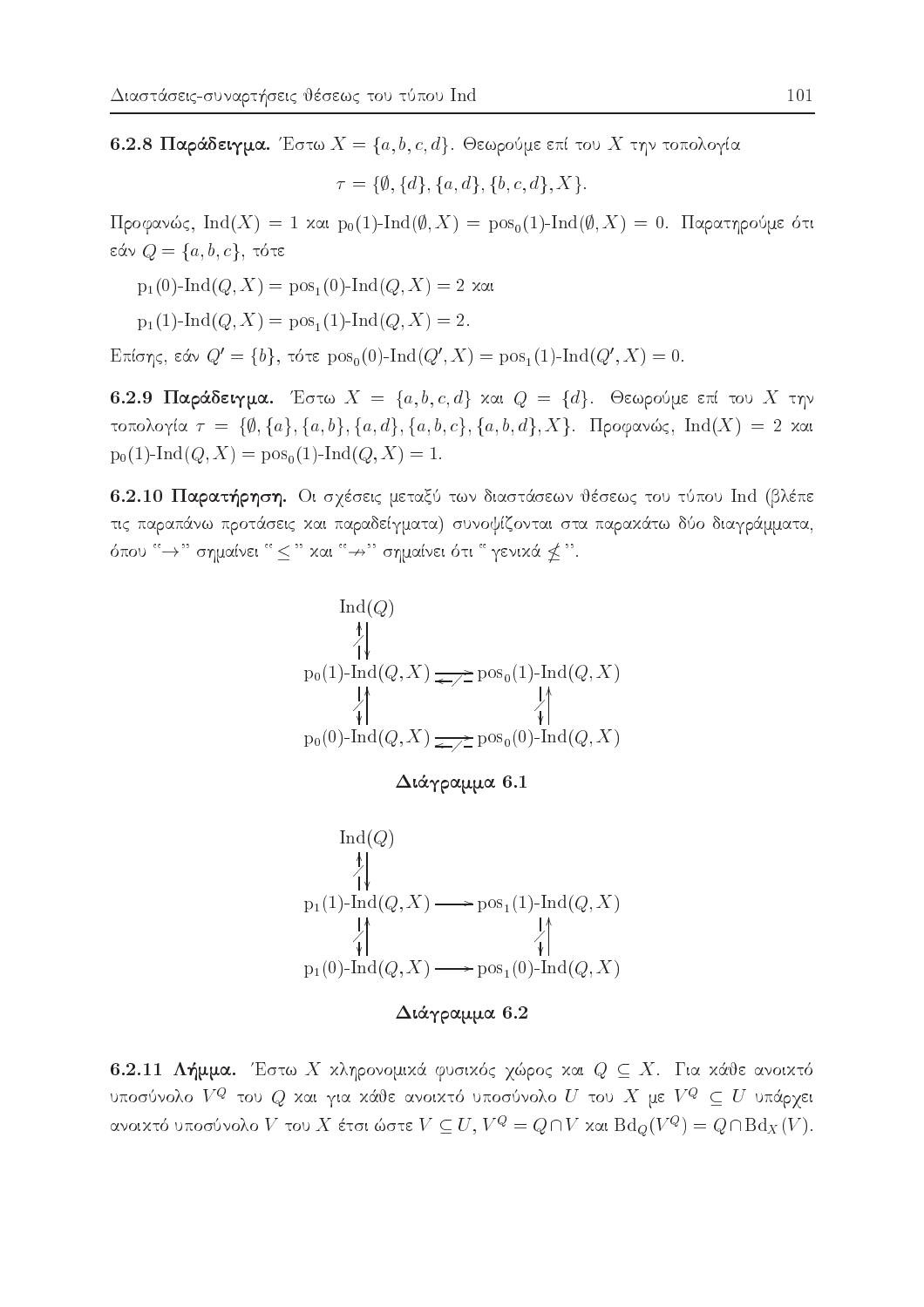**6.2.8 Παράδειγμα.** Έστω $X = \{a, b, c, d\}$. Θεωρούμε επί του $X$ την τοπολογία

$$\tau = \{\emptyset, \{d\}, \{a, d\}, \{b, c, d\}, X\}.$$

Προφανώς, $\mathrm{Ind}(X) = 1$ και $\mathrm{p}_0(1)\text{-}\mathrm{Ind}(\emptyset, X) = \mathrm{pos}_0(1)\text{-}\mathrm{Ind}(\emptyset, X) = 0$. Παρατηρούμε ότι εάν $Q = \{a, b, c\}$, τότε

$\mathrm{p}_1(0)\text{-}\mathrm{Ind}(Q, X) = \mathrm{pos}_1(0)\text{-}\mathrm{Ind}(Q, X) = 2$ και

$\mathrm{p}_1(1)\text{-}\mathrm{Ind}(Q, X) = \mathrm{pos}_1(1)\text{-}\mathrm{Ind}(Q, X) = 2$.

Επίσης, εάν $Q' = \{b\}$, τότε $\mathrm{pos}_0(0)\text{-}\mathrm{Ind}(Q', X) = \mathrm{pos}_1(1)\text{-}\mathrm{Ind}(Q', X) = 0$.

**6.2.9 Παράδειγμα.** Έστω $X = \{a, b, c, d\}$ και $Q = \{d\}$. Θεωρούμε επί του $X$ την τοπολογία $\tau = \{\emptyset, \{a\}, \{a, b\}, \{a, d\}, \{a, b, c\}, \{a, b, d\}, X\}$. Προφανώς, $\mathrm{Ind}(X) = 2$ και $\mathrm{p}_0(1)\text{-}\mathrm{Ind}(Q, X) = \mathrm{pos}_0(1)\text{-}\mathrm{Ind}(Q, X) = 1$.

**6.2.10 Παρατήρηση.** Οι σχέσεις μεταξύ των διαστάσεων θέσεως του τύπου Ind (βλέπε τις παραπάνω προτάσεις και παραδείγματα) συνοψίζονται στα παρακάτω δύο διαγράμματα, όπου "$\rightarrow$" σημαίνει "$\leq$" και "$\nrightarrow$" σημαίνει ότι "γενικά $\not\leq$".

$$\begin{array}{ccc}
\mathrm{Ind}(Q) & & \\
\not\uparrow\ \downarrow & & \\
\mathrm{p}_0(1)\text{-}\mathrm{Ind}(Q,X) & \underset{\not\leftarrow}{\rightarrow} & \mathrm{pos}_0(1)\text{-}\mathrm{Ind}(Q,X) \\
\not\downarrow\ \uparrow & & \downarrow\ \uparrow \\
\mathrm{p}_0(0)\text{-}\mathrm{Ind}(Q,X) & \underset{\not\leftarrow}{\rightarrow} & \mathrm{pos}_0(0)\text{-}\mathrm{Ind}(Q,X)
\end{array}$$

**Διάγραμμα 6.1**

$$\begin{array}{ccc}
\mathrm{Ind}(Q) & & \\
\not\uparrow\ \downarrow & & \\
\mathrm{p}_1(1)\text{-}\mathrm{Ind}(Q,X) & \longrightarrow & \mathrm{pos}_1(1)\text{-}\mathrm{Ind}(Q,X) \\
\not\downarrow\ \uparrow & & \not\downarrow\ \uparrow \\
\mathrm{p}_1(0)\text{-}\mathrm{Ind}(Q,X) & \longrightarrow & \mathrm{pos}_1(0)\text{-}\mathrm{Ind}(Q,X)
\end{array}$$

**Διάγραμμα 6.2**

**6.2.11 Λήμμα.** Έστω $X$ κληρονομικά φυσικός χώρος και $Q \subseteq X$. Για κάθε ανοικτό υποσύνολο $V^Q$ του $Q$ και για κάθε ανοικτό υποσύνολο $U$ του $X$ με $V^Q \subseteq U$ υπάρχει ανοικτό υποσύνολο $V$ του $X$ έτσι ώστε $V \subseteq U$, $V^Q = Q \cap V$ και $\mathrm{Bd}_Q(V^Q) = Q \cap \mathrm{Bd}_X(V)$.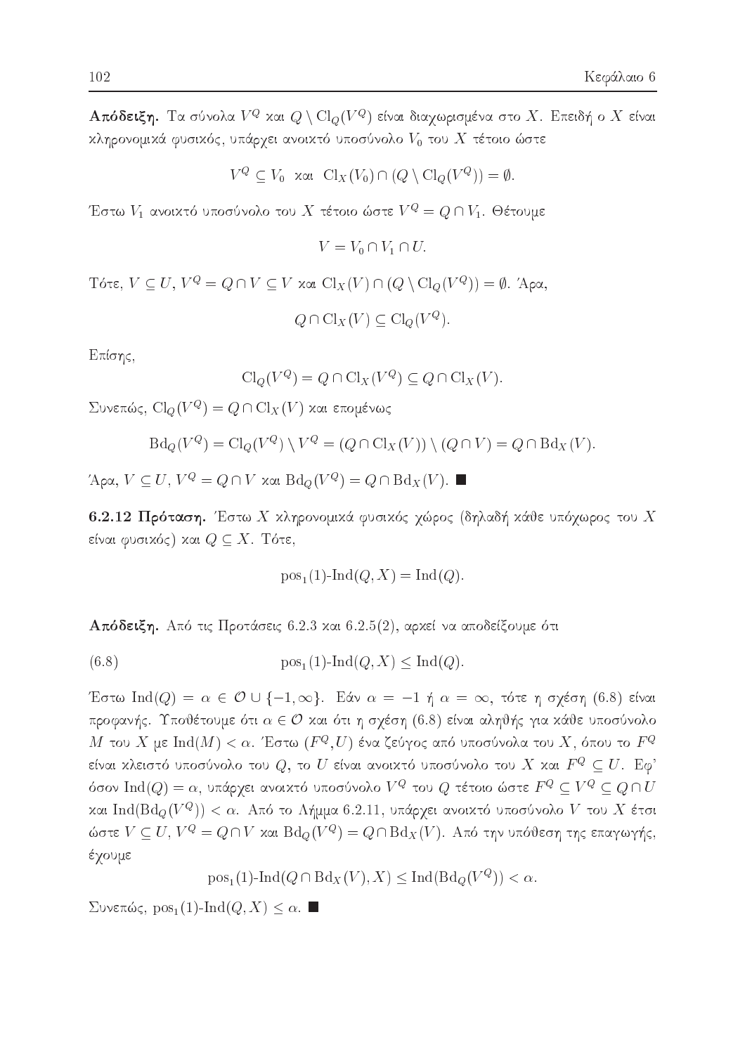**Απόδειξη.** Τα σύνολα $V^Q$ και $Q \setminus \mathrm{Cl}_Q(V^Q)$ είναι διαχωρισμένα στο $X$. Επειδή ο $X$ είναι κληρονομικά φυσικός, υπάρχει ανοικτό υποσύνολο $V_0$ του $X$ τέτοιο ώστε

$$V^Q \subseteq V_0 \ \text{ και } \ \mathrm{Cl}_X(V_0) \cap (Q \setminus \mathrm{Cl}_Q(V^Q)) = \emptyset.$$

Έστω $V_1$ ανοικτό υποσύνολο του $X$ τέτοιο ώστε $V^Q = Q \cap V_1$. Θέτουμε

$$V = V_0 \cap V_1 \cap U.$$

Τότε, $V \subseteq U$, $V^Q = Q \cap V \subseteq V$ και $\mathrm{Cl}_X(V) \cap (Q \setminus \mathrm{Cl}_Q(V^Q)) = \emptyset$. Άρα,

$$Q \cap \mathrm{Cl}_X(V) \subseteq \mathrm{Cl}_Q(V^Q).$$

Επίσης,

$$\mathrm{Cl}_Q(V^Q) = Q \cap \mathrm{Cl}_X(V^Q) \subseteq Q \cap \mathrm{Cl}_X(V).$$

Συνεπώς, $\mathrm{Cl}_Q(V^Q) = Q \cap \mathrm{Cl}_X(V)$ και επομένως

$$\mathrm{Bd}_Q(V^Q) = \mathrm{Cl}_Q(V^Q) \setminus V^Q = (Q \cap \mathrm{Cl}_X(V)) \setminus (Q \cap V) = Q \cap \mathrm{Bd}_X(V).$$

Άρα, $V \subseteq U$, $V^Q = Q \cap V$ και $\mathrm{Bd}_Q(V^Q) = Q \cap \mathrm{Bd}_X(V)$. ■

**6.2.12 Πρόταση.** Έστω $X$ κληρονομικά φυσικός χώρος (δηλαδή κάθε υπόχωρος του $X$ είναι φυσικός) και $Q \subseteq X$. Τότε,

$$\mathrm{pos}_1(1)\text{-}\mathrm{Ind}(Q, X) = \mathrm{Ind}(Q).$$

**Απόδειξη.** Από τις Προτάσεις 6.2.3 και 6.2.5(2), αρκεί να αποδείξουμε ότι

$$\mathrm{pos}_1(1)\text{-}\mathrm{Ind}(Q, X) \leq \mathrm{Ind}(Q). \tag{6.8}$$

Έστω $\mathrm{Ind}(Q) = \alpha \in \mathcal{O} \cup \{-1, \infty\}$. Εάν $\alpha = -1$ ή $\alpha = \infty$, τότε η σχέση (6.8) είναι προφανής. Υποθέτουμε ότι $\alpha \in \mathcal{O}$ και ότι η σχέση (6.8) είναι αληθής για κάθε υποσύνολο $M$ του $X$ με $\mathrm{Ind}(M) < \alpha$. Έστω $(F^Q, U)$ ένα ζεύγος από υποσύνολα του $X$, όπου το $F^Q$ είναι κλειστό υποσύνολο του $Q$, το $U$ είναι ανοικτό υποσύνολο του $X$ και $F^Q \subseteq U$. Εφ' όσον $\mathrm{Ind}(Q) = \alpha$, υπάρχει ανοικτό υποσύνολο $V^Q$ του $Q$ τέτοιο ώστε $F^Q \subseteq V^Q \subseteq Q \cap U$ και $\mathrm{Ind}(\mathrm{Bd}_Q(V^Q)) < \alpha$. Από το Λήμμα 6.2.11, υπάρχει ανοικτό υποσύνολο $V$ του $X$ έτσι ώστε $V \subseteq U$, $V^Q = Q \cap V$ και $\mathrm{Bd}_Q(V^Q) = Q \cap \mathrm{Bd}_X(V)$. Από την υπόθεση της επαγωγής, έχουμε

$$\mathrm{pos}_1(1)\text{-}\mathrm{Ind}(Q \cap \mathrm{Bd}_X(V), X) \leq \mathrm{Ind}(\mathrm{Bd}_Q(V^Q)) < \alpha.$$

Συνεπώς, $\mathrm{pos}_1(1)\text{-}\mathrm{Ind}(Q, X) \leq \alpha$. ■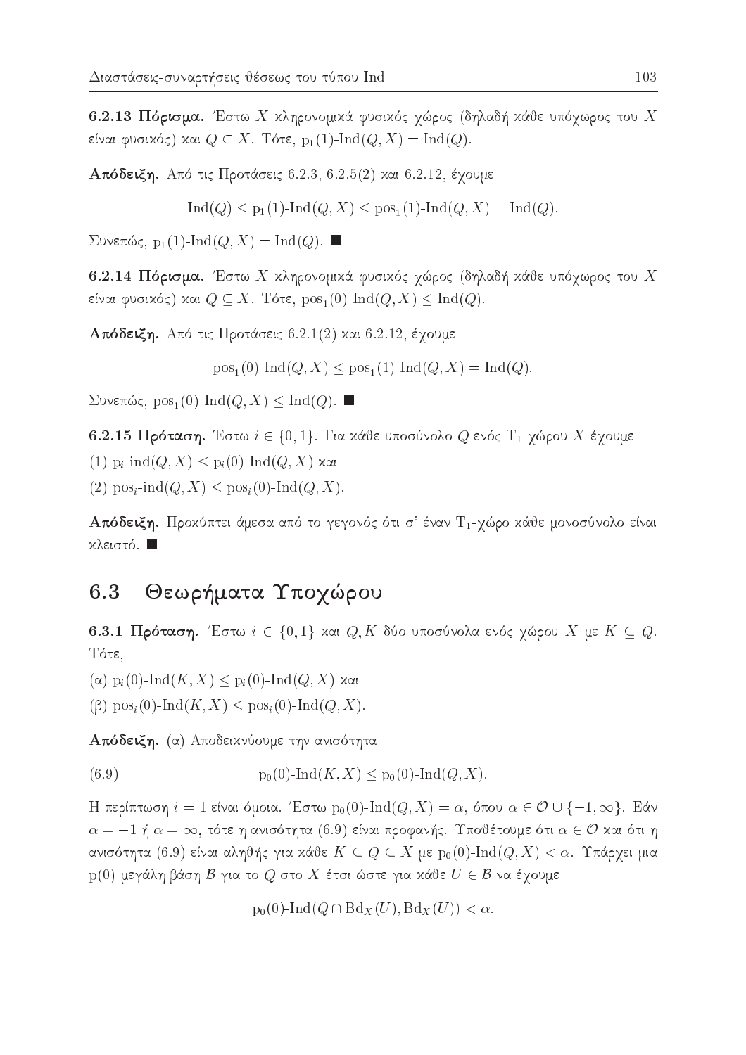**6.2.13 Πόρισμα.** Έστω $X$ κληρονομικά φυσικός χώρος (δηλαδή κάθε υπόχωρος του $X$ είναι φυσικός) και $Q \subseteq X$. Τότε, $\mathrm{p}_1(1)\text{-}\mathrm{Ind}(Q,X) = \mathrm{Ind}(Q)$.

**Απόδειξη.** Από τις Προτάσεις 6.2.3, 6.2.5(2) και 6.2.12, έχουμε

$$\mathrm{Ind}(Q) \leq \mathrm{p}_1(1)\text{-}\mathrm{Ind}(Q,X) \leq \mathrm{pos}_1(1)\text{-}\mathrm{Ind}(Q,X) = \mathrm{Ind}(Q).$$

Συνεπώς, $\mathrm{p}_1(1)\text{-}\mathrm{Ind}(Q,X) = \mathrm{Ind}(Q)$. ■

**6.2.14 Πόρισμα.** Έστω $X$ κληρονομικά φυσικός χώρος (δηλαδή κάθε υπόχωρος του $X$ είναι φυσικός) και $Q \subseteq X$. Τότε, $\mathrm{pos}_1(0)\text{-}\mathrm{Ind}(Q,X) \leq \mathrm{Ind}(Q)$.

**Απόδειξη.** Από τις Προτάσεις 6.2.1(2) και 6.2.12, έχουμε

$$\mathrm{pos}_1(0)\text{-}\mathrm{Ind}(Q,X) \leq \mathrm{pos}_1(1)\text{-}\mathrm{Ind}(Q,X) = \mathrm{Ind}(Q).$$

Συνεπώς, $\mathrm{pos}_1(0)\text{-}\mathrm{Ind}(Q,X) \leq \mathrm{Ind}(Q)$. ■

**6.2.15 Πρόταση.** Έστω $i \in \{0,1\}$. Για κάθε υποσύνολο $Q$ ενός $\mathrm{T}_1$-χώρου $X$ έχουμε

(1) $\mathrm{p}_i\text{-}\mathrm{ind}(Q,X) \leq \mathrm{p}_i(0)\text{-}\mathrm{Ind}(Q,X)$ και

(2) $\mathrm{pos}_i\text{-}\mathrm{ind}(Q,X) \leq \mathrm{pos}_i(0)\text{-}\mathrm{Ind}(Q,X)$.

**Απόδειξη.** Προκύπτει άμεσα από το γεγονός ότι σ' έναν $\mathrm{T}_1$-χώρο κάθε μονοσύνολο είναι κλειστό. ■

## 6.3 Θεωρήματα Υποχώρου

**6.3.1 Πρόταση.** Έστω $i \in \{0,1\}$ και $Q, K$ δύο υποσύνολα ενός χώρου $X$ με $K \subseteq Q$. Τότε,

(α) $\mathrm{p}_i(0)\text{-}\mathrm{Ind}(K,X) \leq \mathrm{p}_i(0)\text{-}\mathrm{Ind}(Q,X)$ και

(β) $\mathrm{pos}_i(0)\text{-}\mathrm{Ind}(K,X) \leq \mathrm{pos}_i(0)\text{-}\mathrm{Ind}(Q,X)$.

**Απόδειξη.** (α) Αποδεικνύουμε την ανισότητα

$$\mathrm{p}_0(0)\text{-}\mathrm{Ind}(K,X) \leq \mathrm{p}_0(0)\text{-}\mathrm{Ind}(Q,X). \tag{6.9}$$

Η περίπτωση $i = 1$ είναι όμοια. Έστω $\mathrm{p}_0(0)\text{-}\mathrm{Ind}(Q,X) = \alpha$, όπου $\alpha \in \mathcal{O} \cup \{-1, \infty\}$. Εάν $\alpha = -1$ ή $\alpha = \infty$, τότε η ανισότητα (6.9) είναι προφανής. Υποθέτουμε ότι $\alpha \in \mathcal{O}$ και ότι η ανισότητα (6.9) είναι αληθής για κάθε $K \subseteq Q \subseteq X$ με $\mathrm{p}_0(0)\text{-}\mathrm{Ind}(Q,X) < \alpha$. Υπάρχει μια $\mathrm{p}(0)$-μεγάλη βάση $\mathcal{B}$ για το $Q$ στο $X$ έτσι ώστε για κάθε $U \in \mathcal{B}$ να έχουμε

$$\mathrm{p}_0(0)\text{-}\mathrm{Ind}(Q \cap \mathrm{Bd}_X(U), \mathrm{Bd}_X(U)) < \alpha.$$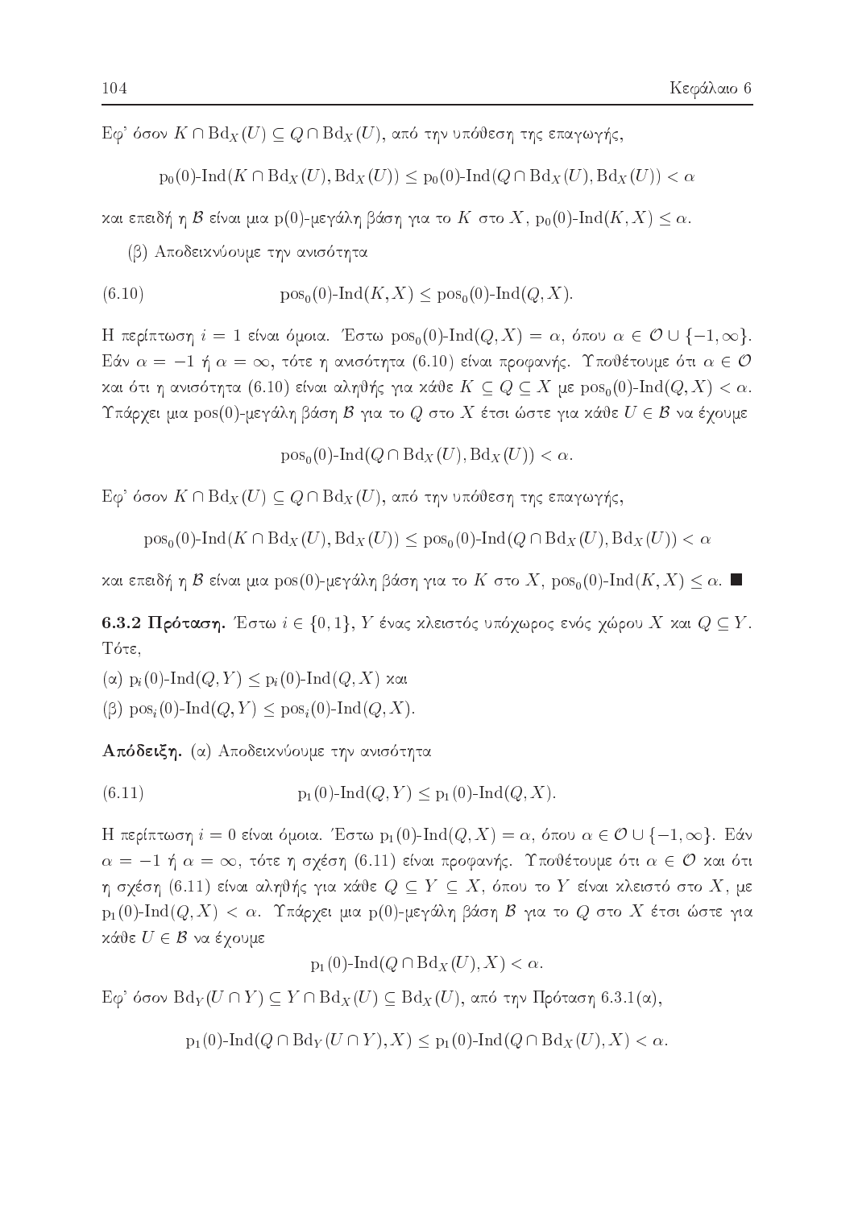Εφ' όσον $K \cap \mathrm{Bd}_X(U) \subseteq Q \cap \mathrm{Bd}_X(U)$, από την υπόθεση της επαγωγής,

$$\mathrm{p}_0(0)\text{-}\mathrm{Ind}(K \cap \mathrm{Bd}_X(U), \mathrm{Bd}_X(U)) \leq \mathrm{p}_0(0)\text{-}\mathrm{Ind}(Q \cap \mathrm{Bd}_X(U), \mathrm{Bd}_X(U)) < \alpha$$

και επειδή η $\mathcal{B}$ είναι μια $\mathrm{p}(0)$-μεγάλη βάση για το $K$ στο $X$, $\mathrm{p}_0(0)\text{-}\mathrm{Ind}(K, X) \leq \alpha$.

(β) Αποδεικνύουμε την ανισότητα

$$\mathrm{pos}_0(0)\text{-}\mathrm{Ind}(K, X) \leq \mathrm{pos}_0(0)\text{-}\mathrm{Ind}(Q, X). \tag{6.10}$$

Η περίπτωση $i = 1$ είναι όμοια. Έστω $\mathrm{pos}_0(0)\text{-}\mathrm{Ind}(Q, X) = \alpha$, όπου $\alpha \in \mathcal{O} \cup \{-1, \infty\}$. Εάν $\alpha = -1$ ή $\alpha = \infty$, τότε η ανισότητα (6.10) είναι προφανής. Υποθέτουμε ότι $\alpha \in \mathcal{O}$ και ότι η ανισότητα (6.10) είναι αληθής για κάθε $K \subseteq Q \subseteq X$ με $\mathrm{pos}_0(0)\text{-}\mathrm{Ind}(Q, X) < \alpha$. Υπάρχει μια $\mathrm{pos}(0)$-μεγάλη βάση $\mathcal{B}$ για το $Q$ στο $X$ έτσι ώστε για κάθε $U \in \mathcal{B}$ να έχουμε

$$\mathrm{pos}_0(0)\text{-}\mathrm{Ind}(Q \cap \mathrm{Bd}_X(U), \mathrm{Bd}_X(U)) < \alpha.$$

Εφ' όσον $K \cap \mathrm{Bd}_X(U) \subseteq Q \cap \mathrm{Bd}_X(U)$, από την υπόθεση της επαγωγής,

$$\mathrm{pos}_0(0)\text{-}\mathrm{Ind}(K \cap \mathrm{Bd}_X(U), \mathrm{Bd}_X(U)) \leq \mathrm{pos}_0(0)\text{-}\mathrm{Ind}(Q \cap \mathrm{Bd}_X(U), \mathrm{Bd}_X(U)) < \alpha$$

και επειδή η $\mathcal{B}$ είναι μια $\mathrm{pos}(0)$-μεγάλη βάση για το $K$ στο $X$, $\mathrm{pos}_0(0)\text{-}\mathrm{Ind}(K, X) \leq \alpha$. ■

**6.3.2 Πρόταση.** Έστω $i \in \{0, 1\}$, $Y$ ένας κλειστός υπόχωρος ενός χώρου $X$ και $Q \subseteq Y$. Τότε,

(α) $\mathrm{p}_i(0)\text{-}\mathrm{Ind}(Q, Y) \leq \mathrm{p}_i(0)\text{-}\mathrm{Ind}(Q, X)$ και

(β) $\mathrm{pos}_i(0)\text{-}\mathrm{Ind}(Q, Y) \leq \mathrm{pos}_i(0)\text{-}\mathrm{Ind}(Q, X)$.

**Απόδειξη.** (α) Αποδεικνύουμε την ανισότητα

$$\mathrm{p}_1(0)\text{-}\mathrm{Ind}(Q, Y) \leq \mathrm{p}_1(0)\text{-}\mathrm{Ind}(Q, X). \tag{6.11}$$

Η περίπτωση $i = 0$ είναι όμοια. Έστω $\mathrm{p}_1(0)\text{-}\mathrm{Ind}(Q, X) = \alpha$, όπου $\alpha \in \mathcal{O} \cup \{-1, \infty\}$. Εάν $\alpha = -1$ ή $\alpha = \infty$, τότε η σχέση (6.11) είναι προφανής. Υποθέτουμε ότι $\alpha \in \mathcal{O}$ και ότι η σχέση (6.11) είναι αληθής για κάθε $Q \subseteq Y \subseteq X$, όπου το $Y$ είναι κλειστό στο $X$, με $\mathrm{p}_1(0)\text{-}\mathrm{Ind}(Q, X) < \alpha$. Υπάρχει μια $\mathrm{p}(0)$-μεγάλη βάση $\mathcal{B}$ για το $Q$ στο $X$ έτσι ώστε για κάθε $U \in \mathcal{B}$ να έχουμε

$$\mathrm{p}_1(0)\text{-}\mathrm{Ind}(Q \cap \mathrm{Bd}_X(U), X) < \alpha.$$

Εφ' όσον $\mathrm{Bd}_Y(U \cap Y) \subseteq Y \cap \mathrm{Bd}_X(U) \subseteq \mathrm{Bd}_X(U)$, από την Πρόταση 6.3.1(α),

$$\mathrm{p}_1(0)\text{-}\mathrm{Ind}(Q \cap \mathrm{Bd}_Y(U \cap Y), X) \leq \mathrm{p}_1(0)\text{-}\mathrm{Ind}(Q \cap \mathrm{Bd}_X(U), X) < \alpha.$$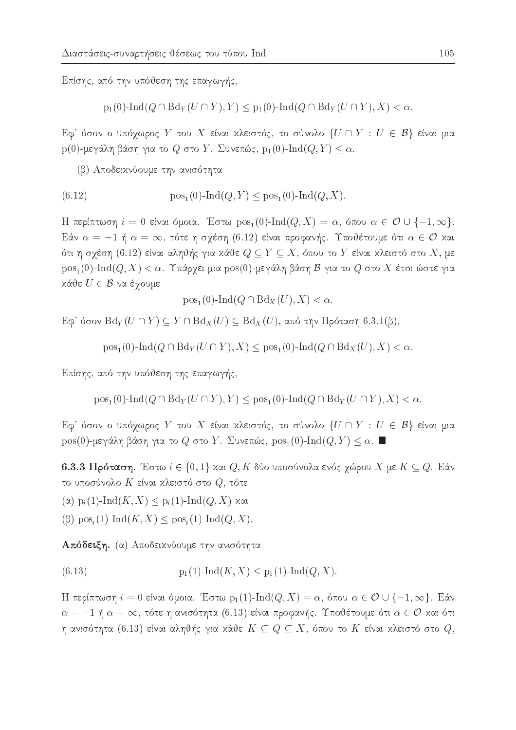Επίσης, από την υπόθεση της επαγωγής,

$$\mathrm{p}_1(0)\text{-}\mathrm{Ind}(Q \cap \mathrm{Bd}_Y(U \cap Y), Y) \leq \mathrm{p}_1(0)\text{-}\mathrm{Ind}(Q \cap \mathrm{Bd}_Y(U \cap Y), X) < \alpha.$$

Εφ' όσον ο υπόχωρος $Y$ του $X$ είναι κλειστός, το σύνολο $\{U \cap Y : U \in \mathcal{B}\}$ είναι μια $\mathrm{p}(0)$-μεγάλη βάση για το $Q$ στο $Y$. Συνεπώς, $\mathrm{p}_1(0)\text{-}\mathrm{Ind}(Q, Y) \leq \alpha$.

(β) Αποδεικνύουμε την ανισότητα

$$\mathrm{pos}_1(0)\text{-}\mathrm{Ind}(Q, Y) \leq \mathrm{pos}_1(0)\text{-}\mathrm{Ind}(Q, X). \tag{6.12}$$

Η περίπτωση $i = 0$ είναι όμοια. Έστω $\mathrm{pos}_1(0)\text{-}\mathrm{Ind}(Q, X) = \alpha$, όπου $\alpha \in \mathcal{O} \cup \{-1, \infty\}$. Εάν $\alpha = -1$ ή $\alpha = \infty$, τότε η σχέση (6.12) είναι προφανής. Υποθέτουμε ότι $\alpha \in \mathcal{O}$ και ότι η σχέση (6.12) είναι αληθής για κάθε $Q \subseteq Y \subseteq X$, όπου το $Y$ είναι κλειστό στο $X$, με $\mathrm{pos}_1(0)\text{-}\mathrm{Ind}(Q, X) < \alpha$. Υπάρχει μια $\mathrm{pos}(0)$-μεγάλη βάση $\mathcal{B}$ για το $Q$ στο $X$ έτσι ώστε για κάθε $U \in \mathcal{B}$ να έχουμε

$$\mathrm{pos}_1(0)\text{-}\mathrm{Ind}(Q \cap \mathrm{Bd}_X(U), X) < \alpha.$$

Εφ' όσον $\mathrm{Bd}_Y(U \cap Y) \subseteq Y \cap \mathrm{Bd}_X(U) \subseteq \mathrm{Bd}_X(U)$, από την Πρόταση 6.3.1(β),

$$\mathrm{pos}_1(0)\text{-}\mathrm{Ind}(Q \cap \mathrm{Bd}_Y(U \cap Y), X) \leq \mathrm{pos}_1(0)\text{-}\mathrm{Ind}(Q \cap \mathrm{Bd}_X(U), X) < \alpha.$$

Επίσης, από την υπόθεση της επαγωγής,

$$\mathrm{pos}_1(0)\text{-}\mathrm{Ind}(Q \cap \mathrm{Bd}_Y(U \cap Y), Y) \leq \mathrm{pos}_1(0)\text{-}\mathrm{Ind}(Q \cap \mathrm{Bd}_Y(U \cap Y), X) < \alpha.$$

Εφ' όσον ο υπόχωρος $Y$ του $X$ είναι κλειστός, το σύνολο $\{U \cap Y : U \in \mathcal{B}\}$ είναι μια $\mathrm{pos}(0)$-μεγάλη βάση για το $Q$ στο $Y$. Συνεπώς, $\mathrm{pos}_1(0)\text{-}\mathrm{Ind}(Q, Y) \leq \alpha$. ■

**6.3.3 Πρόταση.** Έστω $i \in \{0, 1\}$ και $Q, K$ δύο υποσύνολα ενός χώρου $X$ με $K \subseteq Q$. Εάν το υποσύνολο $K$ είναι κλειστό στο $Q$, τότε

(α) $\mathrm{p}_i(1)\text{-}\mathrm{Ind}(K, X) \leq \mathrm{p}_i(1)\text{-}\mathrm{Ind}(Q, X)$ και

(β) $\mathrm{pos}_i(1)\text{-}\mathrm{Ind}(K, X) \leq \mathrm{pos}_i(1)\text{-}\mathrm{Ind}(Q, X)$.

**Απόδειξη.** (α) Αποδεικνύουμε την ανισότητα

$$\mathrm{p}_1(1)\text{-}\mathrm{Ind}(K, X) \leq \mathrm{p}_1(1)\text{-}\mathrm{Ind}(Q, X). \tag{6.13}$$

Η περίπτωση $i = 0$ είναι όμοια. Έστω $\mathrm{p}_1(1)\text{-}\mathrm{Ind}(Q, X) = \alpha$, όπου $\alpha \in \mathcal{O} \cup \{-1, \infty\}$. Εάν $\alpha = -1$ ή $\alpha = \infty$, τότε η ανισότητα (6.13) είναι προφανής. Υποθέτουμε ότι $\alpha \in \mathcal{O}$ και ότι η ανισότητα (6.13) είναι αληθής για κάθε $K \subseteq Q \subseteq X$, όπου το $K$ είναι κλειστό στο $Q$,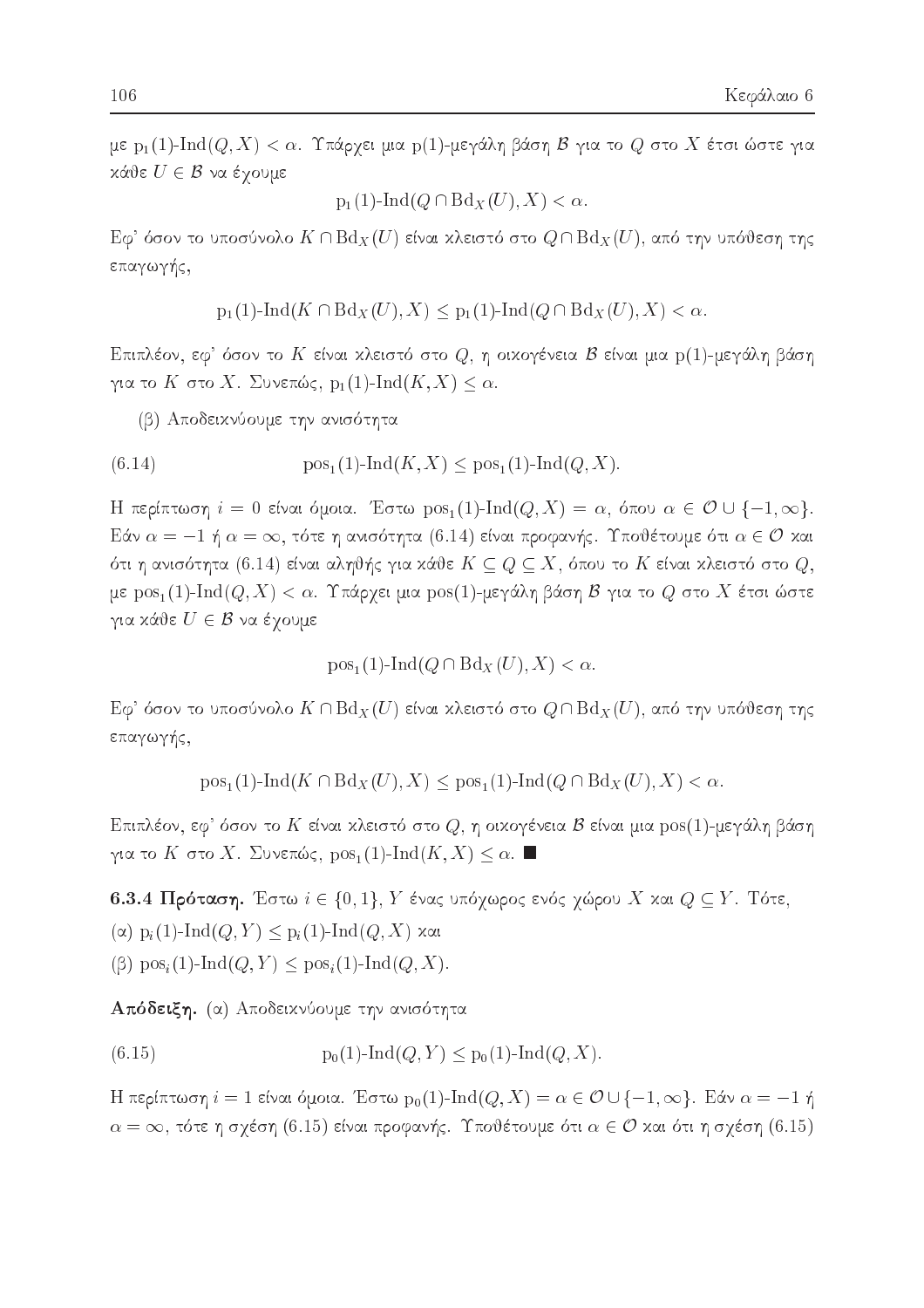με $\mathrm{p}_1(1)\text{-}\mathrm{Ind}(Q,X) < \alpha$. Υπάρχει μια p(1)-μεγάλη βάση $\mathcal{B}$ για το $Q$ στο $X$ έτσι ώστε για κάθε $U \in \mathcal{B}$ να έχουμε

$$\mathrm{p}_1(1)\text{-}\mathrm{Ind}(Q \cap \mathrm{Bd}_X(U), X) < \alpha.$$

Εφ' όσον το υποσύνολο $K \cap \mathrm{Bd}_X(U)$ είναι κλειστό στο $Q \cap \mathrm{Bd}_X(U)$, από την υπόθεση της επαγωγής,

$$\mathrm{p}_1(1)\text{-}\mathrm{Ind}(K \cap \mathrm{Bd}_X(U), X) \leq \mathrm{p}_1(1)\text{-}\mathrm{Ind}(Q \cap \mathrm{Bd}_X(U), X) < \alpha.$$

Επιπλέον, εφ' όσον το $K$ είναι κλειστό στο $Q$, η οικογένεια $\mathcal{B}$ είναι μια p(1)-μεγάλη βάση για το $K$ στο $X$. Συνεπώς, $\mathrm{p}_1(1)\text{-}\mathrm{Ind}(K,X) \leq \alpha$.

(β) Αποδεικνύουμε την ανισότητα

$$\mathrm{pos}_1(1)\text{-}\mathrm{Ind}(K,X) \leq \mathrm{pos}_1(1)\text{-}\mathrm{Ind}(Q,X). \tag{6.14}$$

Η περίπτωση $i = 0$ είναι όμοια. Έστω $\mathrm{pos}_1(1)\text{-}\mathrm{Ind}(Q,X) = \alpha$, όπου $\alpha \in \mathcal{O} \cup \{-1, \infty\}$. Εάν $\alpha = -1$ ή $\alpha = \infty$, τότε η ανισότητα (6.14) είναι προφανής. Υποθέτουμε ότι $\alpha \in \mathcal{O}$ και ότι η ανισότητα (6.14) είναι αληθής για κάθε $K \subseteq Q \subseteq X$, όπου το $K$ είναι κλειστό στο $Q$, με $\mathrm{pos}_1(1)\text{-}\mathrm{Ind}(Q,X) < \alpha$. Υπάρχει μια pos(1)-μεγάλη βάση $\mathcal{B}$ για το $Q$ στο $X$ έτσι ώστε για κάθε $U \in \mathcal{B}$ να έχουμε

$$\mathrm{pos}_1(1)\text{-}\mathrm{Ind}(Q \cap \mathrm{Bd}_X(U), X) < \alpha.$$

Εφ' όσον το υποσύνολο $K \cap \mathrm{Bd}_X(U)$ είναι κλειστό στο $Q \cap \mathrm{Bd}_X(U)$, από την υπόθεση της επαγωγής,

$$\mathrm{pos}_1(1)\text{-}\mathrm{Ind}(K \cap \mathrm{Bd}_X(U), X) \leq \mathrm{pos}_1(1)\text{-}\mathrm{Ind}(Q \cap \mathrm{Bd}_X(U), X) < \alpha.$$

Επιπλέον, εφ' όσον το $K$ είναι κλειστό στο $Q$, η οικογένεια $\mathcal{B}$ είναι μια pos(1)-μεγάλη βάση για το $K$ στο $X$. Συνεπώς, $\mathrm{pos}_1(1)\text{-}\mathrm{Ind}(K,X) \leq \alpha$. ■

**6.3.4 Πρόταση.** Έστω $i \in \{0,1\}$, $Y$ ένας υπόχωρος ενός χώρου $X$ και $Q \subseteq Y$. Τότε,

(α) $\mathrm{p}_i(1)\text{-}\mathrm{Ind}(Q,Y) \leq \mathrm{p}_i(1)\text{-}\mathrm{Ind}(Q,X)$ και

(β) $\mathrm{pos}_i(1)\text{-}\mathrm{Ind}(Q,Y) \leq \mathrm{pos}_i(1)\text{-}\mathrm{Ind}(Q,X)$.

**Απόδειξη.** (α) Αποδεικνύουμε την ανισότητα

$$\mathrm{p}_0(1)\text{-}\mathrm{Ind}(Q,Y) \leq \mathrm{p}_0(1)\text{-}\mathrm{Ind}(Q,X). \tag{6.15}$$

Η περίπτωση $i = 1$ είναι όμοια. Έστω $\mathrm{p}_0(1)\text{-}\mathrm{Ind}(Q,X) = \alpha \in \mathcal{O} \cup \{-1, \infty\}$. Εάν $\alpha = -1$ ή $\alpha = \infty$, τότε η σχέση (6.15) είναι προφανής. Υποθέτουμε ότι $\alpha \in \mathcal{O}$ και ότι η σχέση (6.15)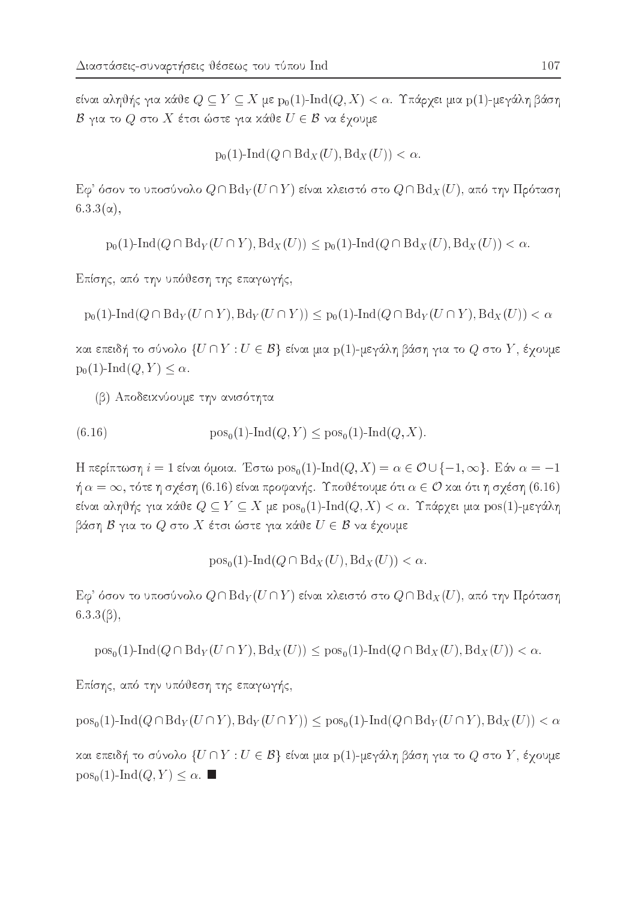είναι αληθής για κάθε $Q \subseteq Y \subseteq X$ με $\mathrm{p}_0(1)\text{-Ind}(Q, X) < \alpha$. Υπάρχει μια p(1)-μεγάλη βάση $\mathcal{B}$ για το $Q$ στο $X$ έτσι ώστε για κάθε $U \in \mathcal{B}$ να έχουμε

$$\mathrm{p}_0(1)\text{-Ind}(Q \cap \mathrm{Bd}_X(U), \mathrm{Bd}_X(U)) < \alpha.$$

Εφ' όσον το υποσύνολο $Q \cap \mathrm{Bd}_Y(U \cap Y)$ είναι κλειστό στο $Q \cap \mathrm{Bd}_X(U)$, από την Πρόταση 6.3.3(α),

$$\mathrm{p}_0(1)\text{-Ind}(Q \cap \mathrm{Bd}_Y(U \cap Y), \mathrm{Bd}_X(U)) \leq \mathrm{p}_0(1)\text{-Ind}(Q \cap \mathrm{Bd}_X(U), \mathrm{Bd}_X(U)) < \alpha.$$

Επίσης, από την υπόθεση της επαγωγής,

$$\mathrm{p}_0(1)\text{-Ind}(Q \cap \mathrm{Bd}_Y(U \cap Y), \mathrm{Bd}_Y(U \cap Y)) \leq \mathrm{p}_0(1)\text{-Ind}(Q \cap \mathrm{Bd}_Y(U \cap Y), \mathrm{Bd}_X(U)) < \alpha$$

και επειδή το σύνολο $\{U \cap Y : U \in \mathcal{B}\}$ είναι μια p(1)-μεγάλη βάση για το $Q$ στο $Y$, έχουμε $\mathrm{p}_0(1)\text{-Ind}(Q, Y) \leq \alpha$.

(β) Αποδεικνύουμε την ανισότητα

$$\mathrm{pos}_0(1)\text{-Ind}(Q, Y) \leq \mathrm{pos}_0(1)\text{-Ind}(Q, X). \tag{6.16}$$

Η περίπτωση $i = 1$ είναι όμοια. Έστω $\mathrm{pos}_0(1)\text{-Ind}(Q, X) = \alpha \in \mathcal{O} \cup \{-1, \infty\}$. Εάν $\alpha = -1$ ή $\alpha = \infty$, τότε η σχέση (6.16) είναι προφανής. Υποθέτουμε ότι $\alpha \in \mathcal{O}$ και ότι η σχέση (6.16) είναι αληθής για κάθε $Q \subseteq Y \subseteq X$ με $\mathrm{pos}_0(1)\text{-Ind}(Q, X) < \alpha$. Υπάρχει μια pos(1)-μεγάλη βάση $\mathcal{B}$ για το $Q$ στο $X$ έτσι ώστε για κάθε $U \in \mathcal{B}$ να έχουμε

$$\mathrm{pos}_0(1)\text{-Ind}(Q \cap \mathrm{Bd}_X(U), \mathrm{Bd}_X(U)) < \alpha.$$

Εφ' όσον το υποσύνολο $Q \cap \mathrm{Bd}_Y(U \cap Y)$ είναι κλειστό στο $Q \cap \mathrm{Bd}_X(U)$, από την Πρόταση 6.3.3(β),

$$\mathrm{pos}_0(1)\text{-Ind}(Q \cap \mathrm{Bd}_Y(U \cap Y), \mathrm{Bd}_X(U)) \leq \mathrm{pos}_0(1)\text{-Ind}(Q \cap \mathrm{Bd}_X(U), \mathrm{Bd}_X(U)) < \alpha.$$

Επίσης, από την υπόθεση της επαγωγής,

$$\mathrm{pos}_0(1)\text{-Ind}(Q \cap \mathrm{Bd}_Y(U \cap Y), \mathrm{Bd}_Y(U \cap Y)) \leq \mathrm{pos}_0(1)\text{-Ind}(Q \cap \mathrm{Bd}_Y(U \cap Y), \mathrm{Bd}_X(U)) < \alpha$$

και επειδή το σύνολο $\{U \cap Y : U \in \mathcal{B}\}$ είναι μια p(1)-μεγάλη βάση για το $Q$ στο $Y$, έχουμε $\mathrm{pos}_0(1)\text{-Ind}(Q, Y) \leq \alpha$. ■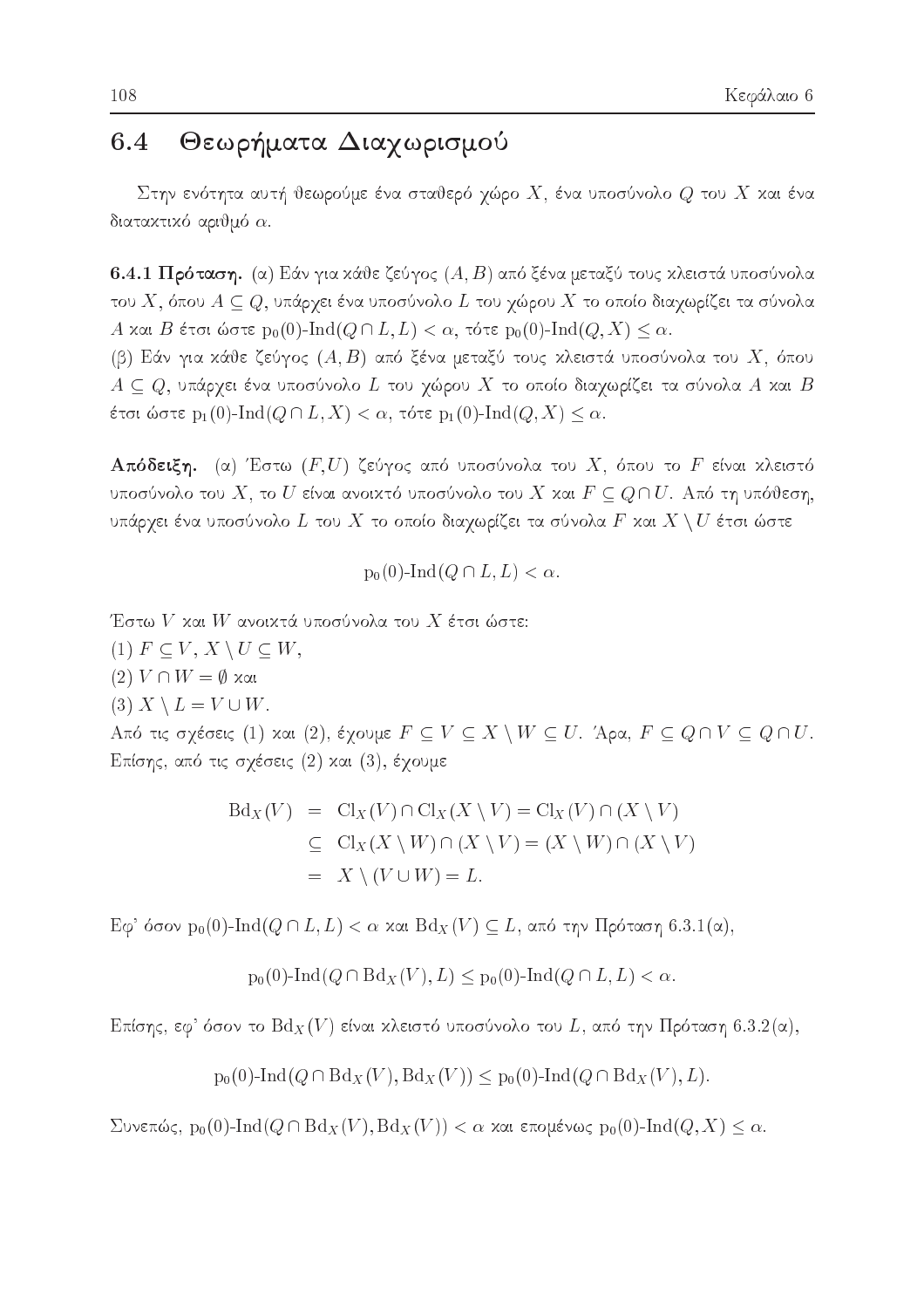## 6.4 Θεωρήματα Διαχωρισμού

Στην ενότητα αυτή θεωρούμε ένα σταθερό χώρο $X$, ένα υποσύνολο $Q$ του $X$ και ένα διατακτικό αριθμό $\alpha$.

**6.4.1 Πρόταση.** (α) Εάν για κάθε ζεύγος $(A,B)$ από ξένα μεταξύ τους κλειστά υποσύνολα του $X$, όπου $A \subseteq Q$, υπάρχει ένα υποσύνολο $L$ του χώρου $X$ το οποίο διαχωρίζει τα σύνολα $A$ και $B$ έτσι ώστε $\mathrm{p}_0(0)\text{-}\mathrm{Ind}(Q \cap L, L) < \alpha$, τότε $\mathrm{p}_0(0)\text{-}\mathrm{Ind}(Q, X) \leq \alpha$.

(β) Εάν για κάθε ζεύγος $(A,B)$ από ξένα μεταξύ τους κλειστά υποσύνολα του $X$, όπου $A \subseteq Q$, υπάρχει ένα υποσύνολο $L$ του χώρου $X$ το οποίο διαχωρίζει τα σύνολα $A$ και $B$ έτσι ώστε $\mathrm{p}_1(0)\text{-}\mathrm{Ind}(Q \cap L, X) < \alpha$, τότε $\mathrm{p}_1(0)\text{-}\mathrm{Ind}(Q, X) \leq \alpha$.

**Απόδειξη.** (α) Έστω $(F,U)$ ζεύγος από υποσύνολα του $X$, όπου το $F$ είναι κλειστό υποσύνολο του $X$, το $U$ είναι ανοικτό υποσύνολο του $X$ και $F \subseteq Q \cap U$. Από τη υπόθεση, υπάρχει ένα υποσύνολο $L$ του $X$ το οποίο διαχωρίζει τα σύνολα $F$ και $X \setminus U$ έτσι ώστε

$$\mathrm{p}_0(0)\text{-}\mathrm{Ind}(Q \cap L, L) < \alpha.$$

Έστω $V$ και $W$ ανοικτά υποσύνολα του $X$ έτσι ώστε:

(1) $F \subseteq V$, $X \setminus U \subseteq W$,

(2) $V \cap W = \emptyset$ και

(3) $X \setminus L = V \cup W$.

Από τις σχέσεις (1) και (2), έχουμε $F \subseteq V \subseteq X \setminus W \subseteq U$. Άρα, $F \subseteq Q \cap V \subseteq Q \cap U$. Επίσης, από τις σχέσεις (2) και (3), έχουμε

$$\begin{aligned}
\mathrm{Bd}_X(V) &= \mathrm{Cl}_X(V) \cap \mathrm{Cl}_X(X \setminus V) = \mathrm{Cl}_X(V) \cap (X \setminus V) \\
&\subseteq \mathrm{Cl}_X(X \setminus W) \cap (X \setminus V) = (X \setminus W) \cap (X \setminus V) \\
&= X \setminus (V \cup W) = L.
\end{aligned}$$

Εφ' όσον $\mathrm{p}_0(0)\text{-}\mathrm{Ind}(Q \cap L, L) < \alpha$ και $\mathrm{Bd}_X(V) \subseteq L$, από την Πρόταση 6.3.1(α),

$$\mathrm{p}_0(0)\text{-}\mathrm{Ind}(Q \cap \mathrm{Bd}_X(V), L) \leq \mathrm{p}_0(0)\text{-}\mathrm{Ind}(Q \cap L, L) < \alpha.$$

Επίσης, εφ' όσον το $\mathrm{Bd}_X(V)$ είναι κλειστό υποσύνολο του $L$, από την Πρόταση 6.3.2(α),

$$\mathrm{p}_0(0)\text{-}\mathrm{Ind}(Q \cap \mathrm{Bd}_X(V), \mathrm{Bd}_X(V)) \leq \mathrm{p}_0(0)\text{-}\mathrm{Ind}(Q \cap \mathrm{Bd}_X(V), L).$$

Συνεπώς, $\mathrm{p}_0(0)\text{-}\mathrm{Ind}(Q \cap \mathrm{Bd}_X(V), \mathrm{Bd}_X(V)) < \alpha$ και επομένως $\mathrm{p}_0(0)\text{-}\mathrm{Ind}(Q, X) \leq \alpha$.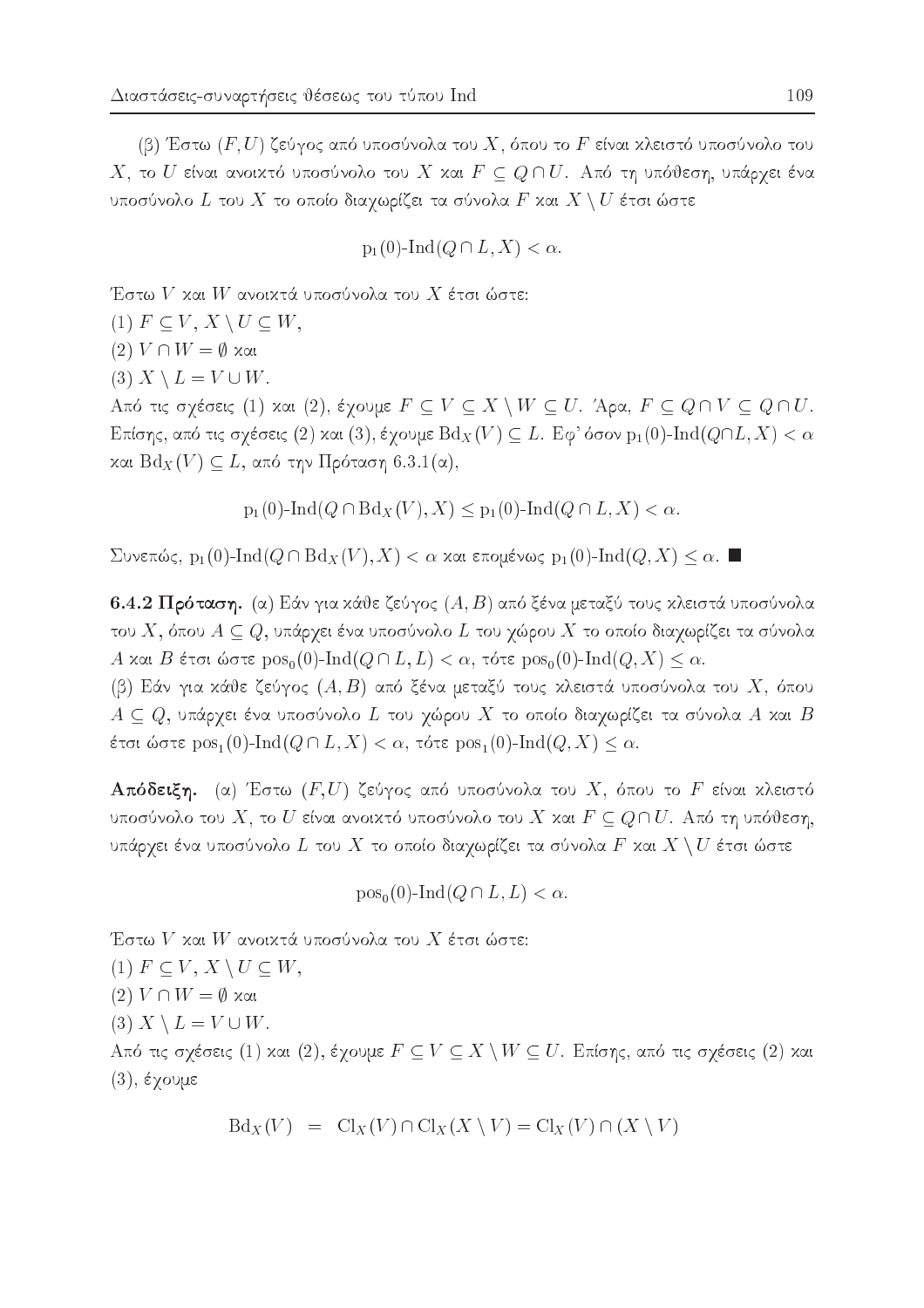(β) Έστω $(F, U)$ ζεύγος από υποσύνολα του $X$, όπου το $F$ είναι κλειστό υποσύνολο του $X$, το $U$ είναι ανοικτό υποσύνολο του $X$ και $F \subseteq Q \cap U$. Από τη υπόθεση, υπάρχει ένα υποσύνολο $L$ του $X$ το οποίο διαχωρίζει τα σύνολα $F$ και $X \setminus U$ έτσι ώστε

$$\mathrm{p}_1(0)\text{-}\mathrm{Ind}(Q \cap L, X) < \alpha.$$

Έστω $V$ και $W$ ανοικτά υποσύνολα του $X$ έτσι ώστε:
(1) $F \subseteq V$, $X \setminus U \subseteq W$,
(2) $V \cap W = \emptyset$ και
(3) $X \setminus L = V \cup W$.
Από τις σχέσεις (1) και (2), έχουμε $F \subseteq V \subseteq X \setminus W \subseteq U$. Άρα, $F \subseteq Q \cap V \subseteq Q \cap U$. Επίσης, από τις σχέσεις (2) και (3), έχουμε $\mathrm{Bd}_X(V) \subseteq L$. Εφ' όσον $\mathrm{p}_1(0)\text{-}\mathrm{Ind}(Q \cap L, X) < \alpha$ και $\mathrm{Bd}_X(V) \subseteq L$, από την Πρόταση 6.3.1(α),

$$\mathrm{p}_1(0)\text{-}\mathrm{Ind}(Q \cap \mathrm{Bd}_X(V), X) \leq \mathrm{p}_1(0)\text{-}\mathrm{Ind}(Q \cap L, X) < \alpha.$$

Συνεπώς, $\mathrm{p}_1(0)\text{-}\mathrm{Ind}(Q \cap \mathrm{Bd}_X(V), X) < \alpha$ και επομένως $\mathrm{p}_1(0)\text{-}\mathrm{Ind}(Q, X) \leq \alpha$. ■

**6.4.2 Πρόταση.** (α) Εάν για κάθε ζεύγος $(A, B)$ από ξένα μεταξύ τους κλειστά υποσύνολα του $X$, όπου $A \subseteq Q$, υπάρχει ένα υποσύνολο $L$ του χώρου $X$ το οποίο διαχωρίζει τα σύνολα $A$ και $B$ έτσι ώστε $\mathrm{pos}_0(0)\text{-}\mathrm{Ind}(Q \cap L, L) < \alpha$, τότε $\mathrm{pos}_0(0)\text{-}\mathrm{Ind}(Q, X) \leq \alpha$.
(β) Εάν για κάθε ζεύγος $(A, B)$ από ξένα μεταξύ τους κλειστά υποσύνολα του $X$, όπου $A \subseteq Q$, υπάρχει ένα υποσύνολο $L$ του χώρου $X$ το οποίο διαχωρίζει τα σύνολα $A$ και $B$ έτσι ώστε $\mathrm{pos}_1(0)\text{-}\mathrm{Ind}(Q \cap L, X) < \alpha$, τότε $\mathrm{pos}_1(0)\text{-}\mathrm{Ind}(Q, X) \leq \alpha$.

**Απόδειξη.** (α) Έστω $(F, U)$ ζεύγος από υποσύνολα του $X$, όπου το $F$ είναι κλειστό υποσύνολο του $X$, το $U$ είναι ανοικτό υποσύνολο του $X$ και $F \subseteq Q \cap U$. Από τη υπόθεση, υπάρχει ένα υποσύνολο $L$ του $X$ το οποίο διαχωρίζει τα σύνολα $F$ και $X \setminus U$ έτσι ώστε

$$\mathrm{pos}_0(0)\text{-}\mathrm{Ind}(Q \cap L, L) < \alpha.$$

Έστω $V$ και $W$ ανοικτά υποσύνολα του $X$ έτσι ώστε:
(1) $F \subseteq V$, $X \setminus U \subseteq W$,
(2) $V \cap W = \emptyset$ και
(3) $X \setminus L = V \cup W$.
Από τις σχέσεις (1) και (2), έχουμε $F \subseteq V \subseteq X \setminus W \subseteq U$. Επίσης, από τις σχέσεις (2) και (3), έχουμε

$$\mathrm{Bd}_X(V) \;\; = \;\; \mathrm{Cl}_X(V) \cap \mathrm{Cl}_X(X \setminus V) = \mathrm{Cl}_X(V) \cap (X \setminus V)$$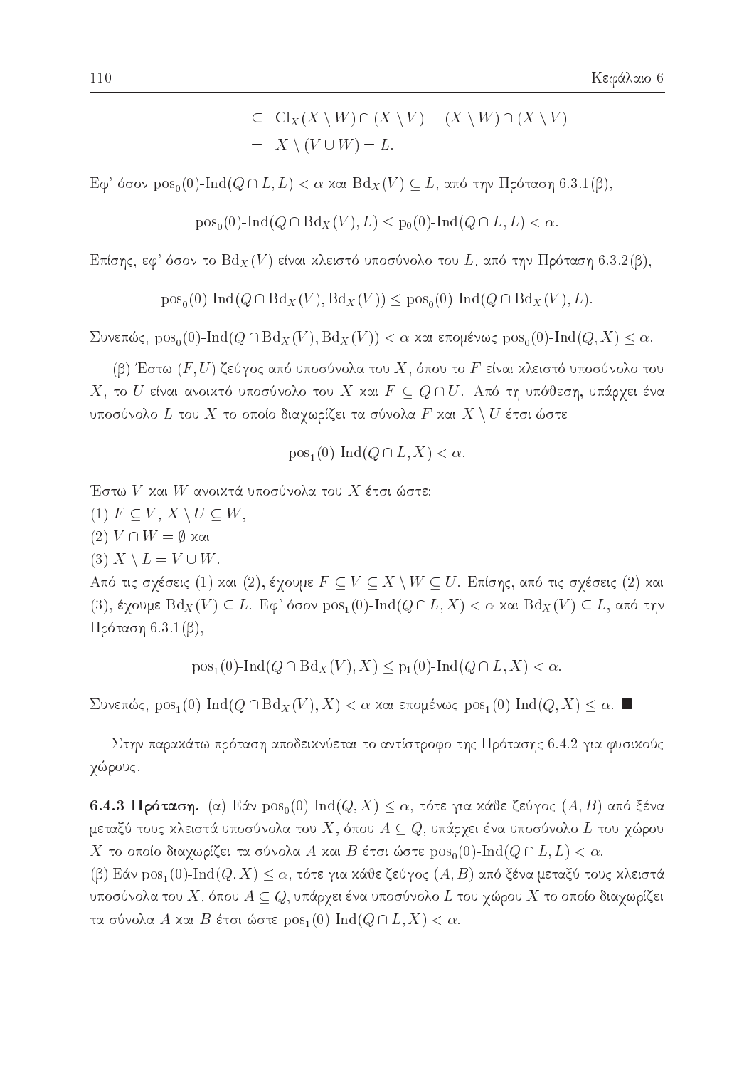$$\begin{aligned}
&\subseteq \ \mathrm{Cl}_X(X \setminus W) \cap (X \setminus V) = (X \setminus W) \cap (X \setminus V) \\
&= \ X \setminus (V \cup W) = L.
\end{aligned}$$

Εφ' όσον $\mathrm{pos}_0(0)\text{-}\mathrm{Ind}(Q \cap L, L) < \alpha$ και $\mathrm{Bd}_X(V) \subseteq L$, από την Πρόταση 6.3.1(β),

$$\mathrm{pos}_0(0)\text{-}\mathrm{Ind}(Q \cap \mathrm{Bd}_X(V), L) \leq \mathrm{p}_0(0)\text{-}\mathrm{Ind}(Q \cap L, L) < \alpha.$$

Επίσης, εφ' όσον το $\mathrm{Bd}_X(V)$ είναι κλειστό υποσύνολο του $L$, από την Πρόταση 6.3.2(β),

$$\mathrm{pos}_0(0)\text{-}\mathrm{Ind}(Q \cap \mathrm{Bd}_X(V), \mathrm{Bd}_X(V)) \leq \mathrm{pos}_0(0)\text{-}\mathrm{Ind}(Q \cap \mathrm{Bd}_X(V), L).$$

Συνεπώς, $\mathrm{pos}_0(0)\text{-}\mathrm{Ind}(Q \cap \mathrm{Bd}_X(V), \mathrm{Bd}_X(V)) < \alpha$ και επομένως $\mathrm{pos}_0(0)\text{-}\mathrm{Ind}(Q, X) \leq \alpha$.

(β) Έστω $(F, U)$ ζεύγος από υποσύνολα του $X$, όπου το $F$ είναι κλειστό υποσύνολο του $X$, το $U$ είναι ανοικτό υποσύνολο του $X$ και $F \subseteq Q \cap U$. Από τη υπόθεση, υπάρχει ένα υποσύνολο $L$ του $X$ το οποίο διαχωρίζει τα σύνολα $F$ και $X \setminus U$ έτσι ώστε

$$\mathrm{pos}_1(0)\text{-}\mathrm{Ind}(Q \cap L, X) < \alpha.$$

Έστω $V$ και $W$ ανοικτά υποσύνολα του $X$ έτσι ώστε:

(1) $F \subseteq V$, $X \setminus U \subseteq W$,

(2) $V \cap W = \emptyset$ και

(3) $X \setminus L = V \cup W$.

Από τις σχέσεις (1) και (2), έχουμε $F \subseteq V \subseteq X \setminus W \subseteq U$. Επίσης, από τις σχέσεις (2) και (3), έχουμε $\mathrm{Bd}_X(V) \subseteq L$. Εφ' όσον $\mathrm{pos}_1(0)\text{-}\mathrm{Ind}(Q \cap L, X) < \alpha$ και $\mathrm{Bd}_X(V) \subseteq L$, από την Πρόταση 6.3.1(β),

$$\mathrm{pos}_1(0)\text{-}\mathrm{Ind}(Q \cap \mathrm{Bd}_X(V), X) \leq \mathrm{p}_1(0)\text{-}\mathrm{Ind}(Q \cap L, X) < \alpha.$$

Συνεπώς, $\mathrm{pos}_1(0)\text{-}\mathrm{Ind}(Q \cap \mathrm{Bd}_X(V), X) < \alpha$ και επομένως $\mathrm{pos}_1(0)\text{-}\mathrm{Ind}(Q, X) \leq \alpha$. ■

Στην παρακάτω πρόταση αποδεικνύεται το αντίστροφο της Πρότασης 6.4.2 για φυσικούς χώρους.

**6.4.3 Πρόταση.** (α) Εάν $\mathrm{pos}_0(0)\text{-}\mathrm{Ind}(Q, X) \leq \alpha$, τότε για κάθε ζεύγος $(A, B)$ από ξένα μεταξύ τους κλειστά υποσύνολα του $X$, όπου $A \subseteq Q$, υπάρχει ένα υποσύνολο $L$ του χώρου $X$ το οποίο διαχωρίζει τα σύνολα $A$ και $B$ έτσι ώστε $\mathrm{pos}_0(0)\text{-}\mathrm{Ind}(Q \cap L, L) < \alpha$.

(β) Εάν $\mathrm{pos}_1(0)\text{-}\mathrm{Ind}(Q, X) \leq \alpha$, τότε για κάθε ζεύγος $(A, B)$ από ξένα μεταξύ τους κλειστά υποσύνολα του $X$, όπου $A \subseteq Q$, υπάρχει ένα υποσύνολο $L$ του χώρου $X$ το οποίο διαχωρίζει τα σύνολα $A$ και $B$ έτσι ώστε $\mathrm{pos}_1(0)\text{-}\mathrm{Ind}(Q \cap L, X) < \alpha$.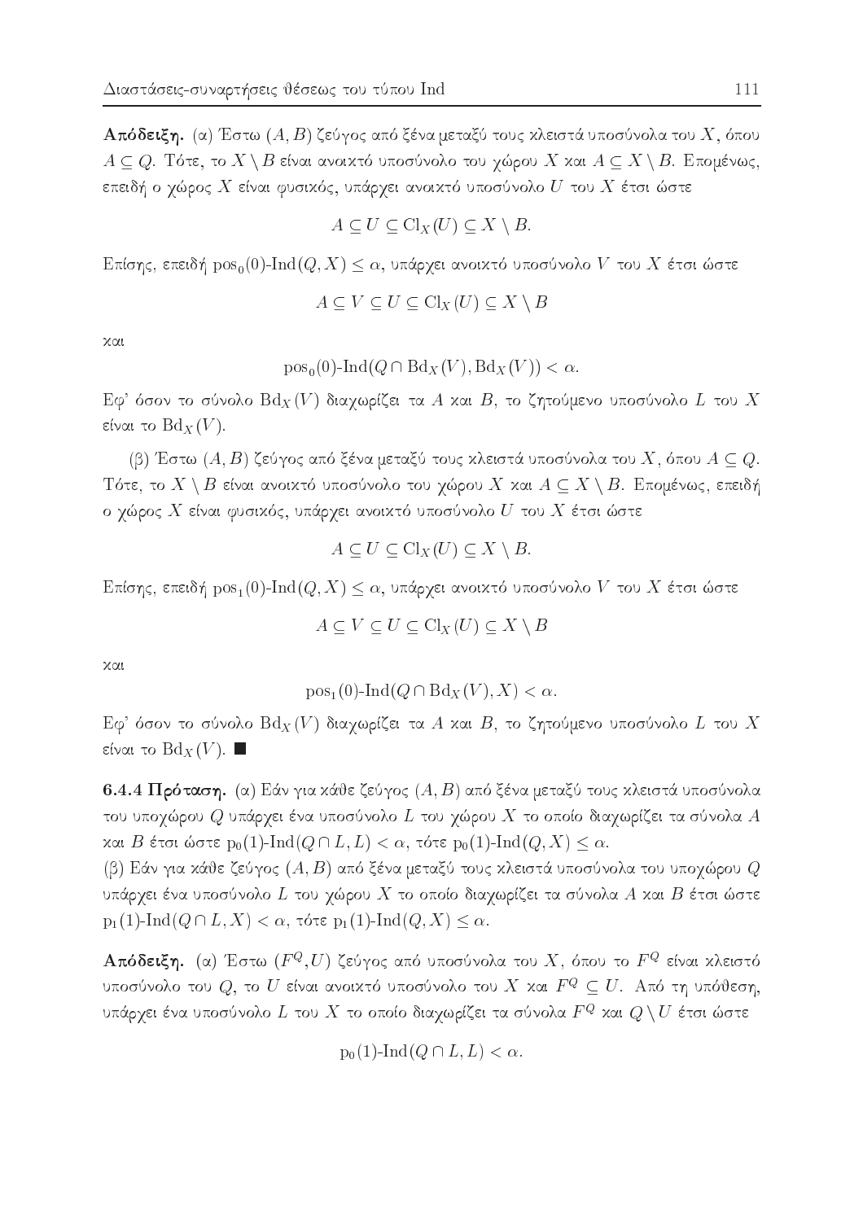**Απόδειξη.** (α) Έστω $(A, B)$ ζεύγος από ξένα μεταξύ τους κλειστά υποσύνολα του $X$, όπου $A \subseteq Q$. Τότε, το $X \setminus B$ είναι ανοικτό υποσύνολο του χώρου $X$ και $A \subseteq X \setminus B$. Επομένως, επειδή ο χώρος $X$ είναι φυσικός, υπάρχει ανοικτό υποσύνολο $U$ του $X$ έτσι ώστε

$$A \subseteq U \subseteq \mathrm{Cl}_X(U) \subseteq X \setminus B.$$

Επίσης, επειδή $\mathrm{pos}_0(0)\text{-}\mathrm{Ind}(Q, X) \leq \alpha$, υπάρχει ανοικτό υποσύνολο $V$ του $X$ έτσι ώστε

$$A \subseteq V \subseteq U \subseteq \mathrm{Cl}_X(U) \subseteq X \setminus B$$

και

$$\mathrm{pos}_0(0)\text{-}\mathrm{Ind}(Q \cap \mathrm{Bd}_X(V), \mathrm{Bd}_X(V)) < \alpha.$$

Εφ' όσον το σύνολο $\mathrm{Bd}_X(V)$ διαχωρίζει τα $A$ και $B$, το ζητούμενο υποσύνολο $L$ του $X$ είναι το $\mathrm{Bd}_X(V)$.

(β) Έστω $(A, B)$ ζεύγος από ξένα μεταξύ τους κλειστά υποσύνολα του $X$, όπου $A \subseteq Q$. Τότε, το $X \setminus B$ είναι ανοικτό υποσύνολο του χώρου $X$ και $A \subseteq X \setminus B$. Επομένως, επειδή ο χώρος $X$ είναι φυσικός, υπάρχει ανοικτό υποσύνολο $U$ του $X$ έτσι ώστε

$$A \subseteq U \subseteq \mathrm{Cl}_X(U) \subseteq X \setminus B.$$

Επίσης, επειδή $\mathrm{pos}_1(0)\text{-}\mathrm{Ind}(Q, X) \leq \alpha$, υπάρχει ανοικτό υποσύνολο $V$ του $X$ έτσι ώστε

$$A \subseteq V \subseteq U \subseteq \mathrm{Cl}_X(U) \subseteq X \setminus B$$

και

$$\mathrm{pos}_1(0)\text{-}\mathrm{Ind}(Q \cap \mathrm{Bd}_X(V), X) < \alpha.$$

Εφ' όσον το σύνολο $\mathrm{Bd}_X(V)$ διαχωρίζει τα $A$ και $B$, το ζητούμενο υποσύνολο $L$ του $X$ είναι το $\mathrm{Bd}_X(V)$. ■

**6.4.4 Πρόταση.** (α) Εάν για κάθε ζεύγος $(A, B)$ από ξένα μεταξύ τους κλειστά υποσύνολα του υποχώρου $Q$ υπάρχει ένα υποσύνολο $L$ του χώρου $X$ το οποίο διαχωρίζει τα σύνολα $A$ και $B$ έτσι ώστε $\mathrm{p}_0(1)\text{-}\mathrm{Ind}(Q \cap L, L) < \alpha$, τότε $\mathrm{p}_0(1)\text{-}\mathrm{Ind}(Q, X) \leq \alpha$.

(β) Εάν για κάθε ζεύγος $(A, B)$ από ξένα μεταξύ τους κλειστά υποσύνολα του υποχώρου $Q$ υπάρχει ένα υποσύνολο $L$ του χώρου $X$ το οποίο διαχωρίζει τα σύνολα $A$ και $B$ έτσι ώστε $\mathrm{p}_1(1)\text{-}\mathrm{Ind}(Q \cap L, X) < \alpha$, τότε $\mathrm{p}_1(1)\text{-}\mathrm{Ind}(Q, X) \leq \alpha$.

**Απόδειξη.** (α) Έστω $(F^Q, U)$ ζεύγος από υποσύνολα του $X$, όπου το $F^Q$ είναι κλειστό υποσύνολο του $Q$, το $U$ είναι ανοικτό υποσύνολο του $X$ και $F^Q \subseteq U$. Από τη υπόθεση, υπάρχει ένα υποσύνολο $L$ του $X$ το οποίο διαχωρίζει τα σύνολα $F^Q$ και $Q \setminus U$ έτσι ώστε

$$\mathrm{p}_0(1)\text{-}\mathrm{Ind}(Q \cap L, L) < \alpha.$$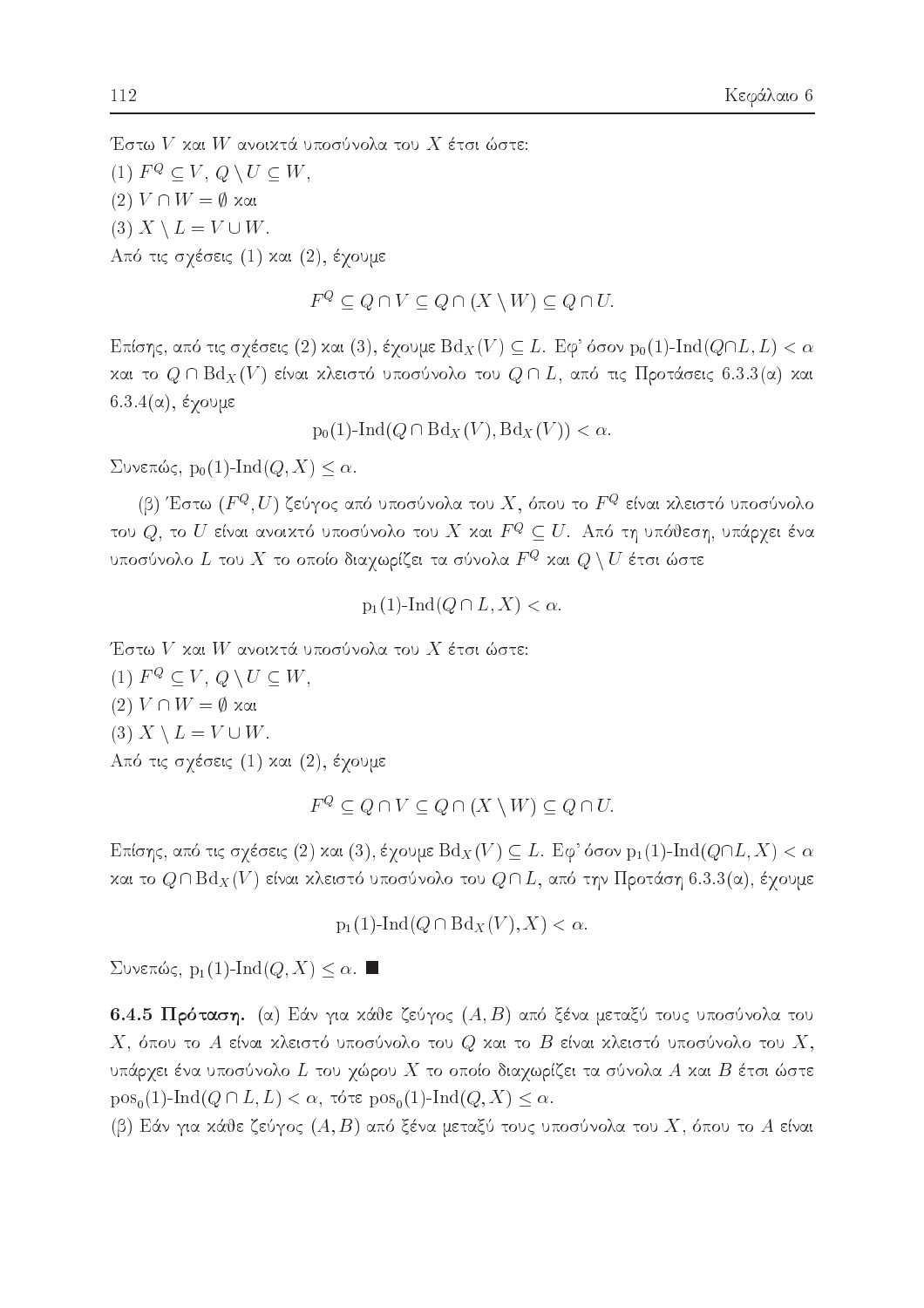Έστω $V$ και $W$ ανοικτά υποσύνολα του $X$ έτσι ώστε:

(1) $F^Q \subseteq V$, $Q \setminus U \subseteq W$,

(2) $V \cap W = \emptyset$ και

(3) $X \setminus L = V \cup W$.

Από τις σχέσεις (1) και (2), έχουμε

$$F^Q \subseteq Q \cap V \subseteq Q \cap (X \setminus W) \subseteq Q \cap U.$$

Επίσης, από τις σχέσεις (2) και (3), έχουμε $\mathrm{Bd}_X(V) \subseteq L$. Εφ' όσον $\mathrm{p}_0(1)\text{-}\mathrm{Ind}(Q \cap L, L) < \alpha$ και το $Q \cap \mathrm{Bd}_X(V)$ είναι κλειστό υποσύνολο του $Q \cap L$, από τις Προτάσεις 6.3.3(α) και 6.3.4(α), έχουμε

$$\mathrm{p}_0(1)\text{-}\mathrm{Ind}(Q \cap \mathrm{Bd}_X(V), \mathrm{Bd}_X(V)) < \alpha.$$

Συνεπώς, $\mathrm{p}_0(1)\text{-}\mathrm{Ind}(Q, X) \leq \alpha$.

(β) Έστω $(F^Q, U)$ ζεύγος από υποσύνολα του $X$, όπου το $F^Q$ είναι κλειστό υποσύνολο του $Q$, το $U$ είναι ανοικτό υποσύνολο του $X$ και $F^Q \subseteq U$. Από τη υπόθεση, υπάρχει ένα υποσύνολο $L$ του $X$ το οποίο διαχωρίζει τα σύνολα $F^Q$ και $Q \setminus U$ έτσι ώστε

$$\mathrm{p}_1(1)\text{-}\mathrm{Ind}(Q \cap L, X) < \alpha.$$

Έστω $V$ και $W$ ανοικτά υποσύνολα του $X$ έτσι ώστε:

(1) $F^Q \subseteq V$, $Q \setminus U \subseteq W$,

(2) $V \cap W = \emptyset$ και

(3) $X \setminus L = V \cup W$.

Από τις σχέσεις (1) και (2), έχουμε

$$F^Q \subseteq Q \cap V \subseteq Q \cap (X \setminus W) \subseteq Q \cap U.$$

Επίσης, από τις σχέσεις (2) και (3), έχουμε $\mathrm{Bd}_X(V) \subseteq L$. Εφ' όσον $\mathrm{p}_1(1)\text{-}\mathrm{Ind}(Q \cap L, X) < \alpha$ και το $Q \cap \mathrm{Bd}_X(V)$ είναι κλειστό υποσύνολο του $Q \cap L$, από την Πρόταση 6.3.3(α), έχουμε

$$\mathrm{p}_1(1)\text{-}\mathrm{Ind}(Q \cap \mathrm{Bd}_X(V), X) < \alpha.$$

Συνεπώς, $\mathrm{p}_1(1)\text{-}\mathrm{Ind}(Q, X) \leq \alpha$. ■

**6.4.5 Πρόταση.** (α) Εάν για κάθε ζεύγος $(A, B)$ από ξένα μεταξύ τους υποσύνολα του $X$, όπου το $A$ είναι κλειστό υποσύνολο του $Q$ και το $B$ είναι κλειστό υποσύνολο του $X$, υπάρχει ένα υποσύνολο $L$ του χώρου $X$ το οποίο διαχωρίζει τα σύνολα $A$ και $B$ έτσι ώστε $\mathrm{pos}_0(1)\text{-}\mathrm{Ind}(Q \cap L, L) < \alpha$, τότε $\mathrm{pos}_0(1)\text{-}\mathrm{Ind}(Q, X) \leq \alpha$.

(β) Εάν για κάθε ζεύγος $(A, B)$ από ξένα μεταξύ τους υποσύνολα του $X$, όπου το $A$ είναι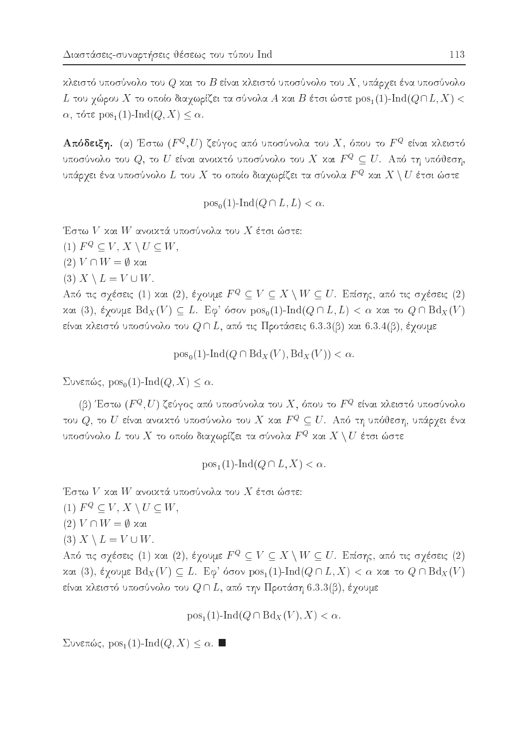κλειστό υποσύνολο του $Q$ και το $B$ είναι κλειστό υποσύνολο του $X$, υπάρχει ένα υποσύνολο $L$ του χώρου $X$ το οποίο διαχωρίζει τα σύνολα $A$ και $B$ έτσι ώστε $\mathrm{pos}_1(1)\text{-}\mathrm{Ind}(Q \cap L, X) < \alpha$, τότε $\mathrm{pos}_1(1)\text{-}\mathrm{Ind}(Q, X) \leq \alpha$.

**Απόδειξη.** (α) Έστω $(F^Q, U)$ ζεύγος από υποσύνολα του $X$, όπου το $F^Q$ είναι κλειστό υποσύνολο του $Q$, το $U$ είναι ανοικτό υποσύνολο του $X$ και $F^Q \subseteq U$. Από τη υπόθεση, υπάρχει ένα υποσύνολο $L$ του $X$ το οποίο διαχωρίζει τα σύνολα $F^Q$ και $X \setminus U$ έτσι ώστε

$$\mathrm{pos}_0(1)\text{-}\mathrm{Ind}(Q \cap L, L) < \alpha.$$

Έστω $V$ και $W$ ανοικτά υποσύνολα του $X$ έτσι ώστε:
(1) $F^Q \subseteq V$, $X \setminus U \subseteq W$,
(2) $V \cap W = \emptyset$ και
(3) $X \setminus L = V \cup W$.
Από τις σχέσεις (1) και (2), έχουμε $F^Q \subseteq V \subseteq X \setminus W \subseteq U$. Επίσης, από τις σχέσεις (2) και (3), έχουμε $\mathrm{Bd}_X(V) \subseteq L$. Εφ' όσον $\mathrm{pos}_0(1)\text{-}\mathrm{Ind}(Q \cap L, L) < \alpha$ και το $Q \cap \mathrm{Bd}_X(V)$ είναι κλειστό υποσύνολο του $Q \cap L$, από τις Προτάσεις 6.3.3(β) και 6.3.4(β), έχουμε

$$\mathrm{pos}_0(1)\text{-}\mathrm{Ind}(Q \cap \mathrm{Bd}_X(V), \mathrm{Bd}_X(V)) < \alpha.$$

Συνεπώς, $\mathrm{pos}_0(1)\text{-}\mathrm{Ind}(Q, X) \leq \alpha$.

(β) Έστω $(F^Q, U)$ ζεύγος από υποσύνολα του $X$, όπου το $F^Q$ είναι κλειστό υποσύνολο του $Q$, το $U$ είναι ανοικτό υποσύνολο του $X$ και $F^Q \subseteq U$. Από τη υπόθεση, υπάρχει ένα υποσύνολο $L$ του $X$ το οποίο διαχωρίζει τα σύνολα $F^Q$ και $X \setminus U$ έτσι ώστε

$$\mathrm{pos}_1(1)\text{-}\mathrm{Ind}(Q \cap L, X) < \alpha.$$

Έστω $V$ και $W$ ανοικτά υποσύνολα του $X$ έτσι ώστε:
(1) $F^Q \subseteq V$, $X \setminus U \subseteq W$,
(2) $V \cap W = \emptyset$ και
(3) $X \setminus L = V \cup W$.
Από τις σχέσεις (1) και (2), έχουμε $F^Q \subseteq V \subseteq X \setminus W \subseteq U$. Επίσης, από τις σχέσεις (2) και (3), έχουμε $\mathrm{Bd}_X(V) \subseteq L$. Εφ' όσον $\mathrm{pos}_1(1)\text{-}\mathrm{Ind}(Q \cap L, X) < \alpha$ και το $Q \cap \mathrm{Bd}_X(V)$ είναι κλειστό υποσύνολο του $Q \cap L$, από την Πρόταση 6.3.3(β), έχουμε

$$\mathrm{pos}_1(1)\text{-}\mathrm{Ind}(Q \cap \mathrm{Bd}_X(V), X) < \alpha.$$

Συνεπώς, $\mathrm{pos}_1(1)\text{-}\mathrm{Ind}(Q, X) \leq \alpha$. ■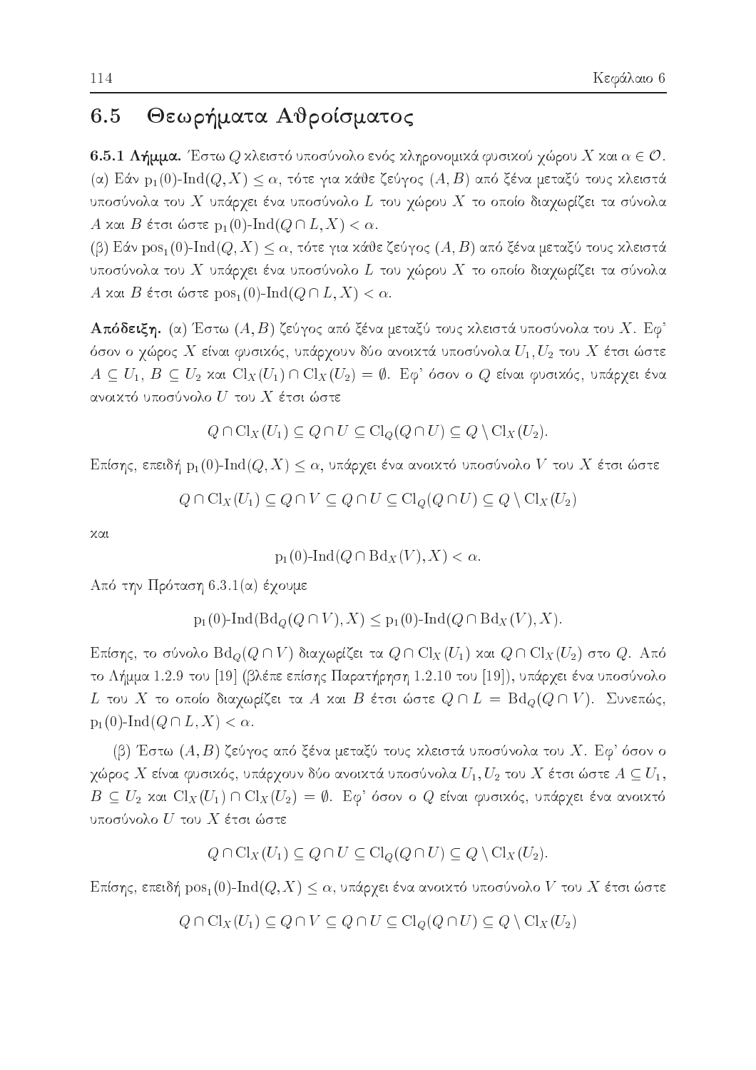## 6.5 Θεωρήματα Αθροίσματος

**6.5.1 Λήμμα.** Έστω $Q$ κλειστό υποσύνολο ενός κληρονομικά φυσικού χώρου $X$ και $\alpha \in \mathcal{O}$.
(α) Εάν $\mathrm{p}_1(0)\text{-}\mathrm{Ind}(Q,X) \leq \alpha$, τότε για κάθε ζεύγος $(A,B)$ από ξένα μεταξύ τους κλειστά υποσύνολα του $X$ υπάρχει ένα υποσύνολο $L$ του χώρου $X$ το οποίο διαχωρίζει τα σύνολα $A$ και $B$ έτσι ώστε $\mathrm{p}_1(0)\text{-}\mathrm{Ind}(Q \cap L, X) < \alpha$.
(β) Εάν $\mathrm{pos}_1(0)\text{-}\mathrm{Ind}(Q,X) \leq \alpha$, τότε για κάθε ζεύγος $(A,B)$ από ξένα μεταξύ τους κλειστά υποσύνολα του $X$ υπάρχει ένα υποσύνολο $L$ του χώρου $X$ το οποίο διαχωρίζει τα σύνολα $A$ και $B$ έτσι ώστε $\mathrm{pos}_1(0)\text{-}\mathrm{Ind}(Q \cap L, X) < \alpha$.

**Απόδειξη.** (α) Έστω $(A,B)$ ζεύγος από ξένα μεταξύ τους κλειστά υποσύνολα του $X$. Εφ' όσον ο χώρος $X$ είναι φυσικός, υπάρχουν δύο ανοικτά υποσύνολα $U_1, U_2$ του $X$ έτσι ώστε $A \subseteq U_1$, $B \subseteq U_2$ και $\mathrm{Cl}_X(U_1) \cap \mathrm{Cl}_X(U_2) = \emptyset$. Εφ' όσον ο $Q$ είναι φυσικός, υπάρχει ένα ανοικτό υποσύνολο $U$ του $X$ έτσι ώστε

$$Q \cap \mathrm{Cl}_X(U_1) \subseteq Q \cap U \subseteq \mathrm{Cl}_Q(Q \cap U) \subseteq Q \setminus \mathrm{Cl}_X(U_2).$$

Επίσης, επειδή $\mathrm{p}_1(0)\text{-}\mathrm{Ind}(Q,X) \leq \alpha$, υπάρχει ένα ανοικτό υποσύνολο $V$ του $X$ έτσι ώστε

$$Q \cap \mathrm{Cl}_X(U_1) \subseteq Q \cap V \subseteq Q \cap U \subseteq \mathrm{Cl}_Q(Q \cap U) \subseteq Q \setminus \mathrm{Cl}_X(U_2)$$

και

$$\mathrm{p}_1(0)\text{-}\mathrm{Ind}(Q \cap \mathrm{Bd}_X(V), X) < \alpha.$$

Από την Πρόταση 6.3.1(α) έχουμε

$$\mathrm{p}_1(0)\text{-}\mathrm{Ind}(\mathrm{Bd}_Q(Q \cap V), X) \leq \mathrm{p}_1(0)\text{-}\mathrm{Ind}(Q \cap \mathrm{Bd}_X(V), X).$$

Επίσης, το σύνολο $\mathrm{Bd}_Q(Q \cap V)$ διαχωρίζει τα $Q \cap \mathrm{Cl}_X(U_1)$ και $Q \cap \mathrm{Cl}_X(U_2)$ στο $Q$. Από το Λήμμα 1.2.9 του [19] (βλέπε επίσης Παρατήρηση 1.2.10 του [19]), υπάρχει ένα υποσύνολο $L$ του $X$ το οποίο διαχωρίζει τα $A$ και $B$ έτσι ώστε $Q \cap L = \mathrm{Bd}_Q(Q \cap V)$. Συνεπώς, $\mathrm{p}_1(0)\text{-}\mathrm{Ind}(Q \cap L, X) < \alpha$.

(β) Έστω $(A,B)$ ζεύγος από ξένα μεταξύ τους κλειστά υποσύνολα του $X$. Εφ' όσον ο χώρος $X$ είναι φυσικός, υπάρχουν δύο ανοικτά υποσύνολα $U_1, U_2$ του $X$ έτσι ώστε $A \subseteq U_1$, $B \subseteq U_2$ και $\mathrm{Cl}_X(U_1) \cap \mathrm{Cl}_X(U_2) = \emptyset$. Εφ' όσον ο $Q$ είναι φυσικός, υπάρχει ένα ανοικτό υποσύνολο $U$ του $X$ έτσι ώστε

$$Q \cap \mathrm{Cl}_X(U_1) \subseteq Q \cap U \subseteq \mathrm{Cl}_Q(Q \cap U) \subseteq Q \setminus \mathrm{Cl}_X(U_2).$$

Επίσης, επειδή $\mathrm{pos}_1(0)\text{-}\mathrm{Ind}(Q,X) \leq \alpha$, υπάρχει ένα ανοικτό υποσύνολο $V$ του $X$ έτσι ώστε

$$Q \cap \mathrm{Cl}_X(U_1) \subseteq Q \cap V \subseteq Q \cap U \subseteq \mathrm{Cl}_Q(Q \cap U) \subseteq Q \setminus \mathrm{Cl}_X(U_2)$$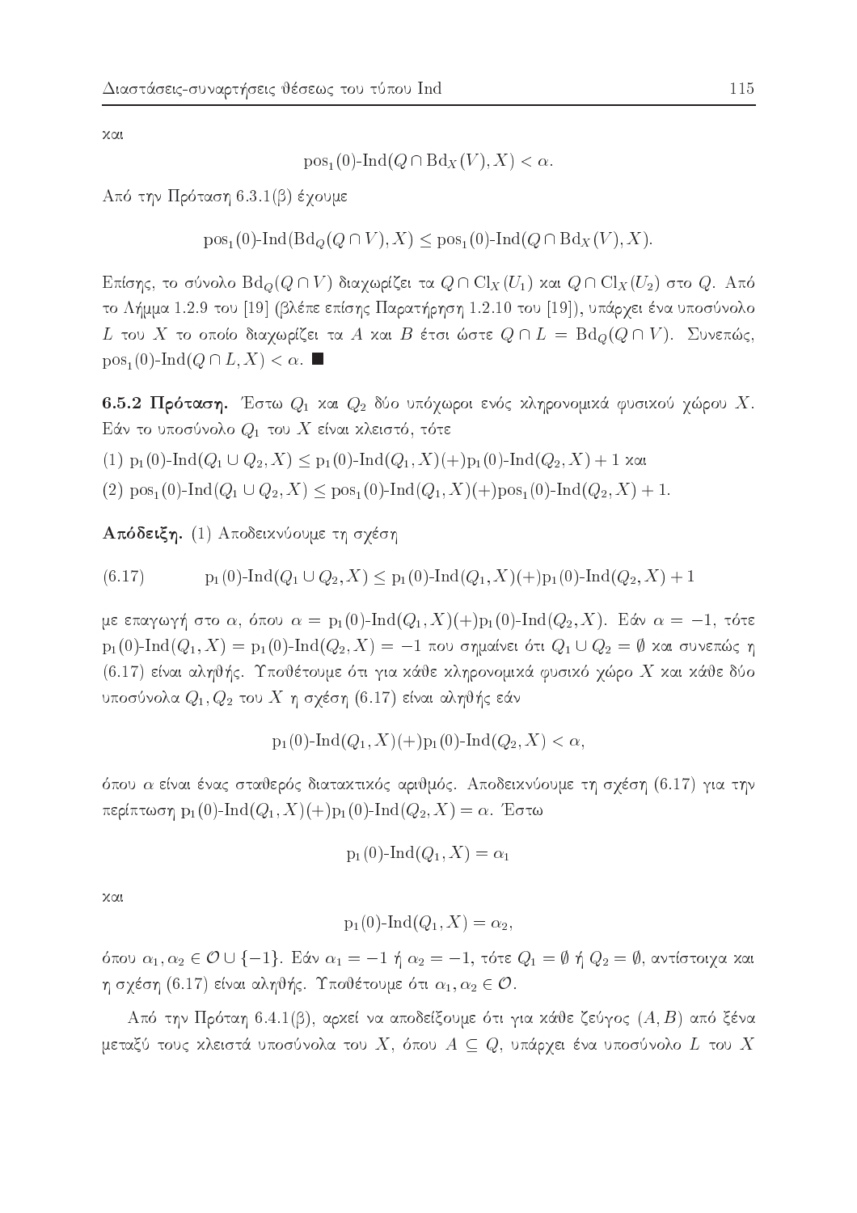και

$$\mathrm{pos}_1(0)\text{-}\mathrm{Ind}(Q \cap \mathrm{Bd}_X(V), X) < \alpha.$$

Από την Πρόταση 6.3.1(β) έχουμε

$$\mathrm{pos}_1(0)\text{-}\mathrm{Ind}(\mathrm{Bd}_Q(Q \cap V), X) \leq \mathrm{pos}_1(0)\text{-}\mathrm{Ind}(Q \cap \mathrm{Bd}_X(V), X).$$

Επίσης, το σύνολο $\mathrm{Bd}_Q(Q \cap V)$ διαχωρίζει τα $Q \cap \mathrm{Cl}_X(U_1)$ και $Q \cap \mathrm{Cl}_X(U_2)$ στο $Q$. Από το Λήμμα 1.2.9 του [19] (βλέπε επίσης Παρατήρηση 1.2.10 του [19]), υπάρχει ένα υποσύνολο $L$ του $X$ το οποίο διαχωρίζει τα $A$ και $B$ έτσι ώστε $Q \cap L = \mathrm{Bd}_Q(Q \cap V)$. Συνεπώς, $\mathrm{pos}_1(0)\text{-}\mathrm{Ind}(Q \cap L, X) < \alpha$. ■

**6.5.2 Πρόταση.** Έστω $Q_1$ και $Q_2$ δύο υπόχωροι ενός κληρονομικά φυσικού χώρου $X$. Εάν το υποσύνολο $Q_1$ του $X$ είναι κλειστό, τότε

(1) $\mathrm{p}_1(0)\text{-}\mathrm{Ind}(Q_1 \cup Q_2, X) \leq \mathrm{p}_1(0)\text{-}\mathrm{Ind}(Q_1, X)(+)\mathrm{p}_1(0)\text{-}\mathrm{Ind}(Q_2, X) + 1$ και

(2) $\mathrm{pos}_1(0)\text{-}\mathrm{Ind}(Q_1 \cup Q_2, X) \leq \mathrm{pos}_1(0)\text{-}\mathrm{Ind}(Q_1, X)(+)\mathrm{pos}_1(0)\text{-}\mathrm{Ind}(Q_2, X) + 1.$

**Απόδειξη.** (1) Αποδεικνύουμε τη σχέση

$$\mathrm{p}_1(0)\text{-}\mathrm{Ind}(Q_1 \cup Q_2, X) \leq \mathrm{p}_1(0)\text{-}\mathrm{Ind}(Q_1, X)(+)\mathrm{p}_1(0)\text{-}\mathrm{Ind}(Q_2, X) + 1 \tag{6.17}$$

με επαγωγή στο $\alpha$, όπου $\alpha = \mathrm{p}_1(0)\text{-}\mathrm{Ind}(Q_1, X)(+)\mathrm{p}_1(0)\text{-}\mathrm{Ind}(Q_2, X)$. Εάν $\alpha = -1$, τότε $\mathrm{p}_1(0)\text{-}\mathrm{Ind}(Q_1, X) = \mathrm{p}_1(0)\text{-}\mathrm{Ind}(Q_2, X) = -1$ που σημαίνει ότι $Q_1 \cup Q_2 = \emptyset$ και συνεπώς η (6.17) είναι αληθής. Υποθέτουμε ότι για κάθε κληρονομικά φυσικό χώρο $X$ και κάθε δύο υποσύνολα $Q_1, Q_2$ του $X$ η σχέση (6.17) είναι αληθής εάν

$$\mathrm{p}_1(0)\text{-}\mathrm{Ind}(Q_1, X)(+)\mathrm{p}_1(0)\text{-}\mathrm{Ind}(Q_2, X) < \alpha,$$

όπου $\alpha$ είναι ένας σταθερός διατακτικός αριθμός. Αποδεικνύουμε τη σχέση (6.17) για την περίπτωση $\mathrm{p}_1(0)\text{-}\mathrm{Ind}(Q_1, X)(+)\mathrm{p}_1(0)\text{-}\mathrm{Ind}(Q_2, X) = \alpha$. Έστω

$$\mathrm{p}_1(0)\text{-}\mathrm{Ind}(Q_1, X) = \alpha_1$$

και

$$\mathrm{p}_1(0)\text{-}\mathrm{Ind}(Q_1, X) = \alpha_2,$$

όπου $\alpha_1, \alpha_2 \in \mathcal{O} \cup \{-1\}$. Εάν $\alpha_1 = -1$ ή $\alpha_2 = -1$, τότε $Q_1 = \emptyset$ ή $Q_2 = \emptyset$, αντίστοιχα και η σχέση (6.17) είναι αληθής. Υποθέτουμε ότι $\alpha_1, \alpha_2 \in \mathcal{O}$.

Από την Πρόταη 6.4.1(β), αρκεί να αποδείξουμε ότι για κάθε ζεύγος $(A, B)$ από ξένα μεταξύ τους κλειστά υποσύνολα του $X$, όπου $A \subseteq Q$, υπάρχει ένα υποσύνολο $L$ του $X$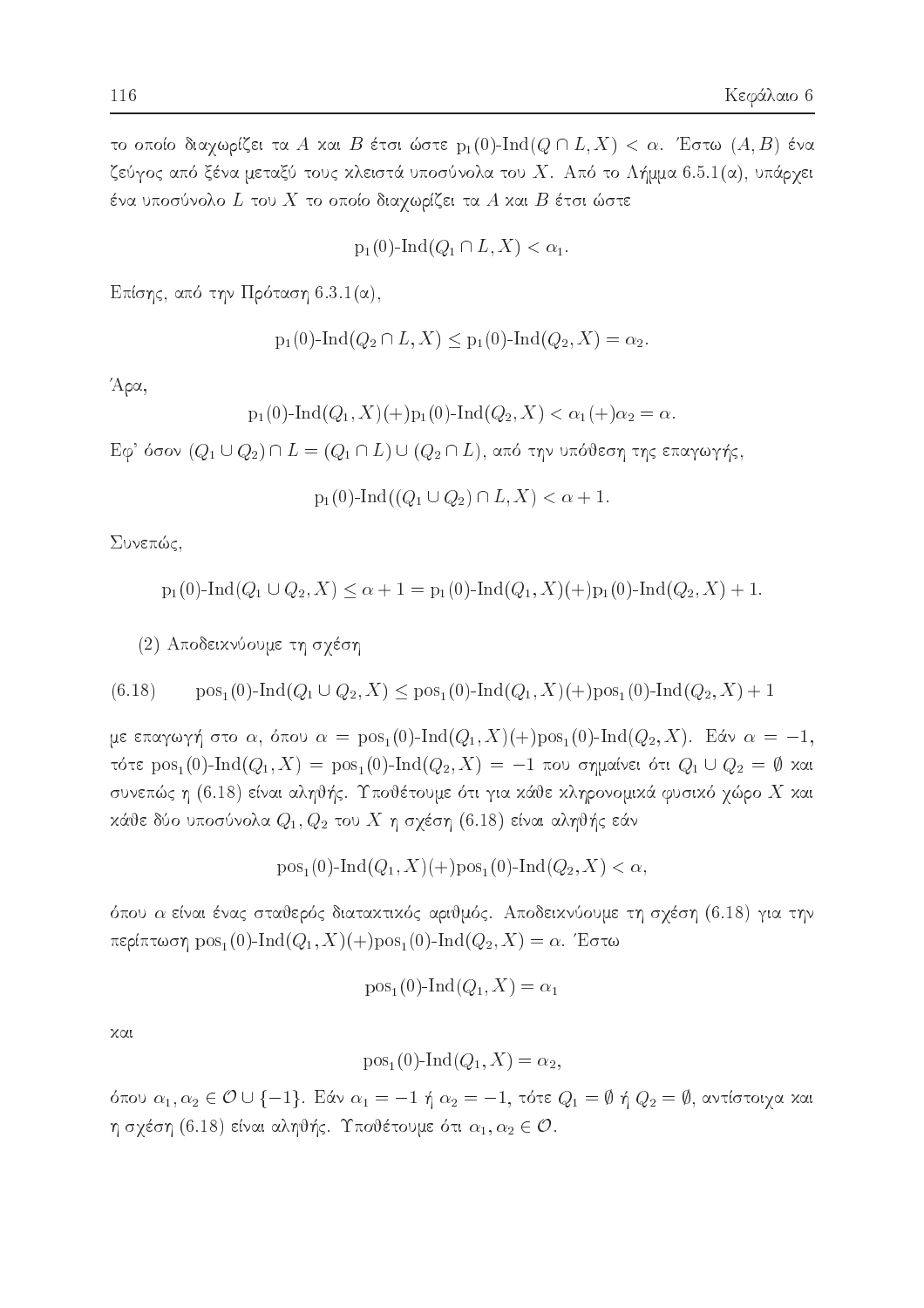το οποίο διαχωρίζει τα $A$ και $B$ έτσι ώστε $\mathrm{p}_1(0)\text{-}\mathrm{Ind}(Q \cap L, X) < \alpha$. Έστω $(A, B)$ ένα ζεύγος από ξένα μεταξύ τους κλειστά υποσύνολα του $X$. Από το Λήμμα 6.5.1(α), υπάρχει ένα υποσύνολο $L$ του $X$ το οποίο διαχωρίζει τα $A$ και $B$ έτσι ώστε

$$\mathrm{p}_1(0)\text{-}\mathrm{Ind}(Q_1 \cap L, X) < \alpha_1.$$

Επίσης, από την Πρόταση 6.3.1(α),

$$\mathrm{p}_1(0)\text{-}\mathrm{Ind}(Q_2 \cap L, X) \leq \mathrm{p}_1(0)\text{-}\mathrm{Ind}(Q_2, X) = \alpha_2.$$

Άρα,

$$\mathrm{p}_1(0)\text{-}\mathrm{Ind}(Q_1, X)(+)\mathrm{p}_1(0)\text{-}\mathrm{Ind}(Q_2, X) < \alpha_1(+)\alpha_2 = \alpha.$$

Εφ' όσον $(Q_1 \cup Q_2) \cap L = (Q_1 \cap L) \cup (Q_2 \cap L)$, από την υπόθεση της επαγωγής,

$$\mathrm{p}_1(0)\text{-}\mathrm{Ind}((Q_1 \cup Q_2) \cap L, X) < \alpha + 1.$$

Συνεπώς,

$$\mathrm{p}_1(0)\text{-}\mathrm{Ind}(Q_1 \cup Q_2, X) \leq \alpha + 1 = \mathrm{p}_1(0)\text{-}\mathrm{Ind}(Q_1, X)(+)\mathrm{p}_1(0)\text{-}\mathrm{Ind}(Q_2, X) + 1.$$

(2) Αποδεικνύουμε τη σχέση

$$\mathrm{pos}_1(0)\text{-}\mathrm{Ind}(Q_1 \cup Q_2, X) \leq \mathrm{pos}_1(0)\text{-}\mathrm{Ind}(Q_1, X)(+)\mathrm{pos}_1(0)\text{-}\mathrm{Ind}(Q_2, X) + 1 \tag{6.18}$$

με επαγωγή στο $\alpha$, όπου $\alpha = \mathrm{pos}_1(0)\text{-}\mathrm{Ind}(Q_1, X)(+)\mathrm{pos}_1(0)\text{-}\mathrm{Ind}(Q_2, X)$. Εάν $\alpha = -1$, τότε $\mathrm{pos}_1(0)\text{-}\mathrm{Ind}(Q_1, X) = \mathrm{pos}_1(0)\text{-}\mathrm{Ind}(Q_2, X) = -1$ που σημαίνει ότι $Q_1 \cup Q_2 = \emptyset$ και συνεπώς η (6.18) είναι αληθής. Υποθέτουμε ότι για κάθε κληρονομικά φυσικό χώρο $X$ και κάθε δύο υποσύνολα $Q_1, Q_2$ του $X$ η σχέση (6.18) είναι αληθής εάν

$$\mathrm{pos}_1(0)\text{-}\mathrm{Ind}(Q_1, X)(+)\mathrm{pos}_1(0)\text{-}\mathrm{Ind}(Q_2, X) < \alpha,$$

όπου $\alpha$ είναι ένας σταθερός διατακτικός αριθμός. Αποδεικνύουμε τη σχέση (6.18) για την περίπτωση $\mathrm{pos}_1(0)\text{-}\mathrm{Ind}(Q_1, X)(+)\mathrm{pos}_1(0)\text{-}\mathrm{Ind}(Q_2, X) = \alpha$. Έστω

$$\mathrm{pos}_1(0)\text{-}\mathrm{Ind}(Q_1, X) = \alpha_1$$

και

$$\mathrm{pos}_1(0)\text{-}\mathrm{Ind}(Q_1, X) = \alpha_2,$$

όπου $\alpha_1, \alpha_2 \in \mathcal{O} \cup \{-1\}$. Εάν $\alpha_1 = -1$ ή $\alpha_2 = -1$, τότε $Q_1 = \emptyset$ ή $Q_2 = \emptyset$, αντίστοιχα και η σχέση (6.18) είναι αληθής. Υποθέτουμε ότι $\alpha_1, \alpha_2 \in \mathcal{O}$.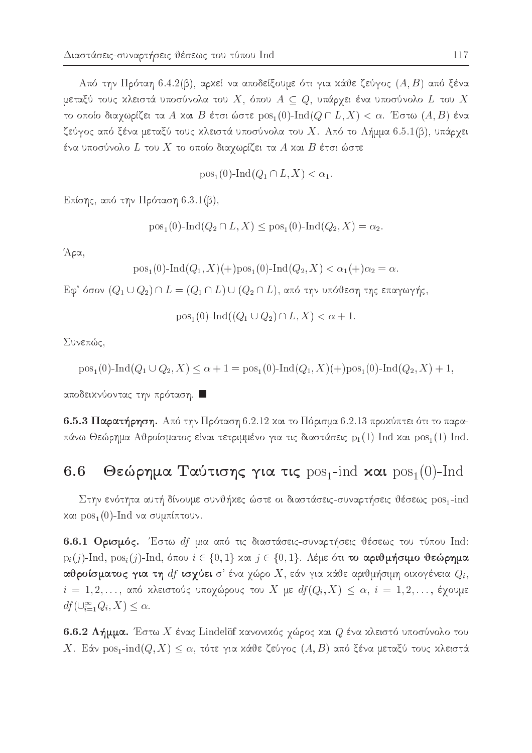Από την Πρόταση 6.4.2(β), αρκεί να αποδείξουμε ότι για κάθε ζεύγος $(A, B)$ από ξένα μεταξύ τους κλειστά υποσύνολα του $X$, όπου $A \subseteq Q$, υπάρχει ένα υποσύνολο $L$ του $X$ το οποίο διαχωρίζει τα $A$ και $B$ έτσι ώστε $\mathrm{pos}_1(0)\text{-Ind}(Q \cap L, X) < \alpha$. Έστω $(A, B)$ ένα ζεύγος από ξένα μεταξύ τους κλειστά υποσύνολα του $X$. Από το Λήμμα 6.5.1(β), υπάρχει ένα υποσύνολο $L$ του $X$ το οποίο διαχωρίζει τα $A$ και $B$ έτσι ώστε

$$\mathrm{pos}_1(0)\text{-Ind}(Q_1 \cap L, X) < \alpha_1.$$

Επίσης, από την Πρόταση 6.3.1(β),

$$\mathrm{pos}_1(0)\text{-Ind}(Q_2 \cap L, X) \leq \mathrm{pos}_1(0)\text{-Ind}(Q_2, X) = \alpha_2.$$

Άρα,

$$\mathrm{pos}_1(0)\text{-Ind}(Q_1, X)(+)\mathrm{pos}_1(0)\text{-Ind}(Q_2, X) < \alpha_1(+)\alpha_2 = \alpha.$$

Εφ' όσον $(Q_1 \cup Q_2) \cap L = (Q_1 \cap L) \cup (Q_2 \cap L)$, από την υπόθεση της επαγωγής,

$$\mathrm{pos}_1(0)\text{-Ind}((Q_1 \cup Q_2) \cap L, X) < \alpha + 1.$$

Συνεπώς,

$$\mathrm{pos}_1(0)\text{-Ind}(Q_1 \cup Q_2, X) \leq \alpha + 1 = \mathrm{pos}_1(0)\text{-Ind}(Q_1, X)(+)\mathrm{pos}_1(0)\text{-Ind}(Q_2, X) + 1,$$

αποδεικνύοντας την πρόταση. ■

**6.5.3 Παρατήρηση.** Από την Πρόταση 6.2.12 και το Πόρισμα 6.2.13 προκύπτει ότι το παραπάνω Θεώρημα Αθροίσματος είναι τετριμμένο για τις διαστάσεις $\mathrm{p}_1(1)$-Ind και $\mathrm{pos}_1(1)$-Ind.

## 6.6 Θεώρημα Ταύτισης για τις $\mathrm{pos}_1$-ind και $\mathrm{pos}_1(0)$-Ind

Στην ενότητα αυτή δίνουμε συνθήκες ώστε οι διαστάσεις-συναρτήσεις θέσεως $\mathrm{pos}_1$-ind και $\mathrm{pos}_1(0)$-Ind να συμπίπτουν.

**6.6.1 Ορισμός.** Έστω $df$ μια από τις διαστάσεις-συναρτήσεις θέσεως του τύπου Ind: $\mathrm{p}_i(j)$-Ind, $\mathrm{pos}_i(j)$-Ind, όπου $i \in \{0, 1\}$ και $j \in \{0, 1\}$. Λέμε ότι **το αριθμήσιμο θεώρημα αθροίσματος για τη $df$ ισχύει** σ' ένα χώρο $X$, εάν για κάθε αριθμήσιμη οικογένεια $Q_i$, $i = 1, 2, \ldots$, από κλειστούς υποχώρους του $X$ με $df(Q_i, X) \leq \alpha$, $i = 1, 2, \ldots$, έχουμε $df(\cup_{i=1}^{\infty} Q_i, X) \leq \alpha$.

**6.6.2 Λήμμα.** Έστω $X$ ένας Lindelöf κανονικός χώρος και $Q$ ένα κλειστό υποσύνολο του $X$. Εάν $\mathrm{pos}_1\text{-ind}(Q, X) \leq \alpha$, τότε για κάθε ζεύγος $(A, B)$ από ξένα μεταξύ τους κλειστά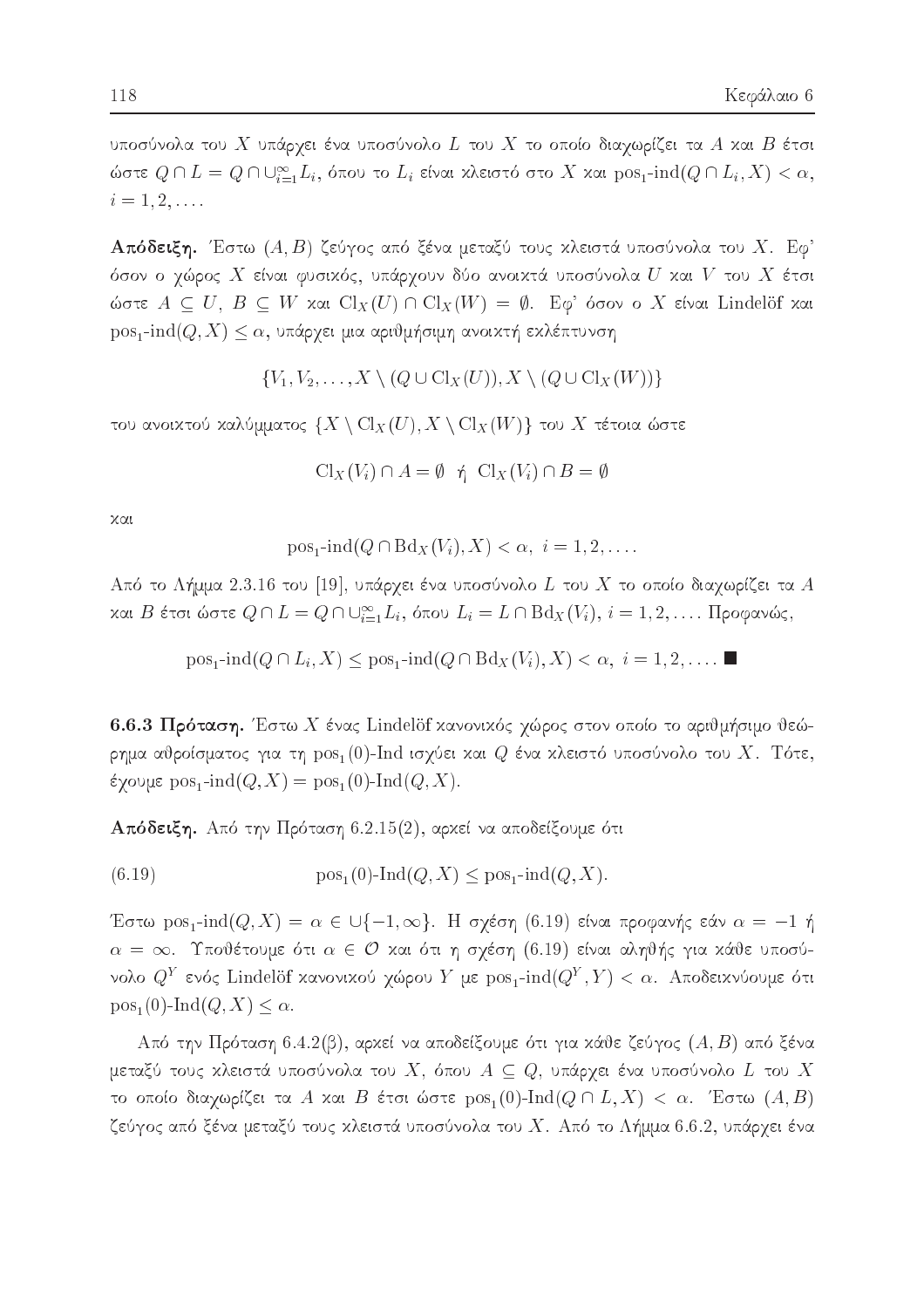υποσύνολα του $X$ υπάρχει ένα υποσύνολο $L$ του $X$ το οποίο διαχωρίζει τα $A$ και $B$ έτσι ώστε $Q \cap L = Q \cap \cup_{i=1}^{\infty} L_i$, όπου το $L_i$ είναι κλειστό στο $X$ και $\text{pos}_1\text{-ind}(Q \cap L_i, X) < \alpha$, $i = 1, 2, \ldots$.

**Απόδειξη.** Έστω $(A, B)$ ζεύγος από ξένα μεταξύ τους κλειστά υποσύνολα του $X$. Εφ' όσον ο χώρος $X$ είναι φυσικός, υπάρχουν δύο ανοικτά υποσύνολα $U$ και $V$ του $X$ έτσι ώστε $A \subseteq U$, $B \subseteq W$ και $\text{Cl}_X(U) \cap \text{Cl}_X(W) = \emptyset$. Εφ' όσον ο $X$ είναι Lindelöf και $\text{pos}_1\text{-ind}(Q, X) \leq \alpha$, υπάρχει μια αριθμήσιμη ανοικτή εκλέπτυνση

$$\{V_1, V_2, \ldots, X \setminus (Q \cup \text{Cl}_X(U)), X \setminus (Q \cup \text{Cl}_X(W))\}$$

του ανοικτού καλύμματος $\{X \setminus \text{Cl}_X(U), X \setminus \text{Cl}_X(W)\}$ του $X$ τέτοια ώστε

$$\text{Cl}_X(V_i) \cap A = \emptyset \ \text{ ή } \ \text{Cl}_X(V_i) \cap B = \emptyset$$

και

$$\text{pos}_1\text{-ind}(Q \cap \text{Bd}_X(V_i), X) < \alpha, \ i = 1, 2, \ldots.$$

Από το Λήμμα 2.3.16 του [19], υπάρχει ένα υποσύνολο $L$ του $X$ το οποίο διαχωρίζει τα $A$ και $B$ έτσι ώστε $Q \cap L = Q \cap \cup_{i=1}^{\infty} L_i$, όπου $L_i = L \cap \text{Bd}_X(V_i)$, $i = 1, 2, \ldots$. Προφανώς,

$$\text{pos}_1\text{-ind}(Q \cap L_i, X) \leq \text{pos}_1\text{-ind}(Q \cap \text{Bd}_X(V_i), X) < \alpha, \ i = 1, 2, \ldots. \ \blacksquare$$

**6.6.3 Πρόταση.** Έστω $X$ ένας Lindelöf κανονικός χώρος στον οποίο το αριθμήσιμο θεώρημα αθροίσματος για τη $\text{pos}_1(0)\text{-Ind}$ ισχύει και $Q$ ένα κλειστό υποσύνολο του $X$. Τότε, έχουμε $\text{pos}_1\text{-ind}(Q, X) = \text{pos}_1(0)\text{-Ind}(Q, X)$.

**Απόδειξη.** Από την Πρόταση 6.2.15(2), αρκεί να αποδείξουμε ότι

$$\text{pos}_1(0)\text{-Ind}(Q, X) \leq \text{pos}_1\text{-ind}(Q, X). \tag{6.19}$$

Έστω $\text{pos}_1\text{-ind}(Q, X) = \alpha \in \cup\{-1, \infty\}$. Η σχέση (6.19) είναι προφανής εάν $\alpha = -1$ ή $\alpha = \infty$. Υποθέτουμε ότι $\alpha \in \mathcal{O}$ και ότι η σχέση (6.19) είναι αληθής για κάθε υποσύνολο $Q^Y$ ενός Lindelöf κανονικού χώρου $Y$ με $\text{pos}_1\text{-ind}(Q^Y, Y) < \alpha$. Αποδεικνύουμε ότι $\text{pos}_1(0)\text{-Ind}(Q, X) \leq \alpha$.

Από την Πρόταση 6.4.2(β), αρκεί να αποδείξουμε ότι για κάθε ζεύγος $(A, B)$ από ξένα μεταξύ τους κλειστά υποσύνολα του $X$, όπου $A \subseteq Q$, υπάρχει ένα υποσύνολο $L$ του $X$ το οποίο διαχωρίζει τα $A$ και $B$ έτσι ώστε $\text{pos}_1(0)\text{-Ind}(Q \cap L, X) < \alpha$. Έστω $(A, B)$ ζεύγος από ξένα μεταξύ τους κλειστά υποσύνολα του $X$. Από το Λήμμα 6.6.2, υπάρχει ένα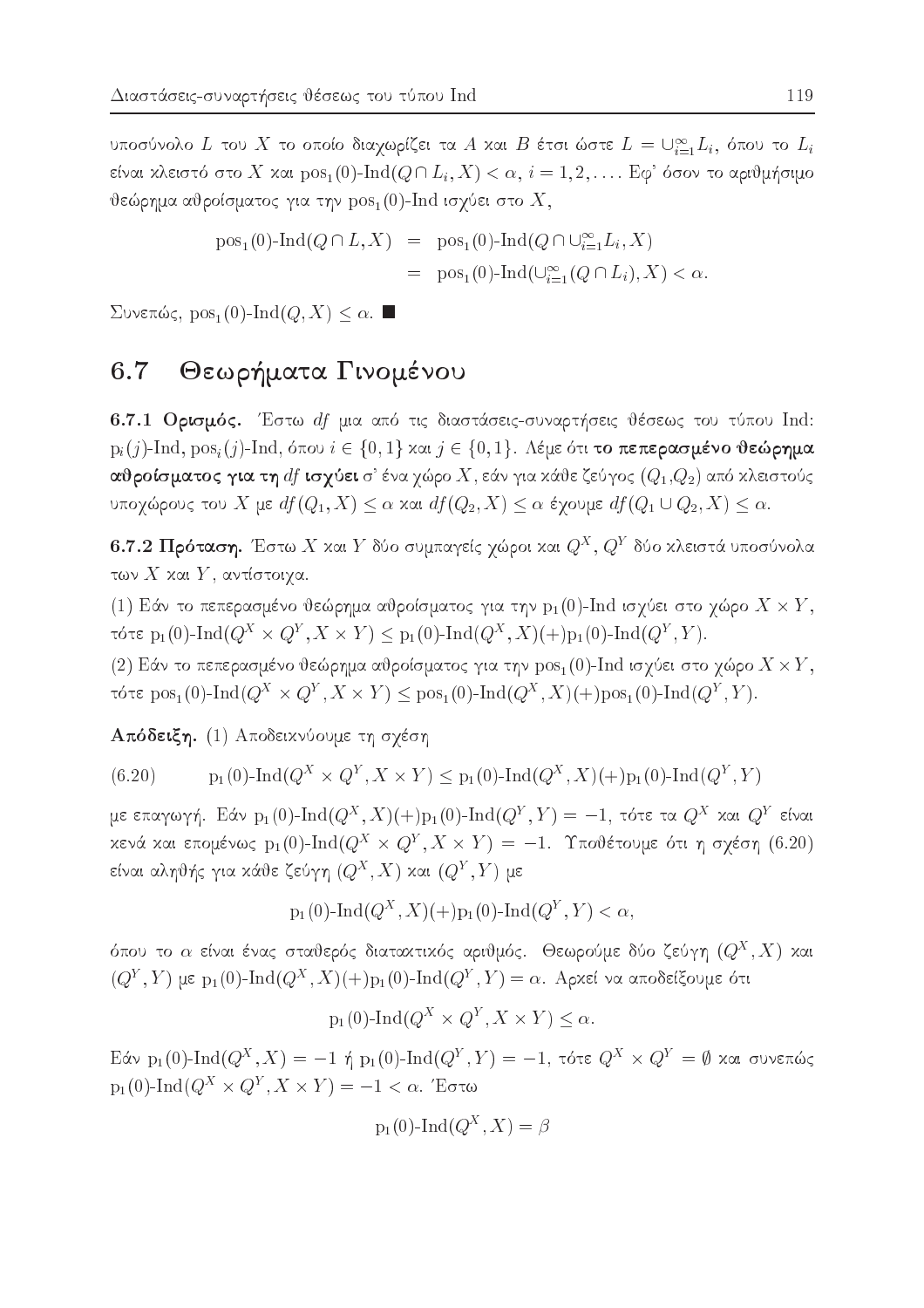υποσύνολο $L$ του $X$ το οποίο διαχωρίζει τα $A$ και $B$ έτσι ώστε $L = \cup_{i=1}^{\infty} L_i$, όπου το $L_i$ είναι κλειστό στο $X$ και $\text{pos}_1(0)\text{-Ind}(Q \cap L_i, X) < \alpha$, $i = 1, 2, \ldots$. Εφ' όσον το αριθμήσιμο θεώρημα αθροίσματος για την $\text{pos}_1(0)\text{-Ind}$ ισχύει στο $X$,

$$\begin{aligned} \text{pos}_1(0)\text{-Ind}(Q \cap L, X) &= \text{pos}_1(0)\text{-Ind}(Q \cap \cup_{i=1}^{\infty} L_i, X) \\ &= \text{pos}_1(0)\text{-Ind}(\cup_{i=1}^{\infty}(Q \cap L_i), X) < \alpha. \end{aligned}$$

Συνεπώς, $\text{pos}_1(0)\text{-Ind}(Q, X) \leq \alpha$. ■

## 6.7 Θεωρήματα Γινομένου

**6.7.1 Ορισμός.** Έστω $df$ μια από τις διαστάσεις-συναρτήσεις θέσεως του τύπου Ind: $\text{p}_i(j)\text{-Ind}$, $\text{pos}_i(j)\text{-Ind}$, όπου $i \in \{0, 1\}$ και $j \in \{0, 1\}$. Λέμε ότι **το πεπερασμένο θεώρημα αθροίσματος για τη** $df$ **ισχύει** σ' ένα χώρο $X$, εάν για κάθε ζεύγος $(Q_1, Q_2)$ από κλειστούς υποχώρους του $X$ με $df(Q_1, X) \leq \alpha$ και $df(Q_2, X) \leq \alpha$ έχουμε $df(Q_1 \cup Q_2, X) \leq \alpha$.

**6.7.2 Πρόταση.** Έστω $X$ και $Y$ δύο συμπαγείς χώροι και $Q^X$, $Q^Y$ δύο κλειστά υποσύνολα των $X$ και $Y$, αντίστοιχα.

(1) Εάν το πεπερασμένο θεώρημα αθροίσματος για την $\text{p}_1(0)\text{-Ind}$ ισχύει στο χώρο $X \times Y$, τότε $\text{p}_1(0)\text{-Ind}(Q^X \times Q^Y, X \times Y) \leq \text{p}_1(0)\text{-Ind}(Q^X, X)(+)\text{p}_1(0)\text{-Ind}(Q^Y, Y)$.

(2) Εάν το πεπερασμένο θεώρημα αθροίσματος για την $\text{pos}_1(0)\text{-Ind}$ ισχύει στο χώρο $X \times Y$, τότε $\text{pos}_1(0)\text{-Ind}(Q^X \times Q^Y, X \times Y) \leq \text{pos}_1(0)\text{-Ind}(Q^X, X)(+)\text{pos}_1(0)\text{-Ind}(Q^Y, Y)$.

**Απόδειξη.** (1) Αποδεικνύουμε τη σχέση

$$\text{p}_1(0)\text{-Ind}(Q^X \times Q^Y, X \times Y) \leq \text{p}_1(0)\text{-Ind}(Q^X, X)(+)\text{p}_1(0)\text{-Ind}(Q^Y, Y) \tag{6.20}$$

με επαγωγή. Εάν $\text{p}_1(0)\text{-Ind}(Q^X, X)(+)\text{p}_1(0)\text{-Ind}(Q^Y, Y) = -1$, τότε τα $Q^X$ και $Q^Y$ είναι κενά και επομένως $\text{p}_1(0)\text{-Ind}(Q^X \times Q^Y, X \times Y) = -1$. Υποθέτουμε ότι η σχέση (6.20) είναι αληθής για κάθε ζεύγη $(Q^X, X)$ και $(Q^Y, Y)$ με

$$\text{p}_1(0)\text{-Ind}(Q^X, X)(+)\text{p}_1(0)\text{-Ind}(Q^Y, Y) < \alpha,$$

όπου το $\alpha$ είναι ένας σταθερός διατακτικός αριθμός. Θεωρούμε δύο ζεύγη $(Q^X, X)$ και $(Q^Y, Y)$ με $\text{p}_1(0)\text{-Ind}(Q^X, X)(+)\text{p}_1(0)\text{-Ind}(Q^Y, Y) = \alpha$. Αρκεί να αποδείξουμε ότι

$$\text{p}_1(0)\text{-Ind}(Q^X \times Q^Y, X \times Y) \leq \alpha.$$

Εάν $\text{p}_1(0)\text{-Ind}(Q^X, X) = -1$ ή $\text{p}_1(0)\text{-Ind}(Q^Y, Y) = -1$, τότε $Q^X \times Q^Y = \emptyset$ και συνεπώς $\text{p}_1(0)\text{-Ind}(Q^X \times Q^Y, X \times Y) = -1 < \alpha$. Έστω

$$\text{p}_1(0)\text{-Ind}(Q^X, X) = \beta$$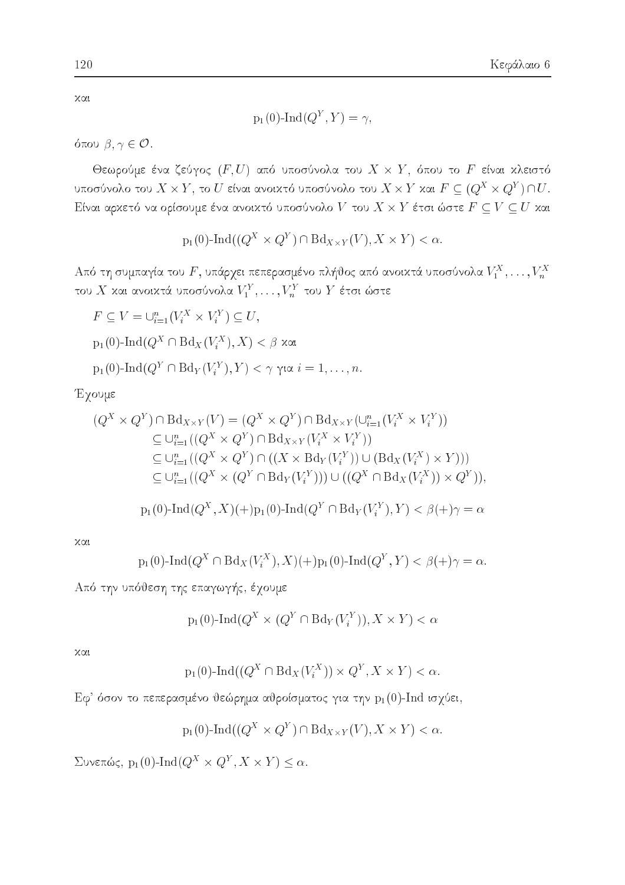και

$$\mathrm{p}_1(0)\text{-}\mathrm{Ind}(Q^Y, Y) = \gamma,$$

όπου $\beta, \gamma \in \mathcal{O}$.

Θεωρούμε ένα ζεύγος $(F, U)$ από υποσύνολα του $X \times Y$, όπου το $F$ είναι κλειστό υποσύνολο του $X \times Y$, το $U$ είναι ανοικτό υποσύνολο του $X \times Y$ και $F \subseteq (Q^X \times Q^Y) \cap U$. Είναι αρκετό να ορίσουμε ένα ανοικτό υποσύνολο $V$ του $X \times Y$ έτσι ώστε $F \subseteq V \subseteq U$ και

$$\mathrm{p}_1(0)\text{-}\mathrm{Ind}((Q^X \times Q^Y) \cap \mathrm{Bd}_{X \times Y}(V), X \times Y) < \alpha.$$

Από τη συμπαγία του $F$, υπάρχει πεπερασμένο πλήθος από ανοικτά υποσύνολα $V_1^X, \ldots, V_n^X$ του $X$ και ανοικτά υποσύνολα $V_1^Y, \ldots, V_n^Y$ του $Y$ έτσι ώστε

$F \subseteq V = \cup_{i=1}^n (V_i^X \times V_i^Y) \subseteq U,$

$\mathrm{p}_1(0)\text{-}\mathrm{Ind}(Q^X \cap \mathrm{Bd}_X(V_i^X), X) < \beta$ και

$\mathrm{p}_1(0)\text{-}\mathrm{Ind}(Q^Y \cap \mathrm{Bd}_Y(V_i^Y), Y) < \gamma$ για $i = 1, \ldots, n$.

Έχουμε

$$\begin{aligned}
(Q^X \times Q^Y) \cap \mathrm{Bd}_{X \times Y}(V) &= (Q^X \times Q^Y) \cap \mathrm{Bd}_{X \times Y}(\cup_{i=1}^n (V_i^X \times V_i^Y)) \\
&\subseteq \cup_{i=1}^n ((Q^X \times Q^Y) \cap \mathrm{Bd}_{X \times Y}(V_i^X \times V_i^Y)) \\
&\subseteq \cup_{i=1}^n ((Q^X \times Q^Y) \cap ((X \times \mathrm{Bd}_Y(V_i^Y)) \cup (\mathrm{Bd}_X(V_i^X) \times Y))) \\
&\subseteq \cup_{i=1}^n ((Q^X \times (Q^Y \cap \mathrm{Bd}_Y(V_i^Y))) \cup ((Q^X \cap \mathrm{Bd}_X(V_i^X)) \times Q^Y)),
\end{aligned}$$

$$\mathrm{p}_1(0)\text{-}\mathrm{Ind}(Q^X, X)(+)\mathrm{p}_1(0)\text{-}\mathrm{Ind}(Q^Y \cap \mathrm{Bd}_Y(V_i^Y), Y) < \beta(+)\gamma = \alpha$$

και

$$\mathrm{p}_1(0)\text{-}\mathrm{Ind}(Q^X \cap \mathrm{Bd}_X(V_i^X), X)(+)\mathrm{p}_1(0)\text{-}\mathrm{Ind}(Q^Y, Y) < \beta(+)\gamma = \alpha.$$

Από την υπόθεση της επαγωγής, έχουμε

$$\mathrm{p}_1(0)\text{-}\mathrm{Ind}(Q^X \times (Q^Y \cap \mathrm{Bd}_Y(V_i^Y)), X \times Y) < \alpha$$

και

$$\mathrm{p}_1(0)\text{-}\mathrm{Ind}((Q^X \cap \mathrm{Bd}_X(V_i^X)) \times Q^Y, X \times Y) < \alpha.$$

Εφ' όσον το πεπερασμένο θεώρημα αθροίσματος για την $\mathrm{p}_1(0)$-Ind ισχύει,

$$\mathrm{p}_1(0)\text{-}\mathrm{Ind}((Q^X \times Q^Y) \cap \mathrm{Bd}_{X \times Y}(V), X \times Y) < \alpha.$$

Συνεπώς, $\mathrm{p}_1(0)\text{-}\mathrm{Ind}(Q^X \times Q^Y, X \times Y) \leq \alpha$.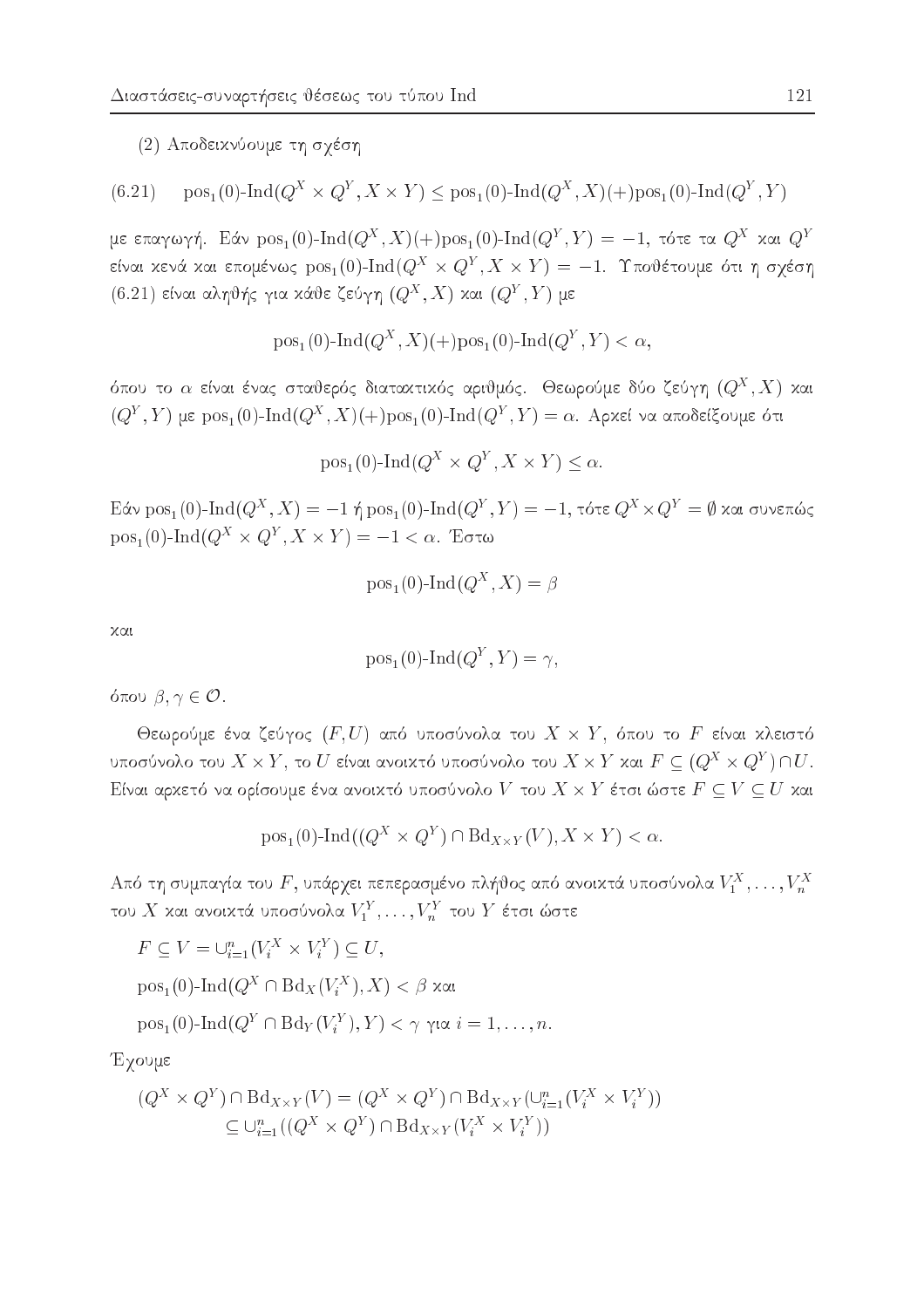(2) Αποδεικνύουμε τη σχέση

$$\operatorname{pos}_1(0)\text{-}\operatorname{Ind}(Q^X \times Q^Y, X \times Y) \leq \operatorname{pos}_1(0)\text{-}\operatorname{Ind}(Q^X, X)(+)\operatorname{pos}_1(0)\text{-}\operatorname{Ind}(Q^Y, Y) \tag{6.21}$$

με επαγωγή. Εάν $\operatorname{pos}_1(0)\text{-}\operatorname{Ind}(Q^X, X)(+)\operatorname{pos}_1(0)\text{-}\operatorname{Ind}(Q^Y, Y) = -1$, τότε τα $Q^X$ και $Q^Y$ είναι κενά και επομένως $\operatorname{pos}_1(0)\text{-}\operatorname{Ind}(Q^X \times Q^Y, X \times Y) = -1$. Υποθέτουμε ότι η σχέση (6.21) είναι αληθής για κάθε ζεύγη $(Q^X, X)$ και $(Q^Y, Y)$ με

$$\operatorname{pos}_1(0)\text{-}\operatorname{Ind}(Q^X, X)(+)\operatorname{pos}_1(0)\text{-}\operatorname{Ind}(Q^Y, Y) < \alpha,$$

όπου το $\alpha$ είναι ένας σταθερός διατακτικός αριθμός. Θεωρούμε δύο ζεύγη $(Q^X, X)$ και $(Q^Y, Y)$ με $\operatorname{pos}_1(0)\text{-}\operatorname{Ind}(Q^X, X)(+)\operatorname{pos}_1(0)\text{-}\operatorname{Ind}(Q^Y, Y) = \alpha$. Αρκεί να αποδείξουμε ότι

$$\operatorname{pos}_1(0)\text{-}\operatorname{Ind}(Q^X \times Q^Y, X \times Y) \leq \alpha.$$

Εάν $\operatorname{pos}_1(0)\text{-}\operatorname{Ind}(Q^X, X) = -1$ ή $\operatorname{pos}_1(0)\text{-}\operatorname{Ind}(Q^Y, Y) = -1$, τότε $Q^X \times Q^Y = \emptyset$ και συνεπώς $\operatorname{pos}_1(0)\text{-}\operatorname{Ind}(Q^X \times Q^Y, X \times Y) = -1 < \alpha$. Έστω

$$\operatorname{pos}_1(0)\text{-}\operatorname{Ind}(Q^X, X) = \beta$$

και

$$\operatorname{pos}_1(0)\text{-}\operatorname{Ind}(Q^Y, Y) = \gamma,$$

όπου $\beta, \gamma \in \mathcal{O}$.

Θεωρούμε ένα ζεύγος $(F, U)$ από υποσύνολα του $X \times Y$, όπου το $F$ είναι κλειστό υποσύνολο του $X \times Y$, το $U$ είναι ανοικτό υποσύνολο του $X \times Y$ και $F \subseteq (Q^X \times Q^Y) \cap U$. Είναι αρκετό να ορίσουμε ένα ανοικτό υποσύνολο $V$ του $X \times Y$ έτσι ώστε $F \subseteq V \subseteq U$ και

$$\operatorname{pos}_1(0)\text{-}\operatorname{Ind}((Q^X \times Q^Y) \cap \operatorname{Bd}_{X \times Y}(V), X \times Y) < \alpha.$$

Από τη συμπαγία του $F$, υπάρχει πεπερασμένο πλήθος από ανοικτά υποσύνολα $V_1^X, \ldots, V_n^X$ του $X$ και ανοικτά υποσύνολα $V_1^Y, \ldots, V_n^Y$ του $Y$ έτσι ώστε

$F \subseteq V = \cup_{i=1}^n (V_i^X \times V_i^Y) \subseteq U$,

$\operatorname{pos}_1(0)\text{-}\operatorname{Ind}(Q^X \cap \operatorname{Bd}_X(V_i^X), X) < \beta$ και

$\operatorname{pos}_1(0)\text{-}\operatorname{Ind}(Q^Y \cap \operatorname{Bd}_Y(V_i^Y), Y) < \gamma$ για $i = 1, \ldots, n$.

Έχουμε

$$\begin{aligned}
(Q^X \times Q^Y) \cap \operatorname{Bd}_{X \times Y}(V) &= (Q^X \times Q^Y) \cap \operatorname{Bd}_{X \times Y}(\cup_{i=1}^n (V_i^X \times V_i^Y)) \\
&\subseteq \cup_{i=1}^n ((Q^X \times Q^Y) \cap \operatorname{Bd}_{X \times Y}(V_i^X \times V_i^Y))
\end{aligned}$$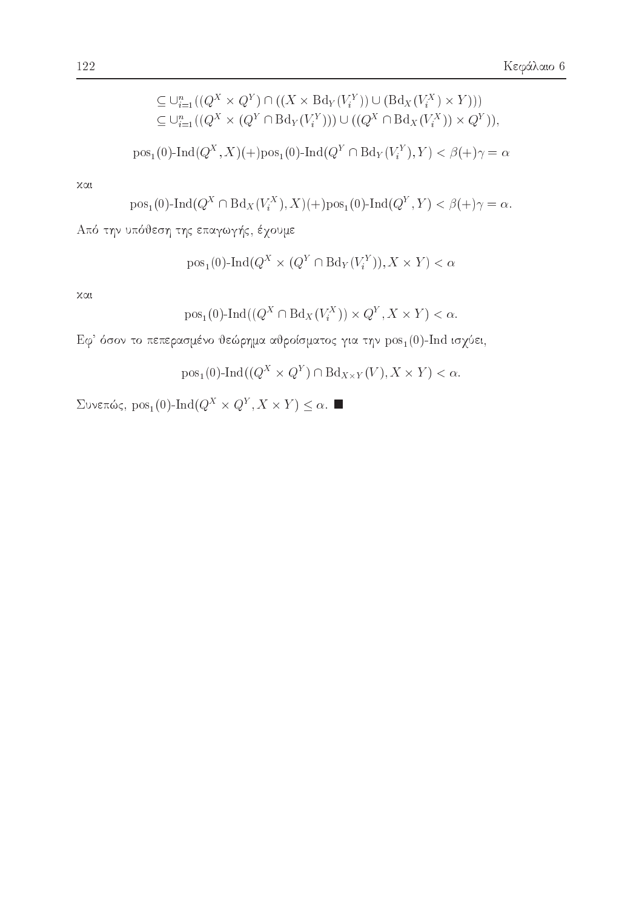$$\subseteq \cup_{i=1}^{n}((Q^X \times Q^Y) \cap ((X \times \mathrm{Bd}_Y(V_i^Y)) \cup (\mathrm{Bd}_X(V_i^X) \times Y)))$$
$$\subseteq \cup_{i=1}^{n}((Q^X \times (Q^Y \cap \mathrm{Bd}_Y(V_i^Y))) \cup ((Q^X \cap \mathrm{Bd}_X(V_i^X)) \times Q^Y)),$$

$$\mathrm{pos}_1(0)\text{-}\mathrm{Ind}(Q^X, X)(+)\mathrm{pos}_1(0)\text{-}\mathrm{Ind}(Q^Y \cap \mathrm{Bd}_Y(V_i^Y), Y) < \beta(+)\gamma = \alpha$$

και

$$\mathrm{pos}_1(0)\text{-}\mathrm{Ind}(Q^X \cap \mathrm{Bd}_X(V_i^X), X)(+)\mathrm{pos}_1(0)\text{-}\mathrm{Ind}(Q^Y, Y) < \beta(+)\gamma = \alpha.$$

Από την υπόθεση της επαγωγής, έχουμε

$$\mathrm{pos}_1(0)\text{-}\mathrm{Ind}(Q^X \times (Q^Y \cap \mathrm{Bd}_Y(V_i^Y)), X \times Y) < \alpha$$

και

$$\mathrm{pos}_1(0)\text{-}\mathrm{Ind}((Q^X \cap \mathrm{Bd}_X(V_i^X)) \times Q^Y, X \times Y) < \alpha.$$

Εφ' όσον το πεπερασμένο θεώρημα αθροίσματος για την $\mathrm{pos}_1(0)$-Ind ισχύει,

$$\mathrm{pos}_1(0)\text{-}\mathrm{Ind}((Q^X \times Q^Y) \cap \mathrm{Bd}_{X \times Y}(V), X \times Y) < \alpha.$$

Συνεπώς, $\mathrm{pos}_1(0)\text{-}\mathrm{Ind}(Q^X \times Q^Y, X \times Y) \leq \alpha$. ■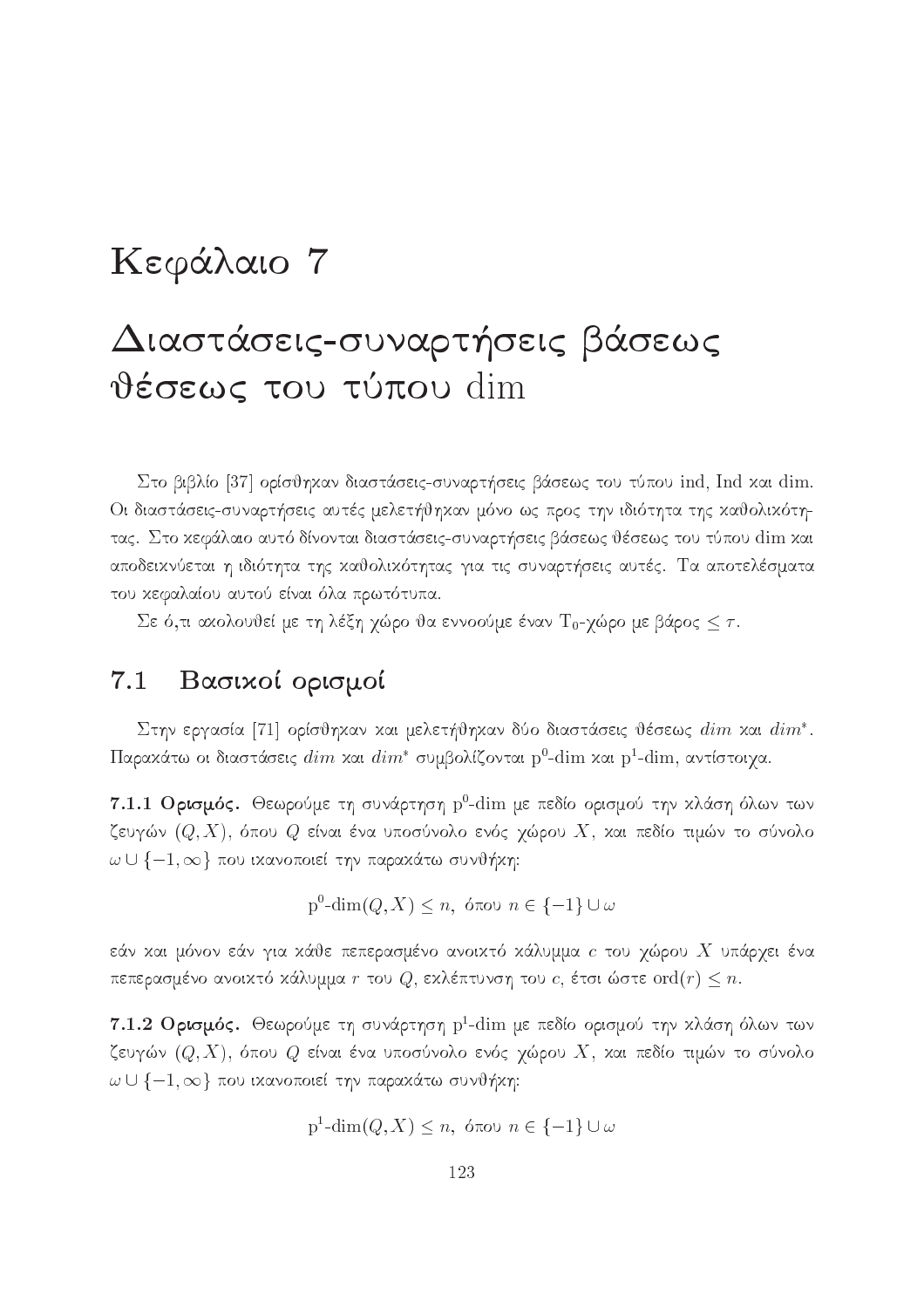# Κεφάλαιο 7

# Διαστάσεις-συναρτήσεις βάσεως θέσεως του τύπου dim

Στο βιβλίο [37] ορίσθηκαν διαστάσεις-συναρτήσεις βάσεως του τύπου ind, Ind και dim. Οι διαστάσεις-συναρτήσεις αυτές μελετήθηκαν μόνο ως προς την ιδιότητα της καθολικότητας. Στο κεφάλαιο αυτό δίνονται διαστάσεις-συναρτήσεις βάσεως θέσεως του τύπου dim και αποδεικνύεται η ιδιότητα της καθολικότητας για τις συναρτήσεις αυτές. Τα αποτελέσματα του κεφαλαίου αυτού είναι όλα πρωτότυπα.

Σε ό,τι ακολουθεί με τη λέξη χώρο θα εννοούμε έναν $T_0$-χώρο με βάρος $\leq \tau$.

## 7.1 Βασικοί ορισμοί

Στην εργασία [71] ορίσθηκαν και μελετήθηκαν δύο διαστάσεις θέσεως *dim* και *dim*\*. Παρακάτω οι διαστάσεις *dim* και *dim*\* συμβολίζονται $\mathrm{p}^0$-dim και $\mathrm{p}^1$-dim, αντίστοιχα.

**7.1.1 Ορισμός.** Θεωρούμε τη συνάρτηση $\mathrm{p}^0$-dim με πεδίο ορισμού την κλάση όλων των ζευγών $(Q, X)$, όπου $Q$ είναι ένα υποσύνολο ενός χώρου $X$, και πεδίο τιμών το σύνολο $\omega \cup \{-1, \infty\}$ που ικανοποιεί την παρακάτω συνθήκη:

$$\mathrm{p}^0\text{-}\mathrm{dim}(Q, X) \leq n, \text{ όπου } n \in \{-1\} \cup \omega$$

εάν και μόνον εάν για κάθε πεπερασμένο ανοικτό κάλυμμα $c$ του χώρου $X$ υπάρχει ένα πεπερασμένο ανοικτό κάλυμμα $r$ του $Q$, εκλέπτυνση του $c$, έτσι ώστε $\mathrm{ord}(r) \leq n$.

**7.1.2 Ορισμός.** Θεωρούμε τη συνάρτηση $\mathrm{p}^1$-dim με πεδίο ορισμού την κλάση όλων των ζευγών $(Q, X)$, όπου $Q$ είναι ένα υποσύνολο ενός χώρου $X$, και πεδίο τιμών το σύνολο $\omega \cup \{-1, \infty\}$ που ικανοποιεί την παρακάτω συνθήκη:

$$\mathrm{p}^1\text{-}\mathrm{dim}(Q, X) \leq n, \text{ όπου } n \in \{-1\} \cup \omega$$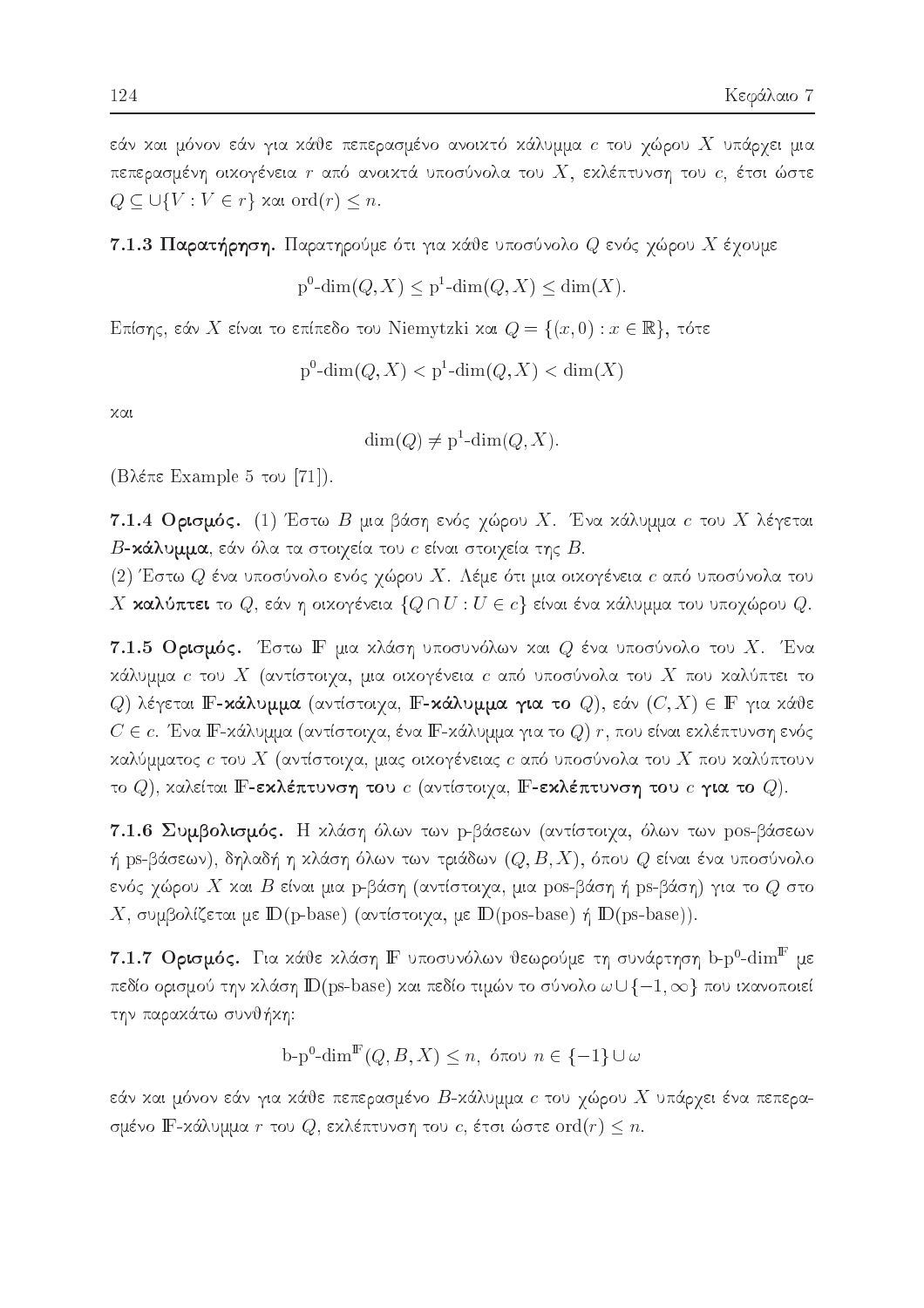εάν και μόνον εάν για κάθε πεπερασμένο ανοικτό κάλυμμα $c$ του χώρου $X$ υπάρχει μια πεπερασμένη οικογένεια $r$ από ανοικτά υποσύνολα του $X$, εκλέπτυνση του $c$, έτσι ώστε $Q \subseteq \cup\{V : V \in r\}$ και $\mathrm{ord}(r) \leq n$.

**7.1.3 Παρατήρηση.** Παρατηρούμε ότι για κάθε υποσύνολο $Q$ ενός χώρου $X$ έχουμε

$$\mathrm{p}^0\text{-}\mathrm{dim}(Q, X) \leq \mathrm{p}^1\text{-}\mathrm{dim}(Q, X) \leq \mathrm{dim}(X).$$

Επίσης, εάν $X$ είναι το επίπεδο του Niemytzki και $Q = \{(x, 0) : x \in \mathbb{R}\}$, τότε

$$\mathrm{p}^0\text{-}\mathrm{dim}(Q, X) < \mathrm{p}^1\text{-}\mathrm{dim}(Q, X) < \mathrm{dim}(X)$$

και

$$\mathrm{dim}(Q) \neq \mathrm{p}^1\text{-}\mathrm{dim}(Q, X).$$

(Βλέπε Example 5 του [71]).

**7.1.4 Ορισμός.** (1) Έστω $B$ μια βάση ενός χώρου $X$. Ένα κάλυμμα $c$ του $X$ λέγεται **$B$-κάλυμμα**, εάν όλα τα στοιχεία του $c$ είναι στοιχεία της $B$.

(2) Έστω $Q$ ένα υποσύνολο ενός χώρου $X$. Λέμε ότι μια οικογένεια $c$ από υποσύνολα του $X$ **καλύπτει** το $Q$, εάν η οικογένεια $\{Q \cap U : U \in c\}$ είναι ένα κάλυμμα του υποχώρου $Q$.

**7.1.5 Ορισμός.** Έστω $\mathbb{F}$ μια κλάση υποσυνόλων και $Q$ ένα υποσύνολο του $X$. Ένα κάλυμμα $c$ του $X$ (αντίστοιχα, μια οικογένεια $c$ από υποσύνολα του $X$ που καλύπτει το $Q$) λέγεται **$\mathbb{F}$-κάλυμμα** (αντίστοιχα, **$\mathbb{F}$-κάλυμμα για το $Q$**), εάν $(C, X) \in \mathbb{F}$ για κάθε $C \in c$. Ένα $\mathbb{F}$-κάλυμμα (αντίστοιχα, ένα $\mathbb{F}$-κάλυμμα για το $Q$) $r$, που είναι εκλέπτυνση ενός καλύμματος $c$ του $X$ (αντίστοιχα, μιας οικογένειας $c$ από υποσύνολα του $X$ που καλύπτουν το $Q$), καλείται **$\mathbb{F}$-εκλέπτυνση του $c$** (αντίστοιχα, **$\mathbb{F}$-εκλέπτυνση του $c$ για το $Q$**).

**7.1.6 Συμβολισμός.** Η κλάση όλων των p-βάσεων (αντίστοιχα, όλων των pos-βάσεων ή ps-βάσεων), δηλαδή η κλάση όλων των τριάδων $(Q, B, X)$, όπου $Q$ είναι ένα υποσύνολο ενός χώρου $X$ και $B$ είναι μια p-βάση (αντίστοιχα, μια pos-βάση ή ps-βάση) για το $Q$ στο $X$, συμβολίζεται με $\mathbb{D}$(p-base) (αντίστοιχα, με $\mathbb{D}$(pos-base) ή $\mathbb{D}$(ps-base)).

**7.1.7 Ορισμός.** Για κάθε κλάση $\mathbb{F}$ υποσυνόλων θεωρούμε τη συνάρτηση $\mathrm{b}\text{-}\mathrm{p}^0\text{-}\mathrm{dim}^{\mathbb{F}}$ με πεδίο ορισμού την κλάση $\mathbb{D}$(ps-base) και πεδίο τιμών το σύνολο $\omega \cup \{-1, \infty\}$ που ικανοποιεί την παρακάτω συνθήκη:

$$\mathrm{b}\text{-}\mathrm{p}^0\text{-}\mathrm{dim}^{\mathbb{F}}(Q, B, X) \leq n, \text{ όπου } n \in \{-1\} \cup \omega$$

εάν και μόνον εάν για κάθε πεπερασμένο $B$-κάλυμμα $c$ του χώρου $X$ υπάρχει ένα πεπερασμένο $\mathbb{F}$-κάλυμμα $r$ του $Q$, εκλέπτυνση του $c$, έτσι ώστε $\mathrm{ord}(r) \leq n$.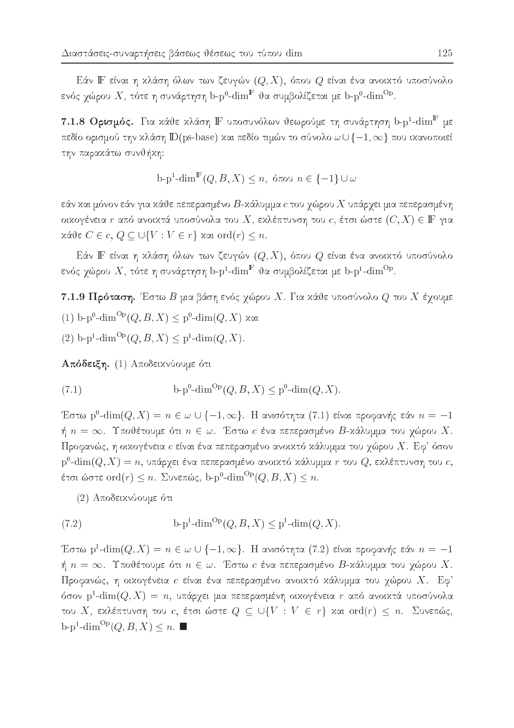Εάν $\mathbb{F}$ είναι η κλάση όλων των ζευγών $(Q, X)$, όπου $Q$ είναι ένα ανοικτό υποσύνολο ενός χώρου $X$, τότε η συνάρτηση b-p$^0$-dim$^{\mathbb{F}}$ θα συμβολίζεται με b-p$^0$-dim$^{\mathrm{Op}}$.

**7.1.8 Ορισμός.** Για κάθε κλάση $\mathbb{F}$ υποσυνόλων θεωρούμε τη συνάρτηση b-p$^1$-dim$^{\mathbb{F}}$ με πεδίο ορισμού την κλάση $\mathbb{D}$(ps-base) και πεδίο τιμών το σύνολο $\omega \cup \{-1, \infty\}$ που ικανοποιεί την παρακάτω συνθήκη:

$$\text{b-p}^1\text{-dim}^{\mathbb{F}}(Q, B, X) \leq n, \text{ όπου } n \in \{-1\} \cup \omega$$

εάν και μόνον εάν για κάθε πεπερασμένο $B$-κάλυμμα $c$ του χώρου $X$ υπάρχει μια πεπερασμένη οικογένεια $r$ από ανοικτά υποσύνολα του $X$, εκλέπτυνση του $c$, έτσι ώστε $(C, X) \in \mathbb{F}$ για κάθε $C \in c$, $Q \subseteq \cup\{V : V \in r\}$ και $\mathrm{ord}(r) \leq n$.

Εάν $\mathbb{F}$ είναι η κλάση όλων των ζευγών $(Q, X)$, όπου $Q$ είναι ένα ανοικτό υποσύνολο ενός χώρου $X$, τότε η συνάρτηση b-p$^1$-dim$^{\mathbb{F}}$ θα συμβολίζεται με b-p$^1$-dim$^{\mathrm{Op}}$.

**7.1.9 Πρόταση.** Έστω $B$ μια βάση ενός χώρου $X$. Για κάθε υποσύνολο $Q$ του $X$ έχουμε

(1) b-p$^0$-dim$^{\mathrm{Op}}(Q, B, X) \leq$ p$^0$-dim$(Q, X)$ και

(2) b-p$^1$-dim$^{\mathrm{Op}}(Q, B, X) \leq$ p$^1$-dim$(Q, X)$.

**Απόδειξη.** (1) Αποδεικνύουμε ότι

$$\text{b-p}^0\text{-dim}^{\mathrm{Op}}(Q, B, X) \leq \text{p}^0\text{-dim}(Q, X). \tag{7.1}$$

Έστω p$^0$-dim$(Q, X) = n \in \omega \cup \{-1, \infty\}$. Η ανισότητα (7.1) είναι προφανής εάν $n = -1$ ή $n = \infty$. Υποθέτουμε ότι $n \in \omega$. Έστω $c$ ένα πεπερασμένο $B$-κάλυμμα του χώρου $X$. Προφανώς, η οικογένεια $c$ είναι ένα πεπερασμένο ανοικτό κάλυμμα του χώρου $X$. Εφ' όσον p$^0$-dim$(Q, X) = n$, υπάρχει ένα πεπερασμένο ανοικτό κάλυμμα $r$ του $Q$, εκλέπτυνση του $c$, έτσι ώστε $\mathrm{ord}(r) \leq n$. Συνεπώς, b-p$^0$-dim$^{\mathrm{Op}}(Q, B, X) \leq n$.

(2) Αποδεικνύουμε ότι

$$\text{b-p}^1\text{-dim}^{\mathrm{Op}}(Q, B, X) \leq \text{p}^1\text{-dim}(Q, X). \tag{7.2}$$

Έστω p$^1$-dim$(Q, X) = n \in \omega \cup \{-1, \infty\}$. Η ανισότητα (7.2) είναι προφανής εάν $n = -1$ ή $n = \infty$. Υποθέτουμε ότι $n \in \omega$. Έστω $c$ ένα πεπερασμένο $B$-κάλυμμα του χώρου $X$. Προφανώς, η οικογένεια $c$ είναι ένα πεπερασμένο ανοικτό κάλυμμα του χώρου $X$. Εφ' όσον p$^1$-dim$(Q, X) = n$, υπάρχει μια πεπερασμένη οικογένεια $r$ από ανοικτά υποσύνολα του $X$, εκλέπτυνση του $c$, έτσι ώστε $Q \subseteq \cup\{V : V \in r\}$ και $\mathrm{ord}(r) \leq n$. Συνεπώς, b-p$^1$-dim$^{\mathrm{Op}}(Q, B, X) \leq n$. ■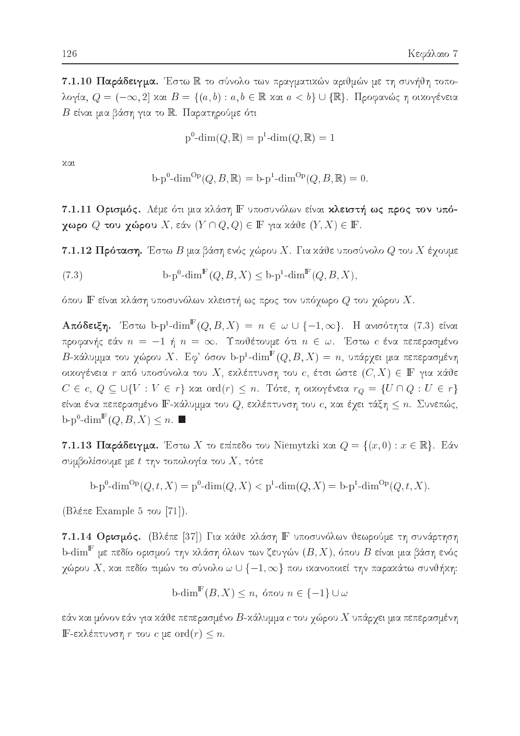**7.1.10 Παράδειγμα.** Έστω $\mathbb{R}$ το σύνολο των πραγματικών αριθμών με τη συνήθη τοπολογία, $Q = (-\infty, 2]$ και $B = \{(a, b) : a, b \in \mathbb{R}$ και $a < b\} \cup \{\mathbb{R}\}$. Προφανώς η οικογένεια $B$ είναι μια βάση για το $\mathbb{R}$. Παρατηρούμε ότι

$$\text{p}^0\text{-dim}(Q, \mathbb{R}) = \text{p}^1\text{-dim}(Q, \mathbb{R}) = 1$$

και

$$\text{b-p}^0\text{-dim}^{\text{Op}}(Q, B, \mathbb{R}) = \text{b-p}^1\text{-dim}^{\text{Op}}(Q, B, \mathbb{R}) = 0.$$

**7.1.11 Ορισμός.** Λέμε ότι μια κλάση $\mathbb{F}$ υποσυνόλων είναι **κλειστή ως προς τον υπόχωρο $Q$ του χώρου $X$**, εάν $(Y \cap Q, Q) \in \mathbb{F}$ για κάθε $(Y, X) \in \mathbb{F}$.

**7.1.12 Πρόταση.** Έστω $B$ μια βάση ενός χώρου $X$. Για κάθε υποσύνολο $Q$ του $X$ έχουμε

$$\text{b-p}^0\text{-dim}^{\mathbb{F}}(Q, B, X) \leq \text{b-p}^1\text{-dim}^{\mathbb{F}}(Q, B, X), \tag{7.3}$$

όπου $\mathbb{F}$ είναι κλάση υποσυνόλων κλειστή ως προς τον υπόχωρο $Q$ του χώρου $X$.

**Απόδειξη.** Έστω $\text{b-p}^1\text{-dim}^{\mathbb{F}}(Q, B, X) = n \in \omega \cup \{-1, \infty\}$. Η ανισότητα (7.3) είναι προφανής εάν $n = -1$ ή $n = \infty$. Υποθέτουμε ότι $n \in \omega$. Έστω $c$ ένα πεπερασμένο $B$-κάλυμμα του χώρου $X$. Εφ' όσον $\text{b-p}^1\text{-dim}^{\mathbb{F}}(Q, B, X) = n$, υπάρχει μια πεπερασμένη οικογένεια $r$ από υποσύνολα του $X$, εκλέπτυνση του $c$, έτσι ώστε $(C, X) \in \mathbb{F}$ για κάθε $C \in c$, $Q \subseteq \cup\{V : V \in r\}$ και $\text{ord}(r) \leq n$. Τότε, η οικογένεια $r_Q = \{U \cap Q : U \in r\}$ είναι ένα πεπερασμένο $\mathbb{F}$-κάλυμμα του $Q$, εκλέπτυνση του $c$, και έχει τάξη $\leq n$. Συνεπώς, $\text{b-p}^0\text{-dim}^{\mathbb{F}}(Q, B, X) \leq n$. ■

**7.1.13 Παράδειγμα.** Έστω $X$ το επίπεδο του Niemytzki και $Q = \{(x, 0) : x \in \mathbb{R}\}$. Εάν συμβολίσουμε με $t$ την τοπολογία του $X$, τότε

$$\text{b-p}^0\text{-dim}^{\text{Op}}(Q, t, X) = \text{p}^0\text{-dim}(Q, X) < \text{p}^1\text{-dim}(Q, X) = \text{b-p}^1\text{-dim}^{\text{Op}}(Q, t, X).$$

(Βλέπε Example 5 του [71]).

**7.1.14 Ορισμός.** (Βλέπε [37]) Για κάθε κλάση $\mathbb{F}$ υποσυνόλων θεωρούμε τη συνάρτηση $\text{b-dim}^{\mathbb{F}}$ με πεδίο ορισμού την κλάση όλων των ζευγών $(B, X)$, όπου $B$ είναι μια βάση ενός χώρου $X$, και πεδίο τιμών το σύνολο $\omega \cup \{-1, \infty\}$ που ικανοποιεί την παρακάτω συνθήκη:

$$\text{b-dim}^{\mathbb{F}}(B, X) \leq n, \text{ όπου } n \in \{-1\} \cup \omega$$

εάν και μόνον εάν για κάθε πεπερασμένο $B$-κάλυμμα $c$ του χώρου $X$ υπάρχει μια πεπερασμένη $\mathbb{F}$-εκλέπτυνση $r$ του $c$ με $\text{ord}(r) \leq n$.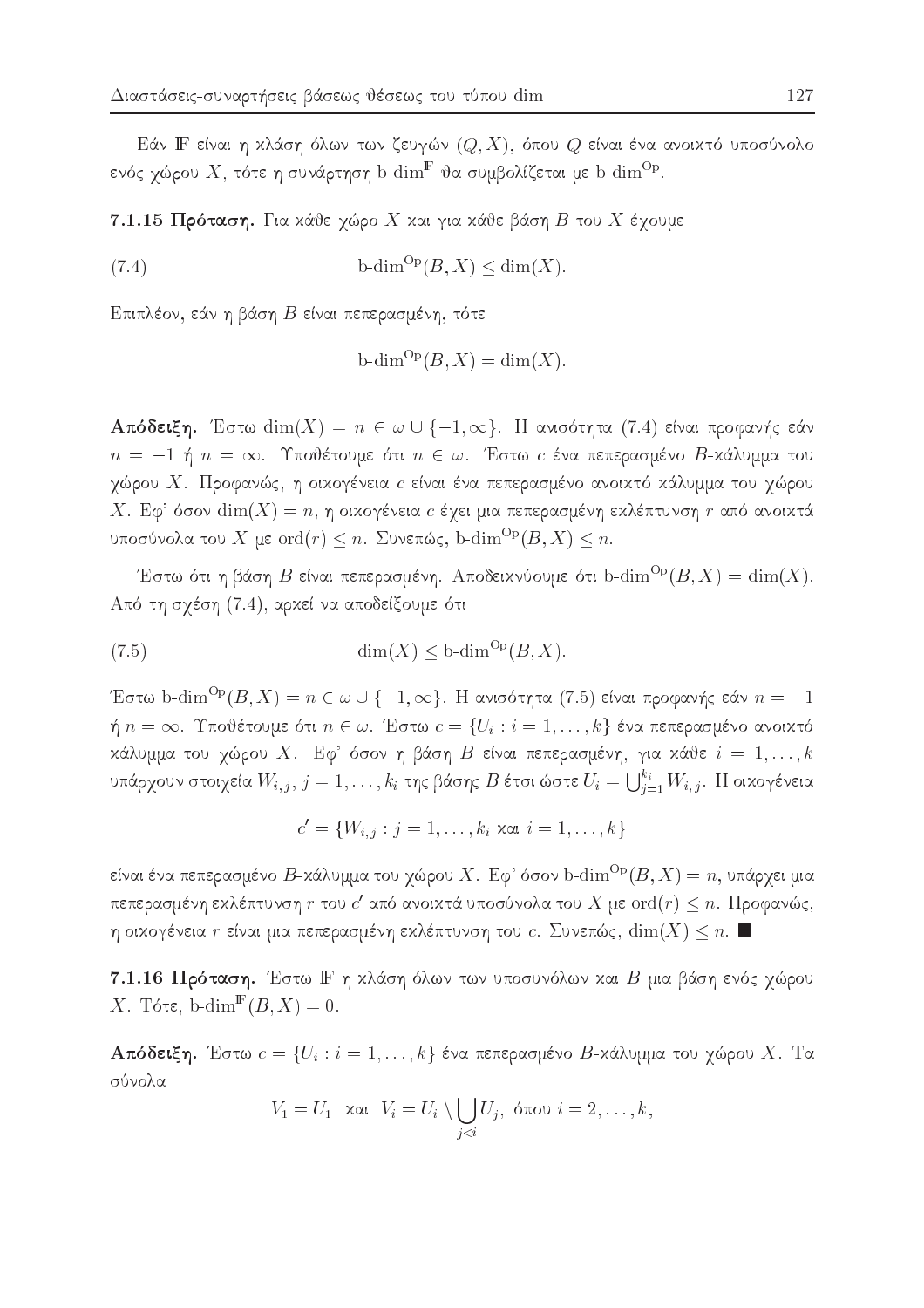Εάν $\mathbb{F}$ είναι η κλάση όλων των ζευγών $(Q, X)$, όπου $Q$ είναι ένα ανοικτό υποσύνολο ενός χώρου $X$, τότε η συνάρτηση $\text{b-dim}^{\mathbb{F}}$ θα συμβολίζεται με $\text{b-dim}^{\text{Op}}$.

**7.1.15 Πρόταση.** Για κάθε χώρο $X$ και για κάθε βάση $B$ του $X$ έχουμε

$$\text{b-dim}^{\text{Op}}(B, X) \leq \dim(X). \tag{7.4}$$

Επιπλέον, εάν η βάση $B$ είναι πεπερασμένη, τότε

$$\text{b-dim}^{\text{Op}}(B, X) = \dim(X).$$

**Απόδειξη.** Έστω $\dim(X) = n \in \omega \cup \{-1, \infty\}$. Η ανισότητα (7.4) είναι προφανής εάν $n = -1$ ή $n = \infty$. Υποθέτουμε ότι $n \in \omega$. Έστω $c$ ένα πεπερασμένο $B$-κάλυμμα του χώρου $X$. Προφανώς, η οικογένεια $c$ είναι ένα πεπερασμένο ανοικτό κάλυμμα του χώρου $X$. Εφ' όσον $\dim(X) = n$, η οικογένεια $c$ έχει μια πεπερασμένη εκλέπτυνση $r$ από ανοικτά υποσύνολα του $X$ με $\text{ord}(r) \leq n$. Συνεπώς, $\text{b-dim}^{\text{Op}}(B, X) \leq n$.

Έστω ότι η βάση $B$ είναι πεπερασμένη. Αποδεικνύουμε ότι $\text{b-dim}^{\text{Op}}(B, X) = \dim(X)$. Από τη σχέση (7.4), αρκεί να αποδείξουμε ότι

$$\dim(X) \leq \text{b-dim}^{\text{Op}}(B, X). \tag{7.5}$$

Έστω $\text{b-dim}^{\text{Op}}(B, X) = n \in \omega \cup \{-1, \infty\}$. Η ανισότητα (7.5) είναι προφανής εάν $n = -1$ ή $n = \infty$. Υποθέτουμε ότι $n \in \omega$. Έστω $c = \{U_i : i = 1, \ldots, k\}$ ένα πεπερασμένο ανοικτό κάλυμμα του χώρου $X$. Εφ' όσον η βάση $B$ είναι πεπερασμένη, για κάθε $i = 1, \ldots, k$ υπάρχουν στοιχεία $W_{i,j}$, $j = 1, \ldots, k_i$ της βάσης $B$ έτσι ώστε $U_i = \bigcup_{j=1}^{k_i} W_{i,j}$. Η οικογένεια

$$c' = \{W_{i,j} : j = 1, \ldots, k_i \text{ και } i = 1, \ldots, k\}$$

είναι ένα πεπερασμένο $B$-κάλυμμα του χώρου $X$. Εφ' όσον $\text{b-dim}^{\text{Op}}(B, X) = n$, υπάρχει μια πεπερασμένη εκλέπτυνση $r$ του $c'$ από ανοικτά υποσύνολα του $X$ με $\text{ord}(r) \leq n$. Προφανώς, η οικογένεια $r$ είναι μια πεπερασμένη εκλέπτυνση του $c$. Συνεπώς, $\dim(X) \leq n$. ■

**7.1.16 Πρόταση.** Έστω $\mathbb{F}$ η κλάση όλων των υποσυνόλων και $B$ μια βάση ενός χώρου $X$. Τότε, $\text{b-dim}^{\mathbb{F}}(B, X) = 0$.

**Απόδειξη.** Έστω $c = \{U_i : i = 1, \ldots, k\}$ ένα πεπερασμένο $B$-κάλυμμα του χώρου $X$. Τα σύνολα

$$V_1 = U_1 \text{ και } V_i = U_i \setminus \bigcup_{j<i} U_j, \text{ όπου } i = 2, \ldots, k,$$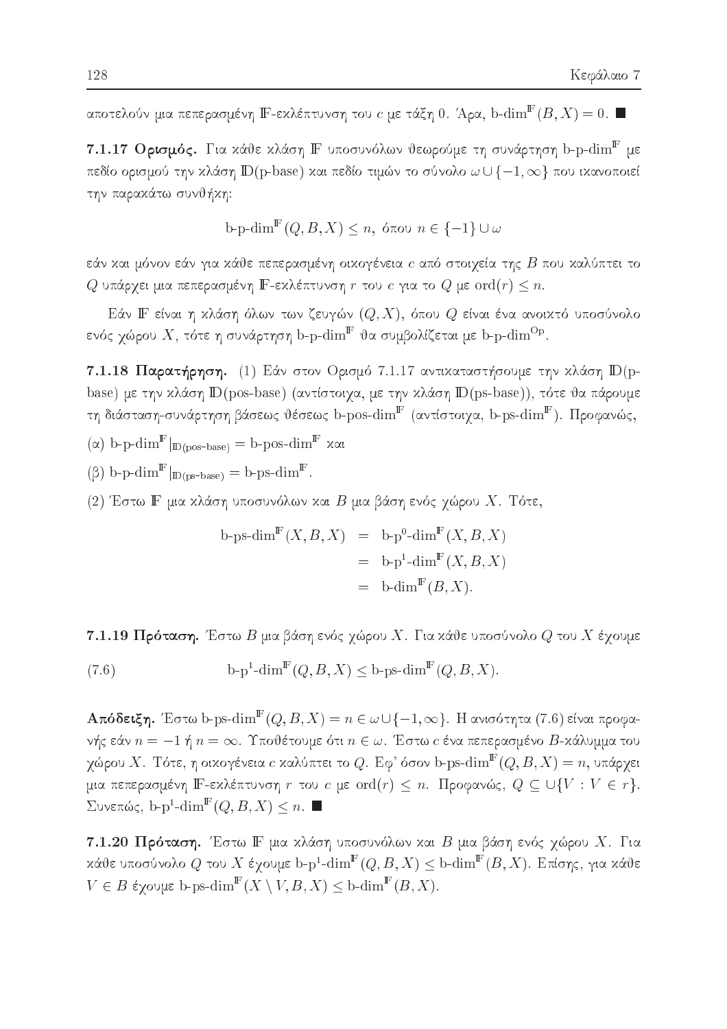αποτελούν μια πεπερασμένη $\mathbb{F}$-εκλέπτυνση του $c$ με τάξη 0. Άρα, $\text{b-dim}^{\mathbb{F}}(B, X) = 0$. ■

**7.1.17 Ορισμός.** Για κάθε κλάση $\mathbb{F}$ υποσυνόλων θεωρούμε τη συνάρτηση $\text{b-p-dim}^{\mathbb{F}}$ με πεδίο ορισμού την κλάση $\mathbb{D}(\text{p-base})$ και πεδίο τιμών το σύνολο $\omega \cup \{-1, \infty\}$ που ικανοποιεί την παρακάτω συνθήκη:

$$\text{b-p-dim}^{\mathbb{F}}(Q, B, X) \leq n, \text{ όπου } n \in \{-1\} \cup \omega$$

εάν και μόνον εάν για κάθε πεπερασμένη οικογένεια $c$ από στοιχεία της $B$ που καλύπτει το $Q$ υπάρχει μια πεπερασμένη $\mathbb{F}$-εκλέπτυνση $r$ του $c$ για το $Q$ με $\text{ord}(r) \leq n$.

Εάν $\mathbb{F}$ είναι η κλάση όλων των ζευγών $(Q, X)$, όπου $Q$ είναι ένα ανοικτό υποσύνολο ενός χώρου $X$, τότε η συνάρτηση $\text{b-p-dim}^{\mathbb{F}}$ θα συμβολίζεται με $\text{b-p-dim}^{\text{Op}}$.

**7.1.18 Παρατήρηση.** (1) Εάν στον Ορισμό 7.1.17 αντικαταστήσουμε την κλάση $\mathbb{D}(\text{p-base})$ με την κλάση $\mathbb{D}(\text{pos-base})$ (αντίστοιχα, με την κλάση $\mathbb{D}(\text{ps-base})$), τότε θα πάρουμε τη διάσταση-συνάρτηση βάσεως θέσεως $\text{b-pos-dim}^{\mathbb{F}}$ (αντίστοιχα, $\text{b-ps-dim}^{\mathbb{F}}$). Προφανώς,

(α) $\text{b-p-dim}^{\mathbb{F}}|_{\mathbb{D}(\text{pos-base})} = \text{b-pos-dim}^{\mathbb{F}}$ και

(β) $\text{b-p-dim}^{\mathbb{F}}|_{\mathbb{D}(\text{ps-base})} = \text{b-ps-dim}^{\mathbb{F}}$.

(2) Έστω $\mathbb{F}$ μια κλάση υποσυνόλων και $B$ μια βάση ενός χώρου $X$. Τότε,

$$\begin{aligned}
\text{b-ps-dim}^{\mathbb{F}}(X, B, X) &= \text{b-p}^0\text{-dim}^{\mathbb{F}}(X, B, X) \\
&= \text{b-p}^1\text{-dim}^{\mathbb{F}}(X, B, X) \\
&= \text{b-dim}^{\mathbb{F}}(B, X).
\end{aligned}$$

**7.1.19 Πρόταση.** Έστω $B$ μια βάση ενός χώρου $X$. Για κάθε υποσύνολο $Q$ του $X$ έχουμε

$$\text{b-p}^1\text{-dim}^{\mathbb{F}}(Q, B, X) \leq \text{b-ps-dim}^{\mathbb{F}}(Q, B, X). \tag{7.6}$$

**Απόδειξη.** Έστω $\text{b-ps-dim}^{\mathbb{F}}(Q, B, X) = n \in \omega \cup \{-1, \infty\}$. Η ανισότητα (7.6) είναι προφανής εάν $n = -1$ ή $n = \infty$. Υποθέτουμε ότι $n \in \omega$. Έστω $c$ ένα πεπερασμένο $B$-κάλυμμα του χώρου $X$. Τότε, η οικογένεια $c$ καλύπτει το $Q$. Εφ' όσον $\text{b-ps-dim}^{\mathbb{F}}(Q, B, X) = n$, υπάρχει μια πεπερασμένη $\mathbb{F}$-εκλέπτυνση $r$ του $c$ με $\text{ord}(r) \leq n$. Προφανώς, $Q \subseteq \cup\{V : V \in r\}$. Συνεπώς, $\text{b-p}^1\text{-dim}^{\mathbb{F}}(Q, B, X) \leq n$. ■

**7.1.20 Πρόταση.** Έστω $\mathbb{F}$ μια κλάση υποσυνόλων και $B$ μια βάση ενός χώρου $X$. Για κάθε υποσύνολο $Q$ του $X$ έχουμε $\text{b-p}^1\text{-dim}^{\mathbb{F}}(Q, B, X) \leq \text{b-dim}^{\mathbb{F}}(B, X)$. Επίσης, για κάθε $V \in B$ έχουμε $\text{b-ps-dim}^{\mathbb{F}}(X \setminus V, B, X) \leq \text{b-dim}^{\mathbb{F}}(B, X)$.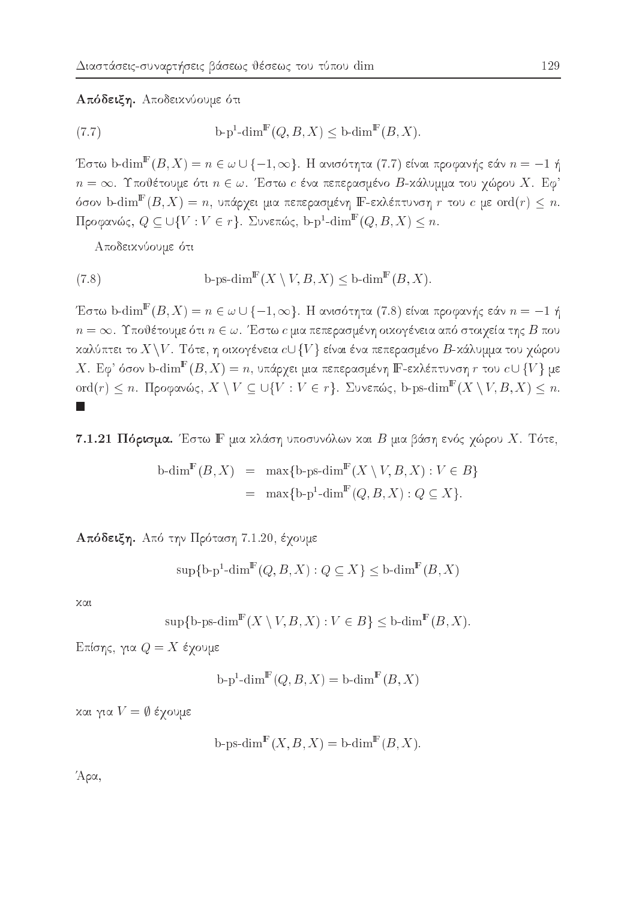**Απόδειξη.** Αποδεικνύουμε ότι

$$\text{b-p}^1\text{-dim}^{\mathbb{F}}(Q, B, X) \leq \text{b-dim}^{\mathbb{F}}(B, X). \tag{7.7}$$

Έστω $\text{b-dim}^{\mathbb{F}}(B, X) = n \in \omega \cup \{-1, \infty\}$. Η ανισότητα (7.7) είναι προφανής εάν $n = -1$ ή $n = \infty$. Υποθέτουμε ότι $n \in \omega$. Έστω $c$ ένα πεπερασμένο $B$-κάλυμμα του χώρου $X$. Εφ' όσον $\text{b-dim}^{\mathbb{F}}(B, X) = n$, υπάρχει μια πεπερασμένη $\mathbb{F}$-εκλέπτυνση $r$ του $c$ με $\text{ord}(r) \leq n$. Προφανώς, $Q \subseteq \cup\{V : V \in r\}$. Συνεπώς, $\text{b-p}^1\text{-dim}^{\mathbb{F}}(Q, B, X) \leq n$.

Αποδεικνύουμε ότι

$$\text{b-ps-dim}^{\mathbb{F}}(X \setminus V, B, X) \leq \text{b-dim}^{\mathbb{F}}(B, X). \tag{7.8}$$

Έστω $\text{b-dim}^{\mathbb{F}}(B, X) = n \in \omega \cup \{-1, \infty\}$. Η ανισότητα (7.8) είναι προφανής εάν $n = -1$ ή $n = \infty$. Υποθέτουμε ότι $n \in \omega$. Έστω $c$ μια πεπερασμένη οικογένεια από στοιχεία της $B$ που καλύπτει το $X \setminus V$. Τότε, η οικογένεια $c \cup \{V\}$ είναι ένα πεπερασμένο $B$-κάλυμμα του χώρου $X$. Εφ' όσον $\text{b-dim}^{\mathbb{F}}(B, X) = n$, υπάρχει μια πεπερασμένη $\mathbb{F}$-εκλέπτυνση $r$ του $c \cup \{V\}$ με $\text{ord}(r) \leq n$. Προφανώς, $X \setminus V \subseteq \cup\{V : V \in r\}$. Συνεπώς, $\text{b-ps-dim}^{\mathbb{F}}(X \setminus V, B, X) \leq n$. ■

**7.1.21 Πόρισμα.** Έστω $\mathbb{F}$ μια κλάση υποσυνόλων και $B$ μια βάση ενός χώρου $X$. Τότε,

$$\begin{aligned} \text{b-dim}^{\mathbb{F}}(B, X) &= \max\{\text{b-ps-dim}^{\mathbb{F}}(X \setminus V, B, X) : V \in B\} \\ &= \max\{\text{b-p}^1\text{-dim}^{\mathbb{F}}(Q, B, X) : Q \subseteq X\}. \end{aligned}$$

**Απόδειξη.** Από την Πρόταση 7.1.20, έχουμε

$$\sup\{\text{b-p}^1\text{-dim}^{\mathbb{F}}(Q, B, X) : Q \subseteq X\} \leq \text{b-dim}^{\mathbb{F}}(B, X)$$

και

$$\sup\{\text{b-ps-dim}^{\mathbb{F}}(X \setminus V, B, X) : V \in B\} \leq \text{b-dim}^{\mathbb{F}}(B, X).$$

Επίσης, για $Q = X$ έχουμε

$$\text{b-p}^1\text{-dim}^{\mathbb{F}}(Q, B, X) = \text{b-dim}^{\mathbb{F}}(B, X)$$

και για $V = \emptyset$ έχουμε

$$\text{b-ps-dim}^{\mathbb{F}}(X, B, X) = \text{b-dim}^{\mathbb{F}}(B, X).$$

Άρα,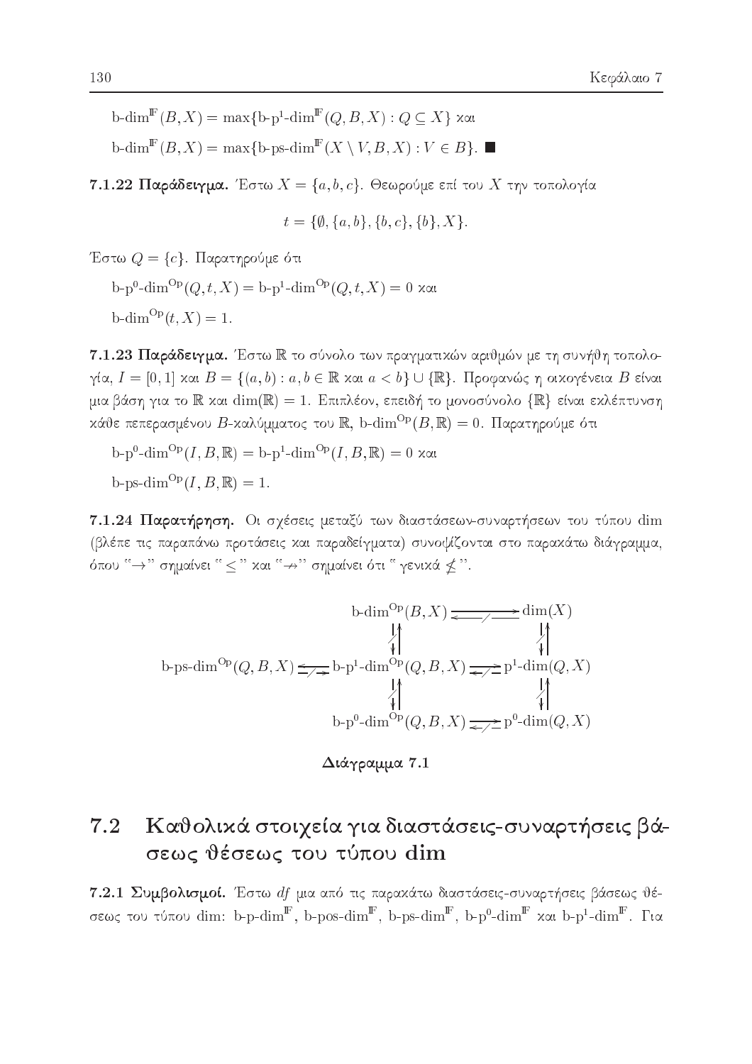$\text{b-dim}^{\mathbb{F}}(B,X) = \max\{\text{b-p}^1\text{-dim}^{\mathbb{F}}(Q,B,X) : Q \subseteq X\}$ και

$\text{b-dim}^{\mathbb{F}}(B,X) = \max\{\text{b-ps-dim}^{\mathbb{F}}(X \setminus V, B, X) : V \in B\}$. ■

**7.1.22 Παράδειγμα.** Έστω $X = \{a, b, c\}$. Θεωρούμε επί του $X$ την τοπολογία

$$t = \{\emptyset, \{a,b\}, \{b,c\}, \{b\}, X\}.$$

Έστω $Q = \{c\}$. Παρατηρούμε ότι

$\text{b-p}^0\text{-dim}^{\text{Op}}(Q,t,X) = \text{b-p}^1\text{-dim}^{\text{Op}}(Q,t,X) = 0$ και

$\text{b-dim}^{\text{Op}}(t,X) = 1$.

**7.1.23 Παράδειγμα.** Έστω $\mathbb{R}$ το σύνολο των πραγματικών αριθμών με τη συνήθη τοπολογία, $I = [0,1]$ και $B = \{(a,b) : a, b \in \mathbb{R}$ και $a < b\} \cup \{\mathbb{R}\}$. Προφανώς η οικογένεια $B$ είναι μια βάση για το $\mathbb{R}$ και $\dim(\mathbb{R}) = 1$. Επιπλέον, επειδή το μονοσύνολο $\{\mathbb{R}\}$ είναι εκλέπτυνση κάθε πεπερασμένου $B$-καλύμματος του $\mathbb{R}$, $\text{b-dim}^{\text{Op}}(B,\mathbb{R}) = 0$. Παρατηρούμε ότι

$\text{b-p}^0\text{-dim}^{\text{Op}}(I,B,\mathbb{R}) = \text{b-p}^1\text{-dim}^{\text{Op}}(I,B,\mathbb{R}) = 0$ και

$\text{b-ps-dim}^{\text{Op}}(I,B,\mathbb{R}) = 1$.

**7.1.24 Παρατήρηση.** Οι σχέσεις μεταξύ των διαστάσεων-συναρτήσεων του τύπου dim (βλέπε τις παραπάνω προτάσεις και παραδείγματα) συνοψίζονται στο παρακάτω διάγραμμα, όπου "$\to$" σημαίνει "$\leq$" και "$\not\to$" σημαίνει ότι "γενικά $\not\leq$".

$$\begin{array}{ccccc}
 & & \text{b-dim}^{\text{Op}}(B,X) & \underset{\not\longleftarrow}{\longrightarrow} & \dim(X) \\
 & & \downarrow \not\uparrow & & \downarrow \not\uparrow \\
\text{b-ps-dim}^{\text{Op}}(Q,B,X) & \underset{\not\longrightarrow}{\longleftarrow} & \text{b-p}^1\text{-dim}^{\text{Op}}(Q,B,X) & \underset{\not\longleftarrow}{\longrightarrow} & \text{p}^1\text{-dim}(Q,X) \\
 & & \downarrow \not\uparrow & & \downarrow \not\uparrow \\
 & & \text{b-p}^0\text{-dim}^{\text{Op}}(Q,B,X) & \underset{\not\longleftarrow}{\longrightarrow} & \text{p}^0\text{-dim}(Q,X)
\end{array}$$

**Διάγραμμα 7.1**

## 7.2 Καθολικά στοιχεία για διαστάσεις-συναρτήσεις βάσεως θέσεως του τύπου dim

**7.2.1 Συμβολισμοί.** Έστω $df$ μια από τις παρακάτω διαστάσεις-συναρτήσεις βάσεως θέσεως του τύπου dim: $\text{b-p-dim}^{\mathbb{F}}$, $\text{b-pos-dim}^{\mathbb{F}}$, $\text{b-ps-dim}^{\mathbb{F}}$, $\text{b-p}^0\text{-dim}^{\mathbb{F}}$ και $\text{b-p}^1\text{-dim}^{\mathbb{F}}$. Για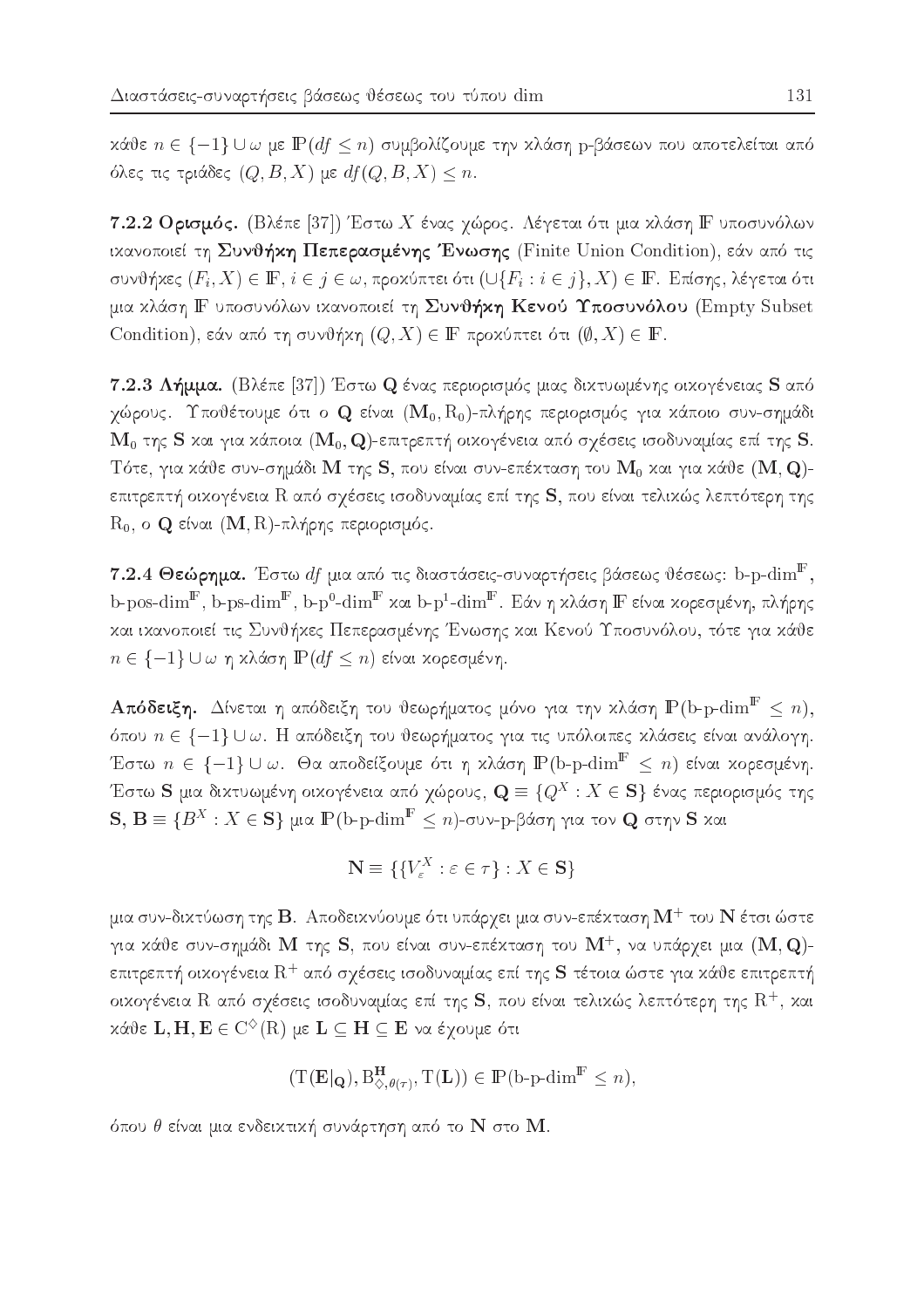κάθε $n \in \{-1\} \cup \omega$ με $\mathbb{P}(df \leq n)$ συμβολίζουμε την κλάση p-βάσεων που αποτελείται από όλες τις τριάδες $(Q, B, X)$ με $df(Q, B, X) \leq n$.

**7.2.2 Ορισμός.** (Βλέπε [37]) Έστω $X$ ένας χώρος. Λέγεται ότι μια κλάση $\mathbb{F}$ υποσυνόλων ικανοποιεί τη **Συνθήκη Πεπερασμένης Ένωσης** (Finite Union Condition), εάν από τις συνθήκες $(F_i, X) \in \mathbb{F}$, $i \in j \in \omega$, προκύπτει ότι $(\cup\{F_i : i \in j\}, X) \in \mathbb{F}$. Επίσης, λέγεται ότι μια κλάση $\mathbb{F}$ υποσυνόλων ικανοποιεί τη **Συνθήκη Κενού Υποσυνόλου** (Empty Subset Condition), εάν από τη συνθήκη $(Q, X) \in \mathbb{F}$ προκύπτει ότι $(\emptyset, X) \in \mathbb{F}$.

**7.2.3 Λήμμα.** (Βλέπε [37]) Έστω $\mathbf{Q}$ ένας περιορισμός μιας δικτυωμένης οικογένειας $\mathbf{S}$ από χώρους. Υποθέτουμε ότι ο $\mathbf{Q}$ είναι $(\mathbf{M}_0, \mathrm{R}_0)$-πλήρης περιορισμός για κάποιο συν-σημάδι $\mathbf{M}_0$ της $\mathbf{S}$ και για κάποια $(\mathbf{M}_0, \mathbf{Q})$-επιτρεπτή οικογένεια από σχέσεις ισοδυναμίας επί της $\mathbf{S}$. Τότε, για κάθε συν-σημάδι $\mathbf{M}$ της $\mathbf{S}$, που είναι συν-επέκταση του $\mathbf{M}_0$ και για κάθε $(\mathbf{M}, \mathbf{Q})$-επιτρεπτή οικογένεια $\mathrm{R}$ από σχέσεις ισοδυναμίας επί της $\mathbf{S}$, που είναι τελικώς λεπτότερη της $\mathrm{R}_0$, ο $\mathbf{Q}$ είναι $(\mathbf{M}, \mathrm{R})$-πλήρης περιορισμός.

**7.2.4 Θεώρημα.** Έστω $df$ μια από τις διαστάσεις-συναρτήσεις βάσεως θέσεως: b-p-dim$^{\mathbb{F}}$, b-pos-dim$^{\mathbb{F}}$, b-ps-dim$^{\mathbb{F}}$, b-p$^0$-dim$^{\mathbb{F}}$ και b-p$^1$-dim$^{\mathbb{F}}$. Εάν η κλάση $\mathbb{F}$ είναι κορεσμένη, πλήρης και ικανοποιεί τις Συνθήκες Πεπερασμένης Ένωσης και Κενού Υποσυνόλου, τότε για κάθε $n \in \{-1\} \cup \omega$ η κλάση $\mathbb{P}(df \leq n)$ είναι κορεσμένη.

**Απόδειξη.** Δίνεται η απόδειξη του θεωρήματος μόνο για την κλάση $\mathbb{P}(\text{b-p-dim}^{\mathbb{F}} \leq n)$, όπου $n \in \{-1\} \cup \omega$. Η απόδειξη του θεωρήματος για τις υπόλοιπες κλάσεις είναι ανάλογη. Έστω $n \in \{-1\} \cup \omega$. Θα αποδείξουμε ότι η κλάση $\mathbb{P}(\text{b-p-dim}^{\mathbb{F}} \leq n)$ είναι κορεσμένη. Έστω $\mathbf{S}$ μια δικτυωμένη οικογένεια από χώρους, $\mathbf{Q} \equiv \{Q^X : X \in \mathbf{S}\}$ ένας περιορισμός της $\mathbf{S}$, $\mathbf{B} \equiv \{B^X : X \in \mathbf{S}\}$ μια $\mathbb{P}(\text{b-p-dim}^{\mathbb{F}} \leq n)$-συν-p-βάση για τον $\mathbf{Q}$ στην $\mathbf{S}$ και

$$\mathbf{N} \equiv \{\{V^X_\varepsilon : \varepsilon \in \tau\} : X \in \mathbf{S}\}$$

μια συν-δικτύωση της $\mathbf{B}$. Αποδεικνύουμε ότι υπάρχει μια συν-επέκταση $\mathbf{M}^+$ του $\mathbf{N}$ έτσι ώστε για κάθε συν-σημάδι $\mathbf{M}$ της $\mathbf{S}$, που είναι συν-επέκταση του $\mathbf{M}^+$, να υπάρχει μια $(\mathbf{M}, \mathbf{Q})$-επιτρεπτή οικογένεια $\mathrm{R}^+$ από σχέσεις ισοδυναμίας επί της $\mathbf{S}$ τέτοια ώστε για κάθε επιτρεπτή οικογένεια $\mathrm{R}$ από σχέσεις ισοδυναμίας επί της $\mathbf{S}$, που είναι τελικώς λεπτότερη της $\mathrm{R}^+$, και κάθε $\mathbf{L}, \mathbf{H}, \mathbf{E} \in \mathrm{C}^{\diamond}(\mathrm{R})$ με $\mathbf{L} \subseteq \mathbf{H} \subseteq \mathbf{E}$ να έχουμε ότι

$$(\mathrm{T}(\mathbf{E}|_{\mathbf{Q}}), \mathrm{B}^{\mathbf{H}}_{\diamond, \theta(\tau)}, \mathrm{T}(\mathbf{L})) \in \mathbb{P}(\text{b-p-dim}^{\mathbb{F}} \leq n),$$

όπου $\theta$ είναι μια ενδεικτική συνάρτηση από το $\mathbf{N}$ στο $\mathbf{M}$.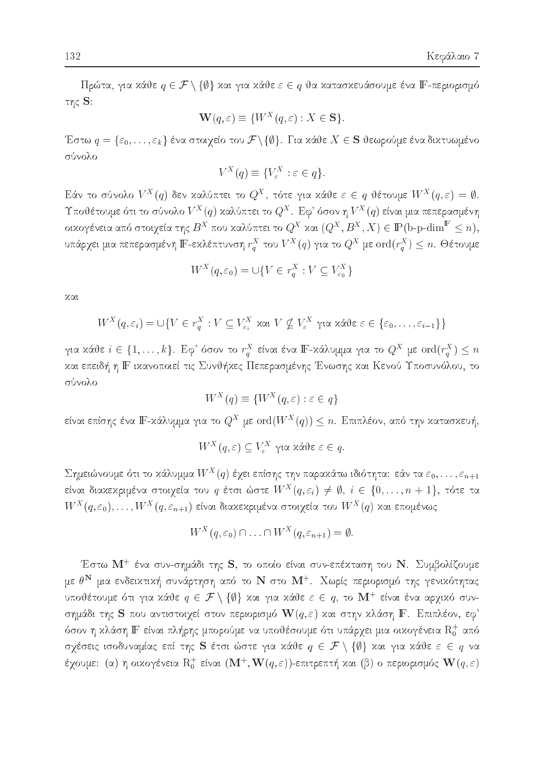Πρώτα, για κάθε $q \in \mathcal{F} \setminus \{\emptyset\}$ και για κάθε $\varepsilon \in q$ θα κατασκευάσουμε ένα $\mathbb{F}$-περιορισμό της $\mathbf{S}$:

$$\mathbf{W}(q, \varepsilon) \equiv \{W^X(q, \varepsilon) : X \in \mathbf{S}\}.$$

Έστω $q = \{\varepsilon_0, \ldots, \varepsilon_k\}$ ένα στοιχείο του $\mathcal{F} \setminus \{\emptyset\}$. Για κάθε $X \in \mathbf{S}$ θεωρούμε ένα δικτυωμένο σύνολο

$$V^X(q) \equiv \{V^X_\varepsilon : \varepsilon \in q\}.$$

Εάν το σύνολο $V^X(q)$ δεν καλύπτει το $Q^X$, τότε για κάθε $\varepsilon \in q$ θέτουμε $W^X(q, \varepsilon) = \emptyset$. Υποθέτουμε ότι το σύνολο $V^X(q)$ καλύπτει το $Q^X$. Εφ' όσον η $V^X(q)$ είναι μια πεπερασμένη οικογένεια από στοιχεία της $B^X$ που καλύπτει το $Q^X$ και $(Q^X, B^X, X) \in \mathbb{P}(\text{b-p-dim}^{\mathbb{F}} \leq n)$, υπάρχει μια πεπερασμένη $\mathbb{F}$-εκλέπτυνση $r^X_q$ του $V^X(q)$ για το $Q^X$ με $\text{ord}(r^X_q) \leq n$. Θέτουμε

$$W^X(q, \varepsilon_0) = \cup\{V \in r^X_q : V \subseteq V^X_{\varepsilon_0}\}$$

και

$$W^X(q, \varepsilon_i) = \cup\{V \in r^X_q : V \subseteq V^X_{\varepsilon_i} \text{ και } V \nsubseteq V^X_\varepsilon \text{ για κάθε } \varepsilon \in \{\varepsilon_0, \ldots, \varepsilon_{i-1}\}\}$$

για κάθε $i \in \{1, \ldots, k\}$. Εφ' όσον το $r^X_q$ είναι ένα $\mathbb{F}$-κάλυμμα για το $Q^X$ με $\text{ord}(r^X_q) \leq n$ και επειδή η $\mathbb{F}$ ικανοποιεί τις Συνθήκες Πεπερασμένης Ένωσης και Κενού Υποσυνόλου, το σύνολο

$$W^X(q) \equiv \{W^X(q, \varepsilon) : \varepsilon \in q\}$$

είναι επίσης ένα $\mathbb{F}$-κάλυμμα για το $Q^X$ με $\text{ord}(W^X(q)) \leq n$. Επιπλέον, από την κατασκευή,

$$W^X(q, \varepsilon) \subseteq V^X_\varepsilon \text{ για κάθε } \varepsilon \in q.$$

Σημειώνουμε ότι το κάλυμμα $W^X(q)$ έχει επίσης την παρακάτω ιδιότητα: εάν τα $\varepsilon_0, \ldots, \varepsilon_{n+1}$ είναι διακεκριμένα στοιχεία του $q$ έτσι ώστε $W^X(q, \varepsilon_i) \neq \emptyset$, $i \in \{0, \ldots, n+1\}$, τότε τα $W^X(q, \varepsilon_0), \ldots, W^X(q, \varepsilon_{n+1})$ είναι διακεκριμένα στοιχεία του $W^X(q)$ και επομένως

$$W^X(q, \varepsilon_0) \cap \ldots \cap W^X(q, \varepsilon_{n+1}) = \emptyset.$$

Έστω $\mathbf{M}^+$ ένα συν-σημάδι της $\mathbf{S}$, το οποίο είναι συν-επέκταση του $\mathbf{N}$. Συμβολίζουμε με $\theta^{\mathbf{N}}$ μια ενδεικτική συνάρτηση από το $\mathbf{N}$ στο $\mathbf{M}^+$. Χωρίς περιορισμό της γενικότητας υποθέτουμε ότι για κάθε $q \in \mathcal{F} \setminus \{\emptyset\}$ και για κάθε $\varepsilon \in q$, το $\mathbf{M}^+$ είναι ένα αρχικό συν-σημάδι της $\mathbf{S}$ που αντιστοιχεί στον περιορισμό $\mathbf{W}(q, \varepsilon)$ και στην κλάση $\mathbb{F}$. Επιπλέον, εφ' όσον η κλάση $\mathbb{F}$ είναι πλήρης μπορούμε να υποθέσουμε ότι υπάρχει μια οικογένεια $\text{R}^+_0$ από σχέσεις ισοδυναμίας επί της $\mathbf{S}$ έτσι ώστε για κάθε $q \in \mathcal{F} \setminus \{\emptyset\}$ και για κάθε $\varepsilon \in q$ να έχουμε: (α) η οικογένεια $\text{R}^+_0$ είναι $(\mathbf{M}^+, \mathbf{W}(q, \varepsilon))$-επιτρεπτή και (β) ο περιορισμός $\mathbf{W}(q, \varepsilon)$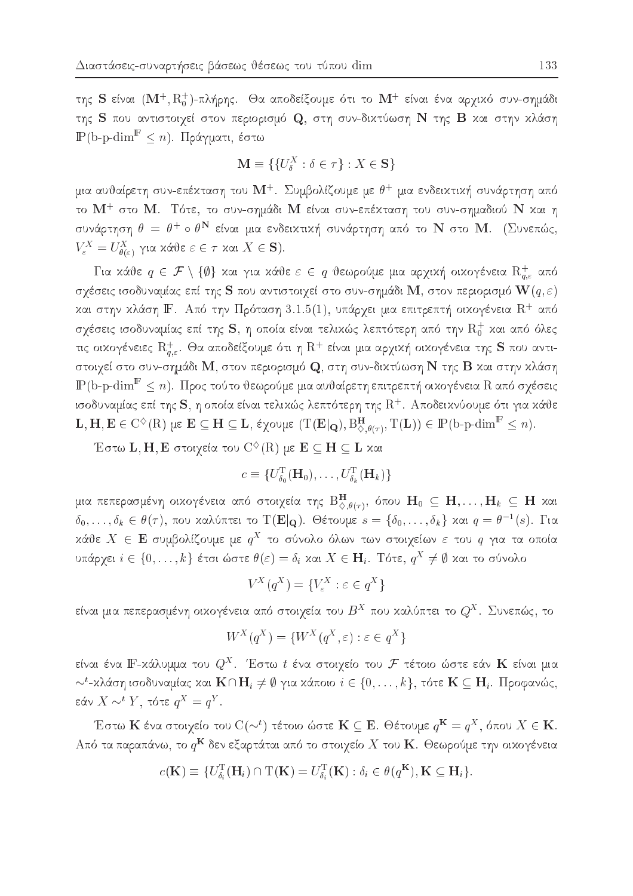της $\mathbf{S}$ είναι $(\mathbf{M}^+, \mathrm{R}_0^+)$-πλήρης. Θα αποδείξουμε ότι το $\mathbf{M}^+$ είναι ένα αρχικό συν-σημάδι της $\mathbf{S}$ που αντιστοιχεί στον περιορισμό $\mathbf{Q}$, στη συν-δικτύωση $\mathbf{N}$ της $\mathbf{B}$ και στην κλάση $\mathbb{P}(\text{b-p-dim}^{\mathbb{F}} \leq n)$. Πράγματι, έστω

$$\mathbf{M} \equiv \{\{U_\delta^X : \delta \in \tau\} : X \in \mathbf{S}\}$$

μια αυθαίρετη συν-επέκταση του $\mathbf{M}^+$. Συμβολίζουμε με $\theta^+$ μια ενδεικτική συνάρτηση από το $\mathbf{M}^+$ στο $\mathbf{M}$. Τότε, το συν-σημάδι $\mathbf{M}$ είναι συν-επέκταση του συν-σημαδιού $\mathbf{N}$ και η συνάρτηση $\theta = \theta^+ \circ \theta^{\mathbf{N}}$ είναι μια ενδεικτική συνάρτηση από το $\mathbf{N}$ στο $\mathbf{M}$. (Συνεπώς, $V_\varepsilon^X = U_{\theta(\varepsilon)}^X$ για κάθε $\varepsilon \in \tau$ και $X \in \mathbf{S}$).

Για κάθε $q \in \mathcal{F} \setminus \{\emptyset\}$ και για κάθε $\varepsilon \in q$ θεωρούμε μια αρχική οικογένεια $\mathrm{R}_{q,\varepsilon}^+$ από σχέσεις ισοδυναμίας επί της $\mathbf{S}$ που αντιστοιχεί στο συν-σημάδι $\mathbf{M}$, στον περιορισμό $\mathbf{W}(q, \varepsilon)$ και στην κλάση $\mathbb{F}$. Από την Πρόταση 3.1.5(1), υπάρχει μια επιτρεπτή οικογένεια $\mathrm{R}^+$ από σχέσεις ισοδυναμίας επί της $\mathbf{S}$, η οποία είναι τελικώς λεπτότερη από την $\mathrm{R}_0^+$ και από όλες τις οικογένειες $\mathrm{R}_{q,\varepsilon}^+$. Θα αποδείξουμε ότι η $\mathrm{R}^+$ είναι μια αρχική οικογένεια της $\mathbf{S}$ που αντιστοιχεί στο συν-σημάδι $\mathbf{M}$, στον περιορισμό $\mathbf{Q}$, στη συν-δικτύωση $\mathbf{N}$ της $\mathbf{B}$ και στην κλάση $\mathbb{P}(\text{b-p-dim}^{\mathbb{F}} \leq n)$. Προς τούτο θεωρούμε μια αυθαίρετη επιτρεπτή οικογένεια $\mathrm{R}$ από σχέσεις ισοδυναμίας επί της $\mathbf{S}$, η οποία είναι τελικώς λεπτότερη της $\mathrm{R}^+$. Αποδεικνύουμε ότι για κάθε $\mathbf{L}, \mathbf{H}, \mathbf{E} \in \mathrm{C}^\diamond(\mathrm{R})$ με $\mathbf{E} \subseteq \mathbf{H} \subseteq \mathbf{L}$, έχουμε $(\mathrm{T}(\mathbf{E}|_{\mathbf{Q}}), \mathrm{B}_{\diamond,\theta(\tau)}^{\mathbf{H}}, \mathrm{T}(\mathbf{L})) \in \mathbb{P}(\text{b-p-dim}^{\mathbb{F}} \leq n)$.

Έστω $\mathbf{L}, \mathbf{H}, \mathbf{E}$ στοιχεία του $\mathrm{C}^\diamond(\mathrm{R})$ με $\mathbf{E} \subseteq \mathbf{H} \subseteq \mathbf{L}$ και

$$c \equiv \{U_{\delta_0}^{\mathrm{T}}(\mathbf{H}_0), \ldots, U_{\delta_k}^{\mathrm{T}}(\mathbf{H}_k)\}$$

μια πεπερασμένη οικογένεια από στοιχεία της $\mathrm{B}_{\diamond,\theta(\tau)}^{\mathbf{H}}$, όπου $\mathbf{H}_0 \subseteq \mathbf{H}, \ldots, \mathbf{H}_k \subseteq \mathbf{H}$ και $\delta_0, \ldots, \delta_k \in \theta(\tau)$, που καλύπτει το $\mathrm{T}(\mathbf{E}|_{\mathbf{Q}})$. Θέτουμε $s = \{\delta_0, \ldots, \delta_k\}$ και $q = \theta^{-1}(s)$. Για κάθε $X \in \mathbf{E}$ συμβολίζουμε με $q^X$ το σύνολο όλων των στοιχείων $\varepsilon$ του $q$ για τα οποία υπάρχει $i \in \{0, \ldots, k\}$ έτσι ώστε $\theta(\varepsilon) = \delta_i$ και $X \in \mathbf{H}_i$. Τότε, $q^X \neq \emptyset$ και το σύνολο

$$V^X(q^X) = \{V_\varepsilon^X : \varepsilon \in q^X\}$$

είναι μια πεπερασμένη οικογένεια από στοιχεία του $B^X$ που καλύπτει το $Q^X$. Συνεπώς, το

$$W^X(q^X) = \{W^X(q^X, \varepsilon) : \varepsilon \in q^X\}$$

είναι ένα $\mathbb{F}$-κάλυμμα του $Q^X$. Έστω $t$ ένα στοιχείο του $\mathcal{F}$ τέτοιο ώστε εάν $\mathbf{K}$ είναι μια $\sim^t$-κλάση ισοδυναμίας και $\mathbf{K} \cap \mathbf{H}_i \neq \emptyset$ για κάποιο $i \in \{0, \ldots, k\}$, τότε $\mathbf{K} \subseteq \mathbf{H}_i$. Προφανώς, εάν $X \sim^t Y$, τότε $q^X = q^Y$.

Έστω $\mathbf{K}$ ένα στοιχείο του $\mathrm{C}(\sim^t)$ τέτοιο ώστε $\mathbf{K} \subseteq \mathbf{E}$. Θέτουμε $q^{\mathbf{K}} = q^X$, όπου $X \in \mathbf{K}$. Από τα παραπάνω, το $q^{\mathbf{K}}$ δεν εξαρτάται από το στοιχείο $X$ του $\mathbf{K}$. Θεωρούμε την οικογένεια

$$c(\mathbf{K}) \equiv \{U_{\delta_i}^{\mathrm{T}}(\mathbf{H}_i) \cap \mathrm{T}(\mathbf{K}) = U_{\delta_i}^{\mathrm{T}}(\mathbf{K}) : \delta_i \in \theta(q^{\mathbf{K}}), \mathbf{K} \subseteq \mathbf{H}_i\}.$$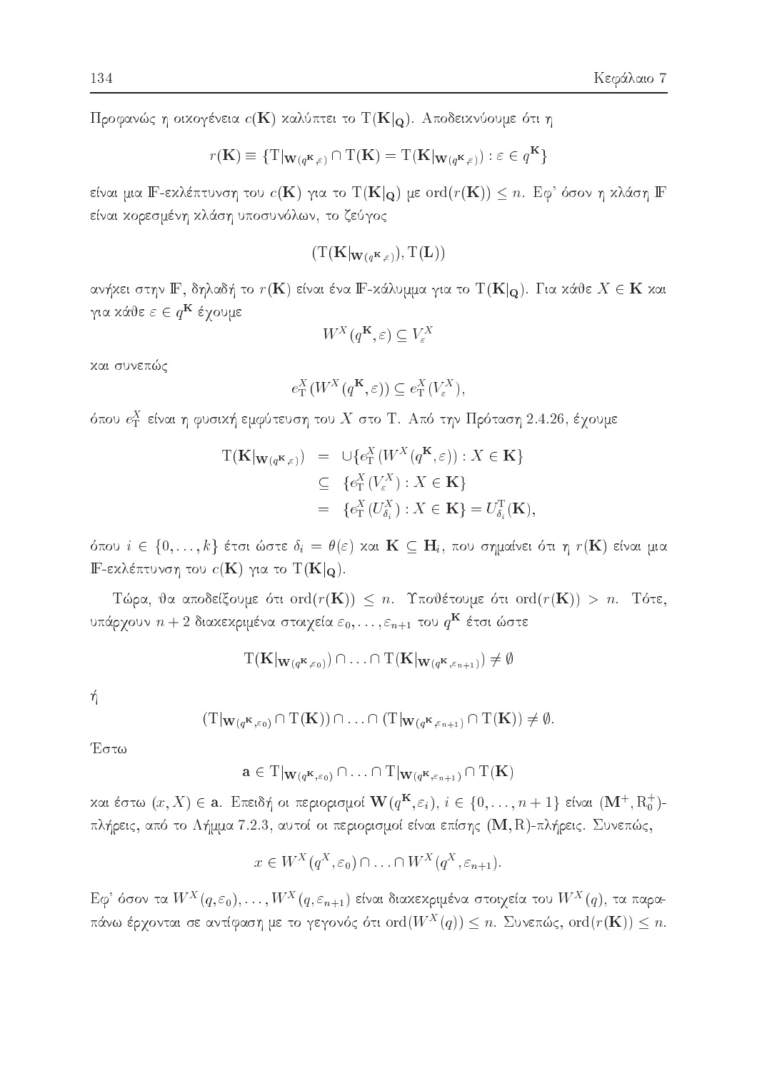Προφανώς η οικογένεια $c(\mathbf{K})$ καλύπτει το $\mathrm{T}(\mathbf{K}|_{\mathbf{Q}})$. Αποδεικνύουμε ότι η

$$r(\mathbf{K}) \equiv \{\mathrm{T}|_{\mathbf{W}(q^{\mathbf{K}},\varepsilon)} \cap \mathrm{T}(\mathbf{K}) = \mathrm{T}(\mathbf{K}|_{\mathbf{W}(q^{\mathbf{K}},\varepsilon)}) : \varepsilon \in q^{\mathbf{K}}\}$$

είναι μια $\mathbb{F}$-εκλέπτυνση του $c(\mathbf{K})$ για το $\mathrm{T}(\mathbf{K}|_{\mathbf{Q}})$ με $\mathrm{ord}(r(\mathbf{K})) \leq n$. Εφ' όσον η κλάση $\mathbb{F}$ είναι κορεσμένη κλάση υποσυνόλων, το ζεύγος

$$(\mathrm{T}(\mathbf{K}|_{\mathbf{W}(q^{\mathbf{K}},\varepsilon)}), \mathrm{T}(\mathbf{L}))$$

ανήκει στην $\mathbb{F}$, δηλαδή το $r(\mathbf{K})$ είναι ένα $\mathbb{F}$-κάλυμμα για το $\mathrm{T}(\mathbf{K}|_{\mathbf{Q}})$. Για κάθε $X \in \mathbf{K}$ και για κάθε $\varepsilon \in q^{\mathbf{K}}$ έχουμε

$$W^X(q^{\mathbf{K}}, \varepsilon) \subseteq V_\varepsilon^X$$

και συνεπώς

$$e_{\mathrm{T}}^X(W^X(q^{\mathbf{K}}, \varepsilon)) \subseteq e_{\mathrm{T}}^X(V_\varepsilon^X),$$

όπου $e_{\mathrm{T}}^X$ είναι η φυσική εμφύτευση του $X$ στο $\mathrm{T}$. Από την Πρόταση 2.4.26, έχουμε

$$\begin{aligned}
\mathrm{T}(\mathbf{K}|_{\mathbf{W}(q^{\mathbf{K}},\varepsilon)}) &= \cup\{e_{\mathrm{T}}^X(W^X(q^{\mathbf{K}}, \varepsilon)) : X \in \mathbf{K}\} \\
&\subseteq \{e_{\mathrm{T}}^X(V_\varepsilon^X) : X \in \mathbf{K}\} \\
&= \{e_{\mathrm{T}}^X(U_{\delta_i}^X) : X \in \mathbf{K}\} = U_{\delta_i}^{\mathrm{T}}(\mathbf{K}),
\end{aligned}$$

όπου $i \in \{0, \ldots, k\}$ έτσι ώστε $\delta_i = \theta(\varepsilon)$ και $\mathbf{K} \subseteq \mathbf{H}_i$, που σημαίνει ότι η $r(\mathbf{K})$ είναι μια $\mathbb{F}$-εκλέπτυνση του $c(\mathbf{K})$ για το $\mathrm{T}(\mathbf{K}|_{\mathbf{Q}})$.

Τώρα, θα αποδείξουμε ότι $\mathrm{ord}(r(\mathbf{K})) \leq n$. Υποθέτουμε ότι $\mathrm{ord}(r(\mathbf{K})) > n$. Τότε, υπάρχουν $n+2$ διακεκριμένα στοιχεία $\varepsilon_0, \ldots, \varepsilon_{n+1}$ του $q^{\mathbf{K}}$ έτσι ώστε

$$\mathrm{T}(\mathbf{K}|_{\mathbf{W}(q^{\mathbf{K}},\varepsilon_0)}) \cap \ldots \cap \mathrm{T}(\mathbf{K}|_{\mathbf{W}(q^{\mathbf{K}},\varepsilon_{n+1})}) \neq \emptyset$$

ή

$$(\mathrm{T}|_{\mathbf{W}(q^{\mathbf{K}},\varepsilon_0)} \cap \mathrm{T}(\mathbf{K})) \cap \ldots \cap (\mathrm{T}|_{\mathbf{W}(q^{\mathbf{K}},\varepsilon_{n+1})} \cap \mathrm{T}(\mathbf{K})) \neq \emptyset.$$

Έστω

$$\mathbf{a} \in \mathrm{T}|_{\mathbf{W}(q^{\mathbf{K}},\varepsilon_0)} \cap \ldots \cap \mathrm{T}|_{\mathbf{W}(q^{\mathbf{K}},\varepsilon_{n+1})} \cap \mathrm{T}(\mathbf{K})$$

και έστω $(x, X) \in \mathbf{a}$. Επειδή οι περιορισμοί $\mathbf{W}(q^{\mathbf{K}}, \varepsilon_i)$, $i \in \{0, \ldots, n+1\}$ είναι $(\mathbf{M}^+, \mathrm{R}_0^+)$-πλήρεις, από το Λήμμα 7.2.3, αυτοί οι περιορισμοί είναι επίσης $(\mathbf{M}, \mathrm{R})$-πλήρεις. Συνεπώς,

$$x \in W^X(q^X, \varepsilon_0) \cap \ldots \cap W^X(q^X, \varepsilon_{n+1}).$$

Εφ' όσον τα $W^X(q, \varepsilon_0), \ldots, W^X(q, \varepsilon_{n+1})$ είναι διακεκριμένα στοιχεία του $W^X(q)$, τα παραπάνω έρχονται σε αντίφαση με το γεγονός ότι $\mathrm{ord}(W^X(q)) \leq n$. Συνεπώς, $\mathrm{ord}(r(\mathbf{K})) \leq n$.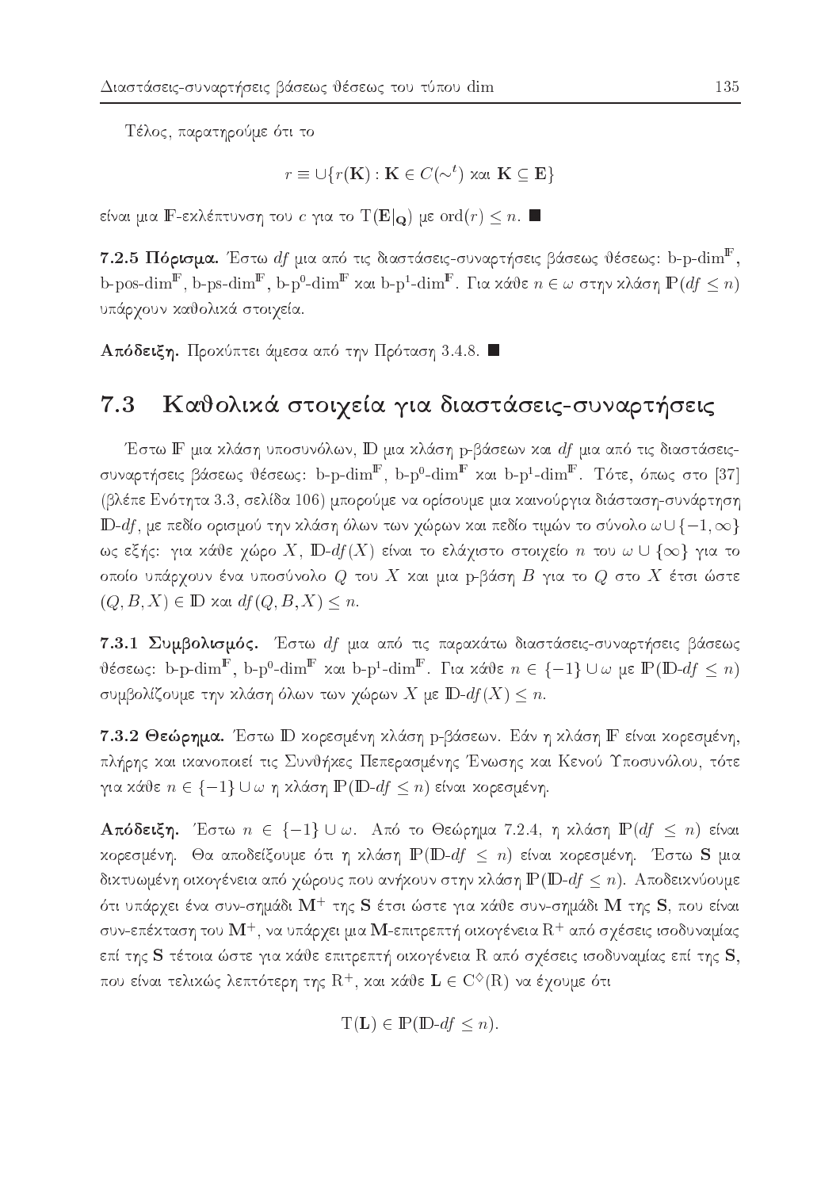Τέλος, παρατηρούμε ότι το

$$r \equiv \cup\{r(\mathbf{K}) : \mathbf{K} \in C(\sim^t) \text{ και } \mathbf{K} \subseteq \mathbf{E}\}$$

είναι μια $\mathbb{F}$-εκλέπτυνση του $c$ για το $\mathrm{T}(\mathbf{E}|_{\mathbf{Q}})$ με $\mathrm{ord}(r) \leq n$. ■

**7.2.5 Πόρισμα.** Έστω $df$ μια από τις διαστάσεις-συναρτήσεις βάσεως θέσεως: b-p-dim$^{\mathbb{F}}$, b-pos-dim$^{\mathbb{F}}$, b-ps-dim$^{\mathbb{F}}$, b-p$^0$-dim$^{\mathbb{F}}$ και b-p$^1$-dim$^{\mathbb{F}}$. Για κάθε $n \in \omega$ στην κλάση $\mathbb{P}(df \leq n)$ υπάρχουν καθολικά στοιχεία.

**Απόδειξη.** Προκύπτει άμεσα από την Πρόταση 3.4.8. ■

## 7.3 Καθολικά στοιχεία για διαστάσεις-συναρτήσεις

Έστω $\mathbb{F}$ μια κλάση υποσυνόλων, $\mathbb{D}$ μια κλάση p-βάσεων και $df$ μια από τις διαστάσεις-συναρτήσεις βάσεως θέσεως: b-p-dim$^{\mathbb{F}}$, b-p$^0$-dim$^{\mathbb{F}}$ και b-p$^1$-dim$^{\mathbb{F}}$. Τότε, όπως στο [37] (βλέπε Ενότητα 3.3, σελίδα 106) μπορούμε να ορίσουμε μια καινούργια διάσταση-συνάρτηση $\mathbb{D}$-$df$, με πεδίο ορισμού την κλάση όλων των χώρων και πεδίο τιμών το σύνολο $\omega \cup \{-1, \infty\}$ ως εξής: για κάθε χώρο $X$, $\mathbb{D}$-$df(X)$ είναι το ελάχιστο στοιχείο $n$ του $\omega \cup \{\infty\}$ για το οποίο υπάρχουν ένα υποσύνολο $Q$ του $X$ και μια p-βάση $B$ για το $Q$ στο $X$ έτσι ώστε $(Q, B, X) \in \mathbb{D}$ και $df(Q, B, X) \leq n$.

**7.3.1 Συμβολισμός.** Έστω $df$ μια από τις παρακάτω διαστάσεις-συναρτήσεις βάσεως θέσεως: b-p-dim$^{\mathbb{F}}$, b-p$^0$-dim$^{\mathbb{F}}$ και b-p$^1$-dim$^{\mathbb{F}}$. Για κάθε $n \in \{-1\} \cup \omega$ με $\mathbb{P}(\mathbb{D}\text{-}df \leq n)$ συμβολίζουμε την κλάση όλων των χώρων $X$ με $\mathbb{D}$-$df(X) \leq n$.

**7.3.2 Θεώρημα.** Έστω $\mathbb{D}$ κορεσμένη κλάση p-βάσεων. Εάν η κλάση $\mathbb{F}$ είναι κορεσμένη, πλήρης και ικανοποιεί τις Συνθήκες Πεπερασμένης Ένωσης και Κενού Υποσυνόλου, τότε για κάθε $n \in \{-1\} \cup \omega$ η κλάση $\mathbb{P}(\mathbb{D}\text{-}df \leq n)$ είναι κορεσμένη.

**Απόδειξη.** Έστω $n \in \{-1\} \cup \omega$. Από το Θεώρημα 7.2.4, η κλάση $\mathbb{P}(df \leq n)$ είναι κορεσμένη. Θα αποδείξουμε ότι η κλάση $\mathbb{P}(\mathbb{D}\text{-}df \leq n)$ είναι κορεσμένη. Έστω $\mathbf{S}$ μια δικτυωμένη οικογένεια από χώρους που ανήκουν στην κλάση $\mathbb{P}(\mathbb{D}\text{-}df \leq n)$. Αποδεικνύουμε ότι υπάρχει ένα συν-σημάδι $\mathbf{M}^+$ της $\mathbf{S}$ έτσι ώστε για κάθε συν-σημάδι $\mathbf{M}$ της $\mathbf{S}$, που είναι συν-επέκταση του $\mathbf{M}^+$, να υπάρχει μια $\mathbf{M}$-επιτρεπτή οικογένεια $\mathrm{R}^+$ από σχέσεις ισοδυναμίας επί της $\mathbf{S}$ τέτοια ώστε για κάθε επιτρεπτή οικογένεια $\mathrm{R}$ από σχέσεις ισοδυναμίας επί της $\mathbf{S}$, που είναι τελικώς λεπτότερη της $\mathrm{R}^+$, και κάθε $\mathbf{L} \in \mathrm{C}^{\diamond}(\mathrm{R})$ να έχουμε ότι

$$\mathrm{T}(\mathbf{L}) \in \mathbb{P}(\mathbb{D}\text{-}df \leq n).$$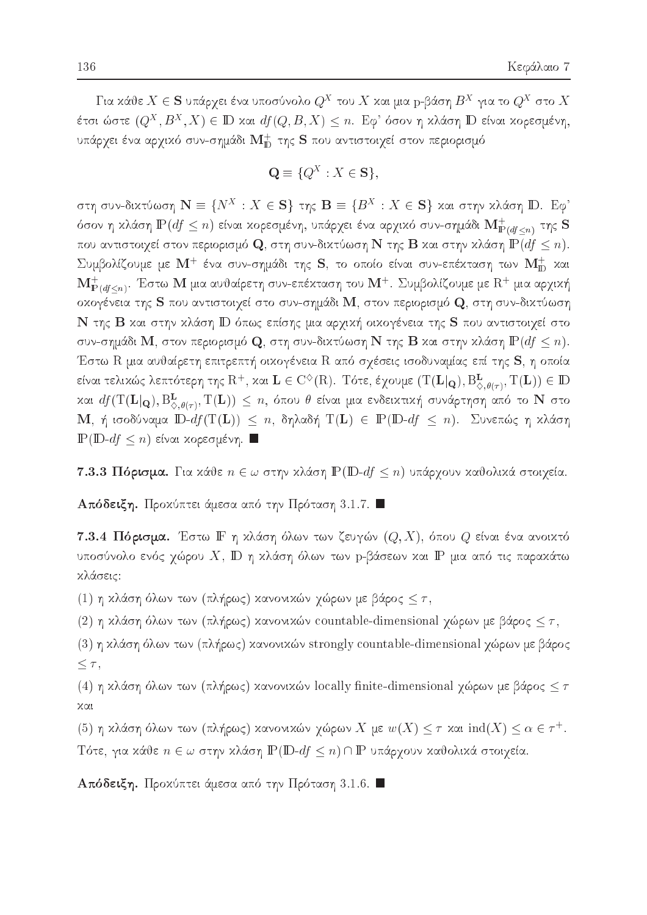Για κάθε $X \in \mathbf{S}$ υπάρχει ένα υποσύνολο $Q^X$ του $X$ και μια p-βάση $B^X$ για το $Q^X$ στο $X$ έτσι ώστε $(Q^X, B^X, X) \in \mathbb{D}$ και $df(Q, B, X) \leq n$. Εφ' όσον η κλάση $\mathbb{D}$ είναι κορεσμένη, υπάρχει ένα αρχικό συν-σημάδι $\mathbf{M}^+_{\mathbb{D}}$ της $\mathbf{S}$ που αντιστοιχεί στον περιορισμό

$$\mathbf{Q} \equiv \{Q^X : X \in \mathbf{S}\},$$

στη συν-δικτύωση $\mathbf{N} \equiv \{N^X : X \in \mathbf{S}\}$ της $\mathbf{B} \equiv \{B^X : X \in \mathbf{S}\}$ και στην κλάση $\mathbb{D}$. Εφ' όσον η κλάση $\mathbb{P}(df \leq n)$ είναι κορεσμένη, υπάρχει ένα αρχικό συν-σημάδι $\mathbf{M}^+_{\mathbb{P}(df \leq n)}$ της $\mathbf{S}$ που αντιστοιχεί στον περιορισμό $\mathbf{Q}$, στη συν-δικτύωση $\mathbf{N}$ της $\mathbf{B}$ και στην κλάση $\mathbb{P}(df \leq n)$. Συμβολίζουμε με $\mathbf{M}^+$ ένα συν-σημάδι της $\mathbf{S}$, το οποίο είναι συν-επέκταση των $\mathbf{M}^+_{\mathbb{D}}$ και $\mathbf{M}^+_{\mathbb{P}(df \leq n)}$. Έστω $\mathbf{M}$ μια αυθαίρετη συν-επέκταση του $\mathbf{M}^+$. Συμβολίζουμε με $\mathrm{R}^+$ μια αρχική οκογένεια της $\mathbf{S}$ που αντιστοιχεί στο συν-σημάδι $\mathbf{M}$, στον περιορισμό $\mathbf{Q}$, στη συν-δικτύωση $\mathbf{N}$ της $\mathbf{B}$ και στην κλάση $\mathbb{D}$ όπως επίσης μια αρχική οικογένεια της $\mathbf{S}$ που αντιστοιχεί στο συν-σημάδι $\mathbf{M}$, στον περιορισμό $\mathbf{Q}$, στη συν-δικτύωση $\mathbf{N}$ της $\mathbf{B}$ και στην κλάση $\mathbb{P}(df \leq n)$. Έστω $\mathrm{R}$ μια αυθαίρετη επιτρεπτή οικογένεια $\mathrm{R}$ από σχέσεις ισοδυναμίας επί της $\mathbf{S}$, η οποία είναι τελικώς λεπτότερη της $\mathrm{R}^+$, και $\mathbf{L} \in \mathrm{C}^{\diamond}(\mathrm{R})$. Τότε, έχουμε $(\mathrm{T}(\mathbf{L}|_{\mathbf{Q}}), \mathrm{B}^{\mathbf{L}}_{\diamond, \theta(\tau)}, \mathrm{T}(\mathbf{L})) \in \mathbb{D}$ και $df(\mathrm{T}(\mathbf{L}|_{\mathbf{Q}}), \mathrm{B}^{\mathbf{L}}_{\diamond, \theta(\tau)}, \mathrm{T}(\mathbf{L})) \leq n$, όπου $\theta$ είναι μια ενδεικτική συνάρτηση από το $\mathbf{N}$ στο $\mathbf{M}$, ή ισοδύναμα $\mathbb{D}\text{-}df(\mathrm{T}(\mathbf{L})) \leq n$, δηλαδή $\mathrm{T}(\mathbf{L}) \in \mathbb{P}(\mathbb{D}\text{-}df \leq n)$. Συνεπώς η κλάση $\mathbb{P}(\mathbb{D}\text{-}df \leq n)$ είναι κορεσμένη. ■

**7.3.3 Πόρισμα.** Για κάθε $n \in \omega$ στην κλάση $\mathbb{P}(\mathbb{D}\text{-}df \leq n)$ υπάρχουν καθολικά στοιχεία.

**Απόδειξη.** Προκύπτει άμεσα από την Πρόταση 3.1.7. ■

**7.3.4 Πόρισμα.** Έστω $\mathbb{F}$ η κλάση όλων των ζευγών $(Q, X)$, όπου $Q$ είναι ένα ανοικτό υποσύνολο ενός χώρου $X$, $\mathbb{D}$ η κλάση όλων των p-βάσεων και $\mathbb{P}$ μια από τις παρακάτω κλάσεις:

(1) η κλάση όλων των (πλήρως) κανονικών χώρων με βάρος $\leq \tau$,

(2) η κλάση όλων των (πλήρως) κανονικών countable-dimensional χώρων με βάρος $\leq \tau$,

(3) η κλάση όλων των (πλήρως) κανονικών strongly countable-dimensional χώρων με βάρος $\leq \tau$,

(4) η κλάση όλων των (πλήρως) κανονικών locally finite-dimensional χώρων με βάρος $\leq \tau$ και

(5) η κλάση όλων των (πλήρως) κανονικών χώρων $X$ με $w(X) \leq \tau$ και $\mathrm{ind}(X) \leq \alpha \in \tau^+$.

Τότε, για κάθε $n \in \omega$ στην κλάση $\mathbb{P}(\mathbb{D}\text{-}df \leq n) \cap \mathbb{P}$ υπάρχουν καθολικά στοιχεία.

**Απόδειξη.** Προκύπτει άμεσα από την Πρόταση 3.1.6. ■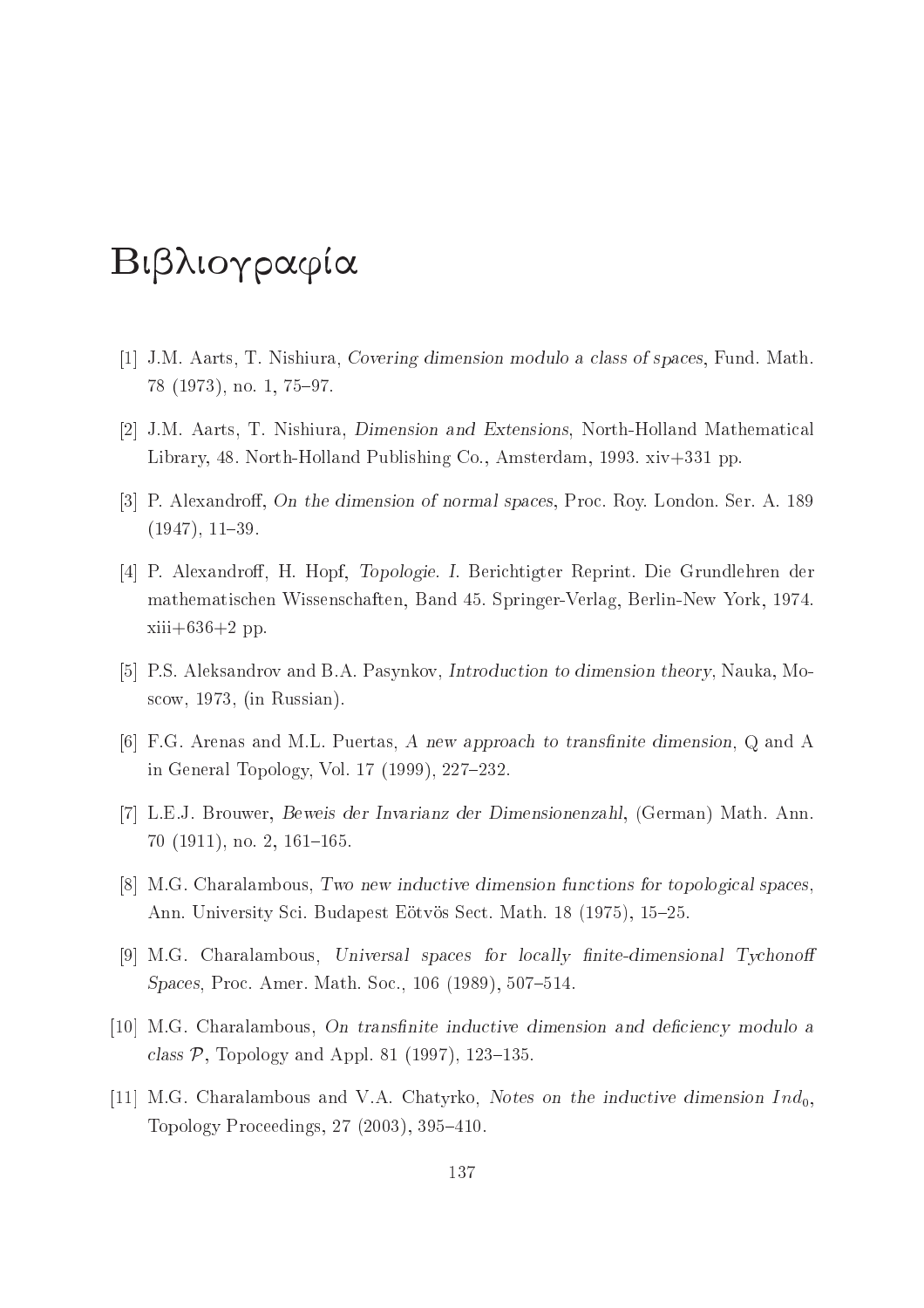# Βιβλιογραφία

[1] J.M. Aarts, T. Nishiura, *Covering dimension modulo a class of spaces*, Fund. Math. 78 (1973), no. 1, 75–97.

[2] J.M. Aarts, T. Nishiura, *Dimension and Extensions*, North-Holland Mathematical Library, 48. North-Holland Publishing Co., Amsterdam, 1993. xiv+331 pp.

[3] P. Alexandroff, *On the dimension of normal spaces*, Proc. Roy. London. Ser. A. 189 (1947), 11–39.

[4] P. Alexandroff, H. Hopf, *Topologie. I.* Berichtigter Reprint. Die Grundlehren der mathematischen Wissenschaften, Band 45. Springer-Verlag, Berlin-New York, 1974. xiii+636+2 pp.

[5] P.S. Aleksandrov and B.A. Pasynkov, *Introduction to dimension theory*, Nauka, Moscow, 1973, (in Russian).

[6] F.G. Arenas and M.L. Puertas, *A new approach to transfinite dimension*, Q and A in General Topology, Vol. 17 (1999), 227–232.

[7] L.E.J. Brouwer, *Beweis der Invarianz der Dimensionenzahl*, (German) Math. Ann. 70 (1911), no. 2, 161–165.

[8] M.G. Charalambous, *Two new inductive dimension functions for topological spaces*, Ann. University Sci. Budapest Eötvös Sect. Math. 18 (1975), 15–25.

[9] M.G. Charalambous, *Universal spaces for locally finite-dimensional Tychonoff Spaces*, Proc. Amer. Math. Soc., 106 (1989), 507–514.

[10] M.G. Charalambous, *On transfinite inductive dimension and deficiency modulo a class $\mathcal{P}$*, Topology and Appl. 81 (1997), 123–135.

[11] M.G. Charalambous and V.A. Chatyrko, *Notes on the inductive dimension $Ind_0$*, Topology Proceedings, 27 (2003), 395–410.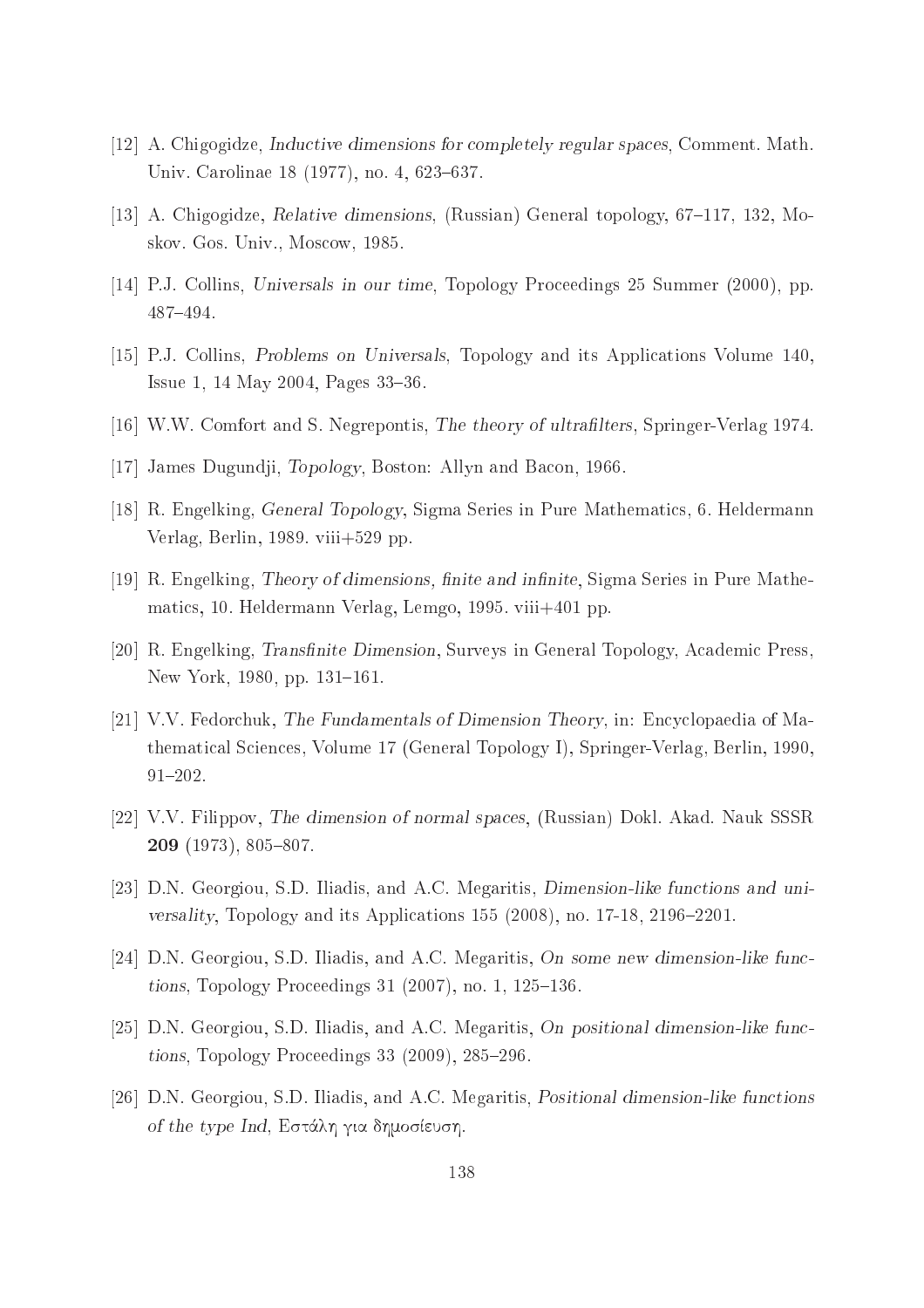[12] A. Chigogidze, *Inductive dimensions for completely regular spaces*, Comment. Math. Univ. Carolinae 18 (1977), no. 4, 623–637.

[13] A. Chigogidze, *Relative dimensions*, (Russian) General topology, 67–117, 132, Moskov. Gos. Univ., Moscow, 1985.

[14] P.J. Collins, *Universals in our time*, Topology Proceedings 25 Summer (2000), pp. 487–494.

[15] P.J. Collins, *Problems on Universals*, Topology and its Applications Volume 140, Issue 1, 14 May 2004, Pages 33–36.

[16] W.W. Comfort and S. Negrepontis, *The theory of ultrafilters*, Springer-Verlag 1974.

[17] James Dugundji, *Topology*, Boston: Allyn and Bacon, 1966.

[18] R. Engelking, *General Topology*, Sigma Series in Pure Mathematics, 6. Heldermann Verlag, Berlin, 1989. viii+529 pp.

[19] R. Engelking, *Theory of dimensions, finite and infinite*, Sigma Series in Pure Mathematics, 10. Heldermann Verlag, Lemgo, 1995. viii+401 pp.

[20] R. Engelking, *Transfinite Dimension*, Surveys in General Topology, Academic Press, New York, 1980, pp. 131–161.

[21] V.V. Fedorchuk, *The Fundamentals of Dimension Theory*, in: Encyclopaedia of Mathematical Sciences, Volume 17 (General Topology I), Springer-Verlag, Berlin, 1990, 91–202.

[22] V.V. Filippov, *The dimension of normal spaces*, (Russian) Dokl. Akad. Nauk SSSR **209** (1973), 805–807.

[23] D.N. Georgiou, S.D. Iliadis, and A.C. Megaritis, *Dimension-like functions and universality*, Topology and its Applications 155 (2008), no. 17-18, 2196–2201.

[24] D.N. Georgiou, S.D. Iliadis, and A.C. Megaritis, *On some new dimension-like functions*, Topology Proceedings 31 (2007), no. 1, 125–136.

[25] D.N. Georgiou, S.D. Iliadis, and A.C. Megaritis, *On positional dimension-like functions*, Topology Proceedings 33 (2009), 285–296.

[26] D.N. Georgiou, S.D. Iliadis, and A.C. Megaritis, *Positional dimension-like functions of the type Ind*, Εστάλη για δημοσίευση.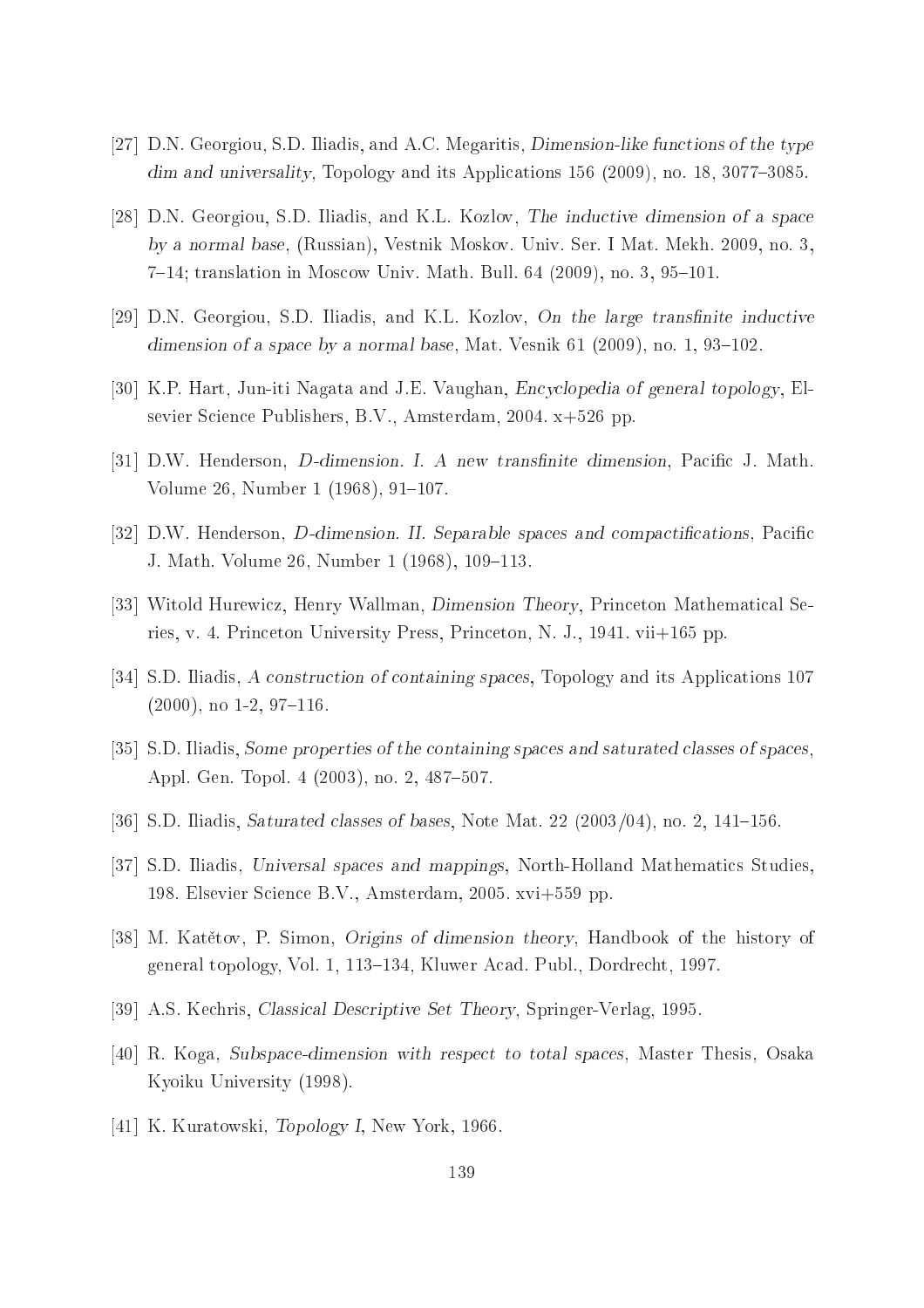[27] D.N. Georgiou, S.D. Iliadis, and A.C. Megaritis, *Dimension-like functions of the type dim and universality*, Topology and its Applications 156 (2009), no. 18, 3077–3085.

[28] D.N. Georgiou, S.D. Iliadis, and K.L. Kozlov, *The inductive dimension of a space by a normal base*, (Russian), Vestnik Moskov. Univ. Ser. I Mat. Mekh. 2009, no. 3, 7–14; translation in Moscow Univ. Math. Bull. 64 (2009), no. 3, 95–101.

[29] D.N. Georgiou, S.D. Iliadis, and K.L. Kozlov, *On the large transfinite inductive dimension of a space by a normal base*, Mat. Vesnik 61 (2009), no. 1, 93–102.

[30] K.P. Hart, Jun-iti Nagata and J.E. Vaughan, *Encyclopedia of general topology*, Elsevier Science Publishers, B.V., Amsterdam, 2004. x+526 pp.

[31] D.W. Henderson, *D-dimension. I. A new transfinite dimension*, Pacific J. Math. Volume 26, Number 1 (1968), 91–107.

[32] D.W. Henderson, *D-dimension. II. Separable spaces and compactifications*, Pacific J. Math. Volume 26, Number 1 (1968), 109–113.

[33] Witold Hurewicz, Henry Wallman, *Dimension Theory*, Princeton Mathematical Series, v. 4. Princeton University Press, Princeton, N. J., 1941. vii+165 pp.

[34] S.D. Iliadis, *A construction of containing spaces*, Topology and its Applications 107 (2000), no 1-2, 97–116.

[35] S.D. Iliadis, *Some properties of the containing spaces and saturated classes of spaces*, Appl. Gen. Topol. 4 (2003), no. 2, 487–507.

[36] S.D. Iliadis, *Saturated classes of bases*, Note Mat. 22 (2003/04), no. 2, 141–156.

[37] S.D. Iliadis, *Universal spaces and mappings*, North-Holland Mathematics Studies, 198. Elsevier Science B.V., Amsterdam, 2005. xvi+559 pp.

[38] M. Katětov, P. Simon, *Origins of dimension theory*, Handbook of the history of general topology, Vol. 1, 113–134, Kluwer Acad. Publ., Dordrecht, 1997.

[39] A.S. Kechris, *Classical Descriptive Set Theory*, Springer-Verlag, 1995.

[40] R. Koga, *Subspace-dimension with respect to total spaces*, Master Thesis, Osaka Kyoiku University (1998).

[41] K. Kuratowski, *Topology I*, New York, 1966.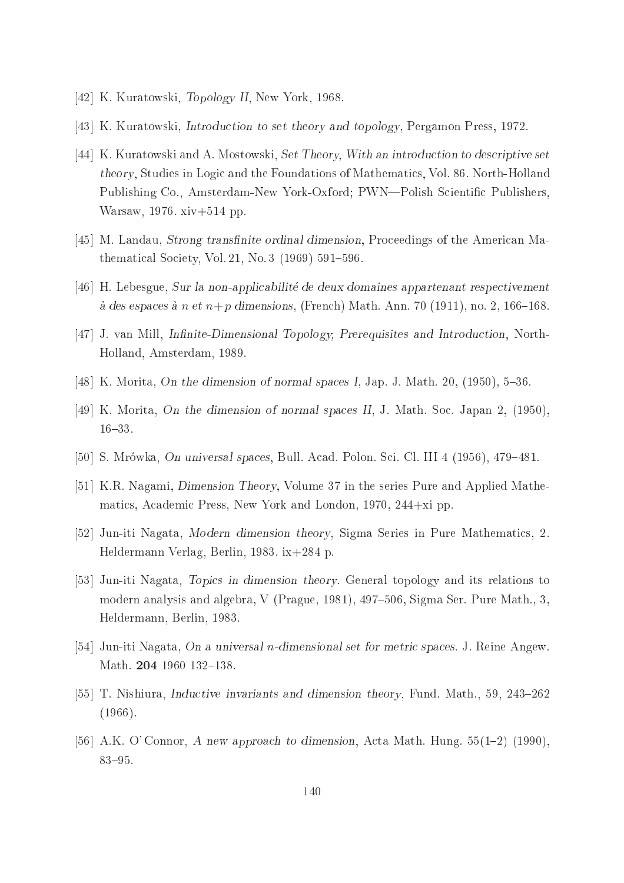[42] K. Kuratowski, *Topology II*, New York, 1968.

[43] K. Kuratowski, *Introduction to set theory and topology*, Pergamon Press, 1972.

[44] K. Kuratowski and A. Mostowski, *Set Theory, With an introduction to descriptive set theory*, Studies in Logic and the Foundations of Mathematics, Vol. 86. North-Holland Publishing Co., Amsterdam-New York-Oxford; PWN—Polish Scientific Publishers, Warsaw, 1976. xiv+514 pp.

[45] M. Landau, *Strong transfinite ordinal dimension*, Proceedings of the American Mathematical Society, Vol. 21, No. 3 (1969) 591–596.

[46] H. Lebesgue, *Sur la non-applicabilité de deux domaines appartenant respectivement à des espaces à $n$ et $n+p$ dimensions*, (French) Math. Ann. 70 (1911), no. 2, 166–168.

[47] J. van Mill, *Infinite-Dimensional Topology, Prerequisites and Introduction*, North-Holland, Amsterdam, 1989.

[48] K. Morita, *On the dimension of normal spaces I*, Jap. J. Math. 20, (1950), 5–36.

[49] K. Morita, *On the dimension of normal spaces II*, J. Math. Soc. Japan 2, (1950), 16–33.

[50] S. Mrówka, *On universal spaces*, Bull. Acad. Polon. Sci. Cl. III 4 (1956), 479–481.

[51] K.R. Nagami, *Dimension Theory*, Volume 37 in the series Pure and Applied Mathematics, Academic Press, New York and London, 1970, 244+xi pp.

[52] Jun-iti Nagata, *Modern dimension theory*, Sigma Series in Pure Mathematics, 2. Heldermann Verlag, Berlin, 1983. ix+284 p.

[53] Jun-iti Nagata, *Topics in dimension theory*. General topology and its relations to modern analysis and algebra, V (Prague, 1981), 497–506, Sigma Ser. Pure Math., 3, Heldermann, Berlin, 1983.

[54] Jun-iti Nagata, *On a universal $n$-dimensional set for metric spaces*. J. Reine Angew. Math. **204** 1960 132–138.

[55] T. Nishiura, *Inductive invariants and dimension theory*, Fund. Math., 59, 243–262 (1966).

[56] A.K. O'Connor, *A new approach to dimension*, Acta Math. Hung. 55(1–2) (1990), 83–95.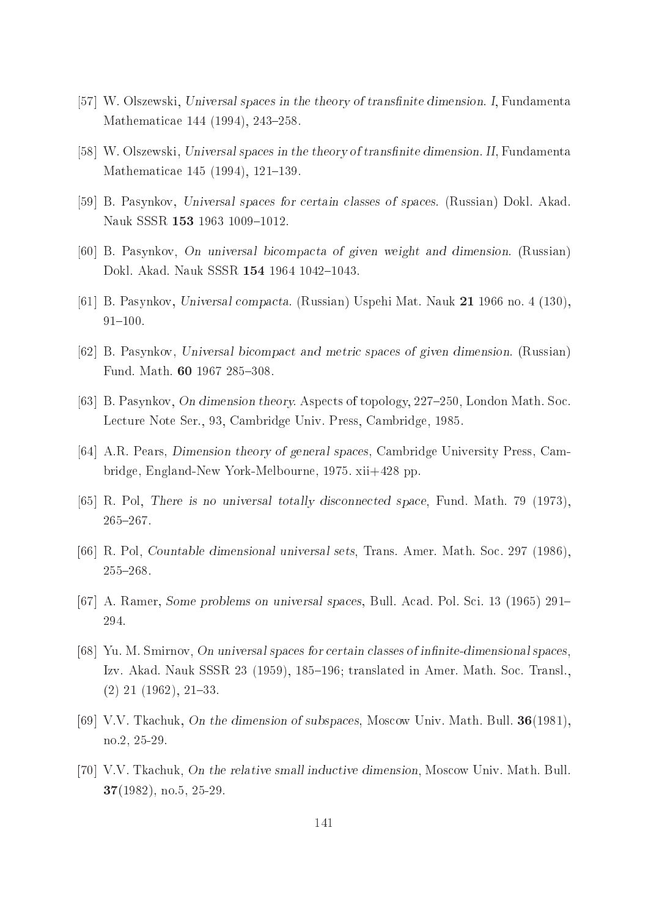[57] W. Olszewski, *Universal spaces in the theory of transfinite dimension. I*, Fundamenta Mathematicae 144 (1994), 243–258.

[58] W. Olszewski, *Universal spaces in the theory of transfinite dimension. II*, Fundamenta Mathematicae 145 (1994), 121–139.

[59] B. Pasynkov, *Universal spaces for certain classes of spaces.* (Russian) Dokl. Akad. Nauk SSSR **153** 1963 1009–1012.

[60] B. Pasynkov, *On universal bicompacta of given weight and dimension.* (Russian) Dokl. Akad. Nauk SSSR **154** 1964 1042–1043.

[61] B. Pasynkov, *Universal compacta.* (Russian) Uspehi Mat. Nauk **21** 1966 no. 4 (130), 91–100.

[62] B. Pasynkov, *Universal bicompact and metric spaces of given dimension.* (Russian) Fund. Math. **60** 1967 285–308.

[63] B. Pasynkov, *On dimension theory.* Aspects of topology, 227–250, London Math. Soc. Lecture Note Ser., 93, Cambridge Univ. Press, Cambridge, 1985.

[64] A.R. Pears, *Dimension theory of general spaces*, Cambridge University Press, Cambridge, England-New York-Melbourne, 1975. xii+428 pp.

[65] R. Pol, *There is no universal totally disconnected space*, Fund. Math. 79 (1973), 265–267.

[66] R. Pol, *Countable dimensional universal sets*, Trans. Amer. Math. Soc. 297 (1986), 255–268.

[67] A. Ramer, *Some problems on universal spaces*, Bull. Acad. Pol. Sci. 13 (1965) 291–294.

[68] Yu. M. Smirnov, *On universal spaces for certain classes of infinite-dimensional spaces*, Izv. Akad. Nauk SSSR 23 (1959), 185–196; translated in Amer. Math. Soc. Transl., (2) 21 (1962), 21–33.

[69] V.V. Tkachuk, *On the dimension of subspaces*, Moscow Univ. Math. Bull. **36**(1981), no.2, 25-29.

[70] V.V. Tkachuk, *On the relative small inductive dimension*, Moscow Univ. Math. Bull. **37**(1982), no.5, 25-29.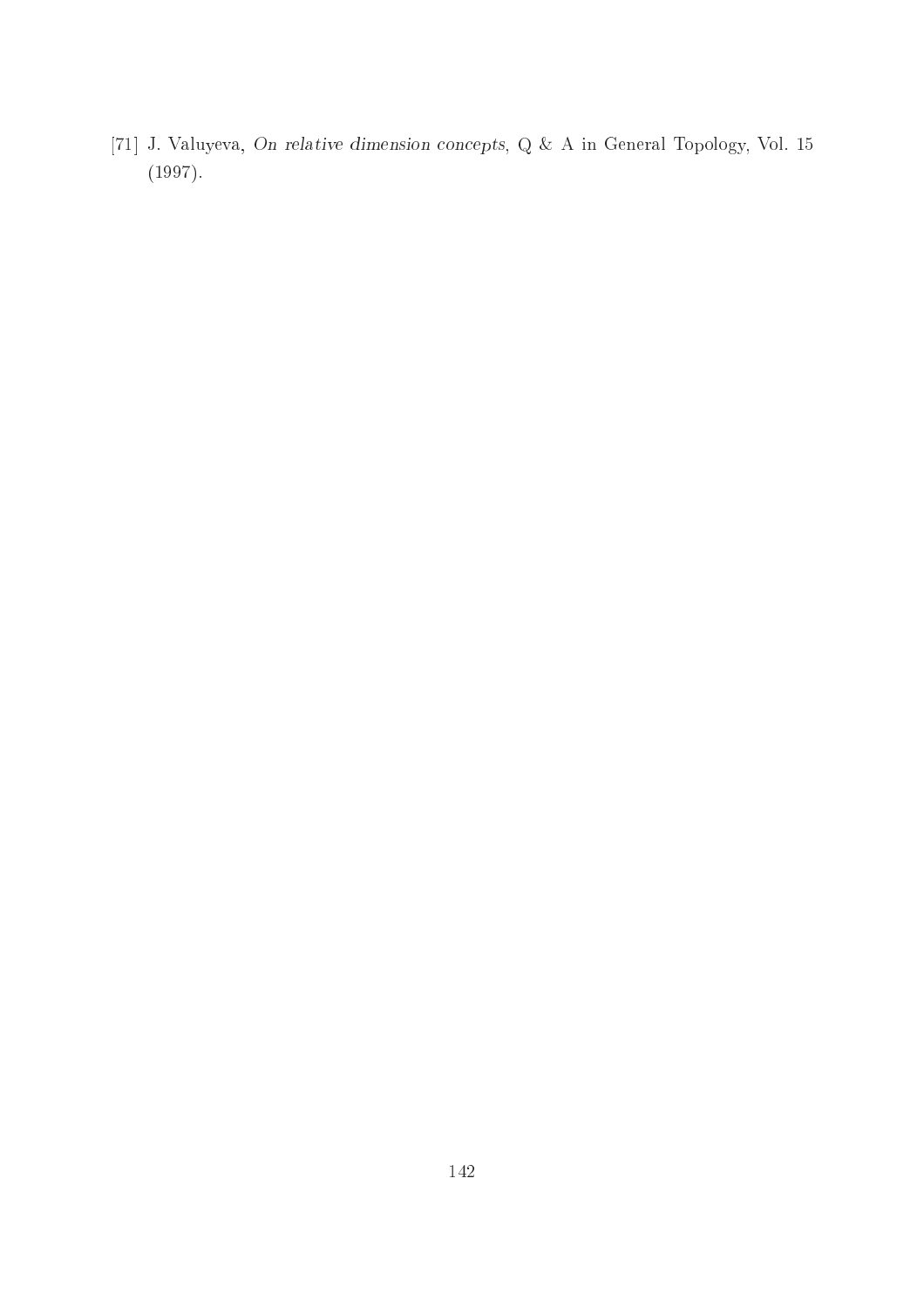[71] J. Valuyeva, *On relative dimension concepts*, Q & A in General Topology, Vol. 15 (1997).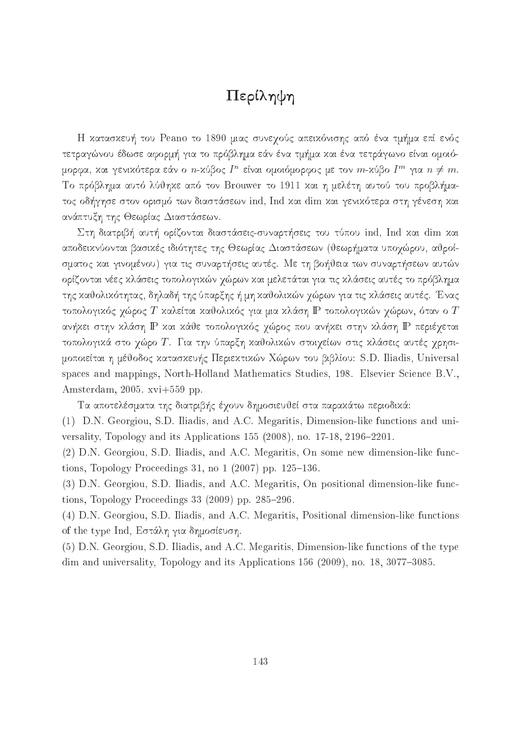# Περίληψη

Η κατασκευή του Peano το 1890 μιας συνεχούς απεικόνισης από ένα τμήμα επί ενός τετραγώνου έδωσε αφορμή για το πρόβλημα εάν ένα τμήμα και ένα τετράγωνο είναι ομοιόμορφα, και γενικότερα εάν ο $n$-κύβος $I^n$ είναι ομοιόμορφος με τον $m$-κύβο $I^m$ για $n \neq m$. Το πρόβλημα αυτό λύθηκε από τον Brouwer το 1911 και η μελέτη αυτού του προβλήματος οδήγησε στον ορισμό των διαστάσεων ind, Ind και dim και γενικότερα στη γένεση και ανάπτυξη της Θεωρίας Διαστάσεων.

Στη διατριβή αυτή ορίζονται διαστάσεις-συναρτήσεις του τύπου ind, Ind και dim και αποδεικνύονται βασικές ιδιότητες της Θεωρίας Διαστάσεων (θεωρήματα υποχώρου, αθροίσματος και γινομένου) για τις συναρτήσεις αυτές. Με τη βοήθεια των συναρτήσεων αυτών ορίζονται νέες κλάσεις τοπολογικών χώρων και μελετάται για τις κλάσεις αυτές το πρόβλημα της καθολικότητας, δηλαδή της ύπαρξης ή μη καθολικών χώρων για τις κλάσεις αυτές. Ένας τοπολογικός χώρος $T$ καλείται καθολικός για μια κλάση $\mathbb{P}$ τοπολογικών χώρων, όταν ο $T$ ανήκει στην κλάση $\mathbb{P}$ και κάθε τοπολογικός χώρος που ανήκει στην κλάση $\mathbb{P}$ περιέχεται τοπολογικά στο χώρο $T$. Για την ύπαρξη καθολικών στοιχείων στις κλάσεις αυτές χρησιμοποιείται η μέθοδος κατασκευής Περιεκτικών Χώρων του βιβλίου: S.D. Iliadis, Universal spaces and mappings, North-Holland Mathematics Studies, 198. Elsevier Science B.V., Amsterdam, 2005. xvi+559 pp.

Τα αποτελέσματα της διατριβής έχουν δημοσιευθεί στα παρακάτω περιοδικά:

(1) D.N. Georgiou, S.D. Iliadis, and A.C. Megaritis, Dimension-like functions and universality, Topology and its Applications 155 (2008), no. 17-18, 2196–2201.

(2) D.N. Georgiou, S.D. Iliadis, and A.C. Megaritis, On some new dimension-like functions, Topology Proceedings 31, no 1 (2007) pp. 125–136.

(3) D.N. Georgiou, S.D. Iliadis, and A.C. Megaritis, On positional dimension-like functions, Topology Proceedings 33 (2009) pp. 285–296.

(4) D.N. Georgiou, S.D. Iliadis, and A.C. Megaritis, Positional dimension-like functions of the type Ind, Εστάλη για δημοσίευση.

(5) D.N. Georgiou, S.D. Iliadis, and A.C. Megaritis, Dimension-like functions of the type dim and universality, Topology and its Applications 156 (2009), no. 18, 3077–3085.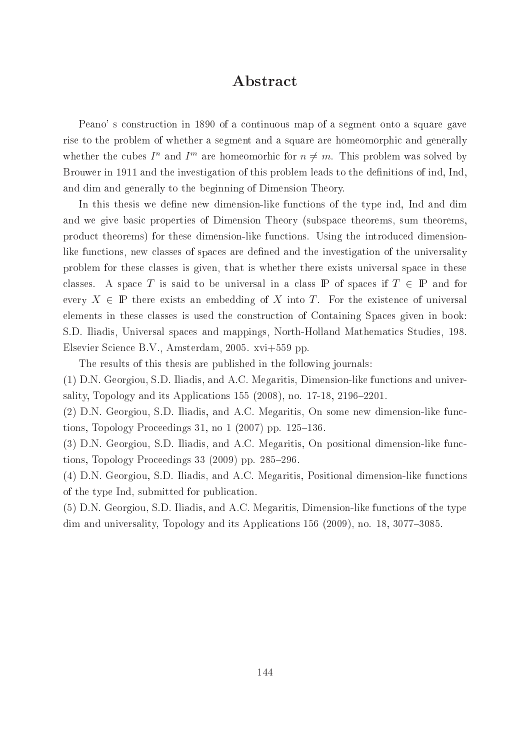# Abstract

Peano' s construction in 1890 of a continuous map of a segment onto a square gave rise to the problem of whether a segment and a square are homeomorphic and generally whether the cubes $I^n$ and $I^m$ are homeomorhic for $n \neq m$. This problem was solved by Brouwer in 1911 and the investigation of this problem leads to the definitions of ind, Ind, and dim and generally to the beginning of Dimension Theory.

In this thesis we define new dimension-like functions of the type ind, Ind and dim and we give basic properties of Dimension Theory (subspace theorems, sum theorems, product theorems) for these dimension-like functions. Using the introduced dimension-like functions, new classes of spaces are defined and the investigation of the universality problem for these classes is given, that is whether there exists universal space in these classes. A space $T$ is said to be universal in a class $\mathbb{P}$ of spaces if $T \in \mathbb{P}$ and for every $X \in \mathbb{P}$ there exists an embedding of $X$ into $T$. For the existence of universal elements in these classes is used the construction of Containing Spaces given in book: S.D. Iliadis, Universal spaces and mappings, North-Holland Mathematics Studies, 198. Elsevier Science B.V., Amsterdam, 2005. xvi+559 pp.

The results of this thesis are published in the following journals:

(1) D.N. Georgiou, S.D. Iliadis, and A.C. Megaritis, Dimension-like functions and universality, Topology and its Applications 155 (2008), no. 17-18, 2196–2201.

(2) D.N. Georgiou, S.D. Iliadis, and A.C. Megaritis, On some new dimension-like functions, Topology Proceedings 31, no 1 (2007) pp. 125–136.

(3) D.N. Georgiou, S.D. Iliadis, and A.C. Megaritis, On positional dimension-like functions, Topology Proceedings 33 (2009) pp. 285–296.

(4) D.N. Georgiou, S.D. Iliadis, and A.C. Megaritis, Positional dimension-like functions of the type Ind, submitted for publication.

(5) D.N. Georgiou, S.D. Iliadis, and A.C. Megaritis, Dimension-like functions of the type dim and universality, Topology and its Applications 156 (2009), no. 18, 3077–3085.